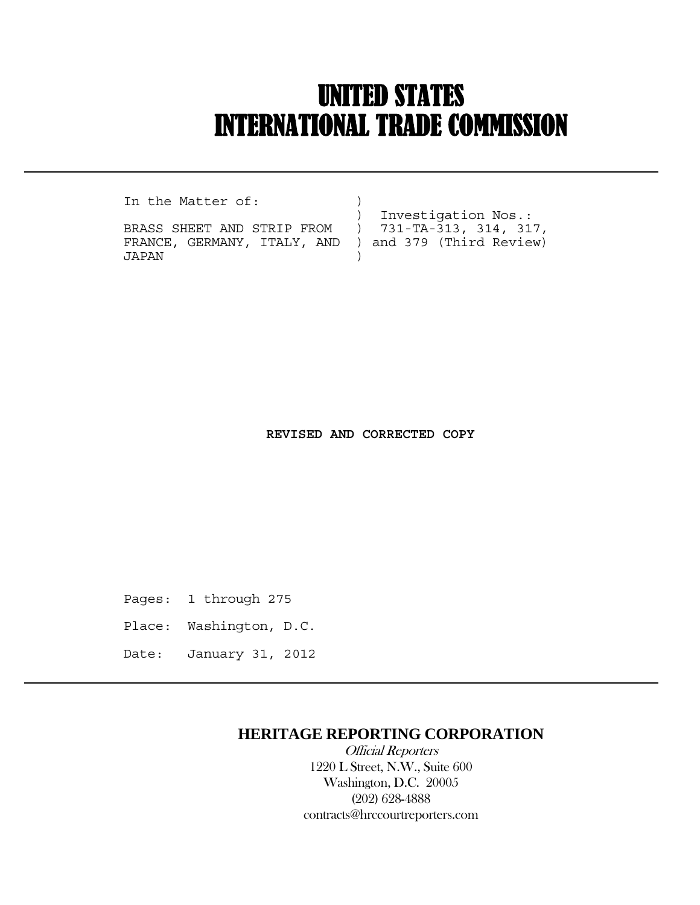# UNITED STATES
# INTERNATIONAL TRADE COMMISSION

---

```
In the Matter of:           )
                            )  Investigation Nos.:
BRASS SHEET AND STRIP FROM  )  731-TA-313, 314, 317,
FRANCE, GERMANY, ITALY, AND ) and 379 (Third Review)
JAPAN                       )
```

**REVISED AND CORRECTED COPY**

Pages: 1 through 275

Place: Washington, D.C.

Date: January 31, 2012

---

**HERITAGE REPORTING CORPORATION**

*Official Reporters*

1220 L Street, N.W., Suite 600

Washington, D.C. 20005

(202) 628-4888

contracts@hrccourtreporters.com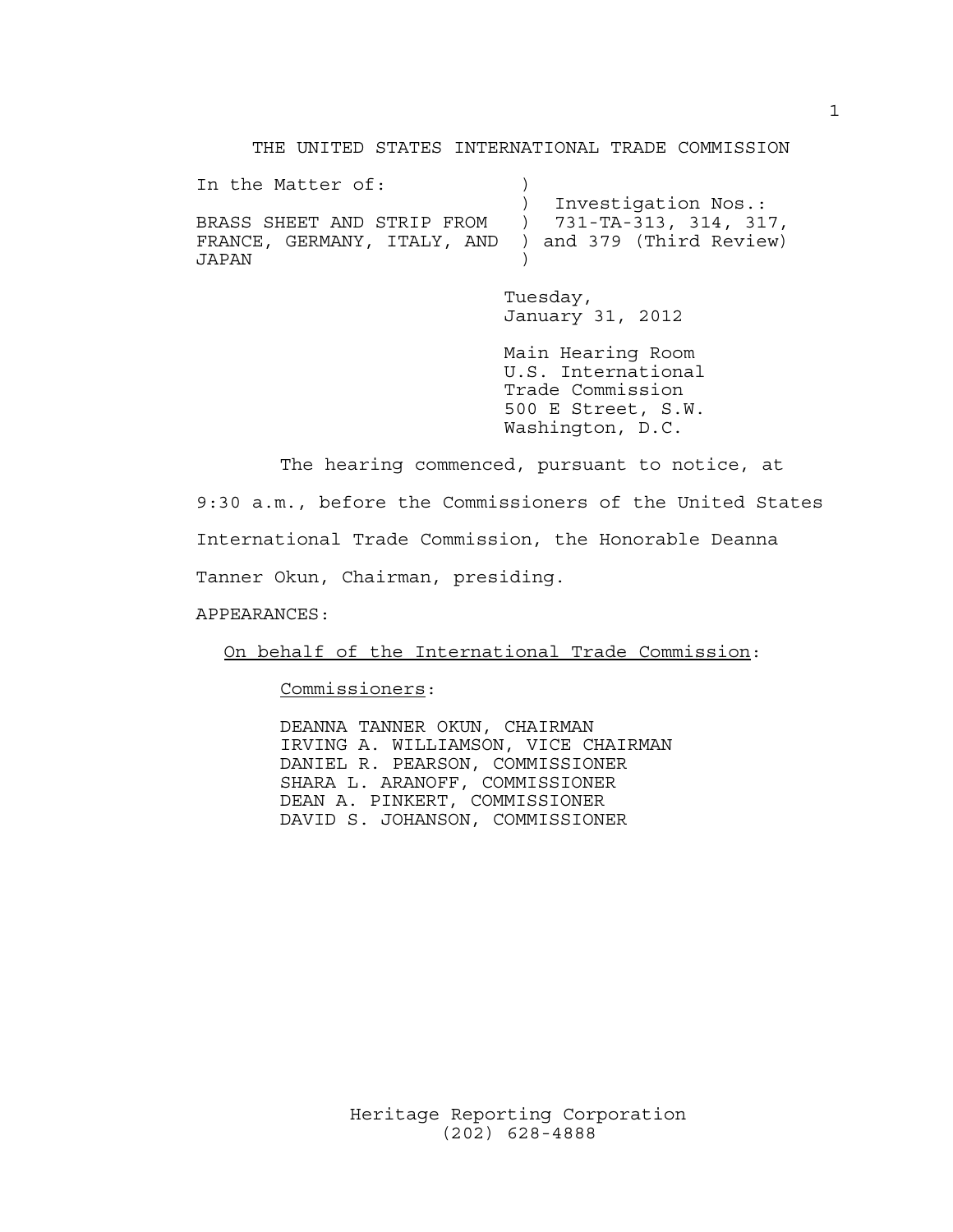THE UNITED STATES INTERNATIONAL TRADE COMMISSION

In the Matter of: )
) Investigation Nos.:
BRASS SHEET AND STRIP FROM ) 731-TA-313, 314, 317,
FRANCE, GERMANY, ITALY, AND ) and 379 (Third Review)
JAPAN )

Tuesday,
January 31, 2012

Main Hearing Room
U.S. International
Trade Commission
500 E Street, S.W.
Washington, D.C.

The hearing commenced, pursuant to notice, at 9:30 a.m., before the Commissioners of the United States International Trade Commission, the Honorable Deanna Tanner Okun, Chairman, presiding.

APPEARANCES:

On behalf of the International Trade Commission:

Commissioners:

DEANNA TANNER OKUN, CHAIRMAN
IRVING A. WILLIAMSON, VICE CHAIRMAN
DANIEL R. PEARSON, COMMISSIONER
SHARA L. ARANOFF, COMMISSIONER
DEAN A. PINKERT, COMMISSIONER
DAVID S. JOHANSON, COMMISSIONER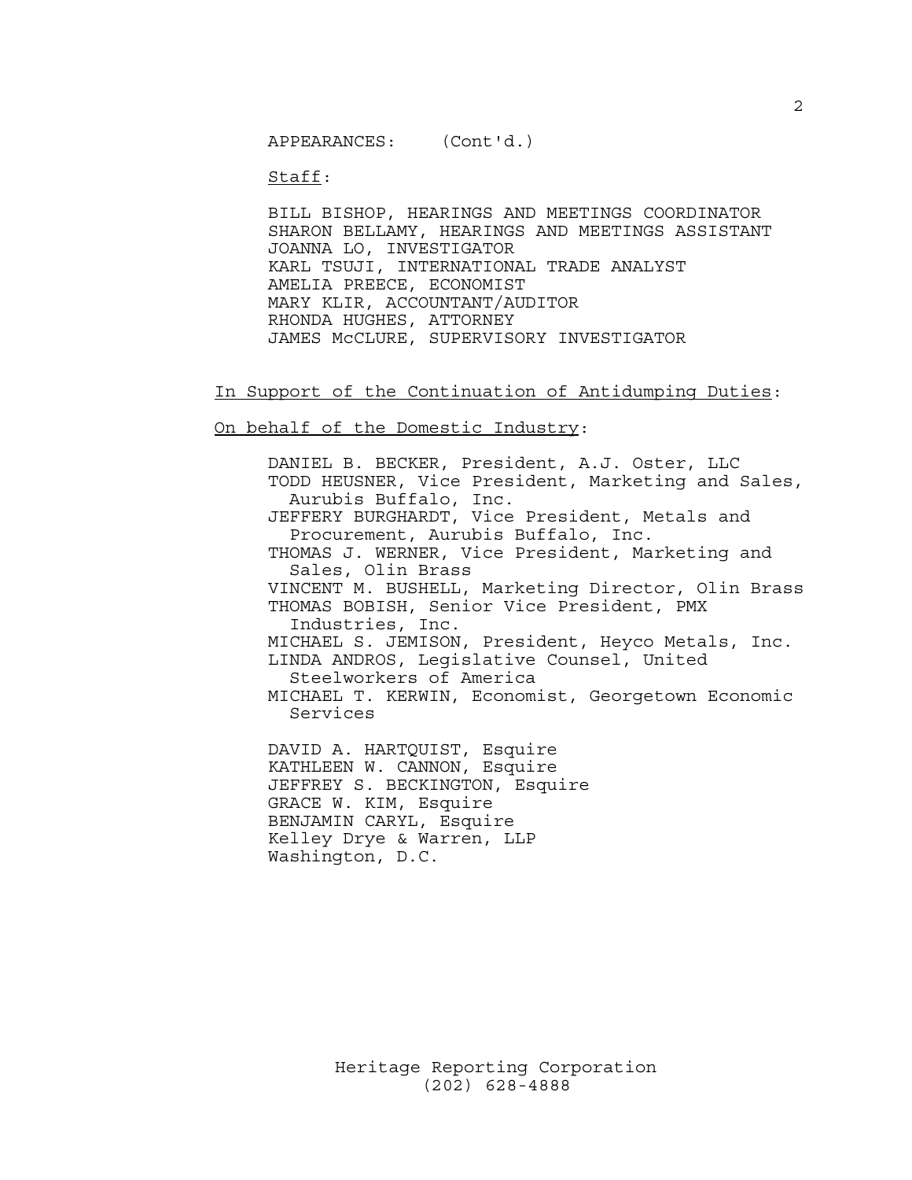APPEARANCES: (Cont'd.)

Staff:

BILL BISHOP, HEARINGS AND MEETINGS COORDINATOR
SHARON BELLAMY, HEARINGS AND MEETINGS ASSISTANT
JOANNA LO, INVESTIGATOR
KARL TSUJI, INTERNATIONAL TRADE ANALYST
AMELIA PREECE, ECONOMIST
MARY KLIR, ACCOUNTANT/AUDITOR
RHONDA HUGHES, ATTORNEY
JAMES McCLURE, SUPERVISORY INVESTIGATOR

In Support of the Continuation of Antidumping Duties:

On behalf of the Domestic Industry:

DANIEL B. BECKER, President, A.J. Oster, LLC
TODD HEUSNER, Vice President, Marketing and Sales, Aurubis Buffalo, Inc.
JEFFERY BURGHARDT, Vice President, Metals and Procurement, Aurubis Buffalo, Inc.
THOMAS J. WERNER, Vice President, Marketing and Sales, Olin Brass
VINCENT M. BUSHELL, Marketing Director, Olin Brass
THOMAS BOBISH, Senior Vice President, PMX Industries, Inc.
MICHAEL S. JEMISON, President, Heyco Metals, Inc.
LINDA ANDROS, Legislative Counsel, United Steelworkers of America
MICHAEL T. KERWIN, Economist, Georgetown Economic Services

DAVID A. HARTQUIST, Esquire
KATHLEEN W. CANNON, Esquire
JEFFREY S. BECKINGTON, Esquire
GRACE W. KIM, Esquire
BENJAMIN CARYL, Esquire
Kelley Drye & Warren, LLP
Washington, D.C.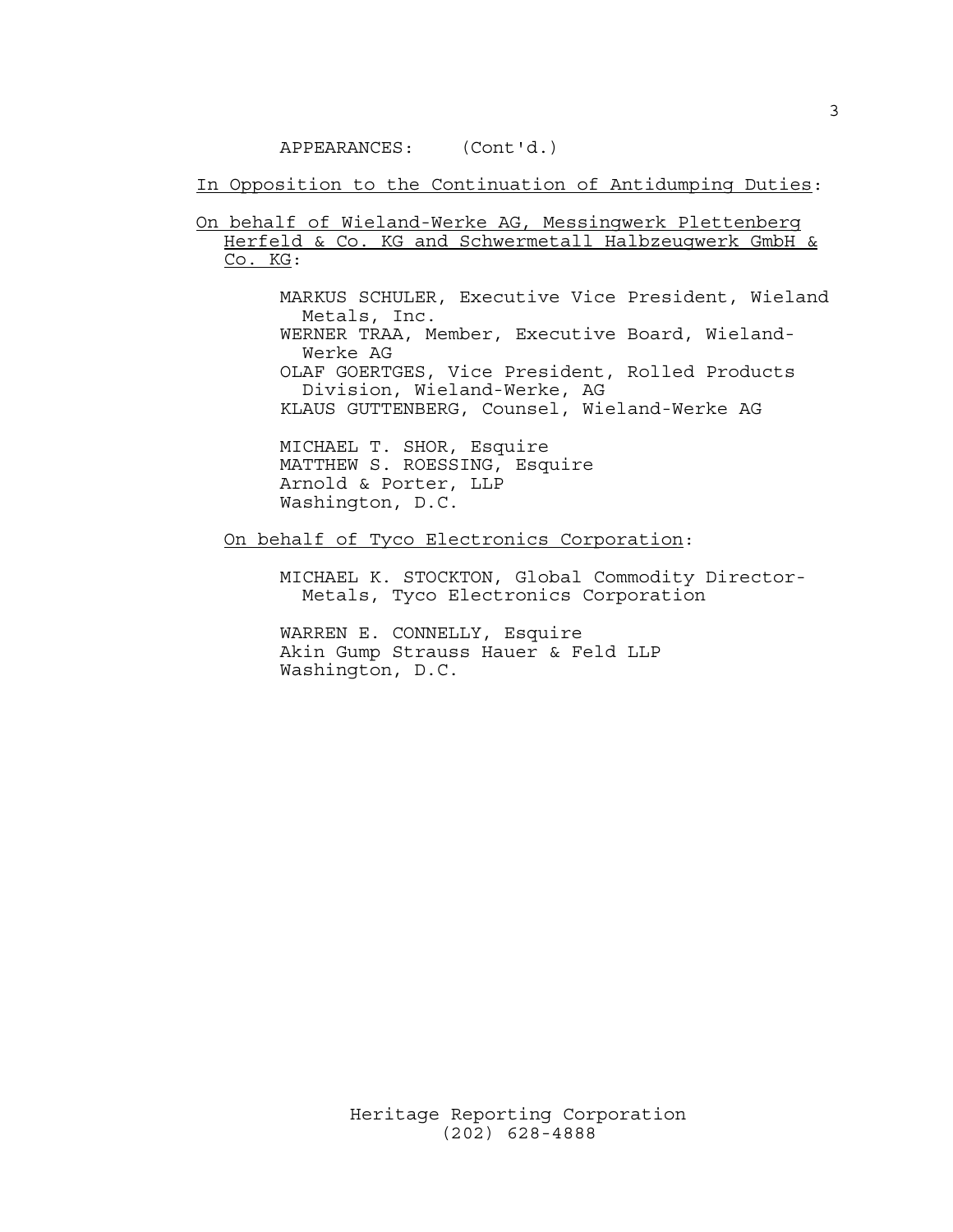APPEARANCES: (Cont'd.)

In Opposition to the Continuation of Antidumping Duties:

On behalf of Wieland-Werke AG, Messingwerk Plettenberg Herfeld & Co. KG and Schwermetall Halbzeugwerk GmbH & Co. KG:

MARKUS SCHULER, Executive Vice President, Wieland Metals, Inc.
WERNER TRAA, Member, Executive Board, Wieland-Werke AG
OLAF GOERTGES, Vice President, Rolled Products Division, Wieland-Werke, AG
KLAUS GUTTENBERG, Counsel, Wieland-Werke AG

MICHAEL T. SHOR, Esquire
MATTHEW S. ROESSING, Esquire
Arnold & Porter, LLP
Washington, D.C.

On behalf of Tyco Electronics Corporation:

MICHAEL K. STOCKTON, Global Commodity Director-Metals, Tyco Electronics Corporation

WARREN E. CONNELLY, Esquire
Akin Gump Strauss Hauer & Feld LLP
Washington, D.C.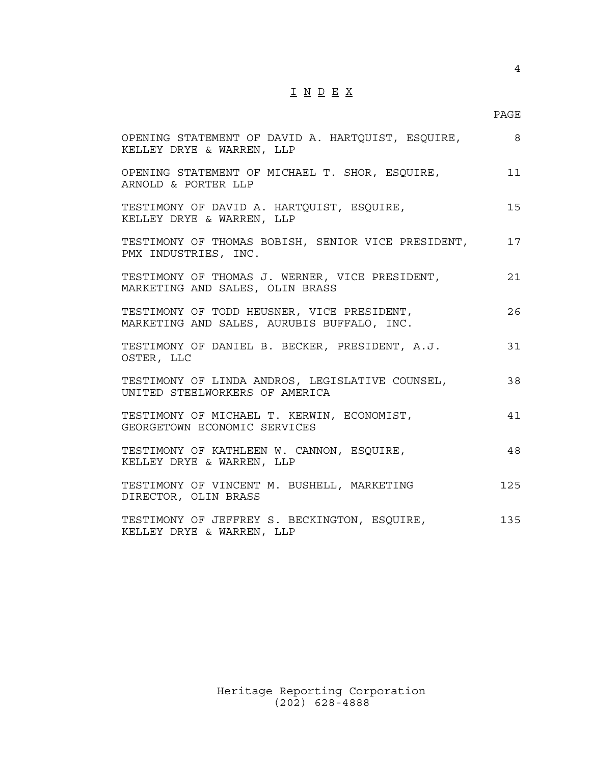# I N D E X

| | PAGE |
|---|---|
| OPENING STATEMENT OF DAVID A. HARTQUIST, ESQUIRE, KELLEY DRYE & WARREN, LLP | 8 |
| OPENING STATEMENT OF MICHAEL T. SHOR, ESQUIRE, ARNOLD & PORTER LLP | 11 |
| TESTIMONY OF DAVID A. HARTQUIST, ESQUIRE, KELLEY DRYE & WARREN, LLP | 15 |
| TESTIMONY OF THOMAS BOBISH, SENIOR VICE PRESIDENT, PMX INDUSTRIES, INC. | 17 |
| TESTIMONY OF THOMAS J. WERNER, VICE PRESIDENT, MARKETING AND SALES, OLIN BRASS | 21 |
| TESTIMONY OF TODD HEUSNER, VICE PRESIDENT, MARKETING AND SALES, AURUBIS BUFFALO, INC. | 26 |
| TESTIMONY OF DANIEL B. BECKER, PRESIDENT, A.J. OSTER, LLC | 31 |
| TESTIMONY OF LINDA ANDROS, LEGISLATIVE COUNSEL, UNITED STEELWORKERS OF AMERICA | 38 |
| TESTIMONY OF MICHAEL T. KERWIN, ECONOMIST, GEORGETOWN ECONOMIC SERVICES | 41 |
| TESTIMONY OF KATHLEEN W. CANNON, ESQUIRE, KELLEY DRYE & WARREN, LLP | 48 |
| TESTIMONY OF VINCENT M. BUSHELL, MARKETING DIRECTOR, OLIN BRASS | 125 |
| TESTIMONY OF JEFFREY S. BECKINGTON, ESQUIRE, KELLEY DRYE & WARREN, LLP | 135 |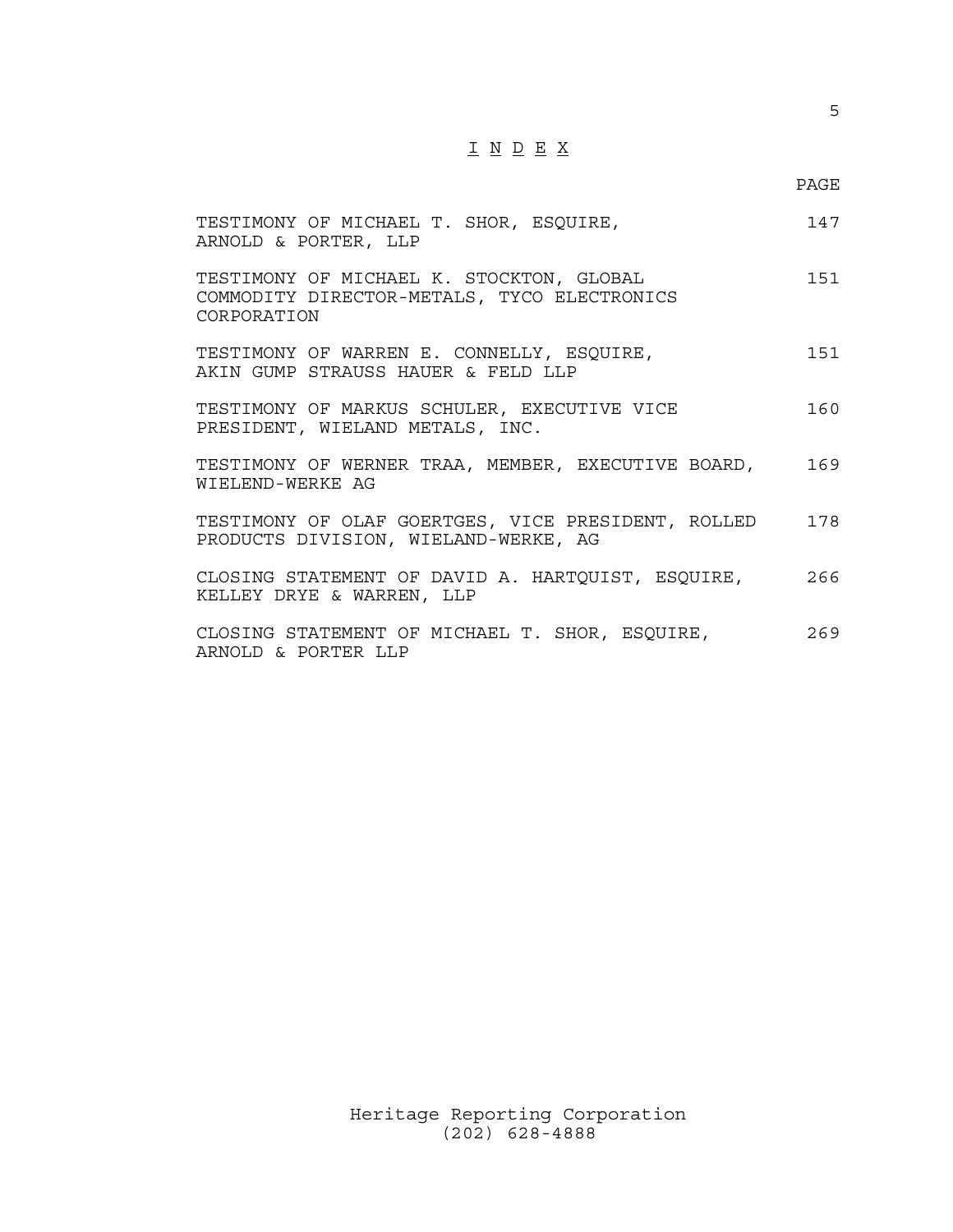# I N D E X

| | PAGE |
|---|---|
| TESTIMONY OF MICHAEL T. SHOR, ESQUIRE, ARNOLD & PORTER, LLP | 147 |
| TESTIMONY OF MICHAEL K. STOCKTON, GLOBAL COMMODITY DIRECTOR-METALS, TYCO ELECTRONICS CORPORATION | 151 |
| TESTIMONY OF WARREN E. CONNELLY, ESQUIRE, AKIN GUMP STRAUSS HAUER & FELD LLP | 151 |
| TESTIMONY OF MARKUS SCHULER, EXECUTIVE VICE PRESIDENT, WIELAND METALS, INC. | 160 |
| TESTIMONY OF WERNER TRAA, MEMBER, EXECUTIVE BOARD, WIELEND-WERKE AG | 169 |
| TESTIMONY OF OLAF GOERTGES, VICE PRESIDENT, ROLLED PRODUCTS DIVISION, WIELAND-WERKE, AG | 178 |
| CLOSING STATEMENT OF DAVID A. HARTQUIST, ESQUIRE, KELLEY DRYE & WARREN, LLP | 266 |
| CLOSING STATEMENT OF MICHAEL T. SHOR, ESQUIRE, ARNOLD & PORTER LLP | 269 |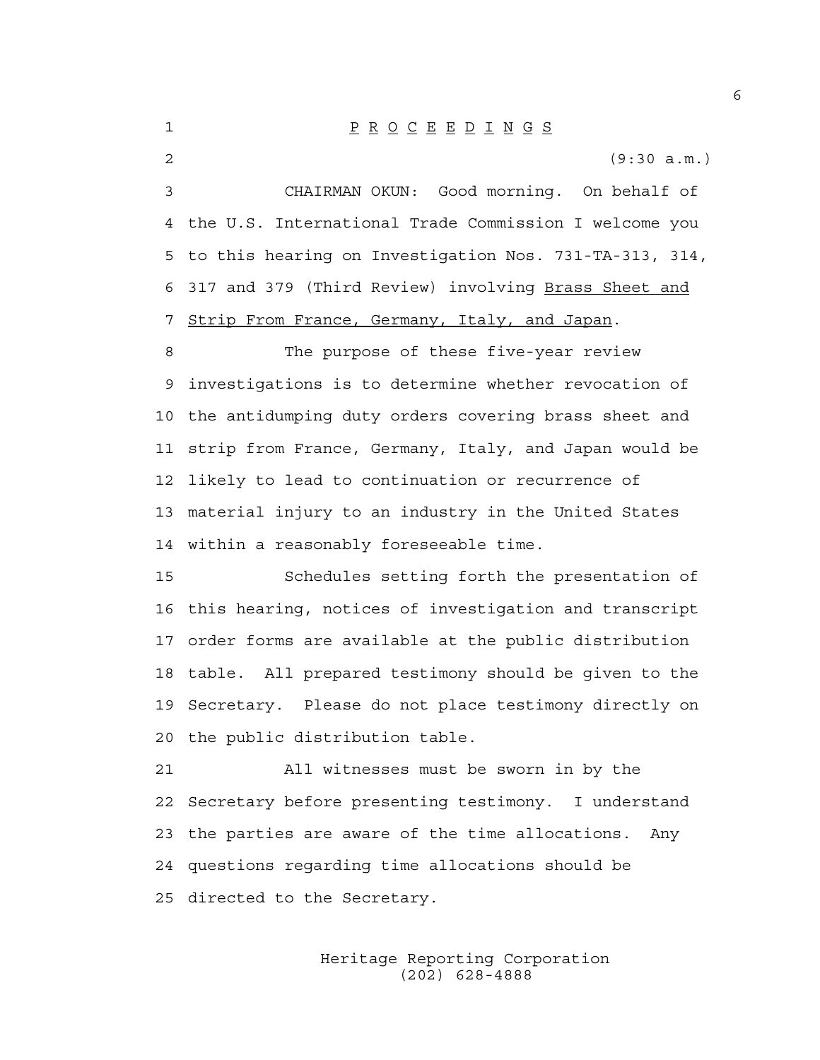P R O C E E D I N G S

(9:30 a.m.)

CHAIRMAN OKUN: Good morning. On behalf of the U.S. International Trade Commission I welcome you to this hearing on Investigation Nos. 731-TA-313, 314, 317 and 379 (Third Review) involving Brass Sheet and Strip From France, Germany, Italy, and Japan.

The purpose of these five-year review investigations is to determine whether revocation of the antidumping duty orders covering brass sheet and strip from France, Germany, Italy, and Japan would be likely to lead to continuation or recurrence of material injury to an industry in the United States within a reasonably foreseeable time.

Schedules setting forth the presentation of this hearing, notices of investigation and transcript order forms are available at the public distribution table. All prepared testimony should be given to the Secretary. Please do not place testimony directly on the public distribution table.

All witnesses must be sworn in by the Secretary before presenting testimony. I understand the parties are aware of the time allocations. Any questions regarding time allocations should be directed to the Secretary.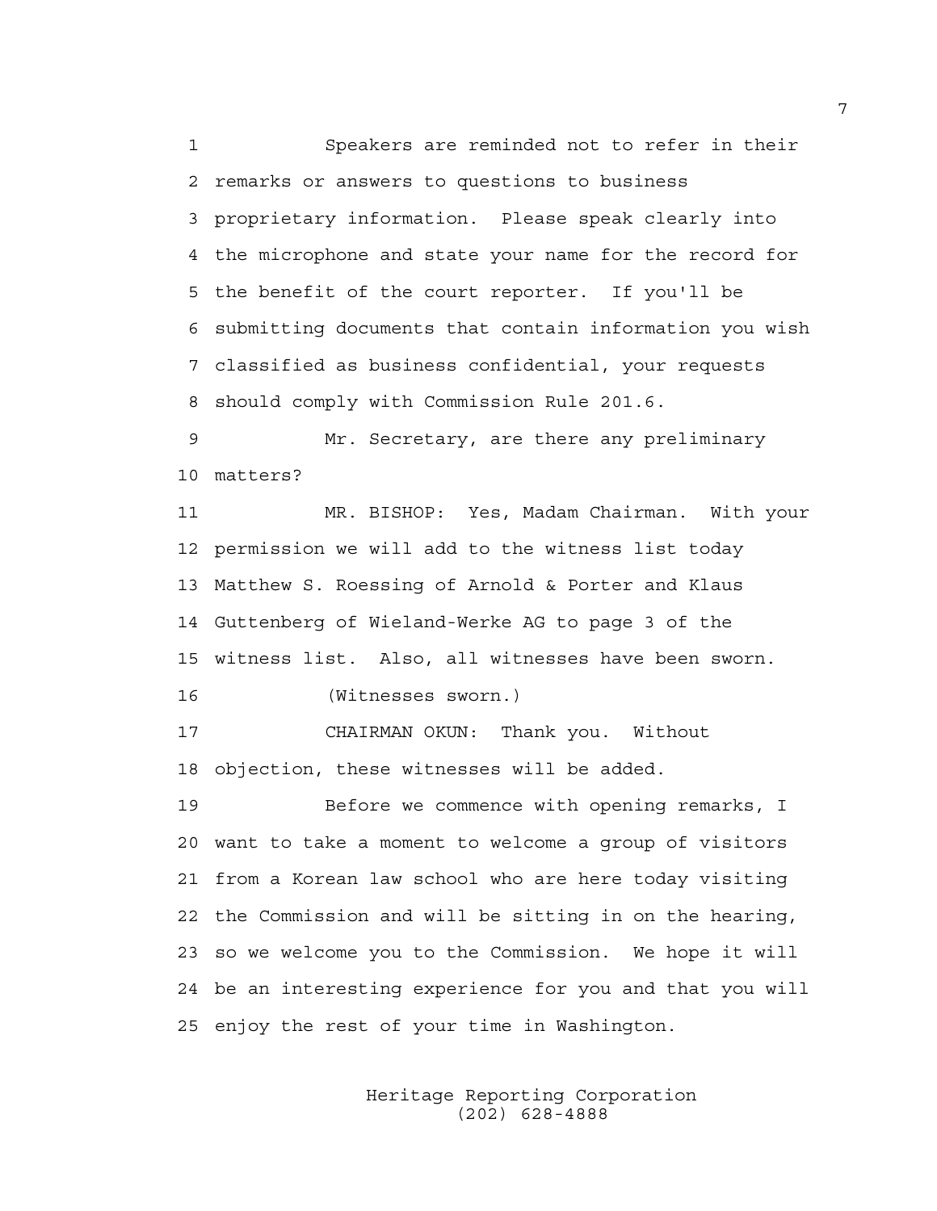Speakers are reminded not to refer in their remarks or answers to questions to business proprietary information. Please speak clearly into the microphone and state your name for the record for the benefit of the court reporter. If you'll be submitting documents that contain information you wish classified as business confidential, your requests should comply with Commission Rule 201.6.

Mr. Secretary, are there any preliminary matters?

MR. BISHOP: Yes, Madam Chairman. With your permission we will add to the witness list today Matthew S. Roessing of Arnold & Porter and Klaus Guttenberg of Wieland-Werke AG to page 3 of the witness list. Also, all witnesses have been sworn.

(Witnesses sworn.)

CHAIRMAN OKUN: Thank you. Without objection, these witnesses will be added.

Before we commence with opening remarks, I want to take a moment to welcome a group of visitors from a Korean law school who are here today visiting the Commission and will be sitting in on the hearing, so we welcome you to the Commission. We hope it will be an interesting experience for you and that you will enjoy the rest of your time in Washington.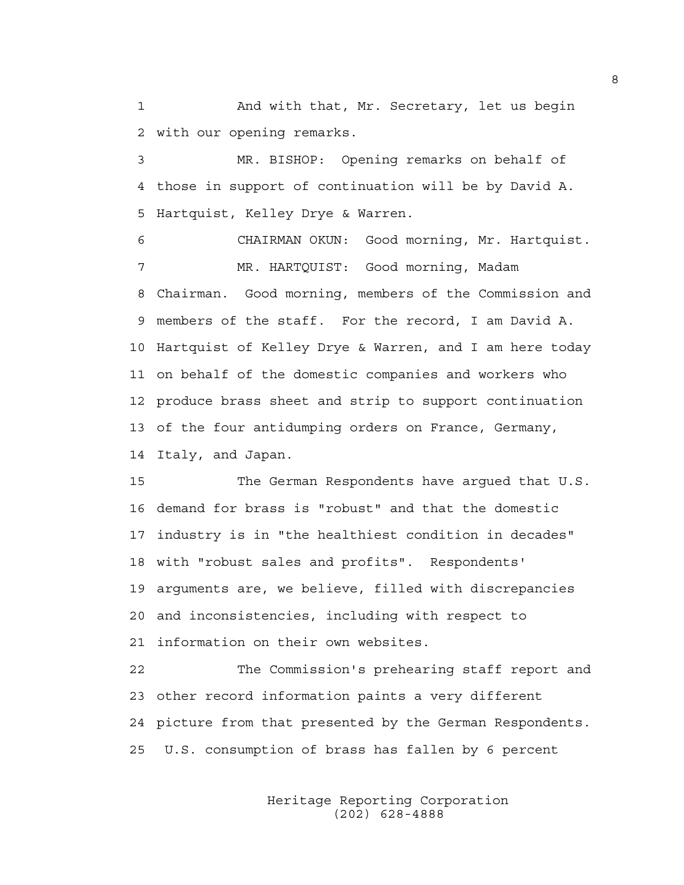1 And with that, Mr. Secretary, let us begin
2 with our opening remarks.

3 MR. BISHOP: Opening remarks on behalf of
4 those in support of continuation will be by David A.
5 Hartquist, Kelley Drye & Warren.

6 CHAIRMAN OKUN: Good morning, Mr. Hartquist.

7 MR. HARTQUIST: Good morning, Madam
8 Chairman. Good morning, members of the Commission and
9 members of the staff. For the record, I am David A.
10 Hartquist of Kelley Drye & Warren, and I am here today
11 on behalf of the domestic companies and workers who
12 produce brass sheet and strip to support continuation
13 of the four antidumping orders on France, Germany,
14 Italy, and Japan.

15 The German Respondents have argued that U.S.
16 demand for brass is "robust" and that the domestic
17 industry is in "the healthiest condition in decades"
18 with "robust sales and profits". Respondents'
19 arguments are, we believe, filled with discrepancies
20 and inconsistencies, including with respect to
21 information on their own websites.

22 The Commission's prehearing staff report and
23 other record information paints a very different
24 picture from that presented by the German Respondents.
25 U.S. consumption of brass has fallen by 6 percent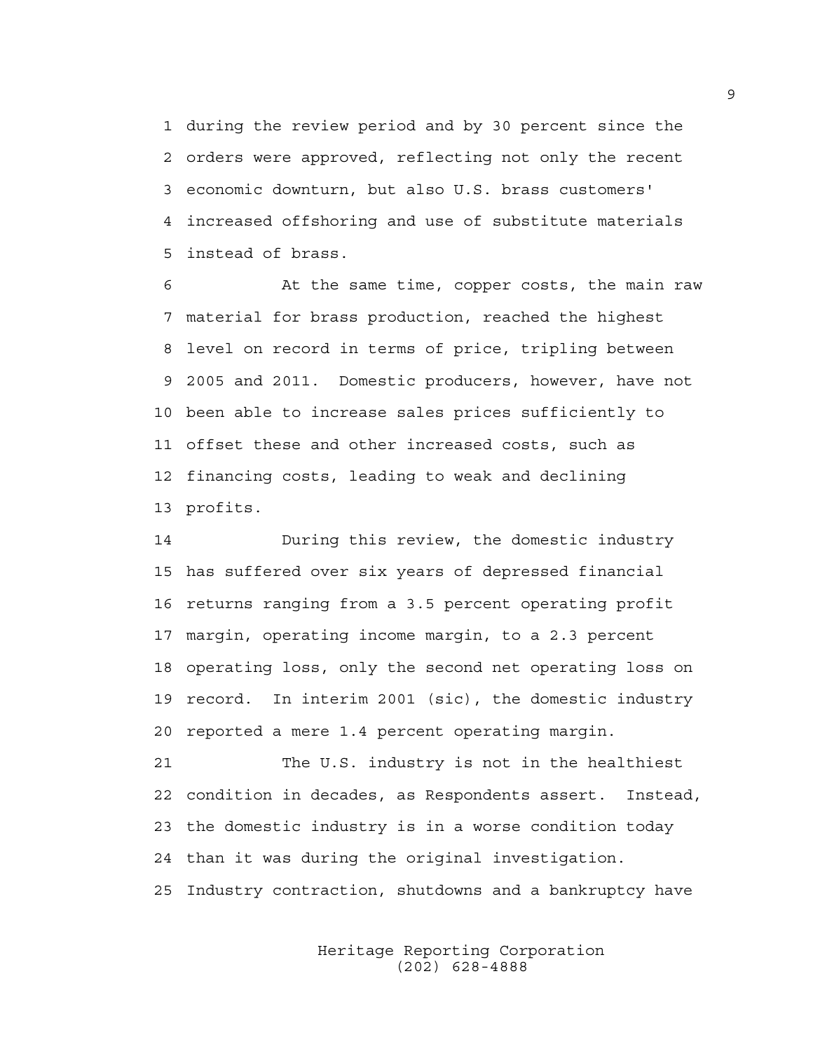during the review period and by 30 percent since the orders were approved, reflecting not only the recent economic downturn, but also U.S. brass customers' increased offshoring and use of substitute materials instead of brass.

At the same time, copper costs, the main raw material for brass production, reached the highest level on record in terms of price, tripling between 2005 and 2011. Domestic producers, however, have not been able to increase sales prices sufficiently to offset these and other increased costs, such as financing costs, leading to weak and declining profits.

During this review, the domestic industry has suffered over six years of depressed financial returns ranging from a 3.5 percent operating profit margin, operating income margin, to a 2.3 percent operating loss, only the second net operating loss on record. In interim 2001 (sic), the domestic industry reported a mere 1.4 percent operating margin.

The U.S. industry is not in the healthiest condition in decades, as Respondents assert. Instead, the domestic industry is in a worse condition today than it was during the original investigation. Industry contraction, shutdowns and a bankruptcy have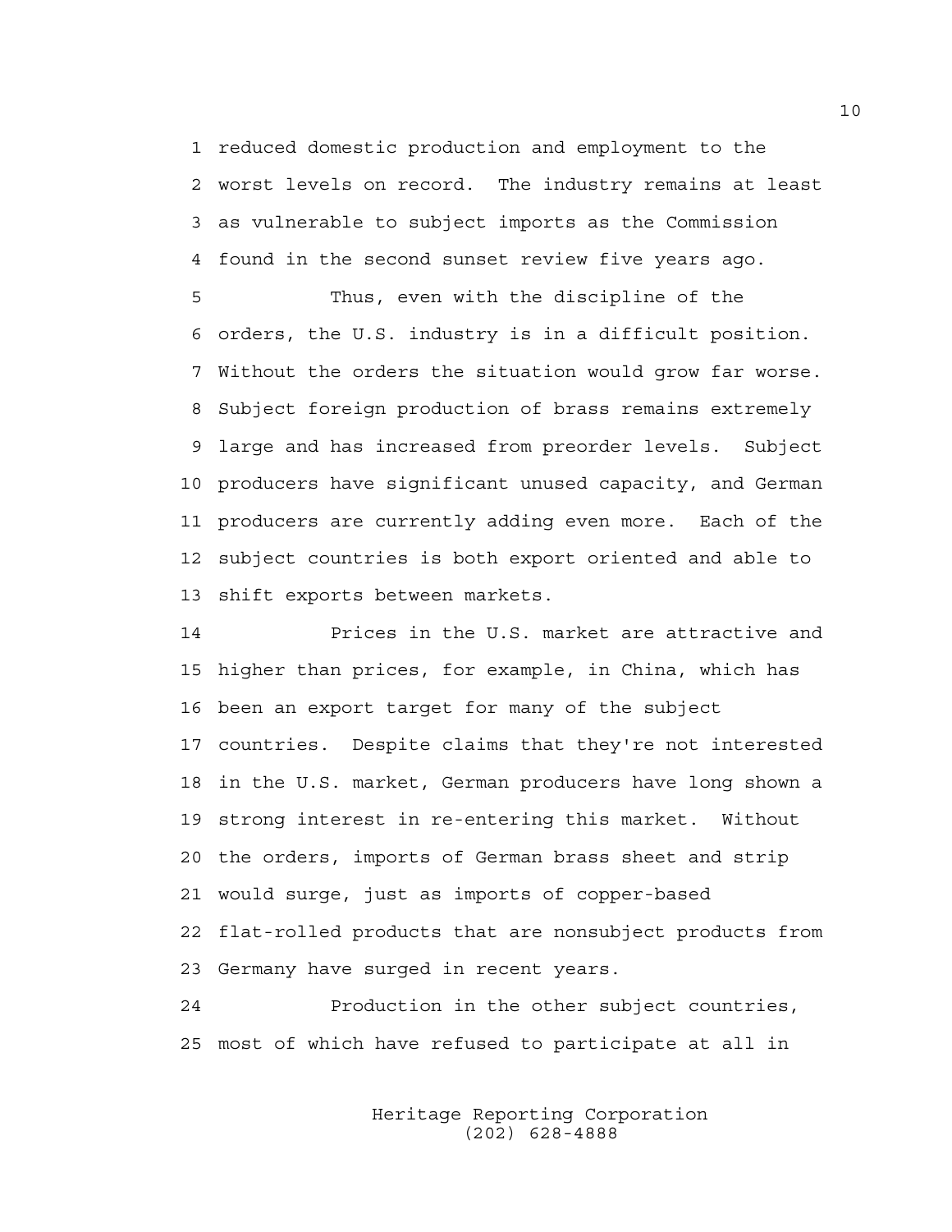reduced domestic production and employment to the worst levels on record. The industry remains at least as vulnerable to subject imports as the Commission found in the second sunset review five years ago.

Thus, even with the discipline of the orders, the U.S. industry is in a difficult position. Without the orders the situation would grow far worse. Subject foreign production of brass remains extremely large and has increased from preorder levels. Subject producers have significant unused capacity, and German producers are currently adding even more. Each of the subject countries is both export oriented and able to shift exports between markets.

Prices in the U.S. market are attractive and higher than prices, for example, in China, which has been an export target for many of the subject countries. Despite claims that they're not interested in the U.S. market, German producers have long shown a strong interest in re-entering this market. Without the orders, imports of German brass sheet and strip would surge, just as imports of copper-based flat-rolled products that are nonsubject products from Germany have surged in recent years.

Production in the other subject countries, most of which have refused to participate at all in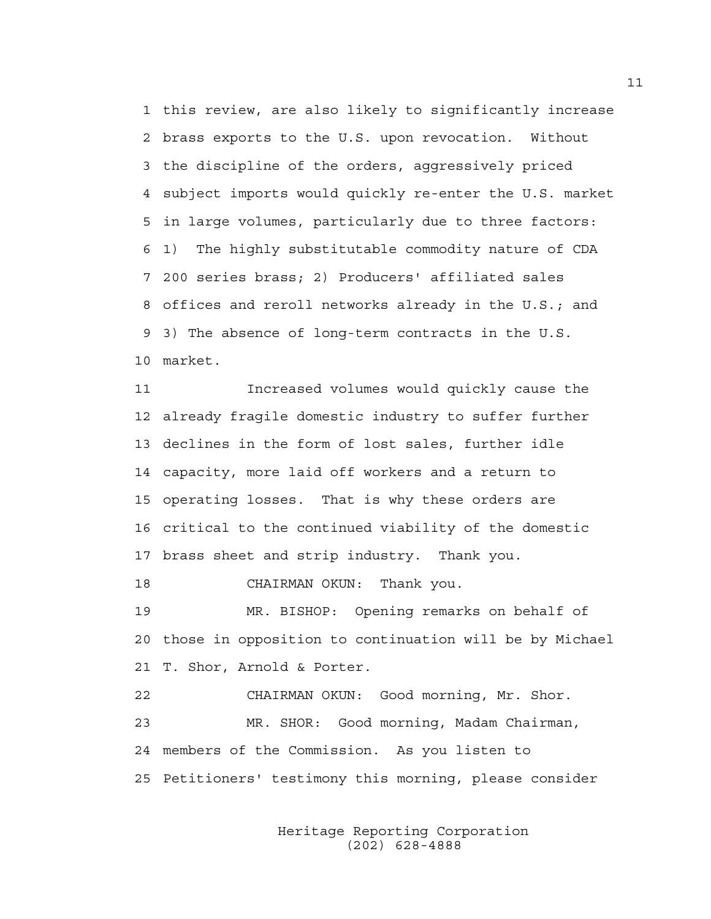this review, are also likely to significantly increase brass exports to the U.S. upon revocation. Without the discipline of the orders, aggressively priced subject imports would quickly re-enter the U.S. market in large volumes, particularly due to three factors: 1) The highly substitutable commodity nature of CDA 200 series brass; 2) Producers' affiliated sales offices and reroll networks already in the U.S.; and 3) The absence of long-term contracts in the U.S. market.

Increased volumes would quickly cause the already fragile domestic industry to suffer further declines in the form of lost sales, further idle capacity, more laid off workers and a return to operating losses. That is why these orders are critical to the continued viability of the domestic brass sheet and strip industry. Thank you.

CHAIRMAN OKUN: Thank you.

MR. BISHOP: Opening remarks on behalf of those in opposition to continuation will be by Michael T. Shor, Arnold & Porter.

CHAIRMAN OKUN: Good morning, Mr. Shor.

MR. SHOR: Good morning, Madam Chairman, members of the Commission. As you listen to Petitioners' testimony this morning, please consider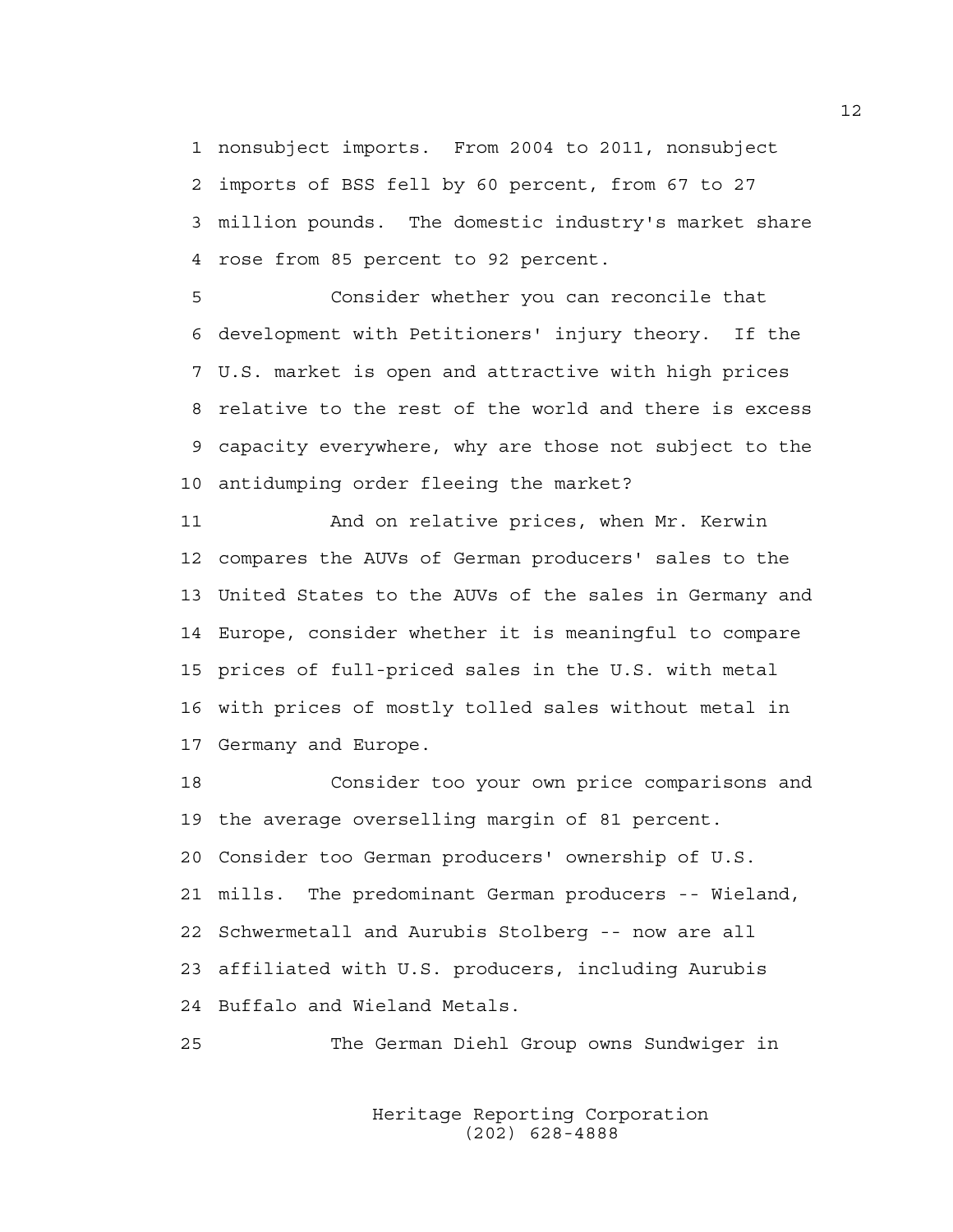nonsubject imports. From 2004 to 2011, nonsubject imports of BSS fell by 60 percent, from 67 to 27 million pounds. The domestic industry's market share rose from 85 percent to 92 percent.

Consider whether you can reconcile that development with Petitioners' injury theory. If the U.S. market is open and attractive with high prices relative to the rest of the world and there is excess capacity everywhere, why are those not subject to the antidumping order fleeing the market?

And on relative prices, when Mr. Kerwin compares the AUVs of German producers' sales to the United States to the AUVs of the sales in Germany and Europe, consider whether it is meaningful to compare prices of full-priced sales in the U.S. with metal with prices of mostly tolled sales without metal in Germany and Europe.

Consider too your own price comparisons and the average overselling margin of 81 percent. Consider too German producers' ownership of U.S. mills. The predominant German producers -- Wieland, Schwermetall and Aurubis Stolberg -- now are all affiliated with U.S. producers, including Aurubis Buffalo and Wieland Metals.

The German Diehl Group owns Sundwiger in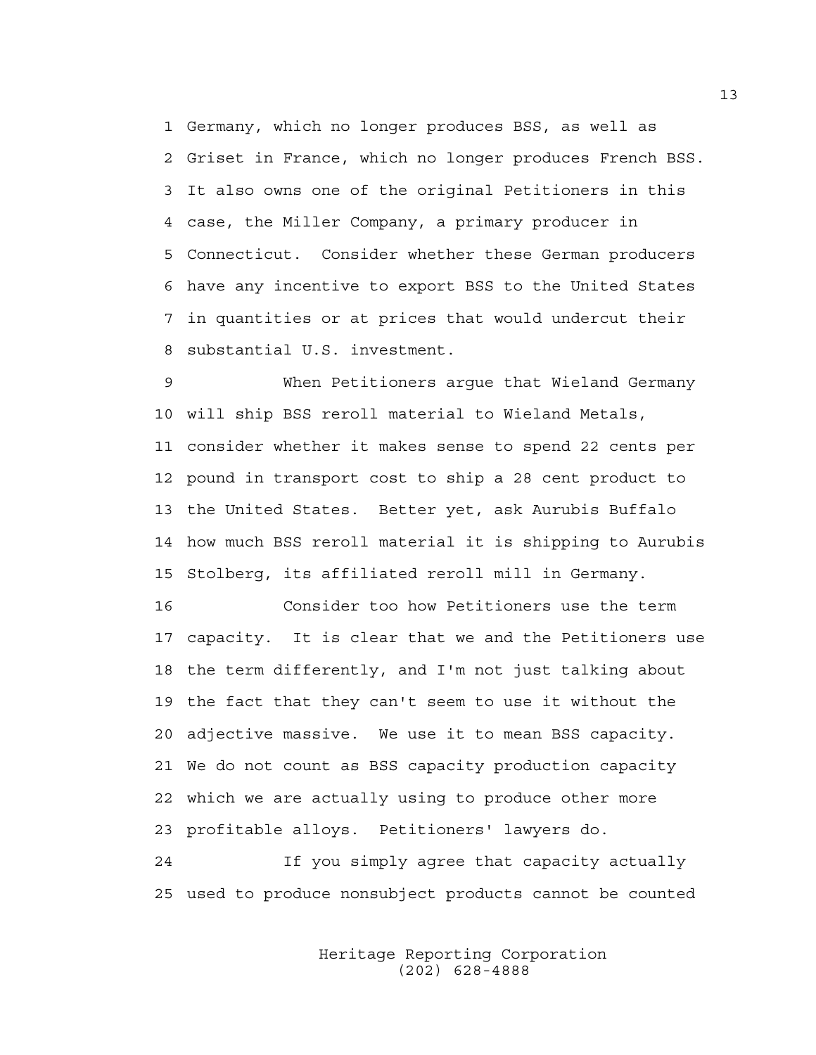Germany, which no longer produces BSS, as well as Griset in France, which no longer produces French BSS. It also owns one of the original Petitioners in this case, the Miller Company, a primary producer in Connecticut. Consider whether these German producers have any incentive to export BSS to the United States in quantities or at prices that would undercut their substantial U.S. investment.

When Petitioners argue that Wieland Germany will ship BSS reroll material to Wieland Metals, consider whether it makes sense to spend 22 cents per pound in transport cost to ship a 28 cent product to the United States. Better yet, ask Aurubis Buffalo how much BSS reroll material it is shipping to Aurubis Stolberg, its affiliated reroll mill in Germany.

Consider too how Petitioners use the term capacity. It is clear that we and the Petitioners use the term differently, and I'm not just talking about the fact that they can't seem to use it without the adjective massive. We use it to mean BSS capacity. We do not count as BSS capacity production capacity which we are actually using to produce other more profitable alloys. Petitioners' lawyers do.

If you simply agree that capacity actually used to produce nonsubject products cannot be counted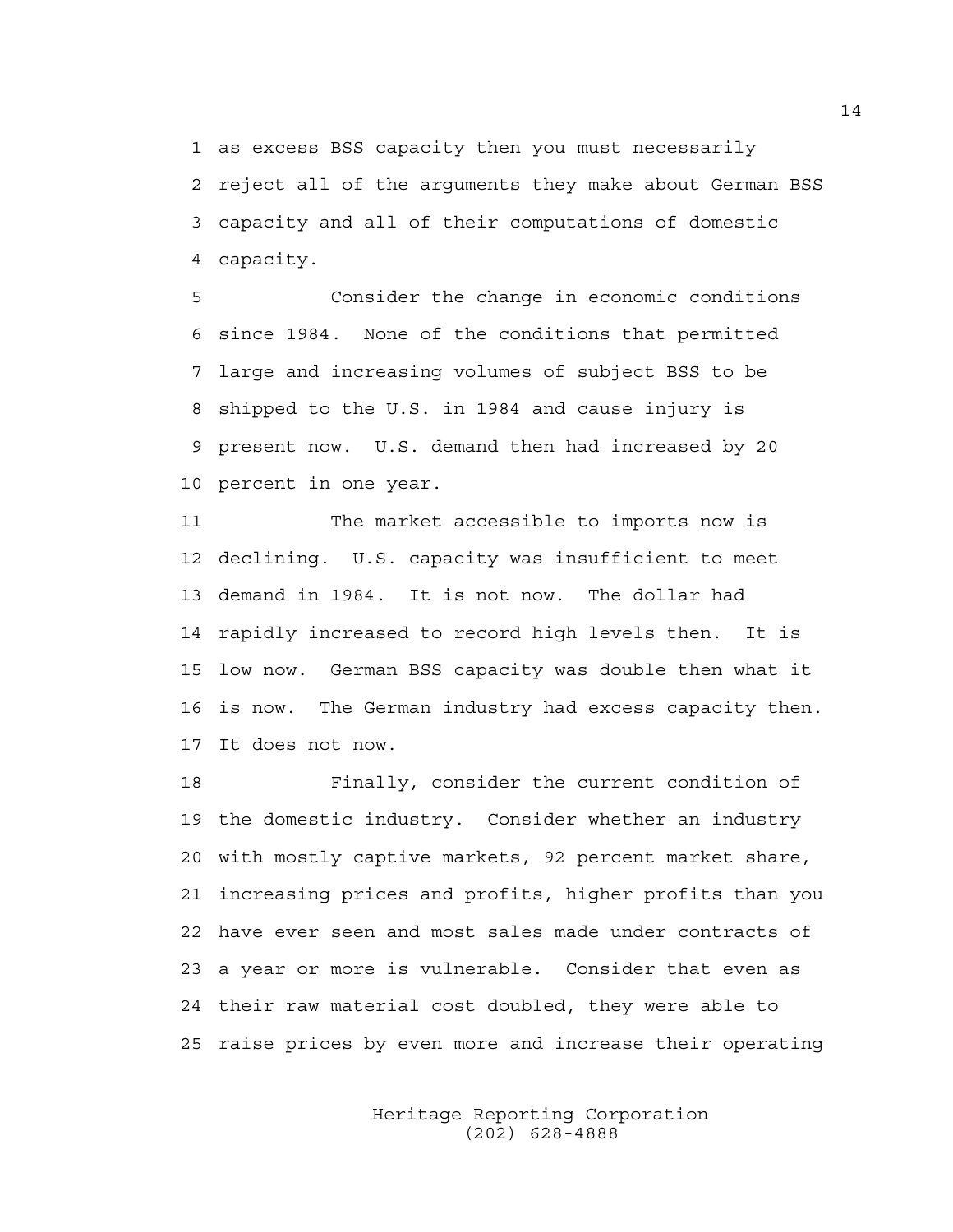as excess BSS capacity then you must necessarily reject all of the arguments they make about German BSS capacity and all of their computations of domestic capacity.

Consider the change in economic conditions since 1984. None of the conditions that permitted large and increasing volumes of subject BSS to be shipped to the U.S. in 1984 and cause injury is present now. U.S. demand then had increased by 20 percent in one year.

The market accessible to imports now is declining. U.S. capacity was insufficient to meet demand in 1984. It is not now. The dollar had rapidly increased to record high levels then. It is low now. German BSS capacity was double then what it is now. The German industry had excess capacity then. It does not now.

Finally, consider the current condition of the domestic industry. Consider whether an industry with mostly captive markets, 92 percent market share, increasing prices and profits, higher profits than you have ever seen and most sales made under contracts of a year or more is vulnerable. Consider that even as their raw material cost doubled, they were able to raise prices by even more and increase their operating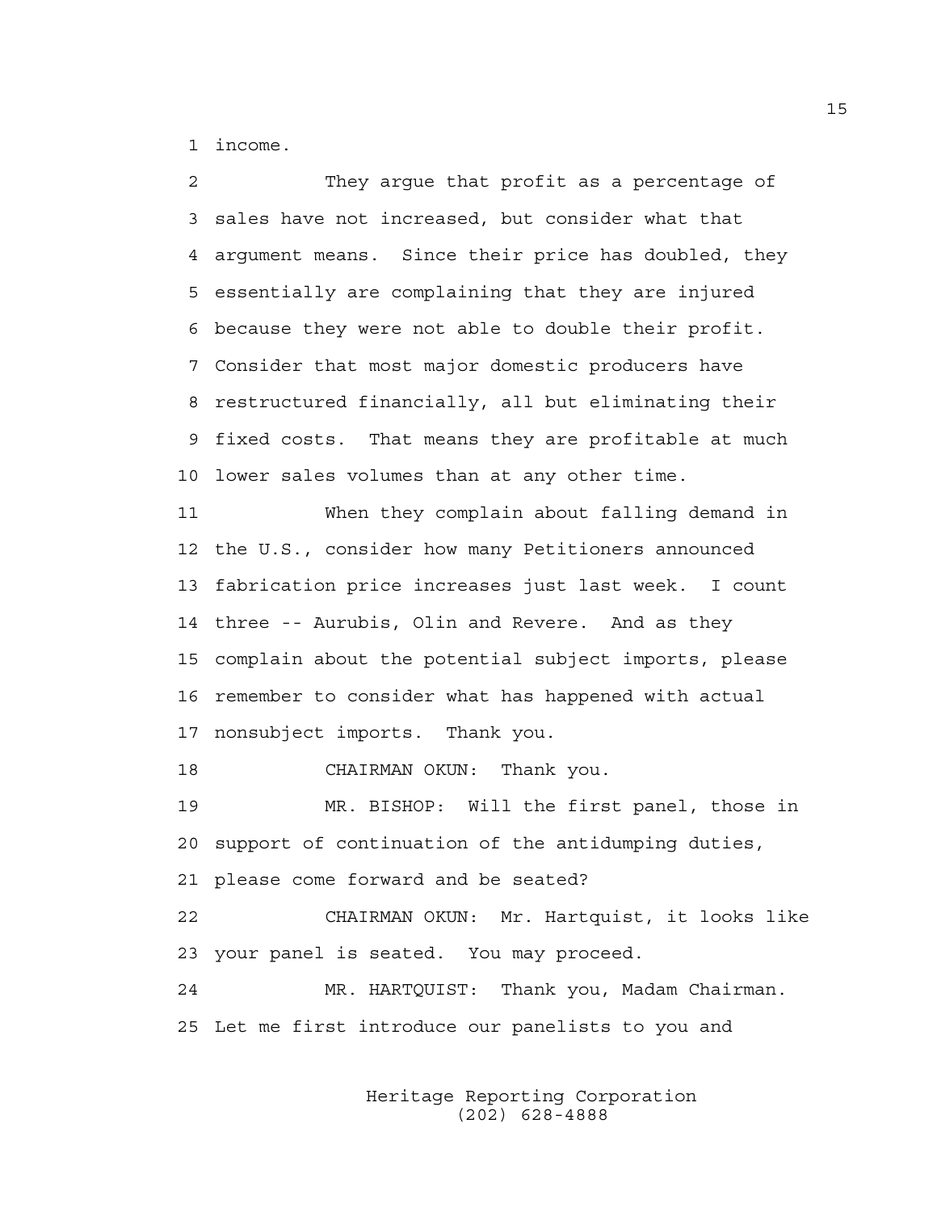1 income.

2 They argue that profit as a percentage of
3 sales have not increased, but consider what that
4 argument means. Since their price has doubled, they
5 essentially are complaining that they are injured
6 because they were not able to double their profit.
7 Consider that most major domestic producers have
8 restructured financially, all but eliminating their
9 fixed costs. That means they are profitable at much
10 lower sales volumes than at any other time.

11 When they complain about falling demand in
12 the U.S., consider how many Petitioners announced
13 fabrication price increases just last week. I count
14 three -- Aurubis, Olin and Revere. And as they
15 complain about the potential subject imports, please
16 remember to consider what has happened with actual
17 nonsubject imports. Thank you.

18 CHAIRMAN OKUN: Thank you.

19 MR. BISHOP: Will the first panel, those in
20 support of continuation of the antidumping duties,
21 please come forward and be seated?

22 CHAIRMAN OKUN: Mr. Hartquist, it looks like
23 your panel is seated. You may proceed.

24 MR. HARTQUIST: Thank you, Madam Chairman.
25 Let me first introduce our panelists to you and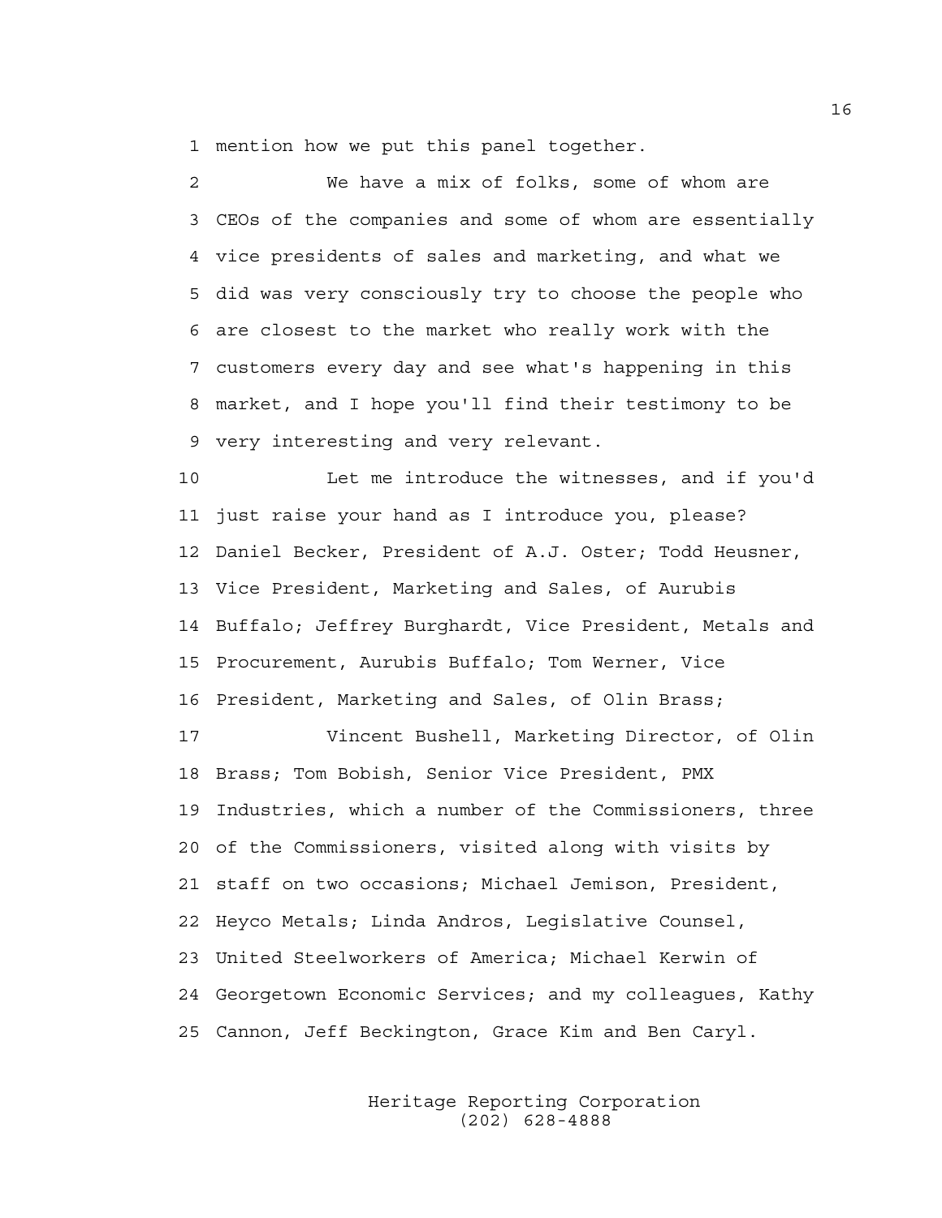mention how we put this panel together.

We have a mix of folks, some of whom are CEOs of the companies and some of whom are essentially vice presidents of sales and marketing, and what we did was very consciously try to choose the people who are closest to the market who really work with the customers every day and see what's happening in this market, and I hope you'll find their testimony to be very interesting and very relevant.

Let me introduce the witnesses, and if you'd just raise your hand as I introduce you, please? Daniel Becker, President of A.J. Oster; Todd Heusner, Vice President, Marketing and Sales, of Aurubis Buffalo; Jeffrey Burghardt, Vice President, Metals and Procurement, Aurubis Buffalo; Tom Werner, Vice President, Marketing and Sales, of Olin Brass;

Vincent Bushell, Marketing Director, of Olin Brass; Tom Bobish, Senior Vice President, PMX Industries, which a number of the Commissioners, three of the Commissioners, visited along with visits by staff on two occasions; Michael Jemison, President, Heyco Metals; Linda Andros, Legislative Counsel, United Steelworkers of America; Michael Kerwin of Georgetown Economic Services; and my colleagues, Kathy Cannon, Jeff Beckington, Grace Kim and Ben Caryl.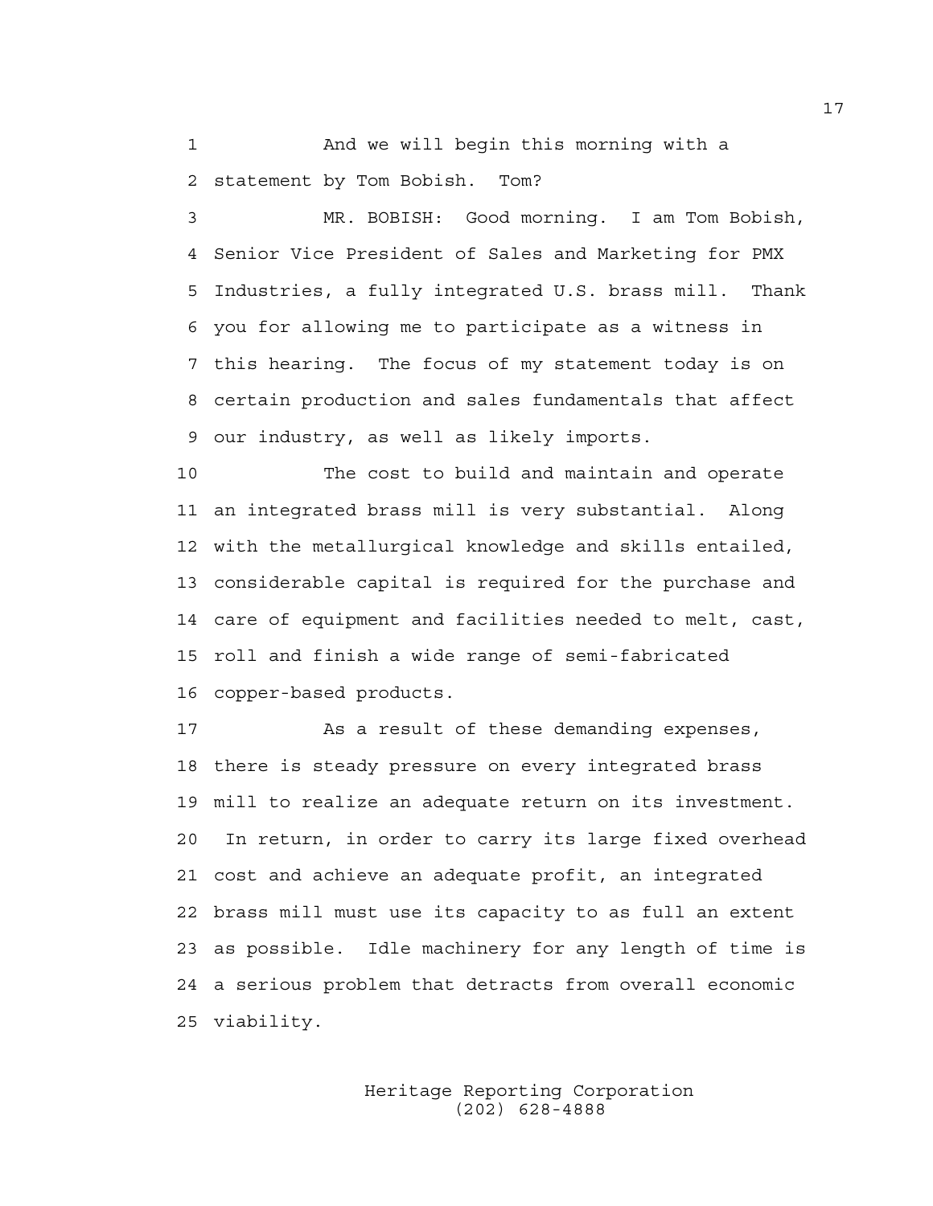And we will begin this morning with a statement by Tom Bobish. Tom?

MR. BOBISH: Good morning. I am Tom Bobish, Senior Vice President of Sales and Marketing for PMX Industries, a fully integrated U.S. brass mill. Thank you for allowing me to participate as a witness in this hearing. The focus of my statement today is on certain production and sales fundamentals that affect our industry, as well as likely imports.

The cost to build and maintain and operate an integrated brass mill is very substantial. Along with the metallurgical knowledge and skills entailed, considerable capital is required for the purchase and care of equipment and facilities needed to melt, cast, roll and finish a wide range of semi-fabricated copper-based products.

As a result of these demanding expenses, there is steady pressure on every integrated brass mill to realize an adequate return on its investment. In return, in order to carry its large fixed overhead cost and achieve an adequate profit, an integrated brass mill must use its capacity to as full an extent as possible. Idle machinery for any length of time is a serious problem that detracts from overall economic viability.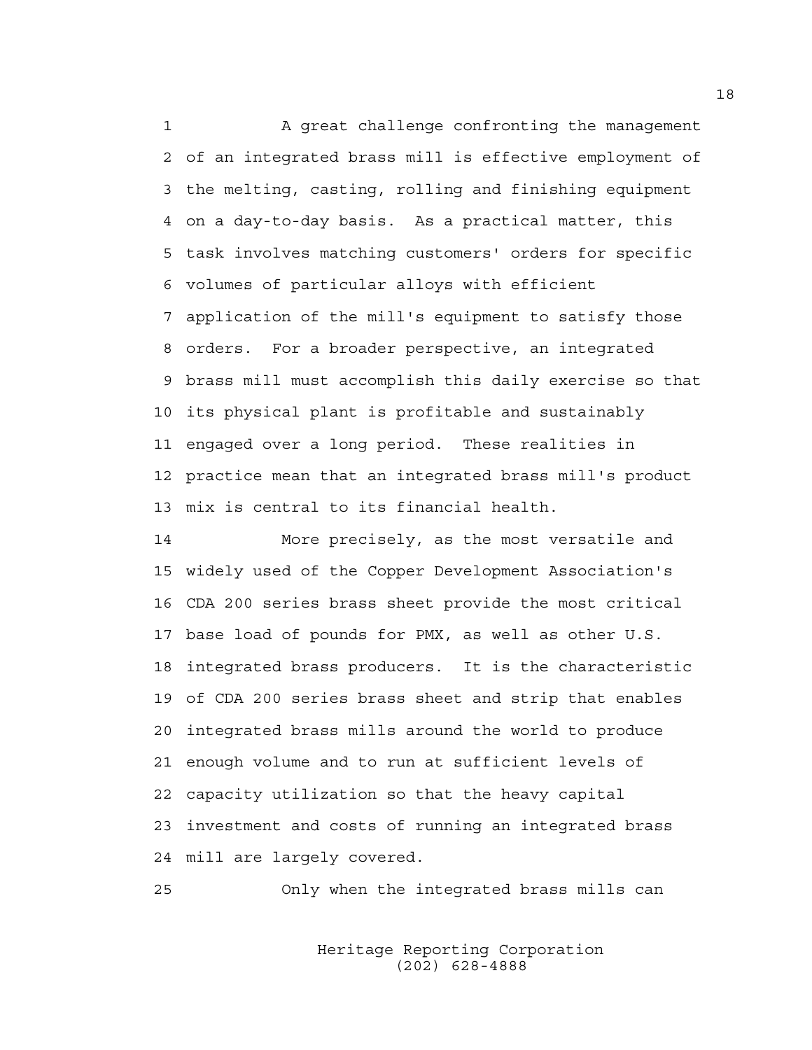A great challenge confronting the management of an integrated brass mill is effective employment of the melting, casting, rolling and finishing equipment on a day-to-day basis. As a practical matter, this task involves matching customers' orders for specific volumes of particular alloys with efficient application of the mill's equipment to satisfy those orders. For a broader perspective, an integrated brass mill must accomplish this daily exercise so that its physical plant is profitable and sustainably engaged over a long period. These realities in practice mean that an integrated brass mill's product mix is central to its financial health.

More precisely, as the most versatile and widely used of the Copper Development Association's CDA 200 series brass sheet provide the most critical base load of pounds for PMX, as well as other U.S. integrated brass producers. It is the characteristic of CDA 200 series brass sheet and strip that enables integrated brass mills around the world to produce enough volume and to run at sufficient levels of capacity utilization so that the heavy capital investment and costs of running an integrated brass mill are largely covered.

Only when the integrated brass mills can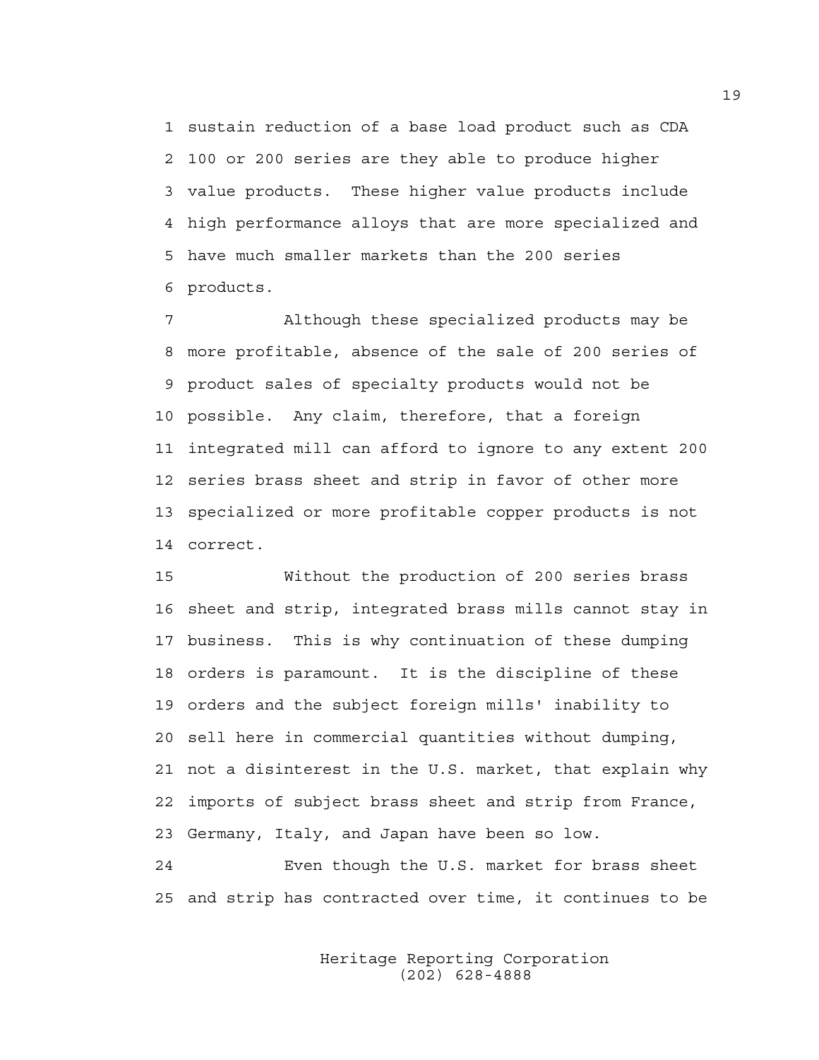sustain reduction of a base load product such as CDA 100 or 200 series are they able to produce higher value products. These higher value products include high performance alloys that are more specialized and have much smaller markets than the 200 series products.

Although these specialized products may be more profitable, absence of the sale of 200 series of product sales of specialty products would not be possible. Any claim, therefore, that a foreign integrated mill can afford to ignore to any extent 200 series brass sheet and strip in favor of other more specialized or more profitable copper products is not correct.

Without the production of 200 series brass sheet and strip, integrated brass mills cannot stay in business. This is why continuation of these dumping orders is paramount. It is the discipline of these orders and the subject foreign mills' inability to sell here in commercial quantities without dumping, not a disinterest in the U.S. market, that explain why imports of subject brass sheet and strip from France, Germany, Italy, and Japan have been so low.

Even though the U.S. market for brass sheet and strip has contracted over time, it continues to be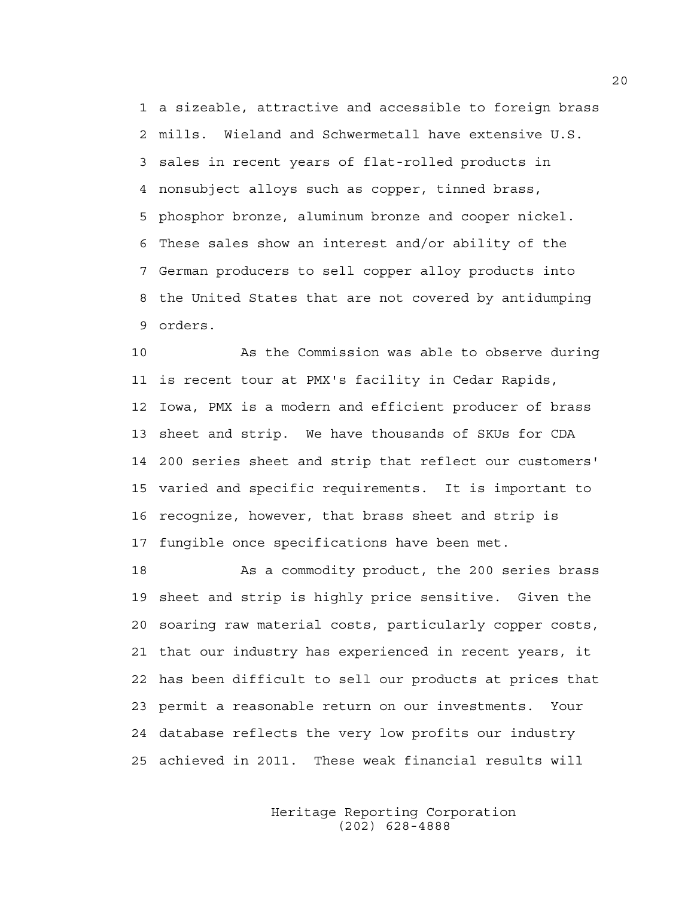a sizeable, attractive and accessible to foreign brass mills. Wieland and Schwermetall have extensive U.S. sales in recent years of flat-rolled products in nonsubject alloys such as copper, tinned brass, phosphor bronze, aluminum bronze and cooper nickel. These sales show an interest and/or ability of the German producers to sell copper alloy products into the United States that are not covered by antidumping orders.

As the Commission was able to observe during is recent tour at PMX's facility in Cedar Rapids, Iowa, PMX is a modern and efficient producer of brass sheet and strip. We have thousands of SKUs for CDA 200 series sheet and strip that reflect our customers' varied and specific requirements. It is important to recognize, however, that brass sheet and strip is fungible once specifications have been met.

As a commodity product, the 200 series brass sheet and strip is highly price sensitive. Given the soaring raw material costs, particularly copper costs, that our industry has experienced in recent years, it has been difficult to sell our products at prices that permit a reasonable return on our investments. Your database reflects the very low profits our industry achieved in 2011. These weak financial results will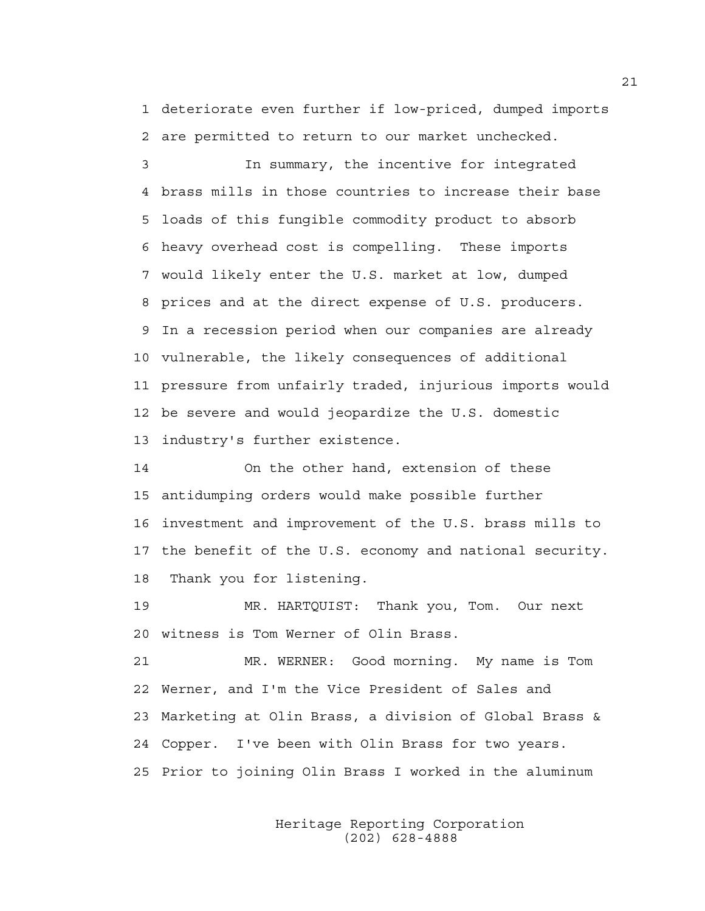deteriorate even further if low-priced, dumped imports are permitted to return to our market unchecked.

In summary, the incentive for integrated brass mills in those countries to increase their base loads of this fungible commodity product to absorb heavy overhead cost is compelling. These imports would likely enter the U.S. market at low, dumped prices and at the direct expense of U.S. producers. In a recession period when our companies are already vulnerable, the likely consequences of additional pressure from unfairly traded, injurious imports would be severe and would jeopardize the U.S. domestic industry's further existence.

On the other hand, extension of these antidumping orders would make possible further investment and improvement of the U.S. brass mills to the benefit of the U.S. economy and national security. Thank you for listening.

MR. HARTQUIST: Thank you, Tom. Our next witness is Tom Werner of Olin Brass.

MR. WERNER: Good morning. My name is Tom Werner, and I'm the Vice President of Sales and Marketing at Olin Brass, a division of Global Brass & Copper. I've been with Olin Brass for two years. Prior to joining Olin Brass I worked in the aluminum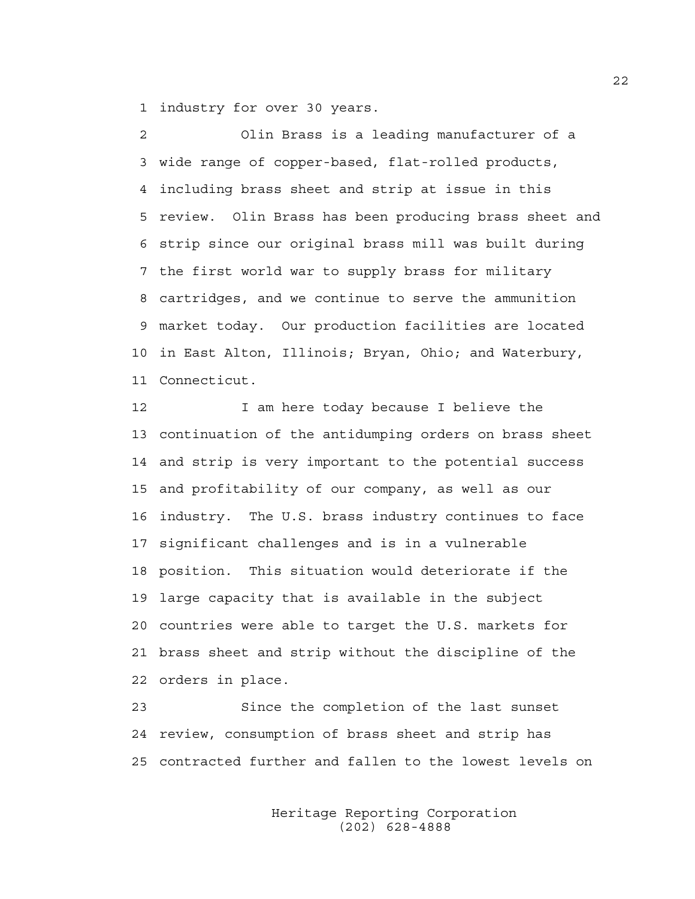industry for over 30 years.

Olin Brass is a leading manufacturer of a wide range of copper-based, flat-rolled products, including brass sheet and strip at issue in this review. Olin Brass has been producing brass sheet and strip since our original brass mill was built during the first world war to supply brass for military cartridges, and we continue to serve the ammunition market today. Our production facilities are located in East Alton, Illinois; Bryan, Ohio; and Waterbury, Connecticut.

I am here today because I believe the continuation of the antidumping orders on brass sheet and strip is very important to the potential success and profitability of our company, as well as our industry. The U.S. brass industry continues to face significant challenges and is in a vulnerable position. This situation would deteriorate if the large capacity that is available in the subject countries were able to target the U.S. markets for brass sheet and strip without the discipline of the orders in place.

Since the completion of the last sunset review, consumption of brass sheet and strip has contracted further and fallen to the lowest levels on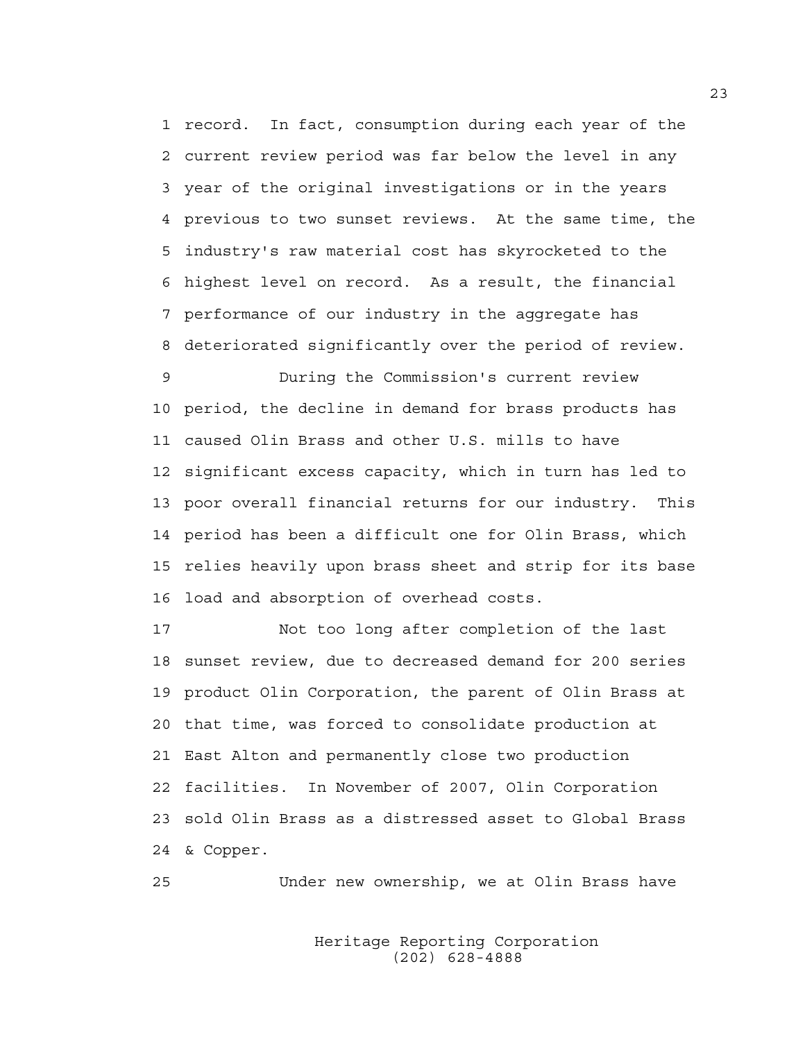record. In fact, consumption during each year of the current review period was far below the level in any year of the original investigations or in the years previous to two sunset reviews. At the same time, the industry's raw material cost has skyrocketed to the highest level on record. As a result, the financial performance of our industry in the aggregate has deteriorated significantly over the period of review.

During the Commission's current review period, the decline in demand for brass products has caused Olin Brass and other U.S. mills to have significant excess capacity, which in turn has led to poor overall financial returns for our industry. This period has been a difficult one for Olin Brass, which relies heavily upon brass sheet and strip for its base load and absorption of overhead costs.

Not too long after completion of the last sunset review, due to decreased demand for 200 series product Olin Corporation, the parent of Olin Brass at that time, was forced to consolidate production at East Alton and permanently close two production facilities. In November of 2007, Olin Corporation sold Olin Brass as a distressed asset to Global Brass & Copper.

Under new ownership, we at Olin Brass have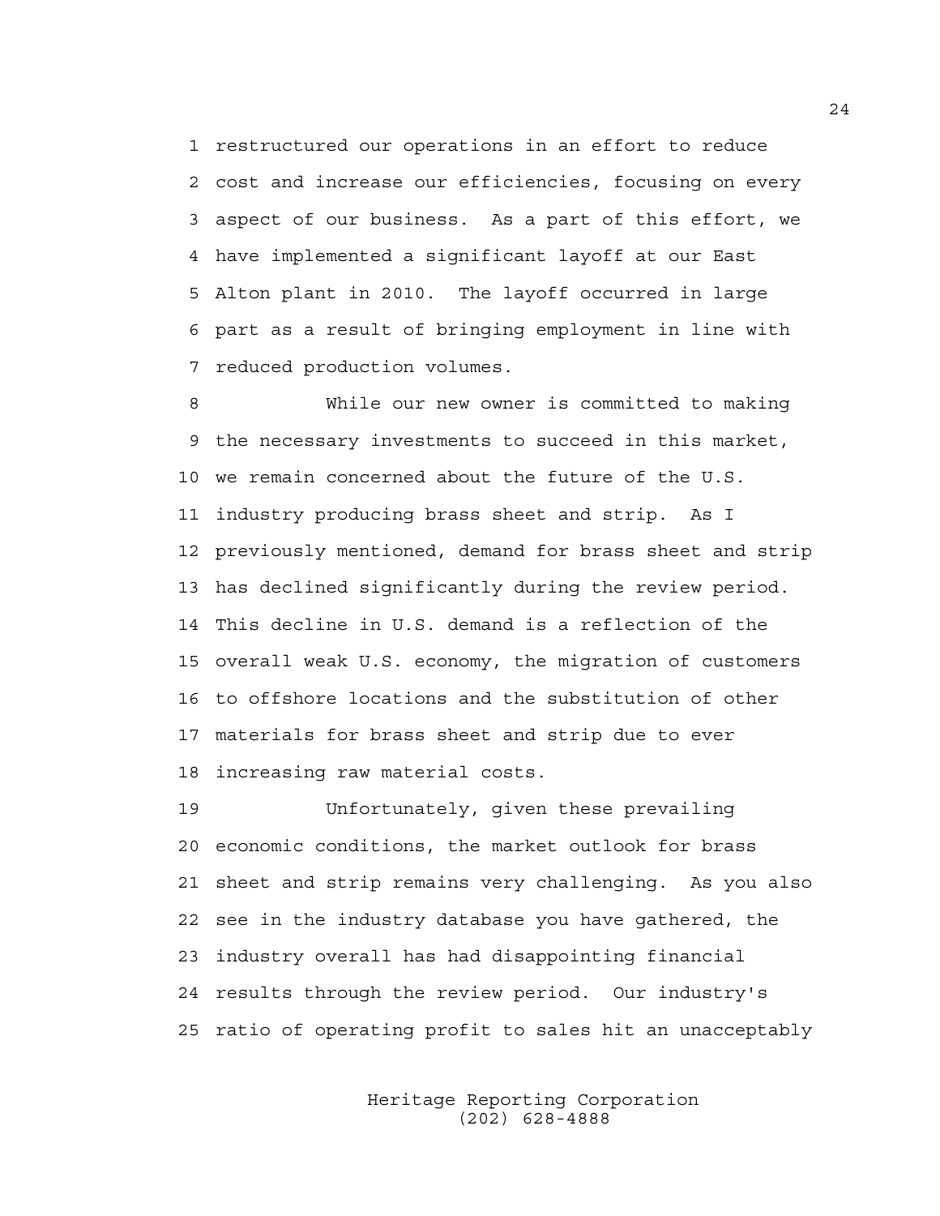restructured our operations in an effort to reduce cost and increase our efficiencies, focusing on every aspect of our business. As a part of this effort, we have implemented a significant layoff at our East Alton plant in 2010. The layoff occurred in large part as a result of bringing employment in line with reduced production volumes.

While our new owner is committed to making the necessary investments to succeed in this market, we remain concerned about the future of the U.S. industry producing brass sheet and strip. As I previously mentioned, demand for brass sheet and strip has declined significantly during the review period. This decline in U.S. demand is a reflection of the overall weak U.S. economy, the migration of customers to offshore locations and the substitution of other materials for brass sheet and strip due to ever increasing raw material costs.

Unfortunately, given these prevailing economic conditions, the market outlook for brass sheet and strip remains very challenging. As you also see in the industry database you have gathered, the industry overall has had disappointing financial results through the review period. Our industry's ratio of operating profit to sales hit an unacceptably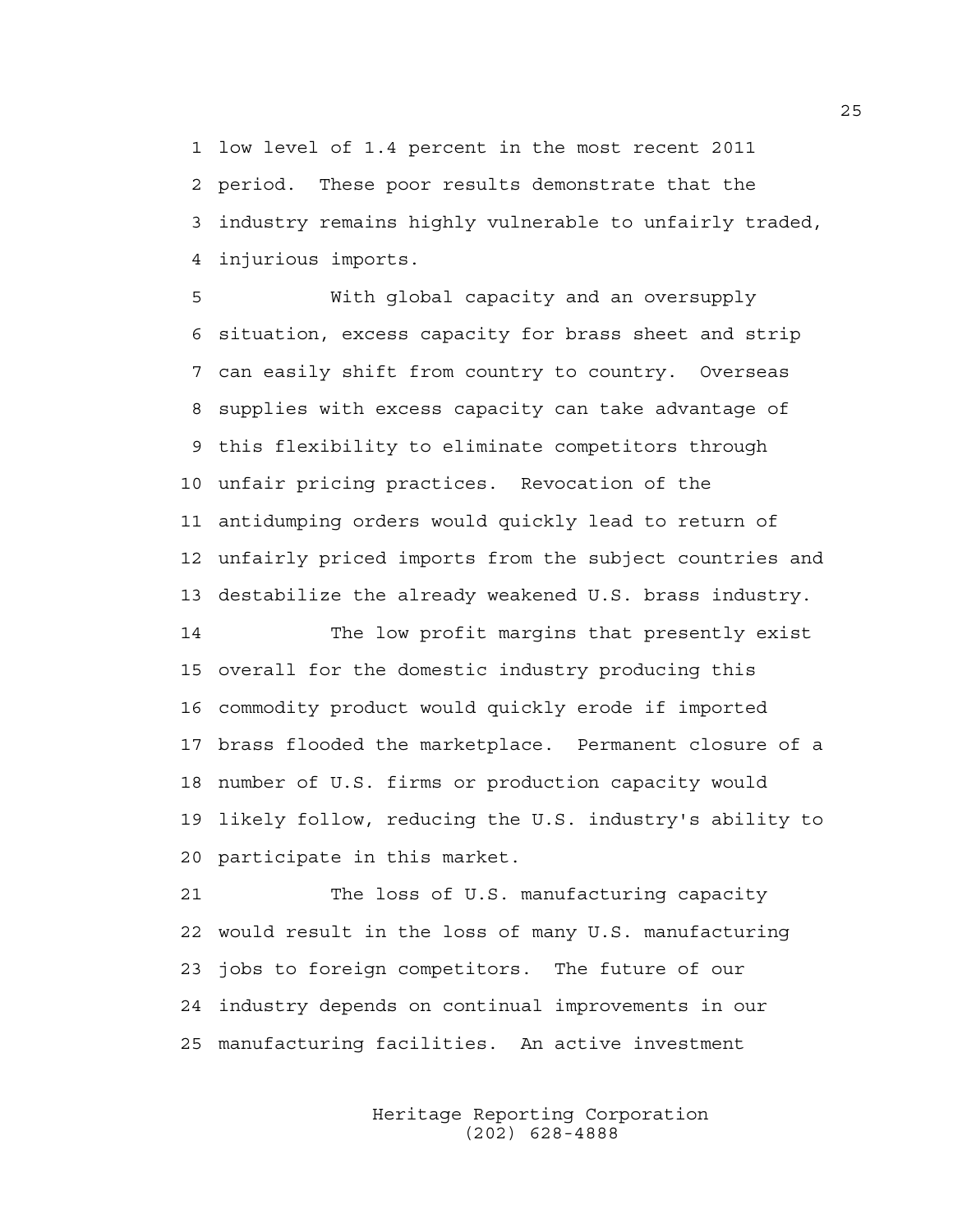low level of 1.4 percent in the most recent 2011 period. These poor results demonstrate that the industry remains highly vulnerable to unfairly traded, injurious imports.

With global capacity and an oversupply situation, excess capacity for brass sheet and strip can easily shift from country to country. Overseas supplies with excess capacity can take advantage of this flexibility to eliminate competitors through unfair pricing practices. Revocation of the antidumping orders would quickly lead to return of unfairly priced imports from the subject countries and destabilize the already weakened U.S. brass industry.

The low profit margins that presently exist overall for the domestic industry producing this commodity product would quickly erode if imported brass flooded the marketplace. Permanent closure of a number of U.S. firms or production capacity would likely follow, reducing the U.S. industry's ability to participate in this market.

The loss of U.S. manufacturing capacity would result in the loss of many U.S. manufacturing jobs to foreign competitors. The future of our industry depends on continual improvements in our manufacturing facilities. An active investment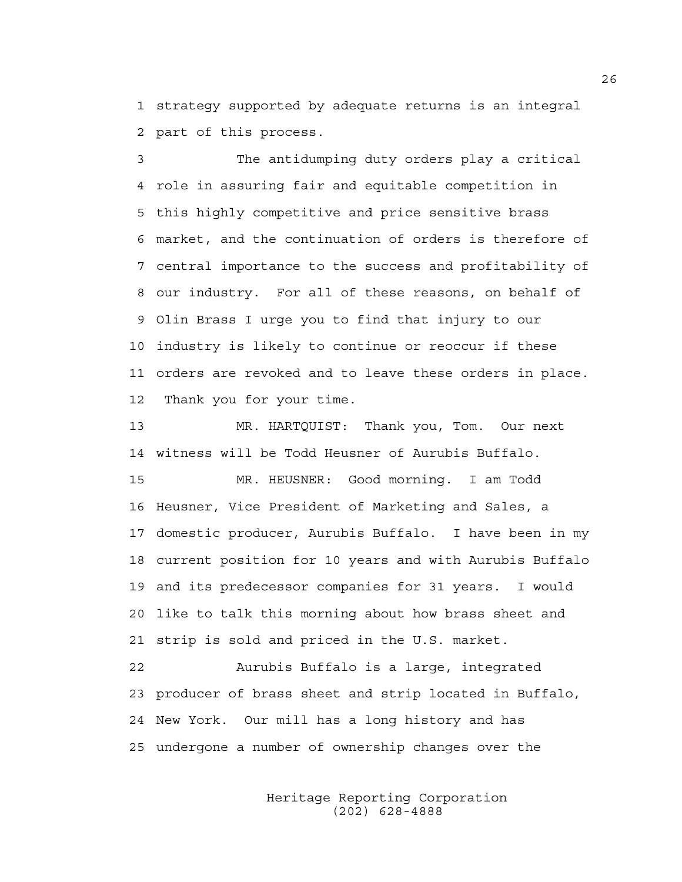strategy supported by adequate returns is an integral part of this process.

The antidumping duty orders play a critical role in assuring fair and equitable competition in this highly competitive and price sensitive brass market, and the continuation of orders is therefore of central importance to the success and profitability of our industry. For all of these reasons, on behalf of Olin Brass I urge you to find that injury to our industry is likely to continue or reoccur if these orders are revoked and to leave these orders in place. Thank you for your time.

MR. HARTQUIST: Thank you, Tom. Our next witness will be Todd Heusner of Aurubis Buffalo.

MR. HEUSNER: Good morning. I am Todd Heusner, Vice President of Marketing and Sales, a domestic producer, Aurubis Buffalo. I have been in my current position for 10 years and with Aurubis Buffalo and its predecessor companies for 31 years. I would like to talk this morning about how brass sheet and strip is sold and priced in the U.S. market.

Aurubis Buffalo is a large, integrated producer of brass sheet and strip located in Buffalo, New York. Our mill has a long history and has undergone a number of ownership changes over the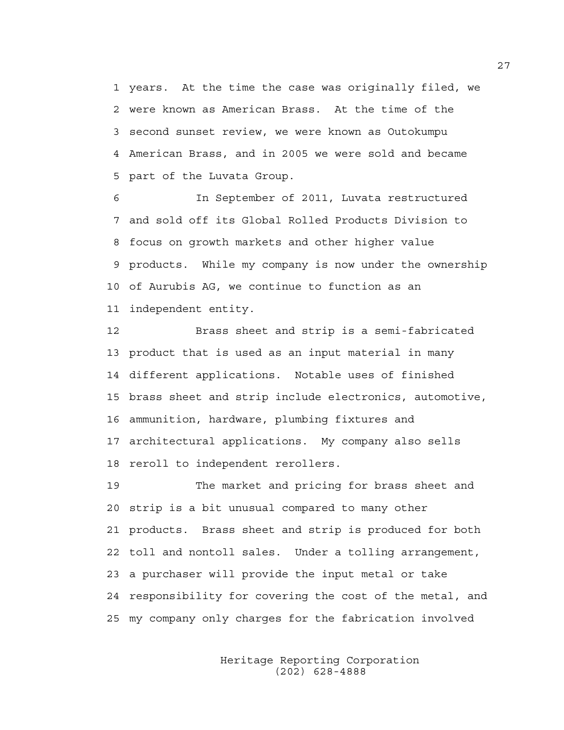years. At the time the case was originally filed, we were known as American Brass. At the time of the second sunset review, we were known as Outokumpu American Brass, and in 2005 we were sold and became part of the Luvata Group.

In September of 2011, Luvata restructured and sold off its Global Rolled Products Division to focus on growth markets and other higher value products. While my company is now under the ownership of Aurubis AG, we continue to function as an independent entity.

Brass sheet and strip is a semi-fabricated product that is used as an input material in many different applications. Notable uses of finished brass sheet and strip include electronics, automotive, ammunition, hardware, plumbing fixtures and architectural applications. My company also sells reroll to independent rerollers.

The market and pricing for brass sheet and strip is a bit unusual compared to many other products. Brass sheet and strip is produced for both toll and nontoll sales. Under a tolling arrangement, a purchaser will provide the input metal or take responsibility for covering the cost of the metal, and my company only charges for the fabrication involved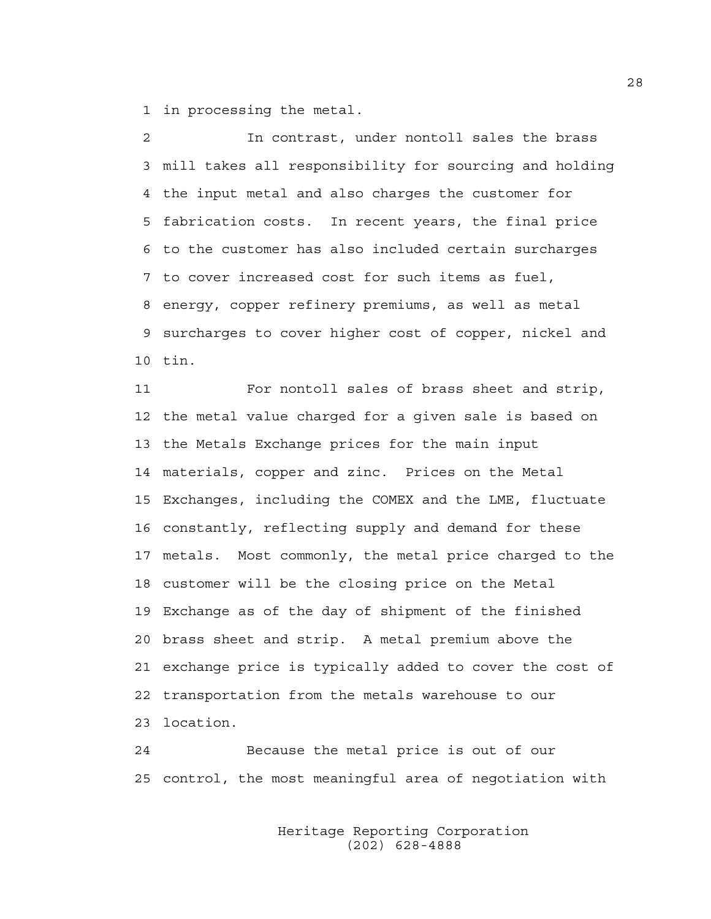in processing the metal.

In contrast, under nontoll sales the brass mill takes all responsibility for sourcing and holding the input metal and also charges the customer for fabrication costs. In recent years, the final price to the customer has also included certain surcharges to cover increased cost for such items as fuel, energy, copper refinery premiums, as well as metal surcharges to cover higher cost of copper, nickel and tin.

For nontoll sales of brass sheet and strip, the metal value charged for a given sale is based on the Metals Exchange prices for the main input materials, copper and zinc. Prices on the Metal Exchanges, including the COMEX and the LME, fluctuate constantly, reflecting supply and demand for these metals. Most commonly, the metal price charged to the customer will be the closing price on the Metal Exchange as of the day of shipment of the finished brass sheet and strip. A metal premium above the exchange price is typically added to cover the cost of transportation from the metals warehouse to our location.

Because the metal price is out of our control, the most meaningful area of negotiation with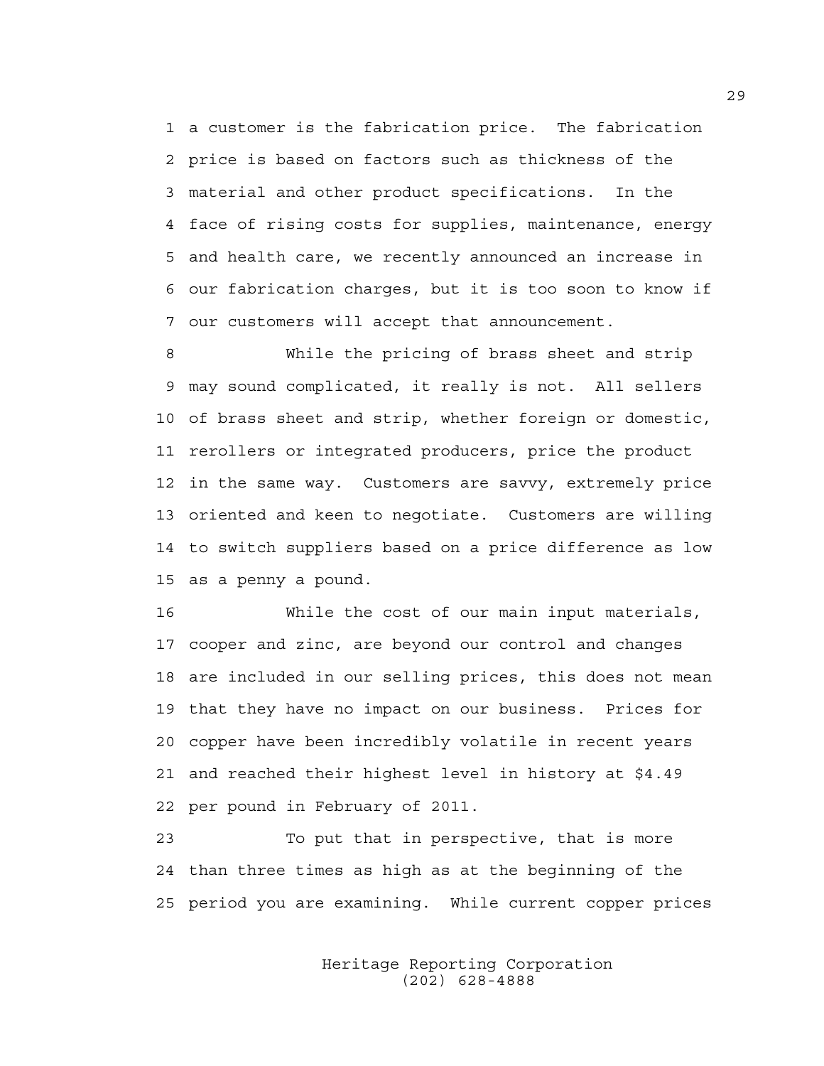a customer is the fabrication price. The fabrication price is based on factors such as thickness of the material and other product specifications. In the face of rising costs for supplies, maintenance, energy and health care, we recently announced an increase in our fabrication charges, but it is too soon to know if our customers will accept that announcement.

While the pricing of brass sheet and strip may sound complicated, it really is not. All sellers of brass sheet and strip, whether foreign or domestic, rerollers or integrated producers, price the product in the same way. Customers are savvy, extremely price oriented and keen to negotiate. Customers are willing to switch suppliers based on a price difference as low as a penny a pound.

While the cost of our main input materials, cooper and zinc, are beyond our control and changes are included in our selling prices, this does not mean that they have no impact on our business. Prices for copper have been incredibly volatile in recent years and reached their highest level in history at $4.49 per pound in February of 2011.

To put that in perspective, that is more than three times as high as at the beginning of the period you are examining. While current copper prices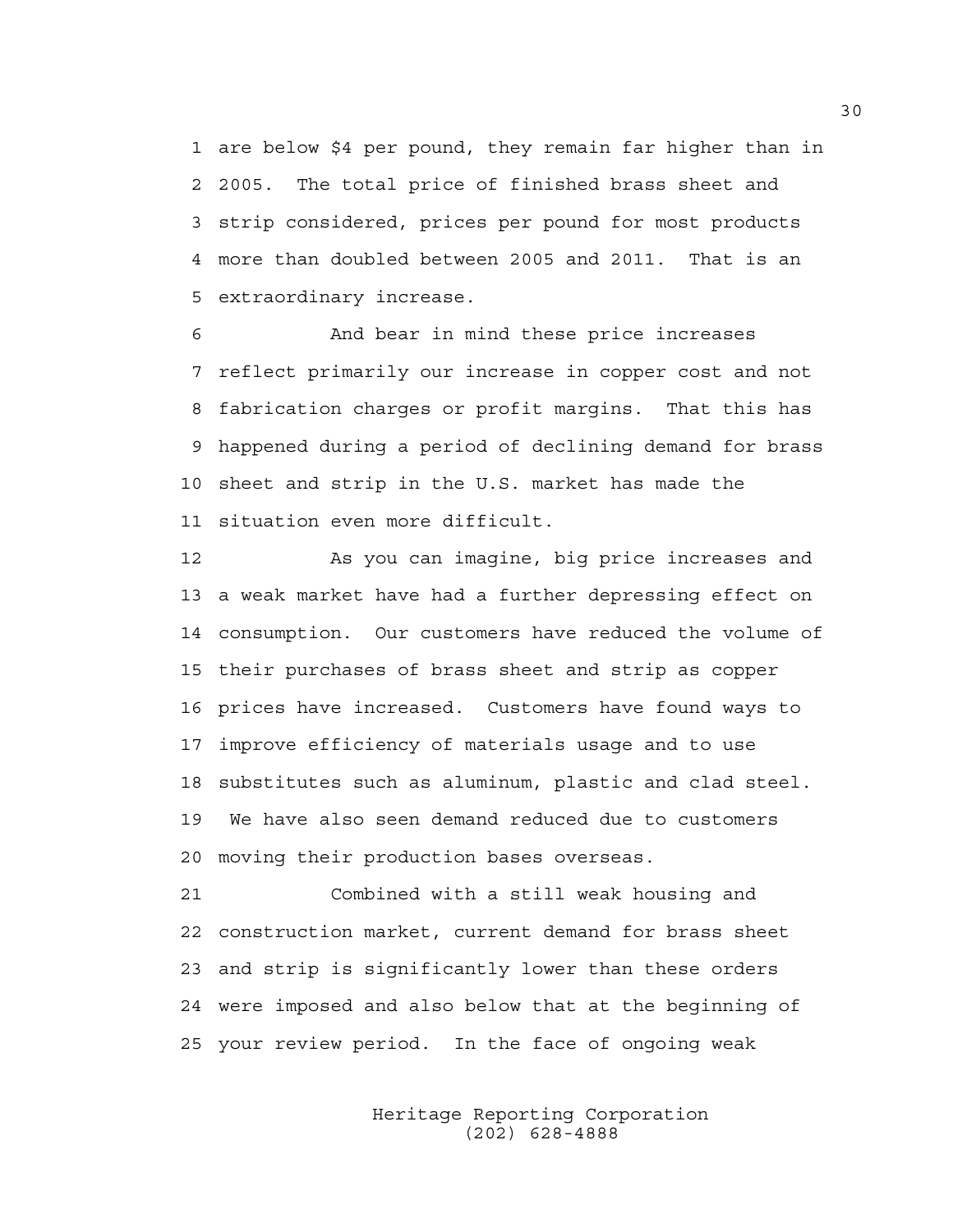are below $4 per pound, they remain far higher than in 2005. The total price of finished brass sheet and strip considered, prices per pound for most products more than doubled between 2005 and 2011. That is an extraordinary increase.

And bear in mind these price increases reflect primarily our increase in copper cost and not fabrication charges or profit margins. That this has happened during a period of declining demand for brass sheet and strip in the U.S. market has made the situation even more difficult.

As you can imagine, big price increases and a weak market have had a further depressing effect on consumption. Our customers have reduced the volume of their purchases of brass sheet and strip as copper prices have increased. Customers have found ways to improve efficiency of materials usage and to use substitutes such as aluminum, plastic and clad steel. We have also seen demand reduced due to customers moving their production bases overseas.

Combined with a still weak housing and construction market, current demand for brass sheet and strip is significantly lower than these orders were imposed and also below that at the beginning of your review period. In the face of ongoing weak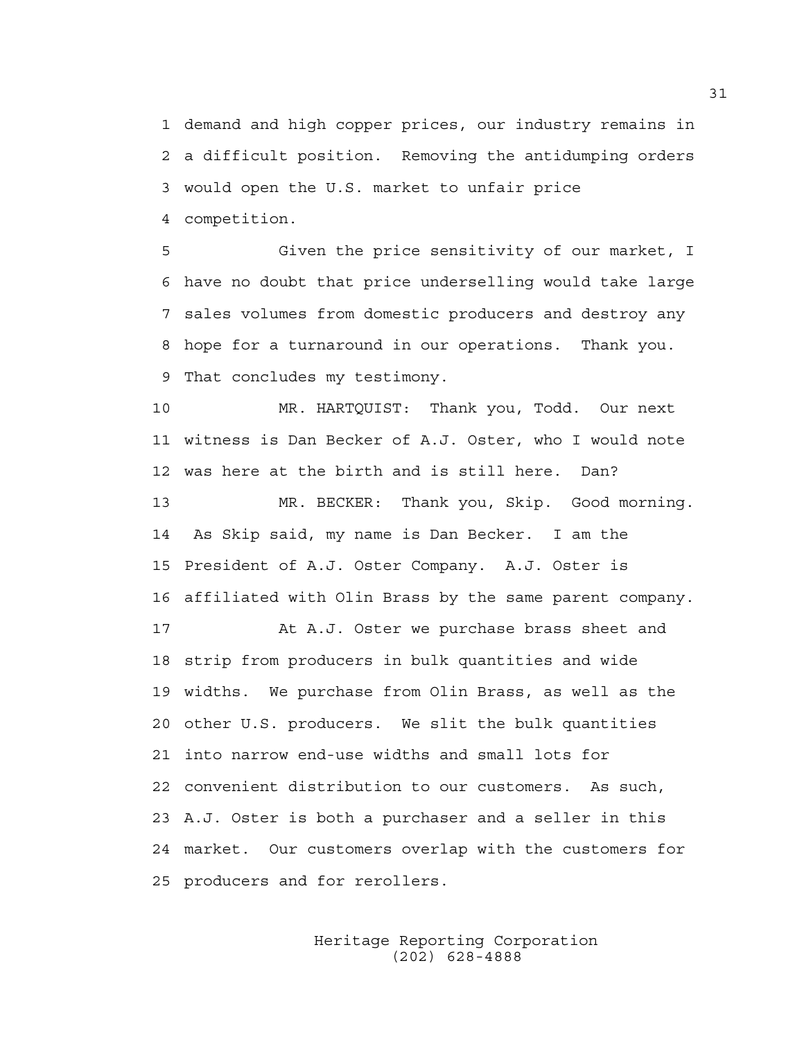demand and high copper prices, our industry remains in a difficult position. Removing the antidumping orders would open the U.S. market to unfair price competition.

Given the price sensitivity of our market, I have no doubt that price underselling would take large sales volumes from domestic producers and destroy any hope for a turnaround in our operations. Thank you. That concludes my testimony.

MR. HARTQUIST: Thank you, Todd. Our next witness is Dan Becker of A.J. Oster, who I would note was here at the birth and is still here. Dan?

MR. BECKER: Thank you, Skip. Good morning. As Skip said, my name is Dan Becker. I am the President of A.J. Oster Company. A.J. Oster is affiliated with Olin Brass by the same parent company.

At A.J. Oster we purchase brass sheet and strip from producers in bulk quantities and wide widths. We purchase from Olin Brass, as well as the other U.S. producers. We slit the bulk quantities into narrow end-use widths and small lots for convenient distribution to our customers. As such, A.J. Oster is both a purchaser and a seller in this market. Our customers overlap with the customers for producers and for rerollers.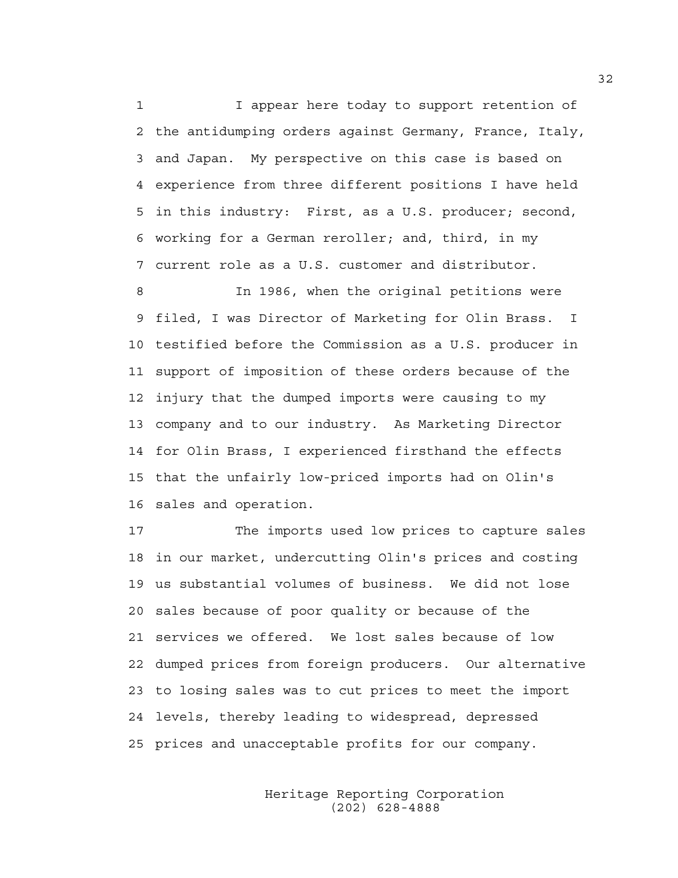I appear here today to support retention of the antidumping orders against Germany, France, Italy, and Japan. My perspective on this case is based on experience from three different positions I have held in this industry: First, as a U.S. producer; second, working for a German reroller; and, third, in my current role as a U.S. customer and distributor.

In 1986, when the original petitions were filed, I was Director of Marketing for Olin Brass. I testified before the Commission as a U.S. producer in support of imposition of these orders because of the injury that the dumped imports were causing to my company and to our industry. As Marketing Director for Olin Brass, I experienced firsthand the effects that the unfairly low-priced imports had on Olin's sales and operation.

The imports used low prices to capture sales in our market, undercutting Olin's prices and costing us substantial volumes of business. We did not lose sales because of poor quality or because of the services we offered. We lost sales because of low dumped prices from foreign producers. Our alternative to losing sales was to cut prices to meet the import levels, thereby leading to widespread, depressed prices and unacceptable profits for our company.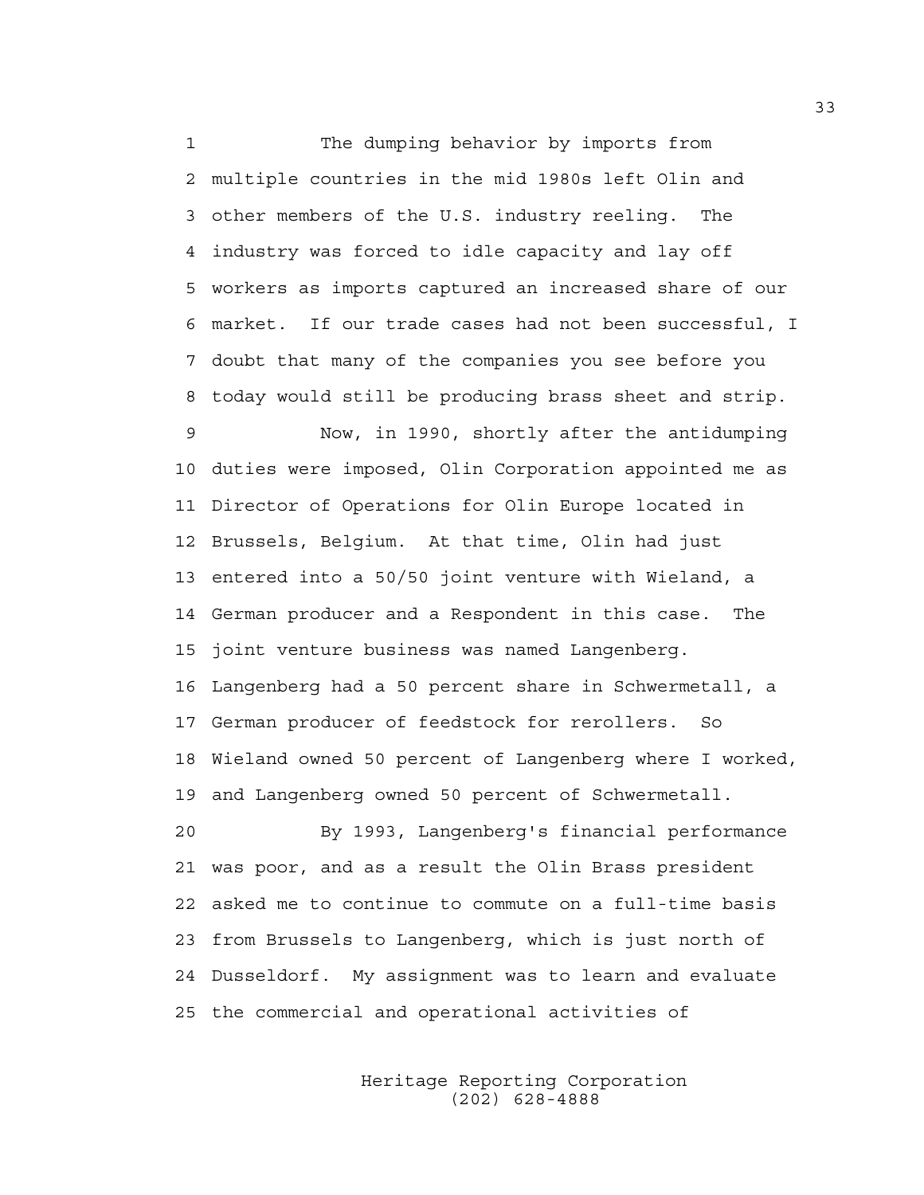The dumping behavior by imports from multiple countries in the mid 1980s left Olin and other members of the U.S. industry reeling. The industry was forced to idle capacity and lay off workers as imports captured an increased share of our market. If our trade cases had not been successful, I doubt that many of the companies you see before you today would still be producing brass sheet and strip.

Now, in 1990, shortly after the antidumping duties were imposed, Olin Corporation appointed me as Director of Operations for Olin Europe located in Brussels, Belgium. At that time, Olin had just entered into a 50/50 joint venture with Wieland, a German producer and a Respondent in this case. The joint venture business was named Langenberg. Langenberg had a 50 percent share in Schwermetall, a German producer of feedstock for rerollers. So Wieland owned 50 percent of Langenberg where I worked, and Langenberg owned 50 percent of Schwermetall.

By 1993, Langenberg's financial performance was poor, and as a result the Olin Brass president asked me to continue to commute on a full-time basis from Brussels to Langenberg, which is just north of Dusseldorf. My assignment was to learn and evaluate the commercial and operational activities of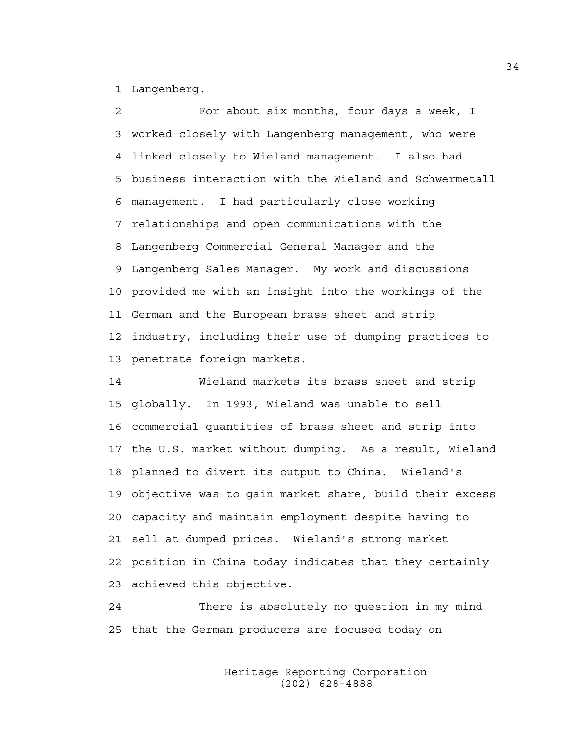Langenberg.

For about six months, four days a week, I worked closely with Langenberg management, who were linked closely to Wieland management. I also had business interaction with the Wieland and Schwermetall management. I had particularly close working relationships and open communications with the Langenberg Commercial General Manager and the Langenberg Sales Manager. My work and discussions provided me with an insight into the workings of the German and the European brass sheet and strip industry, including their use of dumping practices to penetrate foreign markets.

Wieland markets its brass sheet and strip globally. In 1993, Wieland was unable to sell commercial quantities of brass sheet and strip into the U.S. market without dumping. As a result, Wieland planned to divert its output to China. Wieland's objective was to gain market share, build their excess capacity and maintain employment despite having to sell at dumped prices. Wieland's strong market position in China today indicates that they certainly achieved this objective.

There is absolutely no question in my mind that the German producers are focused today on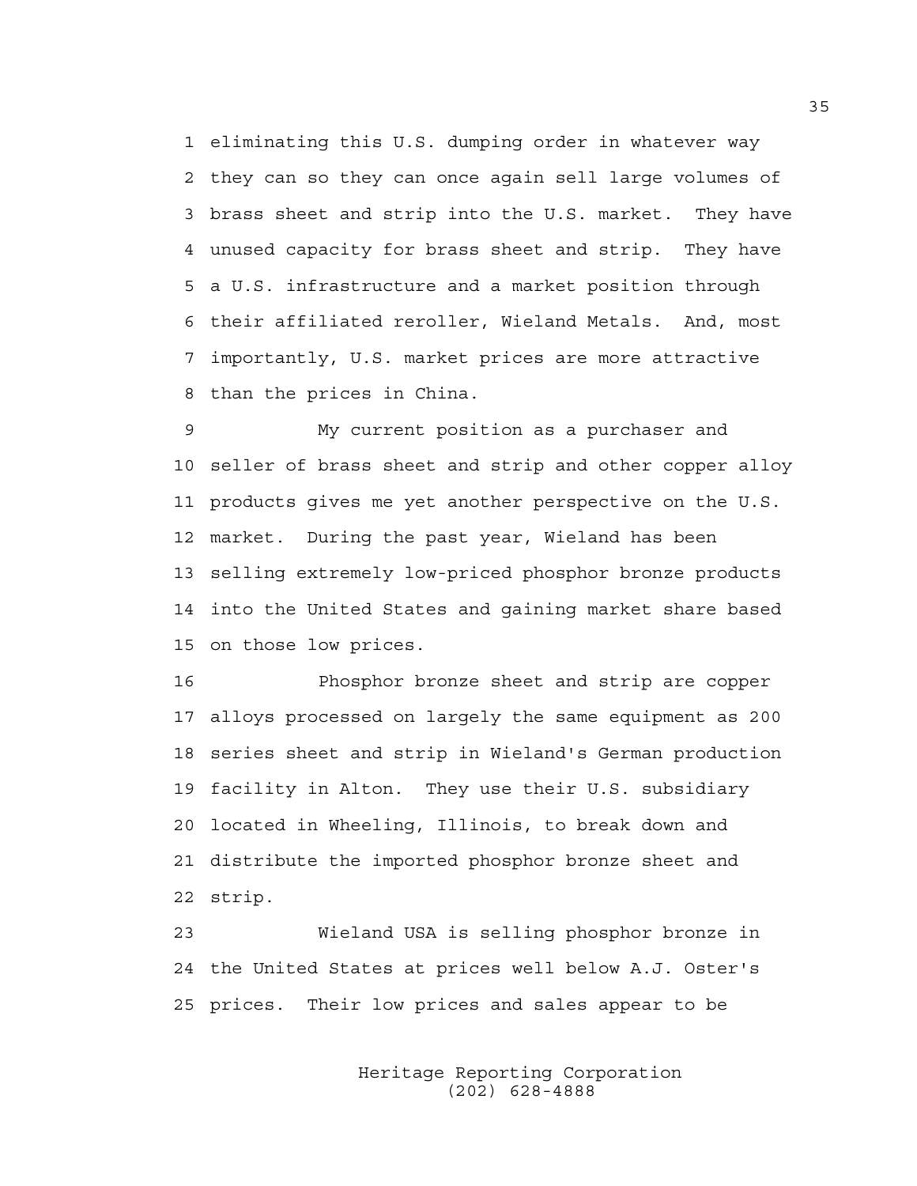eliminating this U.S. dumping order in whatever way they can so they can once again sell large volumes of brass sheet and strip into the U.S. market. They have unused capacity for brass sheet and strip. They have a U.S. infrastructure and a market position through their affiliated reroller, Wieland Metals. And, most importantly, U.S. market prices are more attractive than the prices in China.

My current position as a purchaser and seller of brass sheet and strip and other copper alloy products gives me yet another perspective on the U.S. market. During the past year, Wieland has been selling extremely low-priced phosphor bronze products into the United States and gaining market share based on those low prices.

Phosphor bronze sheet and strip are copper alloys processed on largely the same equipment as 200 series sheet and strip in Wieland's German production facility in Alton. They use their U.S. subsidiary located in Wheeling, Illinois, to break down and distribute the imported phosphor bronze sheet and strip.

Wieland USA is selling phosphor bronze in the United States at prices well below A.J. Oster's prices. Their low prices and sales appear to be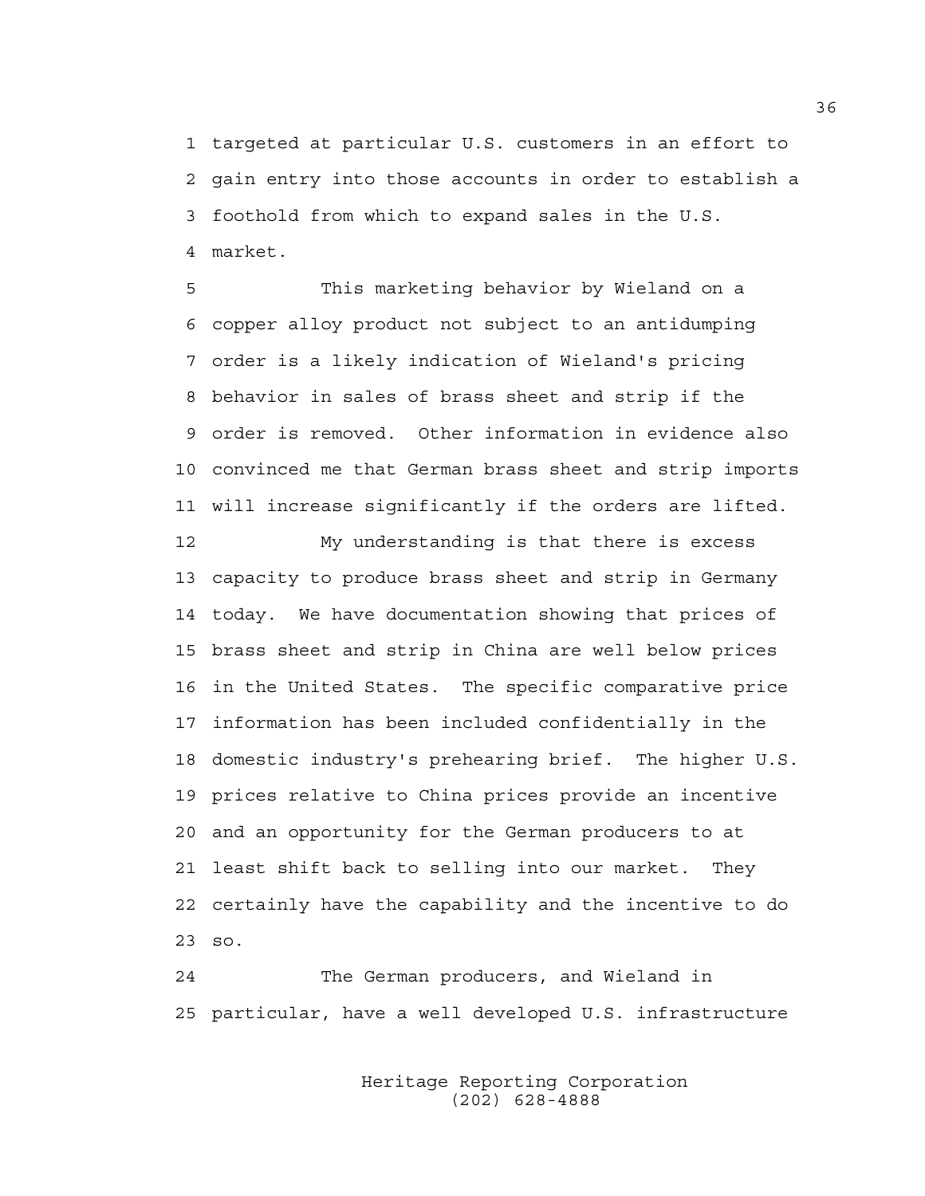targeted at particular U.S. customers in an effort to gain entry into those accounts in order to establish a foothold from which to expand sales in the U.S. market.

This marketing behavior by Wieland on a copper alloy product not subject to an antidumping order is a likely indication of Wieland's pricing behavior in sales of brass sheet and strip if the order is removed. Other information in evidence also convinced me that German brass sheet and strip imports will increase significantly if the orders are lifted.

My understanding is that there is excess capacity to produce brass sheet and strip in Germany today. We have documentation showing that prices of brass sheet and strip in China are well below prices in the United States. The specific comparative price information has been included confidentially in the domestic industry's prehearing brief. The higher U.S. prices relative to China prices provide an incentive and an opportunity for the German producers to at least shift back to selling into our market. They certainly have the capability and the incentive to do so.

The German producers, and Wieland in particular, have a well developed U.S. infrastructure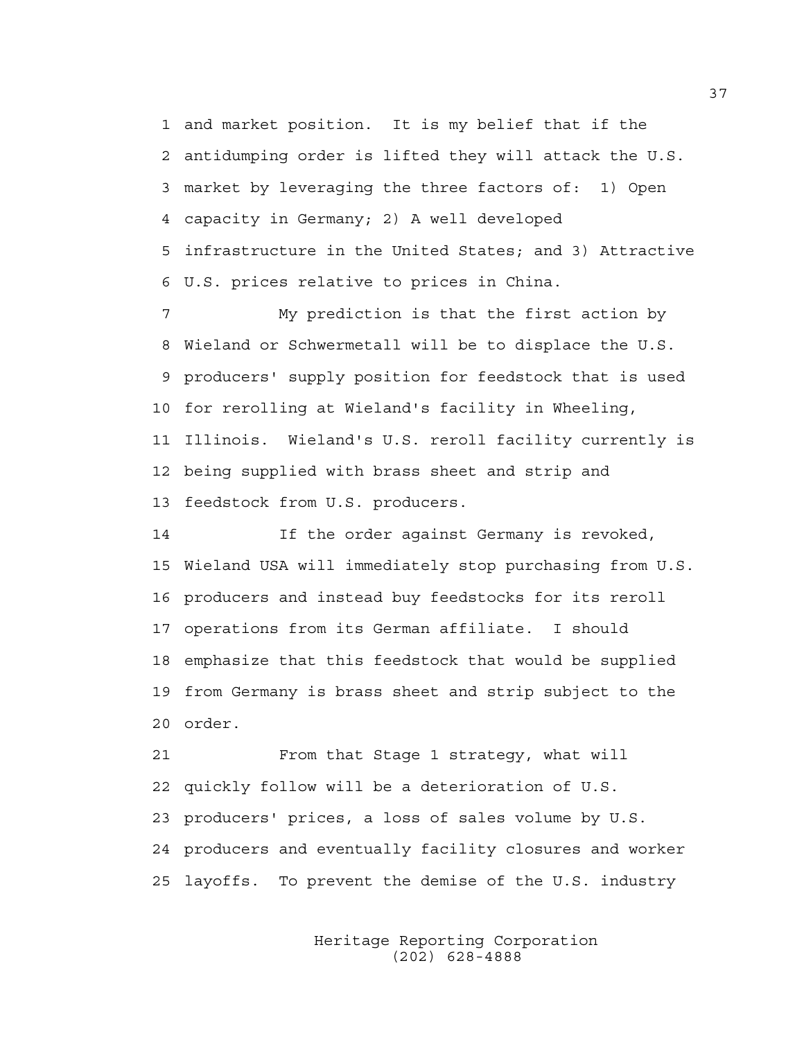and market position. It is my belief that if the antidumping order is lifted they will attack the U.S. market by leveraging the three factors of: 1) Open capacity in Germany; 2) A well developed infrastructure in the United States; and 3) Attractive U.S. prices relative to prices in China.

My prediction is that the first action by Wieland or Schwermetall will be to displace the U.S. producers' supply position for feedstock that is used for rerolling at Wieland's facility in Wheeling, Illinois. Wieland's U.S. reroll facility currently is being supplied with brass sheet and strip and feedstock from U.S. producers.

If the order against Germany is revoked, Wieland USA will immediately stop purchasing from U.S. producers and instead buy feedstocks for its reroll operations from its German affiliate. I should emphasize that this feedstock that would be supplied from Germany is brass sheet and strip subject to the order.

From that Stage 1 strategy, what will quickly follow will be a deterioration of U.S. producers' prices, a loss of sales volume by U.S. producers and eventually facility closures and worker layoffs. To prevent the demise of the U.S. industry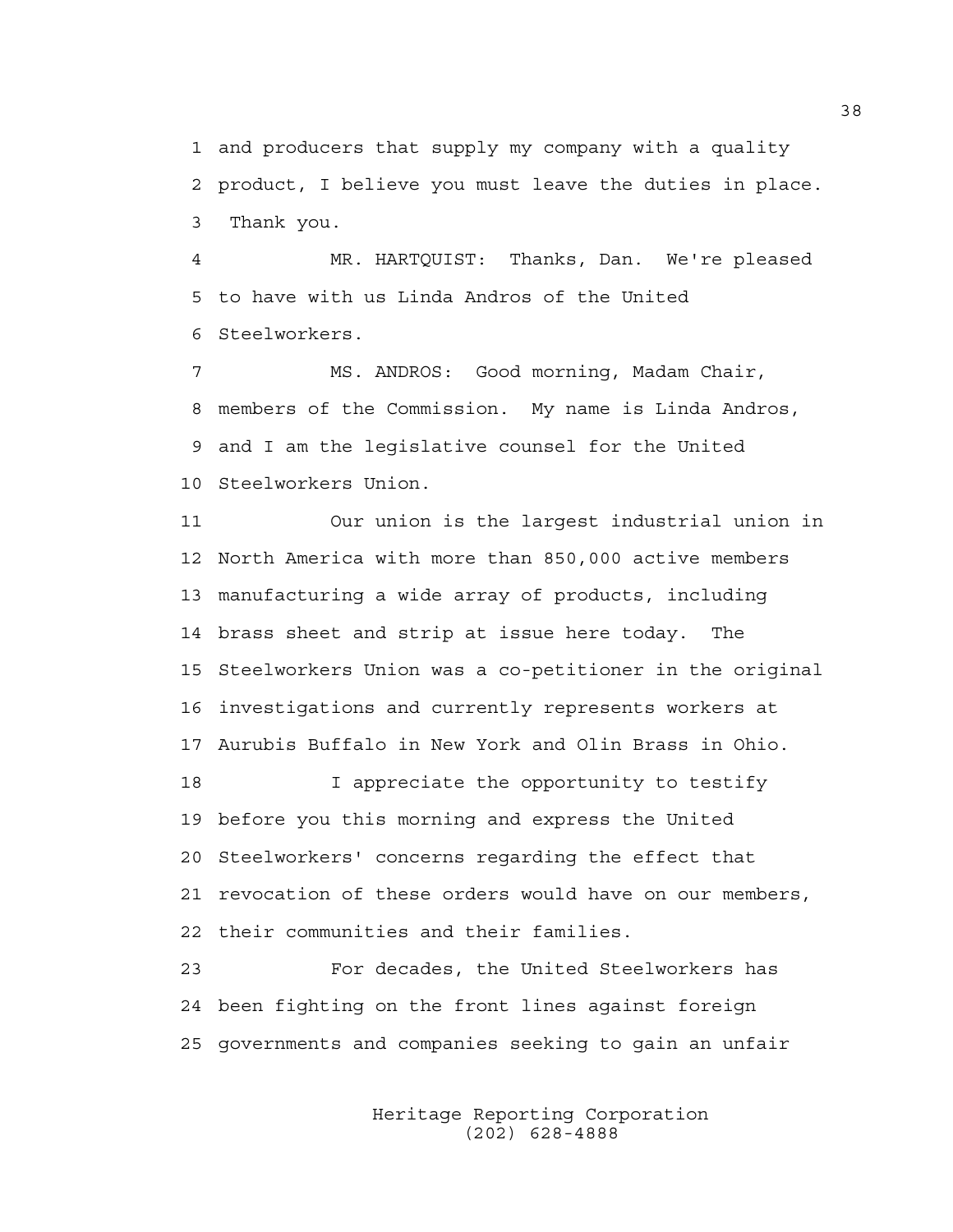and producers that supply my company with a quality product, I believe you must leave the duties in place. Thank you.

MR. HARTQUIST: Thanks, Dan. We're pleased to have with us Linda Andros of the United Steelworkers.

MS. ANDROS: Good morning, Madam Chair, members of the Commission. My name is Linda Andros, and I am the legislative counsel for the United Steelworkers Union.

Our union is the largest industrial union in North America with more than 850,000 active members manufacturing a wide array of products, including brass sheet and strip at issue here today. The Steelworkers Union was a co-petitioner in the original investigations and currently represents workers at Aurubis Buffalo in New York and Olin Brass in Ohio.

I appreciate the opportunity to testify before you this morning and express the United Steelworkers' concerns regarding the effect that revocation of these orders would have on our members, their communities and their families.

For decades, the United Steelworkers has been fighting on the front lines against foreign governments and companies seeking to gain an unfair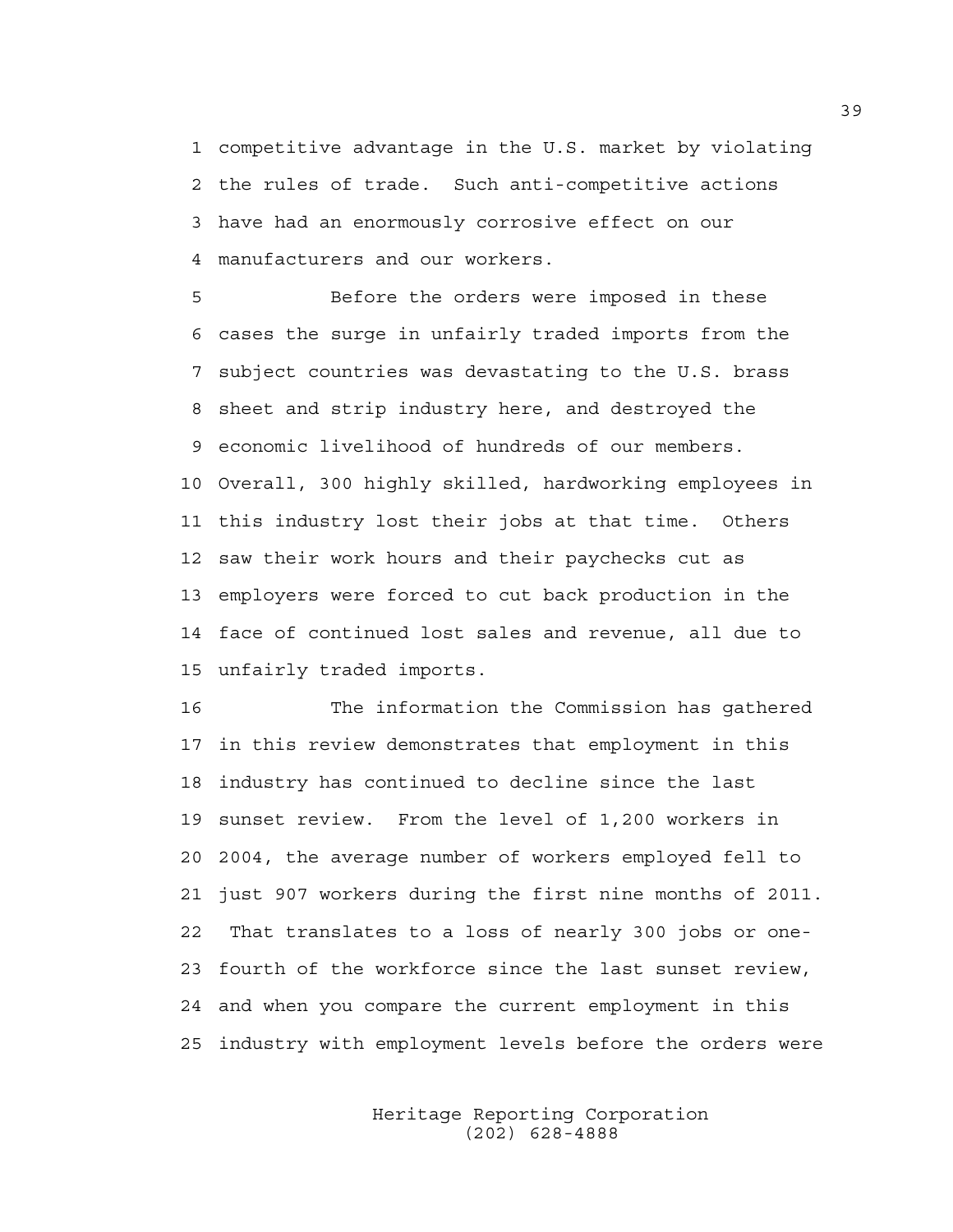competitive advantage in the U.S. market by violating the rules of trade. Such anti-competitive actions have had an enormously corrosive effect on our manufacturers and our workers.

Before the orders were imposed in these cases the surge in unfairly traded imports from the subject countries was devastating to the U.S. brass sheet and strip industry here, and destroyed the economic livelihood of hundreds of our members. Overall, 300 highly skilled, hardworking employees in this industry lost their jobs at that time. Others saw their work hours and their paychecks cut as employers were forced to cut back production in the face of continued lost sales and revenue, all due to unfairly traded imports.

The information the Commission has gathered in this review demonstrates that employment in this industry has continued to decline since the last sunset review. From the level of 1,200 workers in 2004, the average number of workers employed fell to just 907 workers during the first nine months of 2011. That translates to a loss of nearly 300 jobs or one-fourth of the workforce since the last sunset review, and when you compare the current employment in this industry with employment levels before the orders were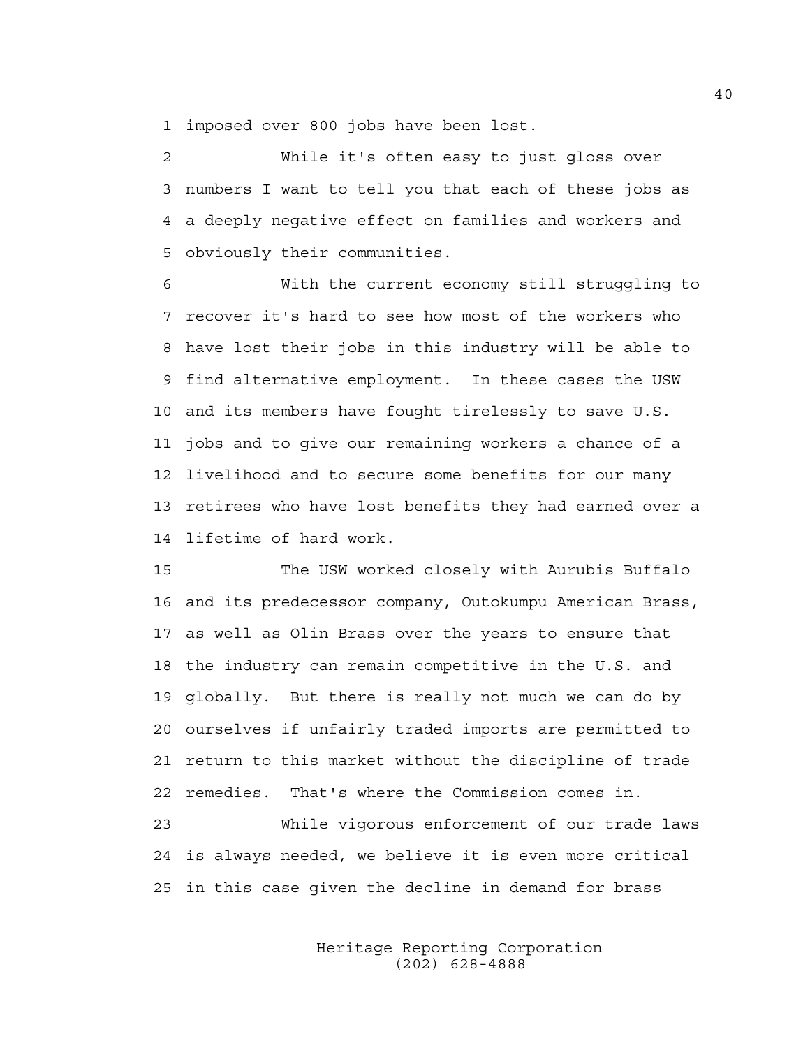1 imposed over 800 jobs have been lost.

2 While it's often easy to just gloss over
3 numbers I want to tell you that each of these jobs as
4 a deeply negative effect on families and workers and
5 obviously their communities.

6 With the current economy still struggling to
7 recover it's hard to see how most of the workers who
8 have lost their jobs in this industry will be able to
9 find alternative employment. In these cases the USW
10 and its members have fought tirelessly to save U.S.
11 jobs and to give our remaining workers a chance of a
12 livelihood and to secure some benefits for our many
13 retirees who have lost benefits they had earned over a
14 lifetime of hard work.

15 The USW worked closely with Aurubis Buffalo
16 and its predecessor company, Outokumpu American Brass,
17 as well as Olin Brass over the years to ensure that
18 the industry can remain competitive in the U.S. and
19 globally. But there is really not much we can do by
20 ourselves if unfairly traded imports are permitted to
21 return to this market without the discipline of trade
22 remedies. That's where the Commission comes in.

23 While vigorous enforcement of our trade laws
24 is always needed, we believe it is even more critical
25 in this case given the decline in demand for brass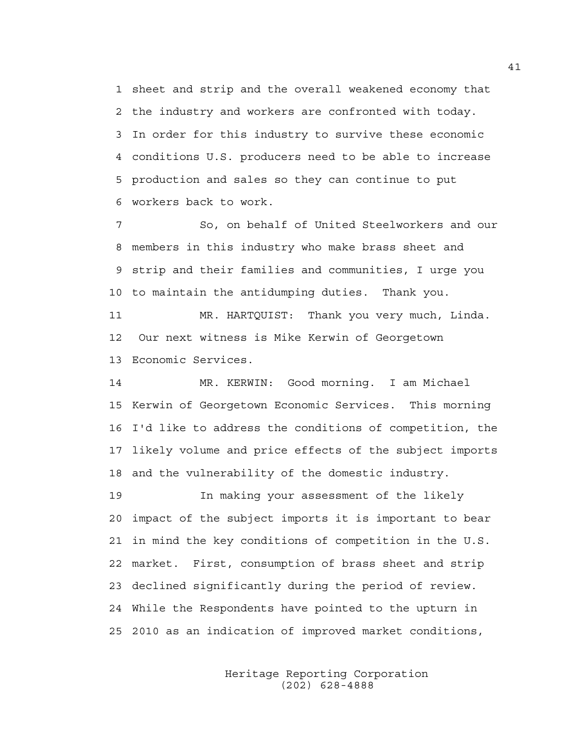sheet and strip and the overall weakened economy that the industry and workers are confronted with today. In order for this industry to survive these economic conditions U.S. producers need to be able to increase production and sales so they can continue to put workers back to work.

So, on behalf of United Steelworkers and our members in this industry who make brass sheet and strip and their families and communities, I urge you to maintain the antidumping duties. Thank you.

MR. HARTQUIST: Thank you very much, Linda. Our next witness is Mike Kerwin of Georgetown Economic Services.

MR. KERWIN: Good morning. I am Michael Kerwin of Georgetown Economic Services. This morning I'd like to address the conditions of competition, the likely volume and price effects of the subject imports and the vulnerability of the domestic industry.

In making your assessment of the likely impact of the subject imports it is important to bear in mind the key conditions of competition in the U.S. market. First, consumption of brass sheet and strip declined significantly during the period of review. While the Respondents have pointed to the upturn in 2010 as an indication of improved market conditions,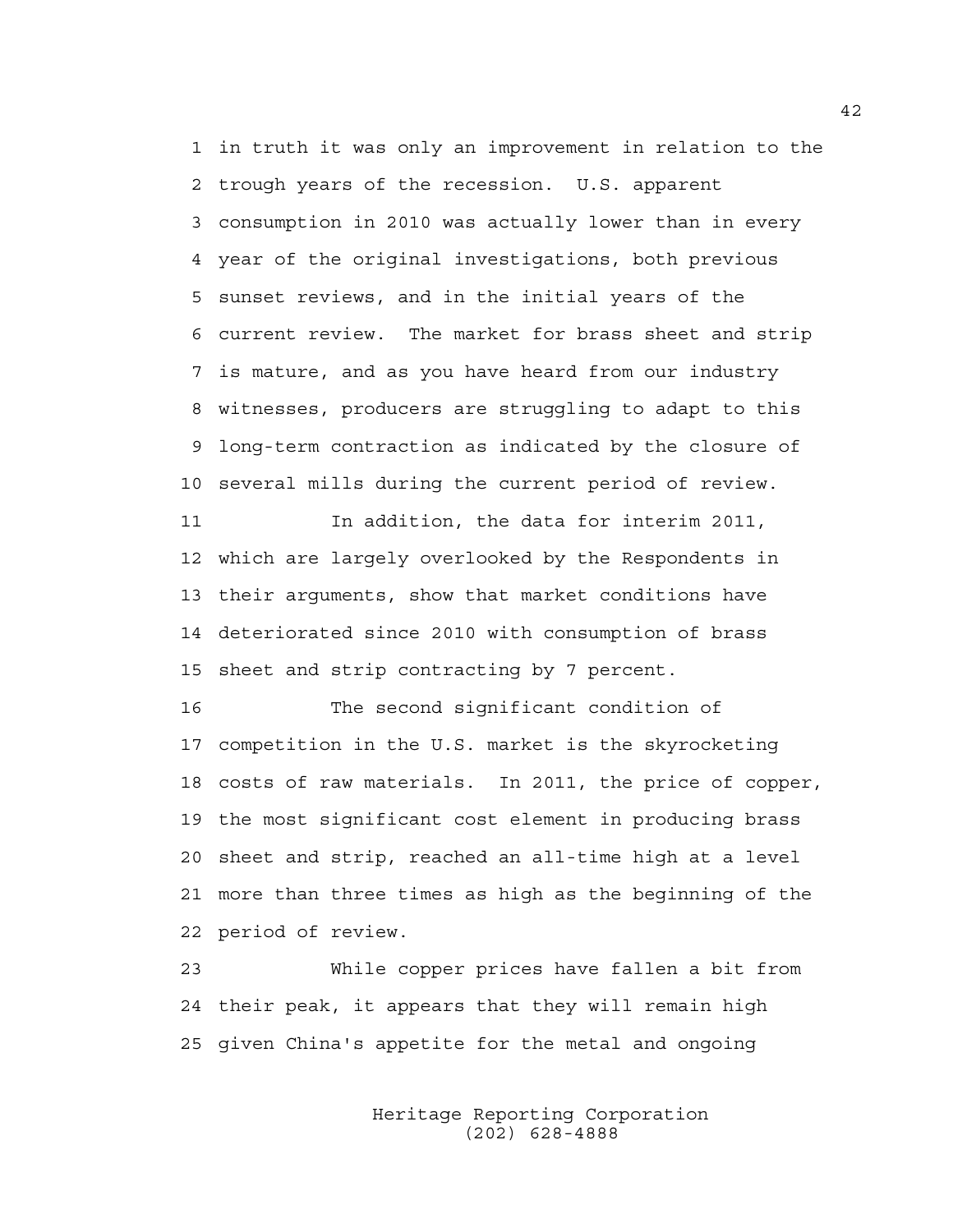in truth it was only an improvement in relation to the trough years of the recession. U.S. apparent consumption in 2010 was actually lower than in every year of the original investigations, both previous sunset reviews, and in the initial years of the current review. The market for brass sheet and strip is mature, and as you have heard from our industry witnesses, producers are struggling to adapt to this long-term contraction as indicated by the closure of several mills during the current period of review.

In addition, the data for interim 2011, which are largely overlooked by the Respondents in their arguments, show that market conditions have deteriorated since 2010 with consumption of brass sheet and strip contracting by 7 percent.

The second significant condition of competition in the U.S. market is the skyrocketing costs of raw materials. In 2011, the price of copper, the most significant cost element in producing brass sheet and strip, reached an all-time high at a level more than three times as high as the beginning of the period of review.

While copper prices have fallen a bit from their peak, it appears that they will remain high given China's appetite for the metal and ongoing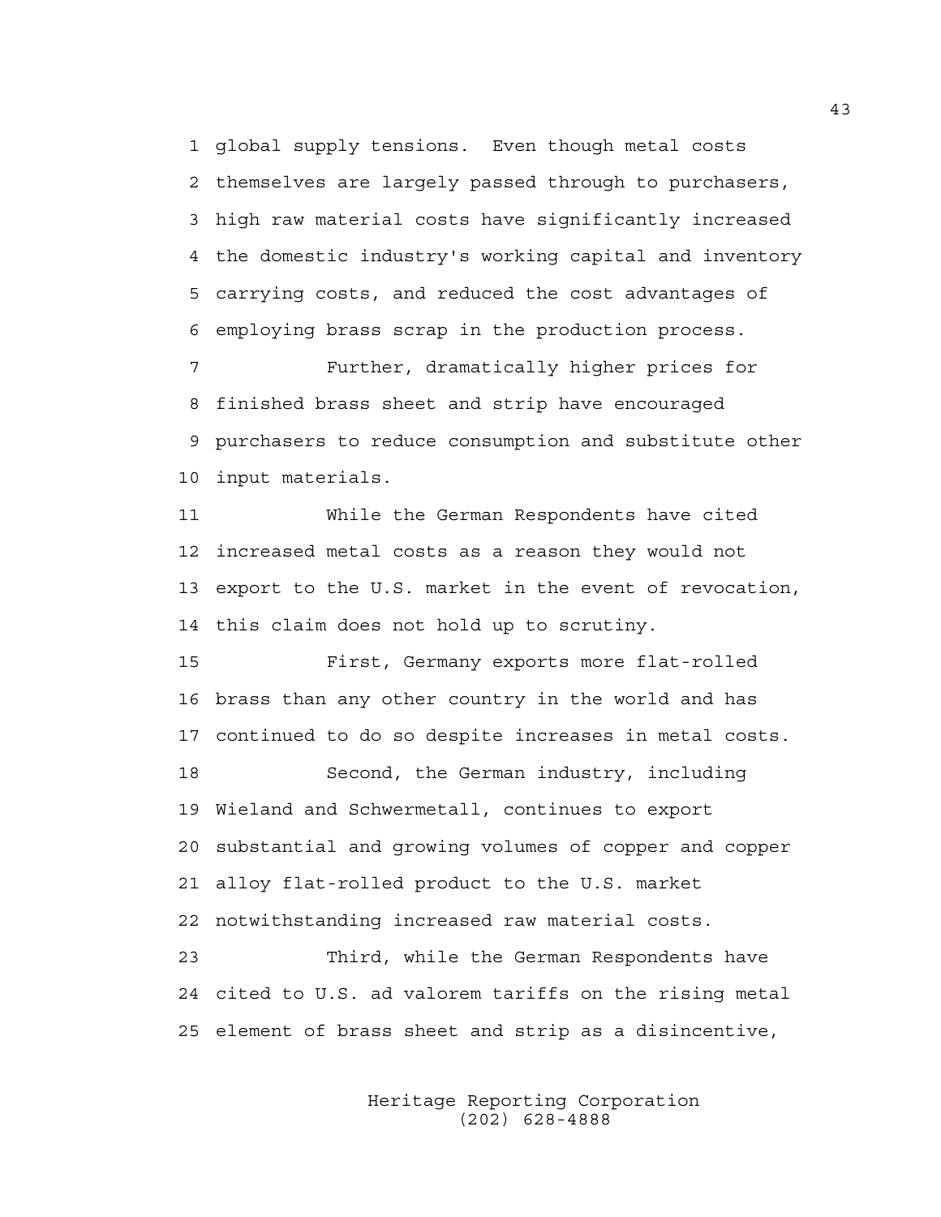global supply tensions. Even though metal costs themselves are largely passed through to purchasers, high raw material costs have significantly increased the domestic industry's working capital and inventory carrying costs, and reduced the cost advantages of employing brass scrap in the production process.

Further, dramatically higher prices for finished brass sheet and strip have encouraged purchasers to reduce consumption and substitute other input materials.

While the German Respondents have cited increased metal costs as a reason they would not export to the U.S. market in the event of revocation, this claim does not hold up to scrutiny.

First, Germany exports more flat-rolled brass than any other country in the world and has continued to do so despite increases in metal costs.

Second, the German industry, including Wieland and Schwermetall, continues to export substantial and growing volumes of copper and copper alloy flat-rolled product to the U.S. market notwithstanding increased raw material costs.

Third, while the German Respondents have cited to U.S. ad valorem tariffs on the rising metal element of brass sheet and strip as a disincentive,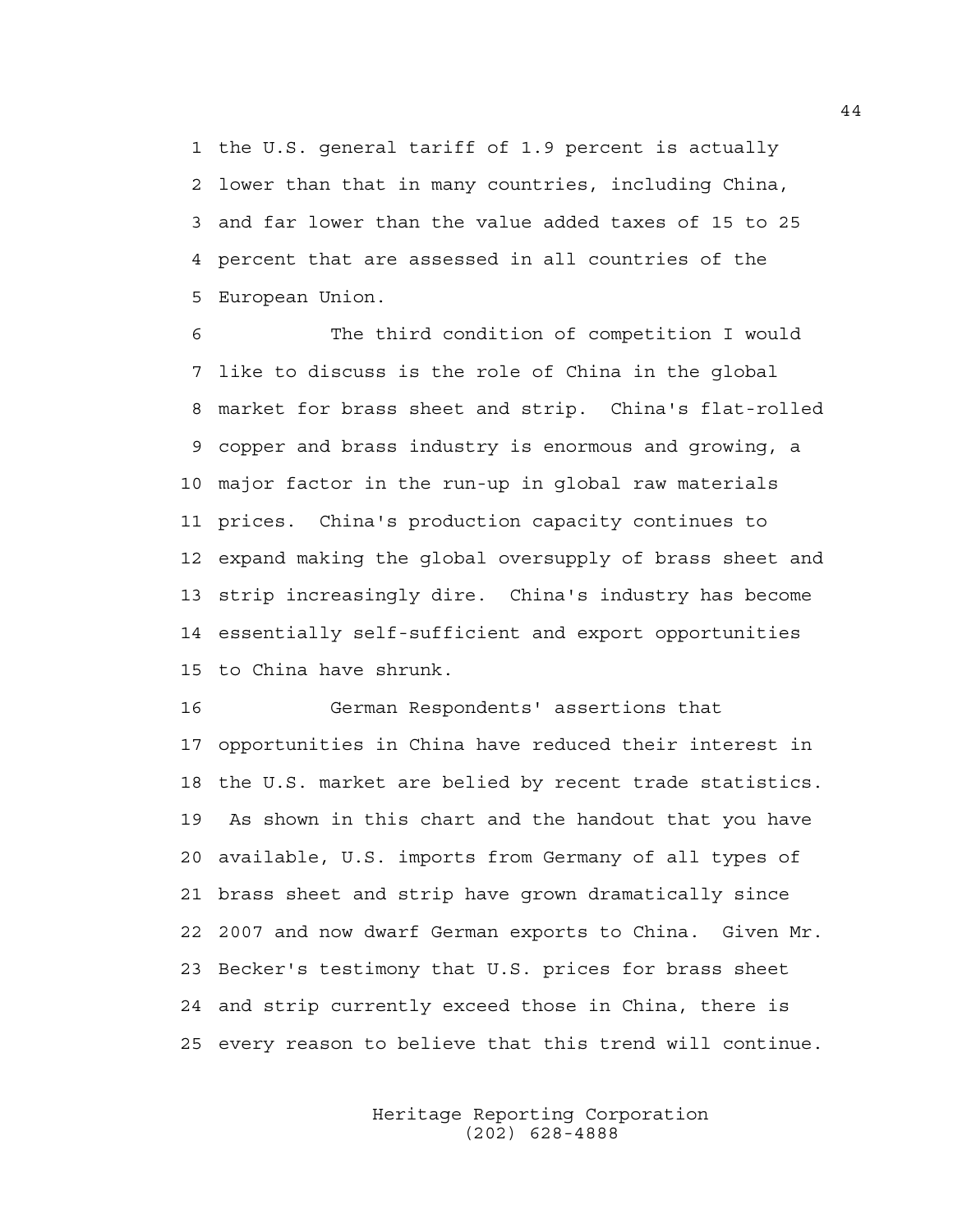the U.S. general tariff of 1.9 percent is actually lower than that in many countries, including China, and far lower than the value added taxes of 15 to 25 percent that are assessed in all countries of the European Union.

The third condition of competition I would like to discuss is the role of China in the global market for brass sheet and strip. China's flat-rolled copper and brass industry is enormous and growing, a major factor in the run-up in global raw materials prices. China's production capacity continues to expand making the global oversupply of brass sheet and strip increasingly dire. China's industry has become essentially self-sufficient and export opportunities to China have shrunk.

German Respondents' assertions that opportunities in China have reduced their interest in the U.S. market are belied by recent trade statistics. As shown in this chart and the handout that you have available, U.S. imports from Germany of all types of brass sheet and strip have grown dramatically since 2007 and now dwarf German exports to China. Given Mr. Becker's testimony that U.S. prices for brass sheet and strip currently exceed those in China, there is every reason to believe that this trend will continue.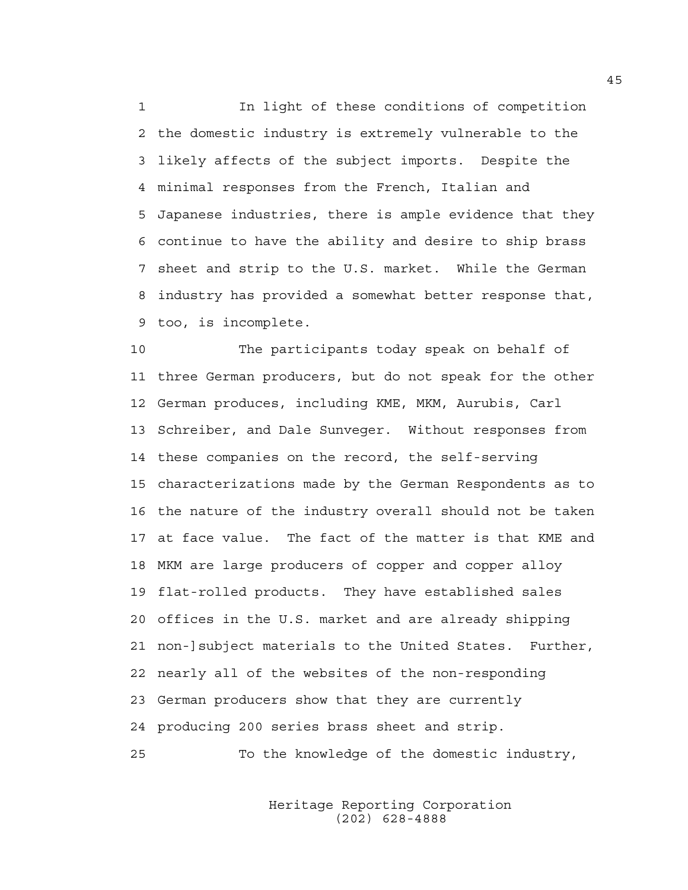In light of these conditions of competition the domestic industry is extremely vulnerable to the likely affects of the subject imports. Despite the minimal responses from the French, Italian and Japanese industries, there is ample evidence that they continue to have the ability and desire to ship brass sheet and strip to the U.S. market. While the German industry has provided a somewhat better response that, too, is incomplete.

The participants today speak on behalf of three German producers, but do not speak for the other German produces, including KME, MKM, Aurubis, Carl Schreiber, and Dale Sunveger. Without responses from these companies on the record, the self-serving characterizations made by the German Respondents as to the nature of the industry overall should not be taken at face value. The fact of the matter is that KME and MKM are large producers of copper and copper alloy flat-rolled products. They have established sales offices in the U.S. market and are already shipping non-]subject materials to the United States. Further, nearly all of the websites of the non-responding German producers show that they are currently producing 200 series brass sheet and strip.

To the knowledge of the domestic industry,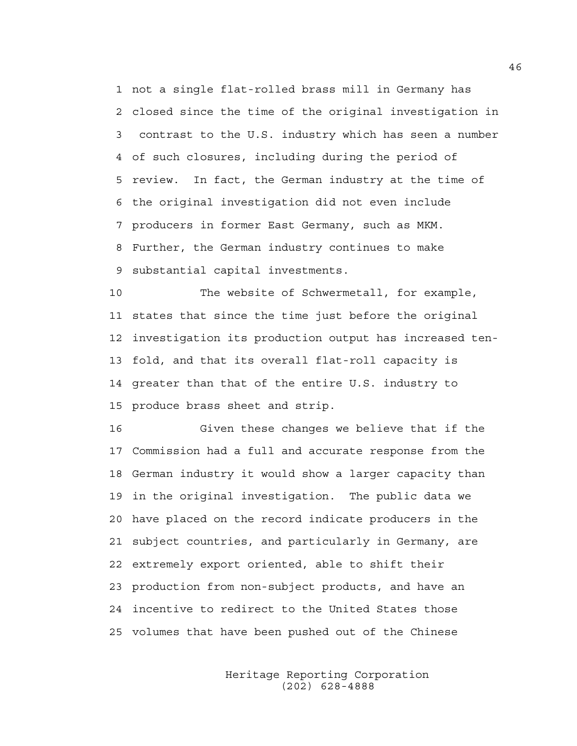not a single flat-rolled brass mill in Germany has closed since the time of the original investigation in contrast to the U.S. industry which has seen a number of such closures, including during the period of review. In fact, the German industry at the time of the original investigation did not even include producers in former East Germany, such as MKM. Further, the German industry continues to make substantial capital investments.

The website of Schwermetall, for example, states that since the time just before the original investigation its production output has increased ten-fold, and that its overall flat-roll capacity is greater than that of the entire U.S. industry to produce brass sheet and strip.

Given these changes we believe that if the Commission had a full and accurate response from the German industry it would show a larger capacity than in the original investigation. The public data we have placed on the record indicate producers in the subject countries, and particularly in Germany, are extremely export oriented, able to shift their production from non-subject products, and have an incentive to redirect to the United States those volumes that have been pushed out of the Chinese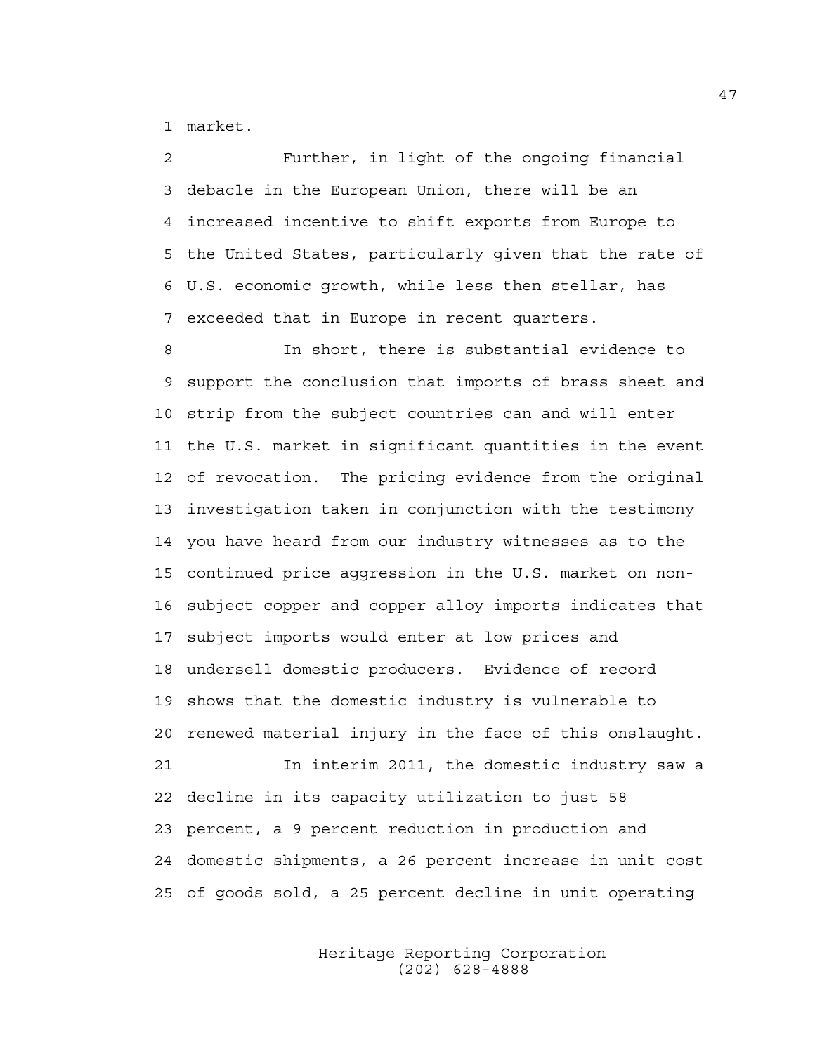market.

Further, in light of the ongoing financial debacle in the European Union, there will be an increased incentive to shift exports from Europe to the United States, particularly given that the rate of U.S. economic growth, while less then stellar, has exceeded that in Europe in recent quarters.

In short, there is substantial evidence to support the conclusion that imports of brass sheet and strip from the subject countries can and will enter the U.S. market in significant quantities in the event of revocation. The pricing evidence from the original investigation taken in conjunction with the testimony you have heard from our industry witnesses as to the continued price aggression in the U.S. market on non-subject copper and copper alloy imports indicates that subject imports would enter at low prices and undersell domestic producers. Evidence of record shows that the domestic industry is vulnerable to renewed material injury in the face of this onslaught.

In interim 2011, the domestic industry saw a decline in its capacity utilization to just 58 percent, a 9 percent reduction in production and domestic shipments, a 26 percent increase in unit cost of goods sold, a 25 percent decline in unit operating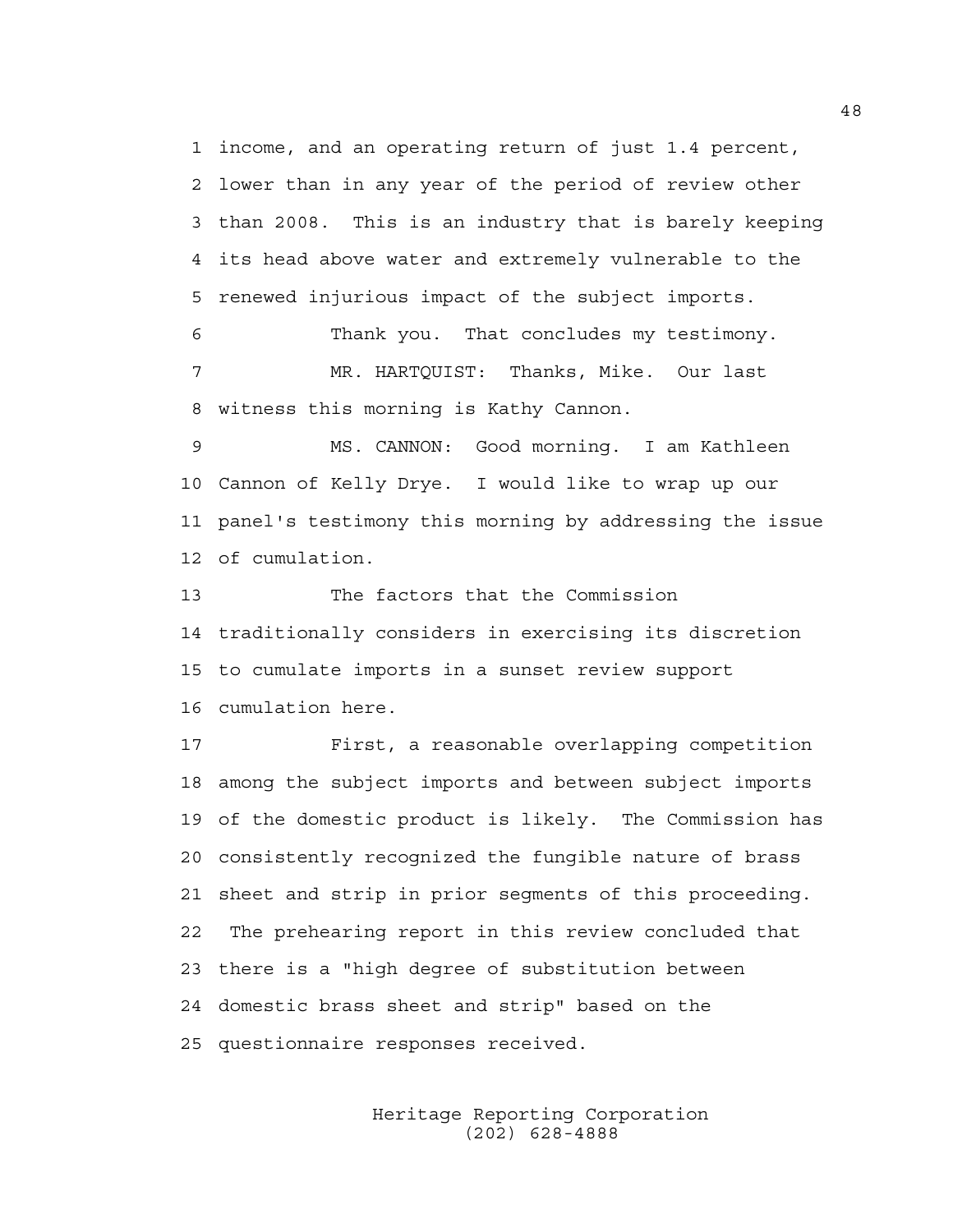income, and an operating return of just 1.4 percent, lower than in any year of the period of review other than 2008. This is an industry that is barely keeping its head above water and extremely vulnerable to the renewed injurious impact of the subject imports.

Thank you. That concludes my testimony.

MR. HARTQUIST: Thanks, Mike. Our last witness this morning is Kathy Cannon.

MS. CANNON: Good morning. I am Kathleen Cannon of Kelly Drye. I would like to wrap up our panel's testimony this morning by addressing the issue of cumulation.

The factors that the Commission traditionally considers in exercising its discretion to cumulate imports in a sunset review support cumulation here.

First, a reasonable overlapping competition among the subject imports and between subject imports of the domestic product is likely. The Commission has consistently recognized the fungible nature of brass sheet and strip in prior segments of this proceeding. The prehearing report in this review concluded that there is a "high degree of substitution between domestic brass sheet and strip" based on the questionnaire responses received.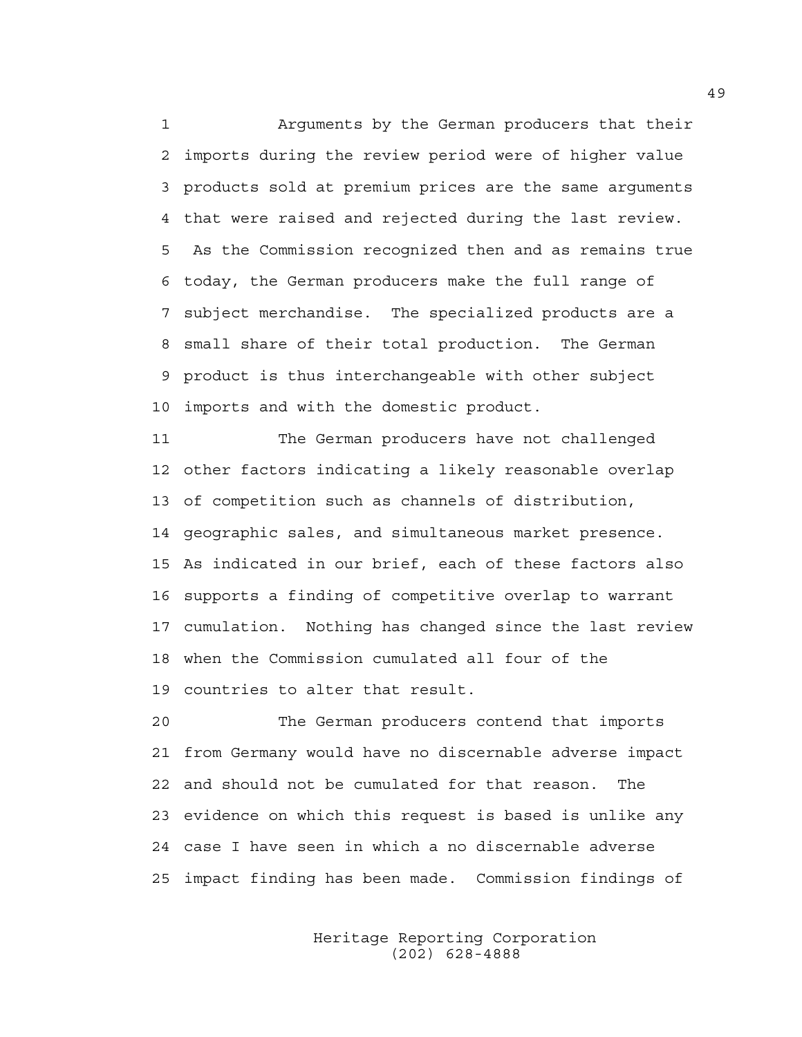Arguments by the German producers that their imports during the review period were of higher value products sold at premium prices are the same arguments that were raised and rejected during the last review. As the Commission recognized then and as remains true today, the German producers make the full range of subject merchandise. The specialized products are a small share of their total production. The German product is thus interchangeable with other subject imports and with the domestic product.

The German producers have not challenged other factors indicating a likely reasonable overlap of competition such as channels of distribution, geographic sales, and simultaneous market presence. As indicated in our brief, each of these factors also supports a finding of competitive overlap to warrant cumulation. Nothing has changed since the last review when the Commission cumulated all four of the countries to alter that result.

The German producers contend that imports from Germany would have no discernable adverse impact and should not be cumulated for that reason. The evidence on which this request is based is unlike any case I have seen in which a no discernable adverse impact finding has been made. Commission findings of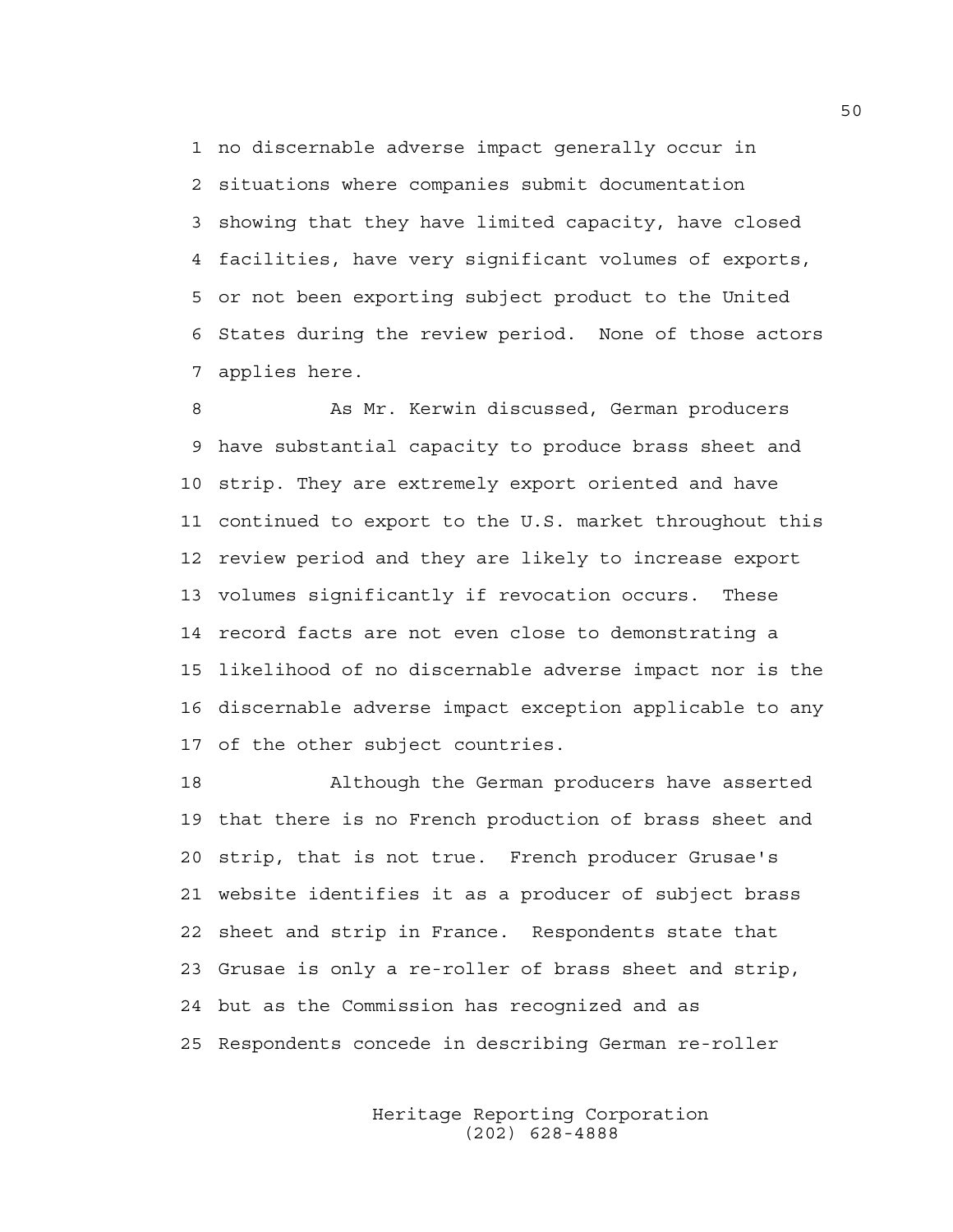no discernable adverse impact generally occur in situations where companies submit documentation showing that they have limited capacity, have closed facilities, have very significant volumes of exports, or not been exporting subject product to the United States during the review period. None of those actors applies here.

As Mr. Kerwin discussed, German producers have substantial capacity to produce brass sheet and strip. They are extremely export oriented and have continued to export to the U.S. market throughout this review period and they are likely to increase export volumes significantly if revocation occurs. These record facts are not even close to demonstrating a likelihood of no discernable adverse impact nor is the discernable adverse impact exception applicable to any of the other subject countries.

Although the German producers have asserted that there is no French production of brass sheet and strip, that is not true. French producer Grusae's website identifies it as a producer of subject brass sheet and strip in France. Respondents state that Grusae is only a re-roller of brass sheet and strip, but as the Commission has recognized and as Respondents concede in describing German re-roller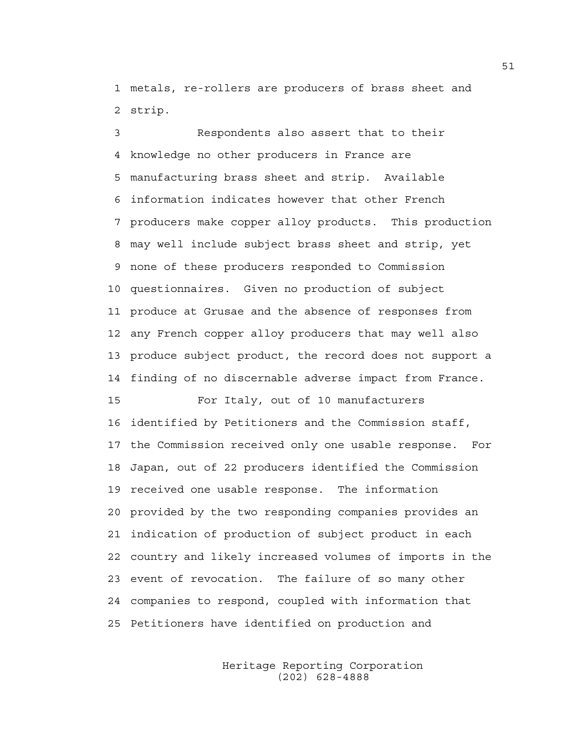metals, re-rollers are producers of brass sheet and strip.

Respondents also assert that to their knowledge no other producers in France are manufacturing brass sheet and strip. Available information indicates however that other French producers make copper alloy products. This production may well include subject brass sheet and strip, yet none of these producers responded to Commission questionnaires. Given no production of subject produce at Grusae and the absence of responses from any French copper alloy producers that may well also produce subject product, the record does not support a finding of no discernable adverse impact from France.

For Italy, out of 10 manufacturers identified by Petitioners and the Commission staff, the Commission received only one usable response. For Japan, out of 22 producers identified the Commission received one usable response. The information provided by the two responding companies provides an indication of production of subject product in each country and likely increased volumes of imports in the event of revocation. The failure of so many other companies to respond, coupled with information that Petitioners have identified on production and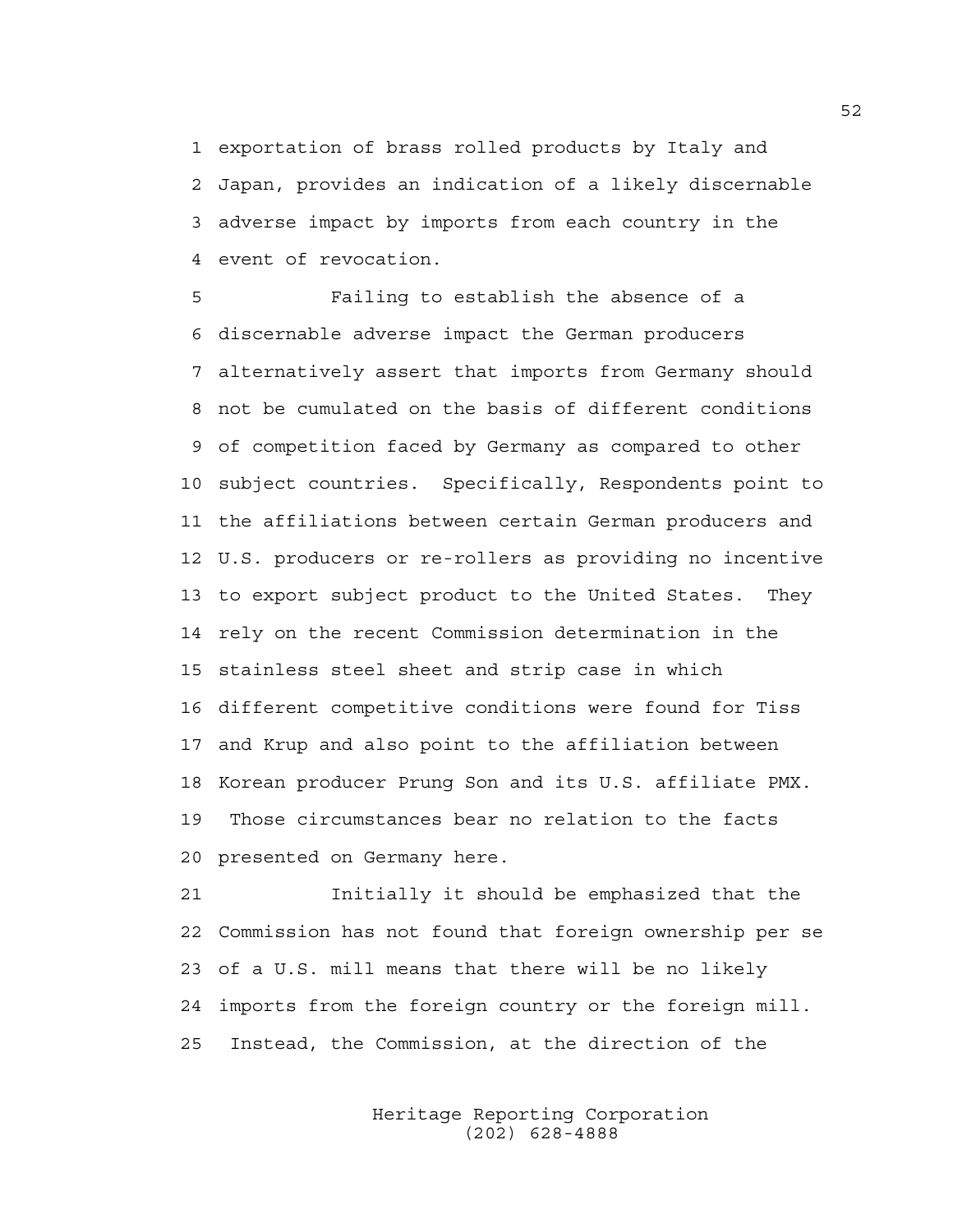exportation of brass rolled products by Italy and Japan, provides an indication of a likely discernable adverse impact by imports from each country in the event of revocation.

Failing to establish the absence of a discernable adverse impact the German producers alternatively assert that imports from Germany should not be cumulated on the basis of different conditions of competition faced by Germany as compared to other subject countries. Specifically, Respondents point to the affiliations between certain German producers and U.S. producers or re-rollers as providing no incentive to export subject product to the United States. They rely on the recent Commission determination in the stainless steel sheet and strip case in which different competitive conditions were found for Tiss and Krup and also point to the affiliation between Korean producer Prung Son and its U.S. affiliate PMX. Those circumstances bear no relation to the facts presented on Germany here.

Initially it should be emphasized that the Commission has not found that foreign ownership per se of a U.S. mill means that there will be no likely imports from the foreign country or the foreign mill. Instead, the Commission, at the direction of the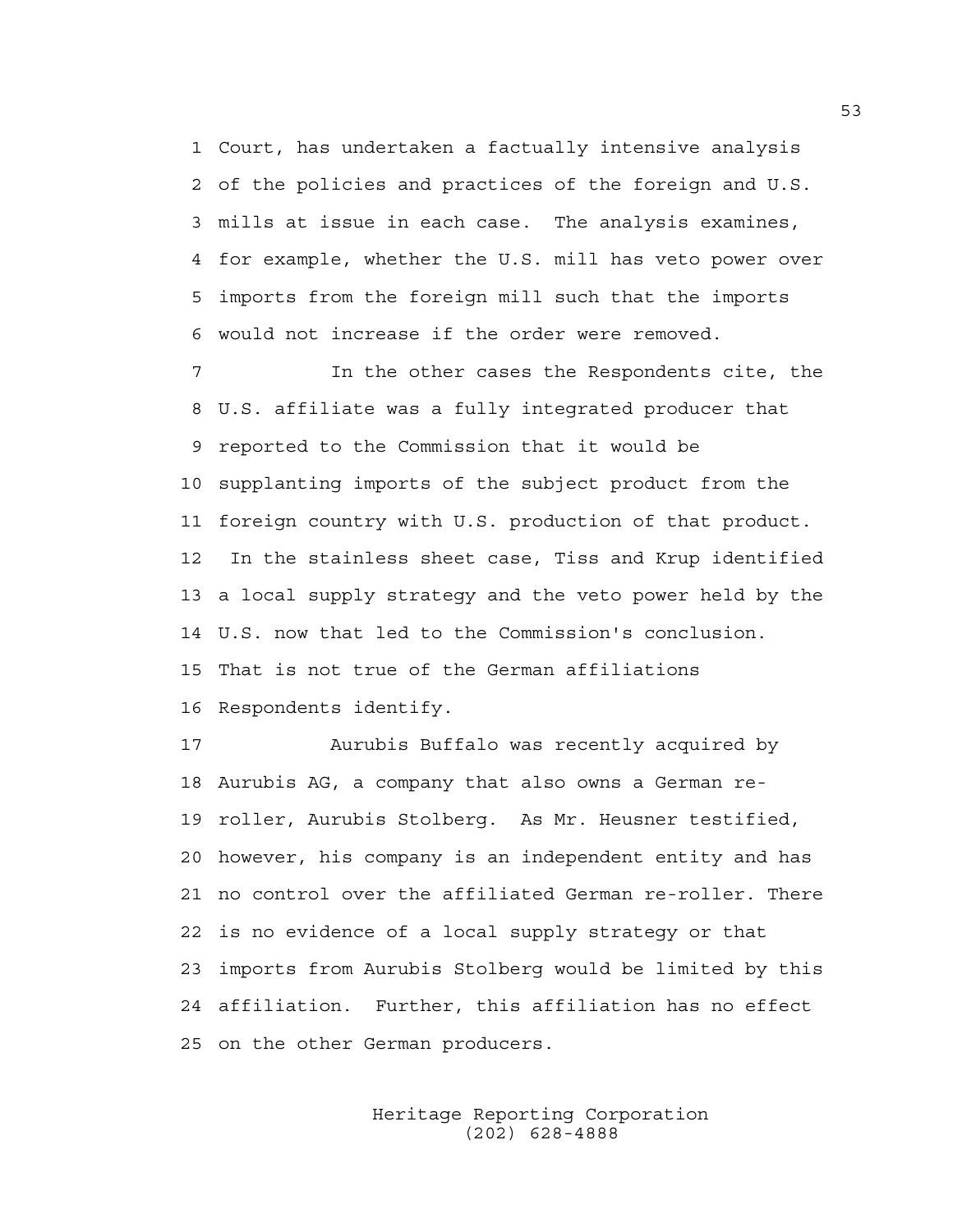Court, has undertaken a factually intensive analysis of the policies and practices of the foreign and U.S. mills at issue in each case. The analysis examines, for example, whether the U.S. mill has veto power over imports from the foreign mill such that the imports would not increase if the order were removed.

In the other cases the Respondents cite, the U.S. affiliate was a fully integrated producer that reported to the Commission that it would be supplanting imports of the subject product from the foreign country with U.S. production of that product. In the stainless sheet case, Tiss and Krup identified a local supply strategy and the veto power held by the U.S. now that led to the Commission's conclusion. That is not true of the German affiliations Respondents identify.

Aurubis Buffalo was recently acquired by Aurubis AG, a company that also owns a German re-roller, Aurubis Stolberg. As Mr. Heusner testified, however, his company is an independent entity and has no control over the affiliated German re-roller. There is no evidence of a local supply strategy or that imports from Aurubis Stolberg would be limited by this affiliation. Further, this affiliation has no effect on the other German producers.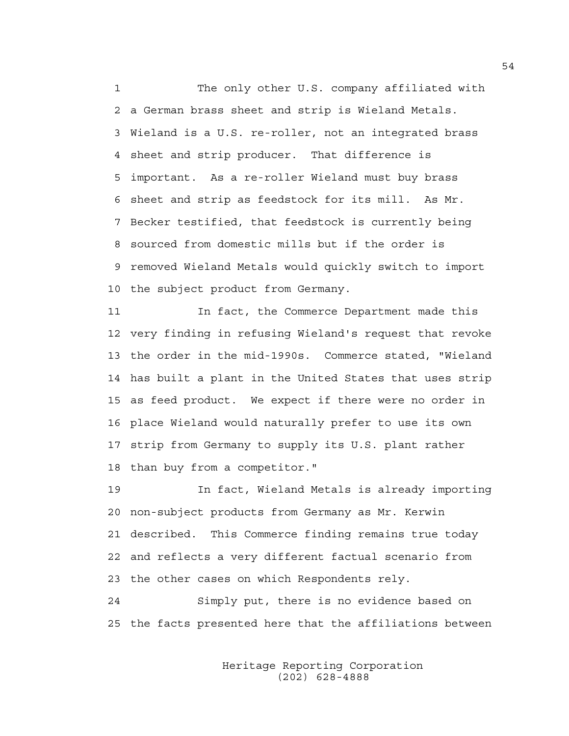The only other U.S. company affiliated with a German brass sheet and strip is Wieland Metals. Wieland is a U.S. re-roller, not an integrated brass sheet and strip producer. That difference is important. As a re-roller Wieland must buy brass sheet and strip as feedstock for its mill. As Mr. Becker testified, that feedstock is currently being sourced from domestic mills but if the order is removed Wieland Metals would quickly switch to import the subject product from Germany.

In fact, the Commerce Department made this very finding in refusing Wieland's request that revoke the order in the mid-1990s. Commerce stated, "Wieland has built a plant in the United States that uses strip as feed product. We expect if there were no order in place Wieland would naturally prefer to use its own strip from Germany to supply its U.S. plant rather than buy from a competitor."

In fact, Wieland Metals is already importing non-subject products from Germany as Mr. Kerwin described. This Commerce finding remains true today and reflects a very different factual scenario from the other cases on which Respondents rely.

Simply put, there is no evidence based on the facts presented here that the affiliations between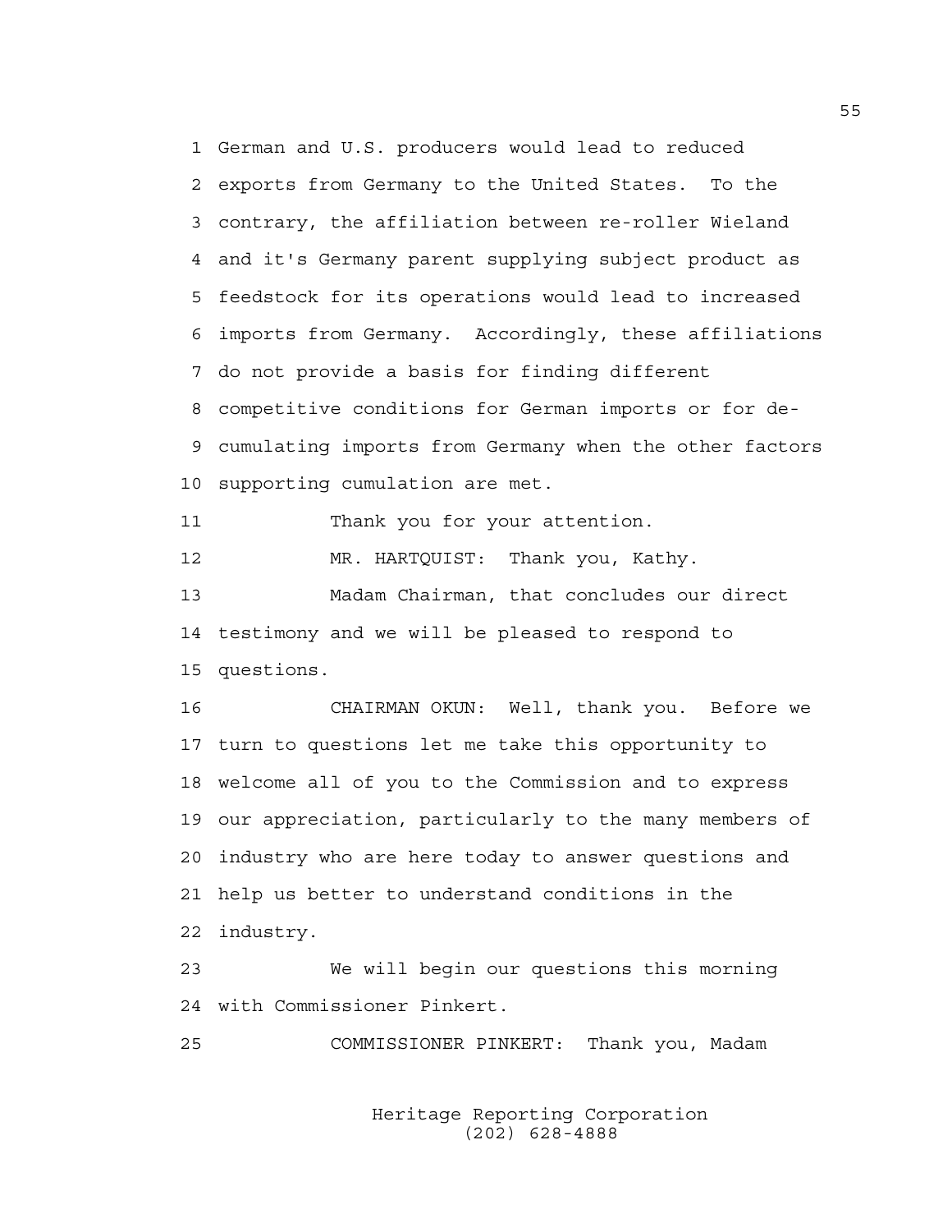German and U.S. producers would lead to reduced exports from Germany to the United States. To the contrary, the affiliation between re-roller Wieland and it's Germany parent supplying subject product as feedstock for its operations would lead to increased imports from Germany. Accordingly, these affiliations do not provide a basis for finding different competitive conditions for German imports or for de-cumulating imports from Germany when the other factors supporting cumulation are met.

Thank you for your attention.

MR. HARTQUIST: Thank you, Kathy.

Madam Chairman, that concludes our direct testimony and we will be pleased to respond to questions.

CHAIRMAN OKUN: Well, thank you. Before we turn to questions let me take this opportunity to welcome all of you to the Commission and to express our appreciation, particularly to the many members of industry who are here today to answer questions and help us better to understand conditions in the industry.

We will begin our questions this morning with Commissioner Pinkert.

COMMISSIONER PINKERT: Thank you, Madam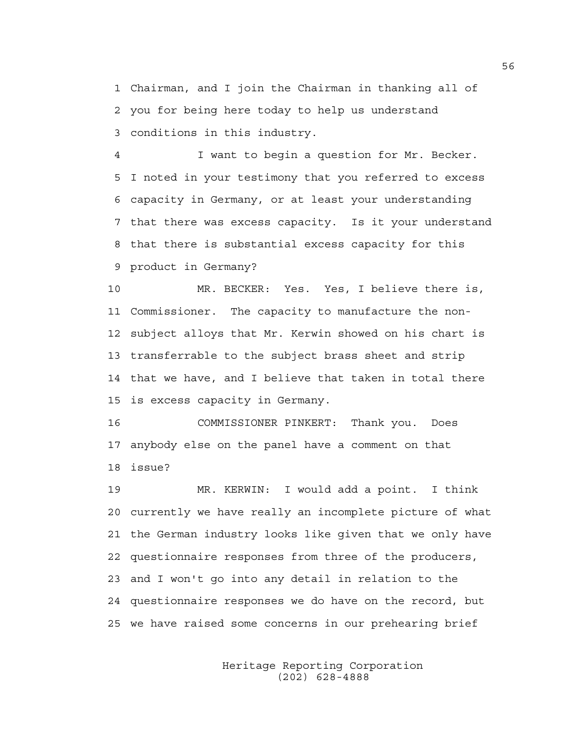1 Chairman, and I join the Chairman in thanking all of
2 you for being here today to help us understand
3 conditions in this industry.

4 I want to begin a question for Mr. Becker.
5 I noted in your testimony that you referred to excess
6 capacity in Germany, or at least your understanding
7 that there was excess capacity. Is it your understand
8 that there is substantial excess capacity for this
9 product in Germany?

10 MR. BECKER: Yes. Yes, I believe there is,
11 Commissioner. The capacity to manufacture the non-
12 subject alloys that Mr. Kerwin showed on his chart is
13 transferrable to the subject brass sheet and strip
14 that we have, and I believe that taken in total there
15 is excess capacity in Germany.

16 COMMISSIONER PINKERT: Thank you. Does
17 anybody else on the panel have a comment on that
18 issue?

19 MR. KERWIN: I would add a point. I think
20 currently we have really an incomplete picture of what
21 the German industry looks like given that we only have
22 questionnaire responses from three of the producers,
23 and I won't go into any detail in relation to the
24 questionnaire responses we do have on the record, but
25 we have raised some concerns in our prehearing brief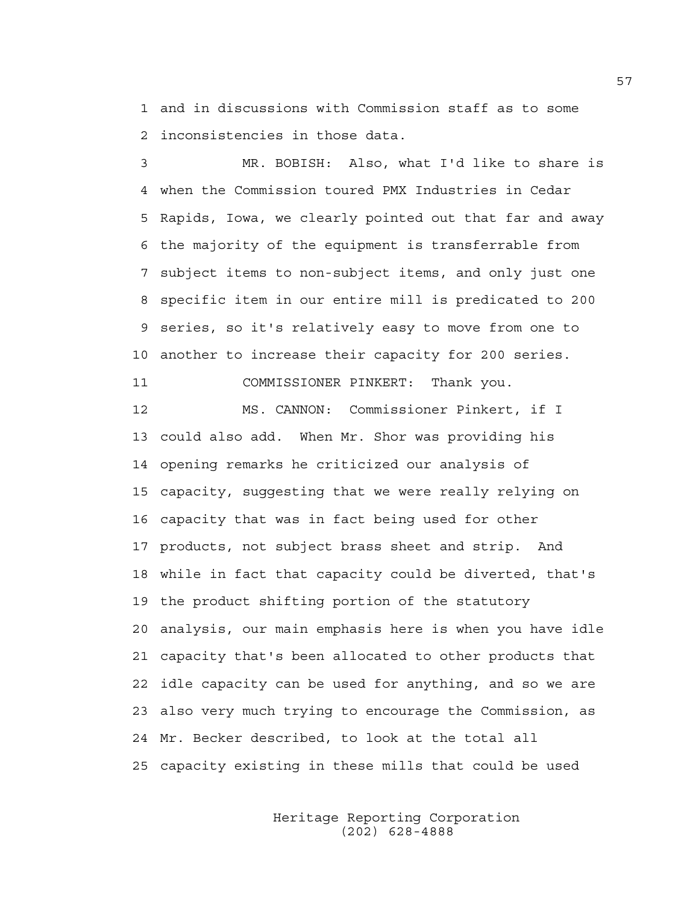and in discussions with Commission staff as to some inconsistencies in those data.

MR. BOBISH: Also, what I'd like to share is when the Commission toured PMX Industries in Cedar Rapids, Iowa, we clearly pointed out that far and away the majority of the equipment is transferrable from subject items to non-subject items, and only just one specific item in our entire mill is predicated to 200 series, so it's relatively easy to move from one to another to increase their capacity for 200 series.

COMMISSIONER PINKERT: Thank you.

MS. CANNON: Commissioner Pinkert, if I could also add. When Mr. Shor was providing his opening remarks he criticized our analysis of capacity, suggesting that we were really relying on capacity that was in fact being used for other products, not subject brass sheet and strip. And while in fact that capacity could be diverted, that's the product shifting portion of the statutory analysis, our main emphasis here is when you have idle capacity that's been allocated to other products that idle capacity can be used for anything, and so we are also very much trying to encourage the Commission, as Mr. Becker described, to look at the total all capacity existing in these mills that could be used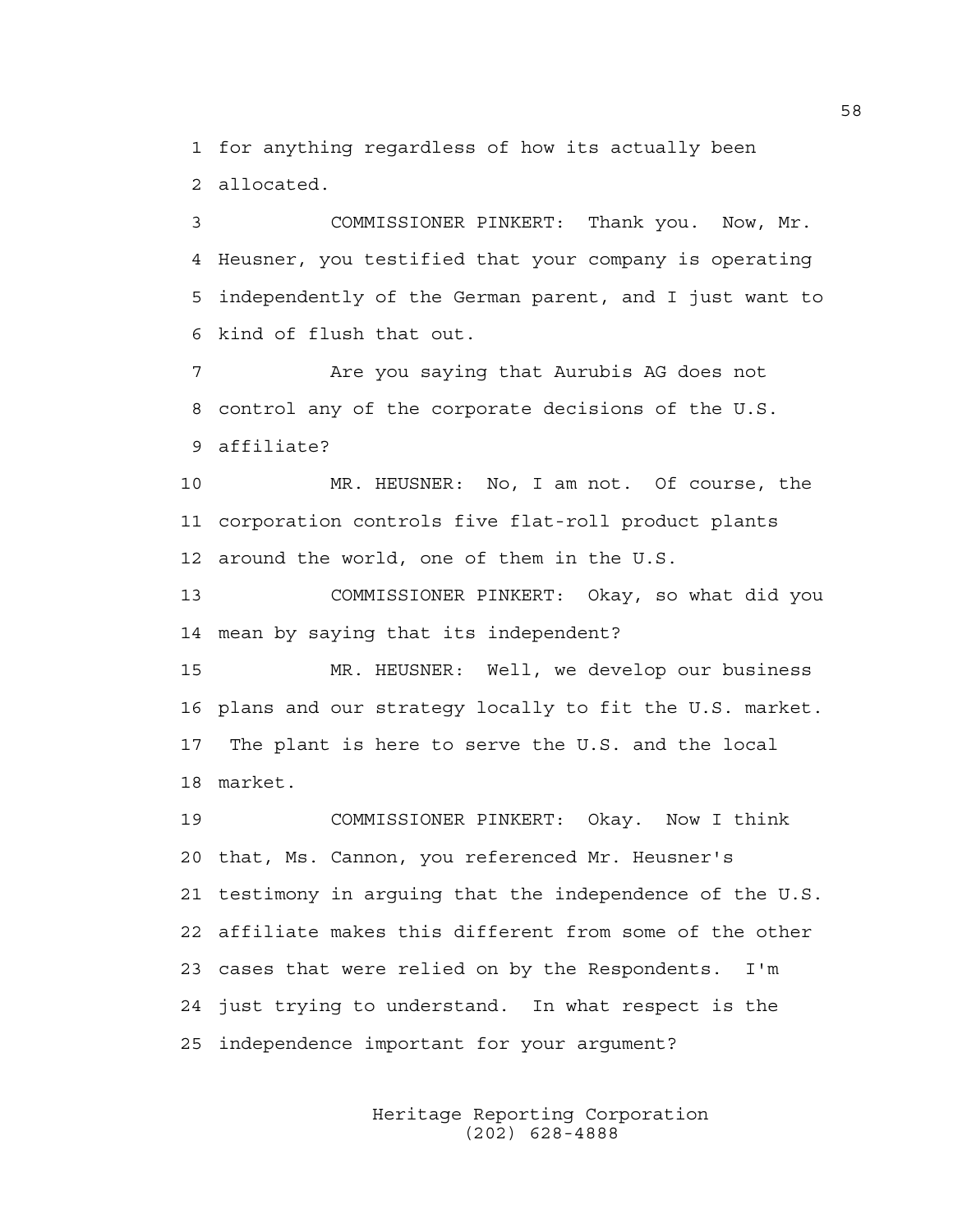for anything regardless of how its actually been allocated.

COMMISSIONER PINKERT: Thank you. Now, Mr. Heusner, you testified that your company is operating independently of the German parent, and I just want to kind of flush that out.

Are you saying that Aurubis AG does not control any of the corporate decisions of the U.S. affiliate?

MR. HEUSNER: No, I am not. Of course, the corporation controls five flat-roll product plants around the world, one of them in the U.S.

COMMISSIONER PINKERT: Okay, so what did you mean by saying that its independent?

MR. HEUSNER: Well, we develop our business plans and our strategy locally to fit the U.S. market. The plant is here to serve the U.S. and the local market.

COMMISSIONER PINKERT: Okay. Now I think that, Ms. Cannon, you referenced Mr. Heusner's testimony in arguing that the independence of the U.S. affiliate makes this different from some of the other cases that were relied on by the Respondents. I'm just trying to understand. In what respect is the independence important for your argument?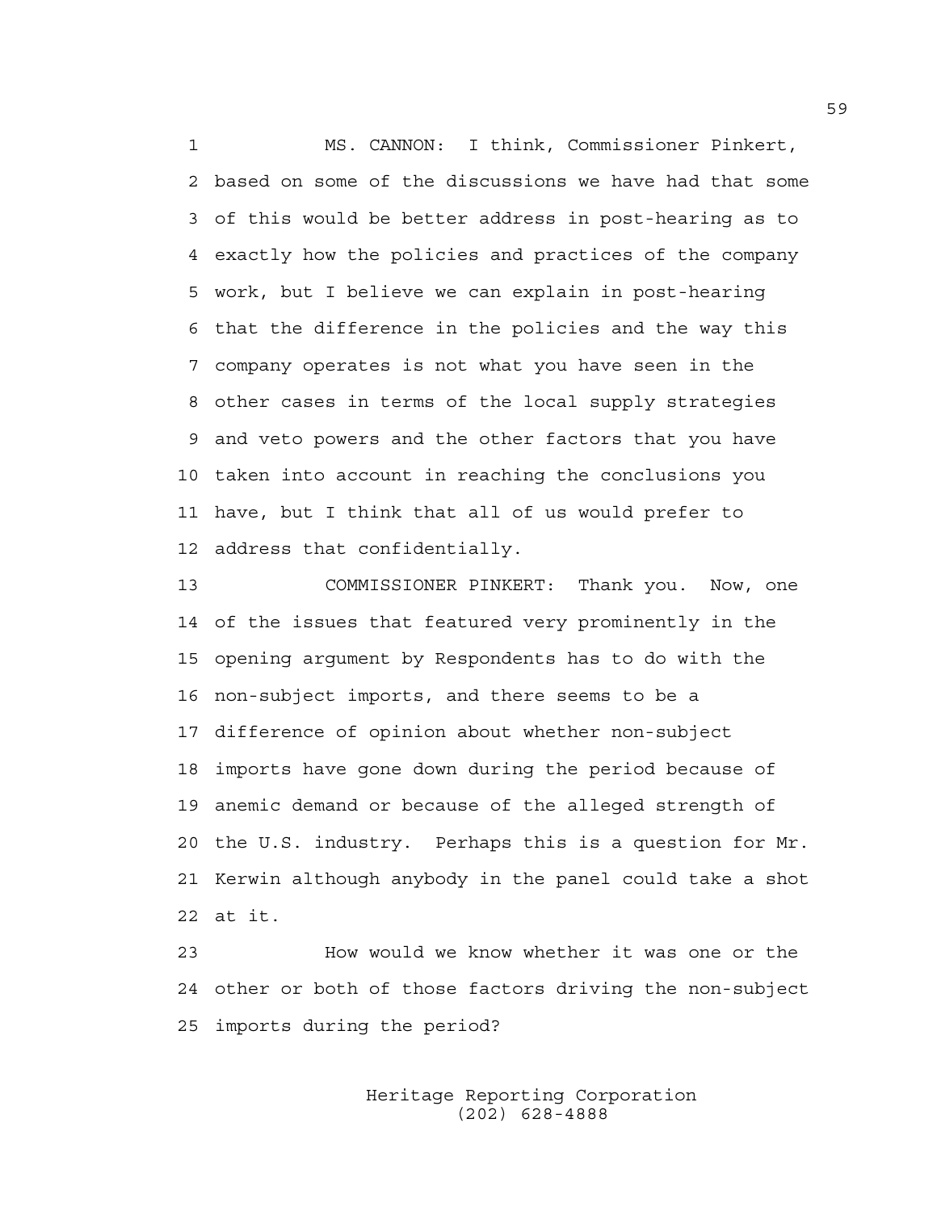MS. CANNON: I think, Commissioner Pinkert, based on some of the discussions we have had that some of this would be better address in post-hearing as to exactly how the policies and practices of the company work, but I believe we can explain in post-hearing that the difference in the policies and the way this company operates is not what you have seen in the other cases in terms of the local supply strategies and veto powers and the other factors that you have taken into account in reaching the conclusions you have, but I think that all of us would prefer to address that confidentially.

COMMISSIONER PINKERT: Thank you. Now, one of the issues that featured very prominently in the opening argument by Respondents has to do with the non-subject imports, and there seems to be a difference of opinion about whether non-subject imports have gone down during the period because of anemic demand or because of the alleged strength of the U.S. industry. Perhaps this is a question for Mr. Kerwin although anybody in the panel could take a shot at it.

How would we know whether it was one or the other or both of those factors driving the non-subject imports during the period?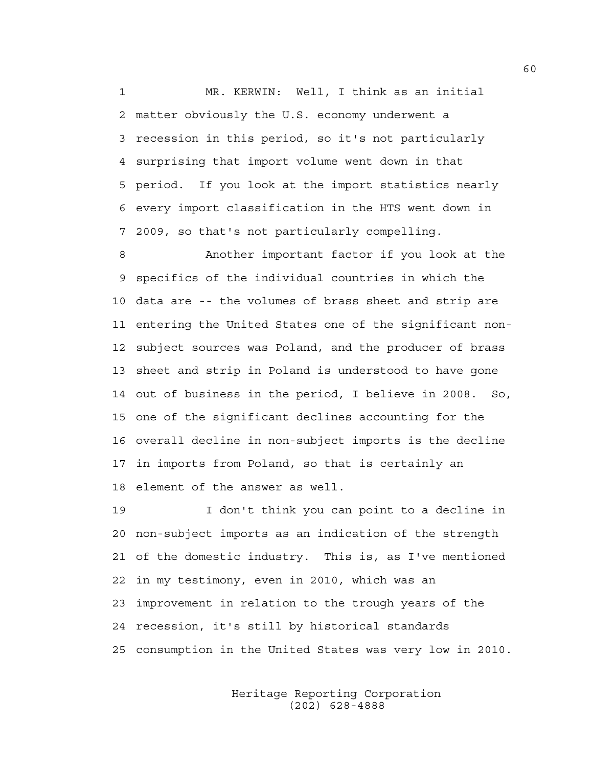MR. KERWIN: Well, I think as an initial matter obviously the U.S. economy underwent a recession in this period, so it's not particularly surprising that import volume went down in that period. If you look at the import statistics nearly every import classification in the HTS went down in 2009, so that's not particularly compelling.

Another important factor if you look at the specifics of the individual countries in which the data are -- the volumes of brass sheet and strip are entering the United States one of the significant non-subject sources was Poland, and the producer of brass sheet and strip in Poland is understood to have gone out of business in the period, I believe in 2008. So, one of the significant declines accounting for the overall decline in non-subject imports is the decline in imports from Poland, so that is certainly an element of the answer as well.

I don't think you can point to a decline in non-subject imports as an indication of the strength of the domestic industry. This is, as I've mentioned in my testimony, even in 2010, which was an improvement in relation to the trough years of the recession, it's still by historical standards consumption in the United States was very low in 2010.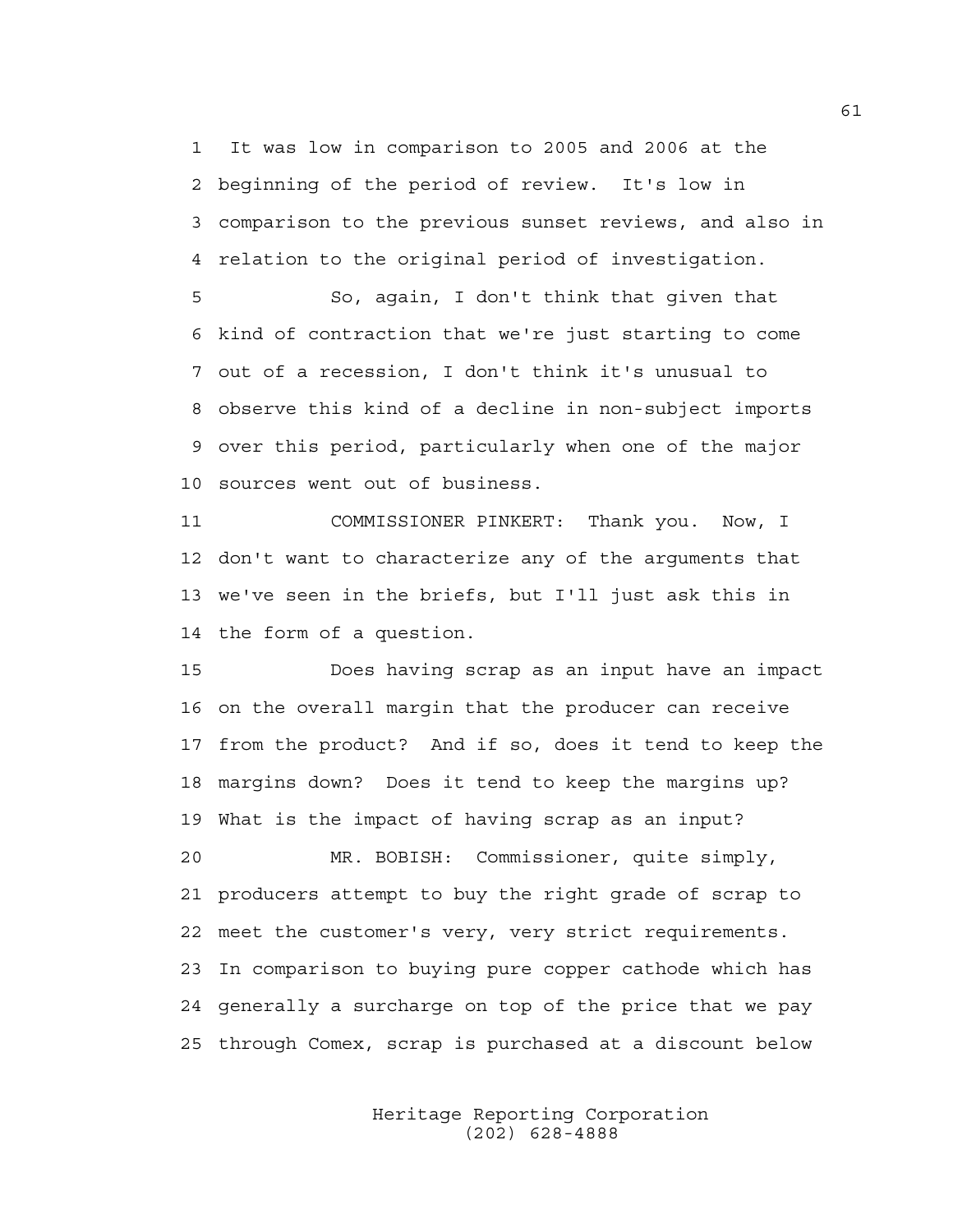1 It was low in comparison to 2005 and 2006 at the
2 beginning of the period of review. It's low in
3 comparison to the previous sunset reviews, and also in
4 relation to the original period of investigation.

5 So, again, I don't think that given that
6 kind of contraction that we're just starting to come
7 out of a recession, I don't think it's unusual to
8 observe this kind of a decline in non-subject imports
9 over this period, particularly when one of the major
10 sources went out of business.

11 COMMISSIONER PINKERT: Thank you. Now, I
12 don't want to characterize any of the arguments that
13 we've seen in the briefs, but I'll just ask this in
14 the form of a question.

15 Does having scrap as an input have an impact
16 on the overall margin that the producer can receive
17 from the product? And if so, does it tend to keep the
18 margins down? Does it tend to keep the margins up?
19 What is the impact of having scrap as an input?

20 MR. BOBISH: Commissioner, quite simply,
21 producers attempt to buy the right grade of scrap to
22 meet the customer's very, very strict requirements.
23 In comparison to buying pure copper cathode which has
24 generally a surcharge on top of the price that we pay
25 through Comex, scrap is purchased at a discount below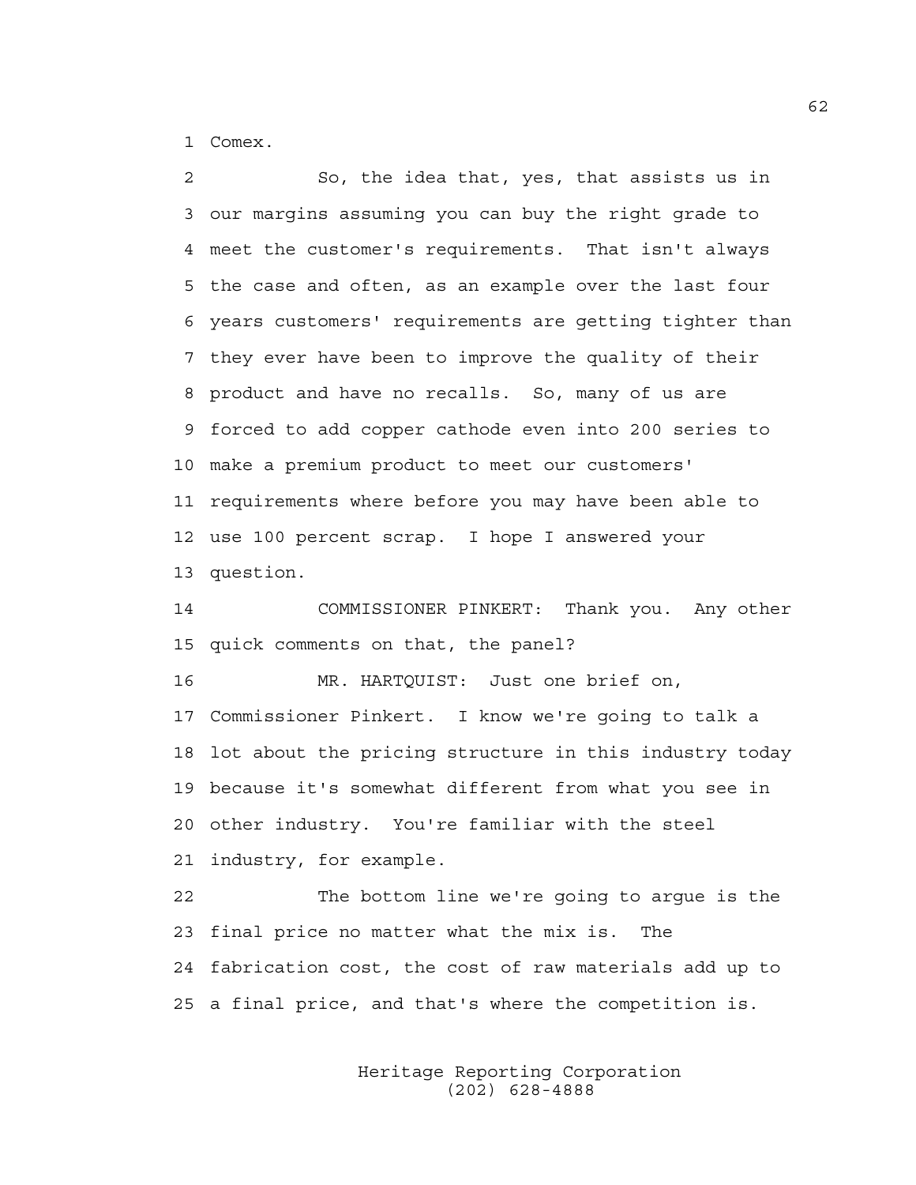Comex.

So, the idea that, yes, that assists us in our margins assuming you can buy the right grade to meet the customer's requirements. That isn't always the case and often, as an example over the last four years customers' requirements are getting tighter than they ever have been to improve the quality of their product and have no recalls. So, many of us are forced to add copper cathode even into 200 series to make a premium product to meet our customers' requirements where before you may have been able to use 100 percent scrap. I hope I answered your question.

COMMISSIONER PINKERT: Thank you. Any other quick comments on that, the panel?

MR. HARTQUIST: Just one brief on, Commissioner Pinkert. I know we're going to talk a lot about the pricing structure in this industry today because it's somewhat different from what you see in other industry. You're familiar with the steel industry, for example.

The bottom line we're going to argue is the final price no matter what the mix is. The fabrication cost, the cost of raw materials add up to a final price, and that's where the competition is.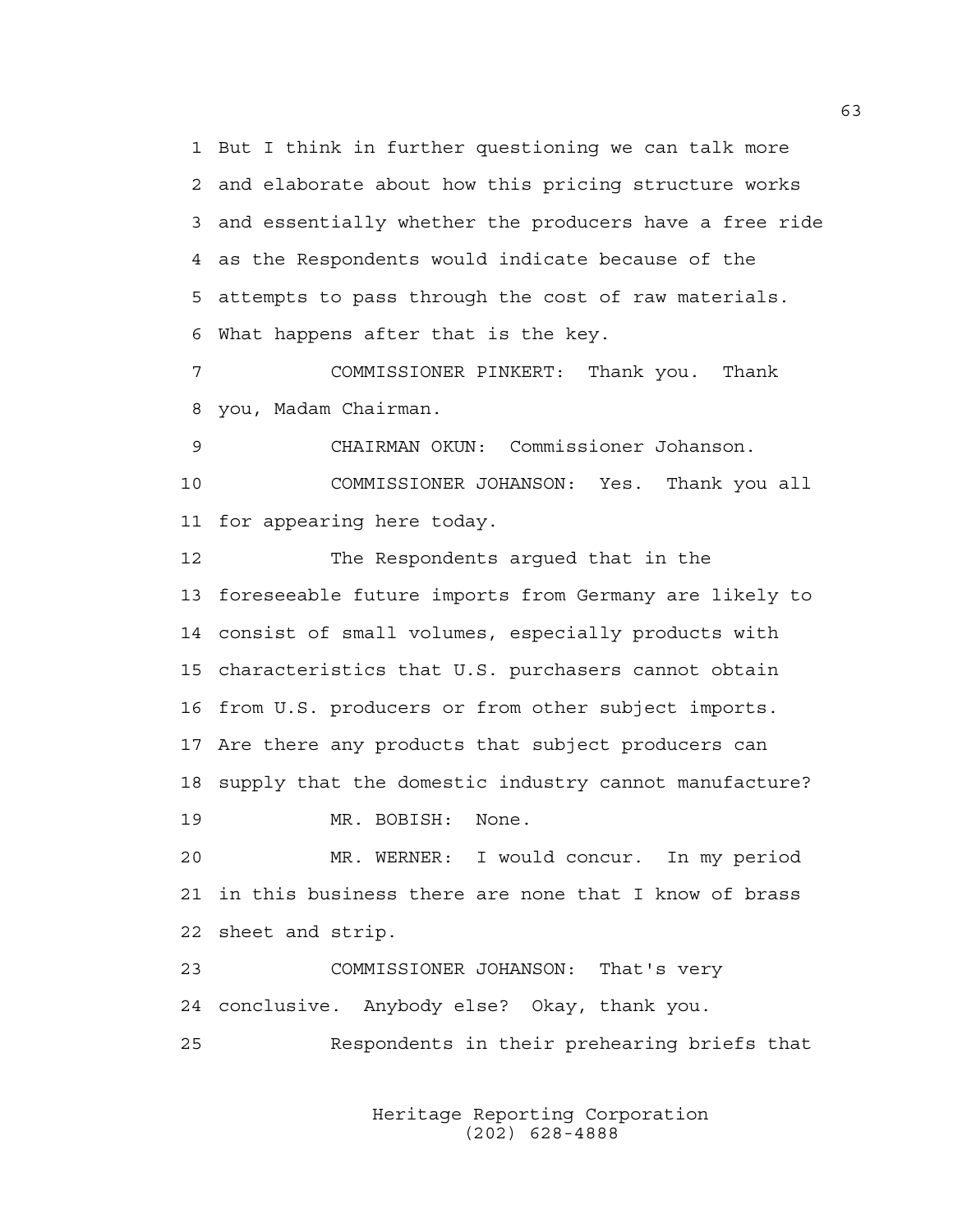1 But I think in further questioning we can talk more
2 and elaborate about how this pricing structure works
3 and essentially whether the producers have a free ride
4 as the Respondents would indicate because of the
5 attempts to pass through the cost of raw materials.
6 What happens after that is the key.

7 COMMISSIONER PINKERT: Thank you. Thank
8 you, Madam Chairman.

9 CHAIRMAN OKUN: Commissioner Johanson.

10 COMMISSIONER JOHANSON: Yes. Thank you all
11 for appearing here today.

12 The Respondents argued that in the
13 foreseeable future imports from Germany are likely to
14 consist of small volumes, especially products with
15 characteristics that U.S. purchasers cannot obtain
16 from U.S. producers or from other subject imports.
17 Are there any products that subject producers can
18 supply that the domestic industry cannot manufacture?

19 MR. BOBISH: None.

20 MR. WERNER: I would concur. In my period
21 in this business there are none that I know of brass
22 sheet and strip.

23 COMMISSIONER JOHANSON: That's very
24 conclusive. Anybody else? Okay, thank you.

25 Respondents in their prehearing briefs that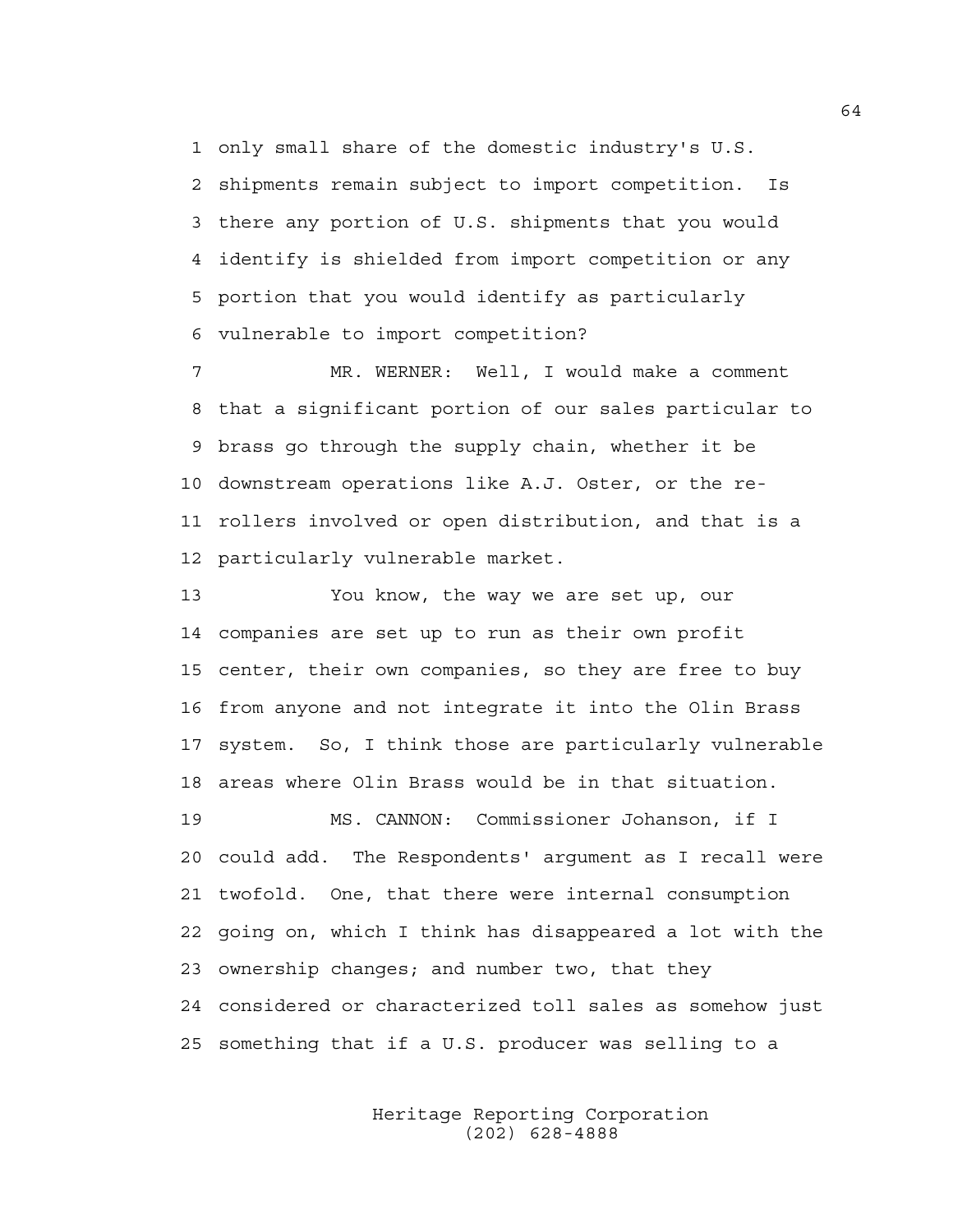only small share of the domestic industry's U.S. shipments remain subject to import competition. Is there any portion of U.S. shipments that you would identify is shielded from import competition or any portion that you would identify as particularly vulnerable to import competition?

MR. WERNER: Well, I would make a comment that a significant portion of our sales particular to brass go through the supply chain, whether it be downstream operations like A.J. Oster, or the re-rollers involved or open distribution, and that is a particularly vulnerable market.

You know, the way we are set up, our companies are set up to run as their own profit center, their own companies, so they are free to buy from anyone and not integrate it into the Olin Brass system. So, I think those are particularly vulnerable areas where Olin Brass would be in that situation.

MS. CANNON: Commissioner Johanson, if I could add. The Respondents' argument as I recall were twofold. One, that there were internal consumption going on, which I think has disappeared a lot with the ownership changes; and number two, that they considered or characterized toll sales as somehow just something that if a U.S. producer was selling to a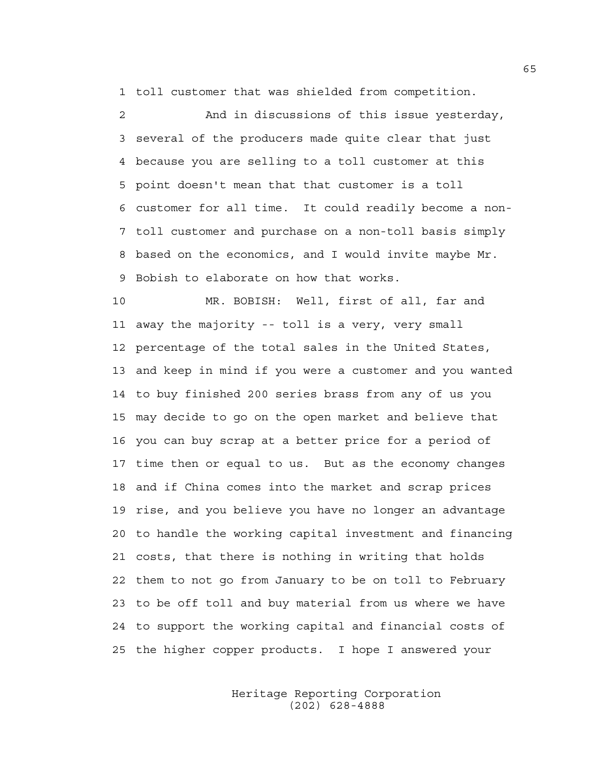toll customer that was shielded from competition.

And in discussions of this issue yesterday, several of the producers made quite clear that just because you are selling to a toll customer at this point doesn't mean that that customer is a toll customer for all time. It could readily become a non-toll customer and purchase on a non-toll basis simply based on the economics, and I would invite maybe Mr. Bobish to elaborate on how that works.

MR. BOBISH: Well, first of all, far and away the majority -- toll is a very, very small percentage of the total sales in the United States, and keep in mind if you were a customer and you wanted to buy finished 200 series brass from any of us you may decide to go on the open market and believe that you can buy scrap at a better price for a period of time then or equal to us. But as the economy changes and if China comes into the market and scrap prices rise, and you believe you have no longer an advantage to handle the working capital investment and financing costs, that there is nothing in writing that holds them to not go from January to be on toll to February to be off toll and buy material from us where we have to support the working capital and financial costs of the higher copper products. I hope I answered your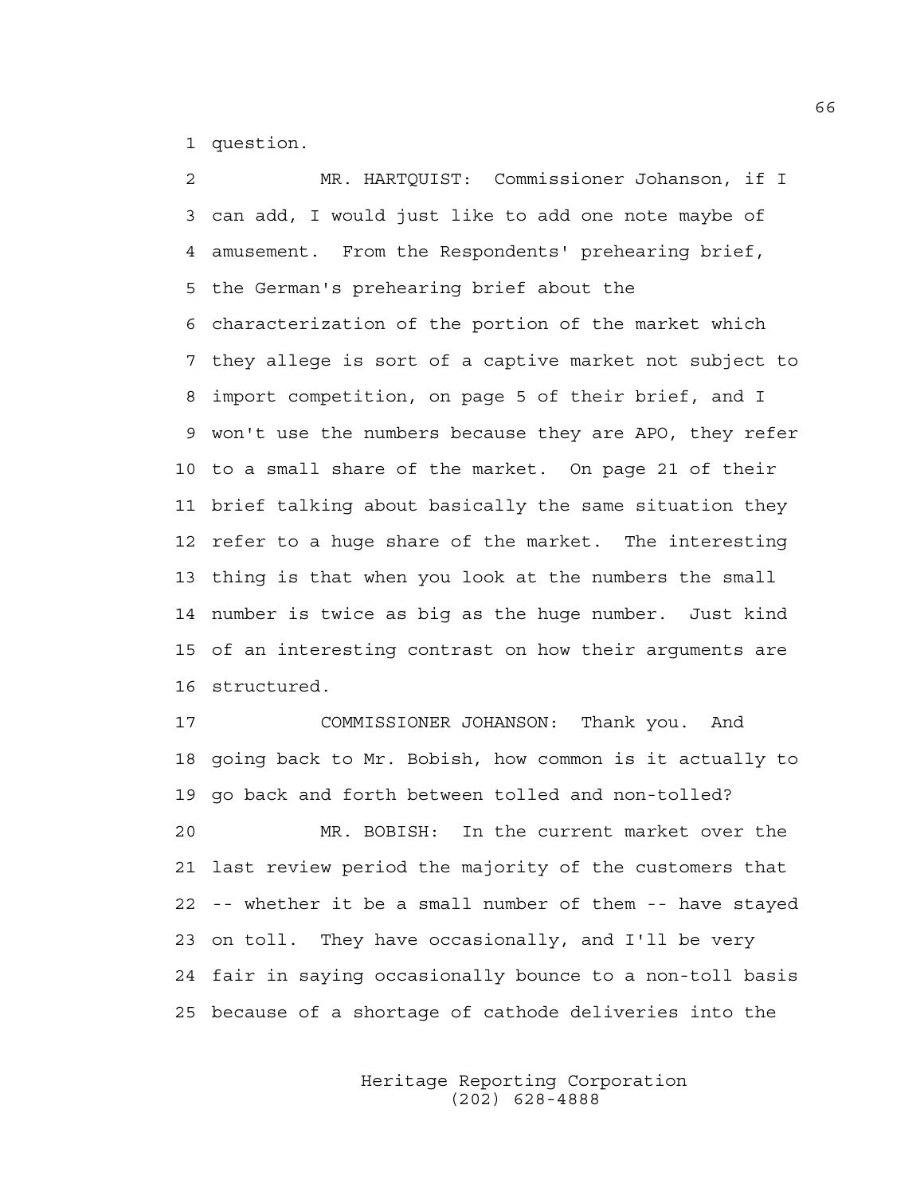question.

MR. HARTQUIST: Commissioner Johanson, if I can add, I would just like to add one note maybe of amusement. From the Respondents' prehearing brief, the German's prehearing brief about the characterization of the portion of the market which they allege is sort of a captive market not subject to import competition, on page 5 of their brief, and I won't use the numbers because they are APO, they refer to a small share of the market. On page 21 of their brief talking about basically the same situation they refer to a huge share of the market. The interesting thing is that when you look at the numbers the small number is twice as big as the huge number. Just kind of an interesting contrast on how their arguments are structured.

COMMISSIONER JOHANSON: Thank you. And going back to Mr. Bobish, how common is it actually to go back and forth between tolled and non-tolled?

MR. BOBISH: In the current market over the last review period the majority of the customers that -- whether it be a small number of them -- have stayed on toll. They have occasionally, and I'll be very fair in saying occasionally bounce to a non-toll basis because of a shortage of cathode deliveries into the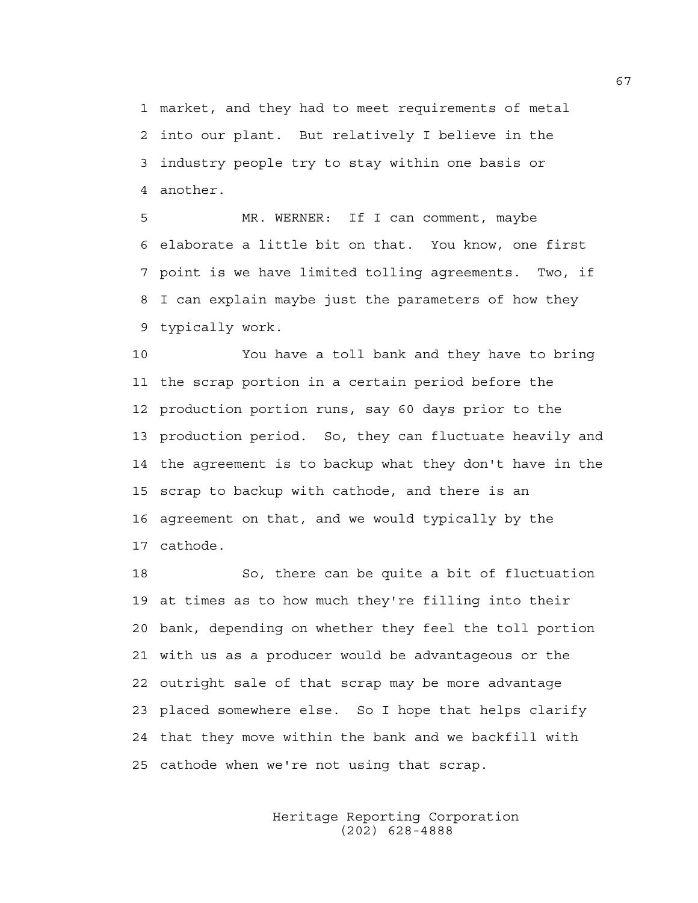market, and they had to meet requirements of metal into our plant. But relatively I believe in the industry people try to stay within one basis or another.

MR. WERNER: If I can comment, maybe elaborate a little bit on that. You know, one first point is we have limited tolling agreements. Two, if I can explain maybe just the parameters of how they typically work.

You have a toll bank and they have to bring the scrap portion in a certain period before the production portion runs, say 60 days prior to the production period. So, they can fluctuate heavily and the agreement is to backup what they don't have in the scrap to backup with cathode, and there is an agreement on that, and we would typically by the cathode.

So, there can be quite a bit of fluctuation at times as to how much they're filling into their bank, depending on whether they feel the toll portion with us as a producer would be advantageous or the outright sale of that scrap may be more advantage placed somewhere else. So I hope that helps clarify that they move within the bank and we backfill with cathode when we're not using that scrap.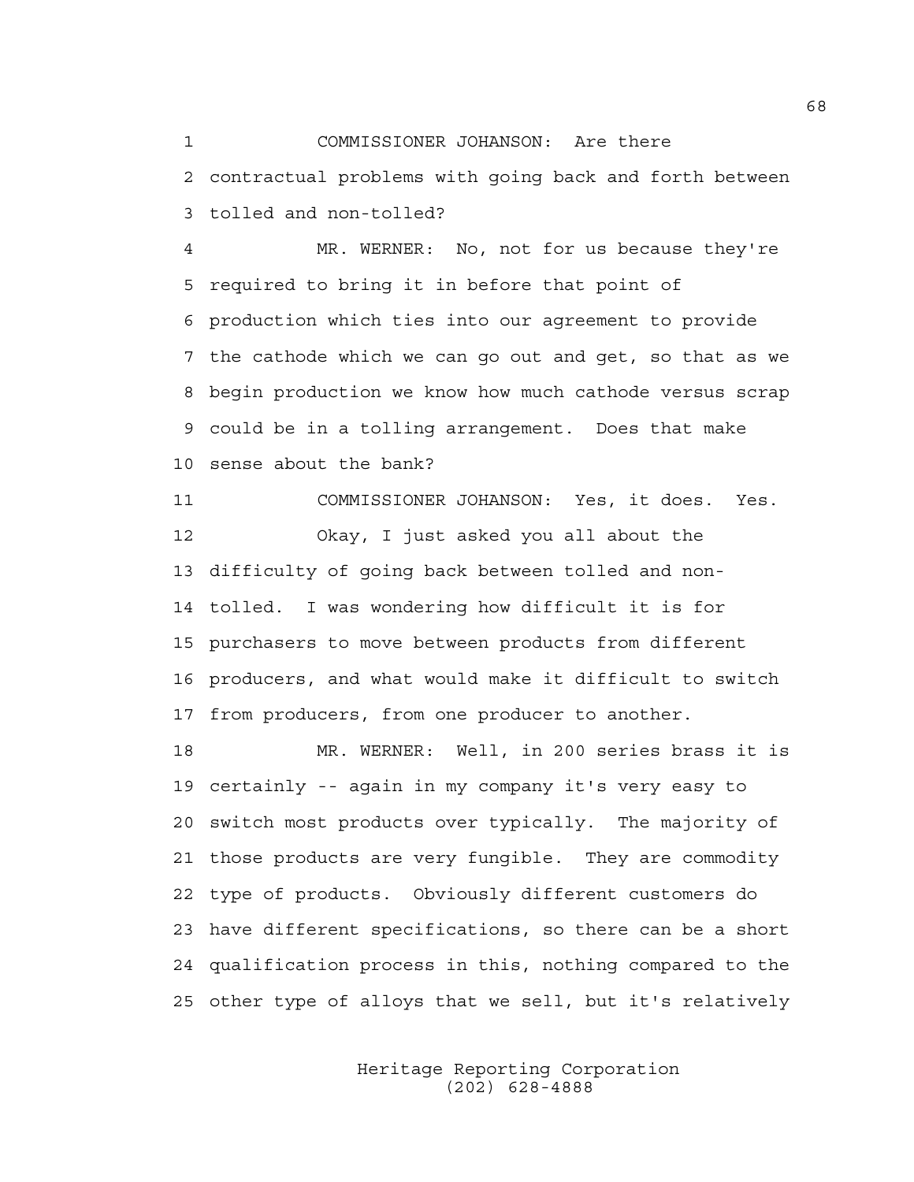COMMISSIONER JOHANSON: Are there contractual problems with going back and forth between tolled and non-tolled?

MR. WERNER: No, not for us because they're required to bring it in before that point of production which ties into our agreement to provide the cathode which we can go out and get, so that as we begin production we know how much cathode versus scrap could be in a tolling arrangement. Does that make sense about the bank?

COMMISSIONER JOHANSON: Yes, it does. Yes.

Okay, I just asked you all about the difficulty of going back between tolled and non-tolled. I was wondering how difficult it is for purchasers to move between products from different producers, and what would make it difficult to switch from producers, from one producer to another.

MR. WERNER: Well, in 200 series brass it is certainly -- again in my company it's very easy to switch most products over typically. The majority of those products are very fungible. They are commodity type of products. Obviously different customers do have different specifications, so there can be a short qualification process in this, nothing compared to the other type of alloys that we sell, but it's relatively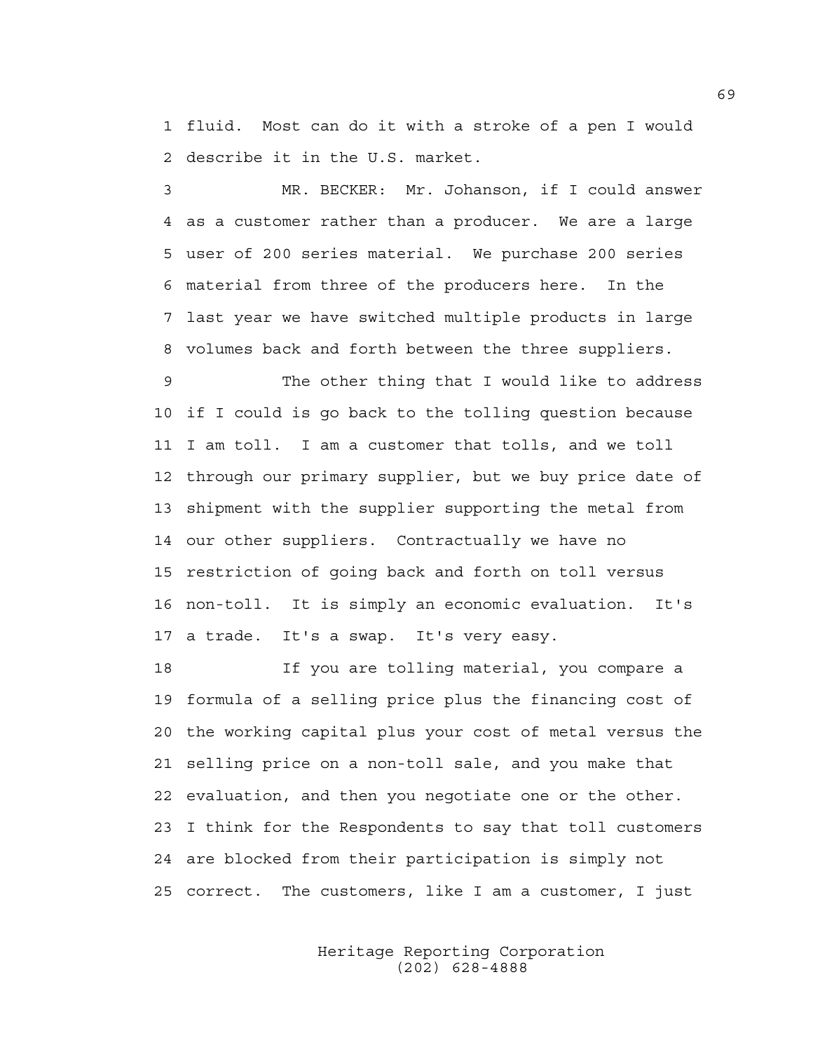fluid. Most can do it with a stroke of a pen I would describe it in the U.S. market.

MR. BECKER: Mr. Johanson, if I could answer as a customer rather than a producer. We are a large user of 200 series material. We purchase 200 series material from three of the producers here. In the last year we have switched multiple products in large volumes back and forth between the three suppliers.

The other thing that I would like to address if I could is go back to the tolling question because I am toll. I am a customer that tolls, and we toll through our primary supplier, but we buy price date of shipment with the supplier supporting the metal from our other suppliers. Contractually we have no restriction of going back and forth on toll versus non-toll. It is simply an economic evaluation. It's a trade. It's a swap. It's very easy.

If you are tolling material, you compare a formula of a selling price plus the financing cost of the working capital plus your cost of metal versus the selling price on a non-toll sale, and you make that evaluation, and then you negotiate one or the other. I think for the Respondents to say that toll customers are blocked from their participation is simply not correct. The customers, like I am a customer, I just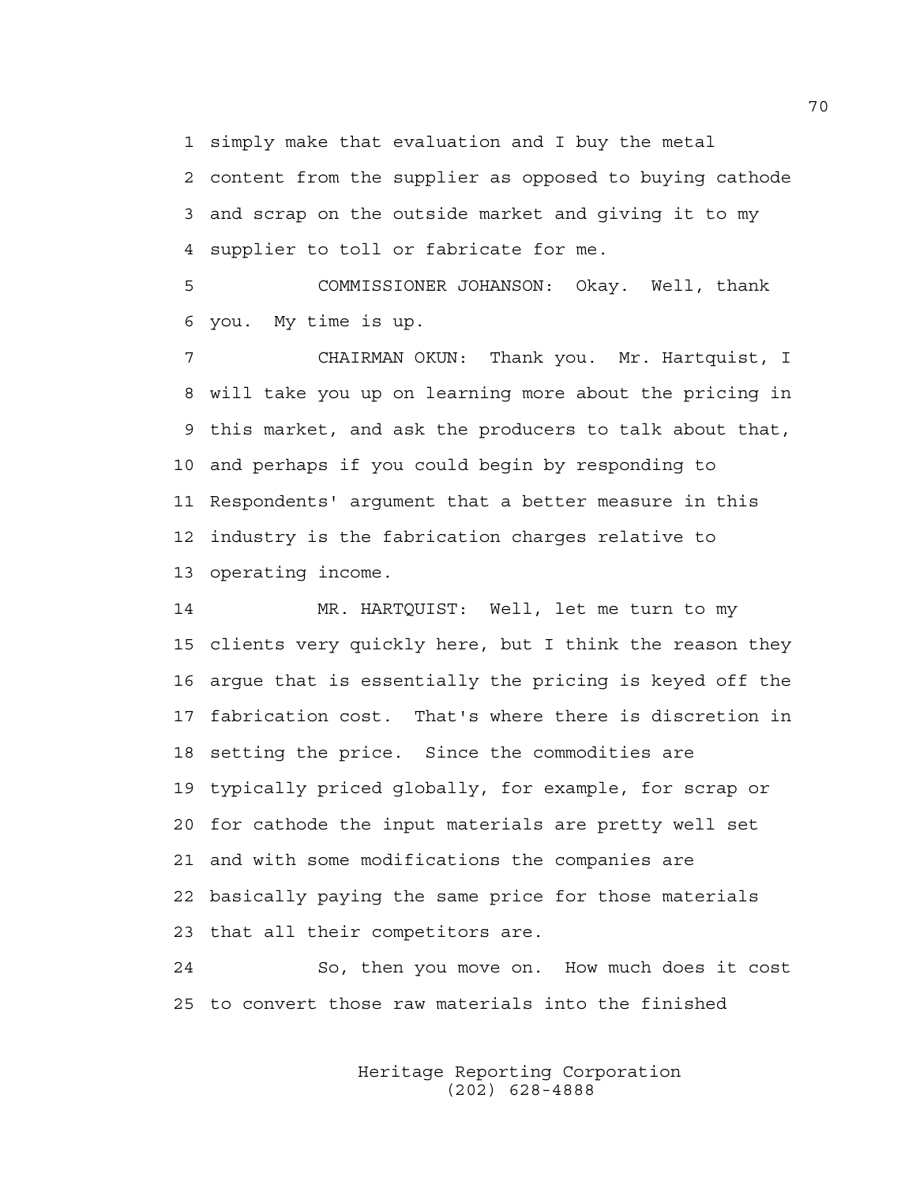simply make that evaluation and I buy the metal content from the supplier as opposed to buying cathode and scrap on the outside market and giving it to my supplier to toll or fabricate for me.

COMMISSIONER JOHANSON: Okay. Well, thank you. My time is up.

CHAIRMAN OKUN: Thank you. Mr. Hartquist, I will take you up on learning more about the pricing in this market, and ask the producers to talk about that, and perhaps if you could begin by responding to Respondents' argument that a better measure in this industry is the fabrication charges relative to operating income.

MR. HARTQUIST: Well, let me turn to my clients very quickly here, but I think the reason they argue that is essentially the pricing is keyed off the fabrication cost. That's where there is discretion in setting the price. Since the commodities are typically priced globally, for example, for scrap or for cathode the input materials are pretty well set and with some modifications the companies are basically paying the same price for those materials that all their competitors are.

So, then you move on. How much does it cost to convert those raw materials into the finished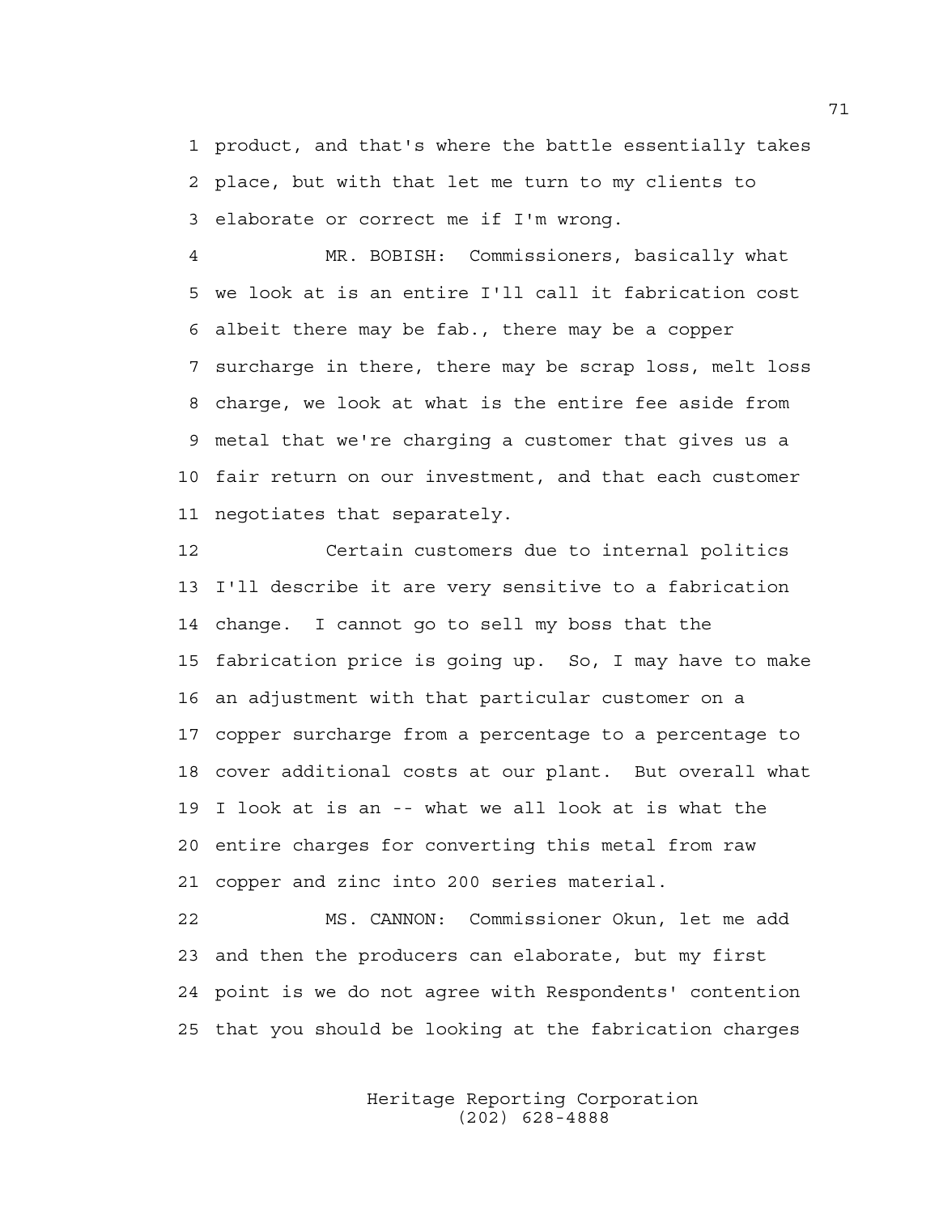product, and that's where the battle essentially takes place, but with that let me turn to my clients to elaborate or correct me if I'm wrong.

MR. BOBISH: Commissioners, basically what we look at is an entire I'll call it fabrication cost albeit there may be fab., there may be a copper surcharge in there, there may be scrap loss, melt loss charge, we look at what is the entire fee aside from metal that we're charging a customer that gives us a fair return on our investment, and that each customer negotiates that separately.

Certain customers due to internal politics I'll describe it are very sensitive to a fabrication change. I cannot go to sell my boss that the fabrication price is going up. So, I may have to make an adjustment with that particular customer on a copper surcharge from a percentage to a percentage to cover additional costs at our plant. But overall what I look at is an -- what we all look at is what the entire charges for converting this metal from raw copper and zinc into 200 series material.

MS. CANNON: Commissioner Okun, let me add and then the producers can elaborate, but my first point is we do not agree with Respondents' contention that you should be looking at the fabrication charges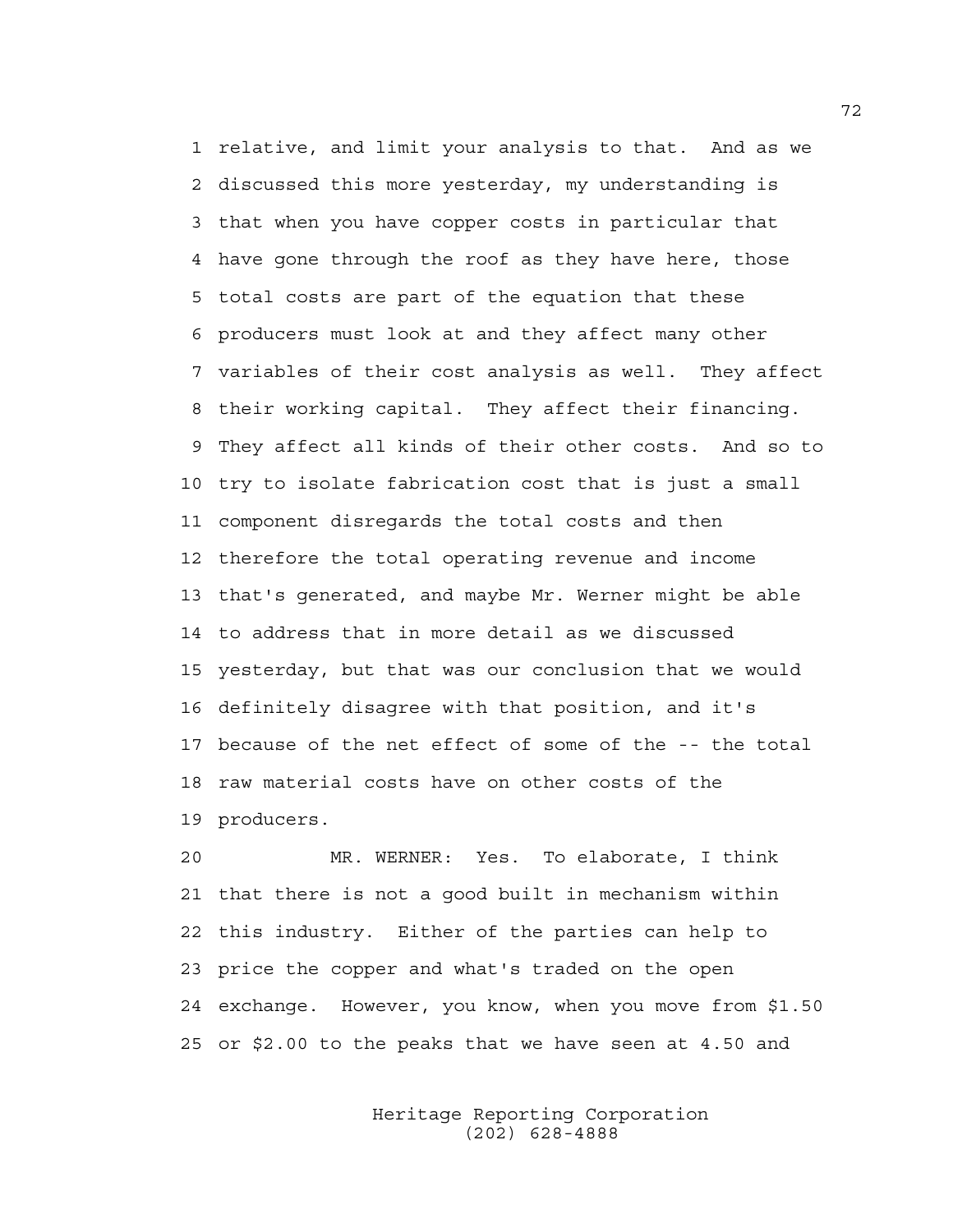relative, and limit your analysis to that. And as we discussed this more yesterday, my understanding is that when you have copper costs in particular that have gone through the roof as they have here, those total costs are part of the equation that these producers must look at and they affect many other variables of their cost analysis as well. They affect their working capital. They affect their financing. They affect all kinds of their other costs. And so to try to isolate fabrication cost that is just a small component disregards the total costs and then therefore the total operating revenue and income that's generated, and maybe Mr. Werner might be able to address that in more detail as we discussed yesterday, but that was our conclusion that we would definitely disagree with that position, and it's because of the net effect of some of the -- the total raw material costs have on other costs of the producers.

MR. WERNER: Yes. To elaborate, I think that there is not a good built in mechanism within this industry. Either of the parties can help to price the copper and what's traded on the open exchange. However, you know, when you move from $1.50 or $2.00 to the peaks that we have seen at 4.50 and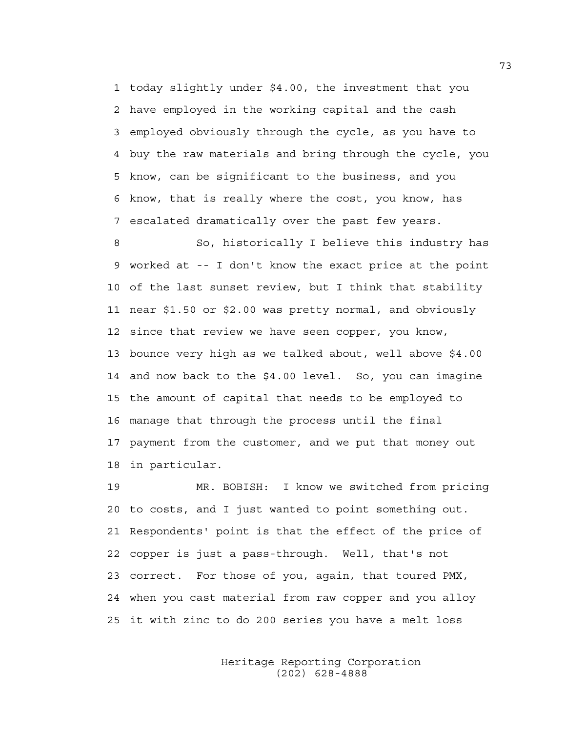1 today slightly under $4.00, the investment that you
2 have employed in the working capital and the cash
3 employed obviously through the cycle, as you have to
4 buy the raw materials and bring through the cycle, you
5 know, can be significant to the business, and you
6 know, that is really where the cost, you know, has
7 escalated dramatically over the past few years.

8 So, historically I believe this industry has
9 worked at -- I don't know the exact price at the point
10 of the last sunset review, but I think that stability
11 near $1.50 or $2.00 was pretty normal, and obviously
12 since that review we have seen copper, you know,
13 bounce very high as we talked about, well above $4.00
14 and now back to the $4.00 level. So, you can imagine
15 the amount of capital that needs to be employed to
16 manage that through the process until the final
17 payment from the customer, and we put that money out
18 in particular.

19 MR. BOBISH: I know we switched from pricing
20 to costs, and I just wanted to point something out.
21 Respondents' point is that the effect of the price of
22 copper is just a pass-through. Well, that's not
23 correct. For those of you, again, that toured PMX,
24 when you cast material from raw copper and you alloy
25 it with zinc to do 200 series you have a melt loss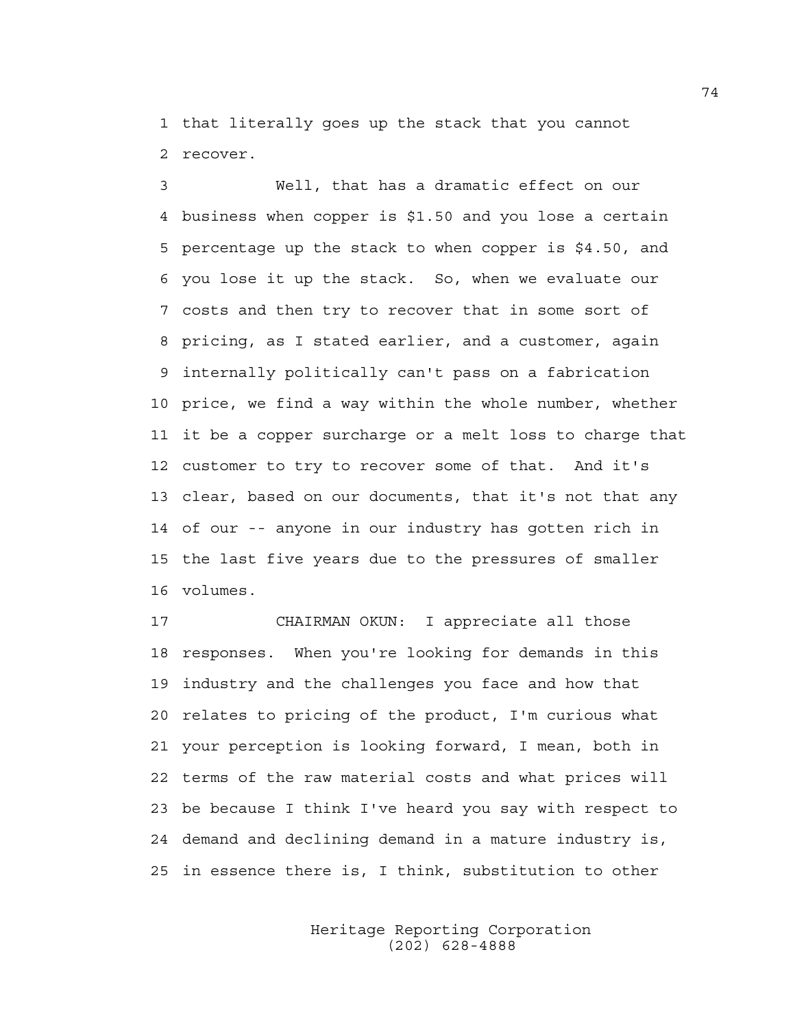that literally goes up the stack that you cannot recover.

Well, that has a dramatic effect on our business when copper is $1.50 and you lose a certain percentage up the stack to when copper is $4.50, and you lose it up the stack. So, when we evaluate our costs and then try to recover that in some sort of pricing, as I stated earlier, and a customer, again internally politically can't pass on a fabrication price, we find a way within the whole number, whether it be a copper surcharge or a melt loss to charge that customer to try to recover some of that. And it's clear, based on our documents, that it's not that any of our -- anyone in our industry has gotten rich in the last five years due to the pressures of smaller volumes.

CHAIRMAN OKUN: I appreciate all those responses. When you're looking for demands in this industry and the challenges you face and how that relates to pricing of the product, I'm curious what your perception is looking forward, I mean, both in terms of the raw material costs and what prices will be because I think I've heard you say with respect to demand and declining demand in a mature industry is, in essence there is, I think, substitution to other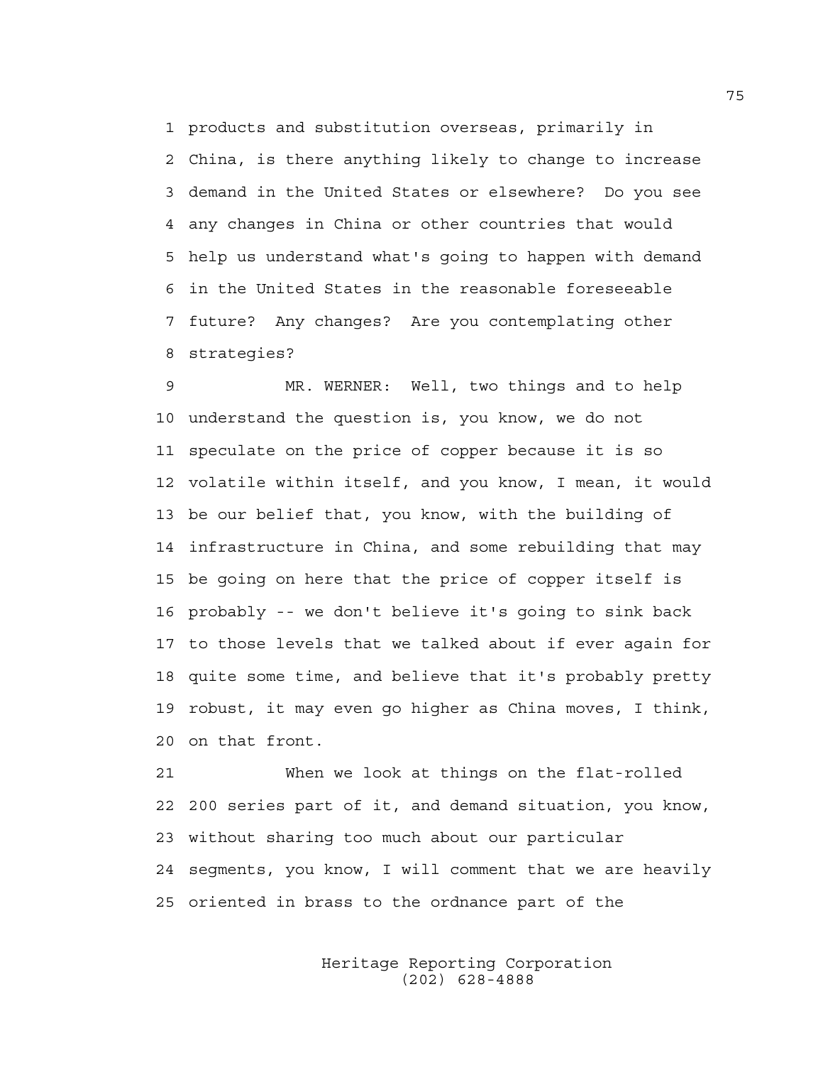products and substitution overseas, primarily in China, is there anything likely to change to increase demand in the United States or elsewhere? Do you see any changes in China or other countries that would help us understand what's going to happen with demand in the United States in the reasonable foreseeable future? Any changes? Are you contemplating other strategies?

MR. WERNER: Well, two things and to help understand the question is, you know, we do not speculate on the price of copper because it is so volatile within itself, and you know, I mean, it would be our belief that, you know, with the building of infrastructure in China, and some rebuilding that may be going on here that the price of copper itself is probably -- we don't believe it's going to sink back to those levels that we talked about if ever again for quite some time, and believe that it's probably pretty robust, it may even go higher as China moves, I think, on that front.

When we look at things on the flat-rolled 200 series part of it, and demand situation, you know, without sharing too much about our particular segments, you know, I will comment that we are heavily oriented in brass to the ordnance part of the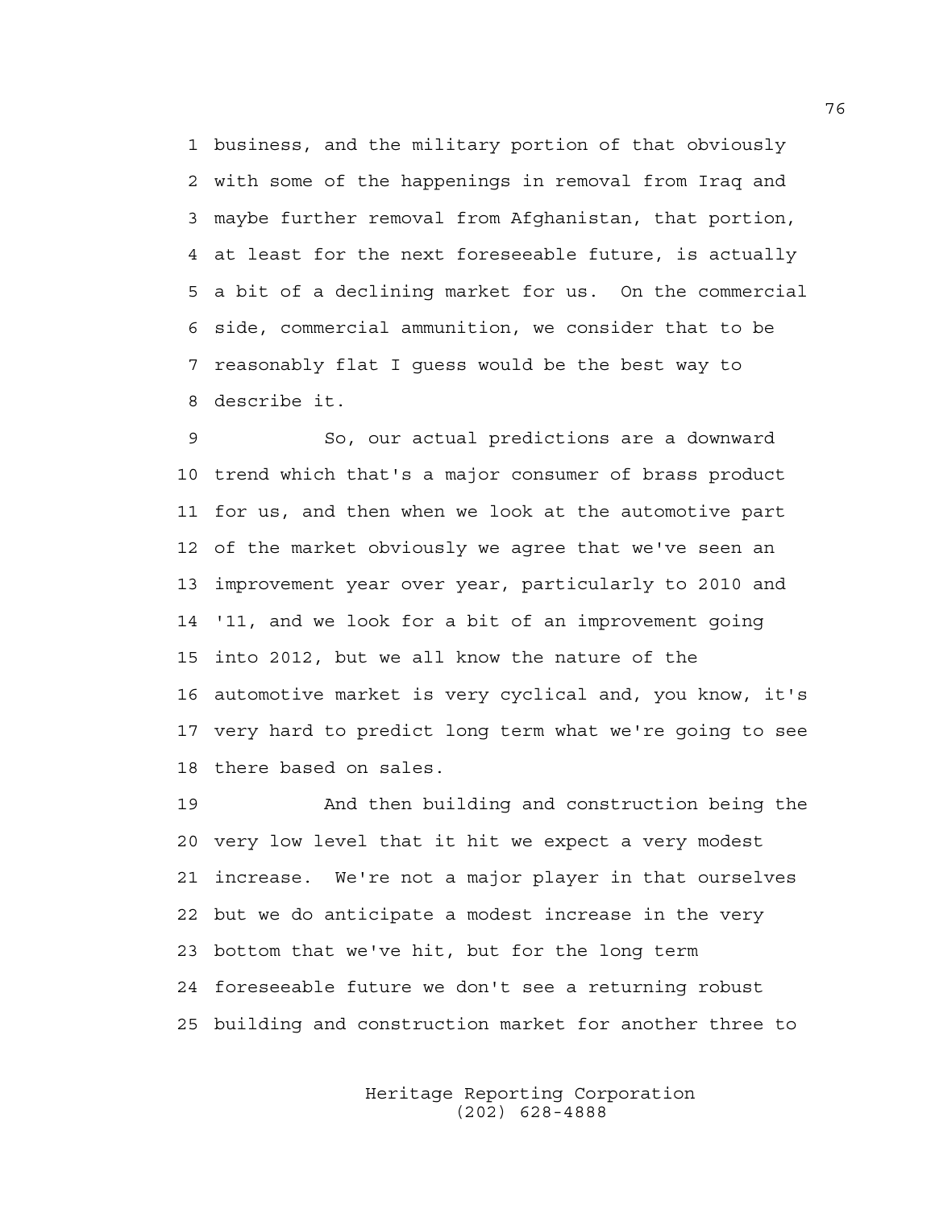business, and the military portion of that obviously with some of the happenings in removal from Iraq and maybe further removal from Afghanistan, that portion, at least for the next foreseeable future, is actually a bit of a declining market for us. On the commercial side, commercial ammunition, we consider that to be reasonably flat I guess would be the best way to describe it.

So, our actual predictions are a downward trend which that's a major consumer of brass product for us, and then when we look at the automotive part of the market obviously we agree that we've seen an improvement year over year, particularly to 2010 and '11, and we look for a bit of an improvement going into 2012, but we all know the nature of the automotive market is very cyclical and, you know, it's very hard to predict long term what we're going to see there based on sales.

And then building and construction being the very low level that it hit we expect a very modest increase. We're not a major player in that ourselves but we do anticipate a modest increase in the very bottom that we've hit, but for the long term foreseeable future we don't see a returning robust building and construction market for another three to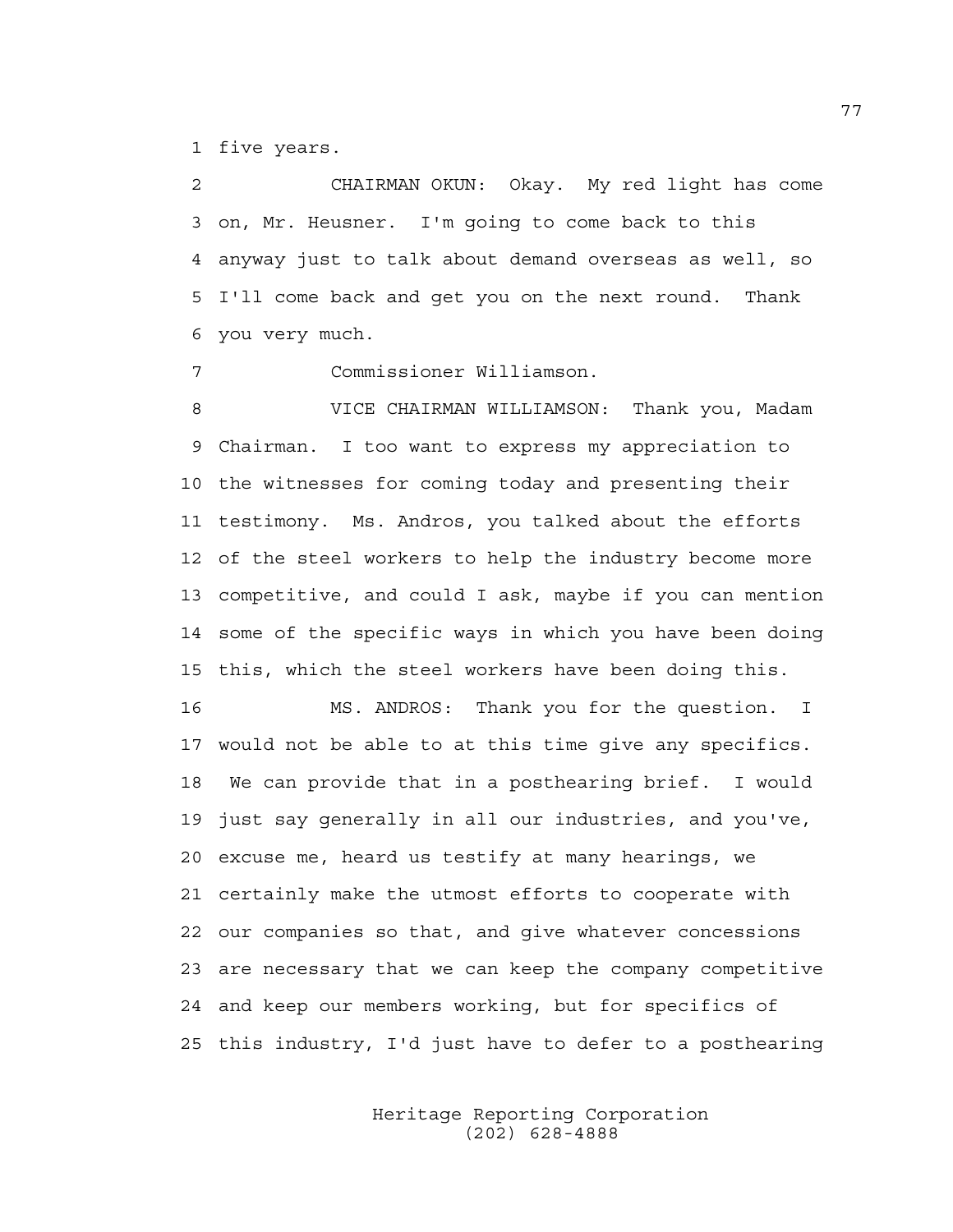five years.

CHAIRMAN OKUN: Okay. My red light has come on, Mr. Heusner. I'm going to come back to this anyway just to talk about demand overseas as well, so I'll come back and get you on the next round. Thank you very much.

Commissioner Williamson.

VICE CHAIRMAN WILLIAMSON: Thank you, Madam Chairman. I too want to express my appreciation to the witnesses for coming today and presenting their testimony. Ms. Andros, you talked about the efforts of the steel workers to help the industry become more competitive, and could I ask, maybe if you can mention some of the specific ways in which you have been doing this, which the steel workers have been doing this.

MS. ANDROS: Thank you for the question. I would not be able to at this time give any specifics. We can provide that in a posthearing brief. I would just say generally in all our industries, and you've, excuse me, heard us testify at many hearings, we certainly make the utmost efforts to cooperate with our companies so that, and give whatever concessions are necessary that we can keep the company competitive and keep our members working, but for specifics of this industry, I'd just have to defer to a posthearing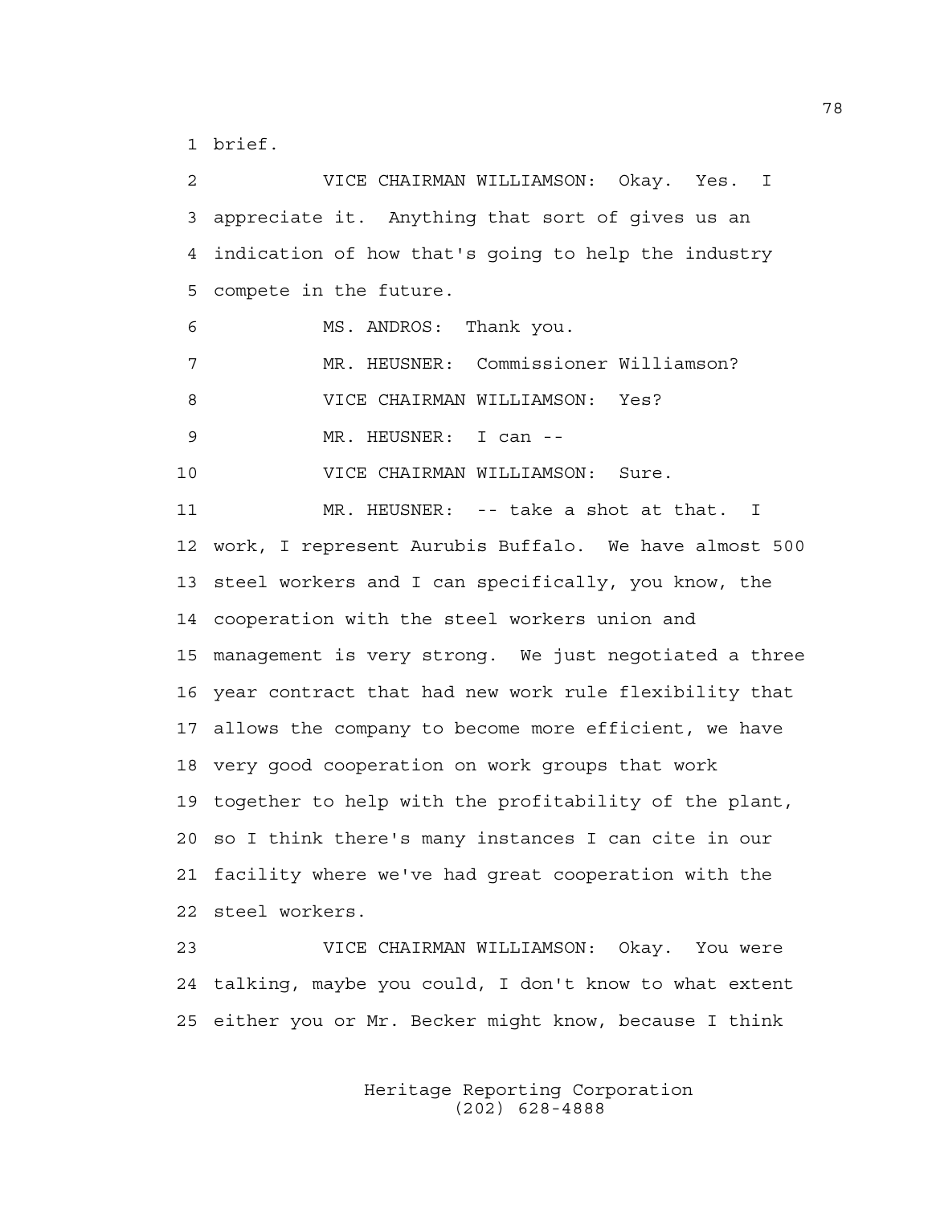brief.

VICE CHAIRMAN WILLIAMSON: Okay. Yes. I appreciate it. Anything that sort of gives us an indication of how that's going to help the industry compete in the future.

MS. ANDROS: Thank you.

MR. HEUSNER: Commissioner Williamson?

VICE CHAIRMAN WILLIAMSON: Yes?

MR. HEUSNER: I can --

VICE CHAIRMAN WILLIAMSON: Sure.

MR. HEUSNER: -- take a shot at that. I work, I represent Aurubis Buffalo. We have almost 500 steel workers and I can specifically, you know, the cooperation with the steel workers union and management is very strong. We just negotiated a three year contract that had new work rule flexibility that allows the company to become more efficient, we have very good cooperation on work groups that work together to help with the profitability of the plant, so I think there's many instances I can cite in our facility where we've had great cooperation with the steel workers.

VICE CHAIRMAN WILLIAMSON: Okay. You were talking, maybe you could, I don't know to what extent either you or Mr. Becker might know, because I think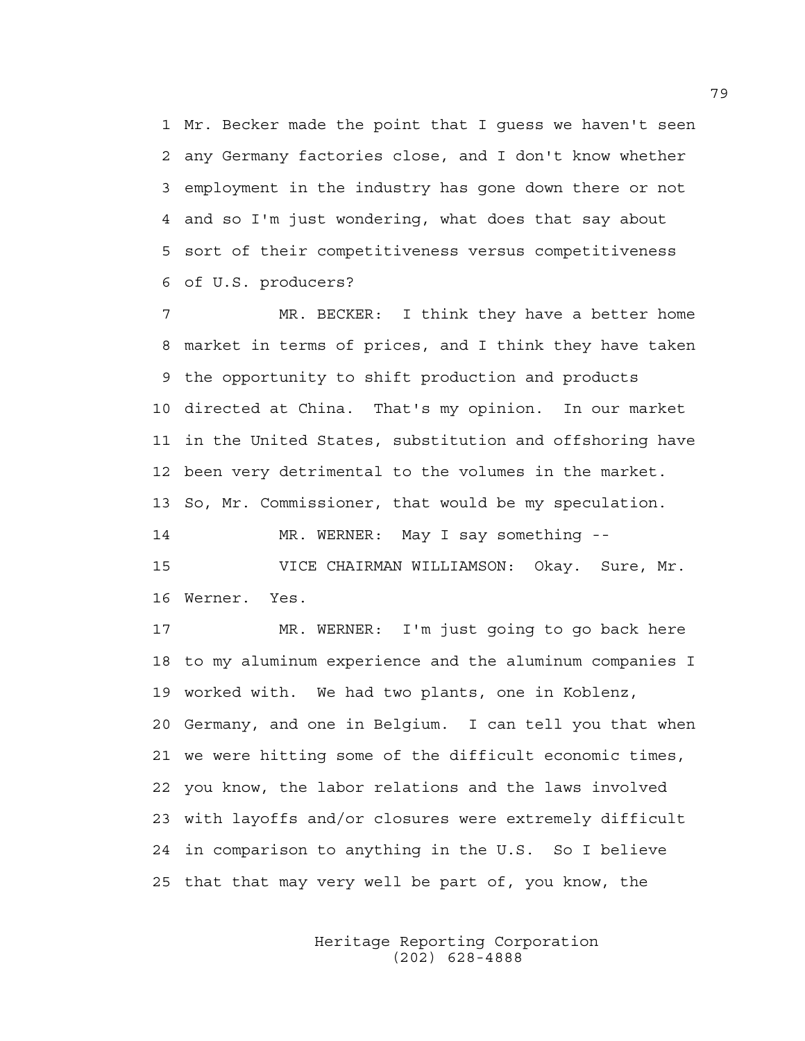Mr. Becker made the point that I guess we haven't seen any Germany factories close, and I don't know whether employment in the industry has gone down there or not and so I'm just wondering, what does that say about sort of their competitiveness versus competitiveness of U.S. producers?

MR. BECKER: I think they have a better home market in terms of prices, and I think they have taken the opportunity to shift production and products directed at China. That's my opinion. In our market in the United States, substitution and offshoring have been very detrimental to the volumes in the market. So, Mr. Commissioner, that would be my speculation.

MR. WERNER: May I say something --

VICE CHAIRMAN WILLIAMSON: Okay. Sure, Mr. Werner. Yes.

MR. WERNER: I'm just going to go back here to my aluminum experience and the aluminum companies I worked with. We had two plants, one in Koblenz, Germany, and one in Belgium. I can tell you that when we were hitting some of the difficult economic times, you know, the labor relations and the laws involved with layoffs and/or closures were extremely difficult in comparison to anything in the U.S. So I believe that that may very well be part of, you know, the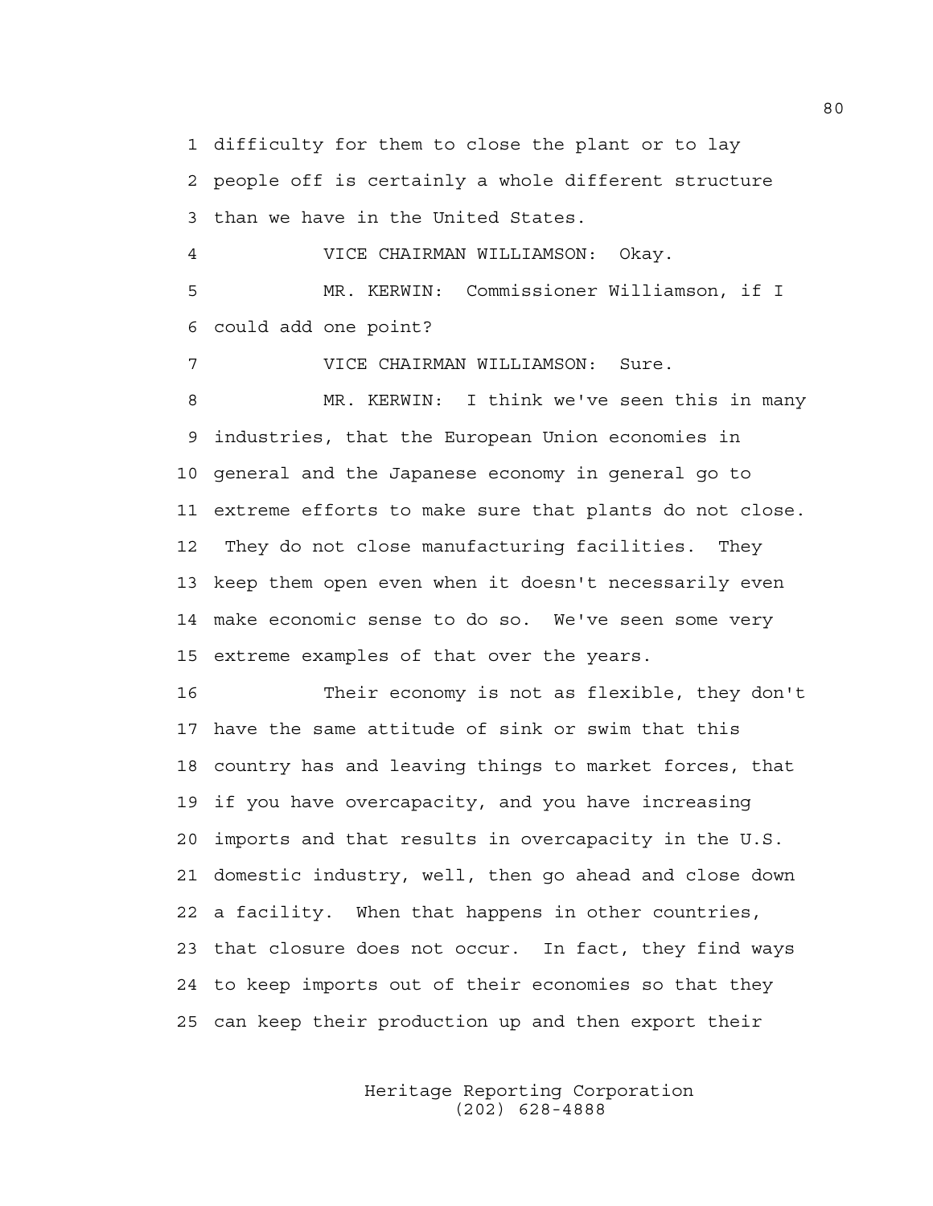difficulty for them to close the plant or to lay people off is certainly a whole different structure than we have in the United States.

VICE CHAIRMAN WILLIAMSON: Okay.

MR. KERWIN: Commissioner Williamson, if I could add one point?

VICE CHAIRMAN WILLIAMSON: Sure.

MR. KERWIN: I think we've seen this in many industries, that the European Union economies in general and the Japanese economy in general go to extreme efforts to make sure that plants do not close. They do not close manufacturing facilities. They keep them open even when it doesn't necessarily even make economic sense to do so. We've seen some very extreme examples of that over the years.

Their economy is not as flexible, they don't have the same attitude of sink or swim that this country has and leaving things to market forces, that if you have overcapacity, and you have increasing imports and that results in overcapacity in the U.S. domestic industry, well, then go ahead and close down a facility. When that happens in other countries, that closure does not occur. In fact, they find ways to keep imports out of their economies so that they can keep their production up and then export their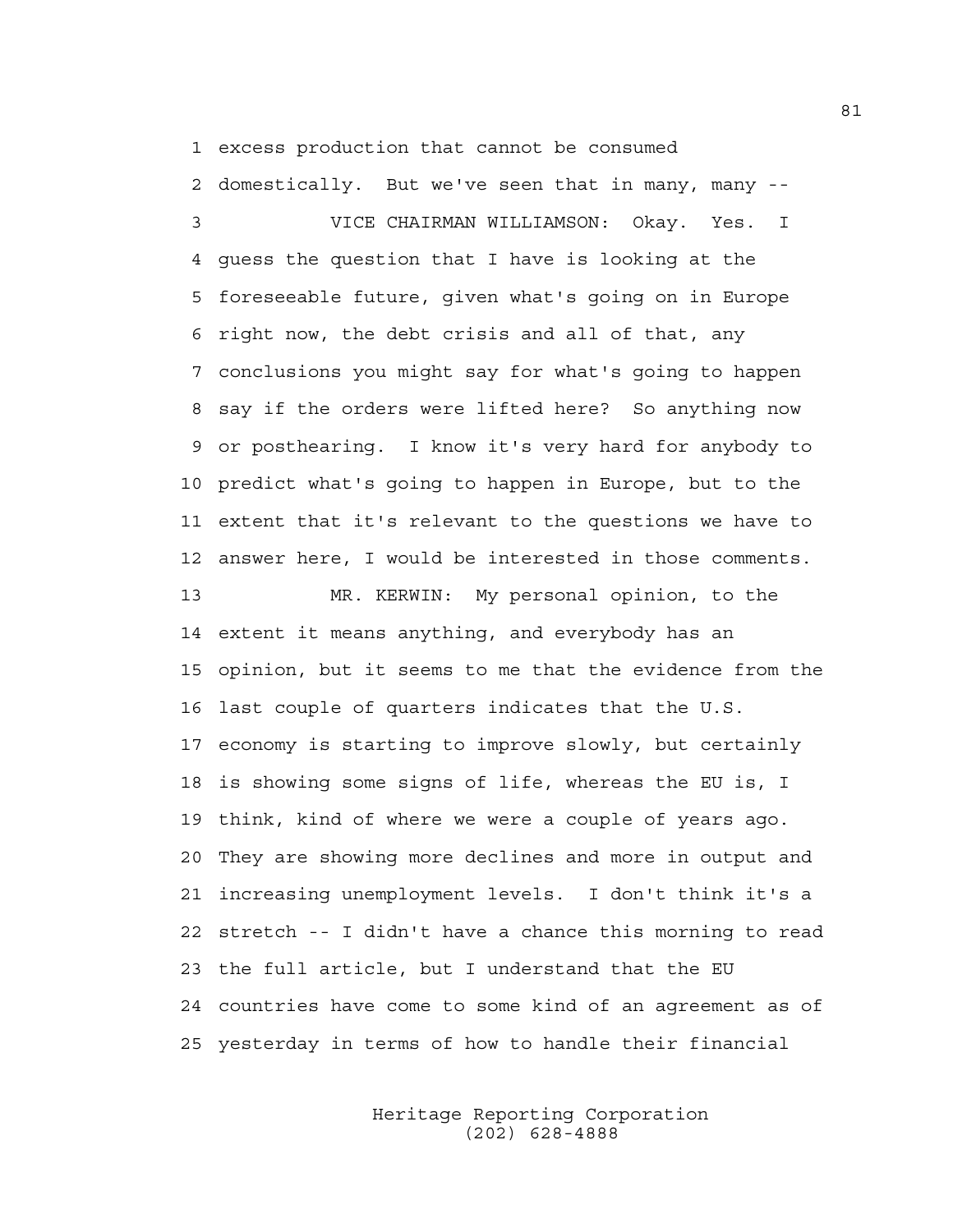1 excess production that cannot be consumed
2 domestically. But we've seen that in many, many --
3 VICE CHAIRMAN WILLIAMSON: Okay. Yes. I
4 guess the question that I have is looking at the
5 foreseeable future, given what's going on in Europe
6 right now, the debt crisis and all of that, any
7 conclusions you might say for what's going to happen
8 say if the orders were lifted here? So anything now
9 or posthearing. I know it's very hard for anybody to
10 predict what's going to happen in Europe, but to the
11 extent that it's relevant to the questions we have to
12 answer here, I would be interested in those comments.
13 MR. KERWIN: My personal opinion, to the
14 extent it means anything, and everybody has an
15 opinion, but it seems to me that the evidence from the
16 last couple of quarters indicates that the U.S.
17 economy is starting to improve slowly, but certainly
18 is showing some signs of life, whereas the EU is, I
19 think, kind of where we were a couple of years ago.
20 They are showing more declines and more in output and
21 increasing unemployment levels. I don't think it's a
22 stretch -- I didn't have a chance this morning to read
23 the full article, but I understand that the EU
24 countries have come to some kind of an agreement as of
25 yesterday in terms of how to handle their financial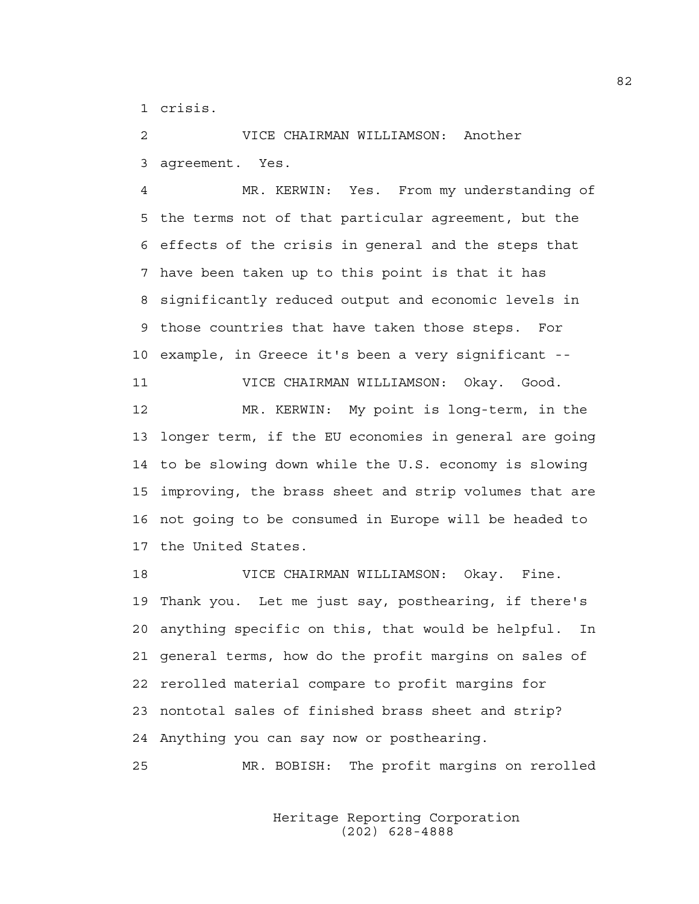1 crisis.

2 VICE CHAIRMAN WILLIAMSON: Another
3 agreement. Yes.

4 MR. KERWIN: Yes. From my understanding of
5 the terms not of that particular agreement, but the
6 effects of the crisis in general and the steps that
7 have been taken up to this point is that it has
8 significantly reduced output and economic levels in
9 those countries that have taken those steps. For
10 example, in Greece it's been a very significant --

11 VICE CHAIRMAN WILLIAMSON: Okay. Good.

12 MR. KERWIN: My point is long-term, in the
13 longer term, if the EU economies in general are going
14 to be slowing down while the U.S. economy is slowing
15 improving, the brass sheet and strip volumes that are
16 not going to be consumed in Europe will be headed to
17 the United States.

18 VICE CHAIRMAN WILLIAMSON: Okay. Fine.
19 Thank you. Let me just say, posthearing, if there's
20 anything specific on this, that would be helpful. In
21 general terms, how do the profit margins on sales of
22 rerolled material compare to profit margins for
23 nontotal sales of finished brass sheet and strip?
24 Anything you can say now or posthearing.

25 MR. BOBISH: The profit margins on rerolled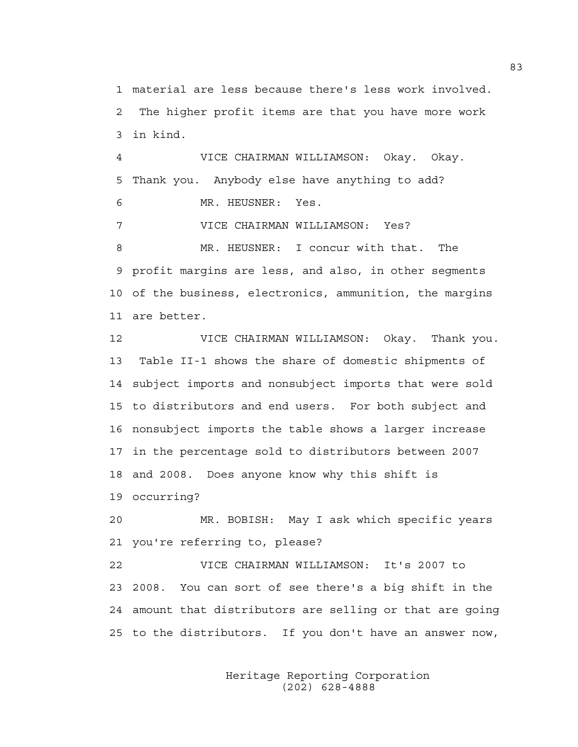1 material are less because there's less work involved.
2 The higher profit items are that you have more work
3 in kind.

4 VICE CHAIRMAN WILLIAMSON: Okay. Okay.
5 Thank you. Anybody else have anything to add?

6 MR. HEUSNER: Yes.

7 VICE CHAIRMAN WILLIAMSON: Yes?

8 MR. HEUSNER: I concur with that. The
9 profit margins are less, and also, in other segments
10 of the business, electronics, ammunition, the margins
11 are better.

12 VICE CHAIRMAN WILLIAMSON: Okay. Thank you.
13 Table II-1 shows the share of domestic shipments of
14 subject imports and nonsubject imports that were sold
15 to distributors and end users. For both subject and
16 nonsubject imports the table shows a larger increase
17 in the percentage sold to distributors between 2007
18 and 2008. Does anyone know why this shift is
19 occurring?

20 MR. BOBISH: May I ask which specific years
21 you're referring to, please?

22 VICE CHAIRMAN WILLIAMSON: It's 2007 to
23 2008. You can sort of see there's a big shift in the
24 amount that distributors are selling or that are going
25 to the distributors. If you don't have an answer now,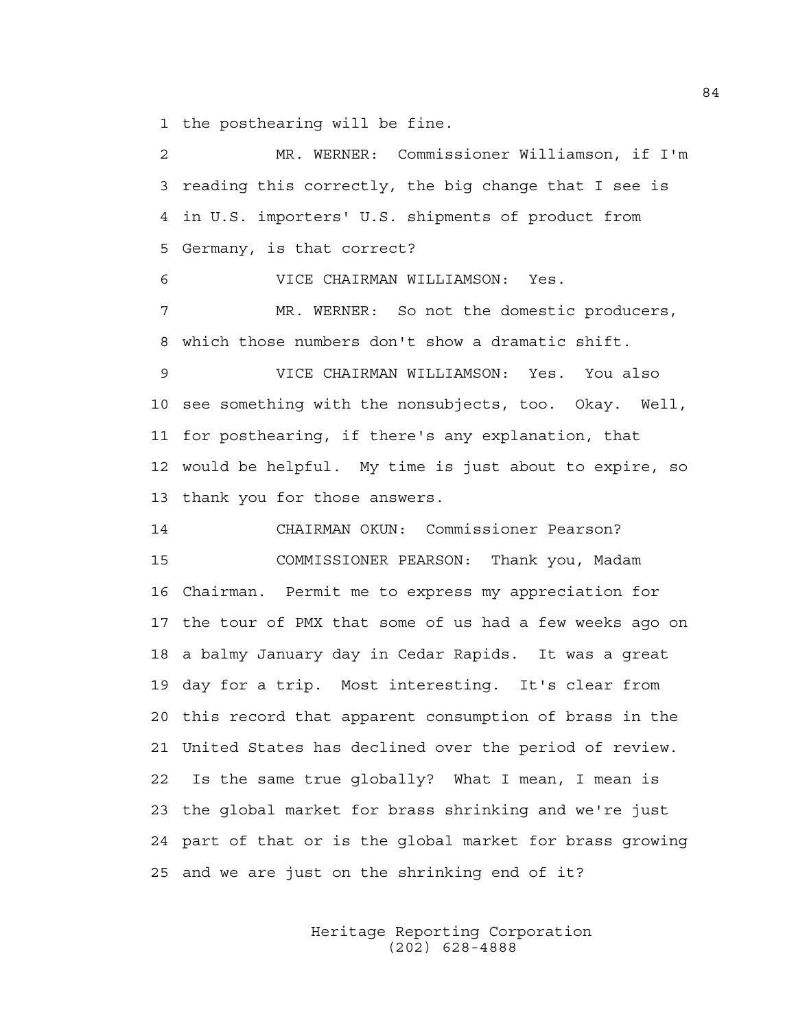the posthearing will be fine.

MR. WERNER: Commissioner Williamson, if I'm reading this correctly, the big change that I see is in U.S. importers' U.S. shipments of product from Germany, is that correct?

VICE CHAIRMAN WILLIAMSON: Yes.

MR. WERNER: So not the domestic producers, which those numbers don't show a dramatic shift.

VICE CHAIRMAN WILLIAMSON: Yes. You also see something with the nonsubjects, too. Okay. Well, for posthearing, if there's any explanation, that would be helpful. My time is just about to expire, so thank you for those answers.

CHAIRMAN OKUN: Commissioner Pearson?

COMMISSIONER PEARSON: Thank you, Madam Chairman. Permit me to express my appreciation for the tour of PMX that some of us had a few weeks ago on a balmy January day in Cedar Rapids. It was a great day for a trip. Most interesting. It's clear from this record that apparent consumption of brass in the United States has declined over the period of review. Is the same true globally? What I mean, I mean is the global market for brass shrinking and we're just part of that or is the global market for brass growing and we are just on the shrinking end of it?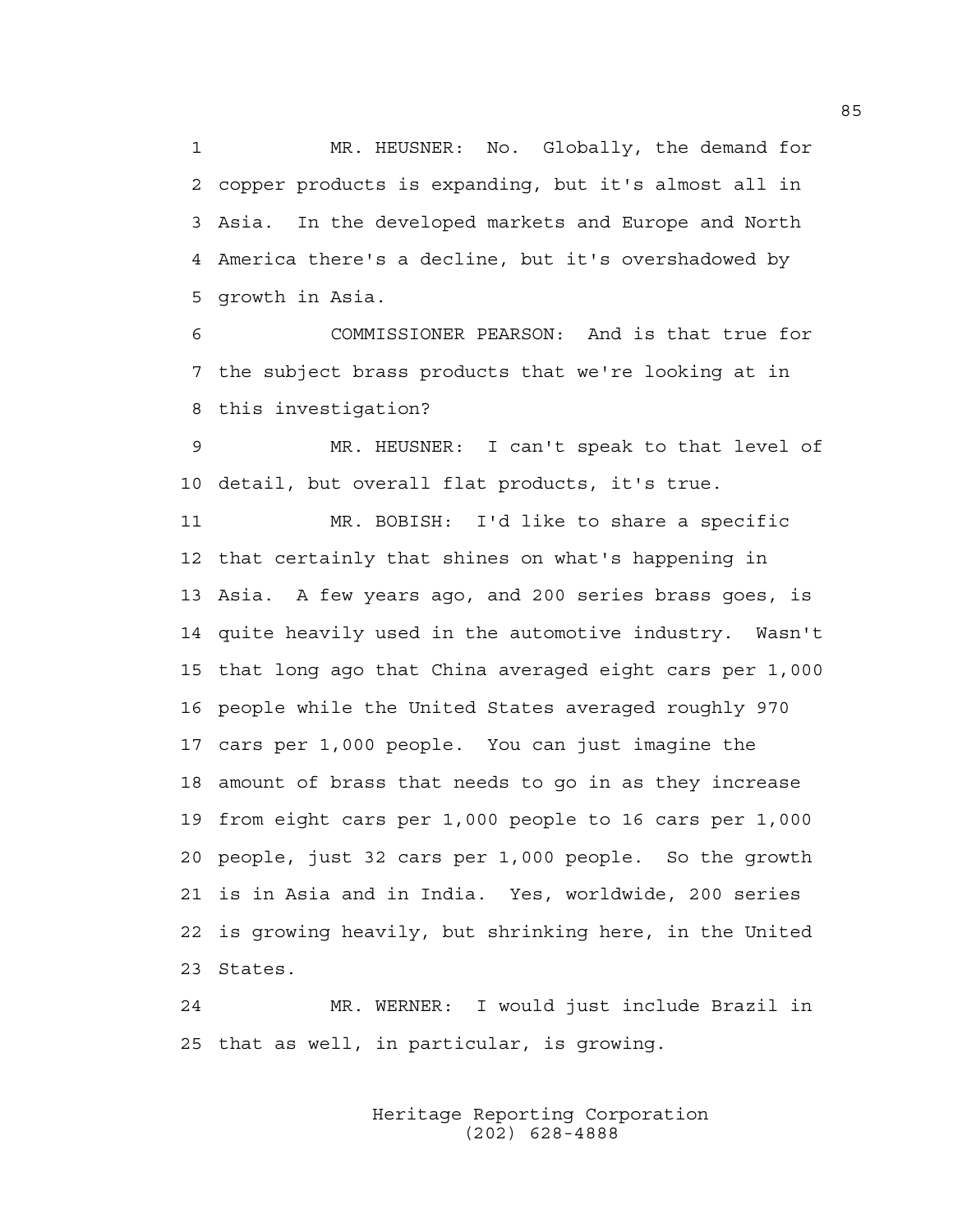MR. HEUSNER: No. Globally, the demand for copper products is expanding, but it's almost all in Asia. In the developed markets and Europe and North America there's a decline, but it's overshadowed by growth in Asia.

COMMISSIONER PEARSON: And is that true for the subject brass products that we're looking at in this investigation?

MR. HEUSNER: I can't speak to that level of detail, but overall flat products, it's true.

MR. BOBISH: I'd like to share a specific that certainly that shines on what's happening in Asia. A few years ago, and 200 series brass goes, is quite heavily used in the automotive industry. Wasn't that long ago that China averaged eight cars per 1,000 people while the United States averaged roughly 970 cars per 1,000 people. You can just imagine the amount of brass that needs to go in as they increase from eight cars per 1,000 people to 16 cars per 1,000 people, just 32 cars per 1,000 people. So the growth is in Asia and in India. Yes, worldwide, 200 series is growing heavily, but shrinking here, in the United States.

MR. WERNER: I would just include Brazil in that as well, in particular, is growing.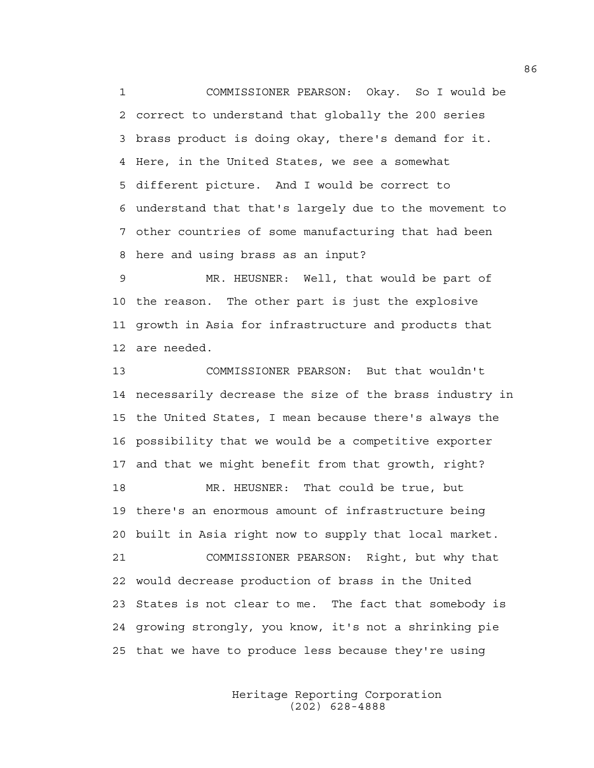COMMISSIONER PEARSON: Okay. So I would be correct to understand that globally the 200 series brass product is doing okay, there's demand for it. Here, in the United States, we see a somewhat different picture. And I would be correct to understand that that's largely due to the movement to other countries of some manufacturing that had been here and using brass as an input?

MR. HEUSNER: Well, that would be part of the reason. The other part is just the explosive growth in Asia for infrastructure and products that are needed.

COMMISSIONER PEARSON: But that wouldn't necessarily decrease the size of the brass industry in the United States, I mean because there's always the possibility that we would be a competitive exporter and that we might benefit from that growth, right?

MR. HEUSNER: That could be true, but there's an enormous amount of infrastructure being built in Asia right now to supply that local market.

COMMISSIONER PEARSON: Right, but why that would decrease production of brass in the United States is not clear to me. The fact that somebody is growing strongly, you know, it's not a shrinking pie that we have to produce less because they're using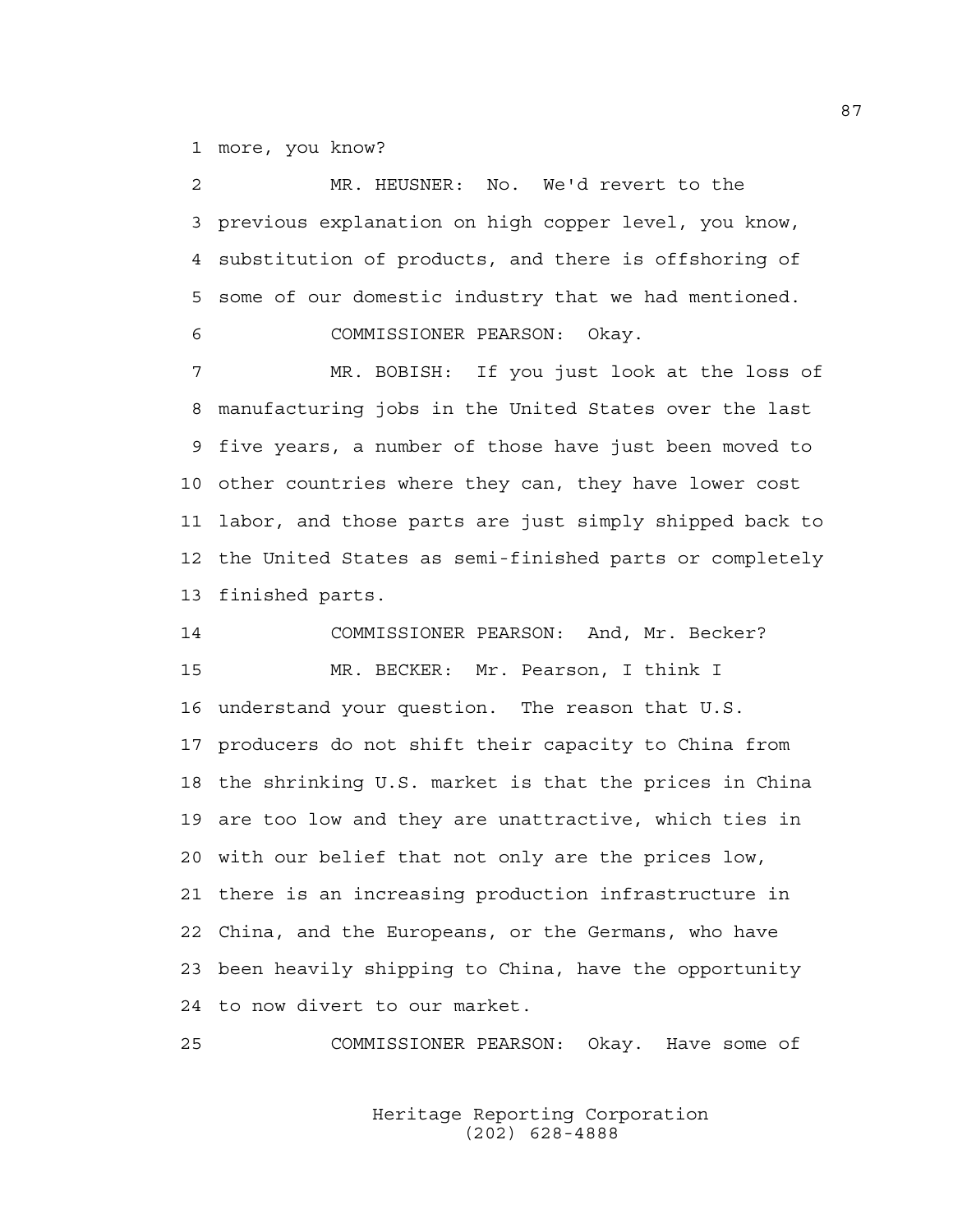more, you know?

MR. HEUSNER: No. We'd revert to the previous explanation on high copper level, you know, substitution of products, and there is offshoring of some of our domestic industry that we had mentioned.

COMMISSIONER PEARSON: Okay.

MR. BOBISH: If you just look at the loss of manufacturing jobs in the United States over the last five years, a number of those have just been moved to other countries where they can, they have lower cost labor, and those parts are just simply shipped back to the United States as semi-finished parts or completely finished parts.

COMMISSIONER PEARSON: And, Mr. Becker?

MR. BECKER: Mr. Pearson, I think I understand your question. The reason that U.S. producers do not shift their capacity to China from the shrinking U.S. market is that the prices in China are too low and they are unattractive, which ties in with our belief that not only are the prices low, there is an increasing production infrastructure in China, and the Europeans, or the Germans, who have been heavily shipping to China, have the opportunity to now divert to our market.

COMMISSIONER PEARSON: Okay. Have some of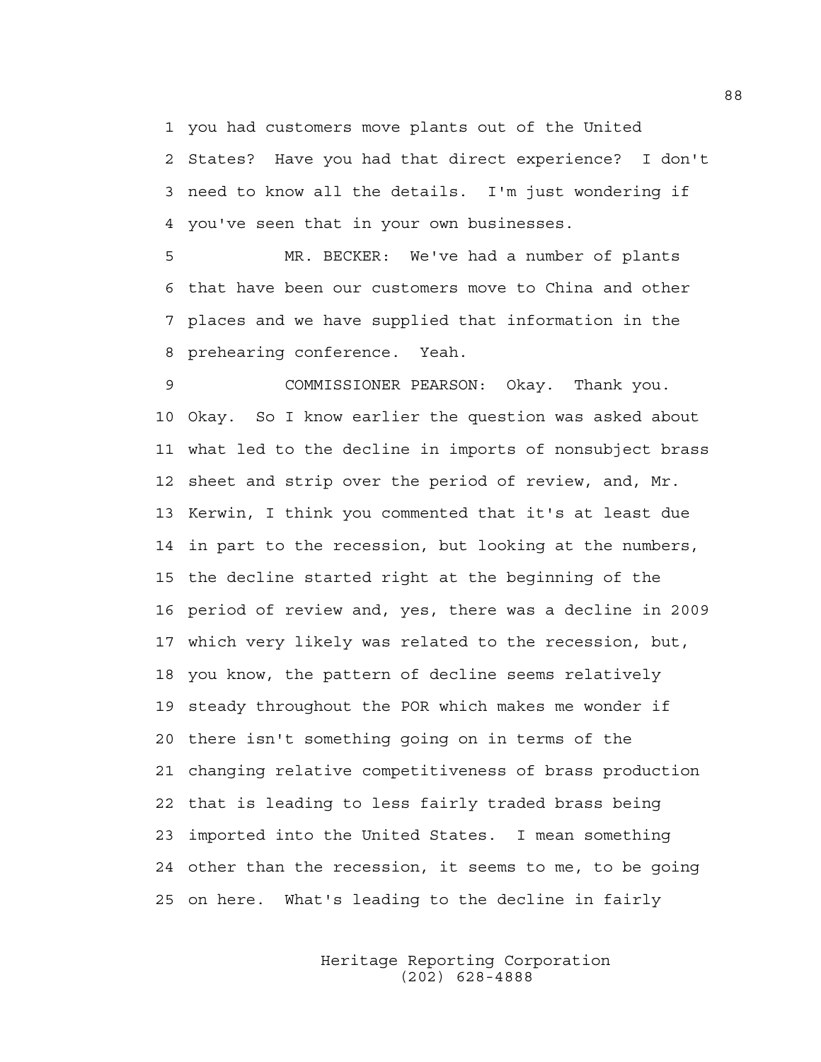1 you had customers move plants out of the United
2 States? Have you had that direct experience? I don't
3 need to know all the details. I'm just wondering if
4 you've seen that in your own businesses.

5 MR. BECKER: We've had a number of plants
6 that have been our customers move to China and other
7 places and we have supplied that information in the
8 prehearing conference. Yeah.

9 COMMISSIONER PEARSON: Okay. Thank you.
10 Okay. So I know earlier the question was asked about
11 what led to the decline in imports of nonsubject brass
12 sheet and strip over the period of review, and, Mr.
13 Kerwin, I think you commented that it's at least due
14 in part to the recession, but looking at the numbers,
15 the decline started right at the beginning of the
16 period of review and, yes, there was a decline in 2009
17 which very likely was related to the recession, but,
18 you know, the pattern of decline seems relatively
19 steady throughout the POR which makes me wonder if
20 there isn't something going on in terms of the
21 changing relative competitiveness of brass production
22 that is leading to less fairly traded brass being
23 imported into the United States. I mean something
24 other than the recession, it seems to me, to be going
25 on here. What's leading to the decline in fairly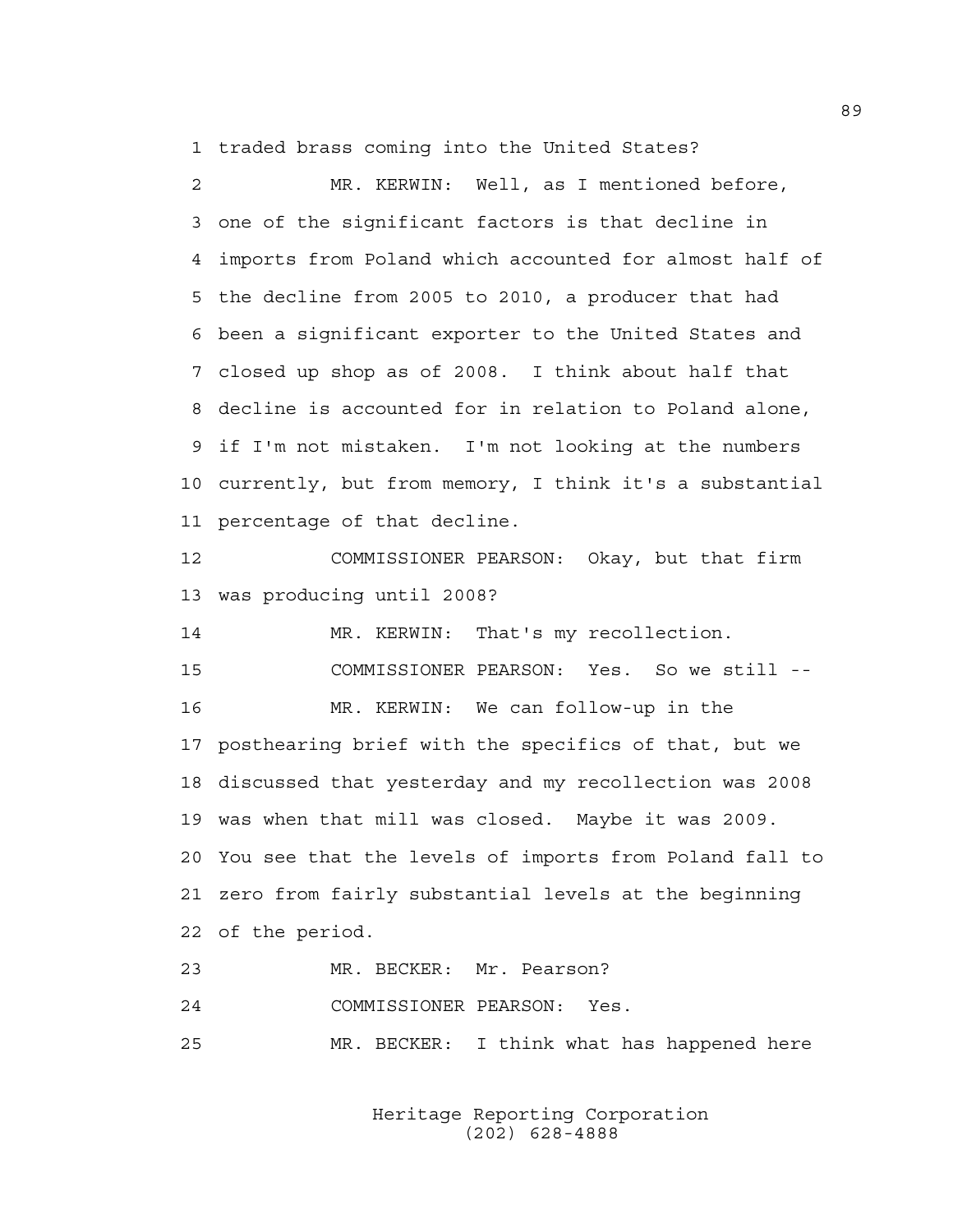traded brass coming into the United States?

MR. KERWIN: Well, as I mentioned before, one of the significant factors is that decline in imports from Poland which accounted for almost half of the decline from 2005 to 2010, a producer that had been a significant exporter to the United States and closed up shop as of 2008. I think about half that decline is accounted for in relation to Poland alone, if I'm not mistaken. I'm not looking at the numbers currently, but from memory, I think it's a substantial percentage of that decline.

COMMISSIONER PEARSON: Okay, but that firm was producing until 2008?

MR. KERWIN: That's my recollection.

COMMISSIONER PEARSON: Yes. So we still --

MR. KERWIN: We can follow-up in the posthearing brief with the specifics of that, but we discussed that yesterday and my recollection was 2008 was when that mill was closed. Maybe it was 2009. You see that the levels of imports from Poland fall to zero from fairly substantial levels at the beginning of the period.

MR. BECKER: Mr. Pearson?

COMMISSIONER PEARSON: Yes.

MR. BECKER: I think what has happened here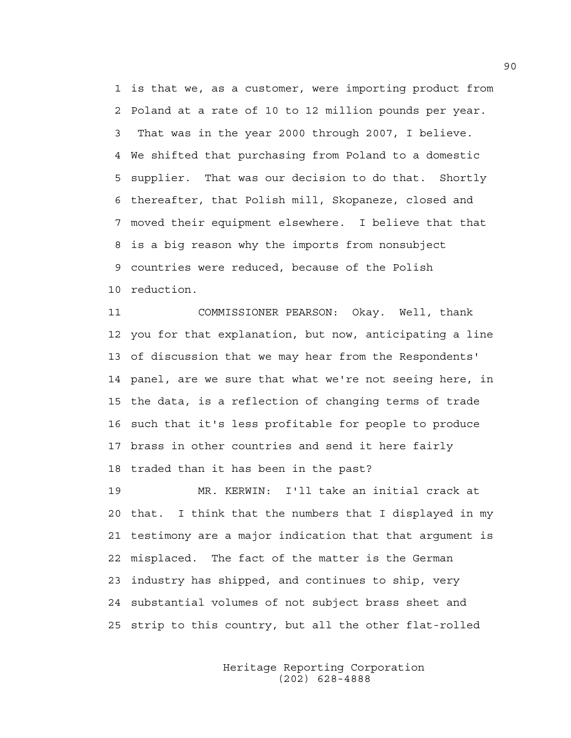1 is that we, as a customer, were importing product from
2 Poland at a rate of 10 to 12 million pounds per year.
3 That was in the year 2000 through 2007, I believe.
4 We shifted that purchasing from Poland to a domestic
5 supplier. That was our decision to do that. Shortly
6 thereafter, that Polish mill, Skopaneze, closed and
7 moved their equipment elsewhere. I believe that that
8 is a big reason why the imports from nonsubject
9 countries were reduced, because of the Polish
10 reduction.

11 COMMISSIONER PEARSON: Okay. Well, thank
12 you for that explanation, but now, anticipating a line
13 of discussion that we may hear from the Respondents'
14 panel, are we sure that what we're not seeing here, in
15 the data, is a reflection of changing terms of trade
16 such that it's less profitable for people to produce
17 brass in other countries and send it here fairly
18 traded than it has been in the past?

19 MR. KERWIN: I'll take an initial crack at
20 that. I think that the numbers that I displayed in my
21 testimony are a major indication that that argument is
22 misplaced. The fact of the matter is the German
23 industry has shipped, and continues to ship, very
24 substantial volumes of not subject brass sheet and
25 strip to this country, but all the other flat-rolled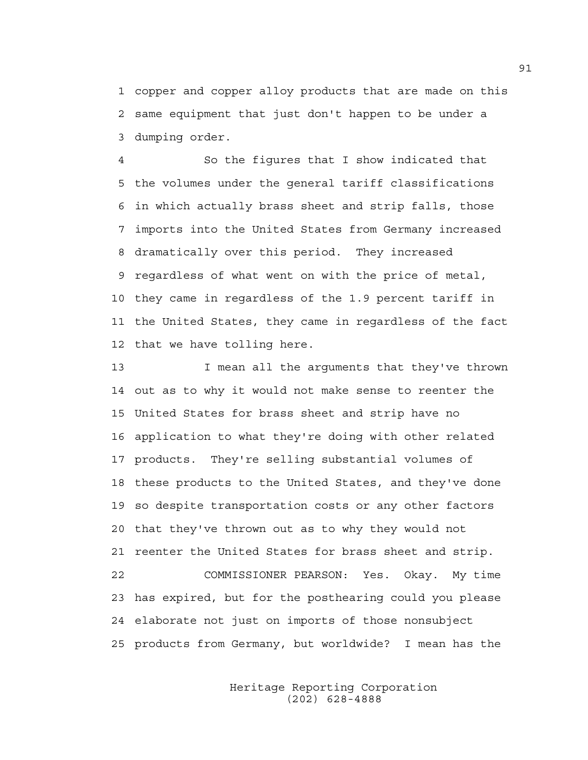copper and copper alloy products that are made on this same equipment that just don't happen to be under a dumping order.

So the figures that I show indicated that the volumes under the general tariff classifications in which actually brass sheet and strip falls, those imports into the United States from Germany increased dramatically over this period. They increased regardless of what went on with the price of metal, they came in regardless of the 1.9 percent tariff in the United States, they came in regardless of the fact that we have tolling here.

I mean all the arguments that they've thrown out as to why it would not make sense to reenter the United States for brass sheet and strip have no application to what they're doing with other related products. They're selling substantial volumes of these products to the United States, and they've done so despite transportation costs or any other factors that they've thrown out as to why they would not reenter the United States for brass sheet and strip.

COMMISSIONER PEARSON: Yes. Okay. My time has expired, but for the posthearing could you please elaborate not just on imports of those nonsubject products from Germany, but worldwide? I mean has the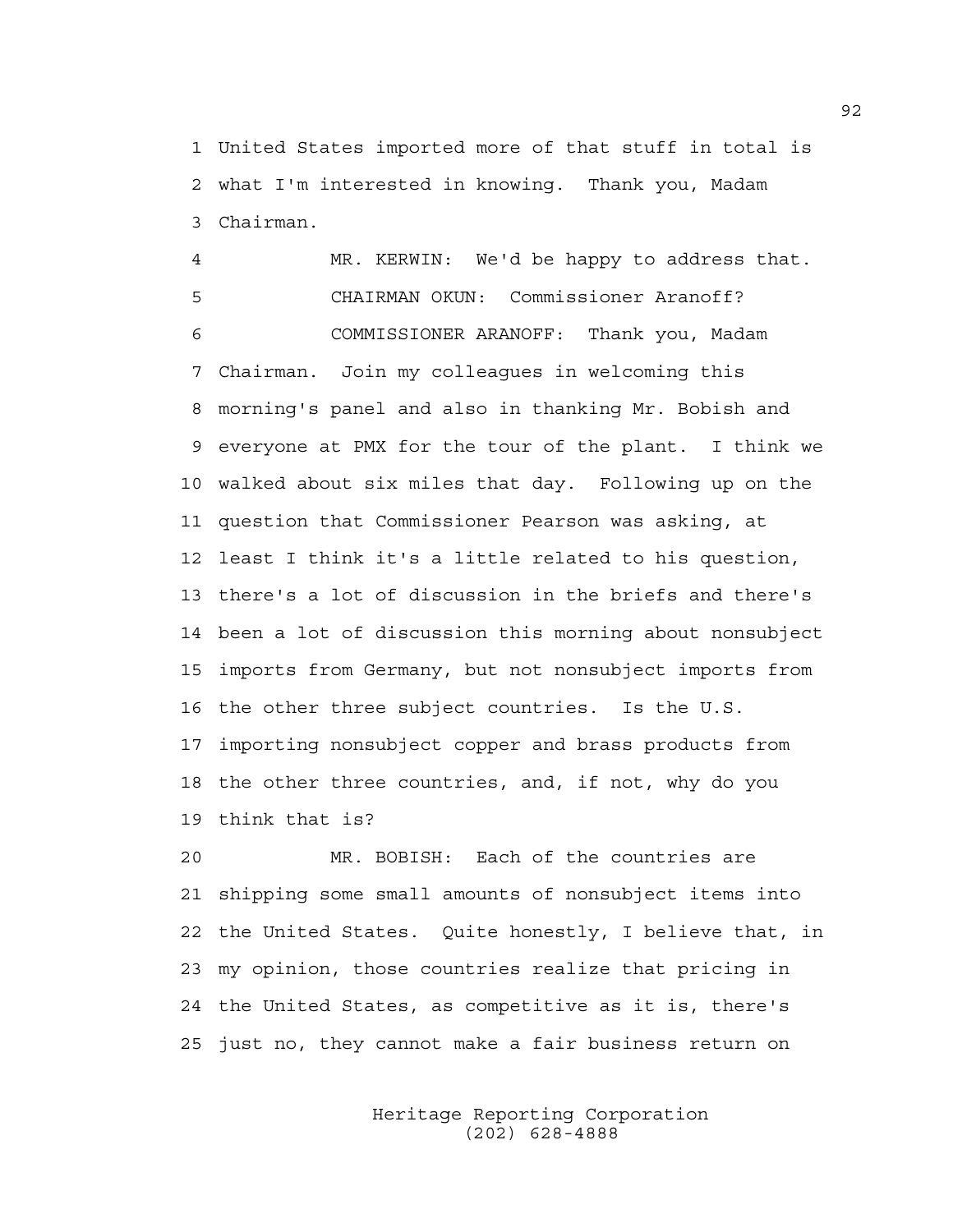1 United States imported more of that stuff in total is
2 what I'm interested in knowing. Thank you, Madam
3 Chairman.

4 MR. KERWIN: We'd be happy to address that.

5 CHAIRMAN OKUN: Commissioner Aranoff?

6 COMMISSIONER ARANOFF: Thank you, Madam
7 Chairman. Join my colleagues in welcoming this
8 morning's panel and also in thanking Mr. Bobish and
9 everyone at PMX for the tour of the plant. I think we
10 walked about six miles that day. Following up on the
11 question that Commissioner Pearson was asking, at
12 least I think it's a little related to his question,
13 there's a lot of discussion in the briefs and there's
14 been a lot of discussion this morning about nonsubject
15 imports from Germany, but not nonsubject imports from
16 the other three subject countries. Is the U.S.
17 importing nonsubject copper and brass products from
18 the other three countries, and, if not, why do you
19 think that is?

20 MR. BOBISH: Each of the countries are
21 shipping some small amounts of nonsubject items into
22 the United States. Quite honestly, I believe that, in
23 my opinion, those countries realize that pricing in
24 the United States, as competitive as it is, there's
25 just no, they cannot make a fair business return on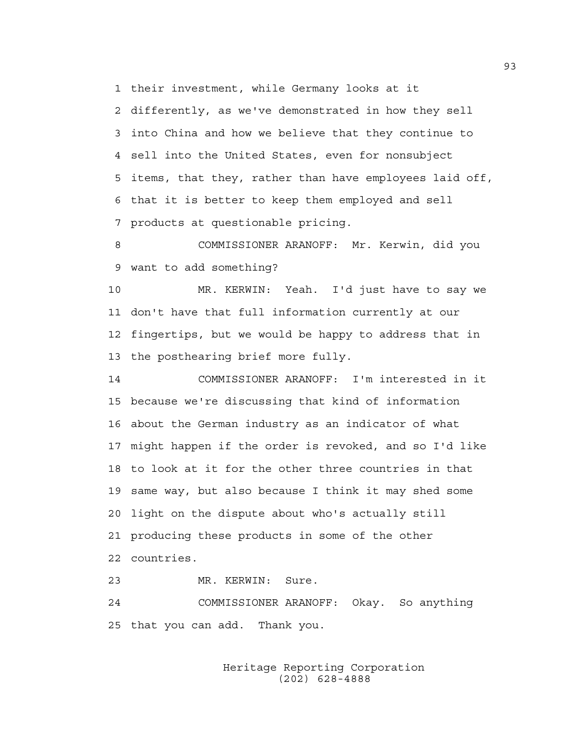their investment, while Germany looks at it differently, as we've demonstrated in how they sell into China and how we believe that they continue to sell into the United States, even for nonsubject items, that they, rather than have employees laid off, that it is better to keep them employed and sell products at questionable pricing.

COMMISSIONER ARANOFF: Mr. Kerwin, did you want to add something?

MR. KERWIN: Yeah. I'd just have to say we don't have that full information currently at our fingertips, but we would be happy to address that in the posthearing brief more fully.

COMMISSIONER ARANOFF: I'm interested in it because we're discussing that kind of information about the German industry as an indicator of what might happen if the order is revoked, and so I'd like to look at it for the other three countries in that same way, but also because I think it may shed some light on the dispute about who's actually still producing these products in some of the other countries.

MR. KERWIN: Sure.

COMMISSIONER ARANOFF: Okay. So anything that you can add. Thank you.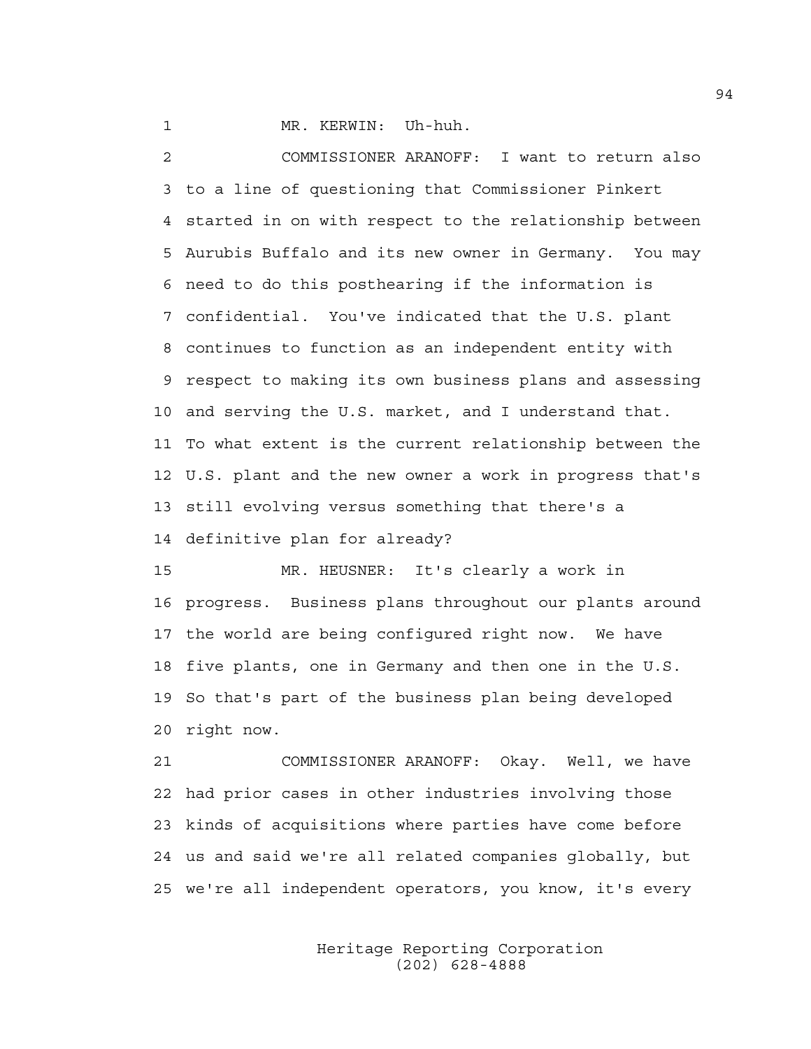1 MR. KERWIN: Uh-huh.

2 COMMISSIONER ARANOFF: I want to return also
3 to a line of questioning that Commissioner Pinkert
4 started in on with respect to the relationship between
5 Aurubis Buffalo and its new owner in Germany. You may
6 need to do this posthearing if the information is
7 confidential. You've indicated that the U.S. plant
8 continues to function as an independent entity with
9 respect to making its own business plans and assessing
10 and serving the U.S. market, and I understand that.
11 To what extent is the current relationship between the
12 U.S. plant and the new owner a work in progress that's
13 still evolving versus something that there's a
14 definitive plan for already?

15 MR. HEUSNER: It's clearly a work in
16 progress. Business plans throughout our plants around
17 the world are being configured right now. We have
18 five plants, one in Germany and then one in the U.S.
19 So that's part of the business plan being developed
20 right now.

21 COMMISSIONER ARANOFF: Okay. Well, we have
22 had prior cases in other industries involving those
23 kinds of acquisitions where parties have come before
24 us and said we're all related companies globally, but
25 we're all independent operators, you know, it's every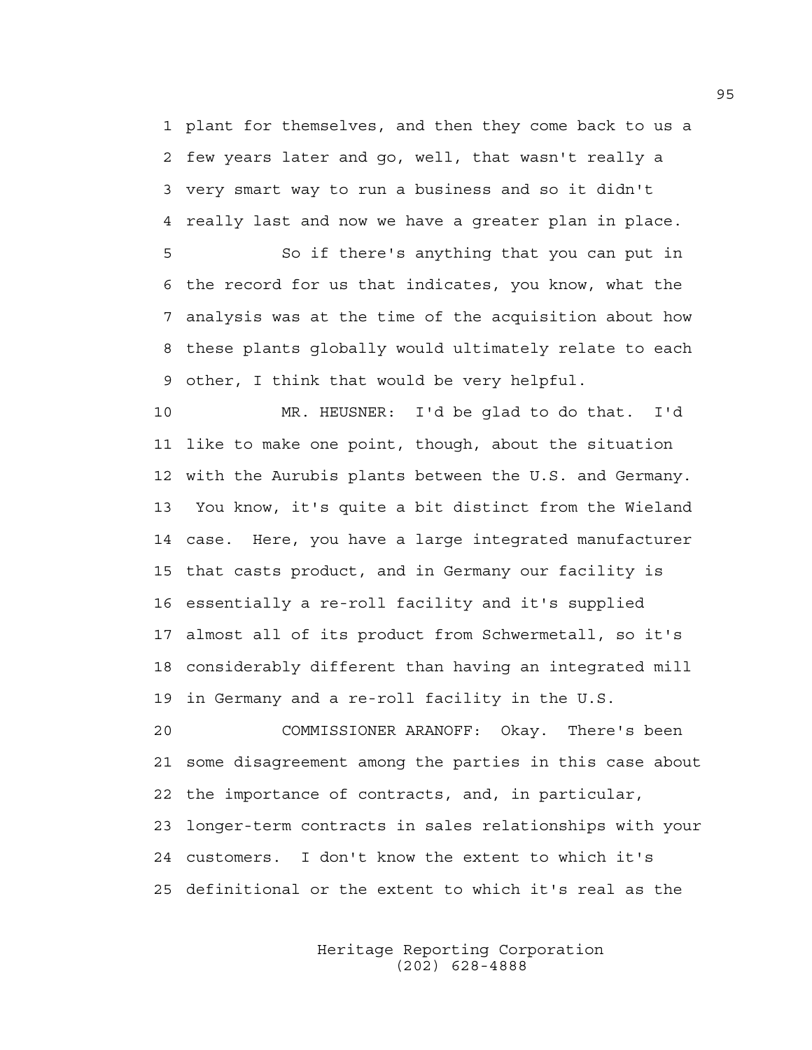plant for themselves, and then they come back to us a few years later and go, well, that wasn't really a very smart way to run a business and so it didn't really last and now we have a greater plan in place.

So if there's anything that you can put in the record for us that indicates, you know, what the analysis was at the time of the acquisition about how these plants globally would ultimately relate to each other, I think that would be very helpful.

MR. HEUSNER: I'd be glad to do that. I'd like to make one point, though, about the situation with the Aurubis plants between the U.S. and Germany. You know, it's quite a bit distinct from the Wieland case. Here, you have a large integrated manufacturer that casts product, and in Germany our facility is essentially a re-roll facility and it's supplied almost all of its product from Schwermetall, so it's considerably different than having an integrated mill in Germany and a re-roll facility in the U.S.

COMMISSIONER ARANOFF: Okay. There's been some disagreement among the parties in this case about the importance of contracts, and, in particular, longer-term contracts in sales relationships with your customers. I don't know the extent to which it's definitional or the extent to which it's real as the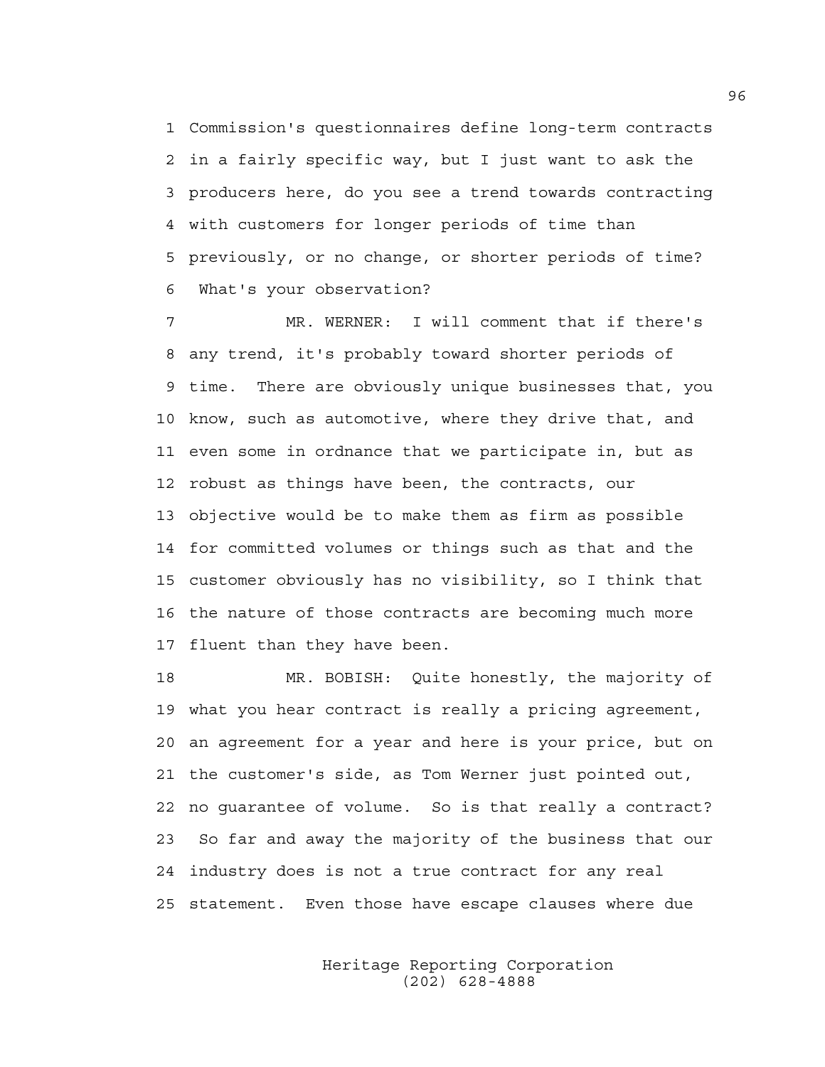1 Commission's questionnaires define long-term contracts
2 in a fairly specific way, but I just want to ask the
3 producers here, do you see a trend towards contracting
4 with customers for longer periods of time than
5 previously, or no change, or shorter periods of time?
6 What's your observation?

7 MR. WERNER: I will comment that if there's
8 any trend, it's probably toward shorter periods of
9 time. There are obviously unique businesses that, you
10 know, such as automotive, where they drive that, and
11 even some in ordnance that we participate in, but as
12 robust as things have been, the contracts, our
13 objective would be to make them as firm as possible
14 for committed volumes or things such as that and the
15 customer obviously has no visibility, so I think that
16 the nature of those contracts are becoming much more
17 fluent than they have been.

18 MR. BOBISH: Quite honestly, the majority of
19 what you hear contract is really a pricing agreement,
20 an agreement for a year and here is your price, but on
21 the customer's side, as Tom Werner just pointed out,
22 no guarantee of volume. So is that really a contract?
23 So far and away the majority of the business that our
24 industry does is not a true contract for any real
25 statement. Even those have escape clauses where due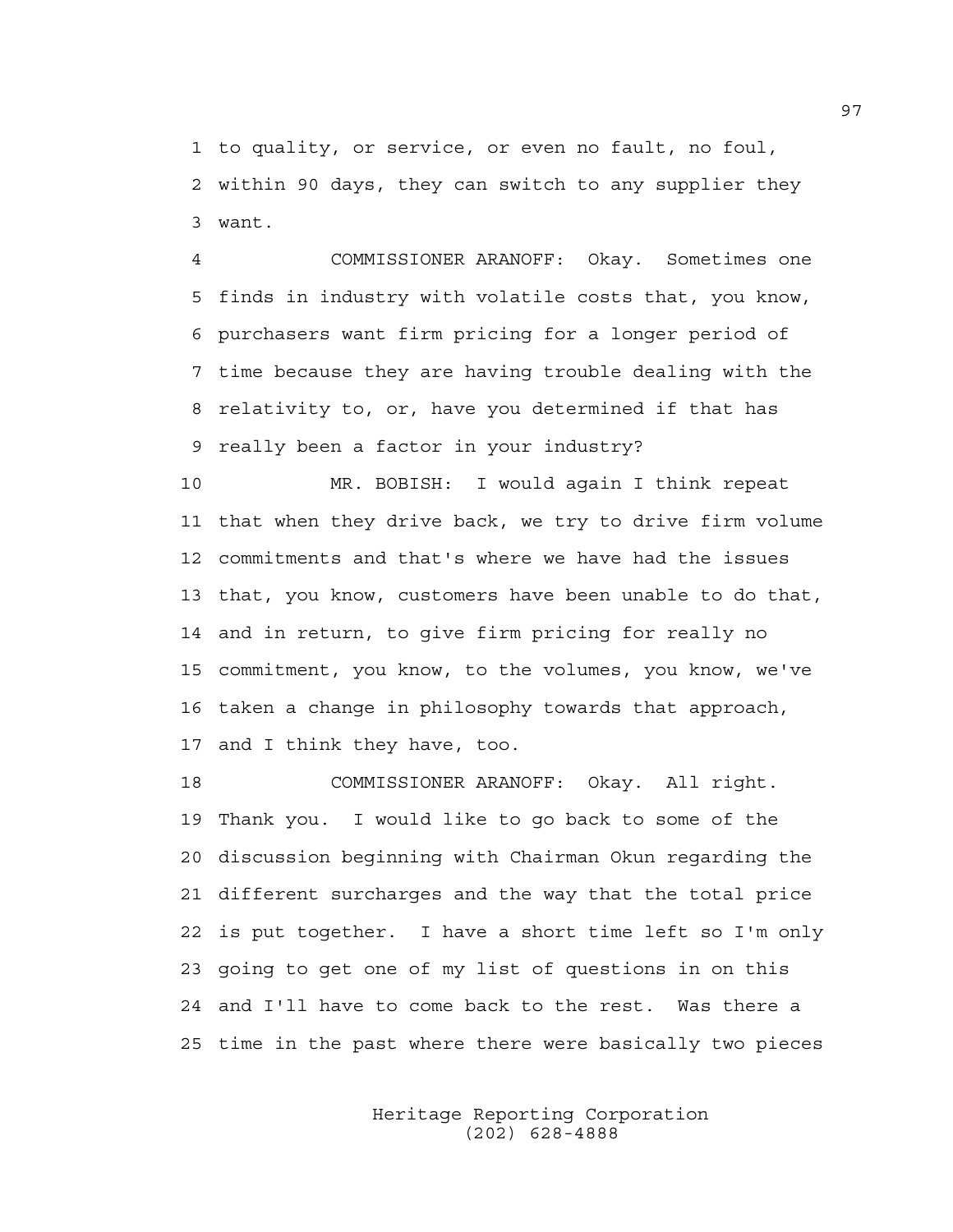1 to quality, or service, or even no fault, no foul,
2 within 90 days, they can switch to any supplier they
3 want.

4 COMMISSIONER ARANOFF: Okay. Sometimes one
5 finds in industry with volatile costs that, you know,
6 purchasers want firm pricing for a longer period of
7 time because they are having trouble dealing with the
8 relativity to, or, have you determined if that has
9 really been a factor in your industry?

10 MR. BOBISH: I would again I think repeat
11 that when they drive back, we try to drive firm volume
12 commitments and that's where we have had the issues
13 that, you know, customers have been unable to do that,
14 and in return, to give firm pricing for really no
15 commitment, you know, to the volumes, you know, we've
16 taken a change in philosophy towards that approach,
17 and I think they have, too.

18 COMMISSIONER ARANOFF: Okay. All right.
19 Thank you. I would like to go back to some of the
20 discussion beginning with Chairman Okun regarding the
21 different surcharges and the way that the total price
22 is put together. I have a short time left so I'm only
23 going to get one of my list of questions in on this
24 and I'll have to come back to the rest. Was there a
25 time in the past where there were basically two pieces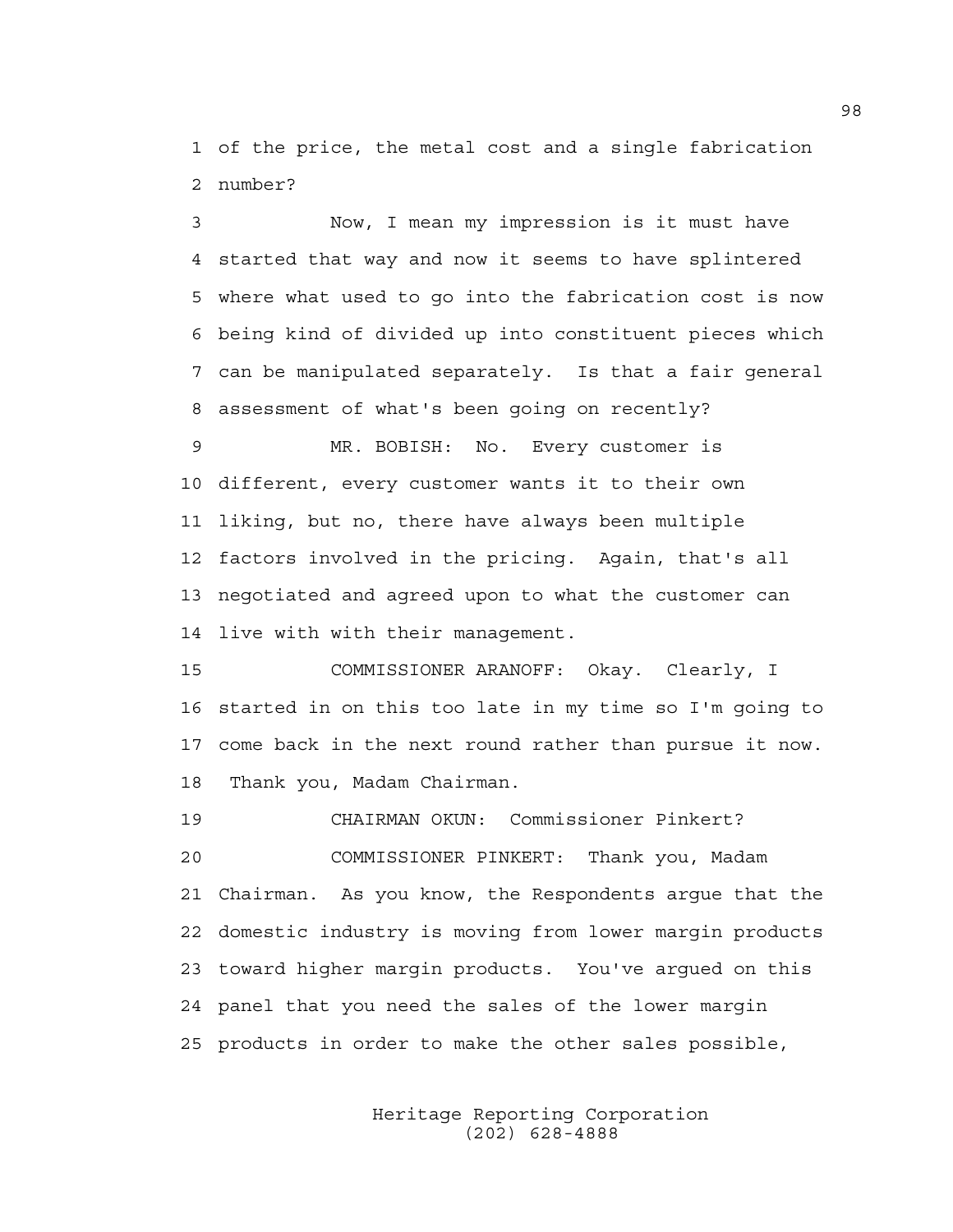of the price, the metal cost and a single fabrication number?

Now, I mean my impression is it must have started that way and now it seems to have splintered where what used to go into the fabrication cost is now being kind of divided up into constituent pieces which can be manipulated separately. Is that a fair general assessment of what's been going on recently?

MR. BOBISH: No. Every customer is different, every customer wants it to their own liking, but no, there have always been multiple factors involved in the pricing. Again, that's all negotiated and agreed upon to what the customer can live with with their management.

COMMISSIONER ARANOFF: Okay. Clearly, I started in on this too late in my time so I'm going to come back in the next round rather than pursue it now. Thank you, Madam Chairman.

CHAIRMAN OKUN: Commissioner Pinkert?

COMMISSIONER PINKERT: Thank you, Madam Chairman. As you know, the Respondents argue that the domestic industry is moving from lower margin products toward higher margin products. You've argued on this panel that you need the sales of the lower margin products in order to make the other sales possible,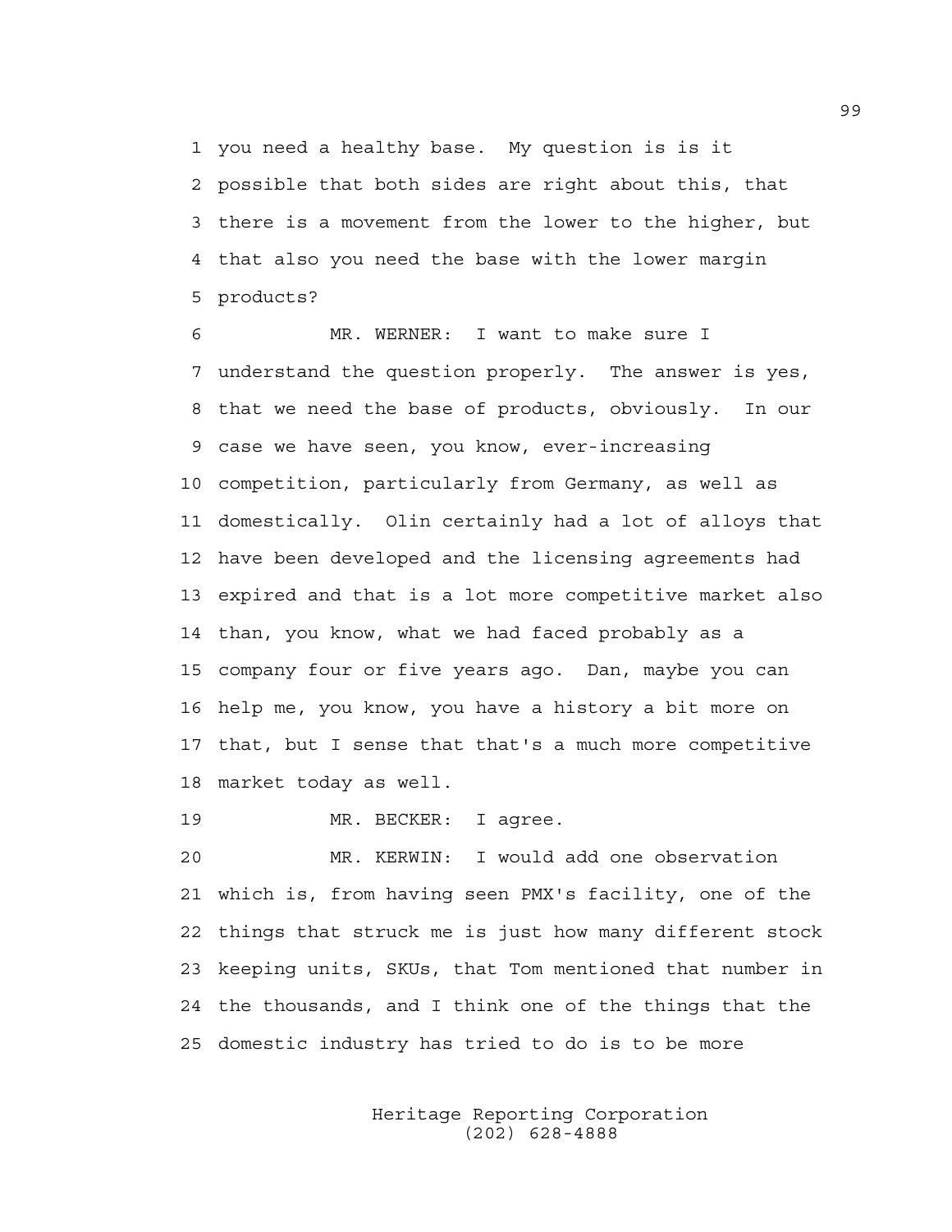you need a healthy base. My question is is it possible that both sides are right about this, that there is a movement from the lower to the higher, but that also you need the base with the lower margin products?

MR. WERNER: I want to make sure I understand the question properly. The answer is yes, that we need the base of products, obviously. In our case we have seen, you know, ever-increasing competition, particularly from Germany, as well as domestically. Olin certainly had a lot of alloys that have been developed and the licensing agreements had expired and that is a lot more competitive market also than, you know, what we had faced probably as a company four or five years ago. Dan, maybe you can help me, you know, you have a history a bit more on that, but I sense that that's a much more competitive market today as well.

MR. BECKER: I agree.

MR. KERWIN: I would add one observation which is, from having seen PMX's facility, one of the things that struck me is just how many different stock keeping units, SKUs, that Tom mentioned that number in the thousands, and I think one of the things that the domestic industry has tried to do is to be more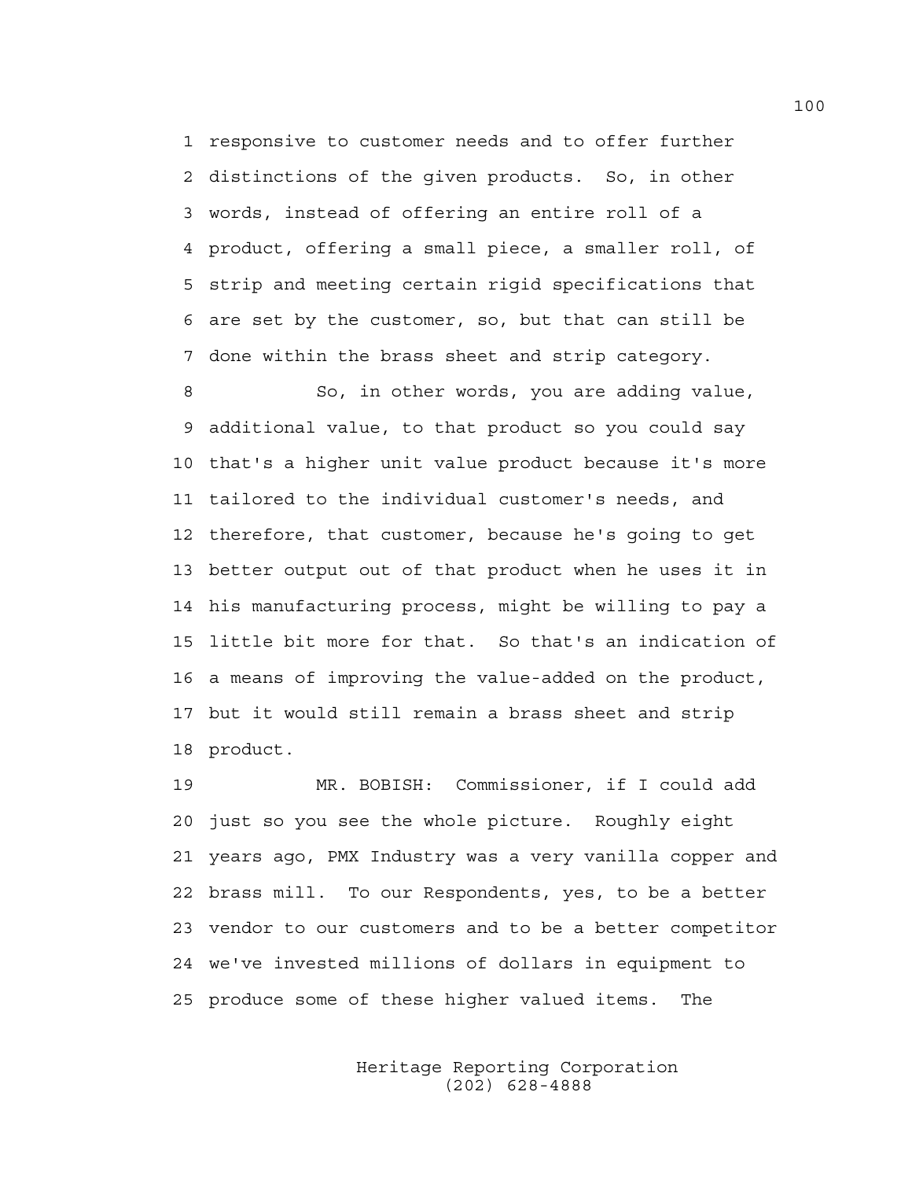1 responsive to customer needs and to offer further
2 distinctions of the given products. So, in other
3 words, instead of offering an entire roll of a
4 product, offering a small piece, a smaller roll, of
5 strip and meeting certain rigid specifications that
6 are set by the customer, so, but that can still be
7 done within the brass sheet and strip category.

8 So, in other words, you are adding value,
9 additional value, to that product so you could say
10 that's a higher unit value product because it's more
11 tailored to the individual customer's needs, and
12 therefore, that customer, because he's going to get
13 better output out of that product when he uses it in
14 his manufacturing process, might be willing to pay a
15 little bit more for that. So that's an indication of
16 a means of improving the value-added on the product,
17 but it would still remain a brass sheet and strip
18 product.

19 MR. BOBISH: Commissioner, if I could add
20 just so you see the whole picture. Roughly eight
21 years ago, PMX Industry was a very vanilla copper and
22 brass mill. To our Respondents, yes, to be a better
23 vendor to our customers and to be a better competitor
24 we've invested millions of dollars in equipment to
25 produce some of these higher valued items. The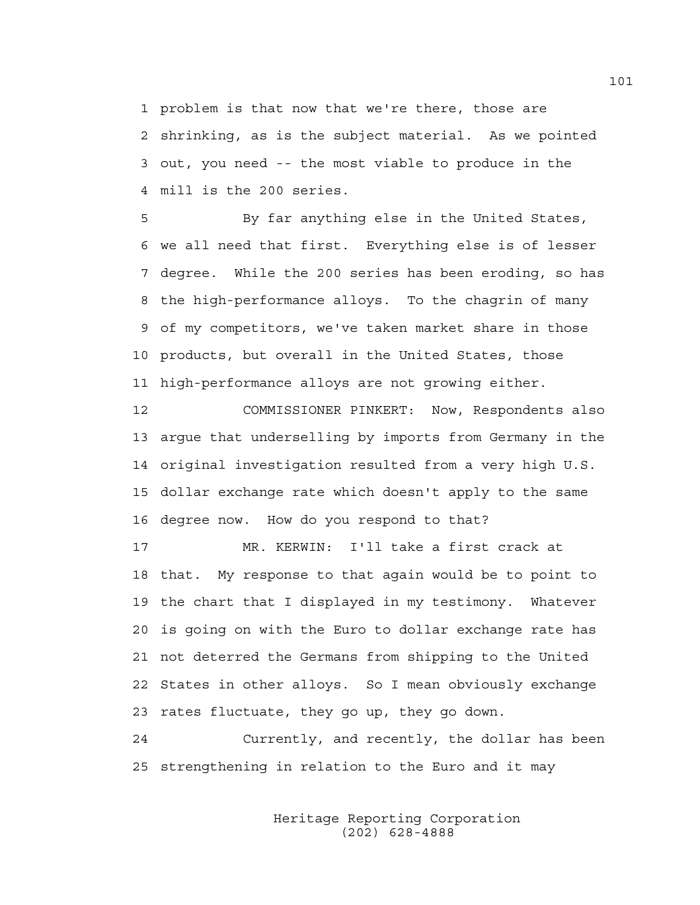problem is that now that we're there, those are shrinking, as is the subject material. As we pointed out, you need -- the most viable to produce in the mill is the 200 series.

By far anything else in the United States, we all need that first. Everything else is of lesser degree. While the 200 series has been eroding, so has the high-performance alloys. To the chagrin of many of my competitors, we've taken market share in those products, but overall in the United States, those high-performance alloys are not growing either.

COMMISSIONER PINKERT: Now, Respondents also argue that underselling by imports from Germany in the original investigation resulted from a very high U.S. dollar exchange rate which doesn't apply to the same degree now. How do you respond to that?

MR. KERWIN: I'll take a first crack at that. My response to that again would be to point to the chart that I displayed in my testimony. Whatever is going on with the Euro to dollar exchange rate has not deterred the Germans from shipping to the United States in other alloys. So I mean obviously exchange rates fluctuate, they go up, they go down.

Currently, and recently, the dollar has been strengthening in relation to the Euro and it may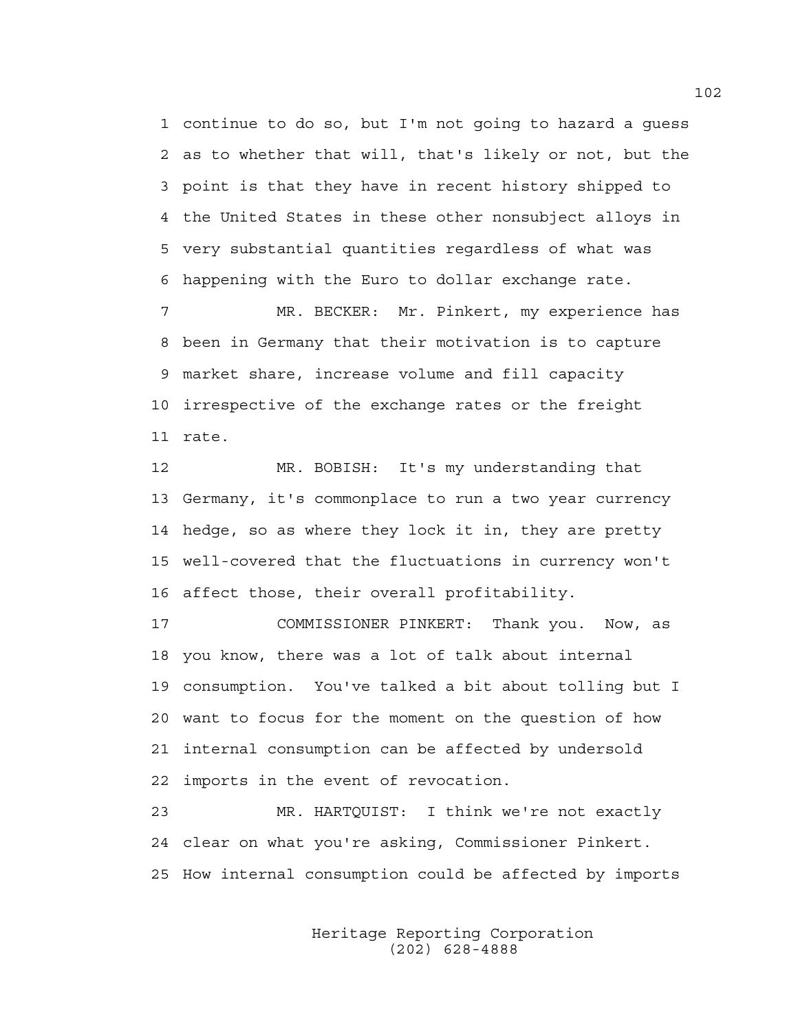continue to do so, but I'm not going to hazard a guess as to whether that will, that's likely or not, but the point is that they have in recent history shipped to the United States in these other nonsubject alloys in very substantial quantities regardless of what was happening with the Euro to dollar exchange rate.

MR. BECKER: Mr. Pinkert, my experience has been in Germany that their motivation is to capture market share, increase volume and fill capacity irrespective of the exchange rates or the freight rate.

MR. BOBISH: It's my understanding that Germany, it's commonplace to run a two year currency hedge, so as where they lock it in, they are pretty well-covered that the fluctuations in currency won't affect those, their overall profitability.

COMMISSIONER PINKERT: Thank you. Now, as you know, there was a lot of talk about internal consumption. You've talked a bit about tolling but I want to focus for the moment on the question of how internal consumption can be affected by undersold imports in the event of revocation.

MR. HARTQUIST: I think we're not exactly clear on what you're asking, Commissioner Pinkert. How internal consumption could be affected by imports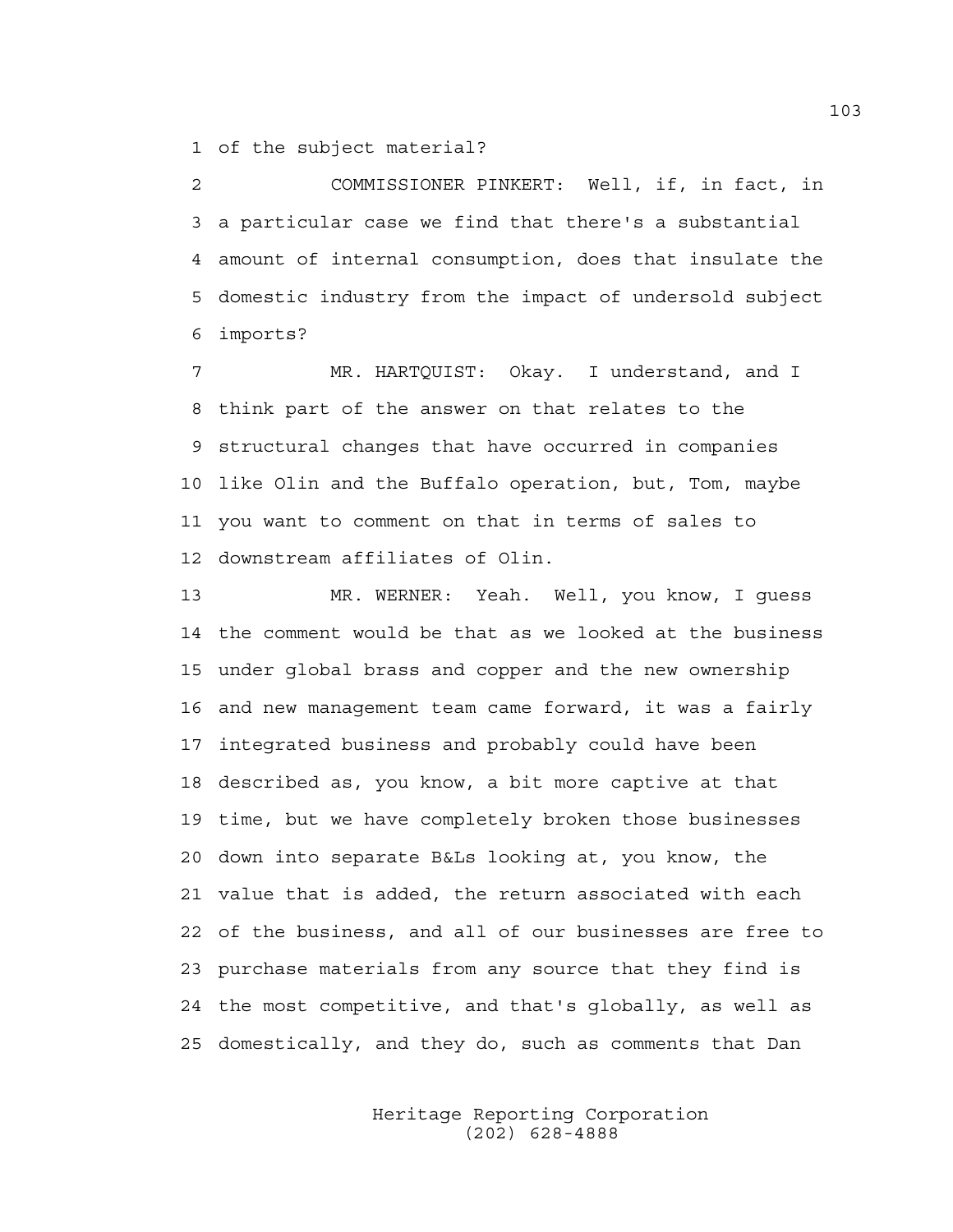of the subject material?

COMMISSIONER PINKERT: Well, if, in fact, in a particular case we find that there's a substantial amount of internal consumption, does that insulate the domestic industry from the impact of undersold subject imports?

MR. HARTQUIST: Okay. I understand, and I think part of the answer on that relates to the structural changes that have occurred in companies like Olin and the Buffalo operation, but, Tom, maybe you want to comment on that in terms of sales to downstream affiliates of Olin.

MR. WERNER: Yeah. Well, you know, I guess the comment would be that as we looked at the business under global brass and copper and the new ownership and new management team came forward, it was a fairly integrated business and probably could have been described as, you know, a bit more captive at that time, but we have completely broken those businesses down into separate B&Ls looking at, you know, the value that is added, the return associated with each of the business, and all of our businesses are free to purchase materials from any source that they find is the most competitive, and that's globally, as well as domestically, and they do, such as comments that Dan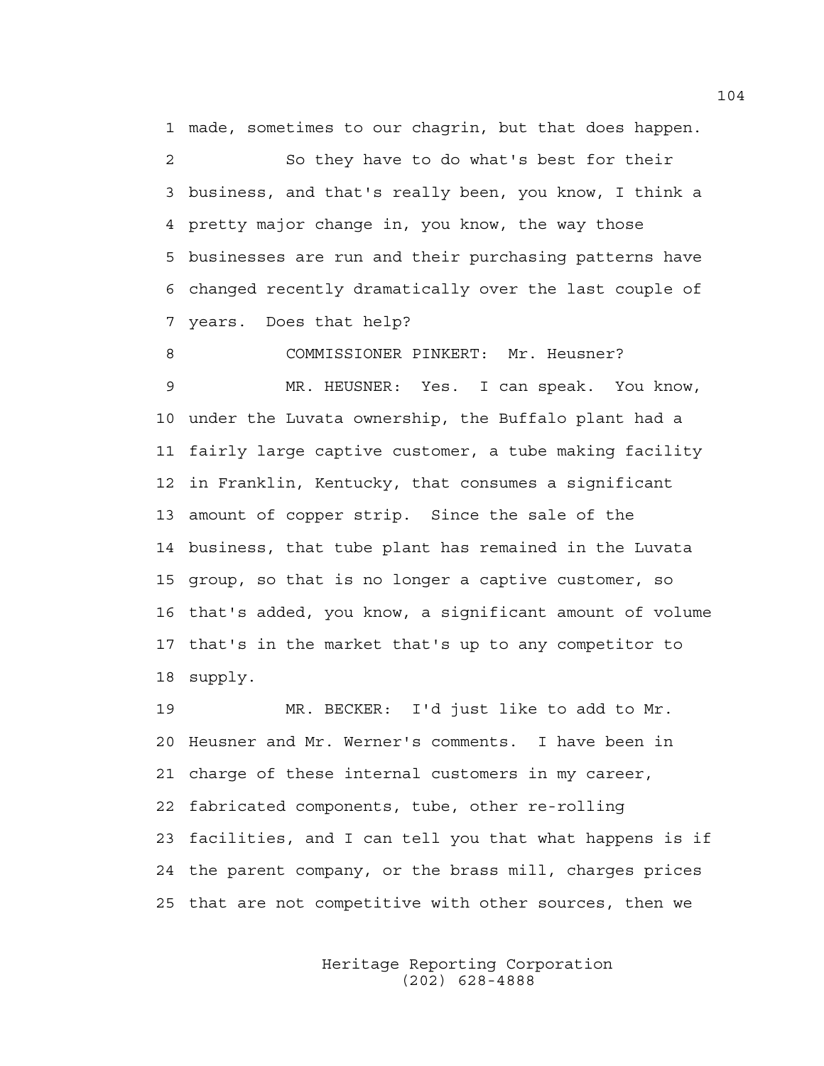made, sometimes to our chagrin, but that does happen.

So they have to do what's best for their business, and that's really been, you know, I think a pretty major change in, you know, the way those businesses are run and their purchasing patterns have changed recently dramatically over the last couple of years. Does that help?

COMMISSIONER PINKERT: Mr. Heusner?

MR. HEUSNER: Yes. I can speak. You know, under the Luvata ownership, the Buffalo plant had a fairly large captive customer, a tube making facility in Franklin, Kentucky, that consumes a significant amount of copper strip. Since the sale of the business, that tube plant has remained in the Luvata group, so that is no longer a captive customer, so that's added, you know, a significant amount of volume that's in the market that's up to any competitor to supply.

MR. BECKER: I'd just like to add to Mr. Heusner and Mr. Werner's comments. I have been in charge of these internal customers in my career, fabricated components, tube, other re-rolling facilities, and I can tell you that what happens is if the parent company, or the brass mill, charges prices that are not competitive with other sources, then we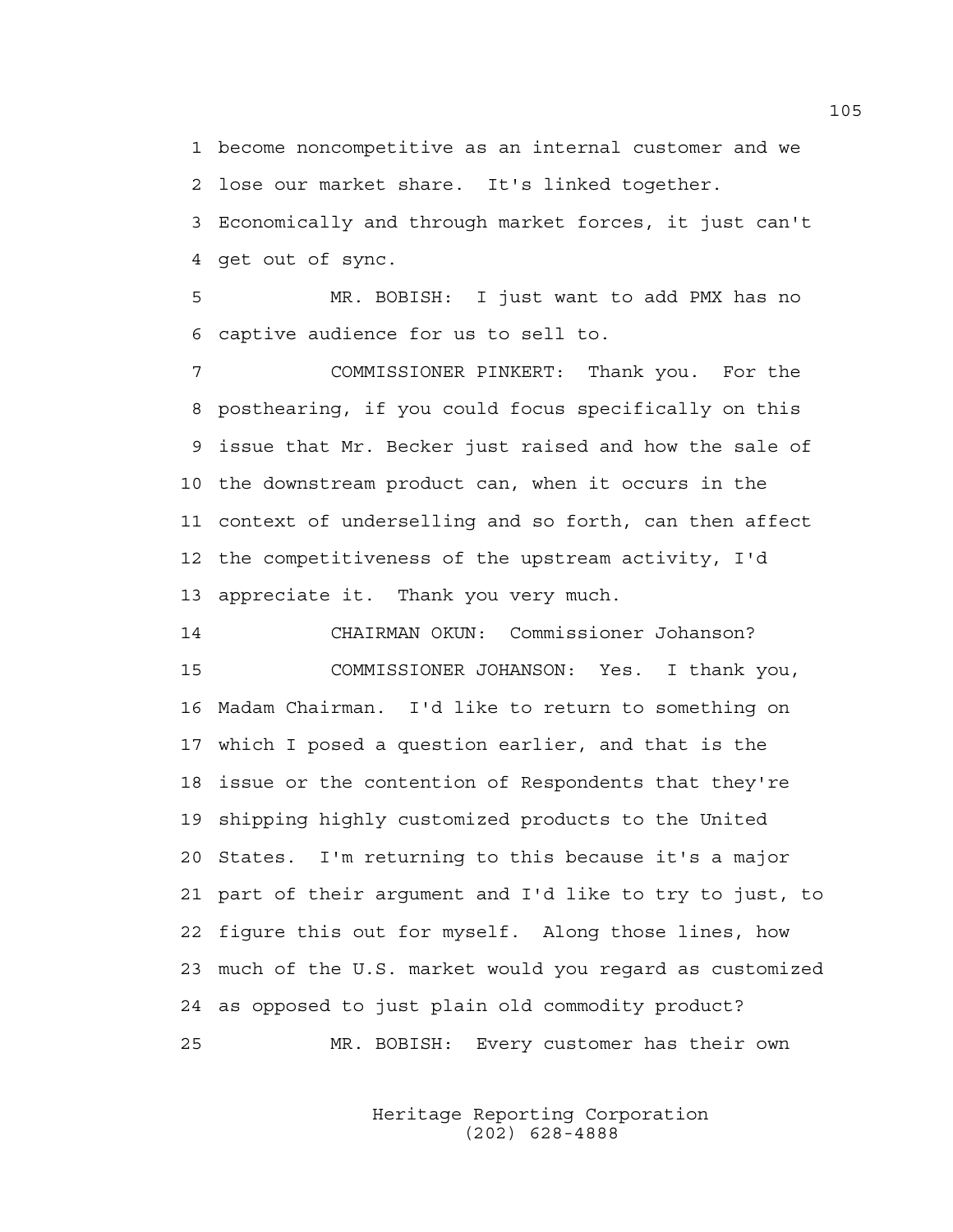become noncompetitive as an internal customer and we lose our market share. It's linked together. Economically and through market forces, it just can't get out of sync.

MR. BOBISH: I just want to add PMX has no captive audience for us to sell to.

COMMISSIONER PINKERT: Thank you. For the posthearing, if you could focus specifically on this issue that Mr. Becker just raised and how the sale of the downstream product can, when it occurs in the context of underselling and so forth, can then affect the competitiveness of the upstream activity, I'd appreciate it. Thank you very much.

CHAIRMAN OKUN: Commissioner Johanson?

COMMISSIONER JOHANSON: Yes. I thank you, Madam Chairman. I'd like to return to something on which I posed a question earlier, and that is the issue or the contention of Respondents that they're shipping highly customized products to the United States. I'm returning to this because it's a major part of their argument and I'd like to try to just, to figure this out for myself. Along those lines, how much of the U.S. market would you regard as customized as opposed to just plain old commodity product?

MR. BOBISH: Every customer has their own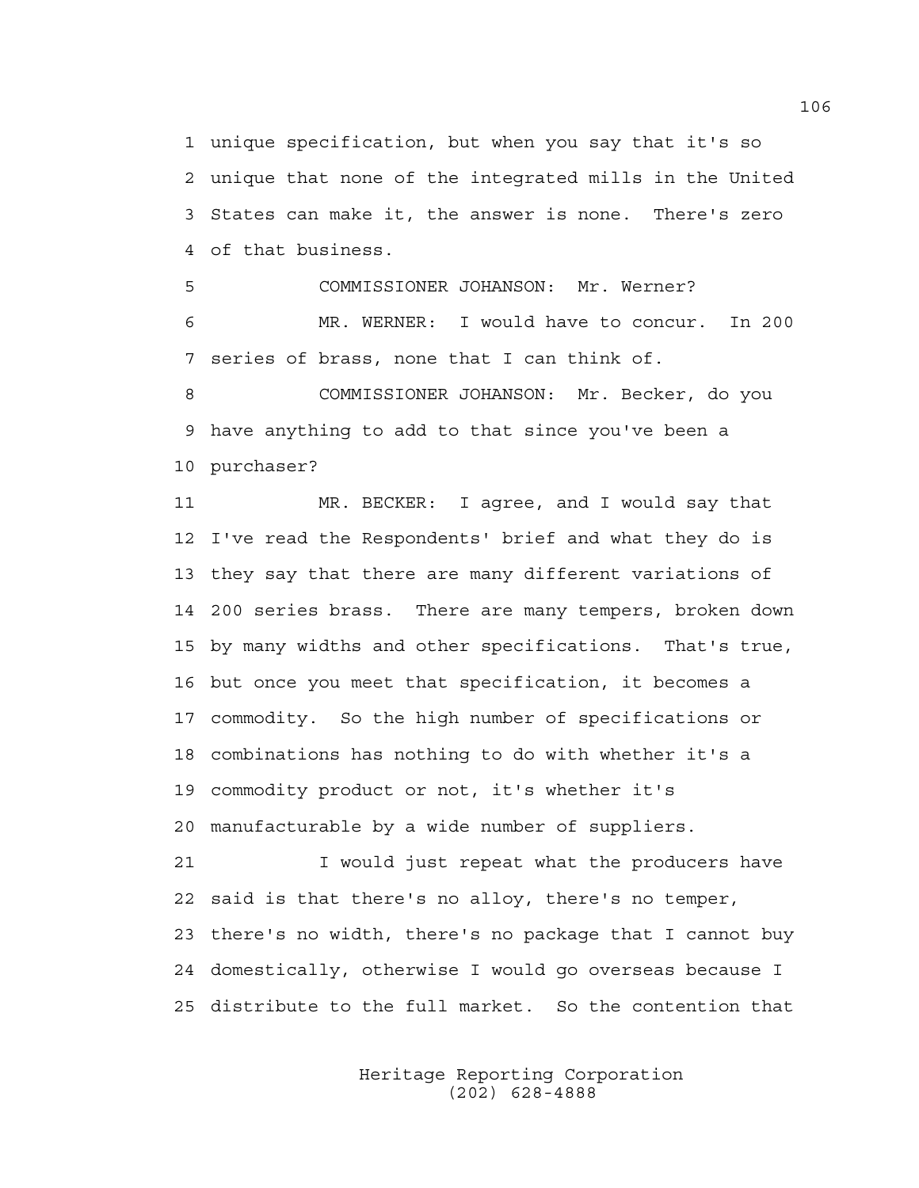1 unique specification, but when you say that it's so
2 unique that none of the integrated mills in the United
3 States can make it, the answer is none. There's zero
4 of that business.

5 COMMISSIONER JOHANSON: Mr. Werner?

6 MR. WERNER: I would have to concur. In 200
7 series of brass, none that I can think of.

8 COMMISSIONER JOHANSON: Mr. Becker, do you
9 have anything to add to that since you've been a
10 purchaser?

11 MR. BECKER: I agree, and I would say that
12 I've read the Respondents' brief and what they do is
13 they say that there are many different variations of
14 200 series brass. There are many tempers, broken down
15 by many widths and other specifications. That's true,
16 but once you meet that specification, it becomes a
17 commodity. So the high number of specifications or
18 combinations has nothing to do with whether it's a
19 commodity product or not, it's whether it's
20 manufacturable by a wide number of suppliers.

21 I would just repeat what the producers have
22 said is that there's no alloy, there's no temper,
23 there's no width, there's no package that I cannot buy
24 domestically, otherwise I would go overseas because I
25 distribute to the full market. So the contention that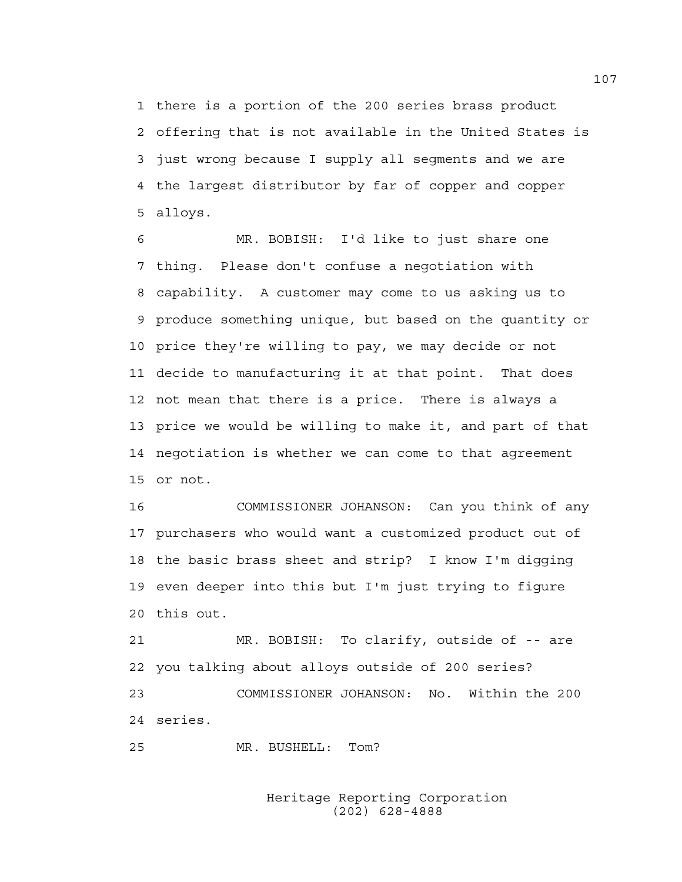there is a portion of the 200 series brass product offering that is not available in the United States is just wrong because I supply all segments and we are the largest distributor by far of copper and copper alloys.

MR. BOBISH: I'd like to just share one thing. Please don't confuse a negotiation with capability. A customer may come to us asking us to produce something unique, but based on the quantity or price they're willing to pay, we may decide or not decide to manufacturing it at that point. That does not mean that there is a price. There is always a price we would be willing to make it, and part of that negotiation is whether we can come to that agreement or not.

COMMISSIONER JOHANSON: Can you think of any purchasers who would want a customized product out of the basic brass sheet and strip? I know I'm digging even deeper into this but I'm just trying to figure this out.

MR. BOBISH: To clarify, outside of -- are you talking about alloys outside of 200 series?

COMMISSIONER JOHANSON: No. Within the 200 series.

MR. BUSHELL: Tom?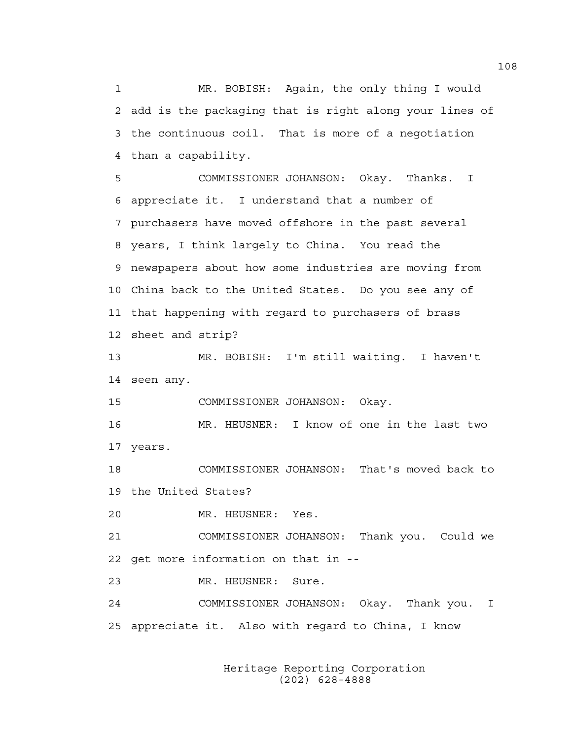MR. BOBISH: Again, the only thing I would add is the packaging that is right along your lines of the continuous coil. That is more of a negotiation than a capability.

COMMISSIONER JOHANSON: Okay. Thanks. I appreciate it. I understand that a number of purchasers have moved offshore in the past several years, I think largely to China. You read the newspapers about how some industries are moving from China back to the United States. Do you see any of that happening with regard to purchasers of brass sheet and strip?

MR. BOBISH: I'm still waiting. I haven't seen any.

COMMISSIONER JOHANSON: Okay.

MR. HEUSNER: I know of one in the last two years.

COMMISSIONER JOHANSON: That's moved back to the United States?

MR. HEUSNER: Yes.

COMMISSIONER JOHANSON: Thank you. Could we get more information on that in --

MR. HEUSNER: Sure.

COMMISSIONER JOHANSON: Okay. Thank you. I appreciate it. Also with regard to China, I know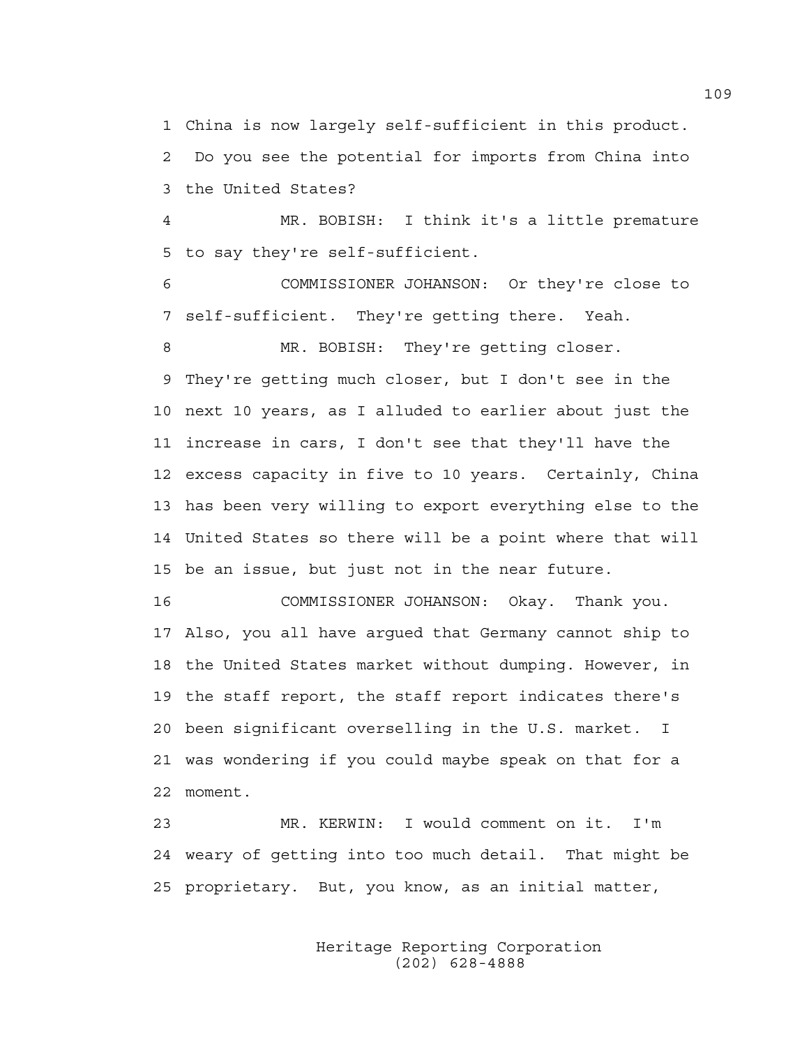China is now largely self-sufficient in this product. Do you see the potential for imports from China into the United States?

MR. BOBISH: I think it's a little premature to say they're self-sufficient.

COMMISSIONER JOHANSON: Or they're close to self-sufficient. They're getting there. Yeah.

MR. BOBISH: They're getting closer. They're getting much closer, but I don't see in the next 10 years, as I alluded to earlier about just the increase in cars, I don't see that they'll have the excess capacity in five to 10 years. Certainly, China has been very willing to export everything else to the United States so there will be a point where that will be an issue, but just not in the near future.

COMMISSIONER JOHANSON: Okay. Thank you. Also, you all have argued that Germany cannot ship to the United States market without dumping. However, in the staff report, the staff report indicates there's been significant overselling in the U.S. market. I was wondering if you could maybe speak on that for a moment.

MR. KERWIN: I would comment on it. I'm weary of getting into too much detail. That might be proprietary. But, you know, as an initial matter,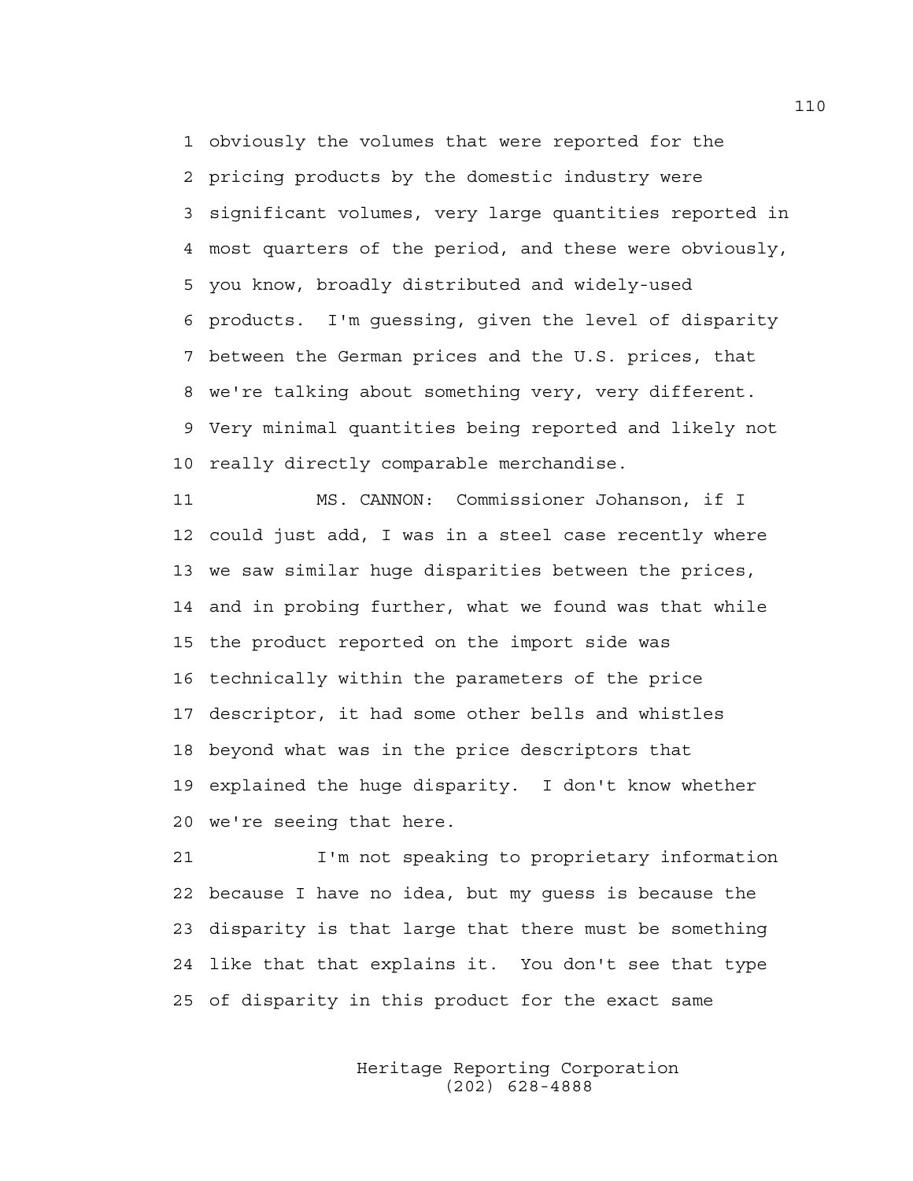obviously the volumes that were reported for the pricing products by the domestic industry were significant volumes, very large quantities reported in most quarters of the period, and these were obviously, you know, broadly distributed and widely-used products. I'm guessing, given the level of disparity between the German prices and the U.S. prices, that we're talking about something very, very different. Very minimal quantities being reported and likely not really directly comparable merchandise.

MS. CANNON: Commissioner Johanson, if I could just add, I was in a steel case recently where we saw similar huge disparities between the prices, and in probing further, what we found was that while the product reported on the import side was technically within the parameters of the price descriptor, it had some other bells and whistles beyond what was in the price descriptors that explained the huge disparity. I don't know whether we're seeing that here.

I'm not speaking to proprietary information because I have no idea, but my guess is because the disparity is that large that there must be something like that that explains it. You don't see that type of disparity in this product for the exact same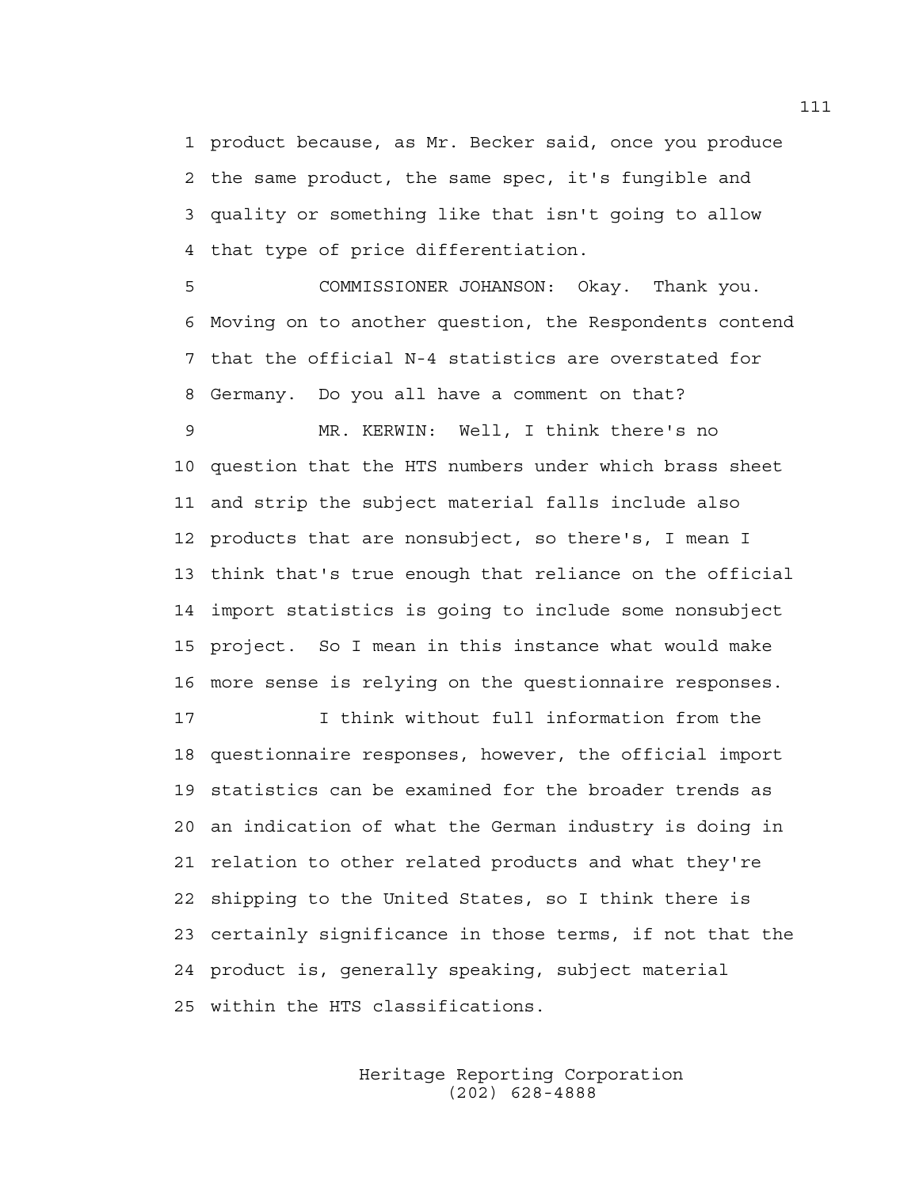1 product because, as Mr. Becker said, once you produce
2 the same product, the same spec, it's fungible and
3 quality or something like that isn't going to allow
4 that type of price differentiation.

5 COMMISSIONER JOHANSON: Okay. Thank you.
6 Moving on to another question, the Respondents contend
7 that the official N-4 statistics are overstated for
8 Germany. Do you all have a comment on that?

9 MR. KERWIN: Well, I think there's no
10 question that the HTS numbers under which brass sheet
11 and strip the subject material falls include also
12 products that are nonsubject, so there's, I mean I
13 think that's true enough that reliance on the official
14 import statistics is going to include some nonsubject
15 project. So I mean in this instance what would make
16 more sense is relying on the questionnaire responses.

17 I think without full information from the
18 questionnaire responses, however, the official import
19 statistics can be examined for the broader trends as
20 an indication of what the German industry is doing in
21 relation to other related products and what they're
22 shipping to the United States, so I think there is
23 certainly significance in those terms, if not that the
24 product is, generally speaking, subject material
25 within the HTS classifications.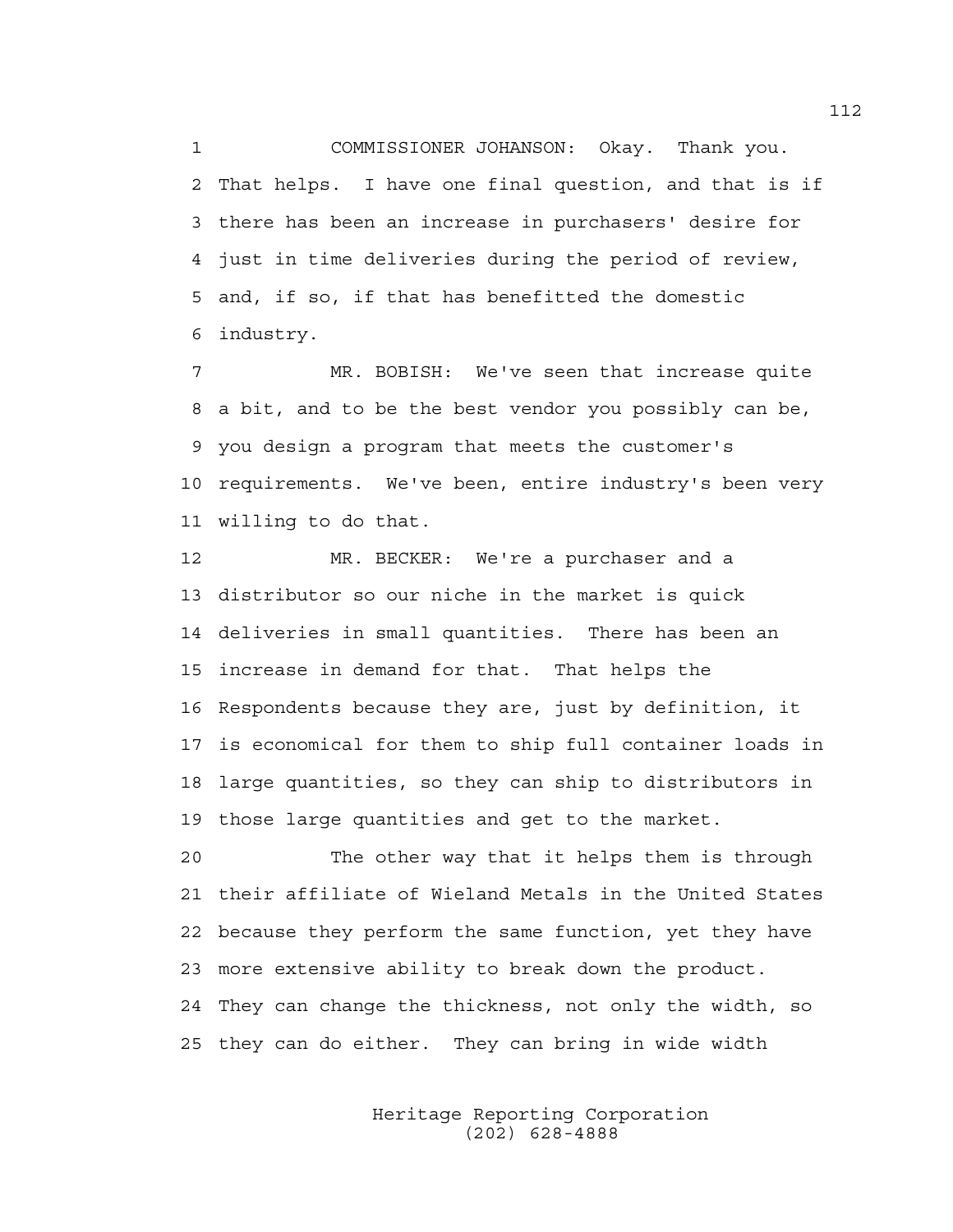COMMISSIONER JOHANSON: Okay. Thank you. That helps. I have one final question, and that is if there has been an increase in purchasers' desire for just in time deliveries during the period of review, and, if so, if that has benefitted the domestic industry.

MR. BOBISH: We've seen that increase quite a bit, and to be the best vendor you possibly can be, you design a program that meets the customer's requirements. We've been, entire industry's been very willing to do that.

MR. BECKER: We're a purchaser and a distributor so our niche in the market is quick deliveries in small quantities. There has been an increase in demand for that. That helps the Respondents because they are, just by definition, it is economical for them to ship full container loads in large quantities, so they can ship to distributors in those large quantities and get to the market.

The other way that it helps them is through their affiliate of Wieland Metals in the United States because they perform the same function, yet they have more extensive ability to break down the product. They can change the thickness, not only the width, so they can do either. They can bring in wide width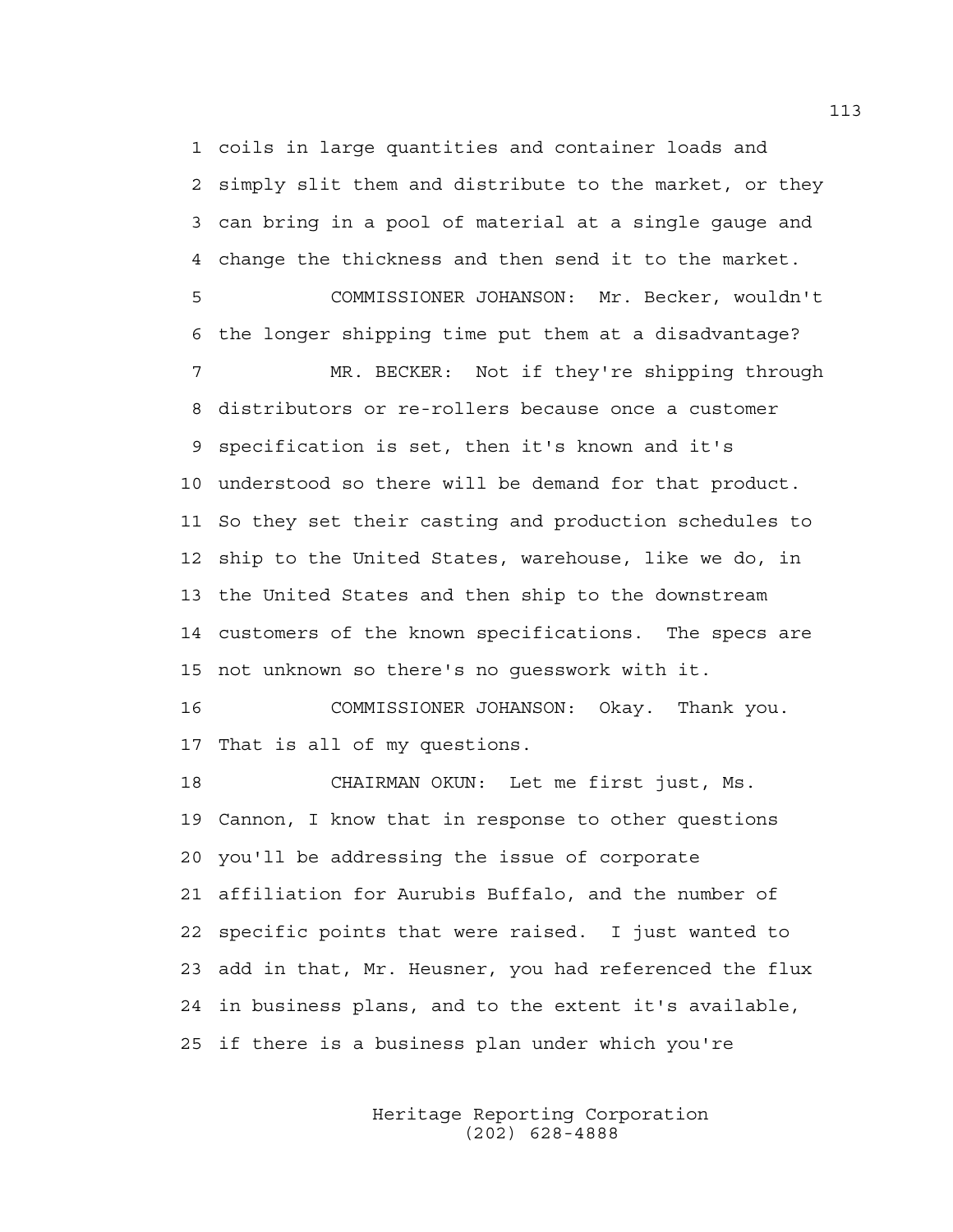coils in large quantities and container loads and simply slit them and distribute to the market, or they can bring in a pool of material at a single gauge and change the thickness and then send it to the market.

COMMISSIONER JOHANSON: Mr. Becker, wouldn't the longer shipping time put them at a disadvantage?

MR. BECKER: Not if they're shipping through distributors or re-rollers because once a customer specification is set, then it's known and it's understood so there will be demand for that product. So they set their casting and production schedules to ship to the United States, warehouse, like we do, in the United States and then ship to the downstream customers of the known specifications. The specs are not unknown so there's no guesswork with it.

COMMISSIONER JOHANSON: Okay. Thank you. That is all of my questions.

CHAIRMAN OKUN: Let me first just, Ms. Cannon, I know that in response to other questions you'll be addressing the issue of corporate affiliation for Aurubis Buffalo, and the number of specific points that were raised. I just wanted to add in that, Mr. Heusner, you had referenced the flux in business plans, and to the extent it's available, if there is a business plan under which you're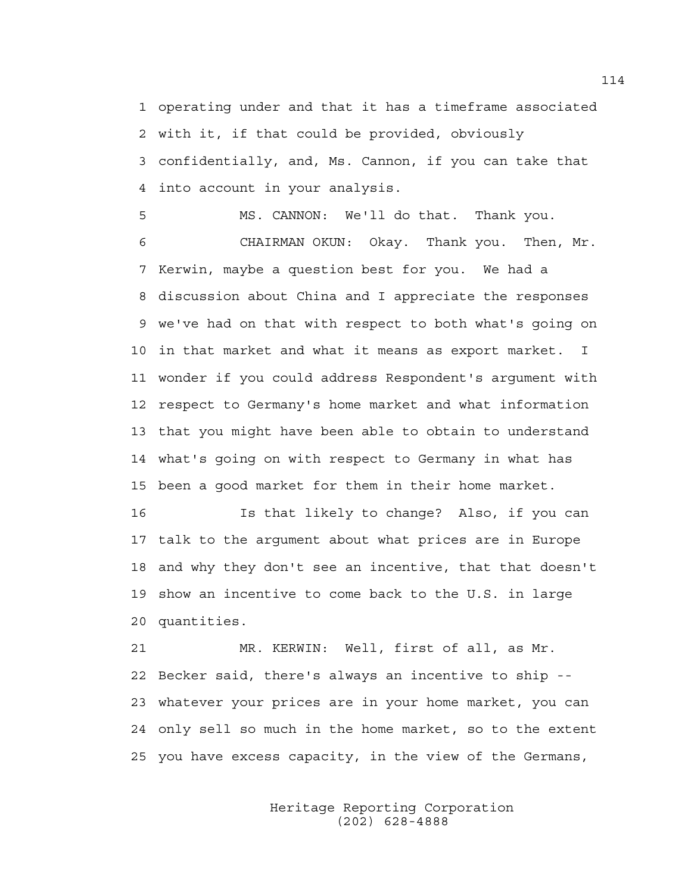operating under and that it has a timeframe associated with it, if that could be provided, obviously confidentially, and, Ms. Cannon, if you can take that into account in your analysis.

MS. CANNON: We'll do that. Thank you.

CHAIRMAN OKUN: Okay. Thank you. Then, Mr. Kerwin, maybe a question best for you. We had a discussion about China and I appreciate the responses we've had on that with respect to both what's going on in that market and what it means as export market. I wonder if you could address Respondent's argument with respect to Germany's home market and what information that you might have been able to obtain to understand what's going on with respect to Germany in what has been a good market for them in their home market.

Is that likely to change? Also, if you can talk to the argument about what prices are in Europe and why they don't see an incentive, that that doesn't show an incentive to come back to the U.S. in large quantities.

MR. KERWIN: Well, first of all, as Mr. Becker said, there's always an incentive to ship -- whatever your prices are in your home market, you can only sell so much in the home market, so to the extent you have excess capacity, in the view of the Germans,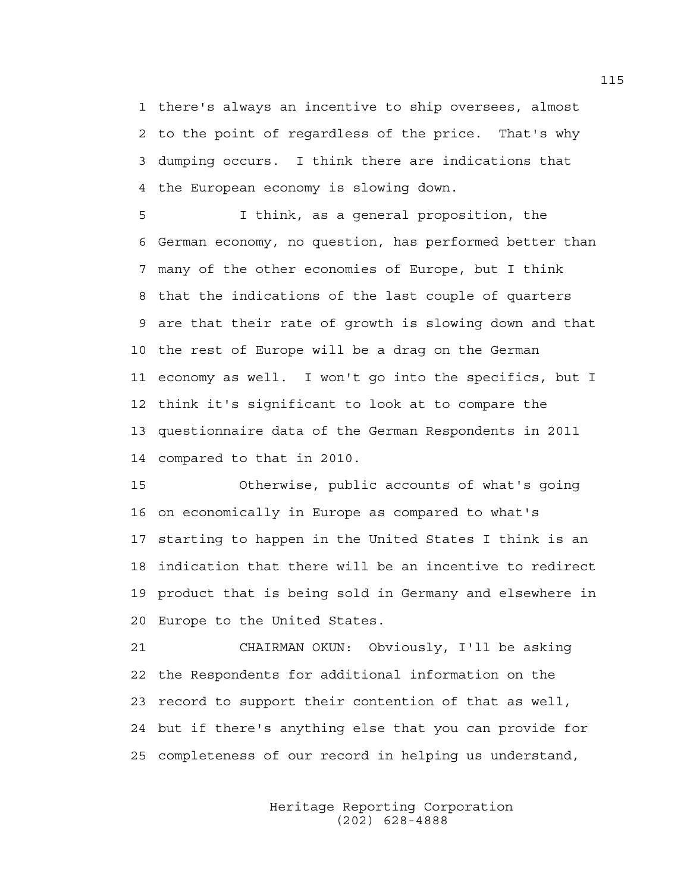there's always an incentive to ship oversees, almost to the point of regardless of the price. That's why dumping occurs. I think there are indications that the European economy is slowing down.

I think, as a general proposition, the German economy, no question, has performed better than many of the other economies of Europe, but I think that the indications of the last couple of quarters are that their rate of growth is slowing down and that the rest of Europe will be a drag on the German economy as well. I won't go into the specifics, but I think it's significant to look at to compare the questionnaire data of the German Respondents in 2011 compared to that in 2010.

Otherwise, public accounts of what's going on economically in Europe as compared to what's starting to happen in the United States I think is an indication that there will be an incentive to redirect product that is being sold in Germany and elsewhere in Europe to the United States.

CHAIRMAN OKUN: Obviously, I'll be asking the Respondents for additional information on the record to support their contention of that as well, but if there's anything else that you can provide for completeness of our record in helping us understand,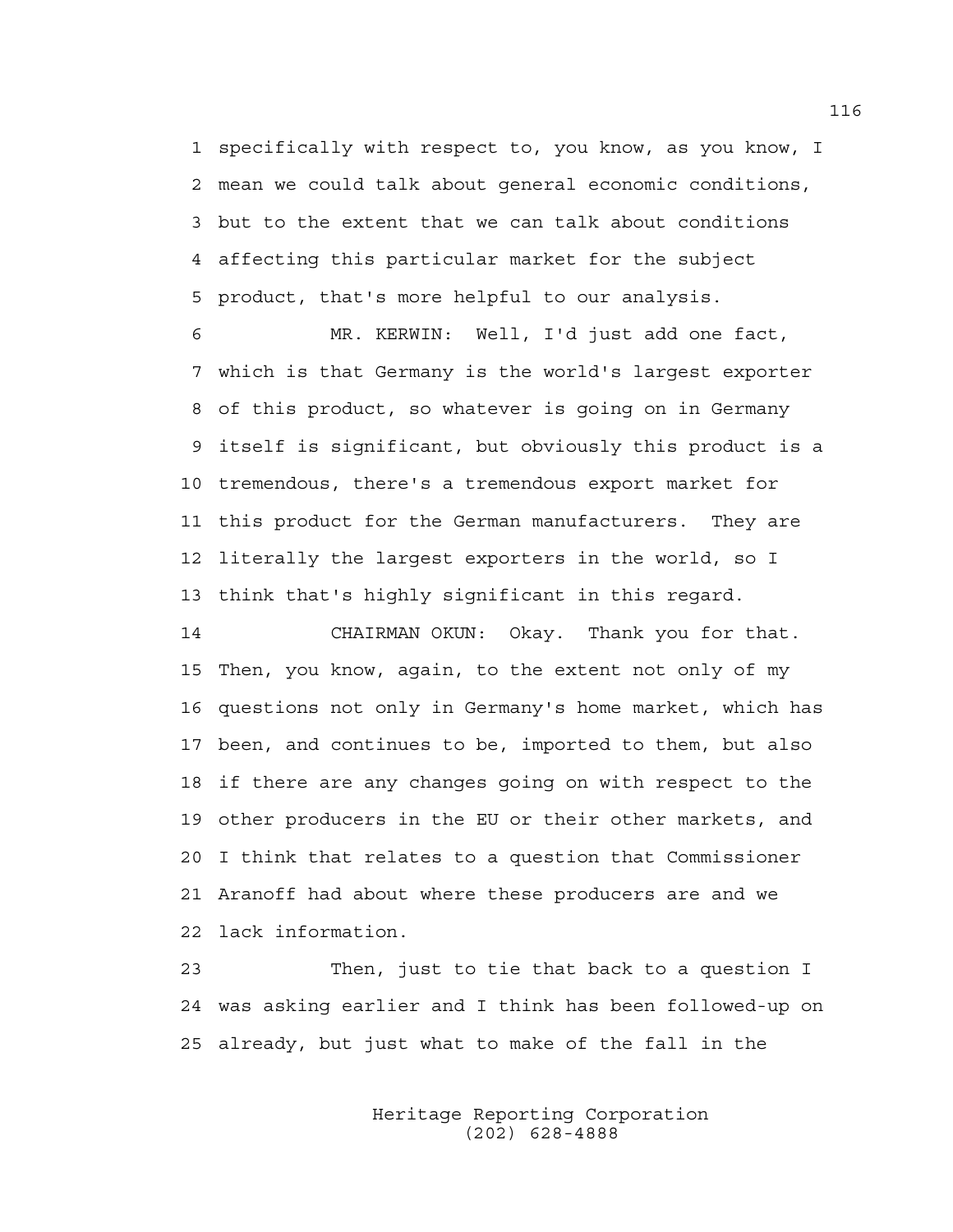1 specifically with respect to, you know, as you know, I
2 mean we could talk about general economic conditions,
3 but to the extent that we can talk about conditions
4 affecting this particular market for the subject
5 product, that's more helpful to our analysis.

6 MR. KERWIN: Well, I'd just add one fact,
7 which is that Germany is the world's largest exporter
8 of this product, so whatever is going on in Germany
9 itself is significant, but obviously this product is a
10 tremendous, there's a tremendous export market for
11 this product for the German manufacturers. They are
12 literally the largest exporters in the world, so I
13 think that's highly significant in this regard.

14 CHAIRMAN OKUN: Okay. Thank you for that.
15 Then, you know, again, to the extent not only of my
16 questions not only in Germany's home market, which has
17 been, and continues to be, imported to them, but also
18 if there are any changes going on with respect to the
19 other producers in the EU or their other markets, and
20 I think that relates to a question that Commissioner
21 Aranoff had about where these producers are and we
22 lack information.

23 Then, just to tie that back to a question I
24 was asking earlier and I think has been followed-up on
25 already, but just what to make of the fall in the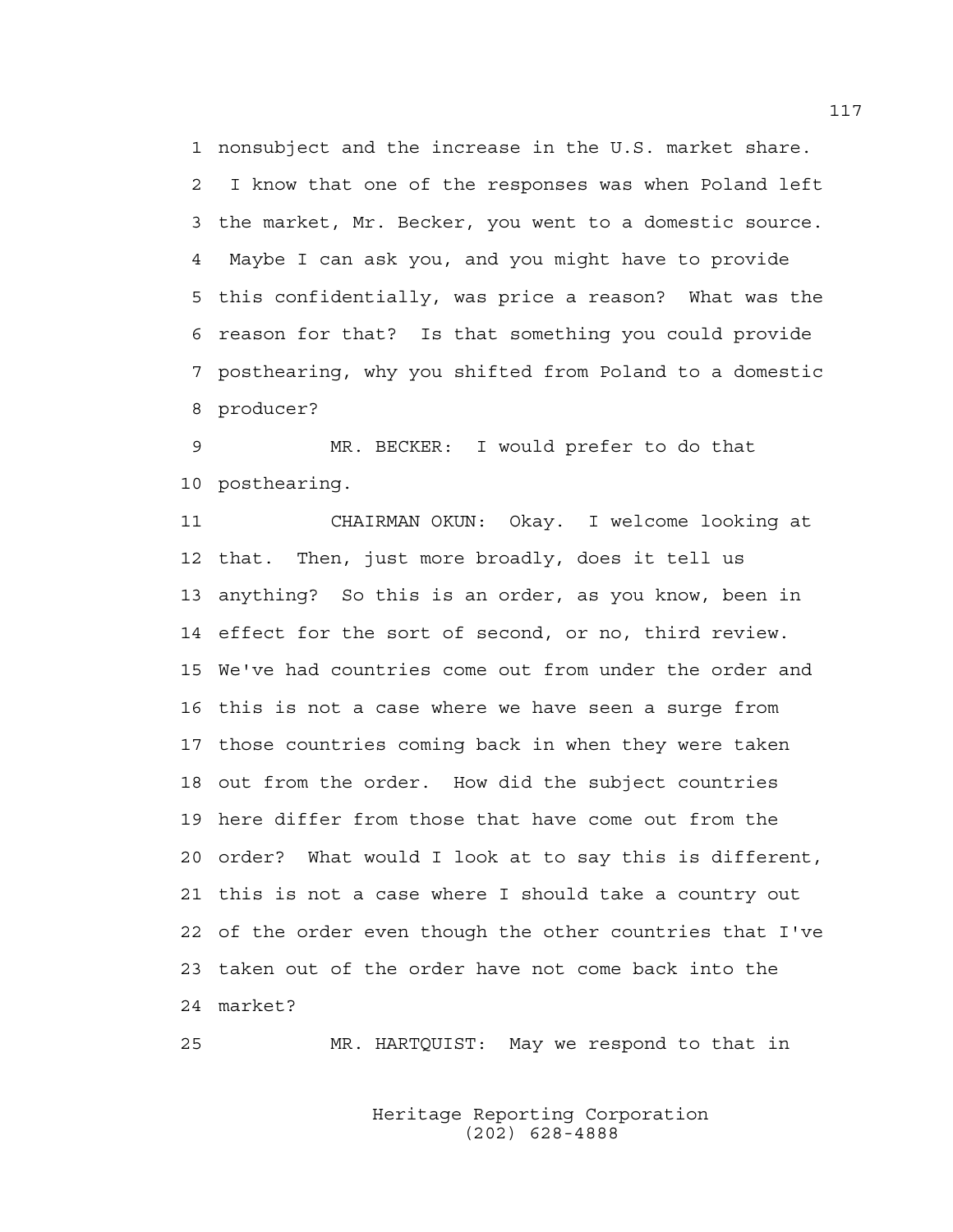1 nonsubject and the increase in the U.S. market share.
2 I know that one of the responses was when Poland left
3 the market, Mr. Becker, you went to a domestic source.
4 Maybe I can ask you, and you might have to provide
5 this confidentially, was price a reason? What was the
6 reason for that? Is that something you could provide
7 posthearing, why you shifted from Poland to a domestic
8 producer?
9 MR. BECKER: I would prefer to do that
10 posthearing.
11 CHAIRMAN OKUN: Okay. I welcome looking at
12 that. Then, just more broadly, does it tell us
13 anything? So this is an order, as you know, been in
14 effect for the sort of second, or no, third review.
15 We've had countries come out from under the order and
16 this is not a case where we have seen a surge from
17 those countries coming back in when they were taken
18 out from the order. How did the subject countries
19 here differ from those that have come out from the
20 order? What would I look at to say this is different,
21 this is not a case where I should take a country out
22 of the order even though the other countries that I've
23 taken out of the order have not come back into the
24 market?
25 MR. HARTQUIST: May we respond to that in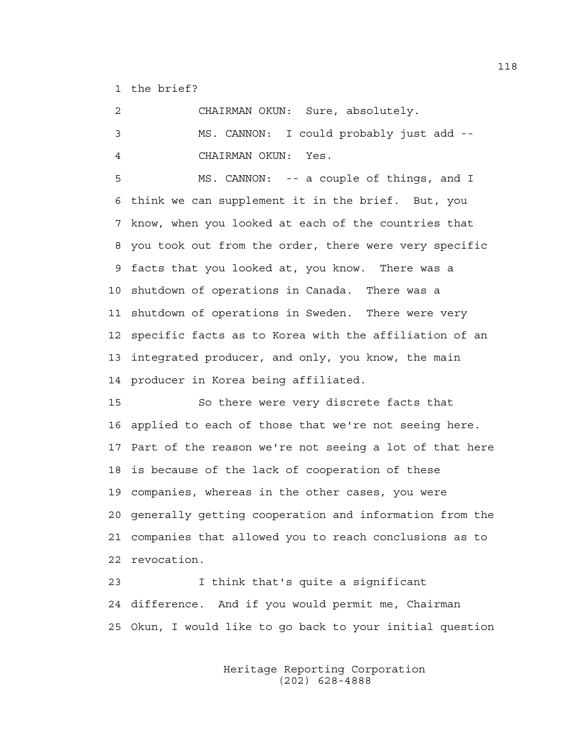1 the brief?

2 CHAIRMAN OKUN: Sure, absolutely.

3 MS. CANNON: I could probably just add --

4 CHAIRMAN OKUN: Yes.

5 MS. CANNON: -- a couple of things, and I
6 think we can supplement it in the brief. But, you
7 know, when you looked at each of the countries that
8 you took out from the order, there were very specific
9 facts that you looked at, you know. There was a
10 shutdown of operations in Canada. There was a
11 shutdown of operations in Sweden. There were very
12 specific facts as to Korea with the affiliation of an
13 integrated producer, and only, you know, the main
14 producer in Korea being affiliated.

15 So there were very discrete facts that
16 applied to each of those that we're not seeing here.
17 Part of the reason we're not seeing a lot of that here
18 is because of the lack of cooperation of these
19 companies, whereas in the other cases, you were
20 generally getting cooperation and information from the
21 companies that allowed you to reach conclusions as to
22 revocation.

23 I think that's quite a significant
24 difference. And if you would permit me, Chairman
25 Okun, I would like to go back to your initial question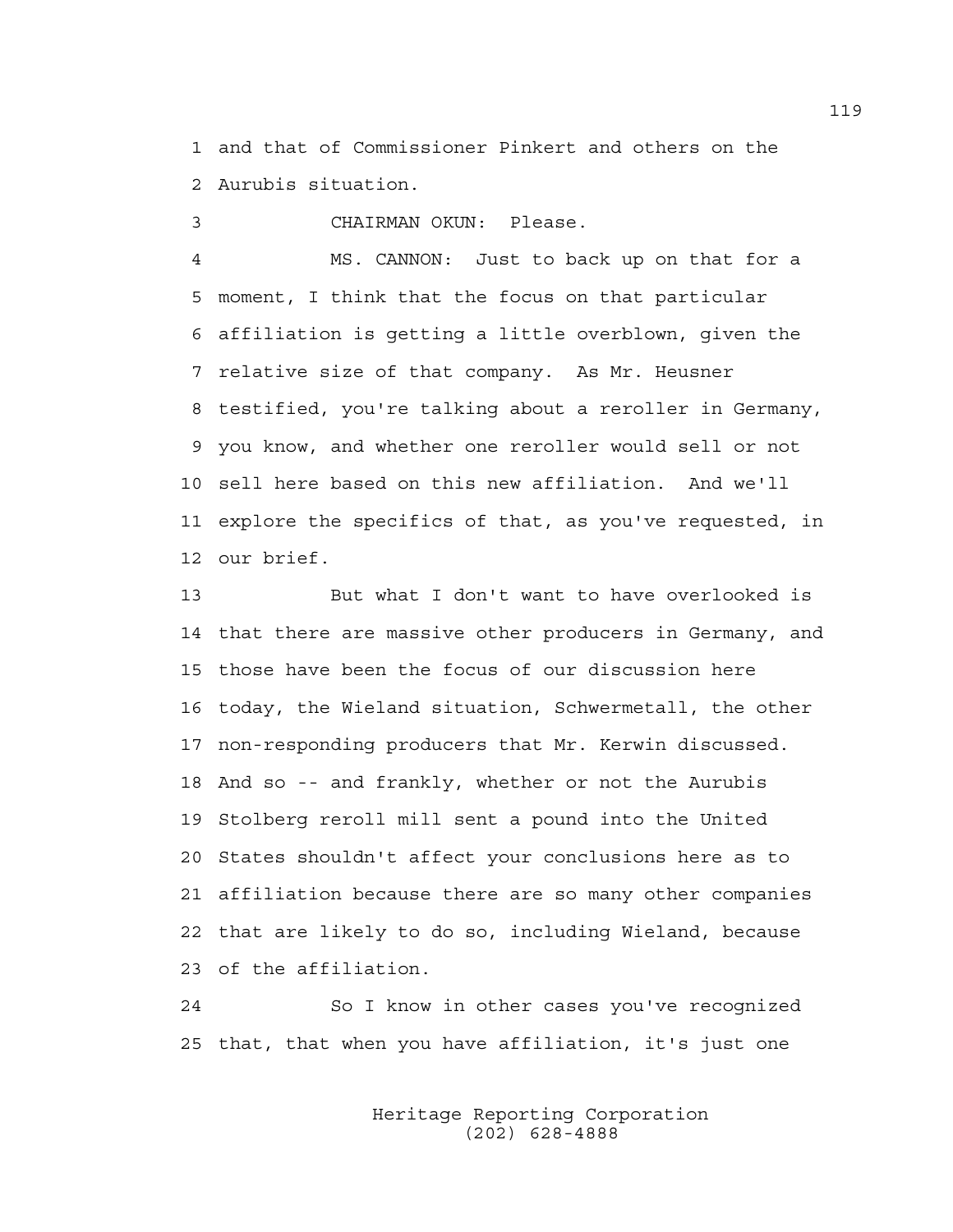1 and that of Commissioner Pinkert and others on the
2 Aurubis situation.

3 CHAIRMAN OKUN: Please.

4 MS. CANNON: Just to back up on that for a
5 moment, I think that the focus on that particular
6 affiliation is getting a little overblown, given the
7 relative size of that company. As Mr. Heusner
8 testified, you're talking about a reroller in Germany,
9 you know, and whether one reroller would sell or not
10 sell here based on this new affiliation. And we'll
11 explore the specifics of that, as you've requested, in
12 our brief.

13 But what I don't want to have overlooked is
14 that there are massive other producers in Germany, and
15 those have been the focus of our discussion here
16 today, the Wieland situation, Schwermetall, the other
17 non-responding producers that Mr. Kerwin discussed.
18 And so -- and frankly, whether or not the Aurubis
19 Stolberg reroll mill sent a pound into the United
20 States shouldn't affect your conclusions here as to
21 affiliation because there are so many other companies
22 that are likely to do so, including Wieland, because
23 of the affiliation.

24 So I know in other cases you've recognized
25 that, that when you have affiliation, it's just one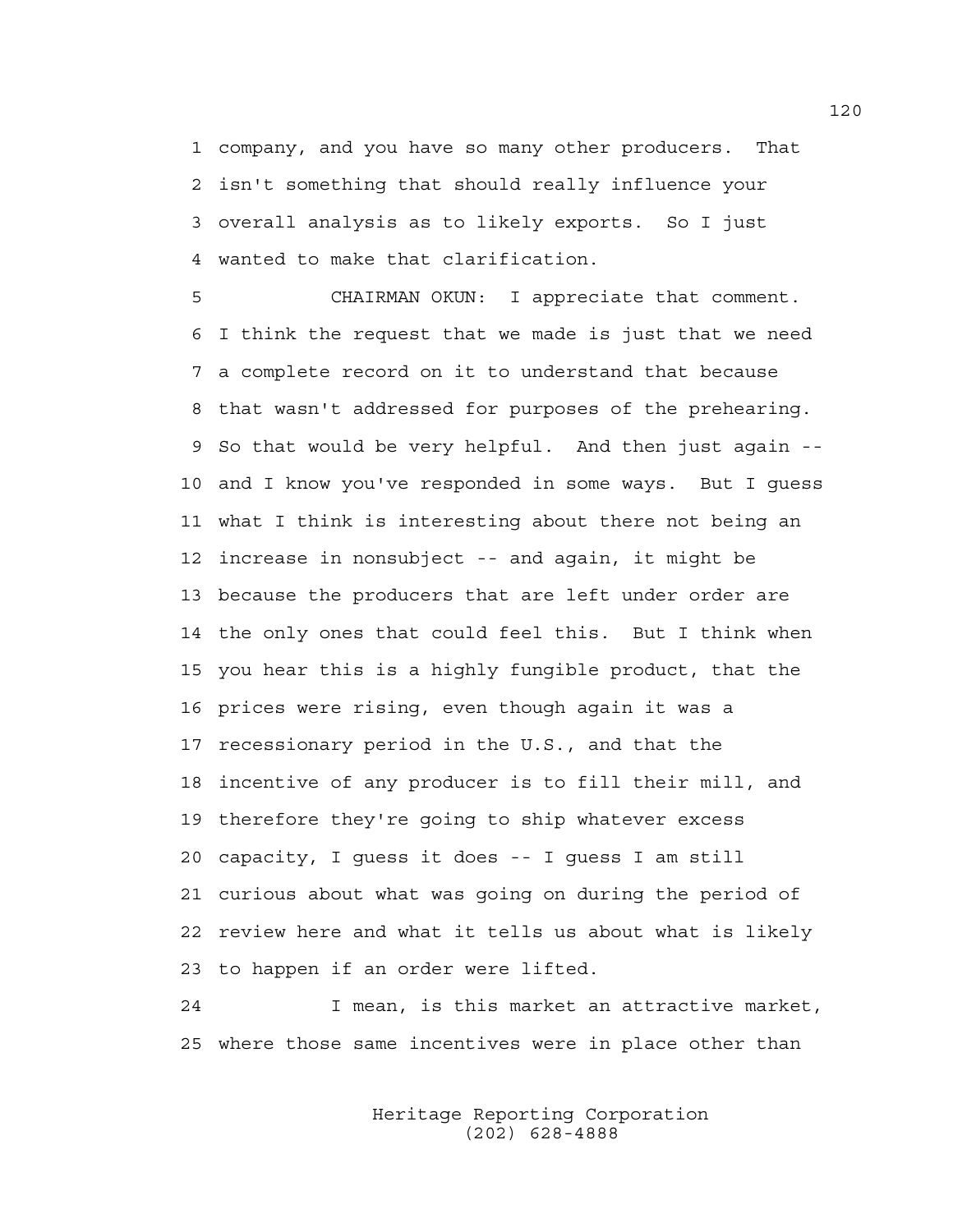1 company, and you have so many other producers. That
2 isn't something that should really influence your
3 overall analysis as to likely exports. So I just
4 wanted to make that clarification.

5 CHAIRMAN OKUN: I appreciate that comment.
6 I think the request that we made is just that we need
7 a complete record on it to understand that because
8 that wasn't addressed for purposes of the prehearing.
9 So that would be very helpful. And then just again --
10 and I know you've responded in some ways. But I guess
11 what I think is interesting about there not being an
12 increase in nonsubject -- and again, it might be
13 because the producers that are left under order are
14 the only ones that could feel this. But I think when
15 you hear this is a highly fungible product, that the
16 prices were rising, even though again it was a
17 recessionary period in the U.S., and that the
18 incentive of any producer is to fill their mill, and
19 therefore they're going to ship whatever excess
20 capacity, I guess it does -- I guess I am still
21 curious about what was going on during the period of
22 review here and what it tells us about what is likely
23 to happen if an order were lifted.

24 I mean, is this market an attractive market,
25 where those same incentives were in place other than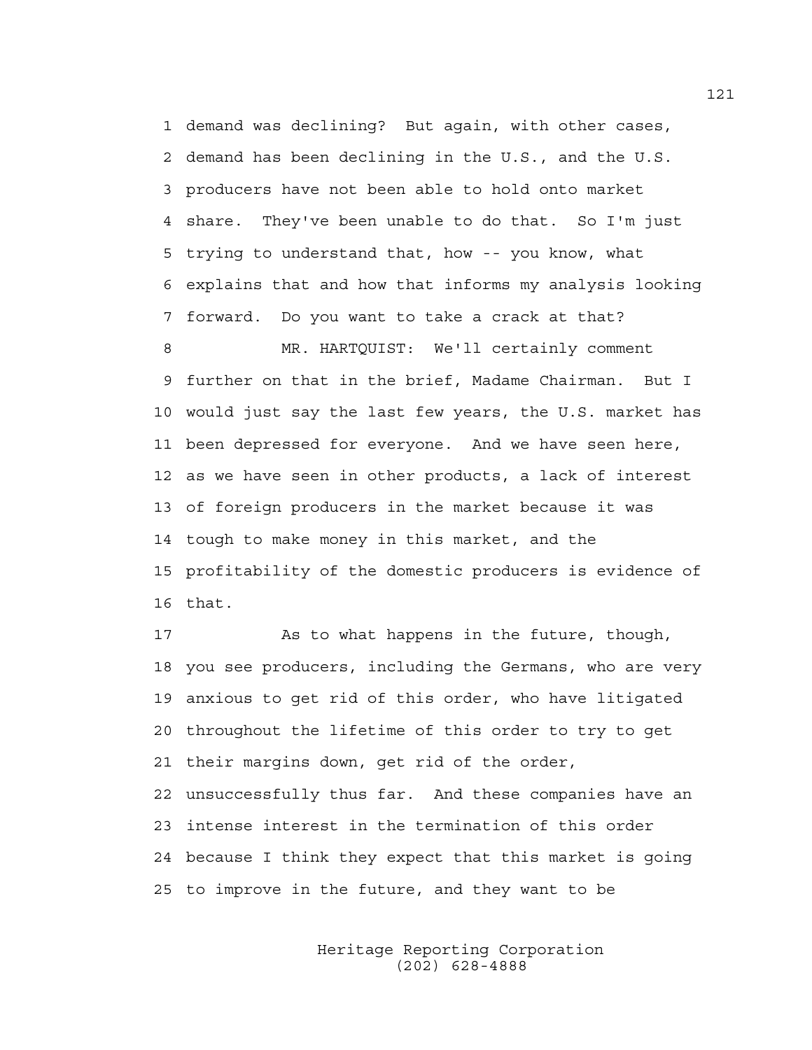demand was declining? But again, with other cases, demand has been declining in the U.S., and the U.S. producers have not been able to hold onto market share. They've been unable to do that. So I'm just trying to understand that, how -- you know, what explains that and how that informs my analysis looking forward. Do you want to take a crack at that?

MR. HARTQUIST: We'll certainly comment further on that in the brief, Madame Chairman. But I would just say the last few years, the U.S. market has been depressed for everyone. And we have seen here, as we have seen in other products, a lack of interest of foreign producers in the market because it was tough to make money in this market, and the profitability of the domestic producers is evidence of that.

As to what happens in the future, though, you see producers, including the Germans, who are very anxious to get rid of this order, who have litigated throughout the lifetime of this order to try to get their margins down, get rid of the order, unsuccessfully thus far. And these companies have an intense interest in the termination of this order because I think they expect that this market is going to improve in the future, and they want to be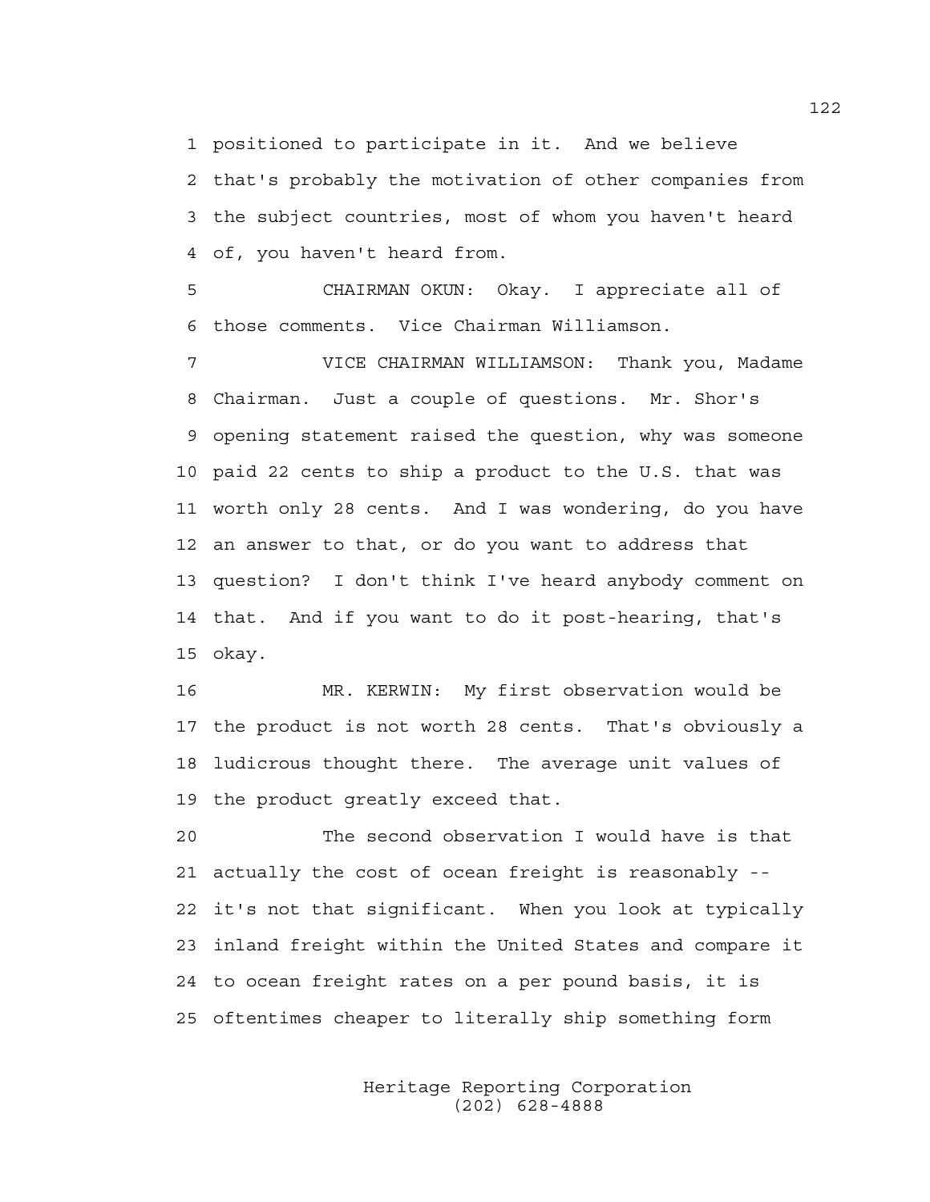positioned to participate in it. And we believe that's probably the motivation of other companies from the subject countries, most of whom you haven't heard of, you haven't heard from.

CHAIRMAN OKUN: Okay. I appreciate all of those comments. Vice Chairman Williamson.

VICE CHAIRMAN WILLIAMSON: Thank you, Madame Chairman. Just a couple of questions. Mr. Shor's opening statement raised the question, why was someone paid 22 cents to ship a product to the U.S. that was worth only 28 cents. And I was wondering, do you have an answer to that, or do you want to address that question? I don't think I've heard anybody comment on that. And if you want to do it post-hearing, that's okay.

MR. KERWIN: My first observation would be the product is not worth 28 cents. That's obviously a ludicrous thought there. The average unit values of the product greatly exceed that.

The second observation I would have is that actually the cost of ocean freight is reasonably -- it's not that significant. When you look at typically inland freight within the United States and compare it to ocean freight rates on a per pound basis, it is oftentimes cheaper to literally ship something form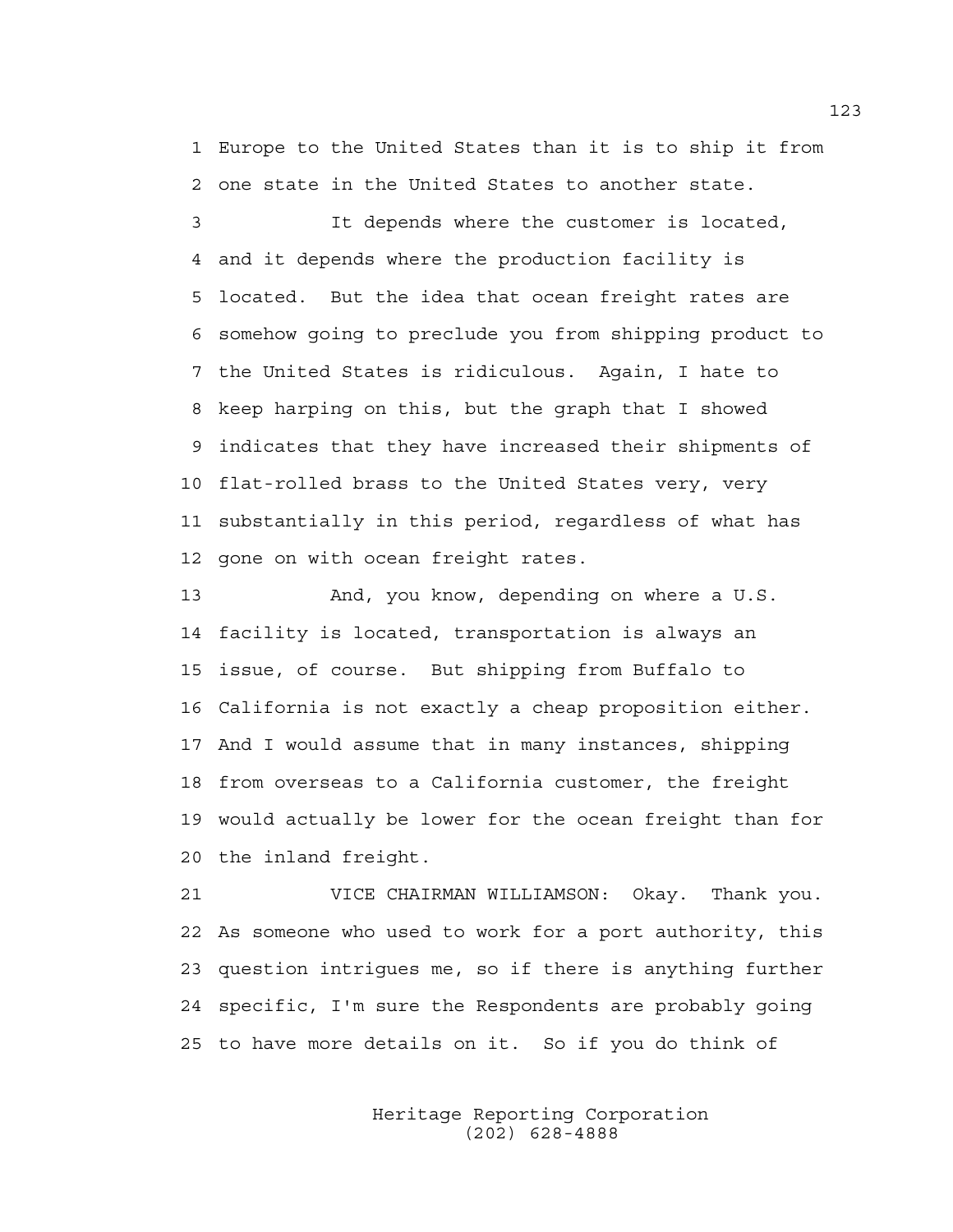Europe to the United States than it is to ship it from one state in the United States to another state.

It depends where the customer is located, and it depends where the production facility is located. But the idea that ocean freight rates are somehow going to preclude you from shipping product to the United States is ridiculous. Again, I hate to keep harping on this, but the graph that I showed indicates that they have increased their shipments of flat-rolled brass to the United States very, very substantially in this period, regardless of what has gone on with ocean freight rates.

And, you know, depending on where a U.S. facility is located, transportation is always an issue, of course. But shipping from Buffalo to California is not exactly a cheap proposition either. And I would assume that in many instances, shipping from overseas to a California customer, the freight would actually be lower for the ocean freight than for the inland freight.

VICE CHAIRMAN WILLIAMSON: Okay. Thank you. As someone who used to work for a port authority, this question intrigues me, so if there is anything further specific, I'm sure the Respondents are probably going to have more details on it. So if you do think of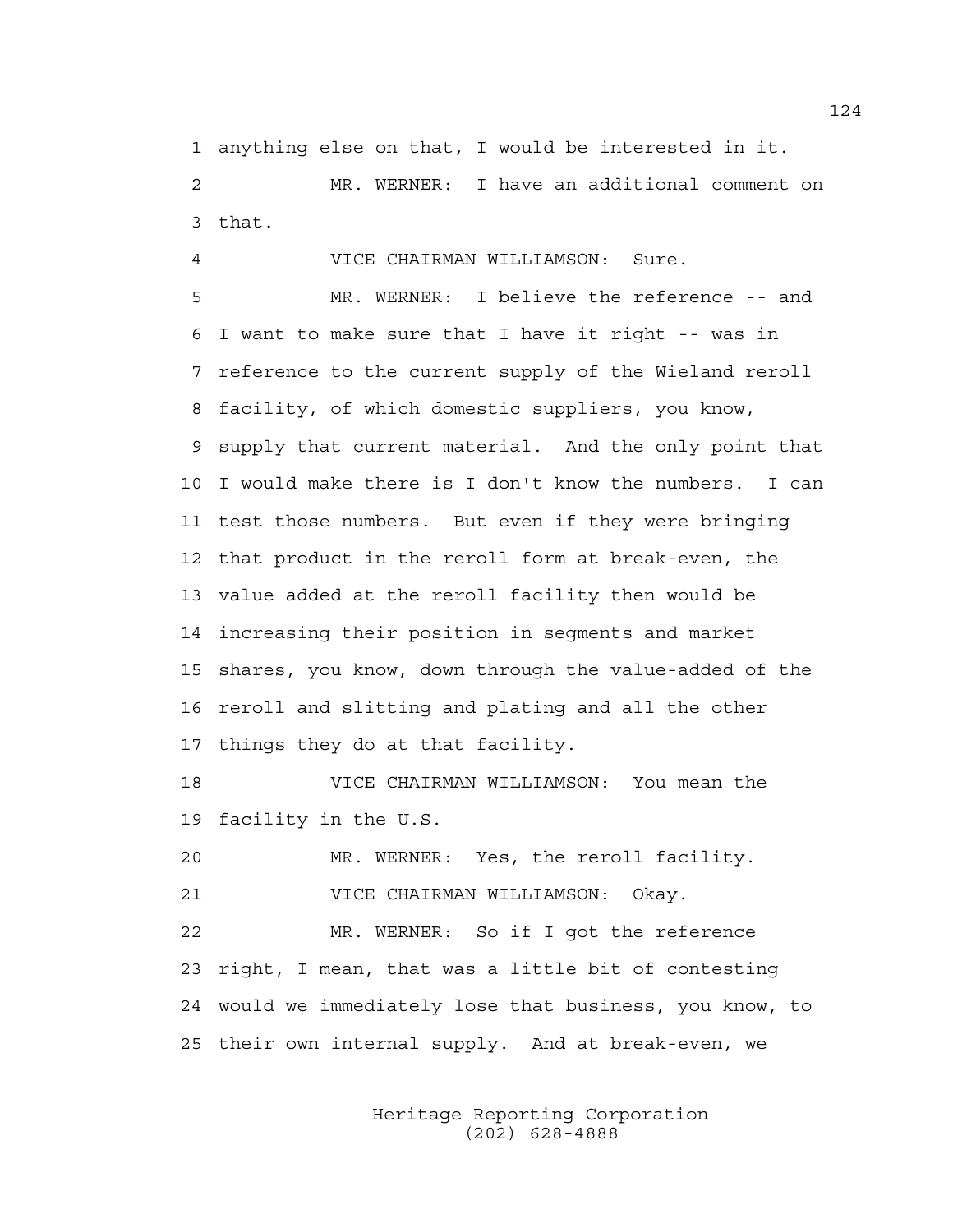1 anything else on that, I would be interested in it.

2 MR. WERNER: I have an additional comment on

3 that.

4 VICE CHAIRMAN WILLIAMSON: Sure.

5 MR. WERNER: I believe the reference -- and

6 I want to make sure that I have it right -- was in

7 reference to the current supply of the Wieland reroll

8 facility, of which domestic suppliers, you know,

9 supply that current material. And the only point that

10 I would make there is I don't know the numbers. I can

11 test those numbers. But even if they were bringing

12 that product in the reroll form at break-even, the

13 value added at the reroll facility then would be

14 increasing their position in segments and market

15 shares, you know, down through the value-added of the

16 reroll and slitting and plating and all the other

17 things they do at that facility.

18 VICE CHAIRMAN WILLIAMSON: You mean the

19 facility in the U.S.

20 MR. WERNER: Yes, the reroll facility.

21 VICE CHAIRMAN WILLIAMSON: Okay.

22 MR. WERNER: So if I got the reference

23 right, I mean, that was a little bit of contesting

24 would we immediately lose that business, you know, to

25 their own internal supply. And at break-even, we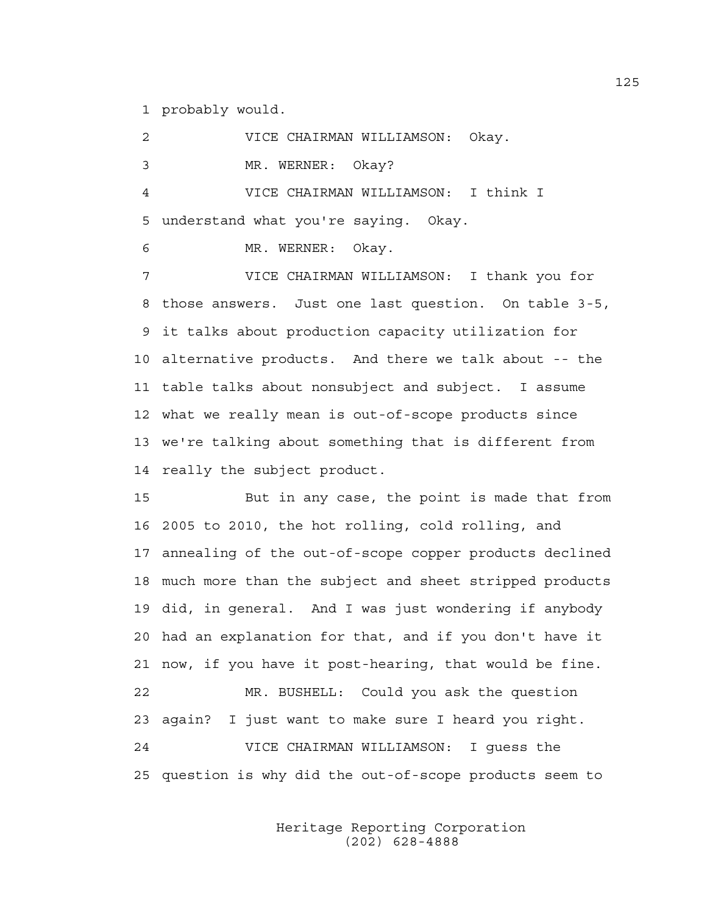1 probably would.

2 VICE CHAIRMAN WILLIAMSON: Okay.

3 MR. WERNER: Okay?

4 VICE CHAIRMAN WILLIAMSON: I think I

5 understand what you're saying. Okay.

6 MR. WERNER: Okay.

7 VICE CHAIRMAN WILLIAMSON: I thank you for

8 those answers. Just one last question. On table 3-5,

9 it talks about production capacity utilization for

10 alternative products. And there we talk about -- the

11 table talks about nonsubject and subject. I assume

12 what we really mean is out-of-scope products since

13 we're talking about something that is different from

14 really the subject product.

15 But in any case, the point is made that from

16 2005 to 2010, the hot rolling, cold rolling, and

17 annealing of the out-of-scope copper products declined

18 much more than the subject and sheet stripped products

19 did, in general. And I was just wondering if anybody

20 had an explanation for that, and if you don't have it

21 now, if you have it post-hearing, that would be fine.

22 MR. BUSHELL: Could you ask the question

23 again? I just want to make sure I heard you right.

24 VICE CHAIRMAN WILLIAMSON: I guess the

25 question is why did the out-of-scope products seem to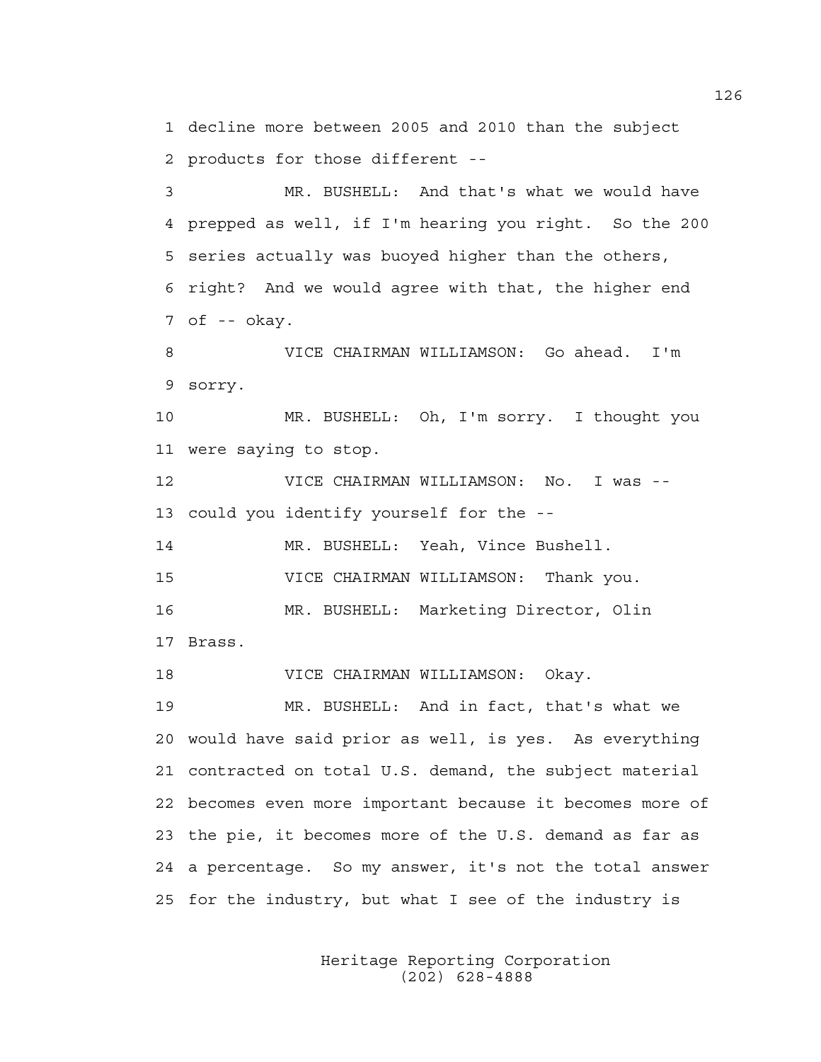1 decline more between 2005 and 2010 than the subject
2 products for those different --

3 MR. BUSHELL: And that's what we would have
4 prepped as well, if I'm hearing you right. So the 200
5 series actually was buoyed higher than the others,
6 right? And we would agree with that, the higher end
7 of -- okay.

8 VICE CHAIRMAN WILLIAMSON: Go ahead. I'm
9 sorry.

10 MR. BUSHELL: Oh, I'm sorry. I thought you
11 were saying to stop.

12 VICE CHAIRMAN WILLIAMSON: No. I was --
13 could you identify yourself for the --

14 MR. BUSHELL: Yeah, Vince Bushell.

15 VICE CHAIRMAN WILLIAMSON: Thank you.

16 MR. BUSHELL: Marketing Director, Olin
17 Brass.

18 VICE CHAIRMAN WILLIAMSON: Okay.

19 MR. BUSHELL: And in fact, that's what we
20 would have said prior as well, is yes. As everything
21 contracted on total U.S. demand, the subject material
22 becomes even more important because it becomes more of
23 the pie, it becomes more of the U.S. demand as far as
24 a percentage. So my answer, it's not the total answer
25 for the industry, but what I see of the industry is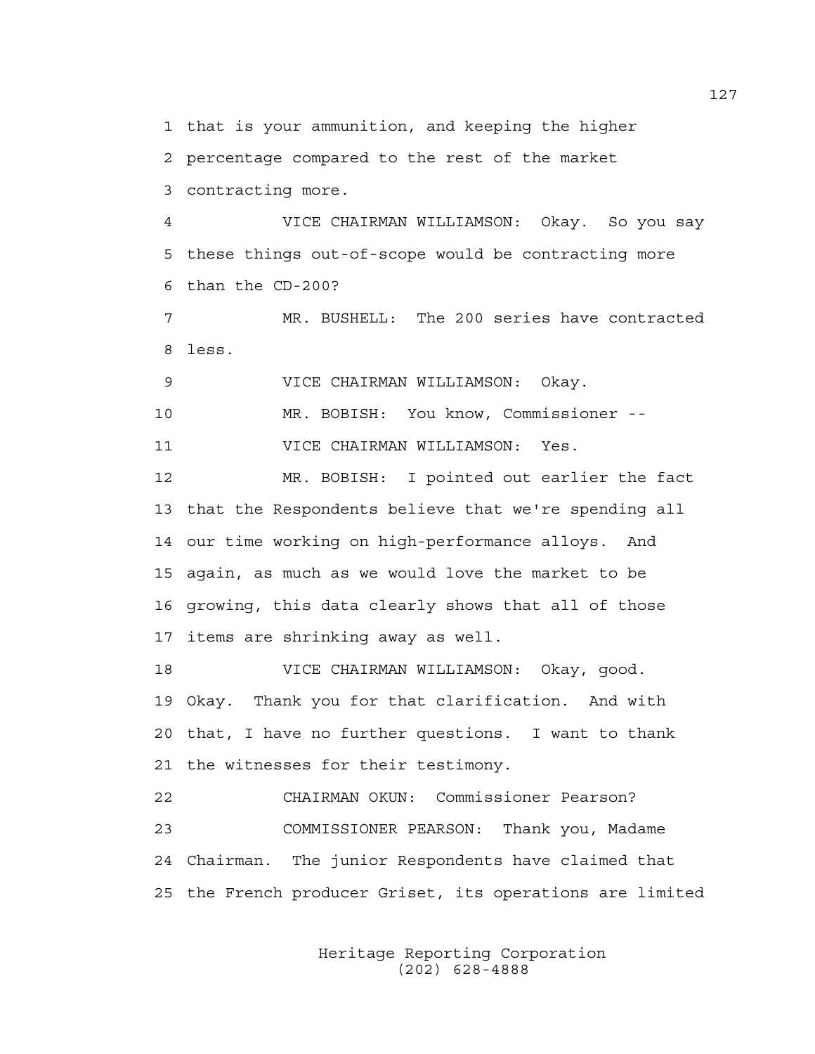1 that is your ammunition, and keeping the higher
2 percentage compared to the rest of the market
3 contracting more.

4 VICE CHAIRMAN WILLIAMSON: Okay. So you say
5 these things out-of-scope would be contracting more
6 than the CD-200?

7 MR. BUSHELL: The 200 series have contracted
8 less.

9 VICE CHAIRMAN WILLIAMSON: Okay.

10 MR. BOBISH: You know, Commissioner --

11 VICE CHAIRMAN WILLIAMSON: Yes.

12 MR. BOBISH: I pointed out earlier the fact
13 that the Respondents believe that we're spending all
14 our time working on high-performance alloys. And
15 again, as much as we would love the market to be
16 growing, this data clearly shows that all of those
17 items are shrinking away as well.

18 VICE CHAIRMAN WILLIAMSON: Okay, good.
19 Okay. Thank you for that clarification. And with
20 that, I have no further questions. I want to thank
21 the witnesses for their testimony.

22 CHAIRMAN OKUN: Commissioner Pearson?

23 COMMISSIONER PEARSON: Thank you, Madame
24 Chairman. The junior Respondents have claimed that
25 the French producer Griset, its operations are limited

Heritage Reporting Corporation
(202) 628-4888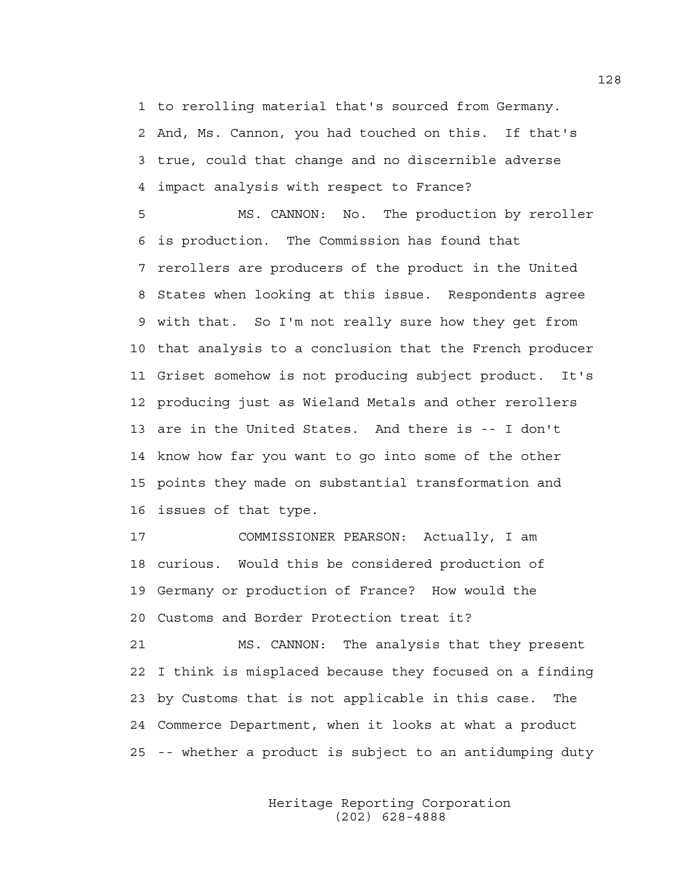1 to rerolling material that's sourced from Germany.
2 And, Ms. Cannon, you had touched on this. If that's
3 true, could that change and no discernible adverse
4 impact analysis with respect to France?

5 MS. CANNON: No. The production by reroller
6 is production. The Commission has found that
7 rerollers are producers of the product in the United
8 States when looking at this issue. Respondents agree
9 with that. So I'm not really sure how they get from
10 that analysis to a conclusion that the French producer
11 Griset somehow is not producing subject product. It's
12 producing just as Wieland Metals and other rerollers
13 are in the United States. And there is -- I don't
14 know how far you want to go into some of the other
15 points they made on substantial transformation and
16 issues of that type.

17 COMMISSIONER PEARSON: Actually, I am
18 curious. Would this be considered production of
19 Germany or production of France? How would the
20 Customs and Border Protection treat it?

21 MS. CANNON: The analysis that they present
22 I think is misplaced because they focused on a finding
23 by Customs that is not applicable in this case. The
24 Commerce Department, when it looks at what a product
25 -- whether a product is subject to an antidumping duty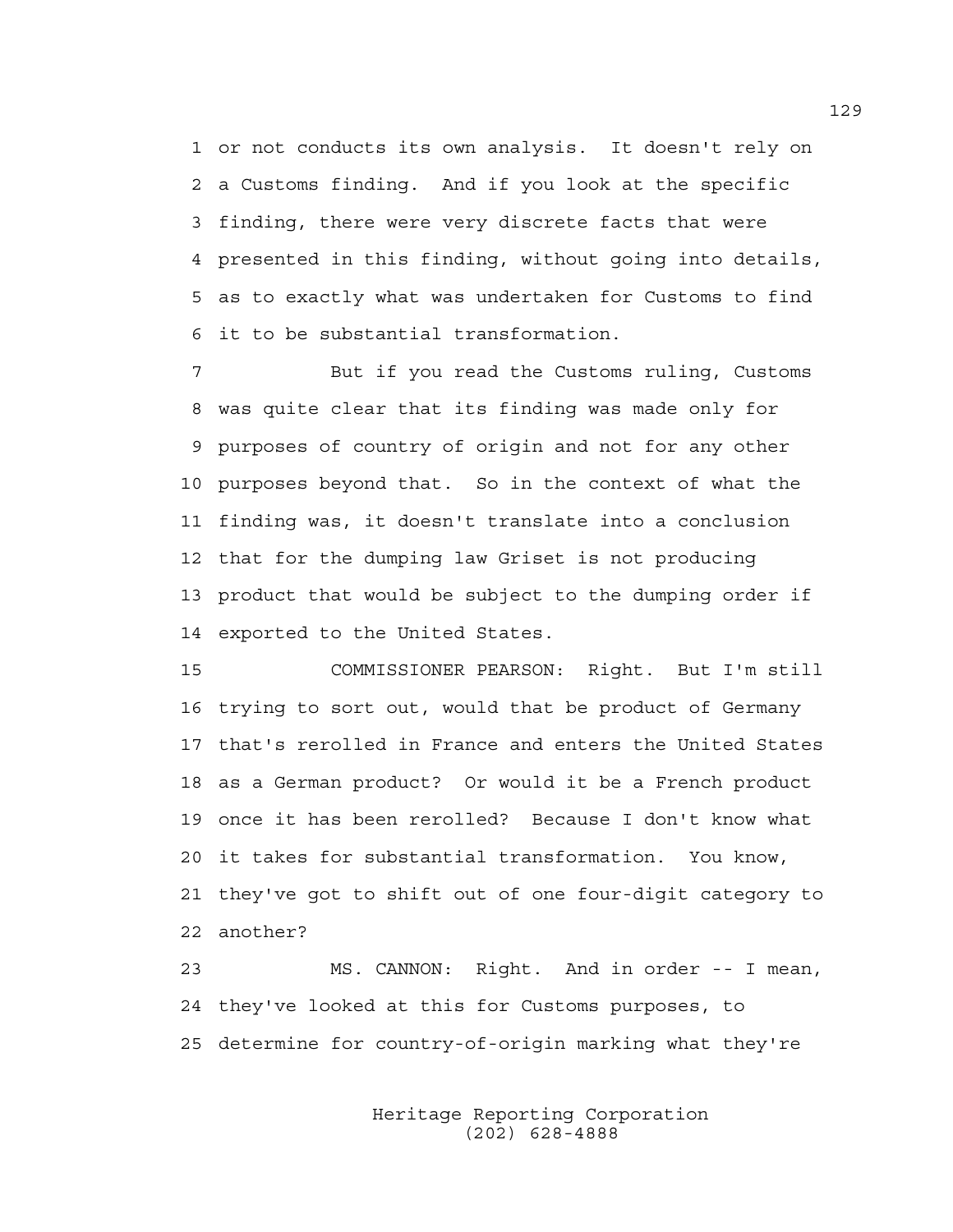1 or not conducts its own analysis. It doesn't rely on
2 a Customs finding. And if you look at the specific
3 finding, there were very discrete facts that were
4 presented in this finding, without going into details,
5 as to exactly what was undertaken for Customs to find
6 it to be substantial transformation.

7 But if you read the Customs ruling, Customs
8 was quite clear that its finding was made only for
9 purposes of country of origin and not for any other
10 purposes beyond that. So in the context of what the
11 finding was, it doesn't translate into a conclusion
12 that for the dumping law Griset is not producing
13 product that would be subject to the dumping order if
14 exported to the United States.

15 COMMISSIONER PEARSON: Right. But I'm still
16 trying to sort out, would that be product of Germany
17 that's rerolled in France and enters the United States
18 as a German product? Or would it be a French product
19 once it has been rerolled? Because I don't know what
20 it takes for substantial transformation. You know,
21 they've got to shift out of one four-digit category to
22 another?

23 MS. CANNON: Right. And in order -- I mean,
24 they've looked at this for Customs purposes, to
25 determine for country-of-origin marking what they're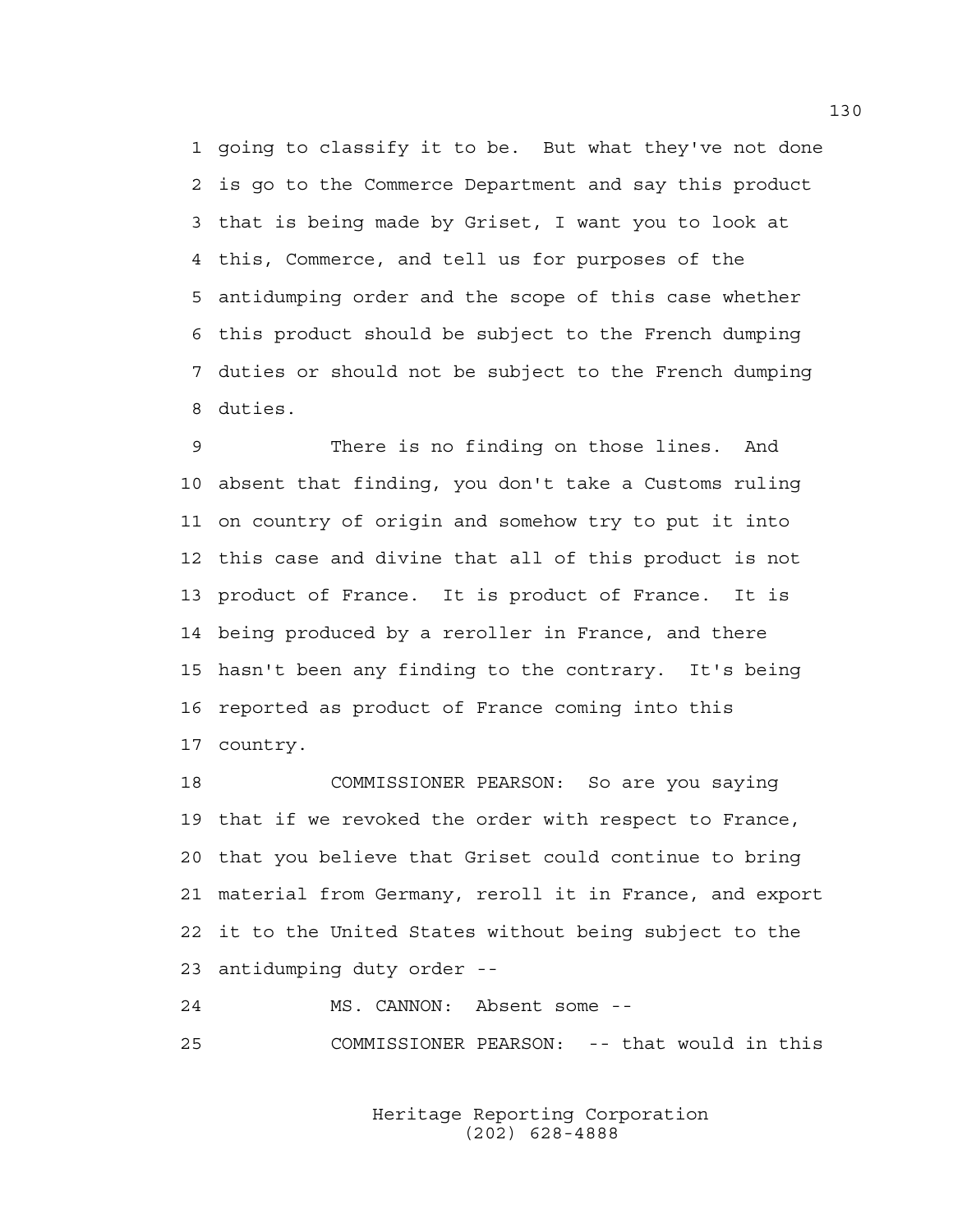1 going to classify it to be. But what they've not done
2 is go to the Commerce Department and say this product
3 that is being made by Griset, I want you to look at
4 this, Commerce, and tell us for purposes of the
5 antidumping order and the scope of this case whether
6 this product should be subject to the French dumping
7 duties or should not be subject to the French dumping
8 duties.

9 There is no finding on those lines. And
10 absent that finding, you don't take a Customs ruling
11 on country of origin and somehow try to put it into
12 this case and divine that all of this product is not
13 product of France. It is product of France. It is
14 being produced by a reroller in France, and there
15 hasn't been any finding to the contrary. It's being
16 reported as product of France coming into this
17 country.

18 COMMISSIONER PEARSON: So are you saying
19 that if we revoked the order with respect to France,
20 that you believe that Griset could continue to bring
21 material from Germany, reroll it in France, and export
22 it to the United States without being subject to the
23 antidumping duty order --

24 MS. CANNON: Absent some --

25 COMMISSIONER PEARSON: -- that would in this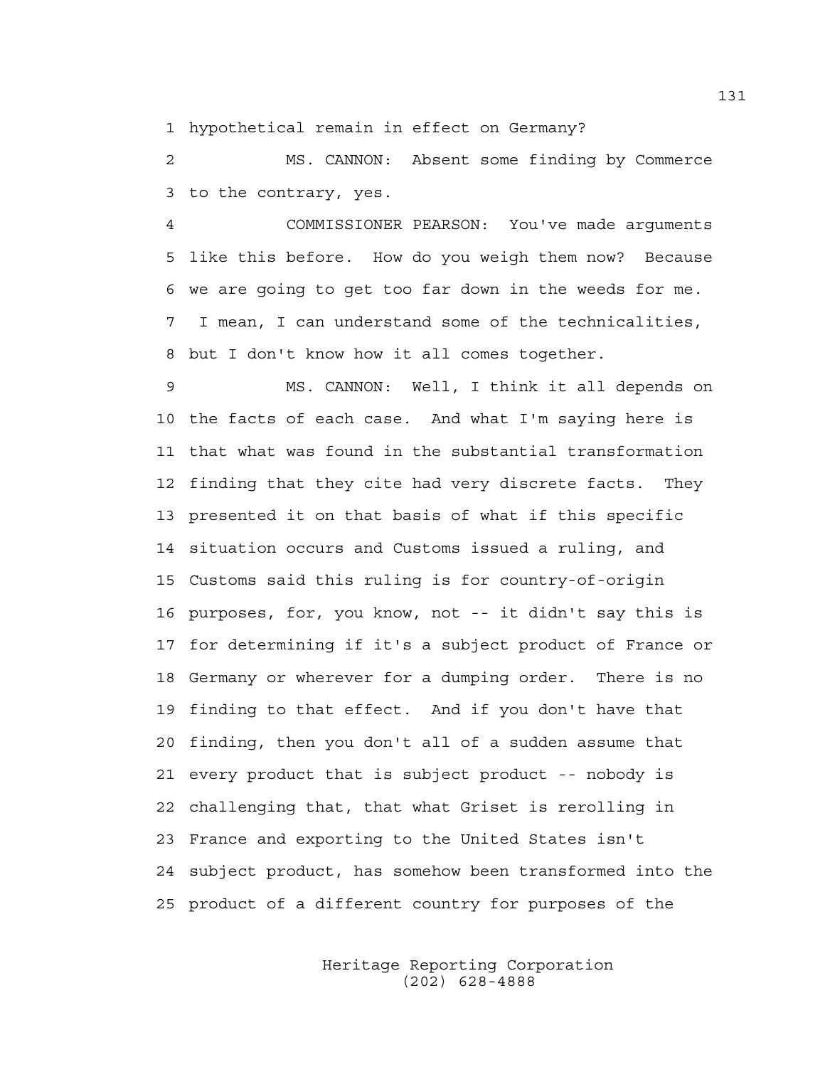1 hypothetical remain in effect on Germany?

2 MS. CANNON: Absent some finding by Commerce
3 to the contrary, yes.

4 COMMISSIONER PEARSON: You've made arguments
5 like this before. How do you weigh them now? Because
6 we are going to get too far down in the weeds for me.
7 I mean, I can understand some of the technicalities,
8 but I don't know how it all comes together.

9 MS. CANNON: Well, I think it all depends on
10 the facts of each case. And what I'm saying here is
11 that what was found in the substantial transformation
12 finding that they cite had very discrete facts. They
13 presented it on that basis of what if this specific
14 situation occurs and Customs issued a ruling, and
15 Customs said this ruling is for country-of-origin
16 purposes, for, you know, not -- it didn't say this is
17 for determining if it's a subject product of France or
18 Germany or wherever for a dumping order. There is no
19 finding to that effect. And if you don't have that
20 finding, then you don't all of a sudden assume that
21 every product that is subject product -- nobody is
22 challenging that, that what Griset is rerolling in
23 France and exporting to the United States isn't
24 subject product, has somehow been transformed into the
25 product of a different country for purposes of the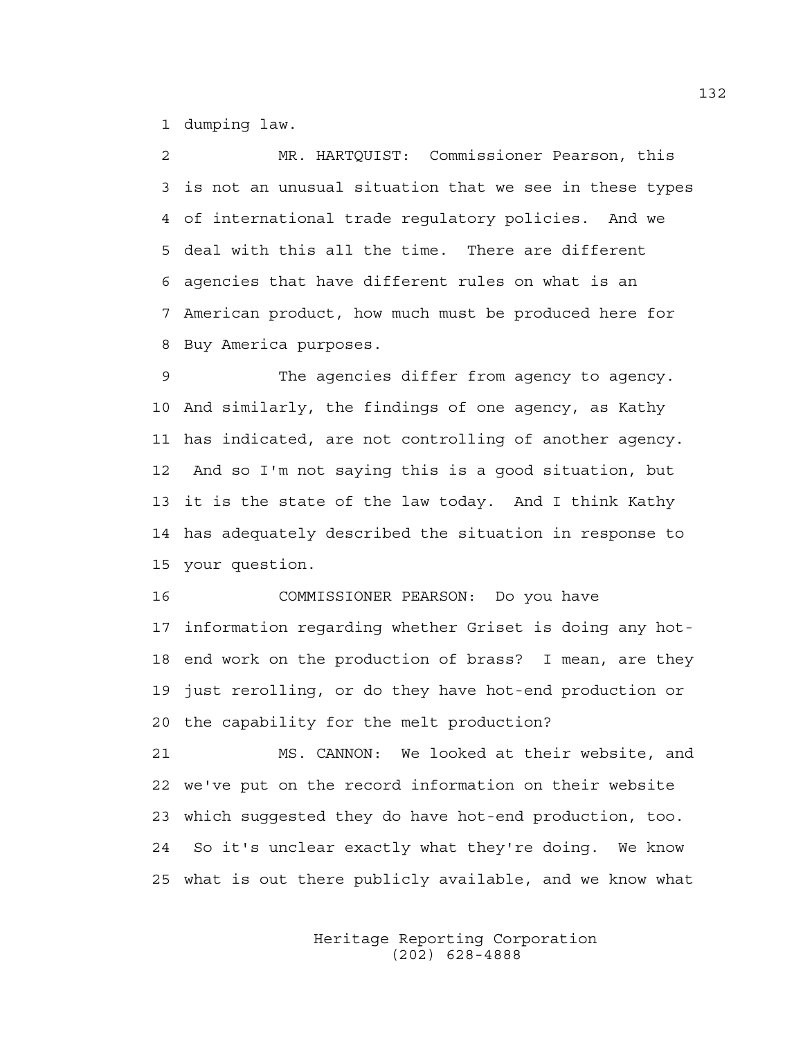dumping law.

MR. HARTQUIST: Commissioner Pearson, this is not an unusual situation that we see in these types of international trade regulatory policies. And we deal with this all the time. There are different agencies that have different rules on what is an American product, how much must be produced here for Buy America purposes.

The agencies differ from agency to agency. And similarly, the findings of one agency, as Kathy has indicated, are not controlling of another agency. And so I'm not saying this is a good situation, but it is the state of the law today. And I think Kathy has adequately described the situation in response to your question.

COMMISSIONER PEARSON: Do you have information regarding whether Griset is doing any hot-end work on the production of brass? I mean, are they just rerolling, or do they have hot-end production or the capability for the melt production?

MS. CANNON: We looked at their website, and we've put on the record information on their website which suggested they do have hot-end production, too. So it's unclear exactly what they're doing. We know what is out there publicly available, and we know what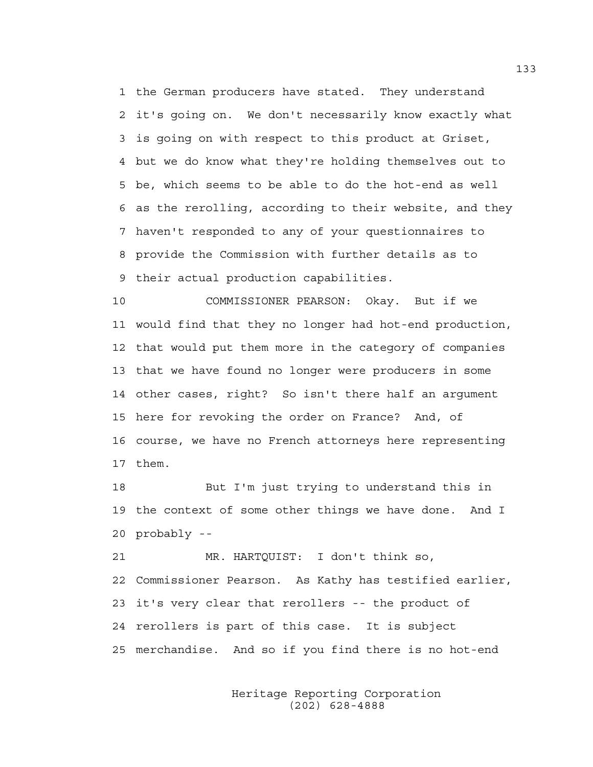the German producers have stated. They understand it's going on. We don't necessarily know exactly what is going on with respect to this product at Griset, but we do know what they're holding themselves out to be, which seems to be able to do the hot-end as well as the rerolling, according to their website, and they haven't responded to any of your questionnaires to provide the Commission with further details as to their actual production capabilities.

COMMISSIONER PEARSON: Okay. But if we would find that they no longer had hot-end production, that would put them more in the category of companies that we have found no longer were producers in some other cases, right? So isn't there half an argument here for revoking the order on France? And, of course, we have no French attorneys here representing them.

But I'm just trying to understand this in the context of some other things we have done. And I probably --

MR. HARTQUIST: I don't think so, Commissioner Pearson. As Kathy has testified earlier, it's very clear that rerollers -- the product of rerollers is part of this case. It is subject merchandise. And so if you find there is no hot-end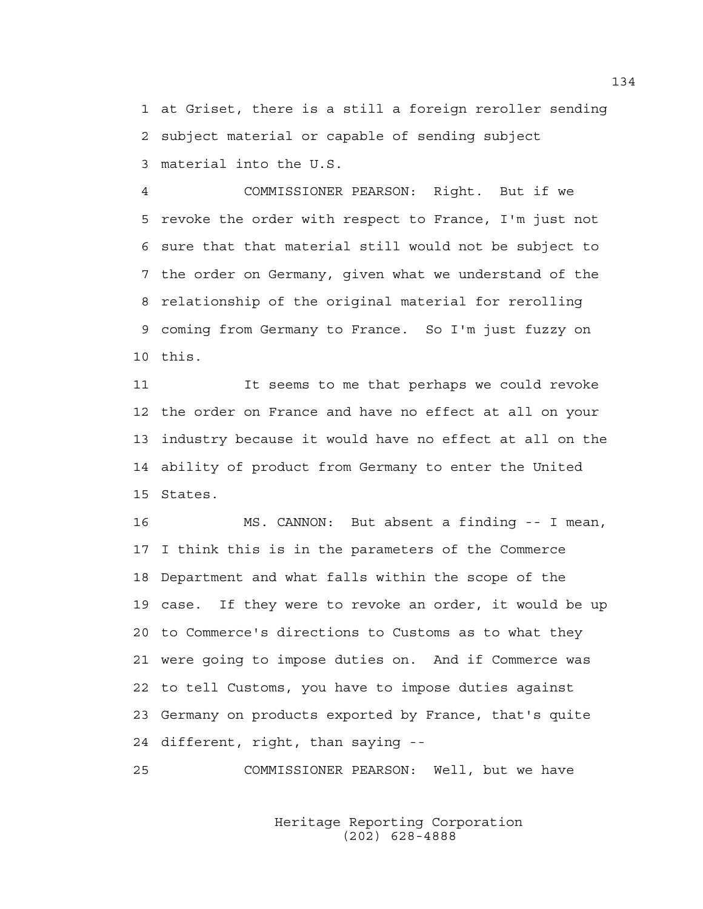at Griset, there is a still a foreign reroller sending subject material or capable of sending subject material into the U.S.

COMMISSIONER PEARSON: Right. But if we revoke the order with respect to France, I'm just not sure that that material still would not be subject to the order on Germany, given what we understand of the relationship of the original material for rerolling coming from Germany to France. So I'm just fuzzy on this.

It seems to me that perhaps we could revoke the order on France and have no effect at all on your industry because it would have no effect at all on the ability of product from Germany to enter the United States.

MS. CANNON: But absent a finding -- I mean, I think this is in the parameters of the Commerce Department and what falls within the scope of the case. If they were to revoke an order, it would be up to Commerce's directions to Customs as to what they were going to impose duties on. And if Commerce was to tell Customs, you have to impose duties against Germany on products exported by France, that's quite different, right, than saying --

COMMISSIONER PEARSON: Well, but we have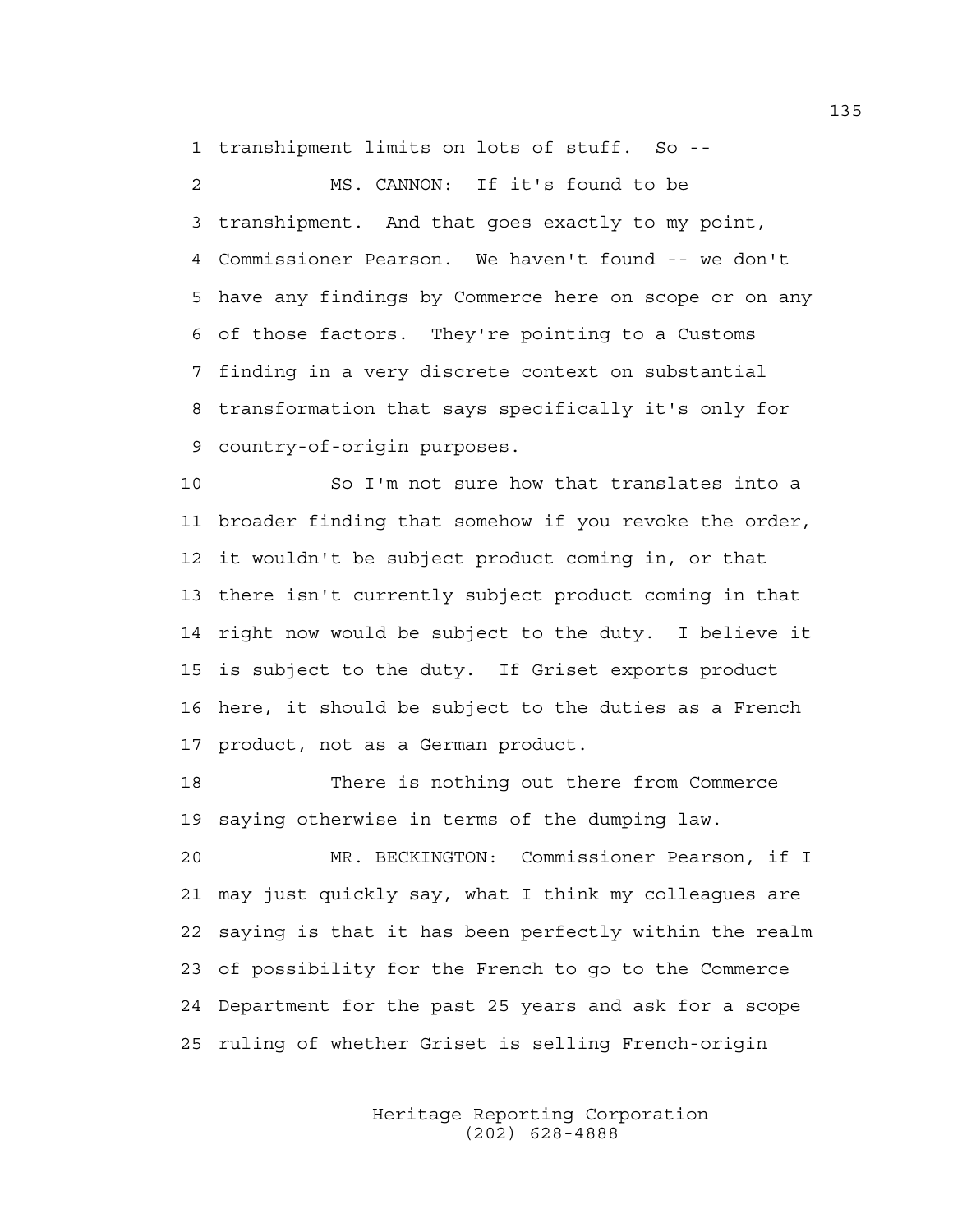transhipment limits on lots of stuff. So --

MS. CANNON: If it's found to be transhipment. And that goes exactly to my point, Commissioner Pearson. We haven't found -- we don't have any findings by Commerce here on scope or on any of those factors. They're pointing to a Customs finding in a very discrete context on substantial transformation that says specifically it's only for country-of-origin purposes.

So I'm not sure how that translates into a broader finding that somehow if you revoke the order, it wouldn't be subject product coming in, or that there isn't currently subject product coming in that right now would be subject to the duty. I believe it is subject to the duty. If Griset exports product here, it should be subject to the duties as a French product, not as a German product.

There is nothing out there from Commerce saying otherwise in terms of the dumping law.

MR. BECKINGTON: Commissioner Pearson, if I may just quickly say, what I think my colleagues are saying is that it has been perfectly within the realm of possibility for the French to go to the Commerce Department for the past 25 years and ask for a scope ruling of whether Griset is selling French-origin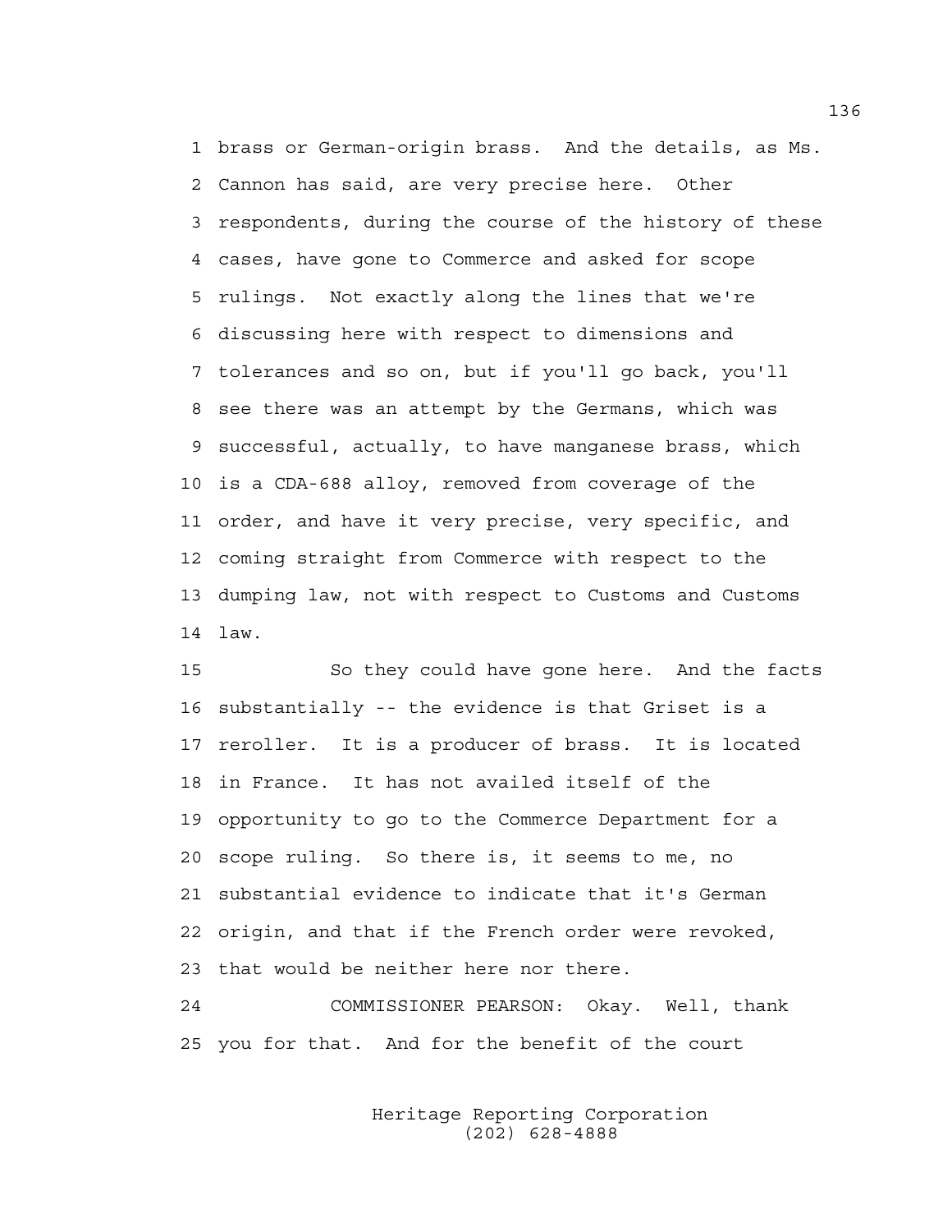brass or German-origin brass. And the details, as Ms. Cannon has said, are very precise here. Other respondents, during the course of the history of these cases, have gone to Commerce and asked for scope rulings. Not exactly along the lines that we're discussing here with respect to dimensions and tolerances and so on, but if you'll go back, you'll see there was an attempt by the Germans, which was successful, actually, to have manganese brass, which is a CDA-688 alloy, removed from coverage of the order, and have it very precise, very specific, and coming straight from Commerce with respect to the dumping law, not with respect to Customs and Customs law.

So they could have gone here. And the facts substantially -- the evidence is that Griset is a reroller. It is a producer of brass. It is located in France. It has not availed itself of the opportunity to go to the Commerce Department for a scope ruling. So there is, it seems to me, no substantial evidence to indicate that it's German origin, and that if the French order were revoked, that would be neither here nor there.

COMMISSIONER PEARSON: Okay. Well, thank you for that. And for the benefit of the court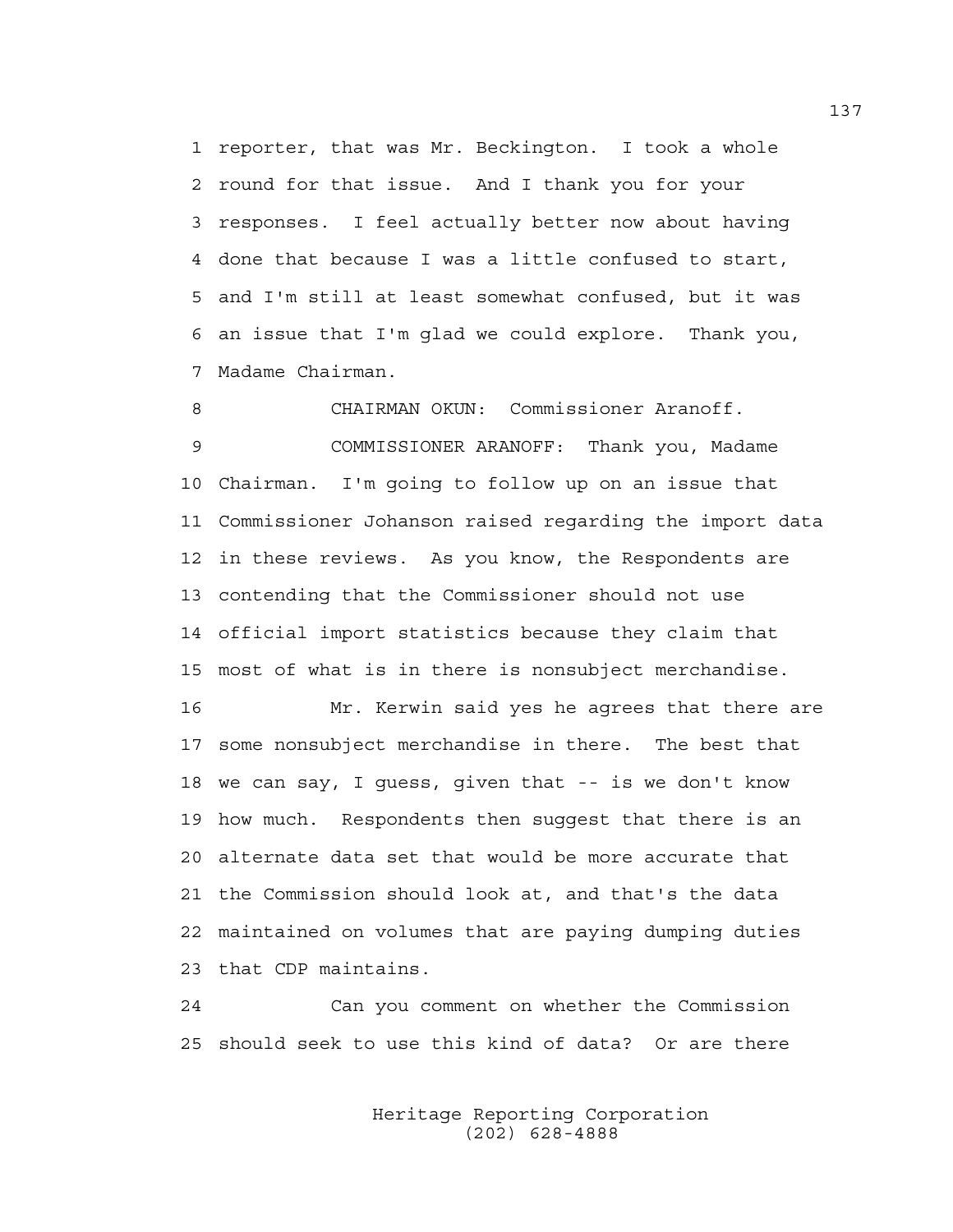1 reporter, that was Mr. Beckington. I took a whole
2 round for that issue. And I thank you for your
3 responses. I feel actually better now about having
4 done that because I was a little confused to start,
5 and I'm still at least somewhat confused, but it was
6 an issue that I'm glad we could explore. Thank you,
7 Madame Chairman.

8 CHAIRMAN OKUN: Commissioner Aranoff.

9 COMMISSIONER ARANOFF: Thank you, Madame
10 Chairman. I'm going to follow up on an issue that
11 Commissioner Johanson raised regarding the import data
12 in these reviews. As you know, the Respondents are
13 contending that the Commissioner should not use
14 official import statistics because they claim that
15 most of what is in there is nonsubject merchandise.

16 Mr. Kerwin said yes he agrees that there are
17 some nonsubject merchandise in there. The best that
18 we can say, I guess, given that -- is we don't know
19 how much. Respondents then suggest that there is an
20 alternate data set that would be more accurate that
21 the Commission should look at, and that's the data
22 maintained on volumes that are paying dumping duties
23 that CDP maintains.

24 Can you comment on whether the Commission
25 should seek to use this kind of data? Or are there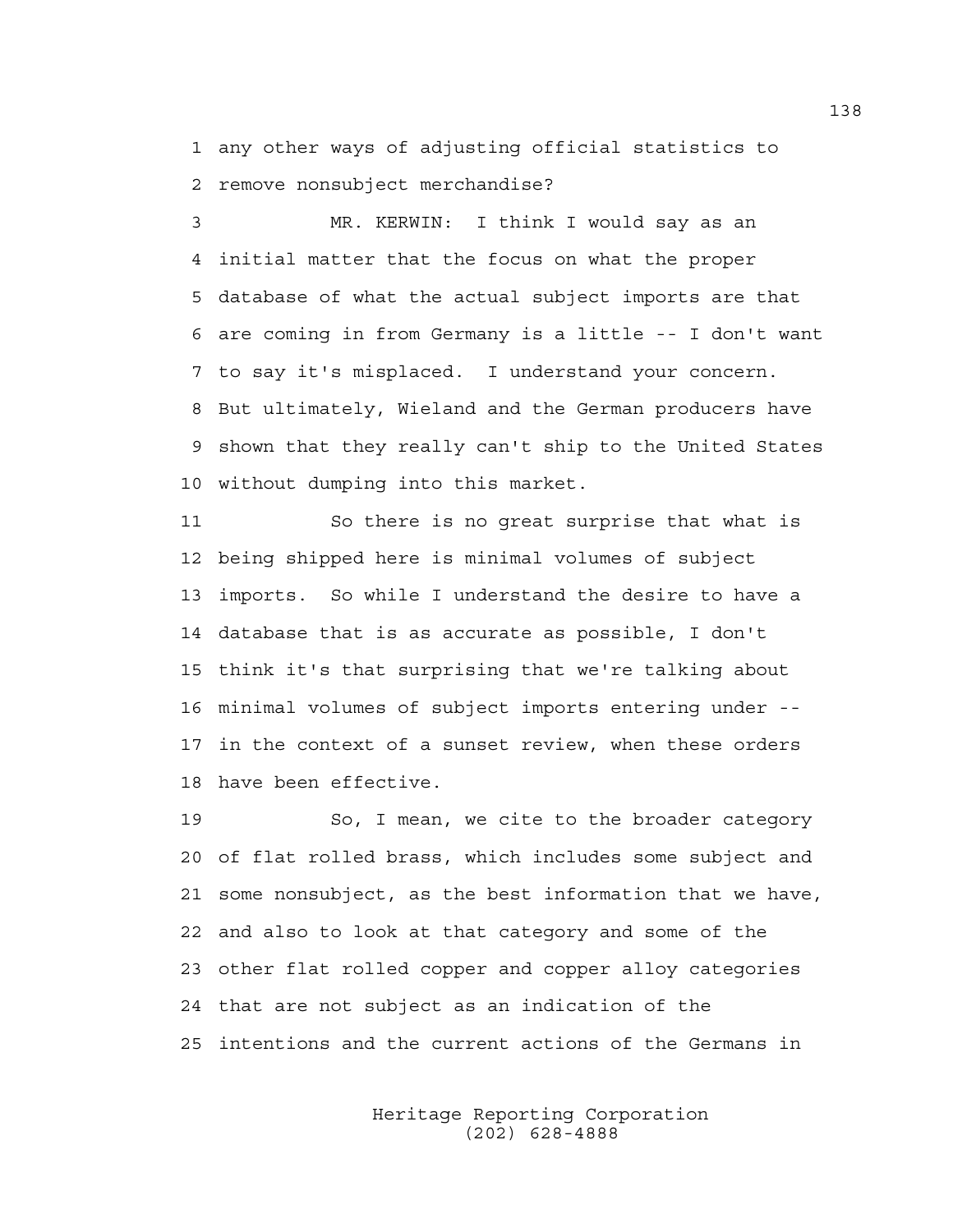any other ways of adjusting official statistics to remove nonsubject merchandise?

MR. KERWIN: I think I would say as an initial matter that the focus on what the proper database of what the actual subject imports are that are coming in from Germany is a little -- I don't want to say it's misplaced. I understand your concern. But ultimately, Wieland and the German producers have shown that they really can't ship to the United States without dumping into this market.

So there is no great surprise that what is being shipped here is minimal volumes of subject imports. So while I understand the desire to have a database that is as accurate as possible, I don't think it's that surprising that we're talking about minimal volumes of subject imports entering under -- in the context of a sunset review, when these orders have been effective.

So, I mean, we cite to the broader category of flat rolled brass, which includes some subject and some nonsubject, as the best information that we have, and also to look at that category and some of the other flat rolled copper and copper alloy categories that are not subject as an indication of the intentions and the current actions of the Germans in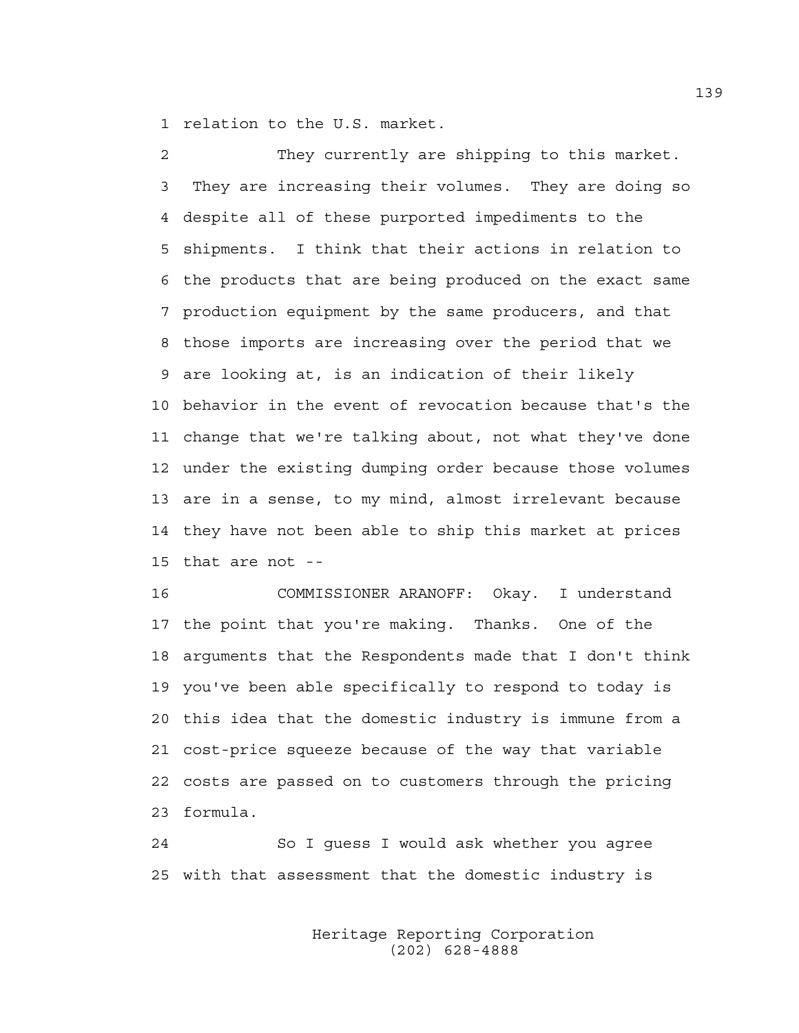relation to the U.S. market.

They currently are shipping to this market. They are increasing their volumes. They are doing so despite all of these purported impediments to the shipments. I think that their actions in relation to the products that are being produced on the exact same production equipment by the same producers, and that those imports are increasing over the period that we are looking at, is an indication of their likely behavior in the event of revocation because that's the change that we're talking about, not what they've done under the existing dumping order because those volumes are in a sense, to my mind, almost irrelevant because they have not been able to ship this market at prices that are not --

COMMISSIONER ARANOFF: Okay. I understand the point that you're making. Thanks. One of the arguments that the Respondents made that I don't think you've been able specifically to respond to today is this idea that the domestic industry is immune from a cost-price squeeze because of the way that variable costs are passed on to customers through the pricing formula.

So I guess I would ask whether you agree with that assessment that the domestic industry is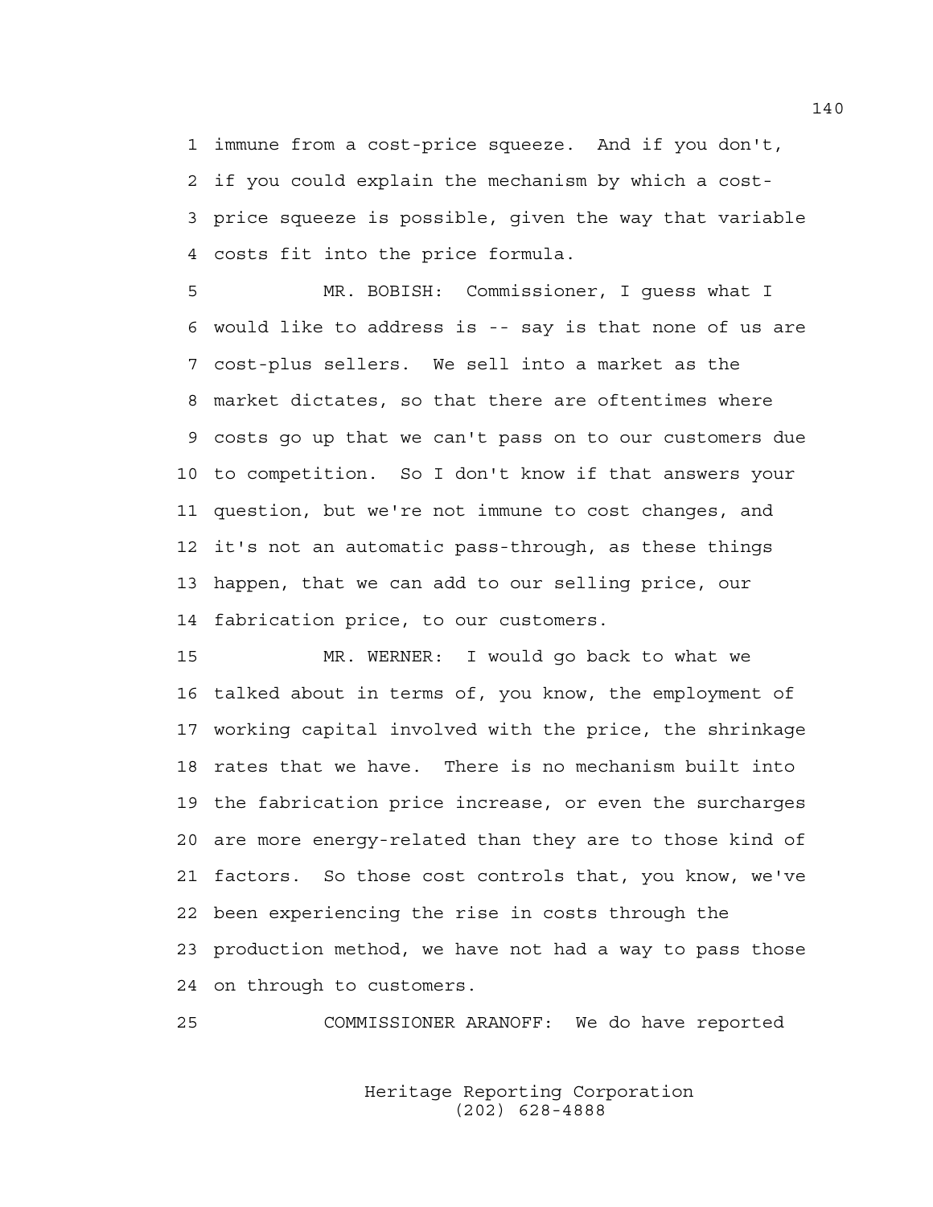immune from a cost-price squeeze. And if you don't, if you could explain the mechanism by which a cost-price squeeze is possible, given the way that variable costs fit into the price formula.

MR. BOBISH: Commissioner, I guess what I would like to address is -- say is that none of us are cost-plus sellers. We sell into a market as the market dictates, so that there are oftentimes where costs go up that we can't pass on to our customers due to competition. So I don't know if that answers your question, but we're not immune to cost changes, and it's not an automatic pass-through, as these things happen, that we can add to our selling price, our fabrication price, to our customers.

MR. WERNER: I would go back to what we talked about in terms of, you know, the employment of working capital involved with the price, the shrinkage rates that we have. There is no mechanism built into the fabrication price increase, or even the surcharges are more energy-related than they are to those kind of factors. So those cost controls that, you know, we've been experiencing the rise in costs through the production method, we have not had a way to pass those on through to customers.

COMMISSIONER ARANOFF: We do have reported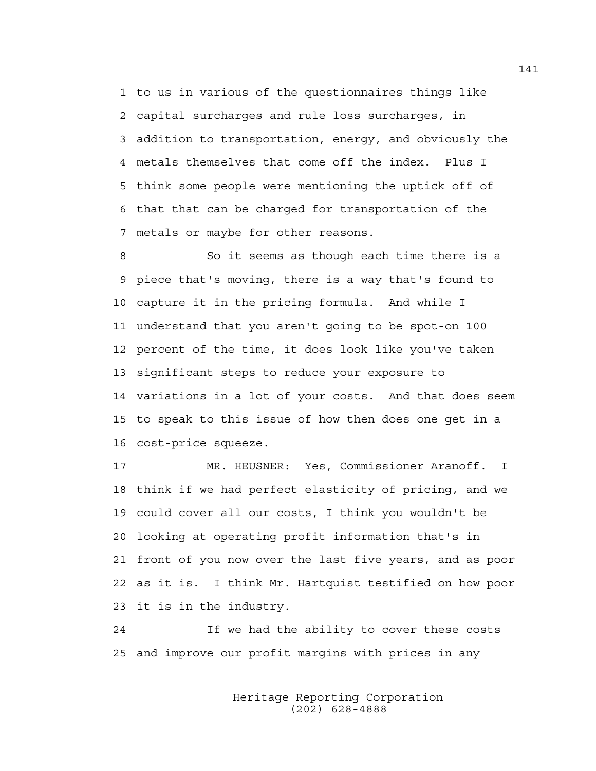1 to us in various of the questionnaires things like
2 capital surcharges and rule loss surcharges, in
3 addition to transportation, energy, and obviously the
4 metals themselves that come off the index. Plus I
5 think some people were mentioning the uptick off of
6 that that can be charged for transportation of the
7 metals or maybe for other reasons.

8 So it seems as though each time there is a
9 piece that's moving, there is a way that's found to
10 capture it in the pricing formula. And while I
11 understand that you aren't going to be spot-on 100
12 percent of the time, it does look like you've taken
13 significant steps to reduce your exposure to
14 variations in a lot of your costs. And that does seem
15 to speak to this issue of how then does one get in a
16 cost-price squeeze.

17 MR. HEUSNER: Yes, Commissioner Aranoff. I
18 think if we had perfect elasticity of pricing, and we
19 could cover all our costs, I think you wouldn't be
20 looking at operating profit information that's in
21 front of you now over the last five years, and as poor
22 as it is. I think Mr. Hartquist testified on how poor
23 it is in the industry.

24 If we had the ability to cover these costs
25 and improve our profit margins with prices in any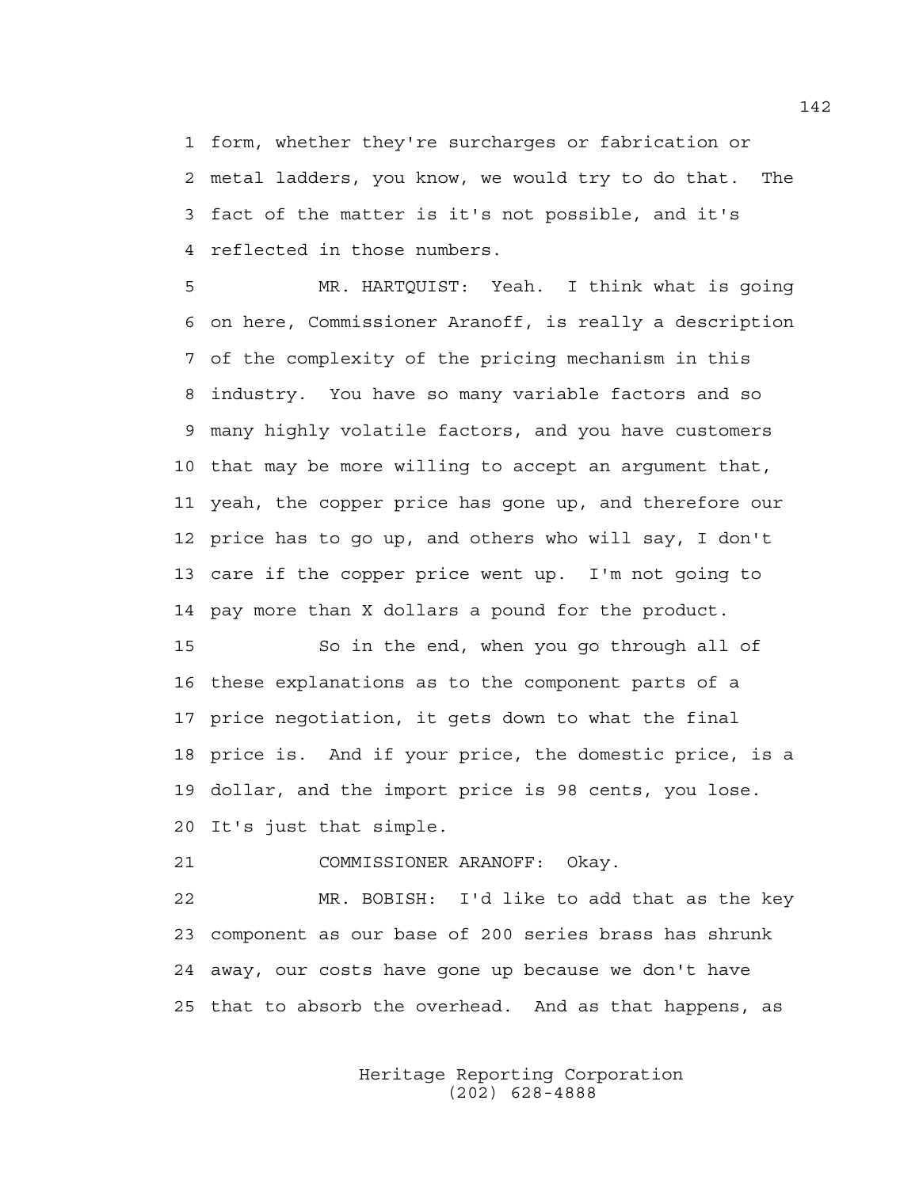form, whether they're surcharges or fabrication or metal ladders, you know, we would try to do that. The fact of the matter is it's not possible, and it's reflected in those numbers.

MR. HARTQUIST: Yeah. I think what is going on here, Commissioner Aranoff, is really a description of the complexity of the pricing mechanism in this industry. You have so many variable factors and so many highly volatile factors, and you have customers that may be more willing to accept an argument that, yeah, the copper price has gone up, and therefore our price has to go up, and others who will say, I don't care if the copper price went up. I'm not going to pay more than X dollars a pound for the product.

So in the end, when you go through all of these explanations as to the component parts of a price negotiation, it gets down to what the final price is. And if your price, the domestic price, is a dollar, and the import price is 98 cents, you lose. It's just that simple.

COMMISSIONER ARANOFF: Okay.

MR. BOBISH: I'd like to add that as the key component as our base of 200 series brass has shrunk away, our costs have gone up because we don't have that to absorb the overhead. And as that happens, as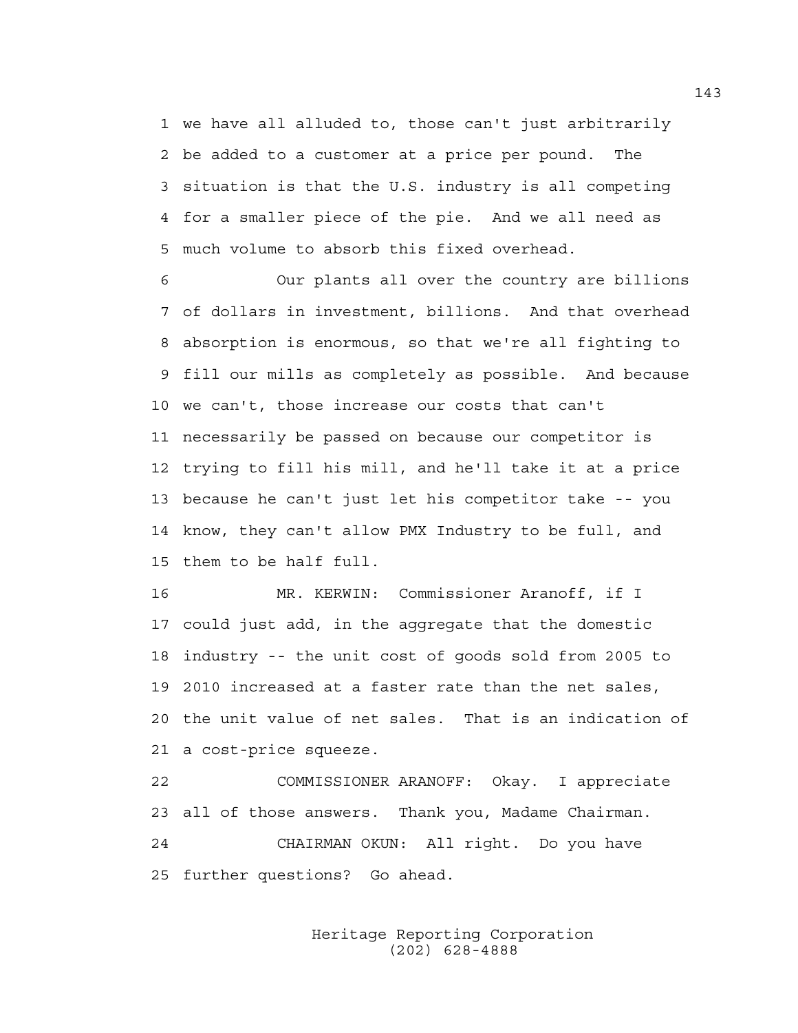we have all alluded to, those can't just arbitrarily be added to a customer at a price per pound. The situation is that the U.S. industry is all competing for a smaller piece of the pie. And we all need as much volume to absorb this fixed overhead.

Our plants all over the country are billions of dollars in investment, billions. And that overhead absorption is enormous, so that we're all fighting to fill our mills as completely as possible. And because we can't, those increase our costs that can't necessarily be passed on because our competitor is trying to fill his mill, and he'll take it at a price because he can't just let his competitor take -- you know, they can't allow PMX Industry to be full, and them to be half full.

MR. KERWIN: Commissioner Aranoff, if I could just add, in the aggregate that the domestic industry -- the unit cost of goods sold from 2005 to 2010 increased at a faster rate than the net sales, the unit value of net sales. That is an indication of a cost-price squeeze.

COMMISSIONER ARANOFF: Okay. I appreciate all of those answers. Thank you, Madame Chairman.

CHAIRMAN OKUN: All right. Do you have further questions? Go ahead.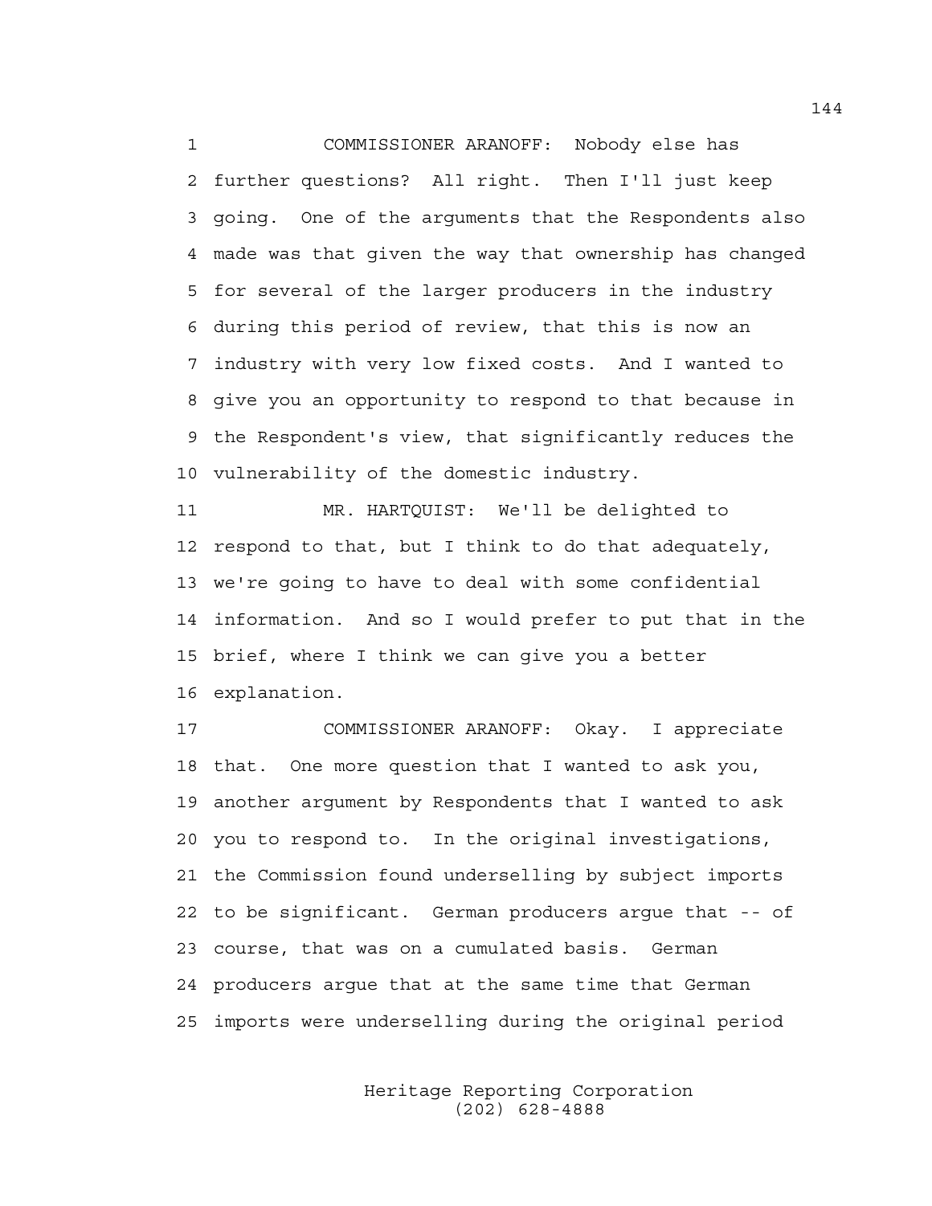COMMISSIONER ARANOFF: Nobody else has further questions? All right. Then I'll just keep going. One of the arguments that the Respondents also made was that given the way that ownership has changed for several of the larger producers in the industry during this period of review, that this is now an industry with very low fixed costs. And I wanted to give you an opportunity to respond to that because in the Respondent's view, that significantly reduces the vulnerability of the domestic industry.

MR. HARTQUIST: We'll be delighted to respond to that, but I think to do that adequately, we're going to have to deal with some confidential information. And so I would prefer to put that in the brief, where I think we can give you a better explanation.

COMMISSIONER ARANOFF: Okay. I appreciate that. One more question that I wanted to ask you, another argument by Respondents that I wanted to ask you to respond to. In the original investigations, the Commission found underselling by subject imports to be significant. German producers argue that -- of course, that was on a cumulated basis. German producers argue that at the same time that German imports were underselling during the original period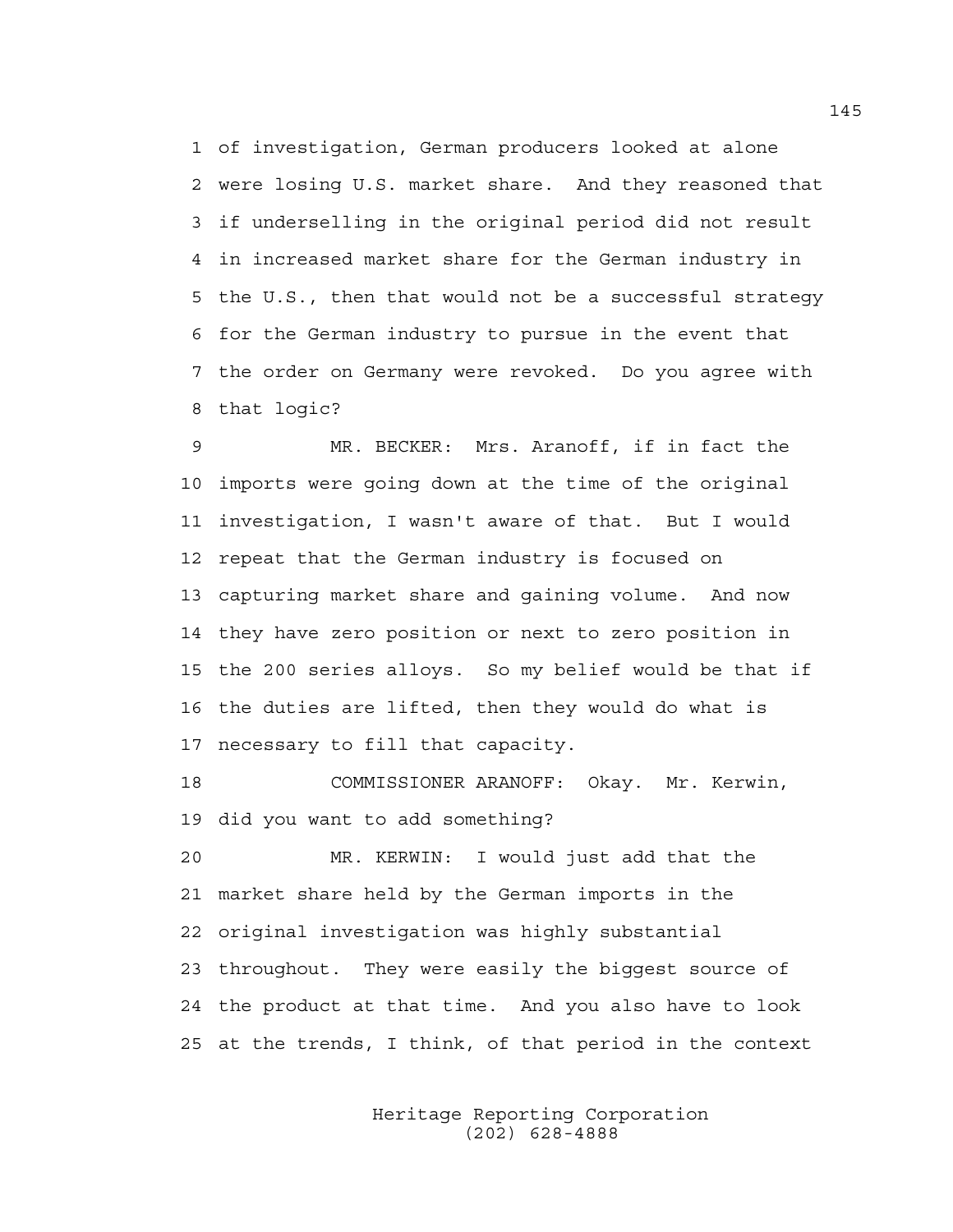1 of investigation, German producers looked at alone
2 were losing U.S. market share. And they reasoned that
3 if underselling in the original period did not result
4 in increased market share for the German industry in
5 the U.S., then that would not be a successful strategy
6 for the German industry to pursue in the event that
7 the order on Germany were revoked. Do you agree with
8 that logic?

9 MR. BECKER: Mrs. Aranoff, if in fact the
10 imports were going down at the time of the original
11 investigation, I wasn't aware of that. But I would
12 repeat that the German industry is focused on
13 capturing market share and gaining volume. And now
14 they have zero position or next to zero position in
15 the 200 series alloys. So my belief would be that if
16 the duties are lifted, then they would do what is
17 necessary to fill that capacity.

18 COMMISSIONER ARANOFF: Okay. Mr. Kerwin,
19 did you want to add something?

20 MR. KERWIN: I would just add that the
21 market share held by the German imports in the
22 original investigation was highly substantial
23 throughout. They were easily the biggest source of
24 the product at that time. And you also have to look
25 at the trends, I think, of that period in the context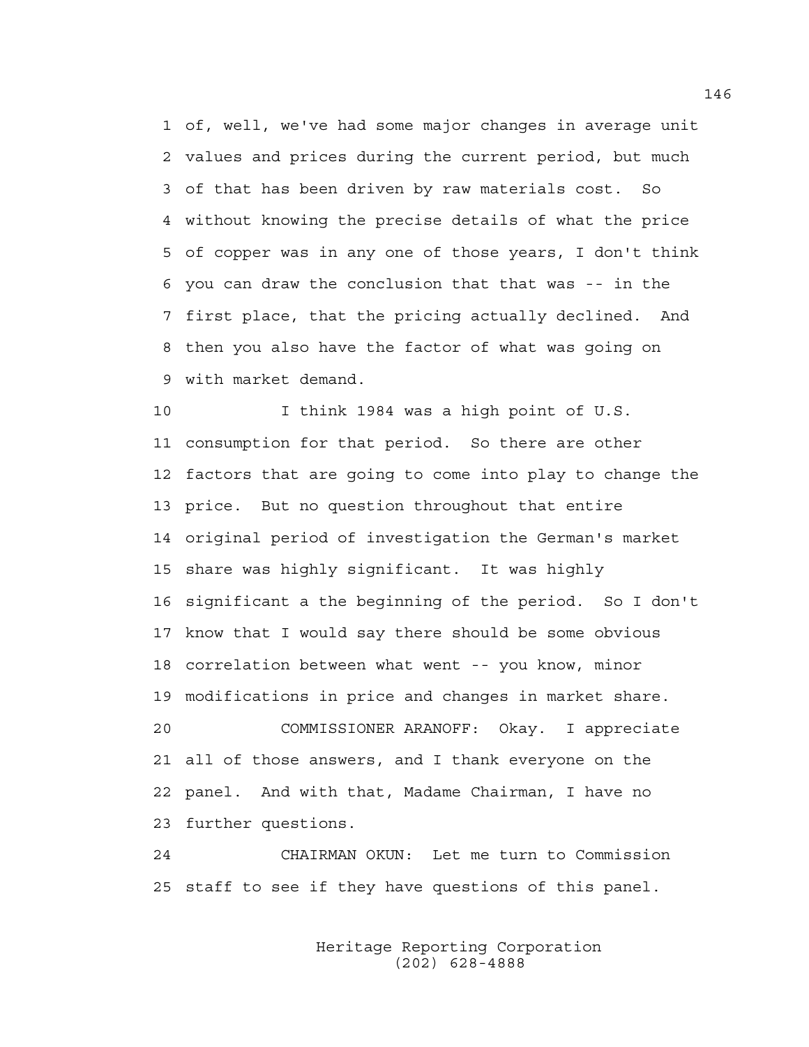of, well, we've had some major changes in average unit values and prices during the current period, but much of that has been driven by raw materials cost. So without knowing the precise details of what the price of copper was in any one of those years, I don't think you can draw the conclusion that that was -- in the first place, that the pricing actually declined. And then you also have the factor of what was going on with market demand.

I think 1984 was a high point of U.S. consumption for that period. So there are other factors that are going to come into play to change the price. But no question throughout that entire original period of investigation the German's market share was highly significant. It was highly significant a the beginning of the period. So I don't know that I would say there should be some obvious correlation between what went -- you know, minor modifications in price and changes in market share.

COMMISSIONER ARANOFF: Okay. I appreciate all of those answers, and I thank everyone on the panel. And with that, Madame Chairman, I have no further questions.

CHAIRMAN OKUN: Let me turn to Commission staff to see if they have questions of this panel.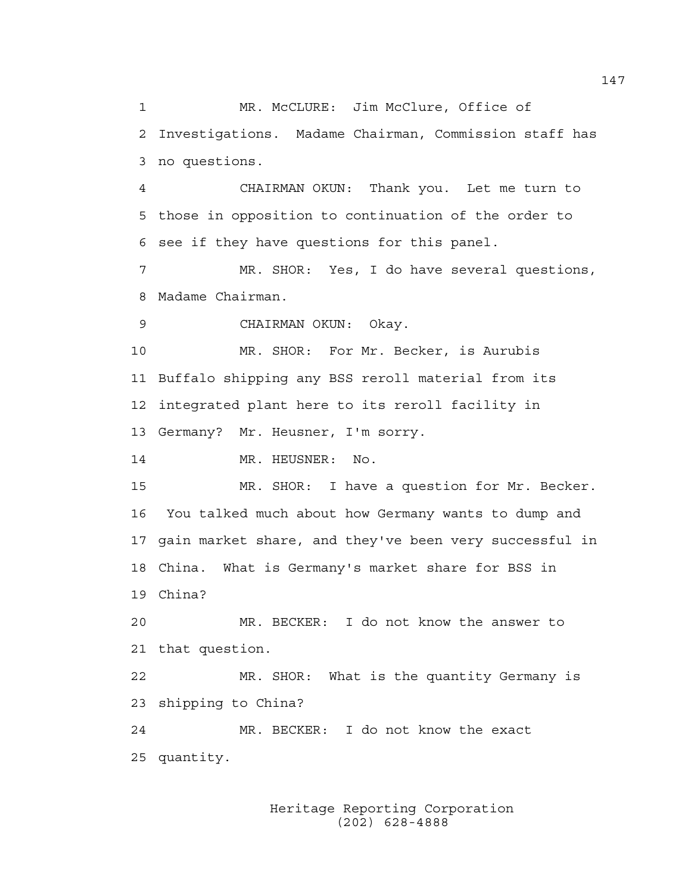MR. McCLURE: Jim McClure, Office of Investigations. Madame Chairman, Commission staff has no questions.

CHAIRMAN OKUN: Thank you. Let me turn to those in opposition to continuation of the order to see if they have questions for this panel.

MR. SHOR: Yes, I do have several questions, Madame Chairman.

CHAIRMAN OKUN: Okay.

MR. SHOR: For Mr. Becker, is Aurubis Buffalo shipping any BSS reroll material from its integrated plant here to its reroll facility in Germany? Mr. Heusner, I'm sorry.

MR. HEUSNER: No.

MR. SHOR: I have a question for Mr. Becker. You talked much about how Germany wants to dump and gain market share, and they've been very successful in China. What is Germany's market share for BSS in China?

MR. BECKER: I do not know the answer to that question.

MR. SHOR: What is the quantity Germany is shipping to China?

MR. BECKER: I do not know the exact quantity.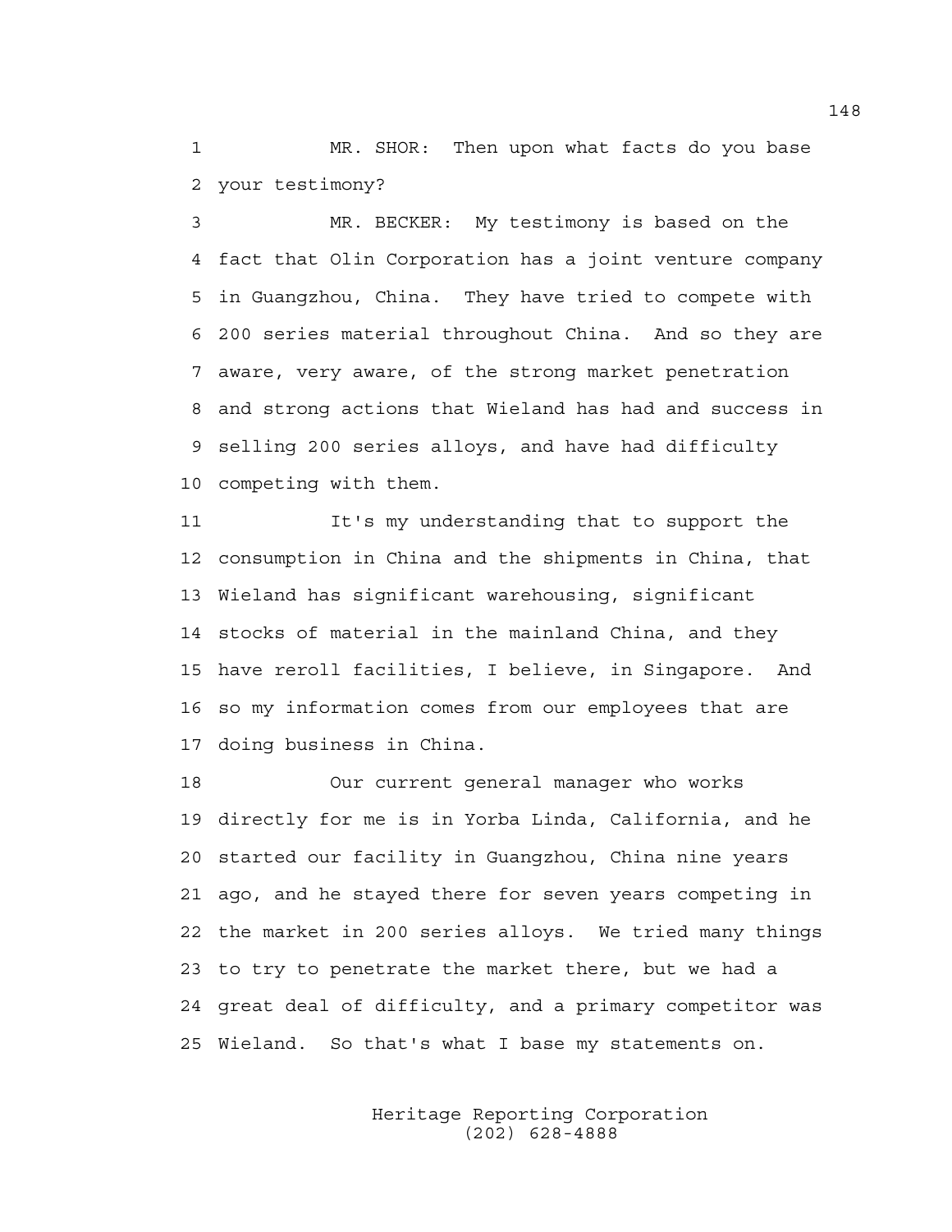MR. SHOR: Then upon what facts do you base your testimony?

MR. BECKER: My testimony is based on the fact that Olin Corporation has a joint venture company in Guangzhou, China. They have tried to compete with 200 series material throughout China. And so they are aware, very aware, of the strong market penetration and strong actions that Wieland has had and success in selling 200 series alloys, and have had difficulty competing with them.

It's my understanding that to support the consumption in China and the shipments in China, that Wieland has significant warehousing, significant stocks of material in the mainland China, and they have reroll facilities, I believe, in Singapore. And so my information comes from our employees that are doing business in China.

Our current general manager who works directly for me is in Yorba Linda, California, and he started our facility in Guangzhou, China nine years ago, and he stayed there for seven years competing in the market in 200 series alloys. We tried many things to try to penetrate the market there, but we had a great deal of difficulty, and a primary competitor was Wieland. So that's what I base my statements on.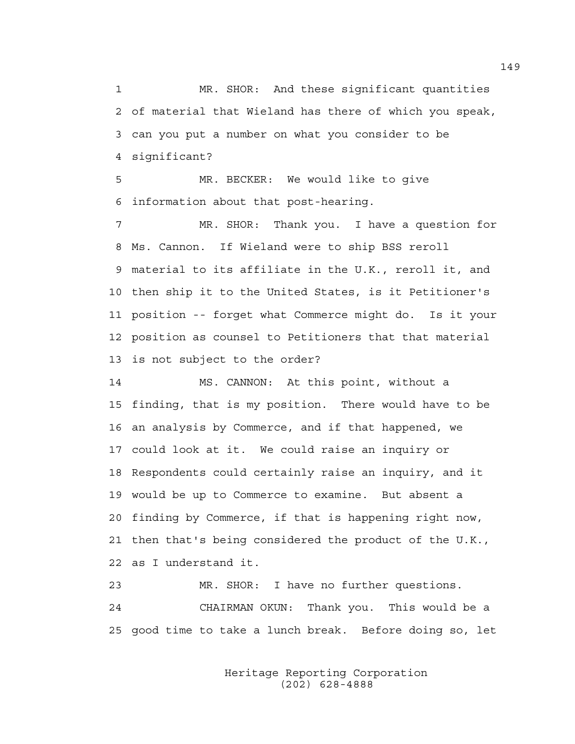1 MR. SHOR: And these significant quantities
2 of material that Wieland has there of which you speak,
3 can you put a number on what you consider to be
4 significant?

5 MR. BECKER: We would like to give
6 information about that post-hearing.

7 MR. SHOR: Thank you. I have a question for
8 Ms. Cannon. If Wieland were to ship BSS reroll
9 material to its affiliate in the U.K., reroll it, and
10 then ship it to the United States, is it Petitioner's
11 position -- forget what Commerce might do. Is it your
12 position as counsel to Petitioners that that material
13 is not subject to the order?

14 MS. CANNON: At this point, without a
15 finding, that is my position. There would have to be
16 an analysis by Commerce, and if that happened, we
17 could look at it. We could raise an inquiry or
18 Respondents could certainly raise an inquiry, and it
19 would be up to Commerce to examine. But absent a
20 finding by Commerce, if that is happening right now,
21 then that's being considered the product of the U.K.,
22 as I understand it.

23 MR. SHOR: I have no further questions.

24 CHAIRMAN OKUN: Thank you. This would be a
25 good time to take a lunch break. Before doing so, let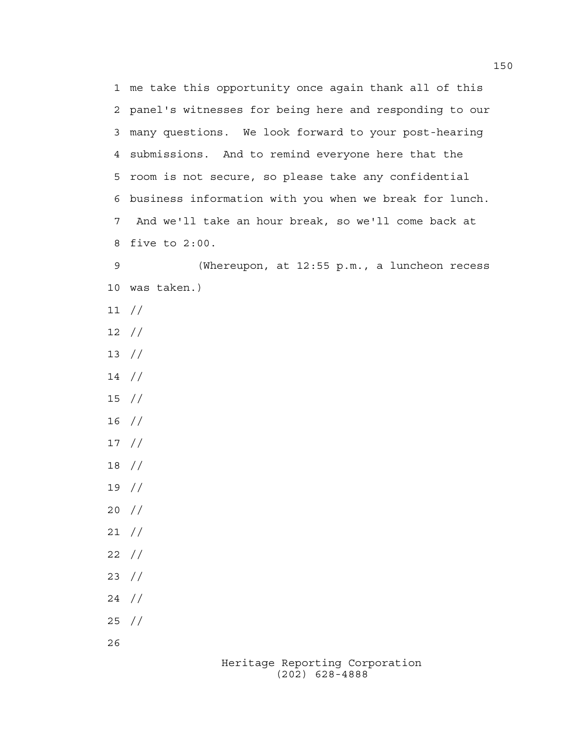me take this opportunity once again thank all of this panel's witnesses for being here and responding to our many questions. We look forward to your post-hearing submissions. And to remind everyone here that the room is not secure, so please take any confidential business information with you when we break for lunch. And we'll take an hour break, so we'll come back at five to 2:00.

(Whereupon, at 12:55 p.m., a luncheon recess was taken.)

//

//

//

//

//

//

//

//

//

//

//

//

//

//

//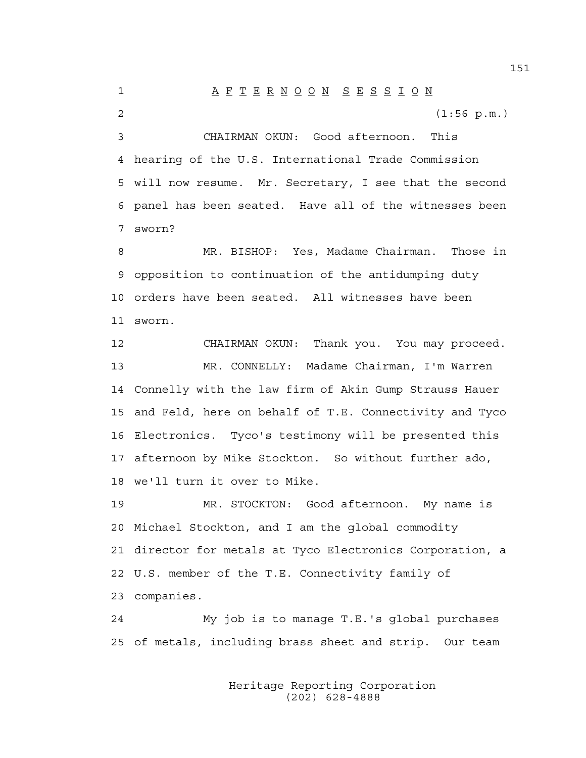# A F T E R N O O N   S E S S I O N

(1:56 p.m.)

CHAIRMAN OKUN: Good afternoon. This hearing of the U.S. International Trade Commission will now resume. Mr. Secretary, I see that the second panel has been seated. Have all of the witnesses been sworn?

MR. BISHOP: Yes, Madame Chairman. Those in opposition to continuation of the antidumping duty orders have been seated. All witnesses have been sworn.

CHAIRMAN OKUN: Thank you. You may proceed.

MR. CONNELLY: Madame Chairman, I'm Warren Connelly with the law firm of Akin Gump Strauss Hauer and Feld, here on behalf of T.E. Connectivity and Tyco Electronics. Tyco's testimony will be presented this afternoon by Mike Stockton. So without further ado, we'll turn it over to Mike.

MR. STOCKTON: Good afternoon. My name is Michael Stockton, and I am the global commodity director for metals at Tyco Electronics Corporation, a U.S. member of the T.E. Connectivity family of companies.

My job is to manage T.E.'s global purchases of metals, including brass sheet and strip. Our team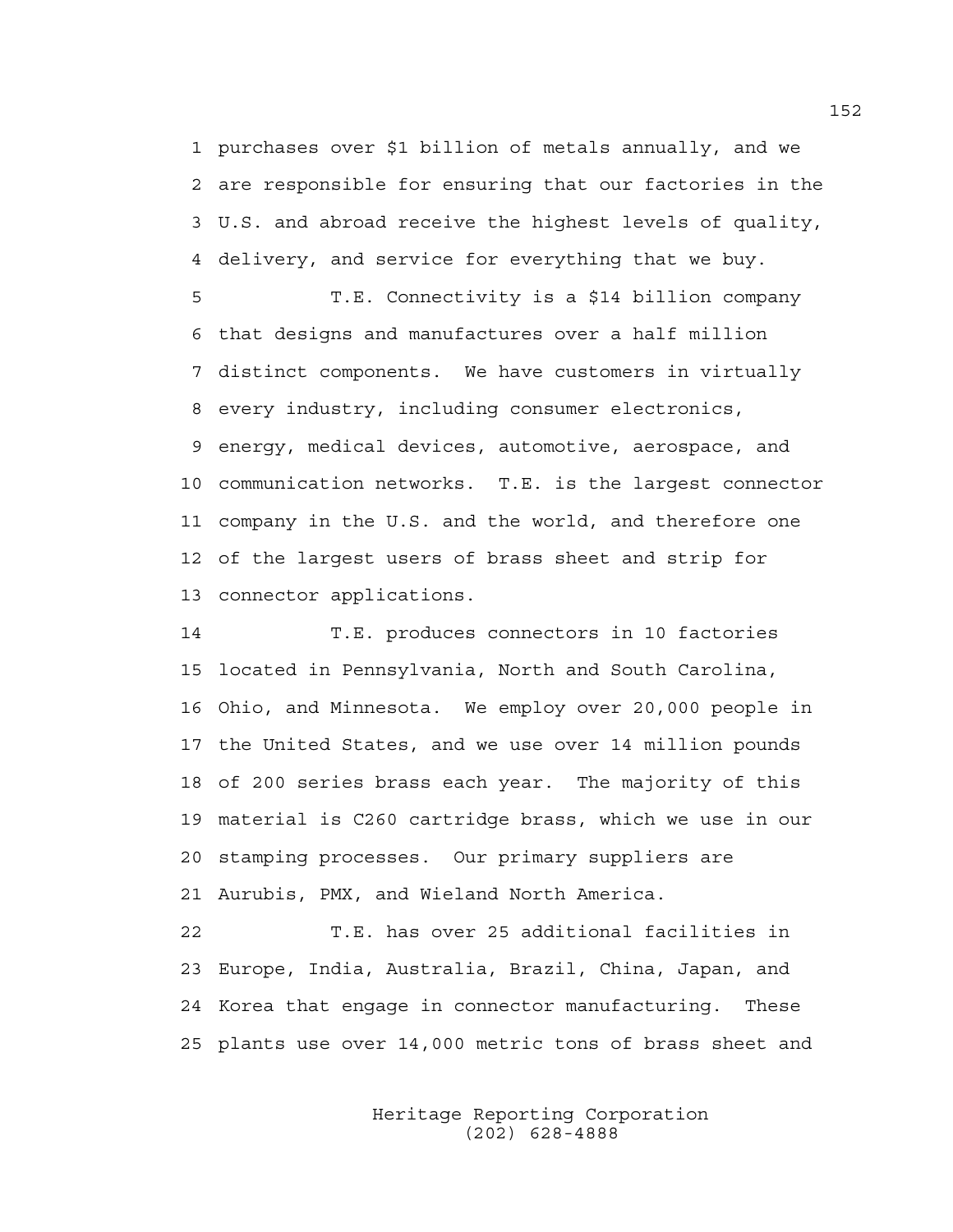purchases over $1 billion of metals annually, and we are responsible for ensuring that our factories in the U.S. and abroad receive the highest levels of quality, delivery, and service for everything that we buy.

T.E. Connectivity is a $14 billion company that designs and manufactures over a half million distinct components. We have customers in virtually every industry, including consumer electronics, energy, medical devices, automotive, aerospace, and communication networks. T.E. is the largest connector company in the U.S. and the world, and therefore one of the largest users of brass sheet and strip for connector applications.

T.E. produces connectors in 10 factories located in Pennsylvania, North and South Carolina, Ohio, and Minnesota. We employ over 20,000 people in the United States, and we use over 14 million pounds of 200 series brass each year. The majority of this material is C260 cartridge brass, which we use in our stamping processes. Our primary suppliers are Aurubis, PMX, and Wieland North America.

T.E. has over 25 additional facilities in Europe, India, Australia, Brazil, China, Japan, and Korea that engage in connector manufacturing. These plants use over 14,000 metric tons of brass sheet and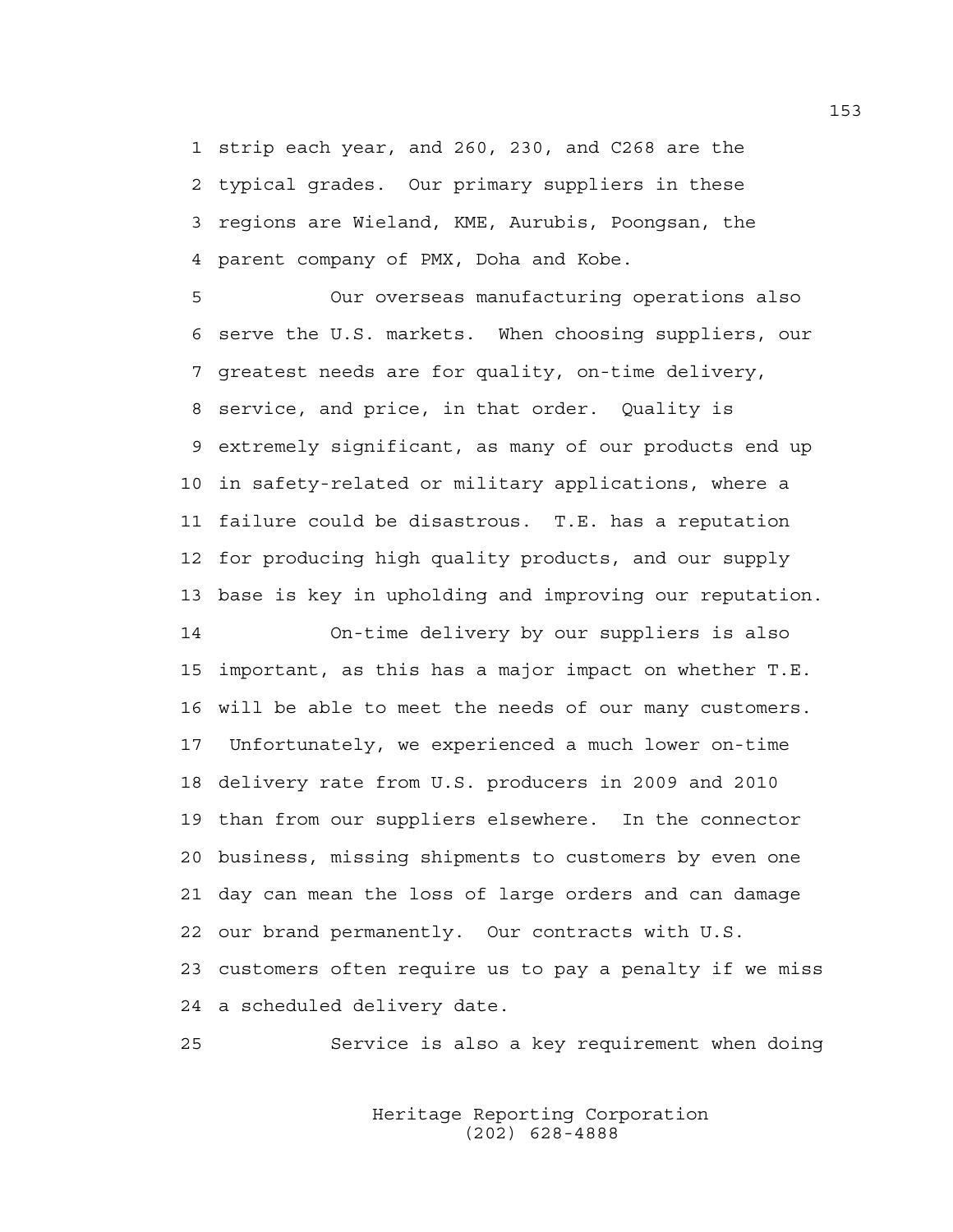strip each year, and 260, 230, and C268 are the typical grades. Our primary suppliers in these regions are Wieland, KME, Aurubis, Poongsan, the parent company of PMX, Doha and Kobe.

Our overseas manufacturing operations also serve the U.S. markets. When choosing suppliers, our greatest needs are for quality, on-time delivery, service, and price, in that order. Quality is extremely significant, as many of our products end up in safety-related or military applications, where a failure could be disastrous. T.E. has a reputation for producing high quality products, and our supply base is key in upholding and improving our reputation.

On-time delivery by our suppliers is also important, as this has a major impact on whether T.E. will be able to meet the needs of our many customers. Unfortunately, we experienced a much lower on-time delivery rate from U.S. producers in 2009 and 2010 than from our suppliers elsewhere. In the connector business, missing shipments to customers by even one day can mean the loss of large orders and can damage our brand permanently. Our contracts with U.S. customers often require us to pay a penalty if we miss a scheduled delivery date.

Service is also a key requirement when doing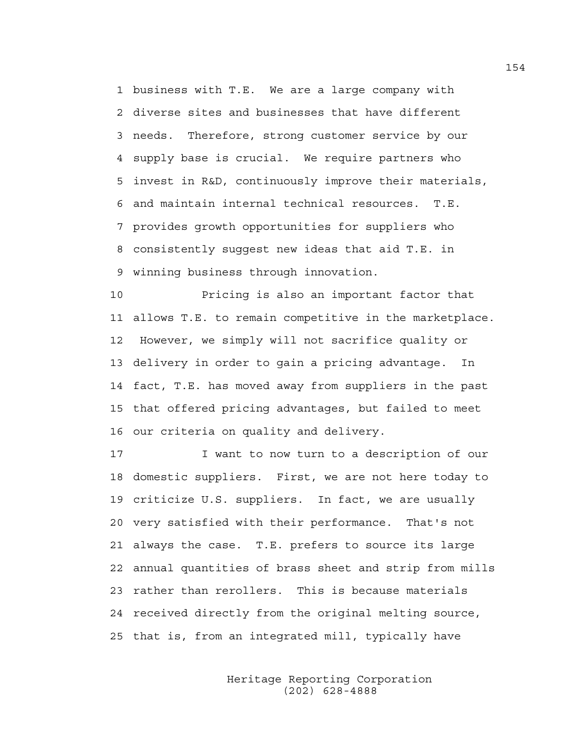business with T.E. We are a large company with diverse sites and businesses that have different needs. Therefore, strong customer service by our supply base is crucial. We require partners who invest in R&D, continuously improve their materials, and maintain internal technical resources. T.E. provides growth opportunities for suppliers who consistently suggest new ideas that aid T.E. in winning business through innovation.

Pricing is also an important factor that allows T.E. to remain competitive in the marketplace. However, we simply will not sacrifice quality or delivery in order to gain a pricing advantage. In fact, T.E. has moved away from suppliers in the past that offered pricing advantages, but failed to meet our criteria on quality and delivery.

I want to now turn to a description of our domestic suppliers. First, we are not here today to criticize U.S. suppliers. In fact, we are usually very satisfied with their performance. That's not always the case. T.E. prefers to source its large annual quantities of brass sheet and strip from mills rather than rerollers. This is because materials received directly from the original melting source, that is, from an integrated mill, typically have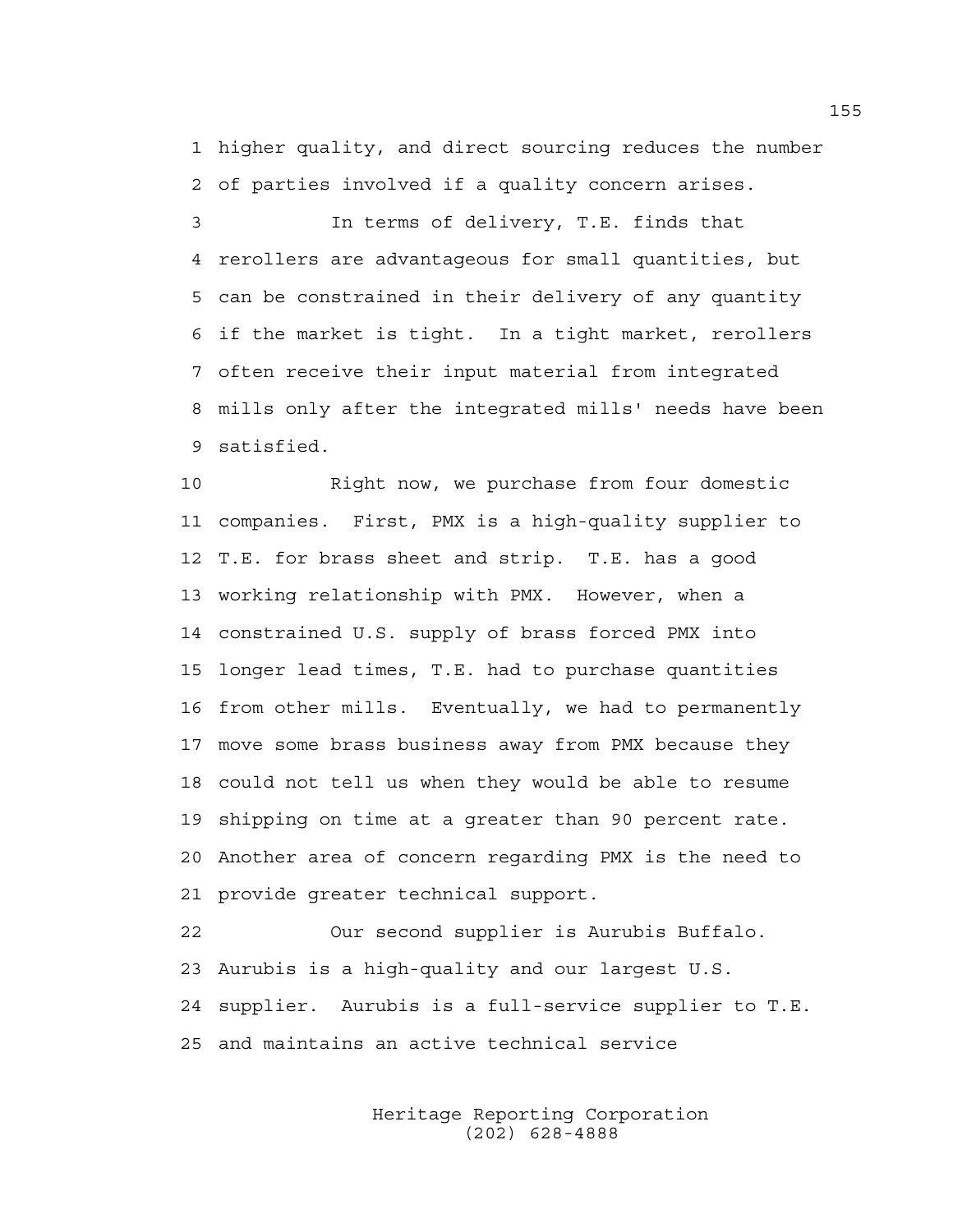higher quality, and direct sourcing reduces the number of parties involved if a quality concern arises.

In terms of delivery, T.E. finds that rerollers are advantageous for small quantities, but can be constrained in their delivery of any quantity if the market is tight. In a tight market, rerollers often receive their input material from integrated mills only after the integrated mills' needs have been satisfied.

Right now, we purchase from four domestic companies. First, PMX is a high-quality supplier to T.E. for brass sheet and strip. T.E. has a good working relationship with PMX. However, when a constrained U.S. supply of brass forced PMX into longer lead times, T.E. had to purchase quantities from other mills. Eventually, we had to permanently move some brass business away from PMX because they could not tell us when they would be able to resume shipping on time at a greater than 90 percent rate. Another area of concern regarding PMX is the need to provide greater technical support.

Our second supplier is Aurubis Buffalo. Aurubis is a high-quality and our largest U.S. supplier. Aurubis is a full-service supplier to T.E. and maintains an active technical service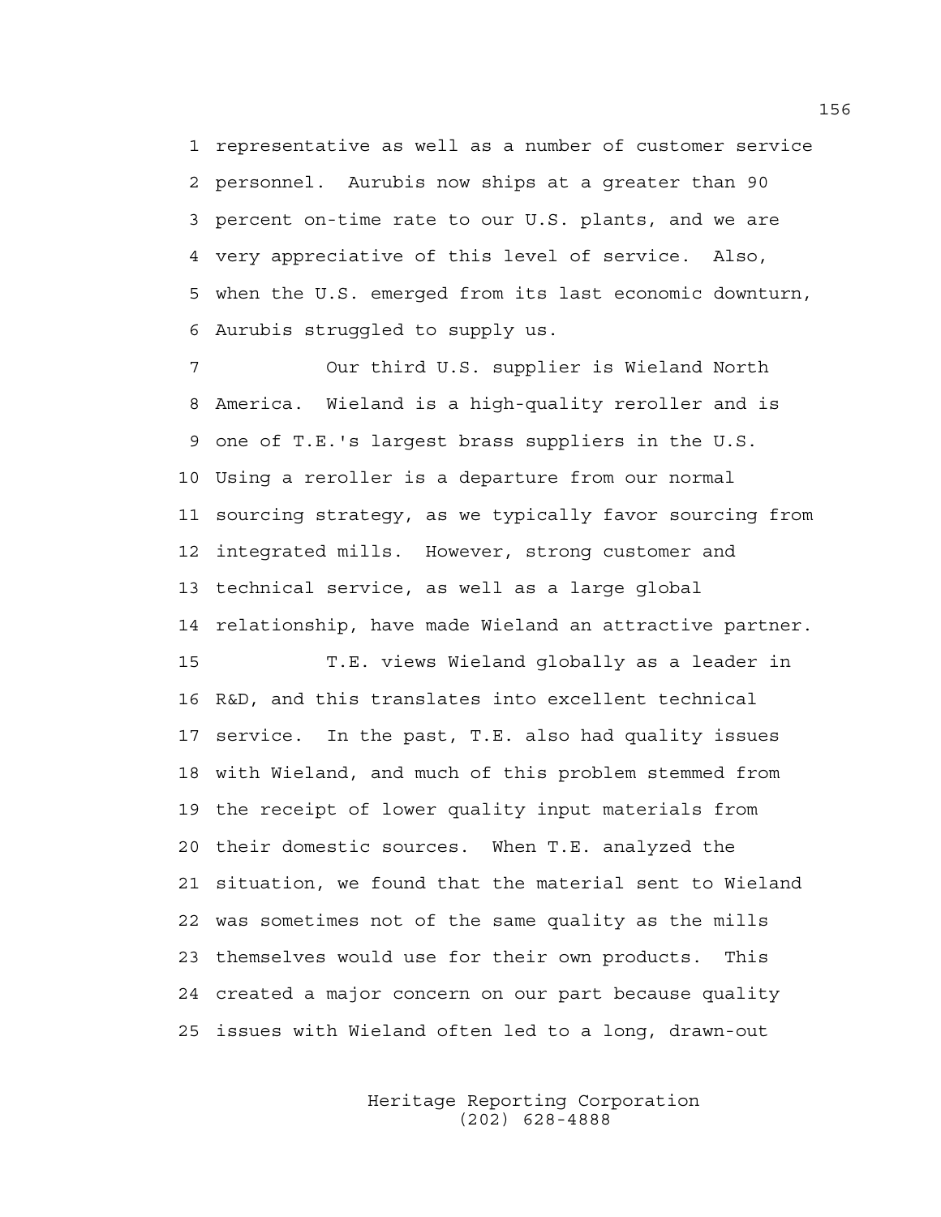representative as well as a number of customer service personnel. Aurubis now ships at a greater than 90 percent on-time rate to our U.S. plants, and we are very appreciative of this level of service. Also, when the U.S. emerged from its last economic downturn, Aurubis struggled to supply us.

Our third U.S. supplier is Wieland North America. Wieland is a high-quality reroller and is one of T.E.'s largest brass suppliers in the U.S. Using a reroller is a departure from our normal sourcing strategy, as we typically favor sourcing from integrated mills. However, strong customer and technical service, as well as a large global relationship, have made Wieland an attractive partner.

T.E. views Wieland globally as a leader in R&D, and this translates into excellent technical service. In the past, T.E. also had quality issues with Wieland, and much of this problem stemmed from the receipt of lower quality input materials from their domestic sources. When T.E. analyzed the situation, we found that the material sent to Wieland was sometimes not of the same quality as the mills themselves would use for their own products. This created a major concern on our part because quality issues with Wieland often led to a long, drawn-out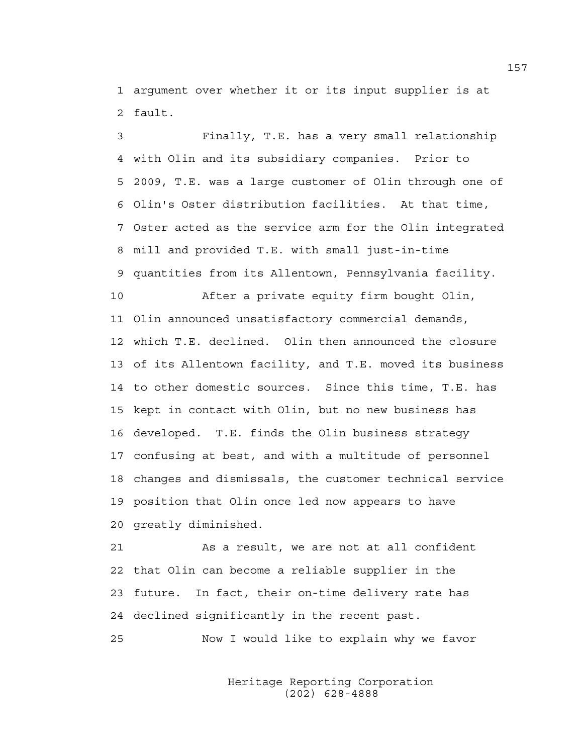argument over whether it or its input supplier is at fault.

Finally, T.E. has a very small relationship with Olin and its subsidiary companies. Prior to 2009, T.E. was a large customer of Olin through one of Olin's Oster distribution facilities. At that time, Oster acted as the service arm for the Olin integrated mill and provided T.E. with small just-in-time quantities from its Allentown, Pennsylvania facility.

After a private equity firm bought Olin, Olin announced unsatisfactory commercial demands, which T.E. declined. Olin then announced the closure of its Allentown facility, and T.E. moved its business to other domestic sources. Since this time, T.E. has kept in contact with Olin, but no new business has developed. T.E. finds the Olin business strategy confusing at best, and with a multitude of personnel changes and dismissals, the customer technical service position that Olin once led now appears to have greatly diminished.

As a result, we are not at all confident that Olin can become a reliable supplier in the future. In fact, their on-time delivery rate has declined significantly in the recent past.

Now I would like to explain why we favor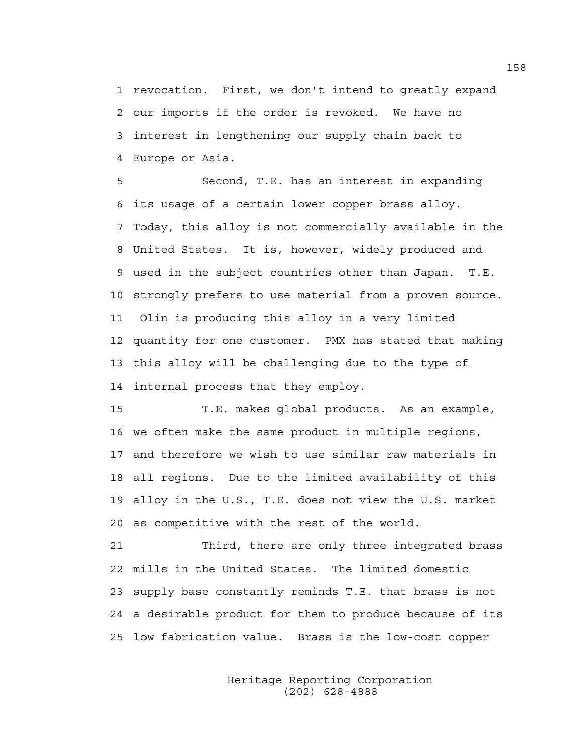revocation. First, we don't intend to greatly expand our imports if the order is revoked. We have no interest in lengthening our supply chain back to Europe or Asia.

Second, T.E. has an interest in expanding its usage of a certain lower copper brass alloy. Today, this alloy is not commercially available in the United States. It is, however, widely produced and used in the subject countries other than Japan. T.E. strongly prefers to use material from a proven source. Olin is producing this alloy in a very limited quantity for one customer. PMX has stated that making this alloy will be challenging due to the type of internal process that they employ.

T.E. makes global products. As an example, we often make the same product in multiple regions, and therefore we wish to use similar raw materials in all regions. Due to the limited availability of this alloy in the U.S., T.E. does not view the U.S. market as competitive with the rest of the world.

Third, there are only three integrated brass mills in the United States. The limited domestic supply base constantly reminds T.E. that brass is not a desirable product for them to produce because of its low fabrication value. Brass is the low-cost copper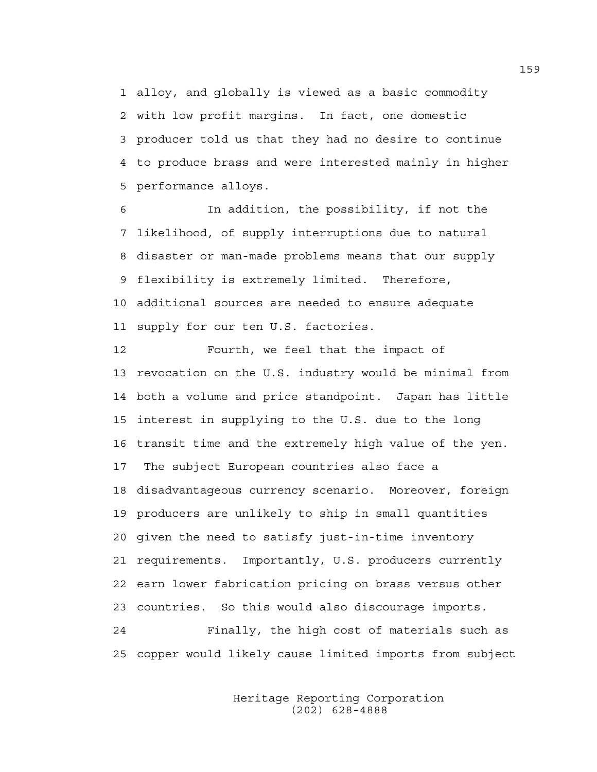alloy, and globally is viewed as a basic commodity with low profit margins. In fact, one domestic producer told us that they had no desire to continue to produce brass and were interested mainly in higher performance alloys.

In addition, the possibility, if not the likelihood, of supply interruptions due to natural disaster or man-made problems means that our supply flexibility is extremely limited. Therefore, additional sources are needed to ensure adequate supply for our ten U.S. factories.

Fourth, we feel that the impact of revocation on the U.S. industry would be minimal from both a volume and price standpoint. Japan has little interest in supplying to the U.S. due to the long transit time and the extremely high value of the yen. The subject European countries also face a disadvantageous currency scenario. Moreover, foreign producers are unlikely to ship in small quantities given the need to satisfy just-in-time inventory requirements. Importantly, U.S. producers currently earn lower fabrication pricing on brass versus other countries. So this would also discourage imports.

Finally, the high cost of materials such as copper would likely cause limited imports from subject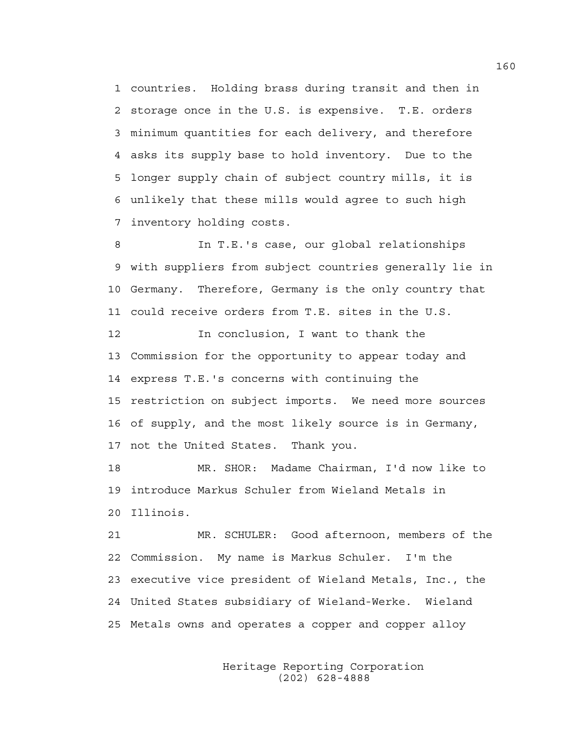countries. Holding brass during transit and then in storage once in the U.S. is expensive. T.E. orders minimum quantities for each delivery, and therefore asks its supply base to hold inventory. Due to the longer supply chain of subject country mills, it is unlikely that these mills would agree to such high inventory holding costs.

In T.E.'s case, our global relationships with suppliers from subject countries generally lie in Germany. Therefore, Germany is the only country that could receive orders from T.E. sites in the U.S.

In conclusion, I want to thank the Commission for the opportunity to appear today and express T.E.'s concerns with continuing the restriction on subject imports. We need more sources of supply, and the most likely source is in Germany, not the United States. Thank you.

MR. SHOR: Madame Chairman, I'd now like to introduce Markus Schuler from Wieland Metals in Illinois.

MR. SCHULER: Good afternoon, members of the Commission. My name is Markus Schuler. I'm the executive vice president of Wieland Metals, Inc., the United States subsidiary of Wieland-Werke. Wieland Metals owns and operates a copper and copper alloy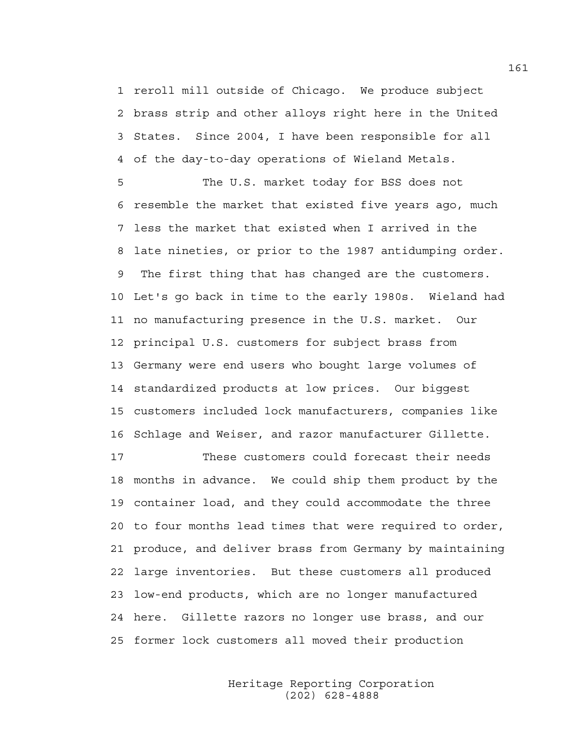reroll mill outside of Chicago. We produce subject brass strip and other alloys right here in the United States. Since 2004, I have been responsible for all of the day-to-day operations of Wieland Metals.

The U.S. market today for BSS does not resemble the market that existed five years ago, much less the market that existed when I arrived in the late nineties, or prior to the 1987 antidumping order. The first thing that has changed are the customers. Let's go back in time to the early 1980s. Wieland had no manufacturing presence in the U.S. market. Our principal U.S. customers for subject brass from Germany were end users who bought large volumes of standardized products at low prices. Our biggest customers included lock manufacturers, companies like Schlage and Weiser, and razor manufacturer Gillette.

These customers could forecast their needs months in advance. We could ship them product by the container load, and they could accommodate the three to four months lead times that were required to order, produce, and deliver brass from Germany by maintaining large inventories. But these customers all produced low-end products, which are no longer manufactured here. Gillette razors no longer use brass, and our former lock customers all moved their production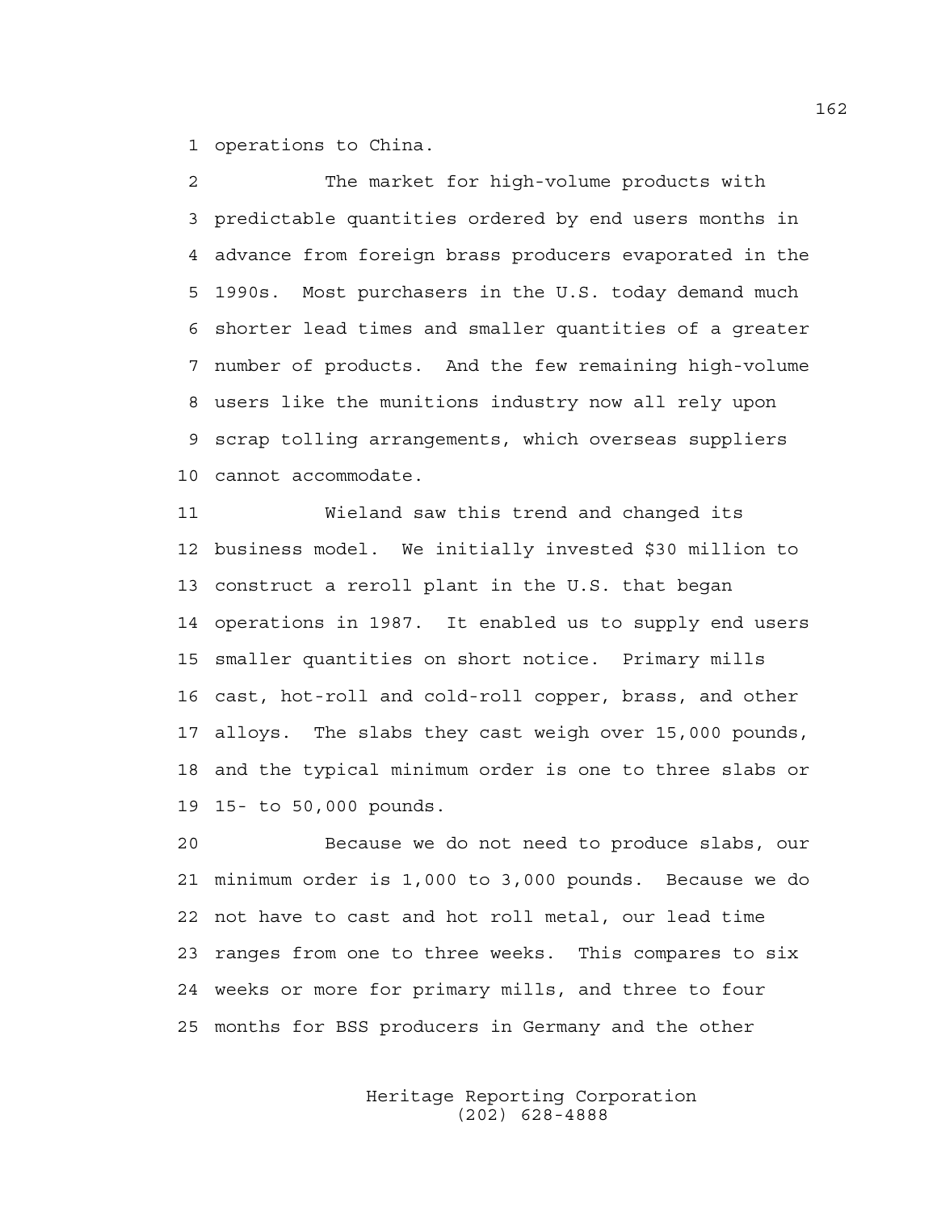operations to China.

The market for high-volume products with predictable quantities ordered by end users months in advance from foreign brass producers evaporated in the 1990s. Most purchasers in the U.S. today demand much shorter lead times and smaller quantities of a greater number of products. And the few remaining high-volume users like the munitions industry now all rely upon scrap tolling arrangements, which overseas suppliers cannot accommodate.

Wieland saw this trend and changed its business model. We initially invested $30 million to construct a reroll plant in the U.S. that began operations in 1987. It enabled us to supply end users smaller quantities on short notice. Primary mills cast, hot-roll and cold-roll copper, brass, and other alloys. The slabs they cast weigh over 15,000 pounds, and the typical minimum order is one to three slabs or 15- to 50,000 pounds.

Because we do not need to produce slabs, our minimum order is 1,000 to 3,000 pounds. Because we do not have to cast and hot roll metal, our lead time ranges from one to three weeks. This compares to six weeks or more for primary mills, and three to four months for BSS producers in Germany and the other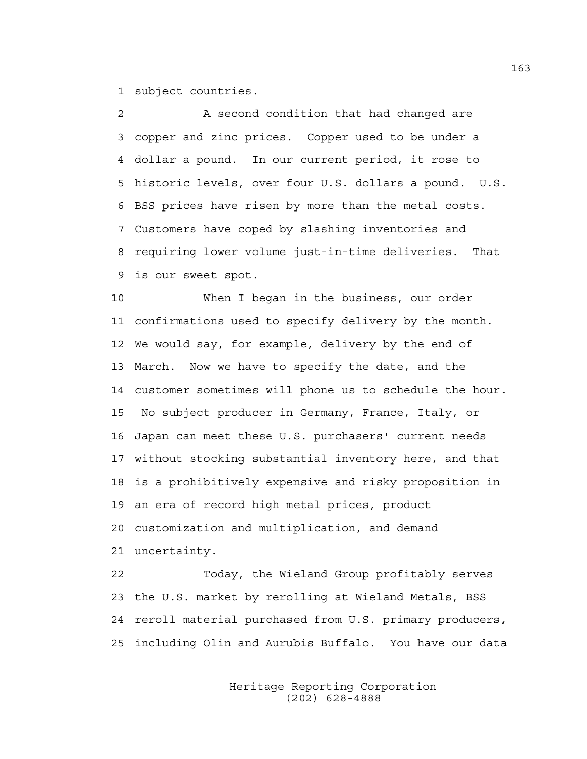subject countries.

A second condition that had changed are copper and zinc prices. Copper used to be under a dollar a pound. In our current period, it rose to historic levels, over four U.S. dollars a pound. U.S. BSS prices have risen by more than the metal costs. Customers have coped by slashing inventories and requiring lower volume just-in-time deliveries. That is our sweet spot.

When I began in the business, our order confirmations used to specify delivery by the month. We would say, for example, delivery by the end of March. Now we have to specify the date, and the customer sometimes will phone us to schedule the hour. No subject producer in Germany, France, Italy, or Japan can meet these U.S. purchasers' current needs without stocking substantial inventory here, and that is a prohibitively expensive and risky proposition in an era of record high metal prices, product customization and multiplication, and demand uncertainty.

Today, the Wieland Group profitably serves the U.S. market by rerolling at Wieland Metals, BSS reroll material purchased from U.S. primary producers, including Olin and Aurubis Buffalo. You have our data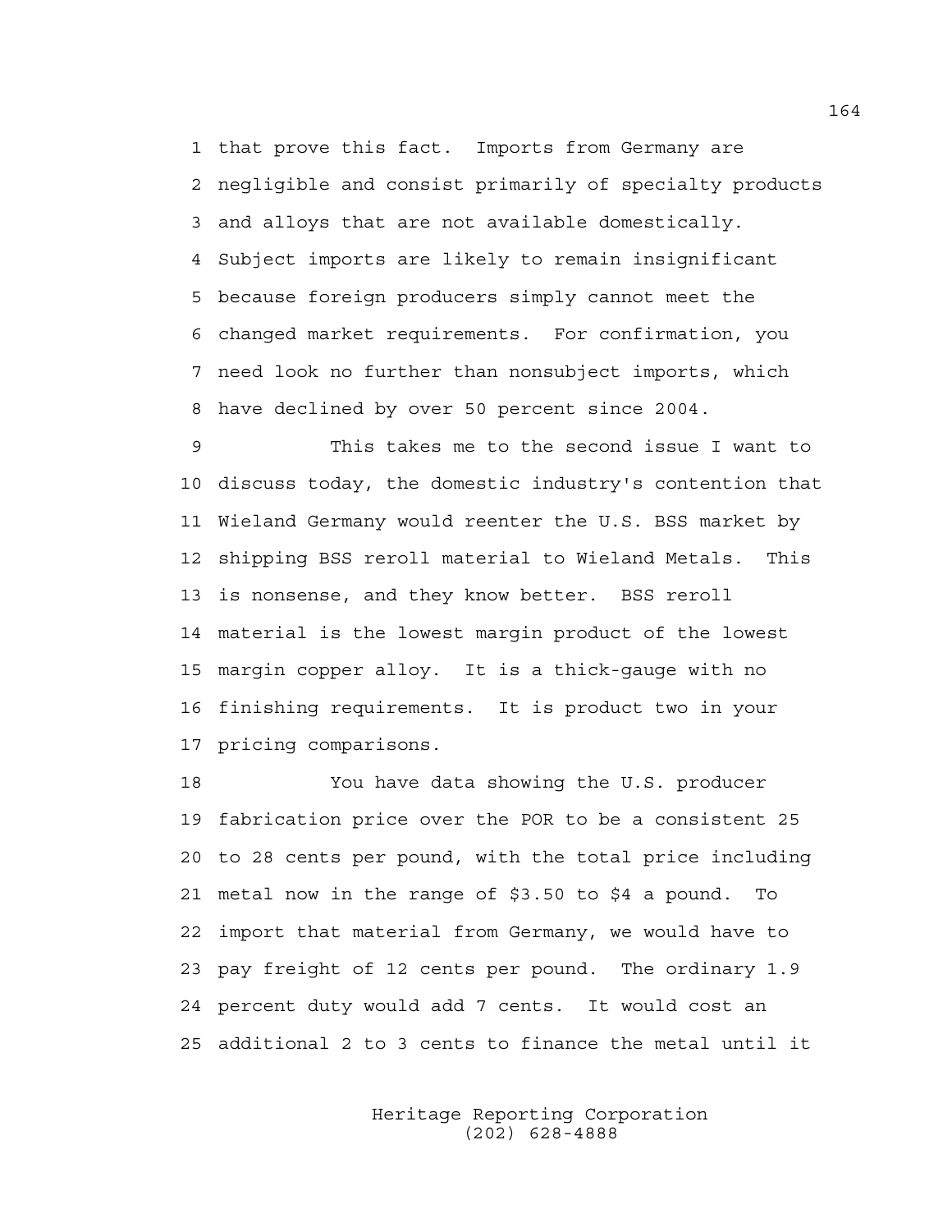that prove this fact. Imports from Germany are negligible and consist primarily of specialty products and alloys that are not available domestically. Subject imports are likely to remain insignificant because foreign producers simply cannot meet the changed market requirements. For confirmation, you need look no further than nonsubject imports, which have declined by over 50 percent since 2004.

This takes me to the second issue I want to discuss today, the domestic industry's contention that Wieland Germany would reenter the U.S. BSS market by shipping BSS reroll material to Wieland Metals. This is nonsense, and they know better. BSS reroll material is the lowest margin product of the lowest margin copper alloy. It is a thick-gauge with no finishing requirements. It is product two in your pricing comparisons.

You have data showing the U.S. producer fabrication price over the POR to be a consistent 25 to 28 cents per pound, with the total price including metal now in the range of $3.50 to $4 a pound. To import that material from Germany, we would have to pay freight of 12 cents per pound. The ordinary 1.9 percent duty would add 7 cents. It would cost an additional 2 to 3 cents to finance the metal until it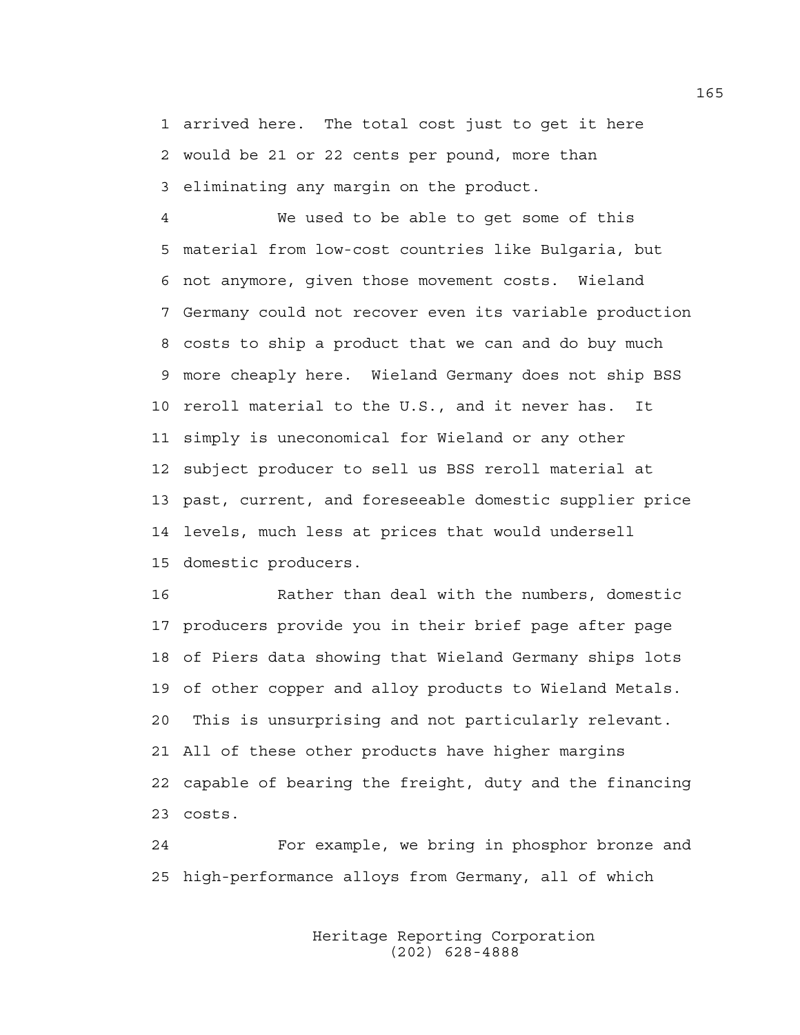arrived here. The total cost just to get it here would be 21 or 22 cents per pound, more than eliminating any margin on the product.

We used to be able to get some of this material from low-cost countries like Bulgaria, but not anymore, given those movement costs. Wieland Germany could not recover even its variable production costs to ship a product that we can and do buy much more cheaply here. Wieland Germany does not ship BSS reroll material to the U.S., and it never has. It simply is uneconomical for Wieland or any other subject producer to sell us BSS reroll material at past, current, and foreseeable domestic supplier price levels, much less at prices that would undersell domestic producers.

Rather than deal with the numbers, domestic producers provide you in their brief page after page of Piers data showing that Wieland Germany ships lots of other copper and alloy products to Wieland Metals. This is unsurprising and not particularly relevant. All of these other products have higher margins capable of bearing the freight, duty and the financing costs.

For example, we bring in phosphor bronze and high-performance alloys from Germany, all of which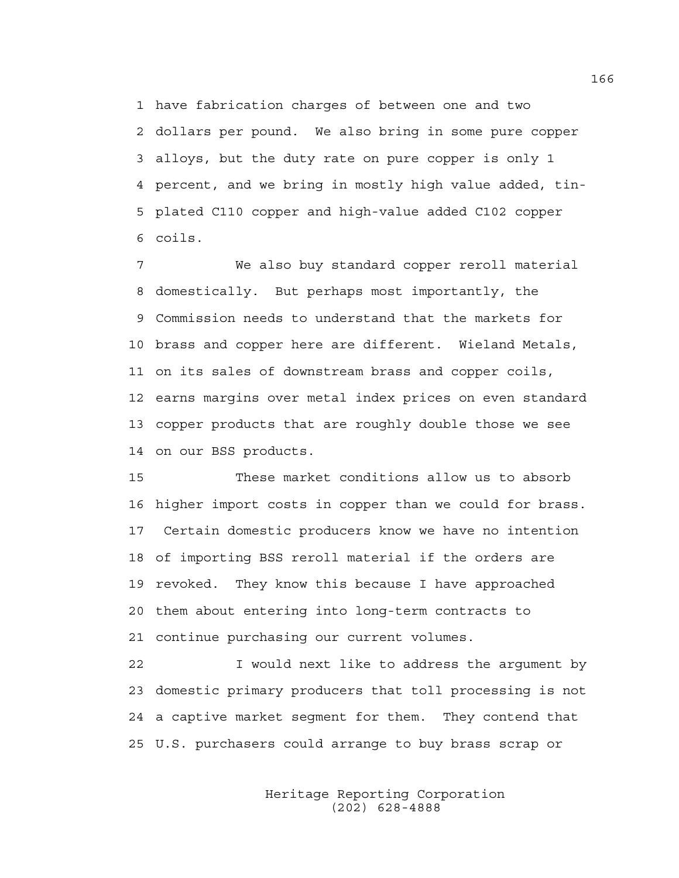have fabrication charges of between one and two dollars per pound. We also bring in some pure copper alloys, but the duty rate on pure copper is only 1 percent, and we bring in mostly high value added, tin-plated C110 copper and high-value added C102 copper coils.

We also buy standard copper reroll material domestically. But perhaps most importantly, the Commission needs to understand that the markets for brass and copper here are different. Wieland Metals, on its sales of downstream brass and copper coils, earns margins over metal index prices on even standard copper products that are roughly double those we see on our BSS products.

These market conditions allow us to absorb higher import costs in copper than we could for brass. Certain domestic producers know we have no intention of importing BSS reroll material if the orders are revoked. They know this because I have approached them about entering into long-term contracts to continue purchasing our current volumes.

I would next like to address the argument by domestic primary producers that toll processing is not a captive market segment for them. They contend that U.S. purchasers could arrange to buy brass scrap or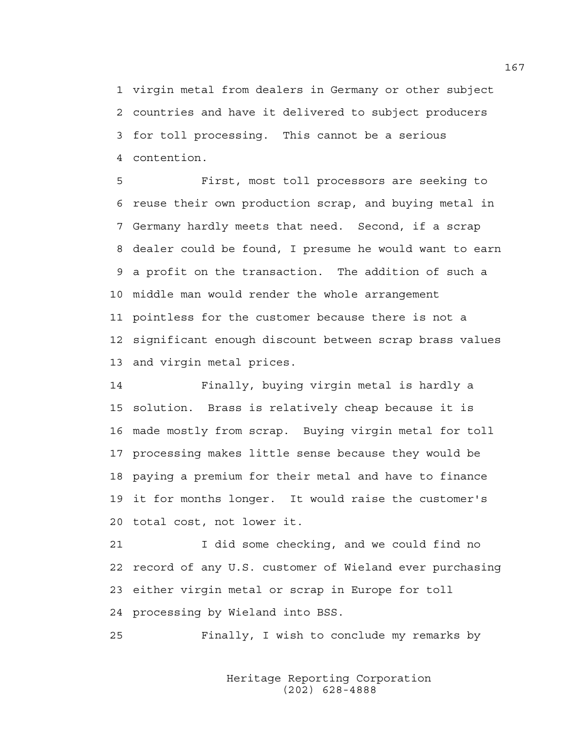virgin metal from dealers in Germany or other subject countries and have it delivered to subject producers for toll processing. This cannot be a serious contention.

First, most toll processors are seeking to reuse their own production scrap, and buying metal in Germany hardly meets that need. Second, if a scrap dealer could be found, I presume he would want to earn a profit on the transaction. The addition of such a middle man would render the whole arrangement pointless for the customer because there is not a significant enough discount between scrap brass values and virgin metal prices.

Finally, buying virgin metal is hardly a solution. Brass is relatively cheap because it is made mostly from scrap. Buying virgin metal for toll processing makes little sense because they would be paying a premium for their metal and have to finance it for months longer. It would raise the customer's total cost, not lower it.

I did some checking, and we could find no record of any U.S. customer of Wieland ever purchasing either virgin metal or scrap in Europe for toll processing by Wieland into BSS.

Finally, I wish to conclude my remarks by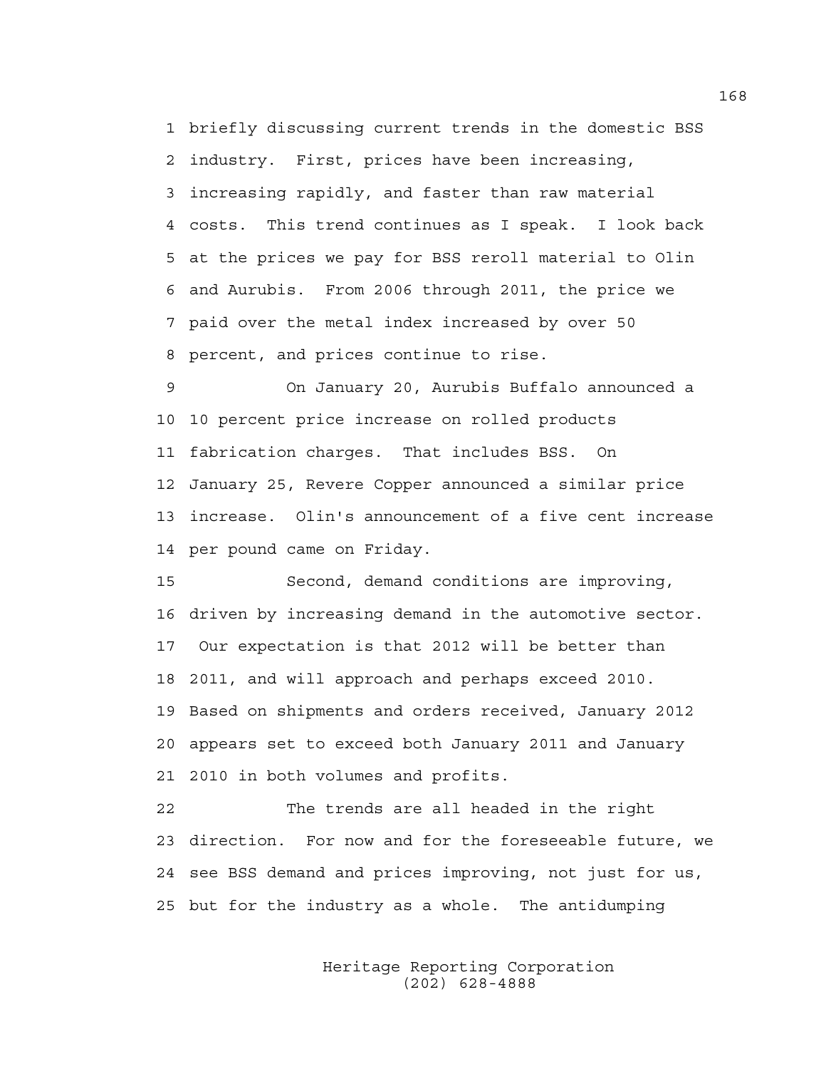1 briefly discussing current trends in the domestic BSS
2 industry. First, prices have been increasing,
3 increasing rapidly, and faster than raw material
4 costs. This trend continues as I speak. I look back
5 at the prices we pay for BSS reroll material to Olin
6 and Aurubis. From 2006 through 2011, the price we
7 paid over the metal index increased by over 50
8 percent, and prices continue to rise.

9 On January 20, Aurubis Buffalo announced a
10 10 percent price increase on rolled products
11 fabrication charges. That includes BSS. On
12 January 25, Revere Copper announced a similar price
13 increase. Olin's announcement of a five cent increase
14 per pound came on Friday.

15 Second, demand conditions are improving,
16 driven by increasing demand in the automotive sector.
17 Our expectation is that 2012 will be better than
18 2011, and will approach and perhaps exceed 2010.
19 Based on shipments and orders received, January 2012
20 appears set to exceed both January 2011 and January
21 2010 in both volumes and profits.

22 The trends are all headed in the right
23 direction. For now and for the foreseeable future, we
24 see BSS demand and prices improving, not just for us,
25 but for the industry as a whole. The antidumping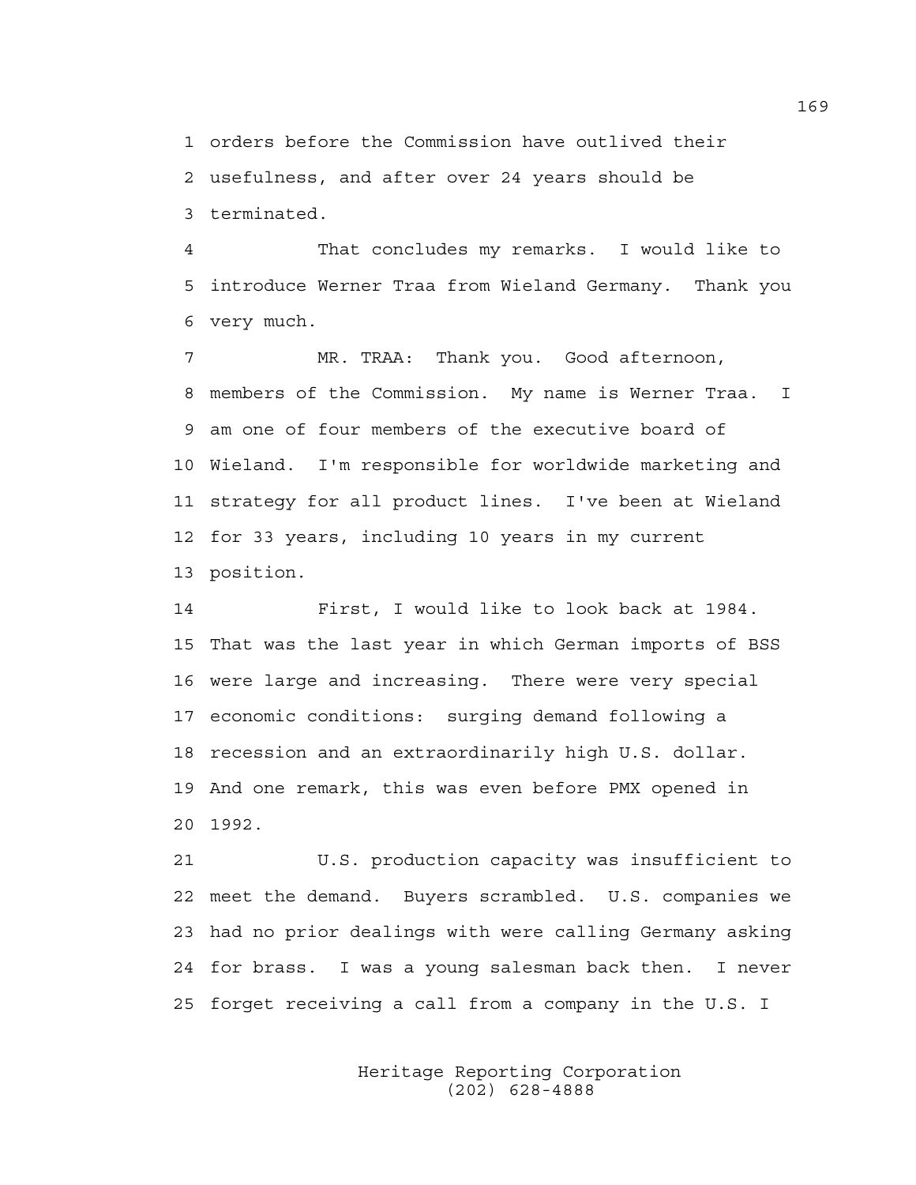orders before the Commission have outlived their usefulness, and after over 24 years should be terminated.

That concludes my remarks. I would like to introduce Werner Traa from Wieland Germany. Thank you very much.

MR. TRAA: Thank you. Good afternoon, members of the Commission. My name is Werner Traa. I am one of four members of the executive board of Wieland. I'm responsible for worldwide marketing and strategy for all product lines. I've been at Wieland for 33 years, including 10 years in my current position.

First, I would like to look back at 1984. That was the last year in which German imports of BSS were large and increasing. There were very special economic conditions: surging demand following a recession and an extraordinarily high U.S. dollar. And one remark, this was even before PMX opened in 1992.

U.S. production capacity was insufficient to meet the demand. Buyers scrambled. U.S. companies we had no prior dealings with were calling Germany asking for brass. I was a young salesman back then. I never forget receiving a call from a company in the U.S. I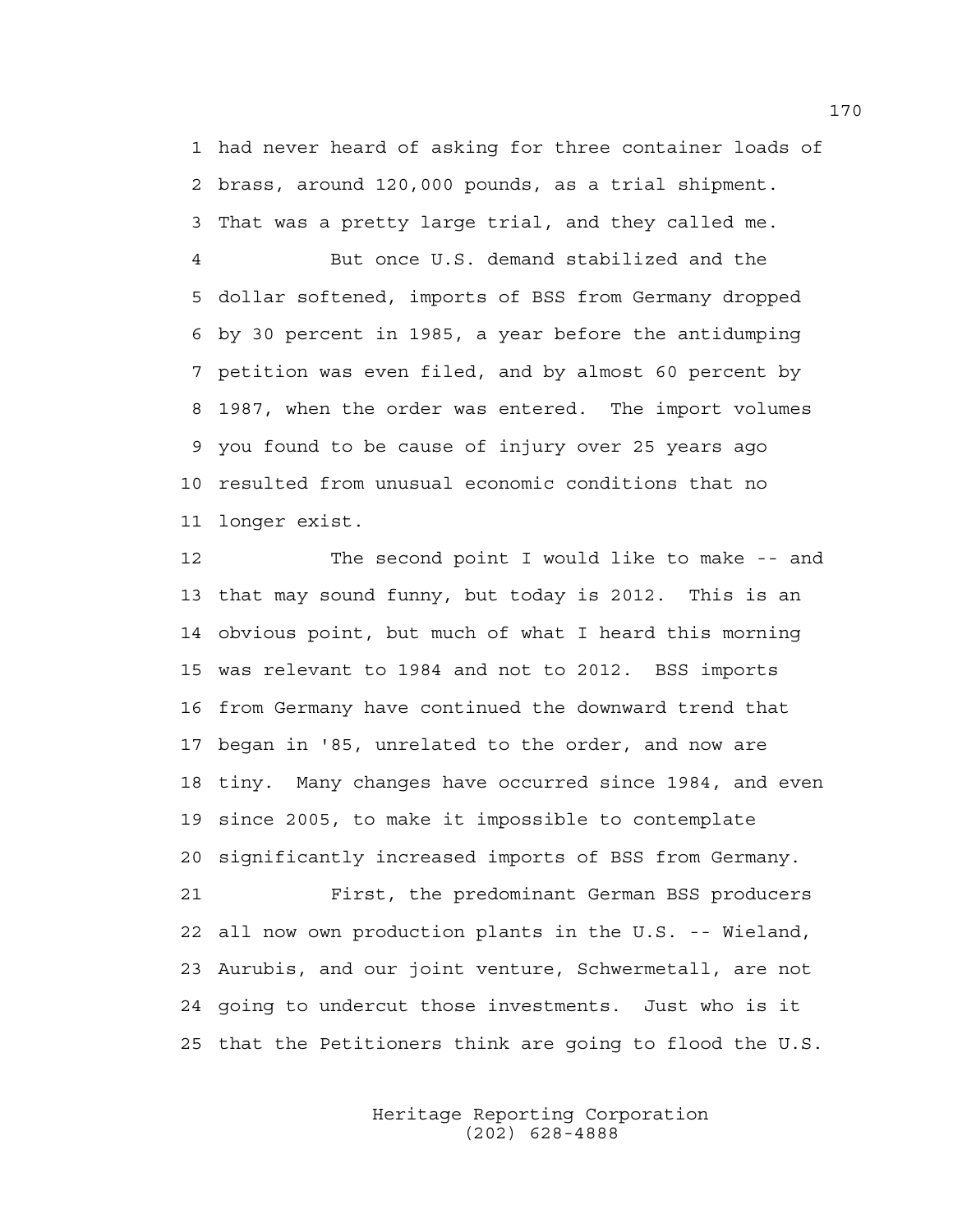1 had never heard of asking for three container loads of
2 brass, around 120,000 pounds, as a trial shipment.
3 That was a pretty large trial, and they called me.

4 But once U.S. demand stabilized and the
5 dollar softened, imports of BSS from Germany dropped
6 by 30 percent in 1985, a year before the antidumping
7 petition was even filed, and by almost 60 percent by
8 1987, when the order was entered. The import volumes
9 you found to be cause of injury over 25 years ago
10 resulted from unusual economic conditions that no
11 longer exist.

12 The second point I would like to make -- and
13 that may sound funny, but today is 2012. This is an
14 obvious point, but much of what I heard this morning
15 was relevant to 1984 and not to 2012. BSS imports
16 from Germany have continued the downward trend that
17 began in '85, unrelated to the order, and now are
18 tiny. Many changes have occurred since 1984, and even
19 since 2005, to make it impossible to contemplate
20 significantly increased imports of BSS from Germany.

21 First, the predominant German BSS producers
22 all now own production plants in the U.S. -- Wieland,
23 Aurubis, and our joint venture, Schwermetall, are not
24 going to undercut those investments. Just who is it
25 that the Petitioners think are going to flood the U.S.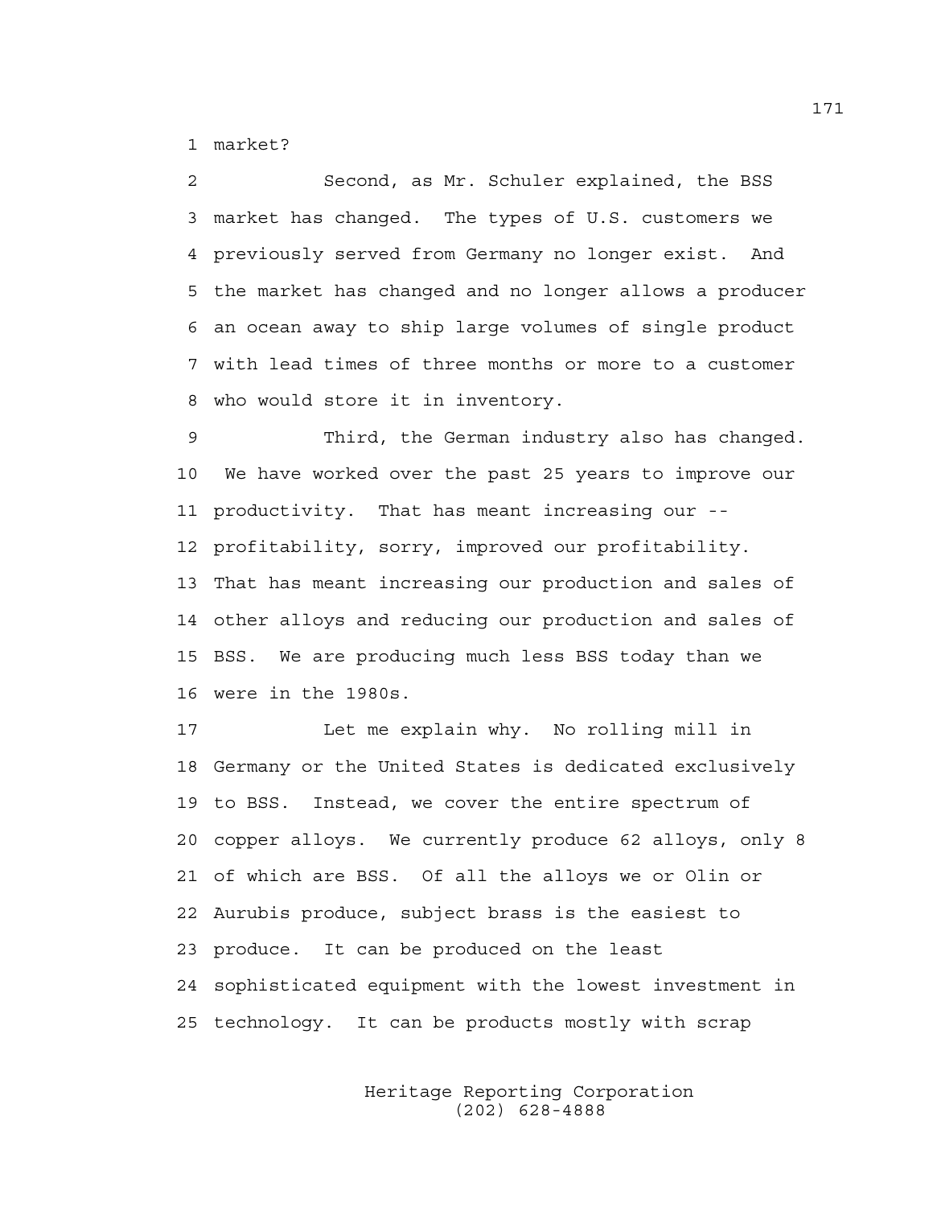market?

Second, as Mr. Schuler explained, the BSS market has changed. The types of U.S. customers we previously served from Germany no longer exist. And the market has changed and no longer allows a producer an ocean away to ship large volumes of single product with lead times of three months or more to a customer who would store it in inventory.

Third, the German industry also has changed. We have worked over the past 25 years to improve our productivity. That has meant increasing our -- profitability, sorry, improved our profitability. That has meant increasing our production and sales of other alloys and reducing our production and sales of BSS. We are producing much less BSS today than we were in the 1980s.

Let me explain why. No rolling mill in Germany or the United States is dedicated exclusively to BSS. Instead, we cover the entire spectrum of copper alloys. We currently produce 62 alloys, only 8 of which are BSS. Of all the alloys we or Olin or Aurubis produce, subject brass is the easiest to produce. It can be produced on the least sophisticated equipment with the lowest investment in technology. It can be products mostly with scrap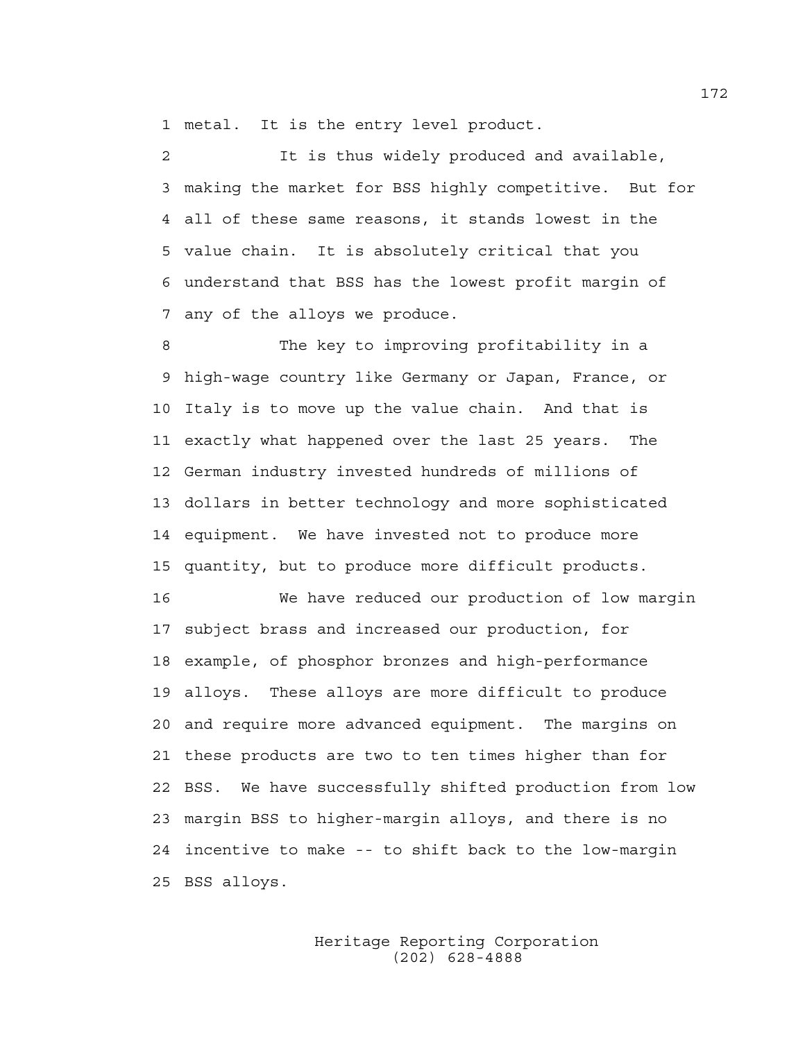metal. It is the entry level product.

It is thus widely produced and available, making the market for BSS highly competitive. But for all of these same reasons, it stands lowest in the value chain. It is absolutely critical that you understand that BSS has the lowest profit margin of any of the alloys we produce.

The key to improving profitability in a high-wage country like Germany or Japan, France, or Italy is to move up the value chain. And that is exactly what happened over the last 25 years. The German industry invested hundreds of millions of dollars in better technology and more sophisticated equipment. We have invested not to produce more quantity, but to produce more difficult products.

We have reduced our production of low margin subject brass and increased our production, for example, of phosphor bronzes and high-performance alloys. These alloys are more difficult to produce and require more advanced equipment. The margins on these products are two to ten times higher than for BSS. We have successfully shifted production from low margin BSS to higher-margin alloys, and there is no incentive to make -- to shift back to the low-margin BSS alloys.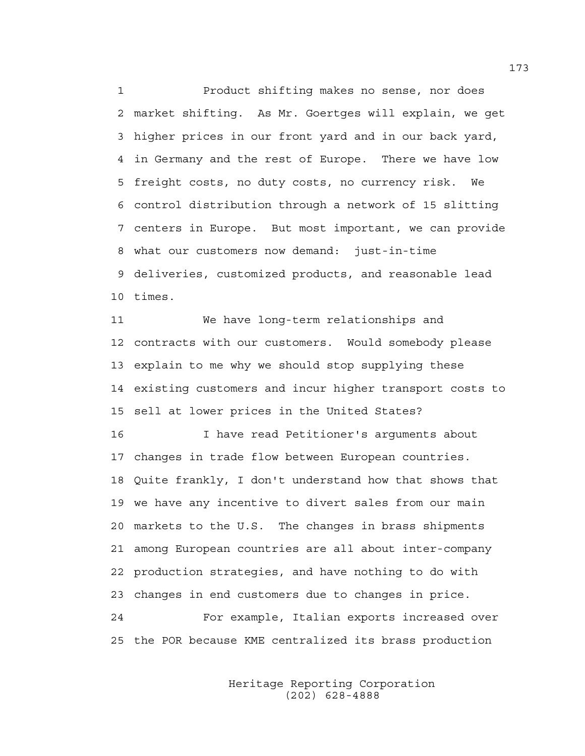Product shifting makes no sense, nor does market shifting. As Mr. Goertges will explain, we get higher prices in our front yard and in our back yard, in Germany and the rest of Europe. There we have low freight costs, no duty costs, no currency risk. We control distribution through a network of 15 slitting centers in Europe. But most important, we can provide what our customers now demand: just-in-time deliveries, customized products, and reasonable lead times.

We have long-term relationships and contracts with our customers. Would somebody please explain to me why we should stop supplying these existing customers and incur higher transport costs to sell at lower prices in the United States?

I have read Petitioner's arguments about changes in trade flow between European countries. Quite frankly, I don't understand how that shows that we have any incentive to divert sales from our main markets to the U.S. The changes in brass shipments among European countries are all about inter-company production strategies, and have nothing to do with changes in end customers due to changes in price.

For example, Italian exports increased over the POR because KME centralized its brass production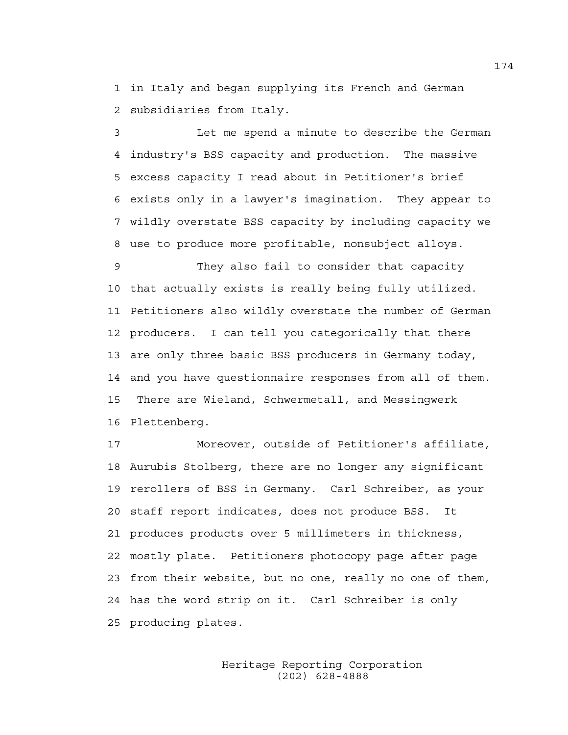1 in Italy and began supplying its French and German
2 subsidiaries from Italy.

3 Let me spend a minute to describe the German
4 industry's BSS capacity and production. The massive
5 excess capacity I read about in Petitioner's brief
6 exists only in a lawyer's imagination. They appear to
7 wildly overstate BSS capacity by including capacity we
8 use to produce more profitable, nonsubject alloys.

9 They also fail to consider that capacity
10 that actually exists is really being fully utilized.
11 Petitioners also wildly overstate the number of German
12 producers. I can tell you categorically that there
13 are only three basic BSS producers in Germany today,
14 and you have questionnaire responses from all of them.
15 There are Wieland, Schwermetall, and Messingwerk
16 Plettenberg.

17 Moreover, outside of Petitioner's affiliate,
18 Aurubis Stolberg, there are no longer any significant
19 rerollers of BSS in Germany. Carl Schreiber, as your
20 staff report indicates, does not produce BSS. It
21 produces products over 5 millimeters in thickness,
22 mostly plate. Petitioners photocopy page after page
23 from their website, but no one, really no one of them,
24 has the word strip on it. Carl Schreiber is only
25 producing plates.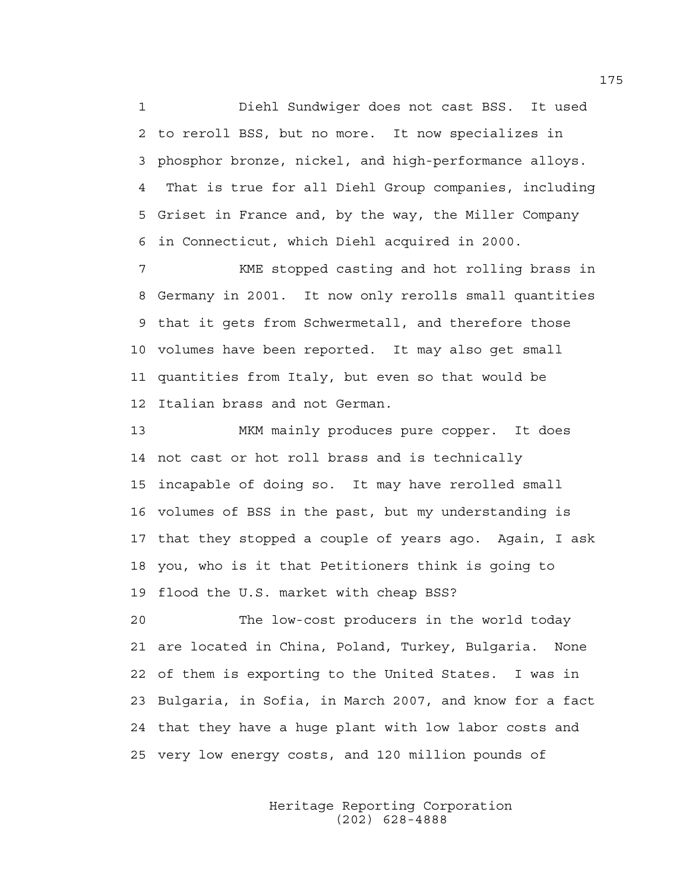Diehl Sundwiger does not cast BSS. It used to reroll BSS, but no more. It now specializes in phosphor bronze, nickel, and high-performance alloys. That is true for all Diehl Group companies, including Griset in France and, by the way, the Miller Company in Connecticut, which Diehl acquired in 2000.

KME stopped casting and hot rolling brass in Germany in 2001. It now only rerolls small quantities that it gets from Schwermetall, and therefore those volumes have been reported. It may also get small quantities from Italy, but even so that would be Italian brass and not German.

MKM mainly produces pure copper. It does not cast or hot roll brass and is technically incapable of doing so. It may have rerolled small volumes of BSS in the past, but my understanding is that they stopped a couple of years ago. Again, I ask you, who is it that Petitioners think is going to flood the U.S. market with cheap BSS?

The low-cost producers in the world today are located in China, Poland, Turkey, Bulgaria. None of them is exporting to the United States. I was in Bulgaria, in Sofia, in March 2007, and know for a fact that they have a huge plant with low labor costs and very low energy costs, and 120 million pounds of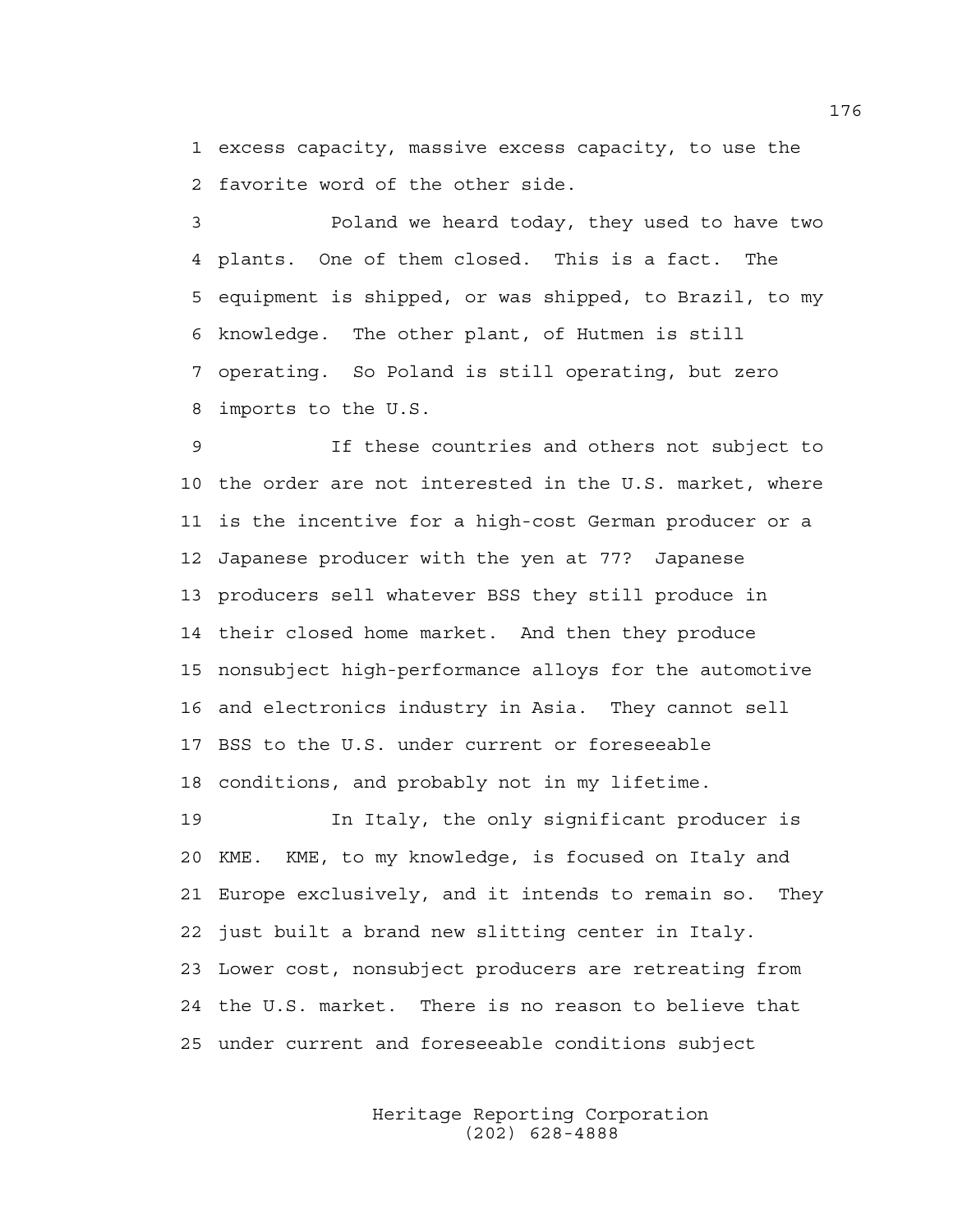1 excess capacity, massive excess capacity, to use the
2 favorite word of the other side.

3 Poland we heard today, they used to have two
4 plants. One of them closed. This is a fact. The
5 equipment is shipped, or was shipped, to Brazil, to my
6 knowledge. The other plant, of Hutmen is still
7 operating. So Poland is still operating, but zero
8 imports to the U.S.

9 If these countries and others not subject to
10 the order are not interested in the U.S. market, where
11 is the incentive for a high-cost German producer or a
12 Japanese producer with the yen at 77? Japanese
13 producers sell whatever BSS they still produce in
14 their closed home market. And then they produce
15 nonsubject high-performance alloys for the automotive
16 and electronics industry in Asia. They cannot sell
17 BSS to the U.S. under current or foreseeable
18 conditions, and probably not in my lifetime.

19 In Italy, the only significant producer is
20 KME. KME, to my knowledge, is focused on Italy and
21 Europe exclusively, and it intends to remain so. They
22 just built a brand new slitting center in Italy.
23 Lower cost, nonsubject producers are retreating from
24 the U.S. market. There is no reason to believe that
25 under current and foreseeable conditions subject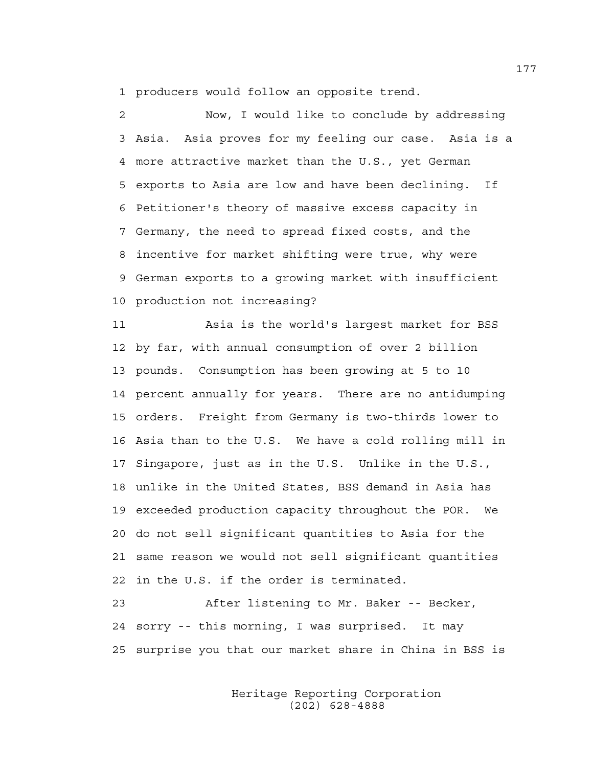1 producers would follow an opposite trend.

2 Now, I would like to conclude by addressing
3 Asia. Asia proves for my feeling our case. Asia is a
4 more attractive market than the U.S., yet German
5 exports to Asia are low and have been declining. If
6 Petitioner's theory of massive excess capacity in
7 Germany, the need to spread fixed costs, and the
8 incentive for market shifting were true, why were
9 German exports to a growing market with insufficient
10 production not increasing?

11 Asia is the world's largest market for BSS
12 by far, with annual consumption of over 2 billion
13 pounds. Consumption has been growing at 5 to 10
14 percent annually for years. There are no antidumping
15 orders. Freight from Germany is two-thirds lower to
16 Asia than to the U.S. We have a cold rolling mill in
17 Singapore, just as in the U.S. Unlike in the U.S.,
18 unlike in the United States, BSS demand in Asia has
19 exceeded production capacity throughout the POR. We
20 do not sell significant quantities to Asia for the
21 same reason we would not sell significant quantities
22 in the U.S. if the order is terminated.

23 After listening to Mr. Baker -- Becker,
24 sorry -- this morning, I was surprised. It may
25 surprise you that our market share in China in BSS is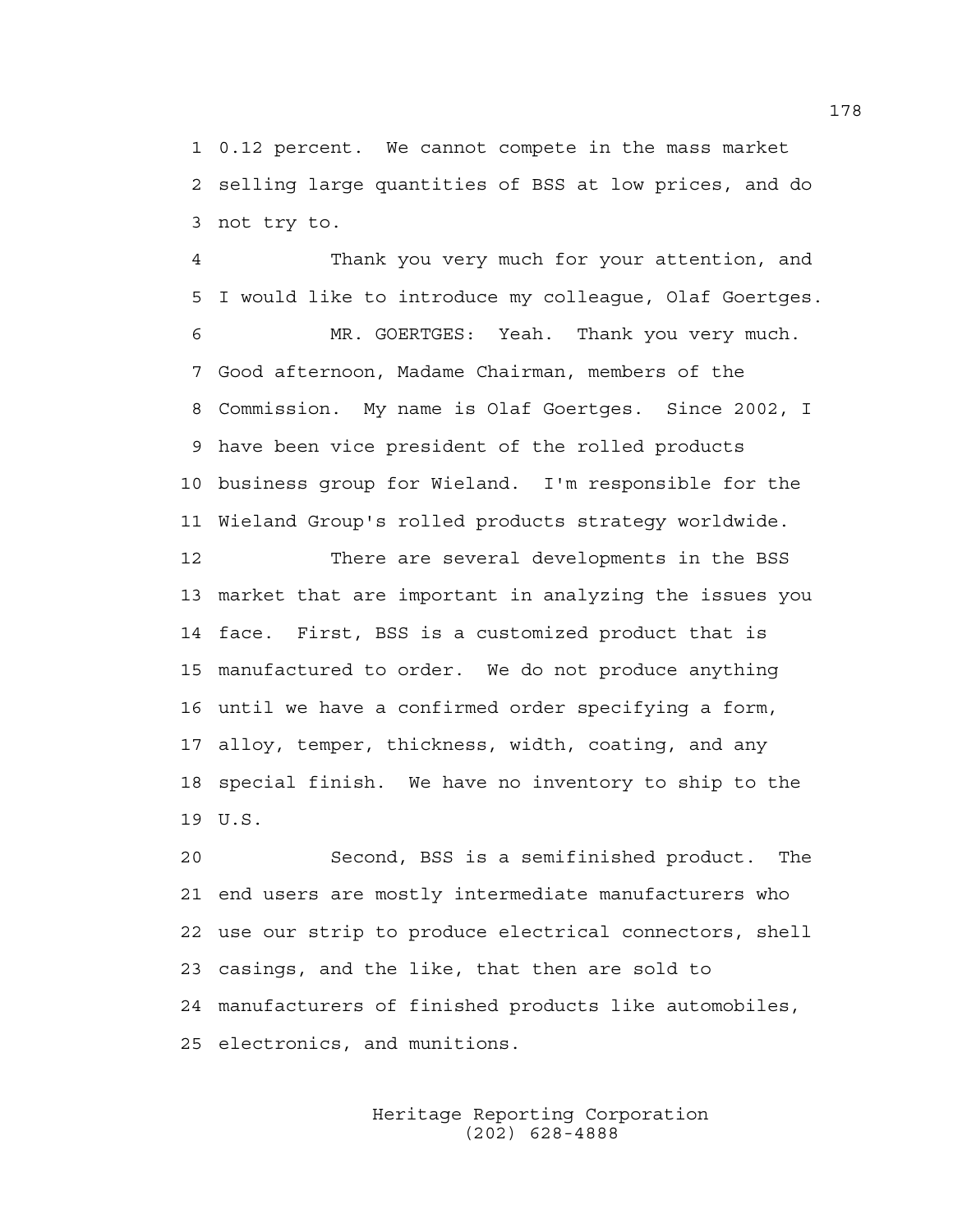0.12 percent. We cannot compete in the mass market selling large quantities of BSS at low prices, and do not try to.

Thank you very much for your attention, and I would like to introduce my colleague, Olaf Goertges.

MR. GOERTGES: Yeah. Thank you very much. Good afternoon, Madame Chairman, members of the Commission. My name is Olaf Goertges. Since 2002, I have been vice president of the rolled products business group for Wieland. I'm responsible for the Wieland Group's rolled products strategy worldwide.

There are several developments in the BSS market that are important in analyzing the issues you face. First, BSS is a customized product that is manufactured to order. We do not produce anything until we have a confirmed order specifying a form, alloy, temper, thickness, width, coating, and any special finish. We have no inventory to ship to the U.S.

Second, BSS is a semifinished product. The end users are mostly intermediate manufacturers who use our strip to produce electrical connectors, shell casings, and the like, that then are sold to manufacturers of finished products like automobiles, electronics, and munitions.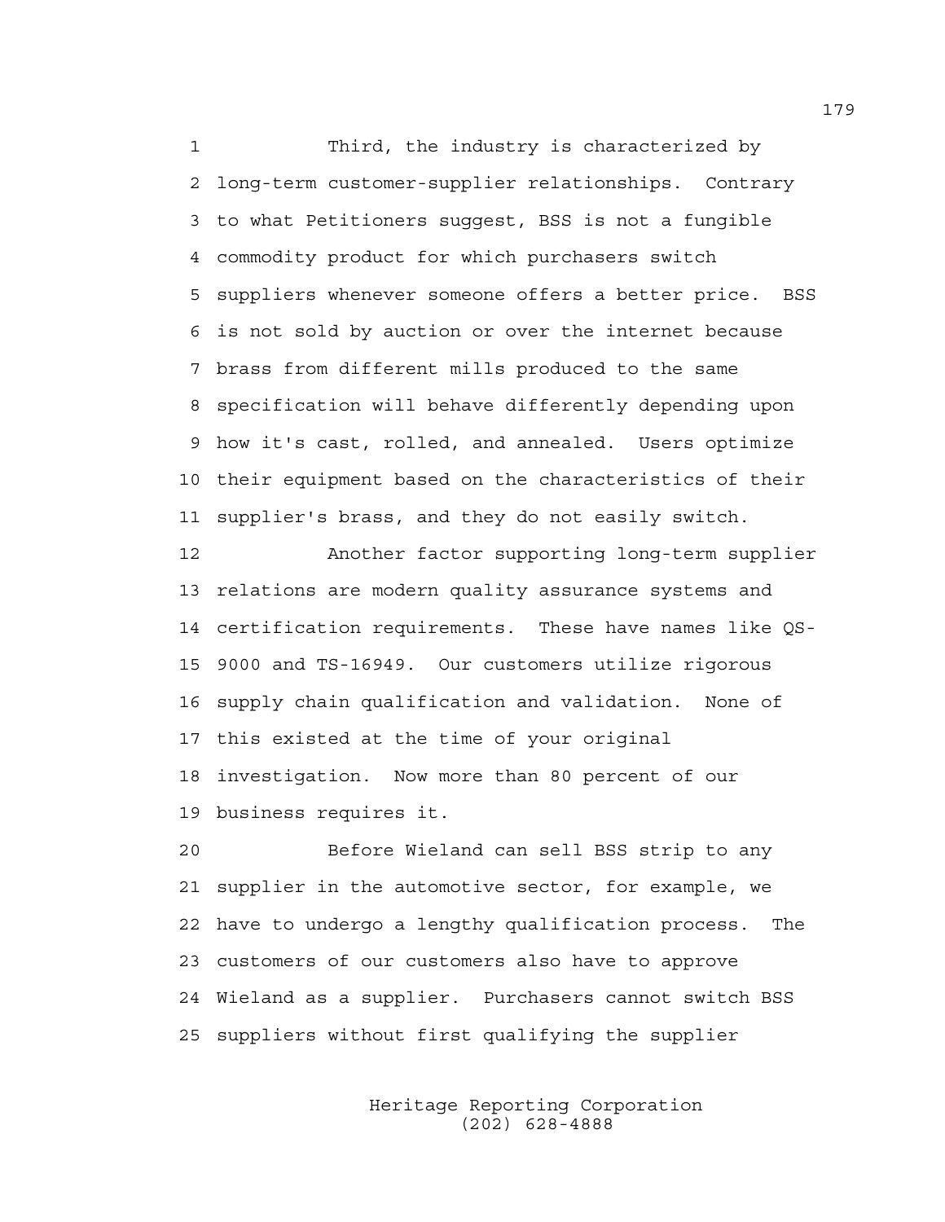Third, the industry is characterized by long-term customer-supplier relationships. Contrary to what Petitioners suggest, BSS is not a fungible commodity product for which purchasers switch suppliers whenever someone offers a better price. BSS is not sold by auction or over the internet because brass from different mills produced to the same specification will behave differently depending upon how it's cast, rolled, and annealed. Users optimize their equipment based on the characteristics of their supplier's brass, and they do not easily switch.

Another factor supporting long-term supplier relations are modern quality assurance systems and certification requirements. These have names like QS-9000 and TS-16949. Our customers utilize rigorous supply chain qualification and validation. None of this existed at the time of your original investigation. Now more than 80 percent of our business requires it.

Before Wieland can sell BSS strip to any supplier in the automotive sector, for example, we have to undergo a lengthy qualification process. The customers of our customers also have to approve Wieland as a supplier. Purchasers cannot switch BSS suppliers without first qualifying the supplier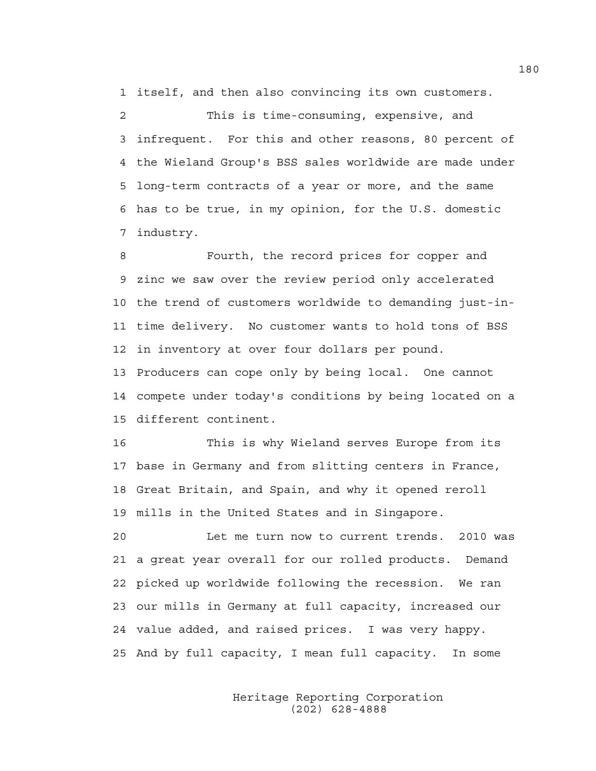1 itself, and then also convincing its own customers.

2 This is time-consuming, expensive, and
3 infrequent. For this and other reasons, 80 percent of
4 the Wieland Group's BSS sales worldwide are made under
5 long-term contracts of a year or more, and the same
6 has to be true, in my opinion, for the U.S. domestic
7 industry.

8 Fourth, the record prices for copper and
9 zinc we saw over the review period only accelerated
10 the trend of customers worldwide to demanding just-in-
11 time delivery. No customer wants to hold tons of BSS
12 in inventory at over four dollars per pound.
13 Producers can cope only by being local. One cannot
14 compete under today's conditions by being located on a
15 different continent.

16 This is why Wieland serves Europe from its
17 base in Germany and from slitting centers in France,
18 Great Britain, and Spain, and why it opened reroll
19 mills in the United States and in Singapore.

20 Let me turn now to current trends. 2010 was
21 a great year overall for our rolled products. Demand
22 picked up worldwide following the recession. We ran
23 our mills in Germany at full capacity, increased our
24 value added, and raised prices. I was very happy.
25 And by full capacity, I mean full capacity. In some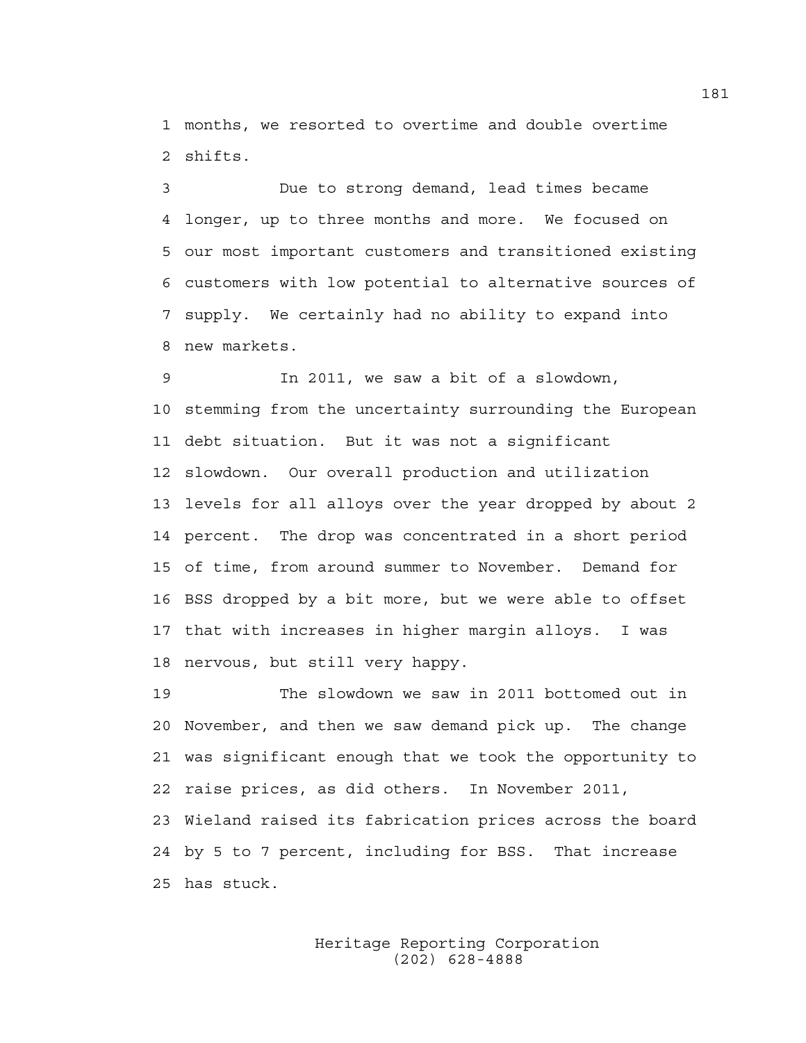months, we resorted to overtime and double overtime shifts.

Due to strong demand, lead times became longer, up to three months and more. We focused on our most important customers and transitioned existing customers with low potential to alternative sources of supply. We certainly had no ability to expand into new markets.

In 2011, we saw a bit of a slowdown, stemming from the uncertainty surrounding the European debt situation. But it was not a significant slowdown. Our overall production and utilization levels for all alloys over the year dropped by about 2 percent. The drop was concentrated in a short period of time, from around summer to November. Demand for BSS dropped by a bit more, but we were able to offset that with increases in higher margin alloys. I was nervous, but still very happy.

The slowdown we saw in 2011 bottomed out in November, and then we saw demand pick up. The change was significant enough that we took the opportunity to raise prices, as did others. In November 2011, Wieland raised its fabrication prices across the board by 5 to 7 percent, including for BSS. That increase has stuck.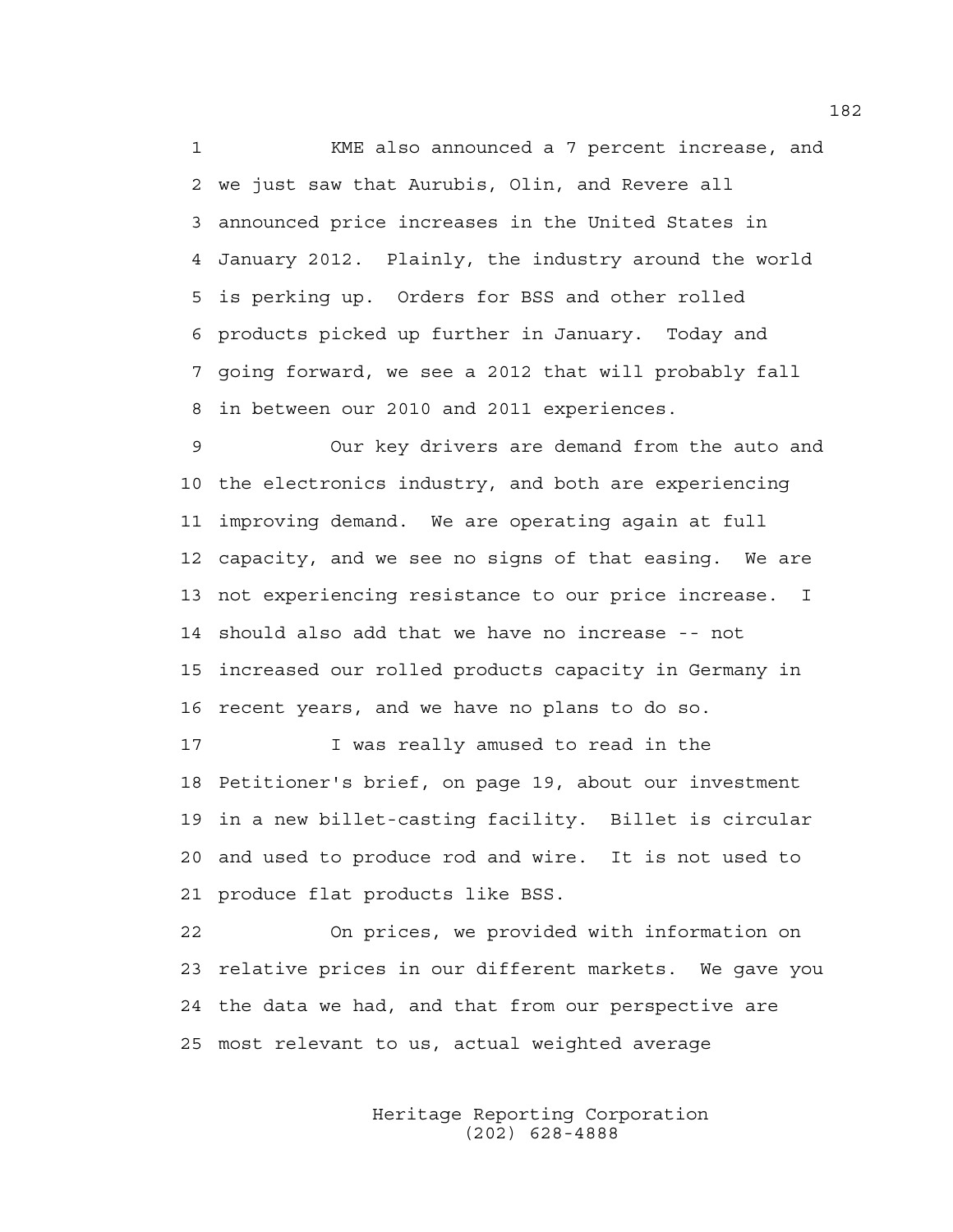1 KME also announced a 7 percent increase, and
2 we just saw that Aurubis, Olin, and Revere all
3 announced price increases in the United States in
4 January 2012. Plainly, the industry around the world
5 is perking up. Orders for BSS and other rolled
6 products picked up further in January. Today and
7 going forward, we see a 2012 that will probably fall
8 in between our 2010 and 2011 experiences.

9 Our key drivers are demand from the auto and
10 the electronics industry, and both are experiencing
11 improving demand. We are operating again at full
12 capacity, and we see no signs of that easing. We are
13 not experiencing resistance to our price increase. I
14 should also add that we have no increase -- not
15 increased our rolled products capacity in Germany in
16 recent years, and we have no plans to do so.

17 I was really amused to read in the
18 Petitioner's brief, on page 19, about our investment
19 in a new billet-casting facility. Billet is circular
20 and used to produce rod and wire. It is not used to
21 produce flat products like BSS.

22 On prices, we provided with information on
23 relative prices in our different markets. We gave you
24 the data we had, and that from our perspective are
25 most relevant to us, actual weighted average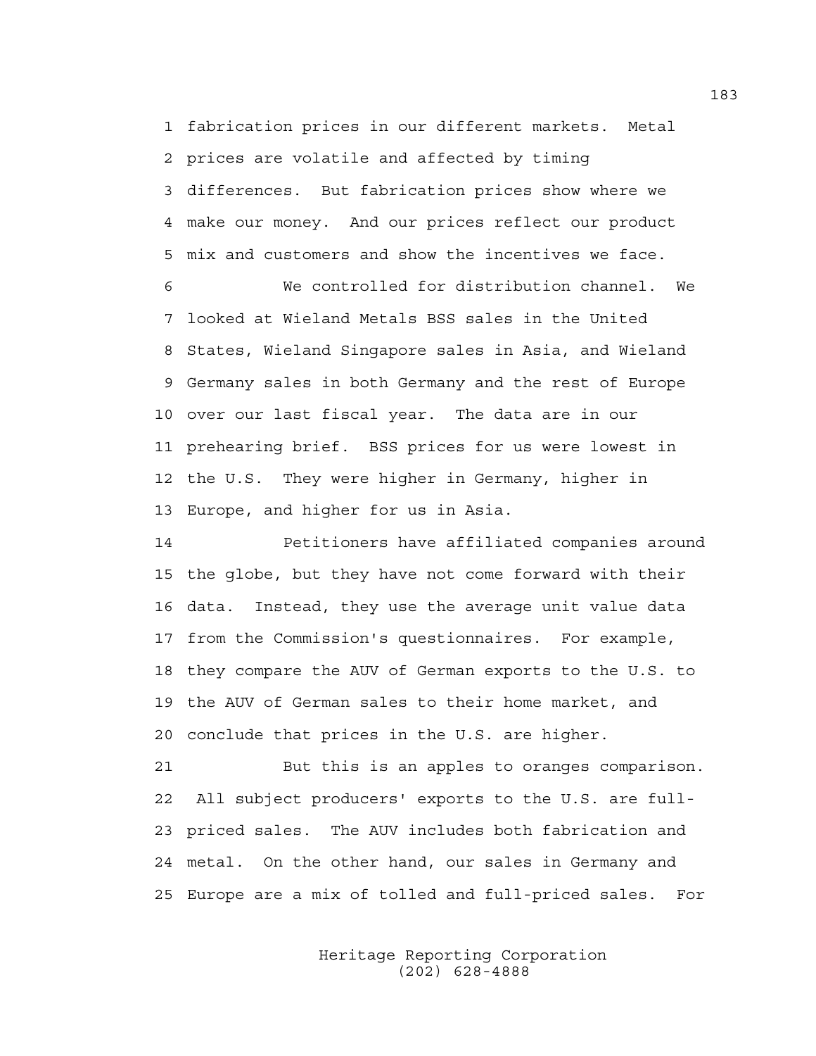fabrication prices in our different markets. Metal prices are volatile and affected by timing differences. But fabrication prices show where we make our money. And our prices reflect our product mix and customers and show the incentives we face.

We controlled for distribution channel. We looked at Wieland Metals BSS sales in the United States, Wieland Singapore sales in Asia, and Wieland Germany sales in both Germany and the rest of Europe over our last fiscal year. The data are in our prehearing brief. BSS prices for us were lowest in the U.S. They were higher in Germany, higher in Europe, and higher for us in Asia.

Petitioners have affiliated companies around the globe, but they have not come forward with their data. Instead, they use the average unit value data from the Commission's questionnaires. For example, they compare the AUV of German exports to the U.S. to the AUV of German sales to their home market, and conclude that prices in the U.S. are higher.

But this is an apples to oranges comparison. All subject producers' exports to the U.S. are full-priced sales. The AUV includes both fabrication and metal. On the other hand, our sales in Germany and Europe are a mix of tolled and full-priced sales. For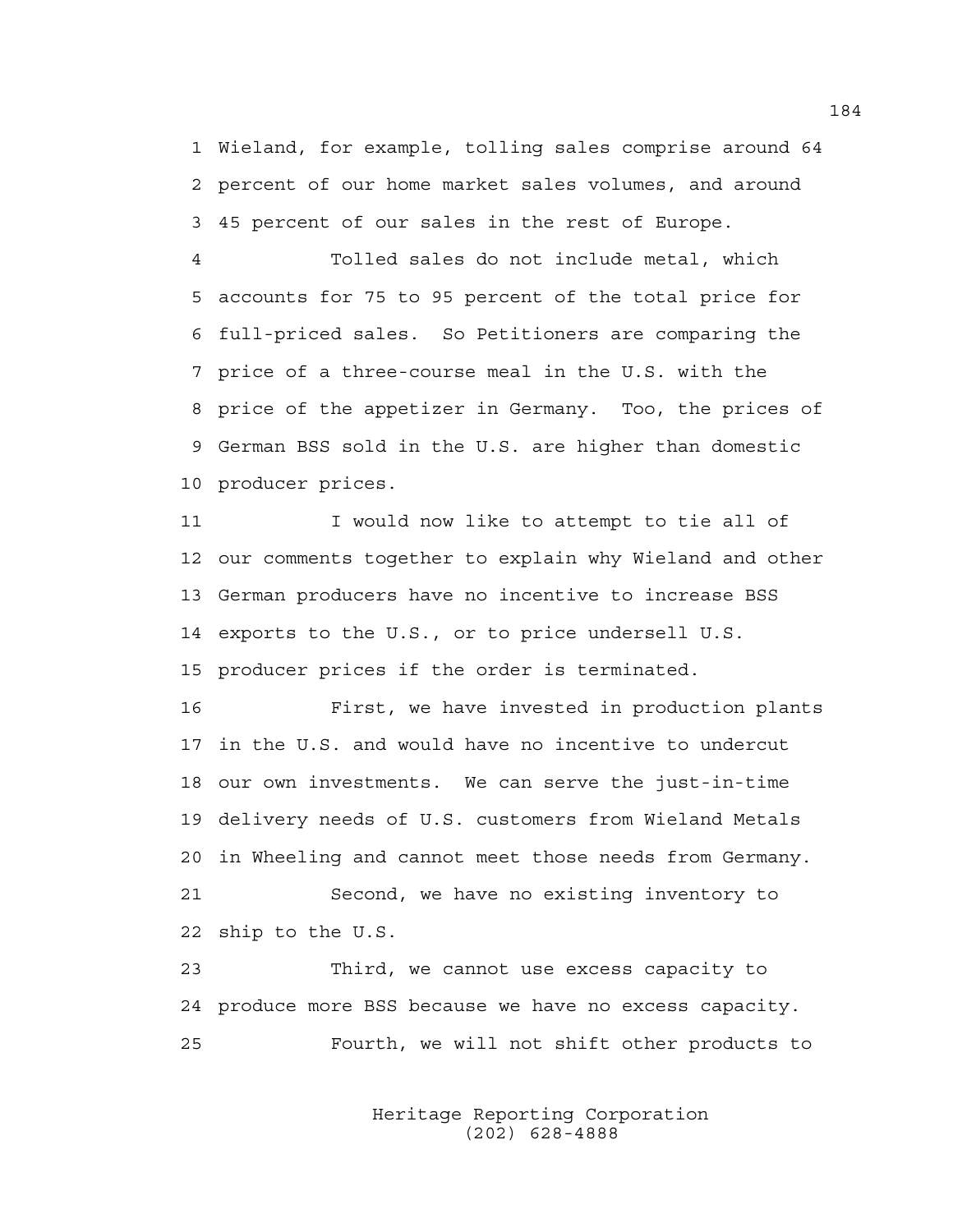Wieland, for example, tolling sales comprise around 64 percent of our home market sales volumes, and around 45 percent of our sales in the rest of Europe.

Tolled sales do not include metal, which accounts for 75 to 95 percent of the total price for full-priced sales. So Petitioners are comparing the price of a three-course meal in the U.S. with the price of the appetizer in Germany. Too, the prices of German BSS sold in the U.S. are higher than domestic producer prices.

I would now like to attempt to tie all of our comments together to explain why Wieland and other German producers have no incentive to increase BSS exports to the U.S., or to price undersell U.S. producer prices if the order is terminated.

First, we have invested in production plants in the U.S. and would have no incentive to undercut our own investments. We can serve the just-in-time delivery needs of U.S. customers from Wieland Metals in Wheeling and cannot meet those needs from Germany.

Second, we have no existing inventory to ship to the U.S.

Third, we cannot use excess capacity to produce more BSS because we have no excess capacity.

Fourth, we will not shift other products to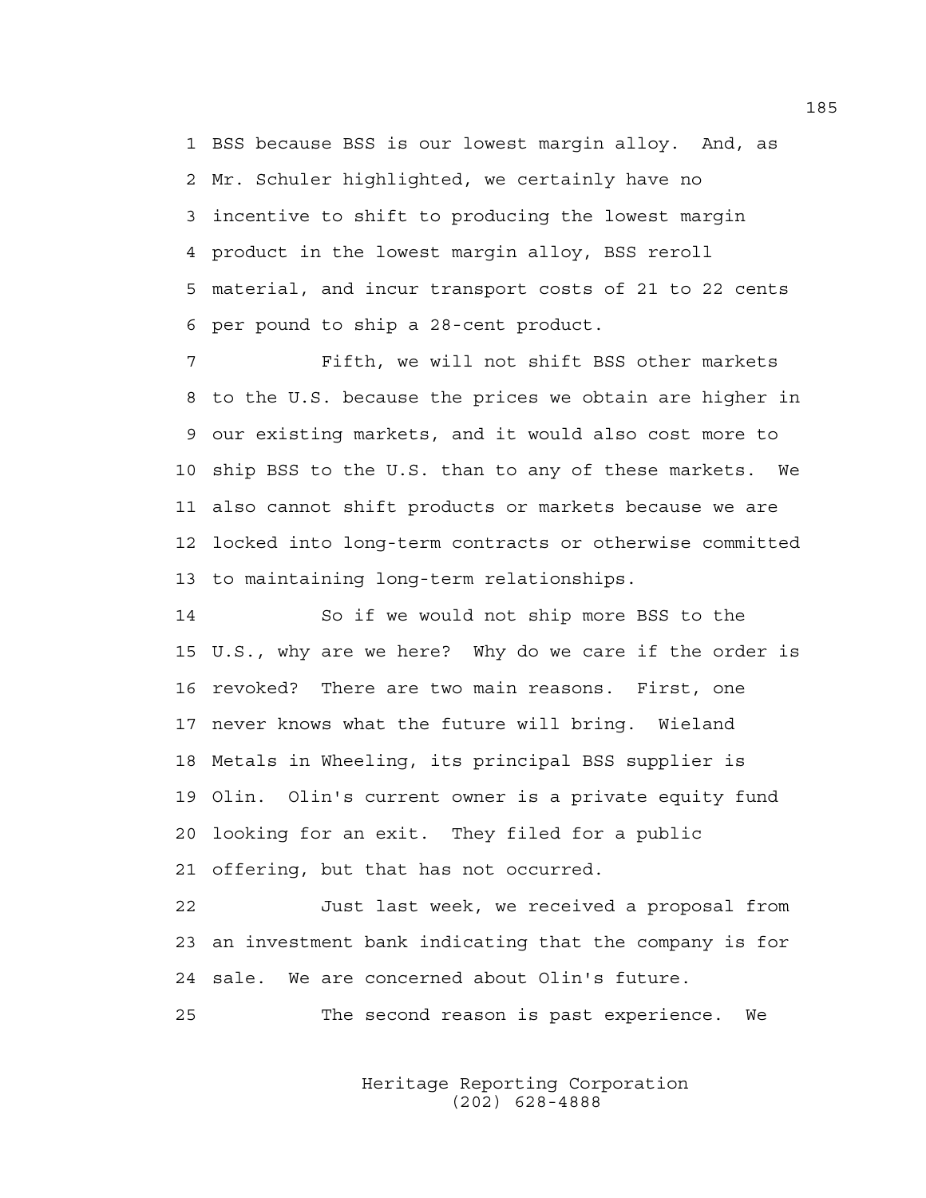BSS because BSS is our lowest margin alloy. And, as Mr. Schuler highlighted, we certainly have no incentive to shift to producing the lowest margin product in the lowest margin alloy, BSS reroll material, and incur transport costs of 21 to 22 cents per pound to ship a 28-cent product.

Fifth, we will not shift BSS other markets to the U.S. because the prices we obtain are higher in our existing markets, and it would also cost more to ship BSS to the U.S. than to any of these markets. We also cannot shift products or markets because we are locked into long-term contracts or otherwise committed to maintaining long-term relationships.

So if we would not ship more BSS to the U.S., why are we here? Why do we care if the order is revoked? There are two main reasons. First, one never knows what the future will bring. Wieland Metals in Wheeling, its principal BSS supplier is Olin. Olin's current owner is a private equity fund looking for an exit. They filed for a public offering, but that has not occurred.

Just last week, we received a proposal from an investment bank indicating that the company is for sale. We are concerned about Olin's future.

The second reason is past experience. We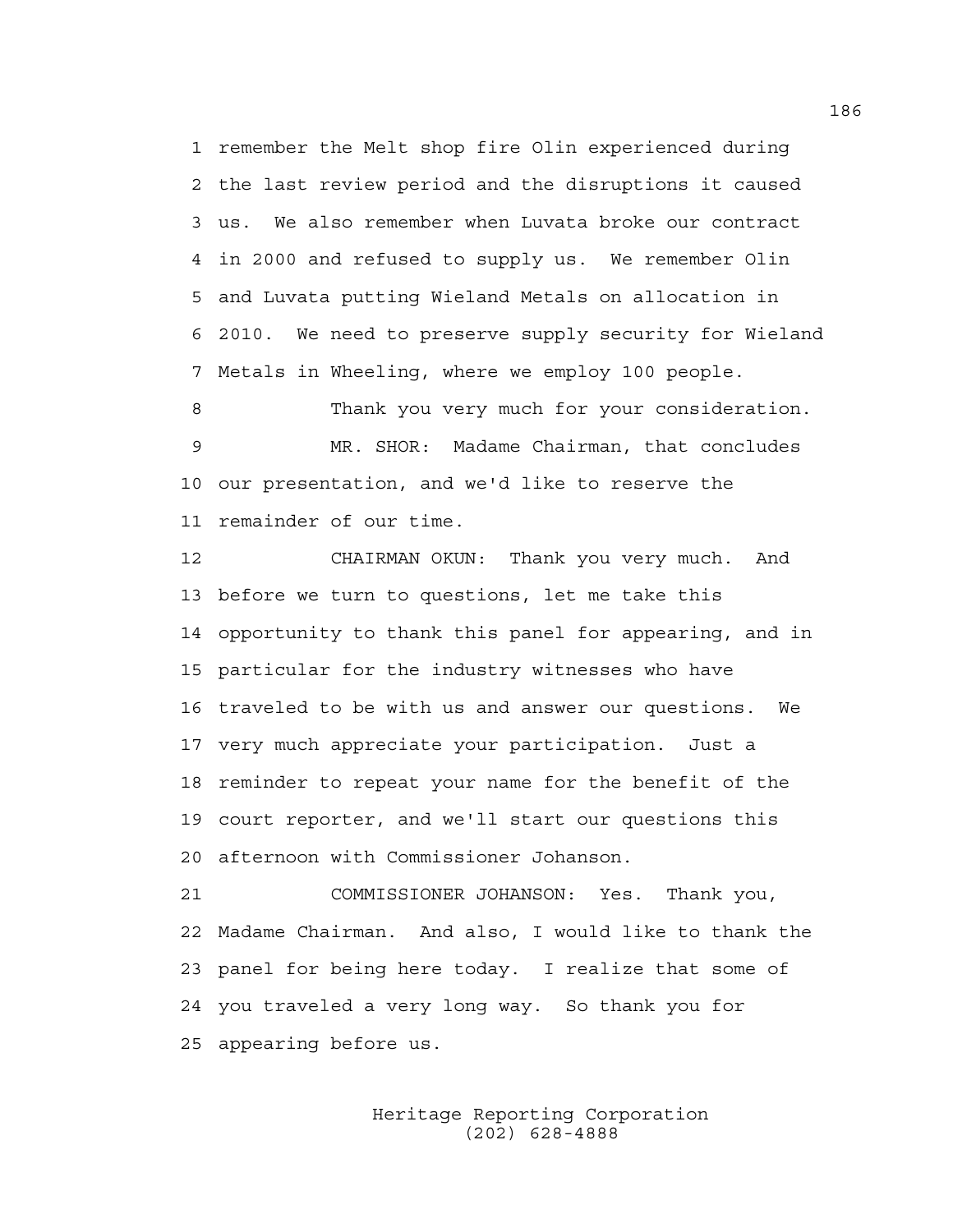1 remember the Melt shop fire Olin experienced during
2 the last review period and the disruptions it caused
3 us. We also remember when Luvata broke our contract
4 in 2000 and refused to supply us. We remember Olin
5 and Luvata putting Wieland Metals on allocation in
6 2010. We need to preserve supply security for Wieland
7 Metals in Wheeling, where we employ 100 people.

8 Thank you very much for your consideration.

9 MR. SHOR: Madame Chairman, that concludes
10 our presentation, and we'd like to reserve the
11 remainder of our time.

12 CHAIRMAN OKUN: Thank you very much. And
13 before we turn to questions, let me take this
14 opportunity to thank this panel for appearing, and in
15 particular for the industry witnesses who have
16 traveled to be with us and answer our questions. We
17 very much appreciate your participation. Just a
18 reminder to repeat your name for the benefit of the
19 court reporter, and we'll start our questions this
20 afternoon with Commissioner Johanson.

21 COMMISSIONER JOHANSON: Yes. Thank you,
22 Madame Chairman. And also, I would like to thank the
23 panel for being here today. I realize that some of
24 you traveled a very long way. So thank you for
25 appearing before us.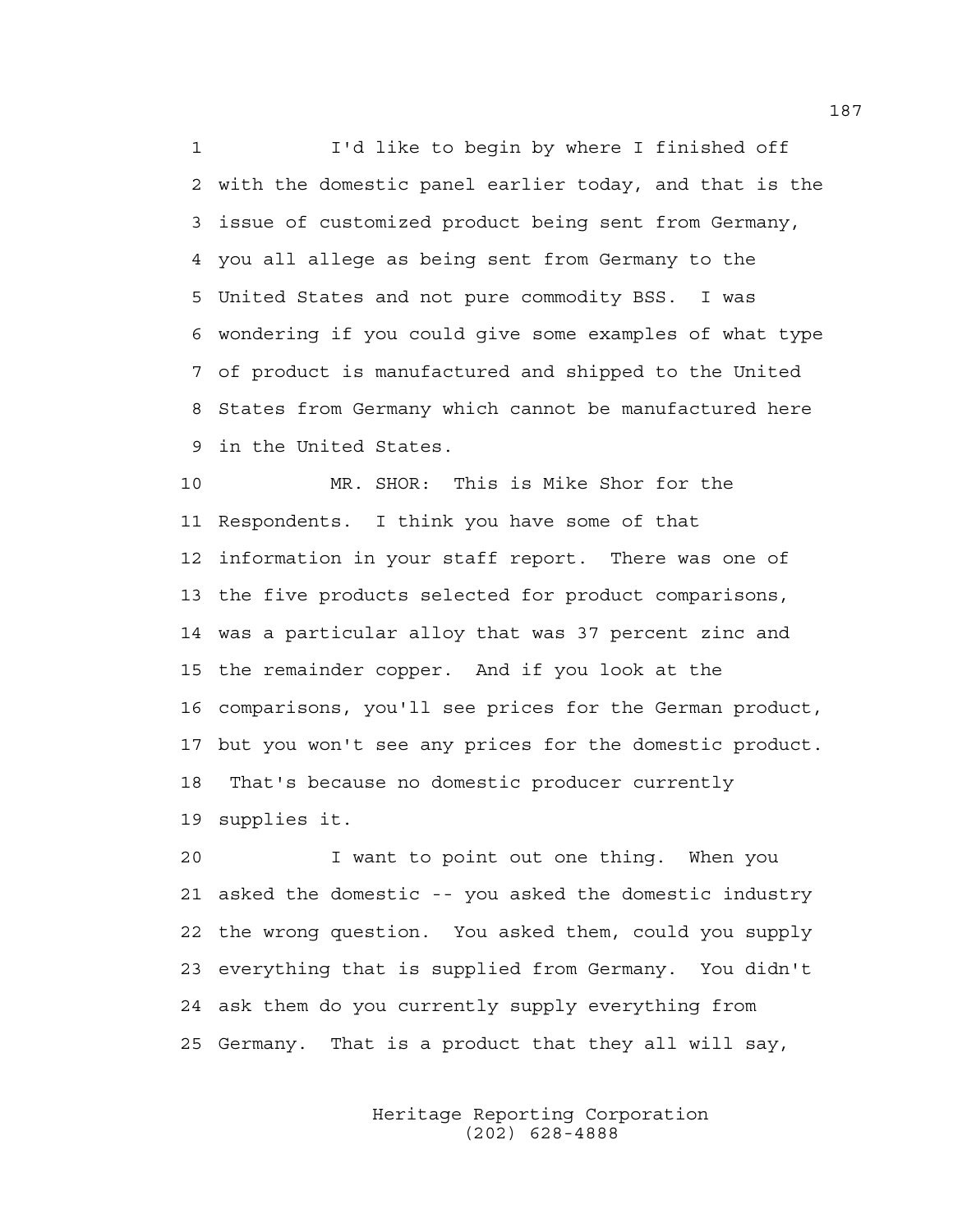1 I'd like to begin by where I finished off
2 with the domestic panel earlier today, and that is the
3 issue of customized product being sent from Germany,
4 you all allege as being sent from Germany to the
5 United States and not pure commodity BSS. I was
6 wondering if you could give some examples of what type
7 of product is manufactured and shipped to the United
8 States from Germany which cannot be manufactured here
9 in the United States.
10 MR. SHOR: This is Mike Shor for the
11 Respondents. I think you have some of that
12 information in your staff report. There was one of
13 the five products selected for product comparisons,
14 was a particular alloy that was 37 percent zinc and
15 the remainder copper. And if you look at the
16 comparisons, you'll see prices for the German product,
17 but you won't see any prices for the domestic product.
18 That's because no domestic producer currently
19 supplies it.
20 I want to point out one thing. When you
21 asked the domestic -- you asked the domestic industry
22 the wrong question. You asked them, could you supply
23 everything that is supplied from Germany. You didn't
24 ask them do you currently supply everything from
25 Germany. That is a product that they all will say,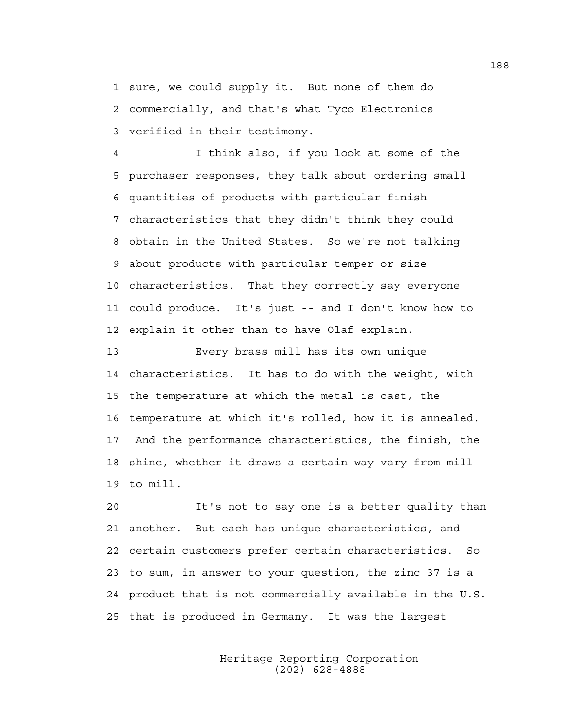sure, we could supply it. But none of them do commercially, and that's what Tyco Electronics verified in their testimony.

I think also, if you look at some of the purchaser responses, they talk about ordering small quantities of products with particular finish characteristics that they didn't think they could obtain in the United States. So we're not talking about products with particular temper or size characteristics. That they correctly say everyone could produce. It's just -- and I don't know how to explain it other than to have Olaf explain.

Every brass mill has its own unique characteristics. It has to do with the weight, with the temperature at which the metal is cast, the temperature at which it's rolled, how it is annealed. And the performance characteristics, the finish, the shine, whether it draws a certain way vary from mill to mill.

It's not to say one is a better quality than another. But each has unique characteristics, and certain customers prefer certain characteristics. So to sum, in answer to your question, the zinc 37 is a product that is not commercially available in the U.S. that is produced in Germany. It was the largest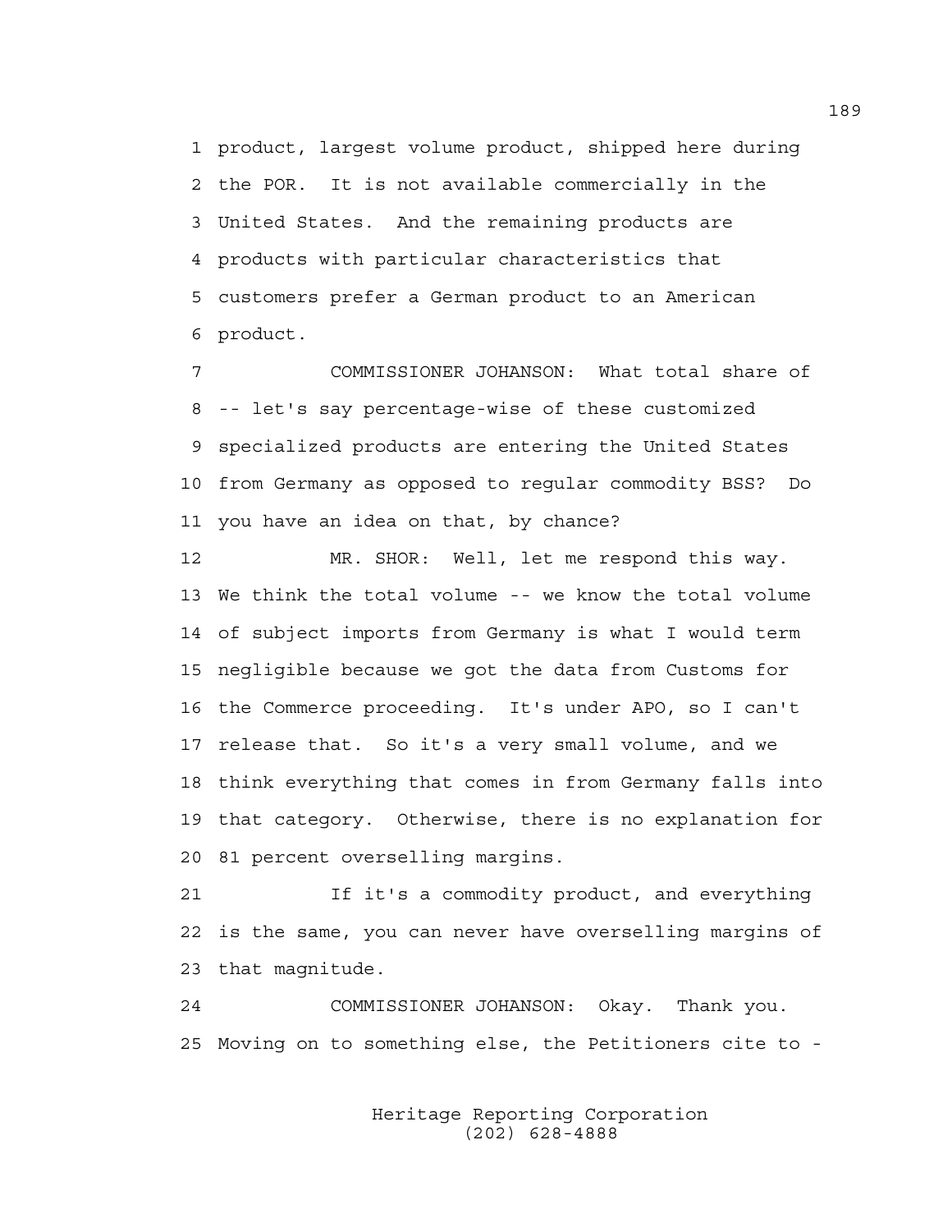1 product, largest volume product, shipped here during
2 the POR. It is not available commercially in the
3 United States. And the remaining products are
4 products with particular characteristics that
5 customers prefer a German product to an American
6 product.

7 COMMISSIONER JOHANSON: What total share of
8 -- let's say percentage-wise of these customized
9 specialized products are entering the United States
10 from Germany as opposed to regular commodity BSS? Do
11 you have an idea on that, by chance?

12 MR. SHOR: Well, let me respond this way.
13 We think the total volume -- we know the total volume
14 of subject imports from Germany is what I would term
15 negligible because we got the data from Customs for
16 the Commerce proceeding. It's under APO, so I can't
17 release that. So it's a very small volume, and we
18 think everything that comes in from Germany falls into
19 that category. Otherwise, there is no explanation for
20 81 percent overselling margins.

21 If it's a commodity product, and everything
22 is the same, you can never have overselling margins of
23 that magnitude.

24 COMMISSIONER JOHANSON: Okay. Thank you.
25 Moving on to something else, the Petitioners cite to -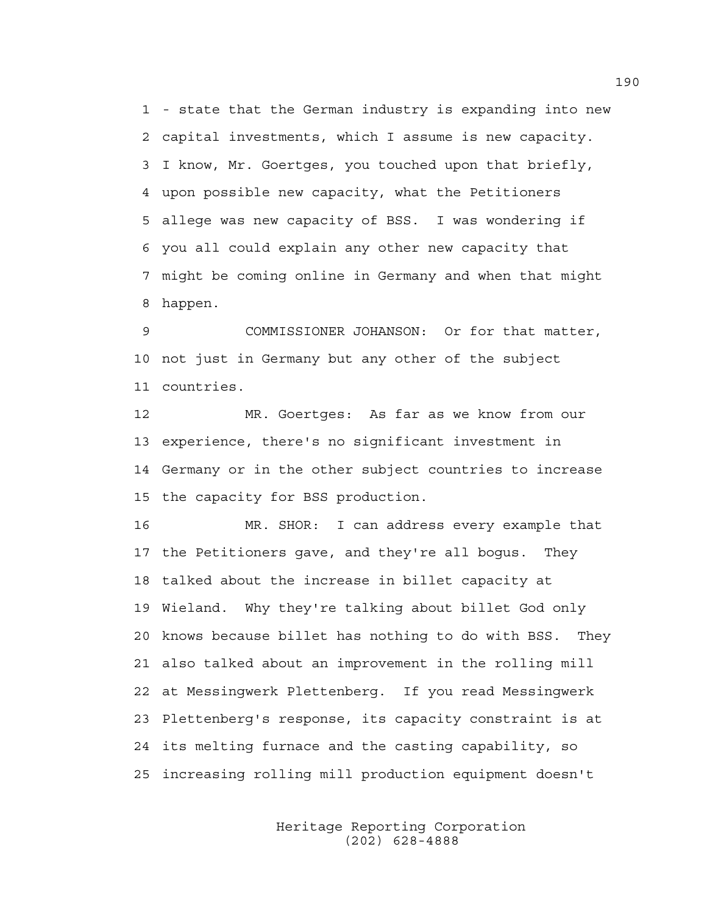1 - state that the German industry is expanding into new
2 capital investments, which I assume is new capacity.
3 I know, Mr. Goertges, you touched upon that briefly,
4 upon possible new capacity, what the Petitioners
5 allege was new capacity of BSS. I was wondering if
6 you all could explain any other new capacity that
7 might be coming online in Germany and when that might
8 happen.

9 COMMISSIONER JOHANSON: Or for that matter,
10 not just in Germany but any other of the subject
11 countries.

12 MR. Goertges: As far as we know from our
13 experience, there's no significant investment in
14 Germany or in the other subject countries to increase
15 the capacity for BSS production.

16 MR. SHOR: I can address every example that
17 the Petitioners gave, and they're all bogus. They
18 talked about the increase in billet capacity at
19 Wieland. Why they're talking about billet God only
20 knows because billet has nothing to do with BSS. They
21 also talked about an improvement in the rolling mill
22 at Messingwerk Plettenberg. If you read Messingwerk
23 Plettenberg's response, its capacity constraint is at
24 its melting furnace and the casting capability, so
25 increasing rolling mill production equipment doesn't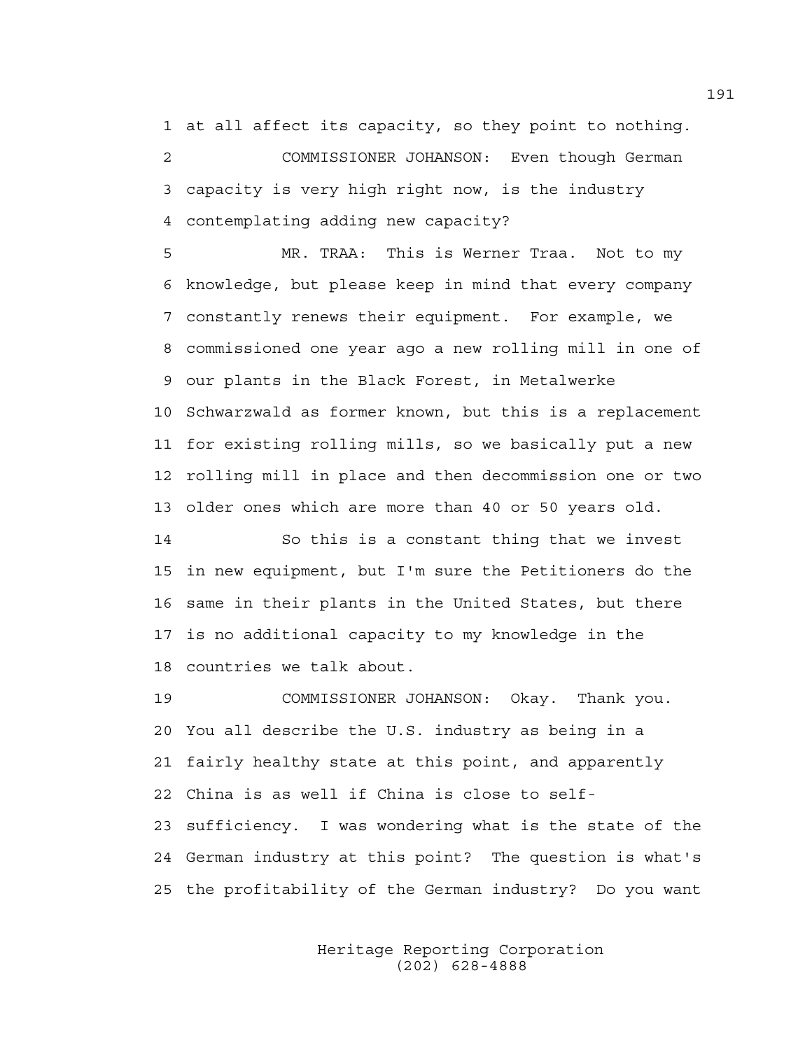1 at all affect its capacity, so they point to nothing.

2 COMMISSIONER JOHANSON: Even though German
3 capacity is very high right now, is the industry
4 contemplating adding new capacity?

5 MR. TRAA: This is Werner Traa. Not to my
6 knowledge, but please keep in mind that every company
7 constantly renews their equipment. For example, we
8 commissioned one year ago a new rolling mill in one of
9 our plants in the Black Forest, in Metalwerke
10 Schwarzwald as former known, but this is a replacement
11 for existing rolling mills, so we basically put a new
12 rolling mill in place and then decommission one or two
13 older ones which are more than 40 or 50 years old.

14 So this is a constant thing that we invest
15 in new equipment, but I'm sure the Petitioners do the
16 same in their plants in the United States, but there
17 is no additional capacity to my knowledge in the
18 countries we talk about.

19 COMMISSIONER JOHANSON: Okay. Thank you.
20 You all describe the U.S. industry as being in a
21 fairly healthy state at this point, and apparently
22 China is as well if China is close to self-
23 sufficiency. I was wondering what is the state of the
24 German industry at this point? The question is what's
25 the profitability of the German industry? Do you want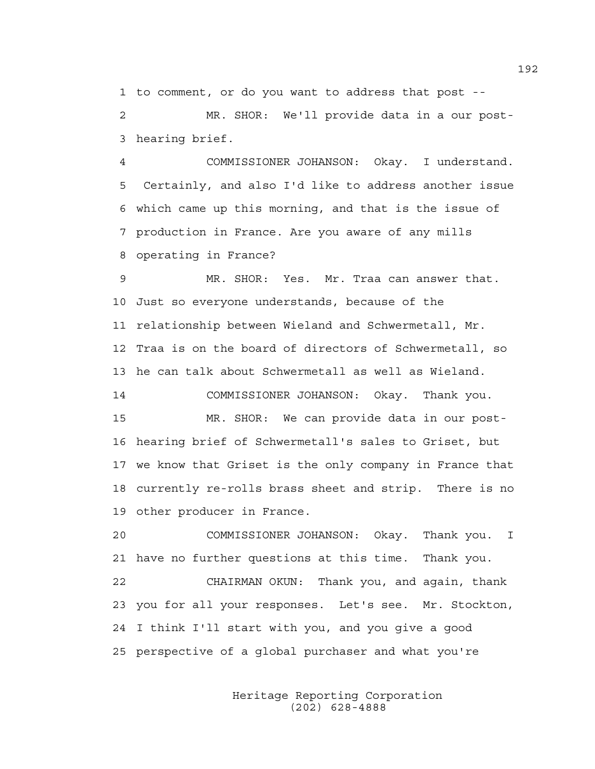1 to comment, or do you want to address that post --

2 MR. SHOR: We'll provide data in a our post-

3 hearing brief.

4 COMMISSIONER JOHANSON: Okay. I understand.

5 Certainly, and also I'd like to address another issue

6 which came up this morning, and that is the issue of

7 production in France. Are you aware of any mills

8 operating in France?

9 MR. SHOR: Yes. Mr. Traa can answer that.

10 Just so everyone understands, because of the

11 relationship between Wieland and Schwermetall, Mr.

12 Traa is on the board of directors of Schwermetall, so

13 he can talk about Schwermetall as well as Wieland.

14 COMMISSIONER JOHANSON: Okay. Thank you.

15 MR. SHOR: We can provide data in our post-

16 hearing brief of Schwermetall's sales to Griset, but

17 we know that Griset is the only company in France that

18 currently re-rolls brass sheet and strip. There is no

19 other producer in France.

20 COMMISSIONER JOHANSON: Okay. Thank you. I

21 have no further questions at this time. Thank you.

22 CHAIRMAN OKUN: Thank you, and again, thank

23 you for all your responses. Let's see. Mr. Stockton,

24 I think I'll start with you, and you give a good

25 perspective of a global purchaser and what you're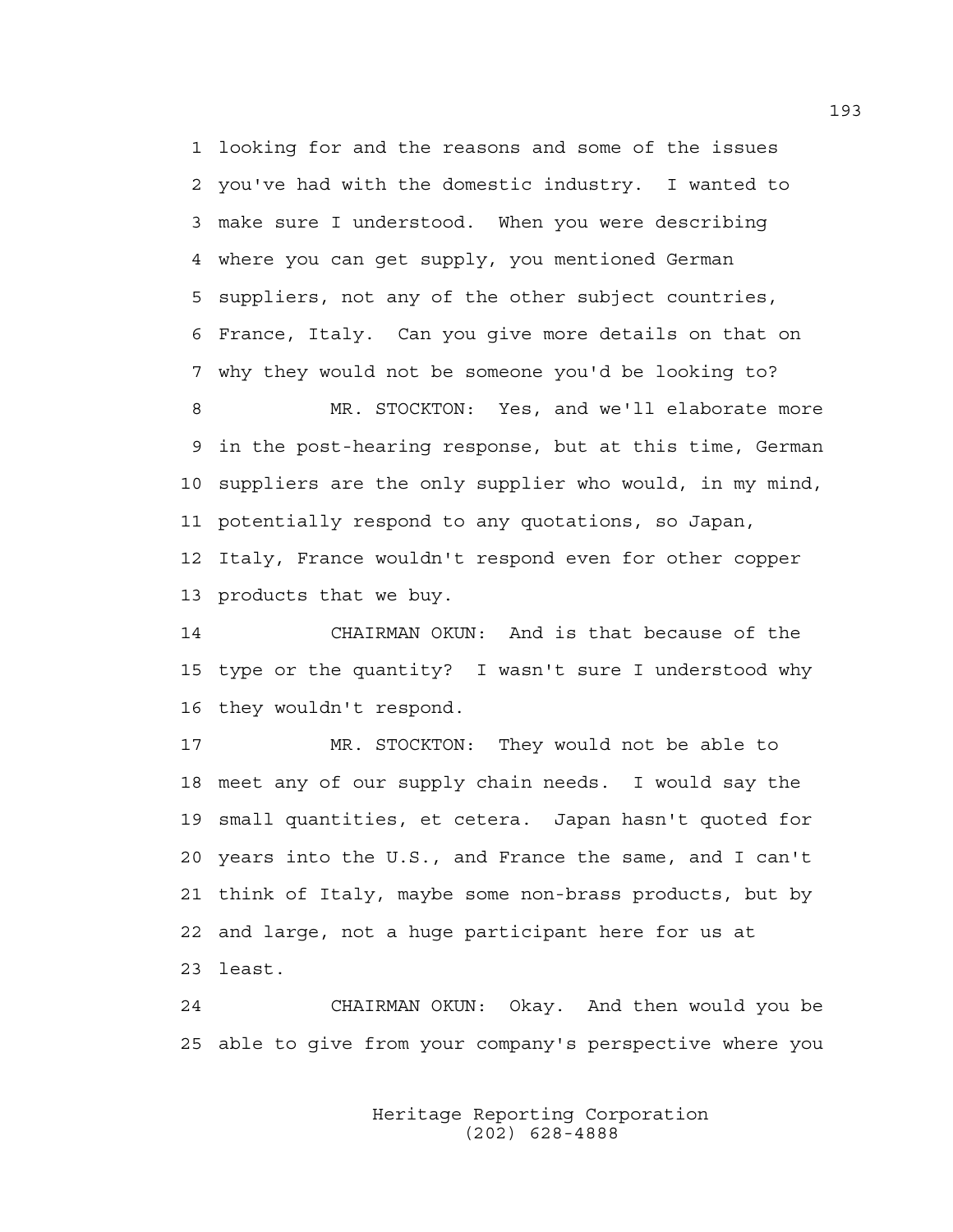1 looking for and the reasons and some of the issues
2 you've had with the domestic industry. I wanted to
3 make sure I understood. When you were describing
4 where you can get supply, you mentioned German
5 suppliers, not any of the other subject countries,
6 France, Italy. Can you give more details on that on
7 why they would not be someone you'd be looking to?

8 MR. STOCKTON: Yes, and we'll elaborate more
9 in the post-hearing response, but at this time, German
10 suppliers are the only supplier who would, in my mind,
11 potentially respond to any quotations, so Japan,
12 Italy, France wouldn't respond even for other copper
13 products that we buy.

14 CHAIRMAN OKUN: And is that because of the
15 type or the quantity? I wasn't sure I understood why
16 they wouldn't respond.

17 MR. STOCKTON: They would not be able to
18 meet any of our supply chain needs. I would say the
19 small quantities, et cetera. Japan hasn't quoted for
20 years into the U.S., and France the same, and I can't
21 think of Italy, maybe some non-brass products, but by
22 and large, not a huge participant here for us at
23 least.

24 CHAIRMAN OKUN: Okay. And then would you be
25 able to give from your company's perspective where you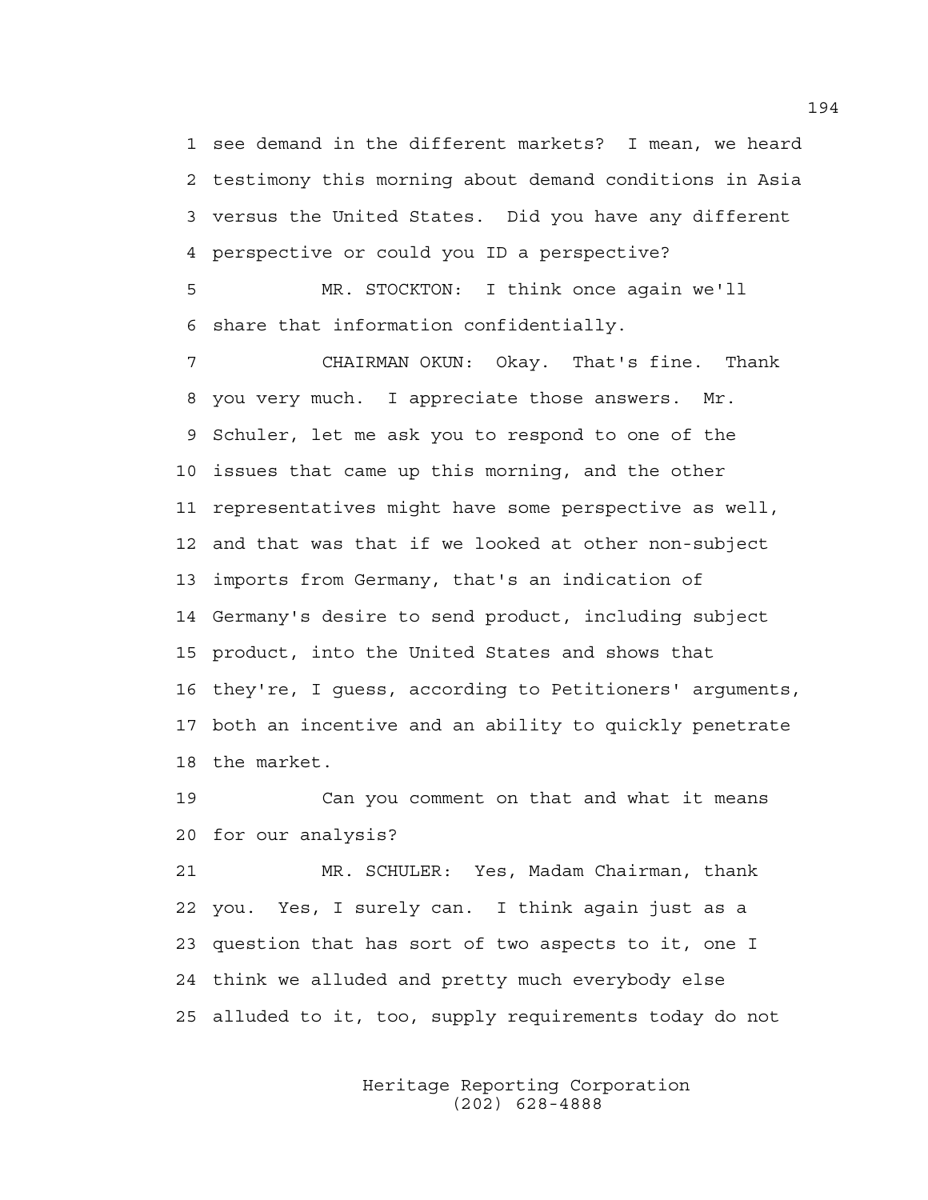see demand in the different markets? I mean, we heard testimony this morning about demand conditions in Asia versus the United States. Did you have any different perspective or could you ID a perspective?

MR. STOCKTON: I think once again we'll share that information confidentially.

CHAIRMAN OKUN: Okay. That's fine. Thank you very much. I appreciate those answers. Mr. Schuler, let me ask you to respond to one of the issues that came up this morning, and the other representatives might have some perspective as well, and that was that if we looked at other non-subject imports from Germany, that's an indication of Germany's desire to send product, including subject product, into the United States and shows that they're, I guess, according to Petitioners' arguments, both an incentive and an ability to quickly penetrate the market.

Can you comment on that and what it means for our analysis?

MR. SCHULER: Yes, Madam Chairman, thank you. Yes, I surely can. I think again just as a question that has sort of two aspects to it, one I think we alluded and pretty much everybody else alluded to it, too, supply requirements today do not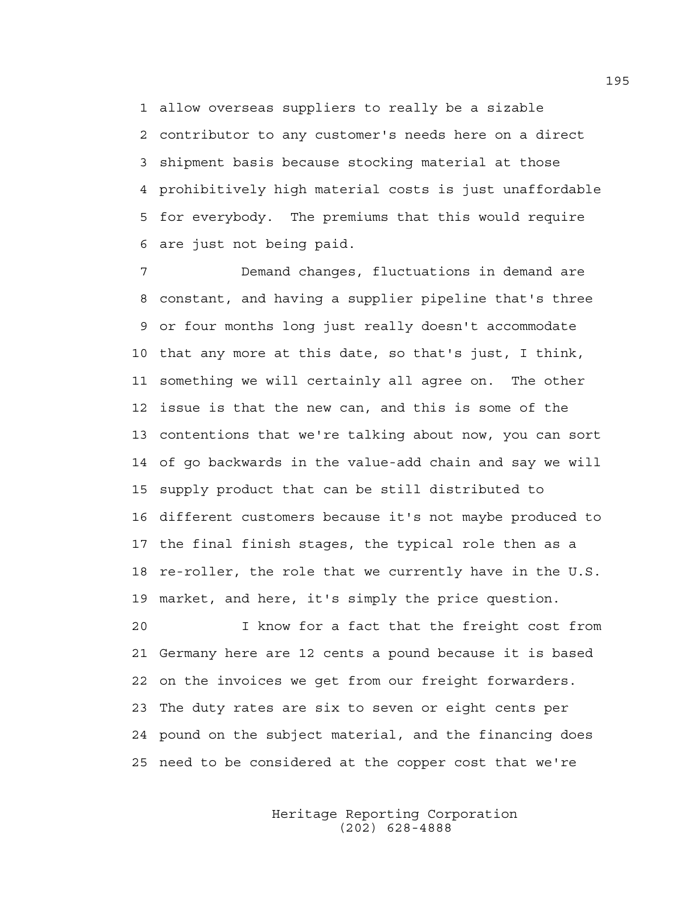allow overseas suppliers to really be a sizable contributor to any customer's needs here on a direct shipment basis because stocking material at those prohibitively high material costs is just unaffordable for everybody. The premiums that this would require are just not being paid.

Demand changes, fluctuations in demand are constant, and having a supplier pipeline that's three or four months long just really doesn't accommodate that any more at this date, so that's just, I think, something we will certainly all agree on. The other issue is that the new can, and this is some of the contentions that we're talking about now, you can sort of go backwards in the value-add chain and say we will supply product that can be still distributed to different customers because it's not maybe produced to the final finish stages, the typical role then as a re-roller, the role that we currently have in the U.S. market, and here, it's simply the price question.

I know for a fact that the freight cost from Germany here are 12 cents a pound because it is based on the invoices we get from our freight forwarders. The duty rates are six to seven or eight cents per pound on the subject material, and the financing does need to be considered at the copper cost that we're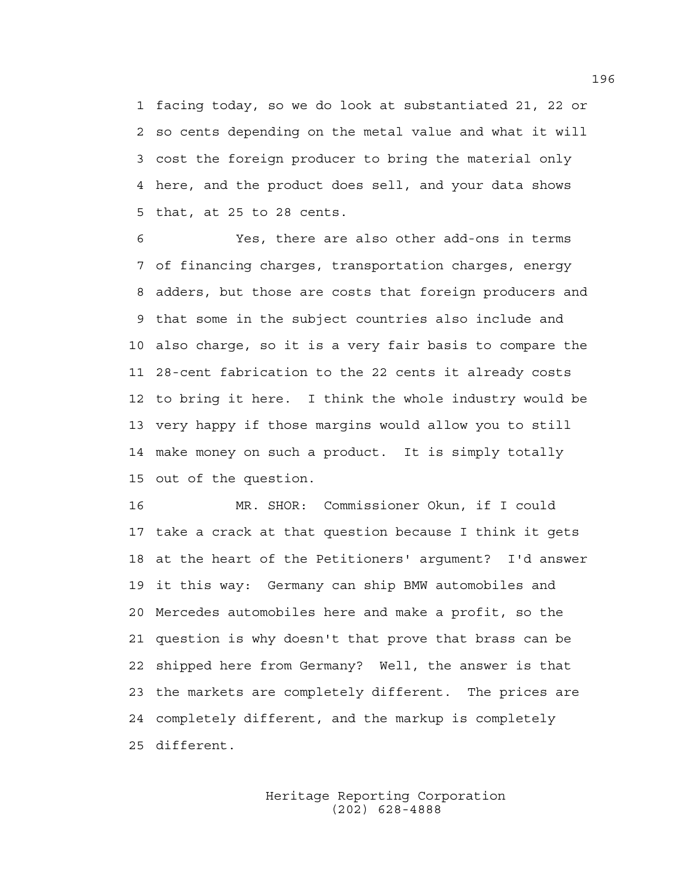facing today, so we do look at substantiated 21, 22 or so cents depending on the metal value and what it will cost the foreign producer to bring the material only here, and the product does sell, and your data shows that, at 25 to 28 cents.

Yes, there are also other add-ons in terms of financing charges, transportation charges, energy adders, but those are costs that foreign producers and that some in the subject countries also include and also charge, so it is a very fair basis to compare the 28-cent fabrication to the 22 cents it already costs to bring it here. I think the whole industry would be very happy if those margins would allow you to still make money on such a product. It is simply totally out of the question.

MR. SHOR: Commissioner Okun, if I could take a crack at that question because I think it gets at the heart of the Petitioners' argument? I'd answer it this way: Germany can ship BMW automobiles and Mercedes automobiles here and make a profit, so the question is why doesn't that prove that brass can be shipped here from Germany? Well, the answer is that the markets are completely different. The prices are completely different, and the markup is completely different.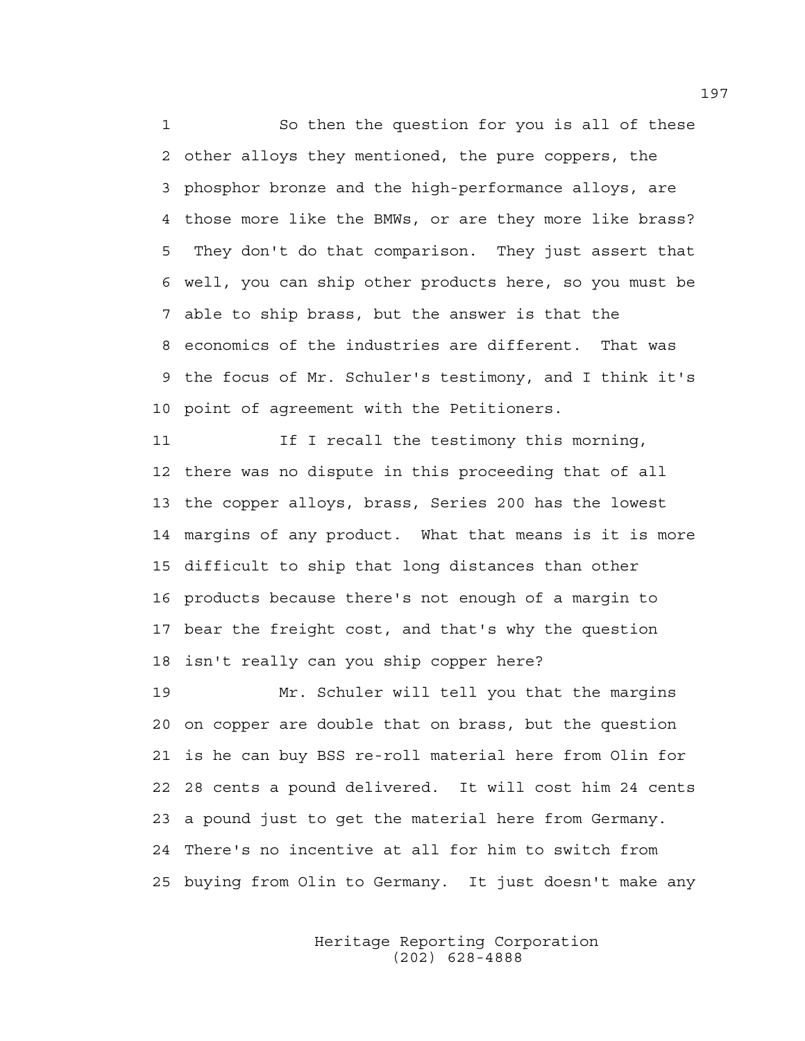So then the question for you is all of these other alloys they mentioned, the pure coppers, the phosphor bronze and the high-performance alloys, are those more like the BMWs, or are they more like brass? They don't do that comparison. They just assert that well, you can ship other products here, so you must be able to ship brass, but the answer is that the economics of the industries are different. That was the focus of Mr. Schuler's testimony, and I think it's point of agreement with the Petitioners.

If I recall the testimony this morning, there was no dispute in this proceeding that of all the copper alloys, brass, Series 200 has the lowest margins of any product. What that means is it is more difficult to ship that long distances than other products because there's not enough of a margin to bear the freight cost, and that's why the question isn't really can you ship copper here?

Mr. Schuler will tell you that the margins on copper are double that on brass, but the question is he can buy BSS re-roll material here from Olin for 28 cents a pound delivered. It will cost him 24 cents a pound just to get the material here from Germany. There's no incentive at all for him to switch from buying from Olin to Germany. It just doesn't make any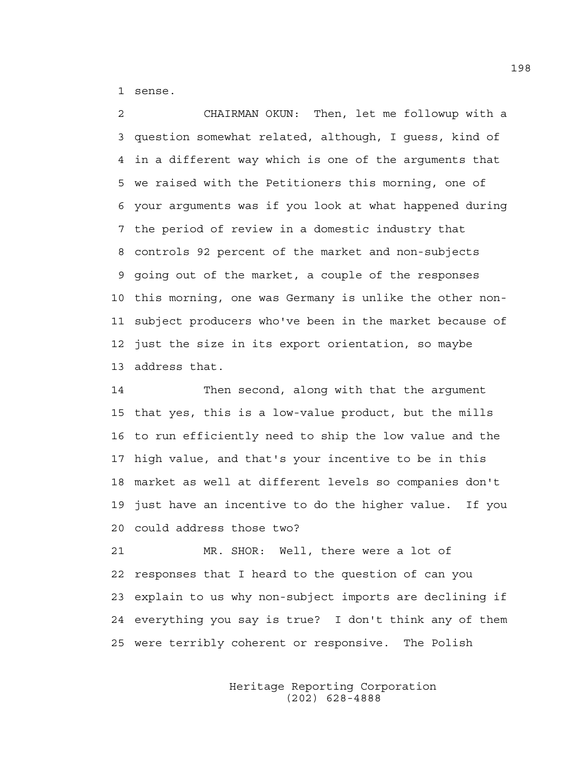sense.

CHAIRMAN OKUN: Then, let me followup with a question somewhat related, although, I guess, kind of in a different way which is one of the arguments that we raised with the Petitioners this morning, one of your arguments was if you look at what happened during the period of review in a domestic industry that controls 92 percent of the market and non-subjects going out of the market, a couple of the responses this morning, one was Germany is unlike the other non-subject producers who've been in the market because of just the size in its export orientation, so maybe address that.

Then second, along with that the argument that yes, this is a low-value product, but the mills to run efficiently need to ship the low value and the high value, and that's your incentive to be in this market as well at different levels so companies don't just have an incentive to do the higher value. If you could address those two?

MR. SHOR: Well, there were a lot of responses that I heard to the question of can you explain to us why non-subject imports are declining if everything you say is true? I don't think any of them were terribly coherent or responsive. The Polish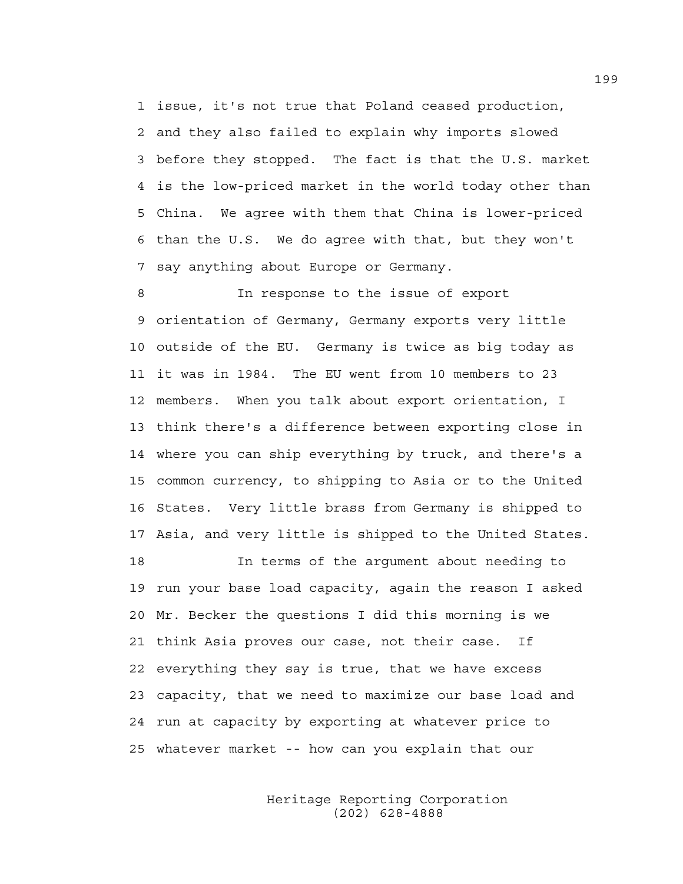issue, it's not true that Poland ceased production, and they also failed to explain why imports slowed before they stopped. The fact is that the U.S. market is the low-priced market in the world today other than China. We agree with them that China is lower-priced than the U.S. We do agree with that, but they won't say anything about Europe or Germany.

In response to the issue of export orientation of Germany, Germany exports very little outside of the EU. Germany is twice as big today as it was in 1984. The EU went from 10 members to 23 members. When you talk about export orientation, I think there's a difference between exporting close in where you can ship everything by truck, and there's a common currency, to shipping to Asia or to the United States. Very little brass from Germany is shipped to Asia, and very little is shipped to the United States.

In terms of the argument about needing to run your base load capacity, again the reason I asked Mr. Becker the questions I did this morning is we think Asia proves our case, not their case. If everything they say is true, that we have excess capacity, that we need to maximize our base load and run at capacity by exporting at whatever price to whatever market -- how can you explain that our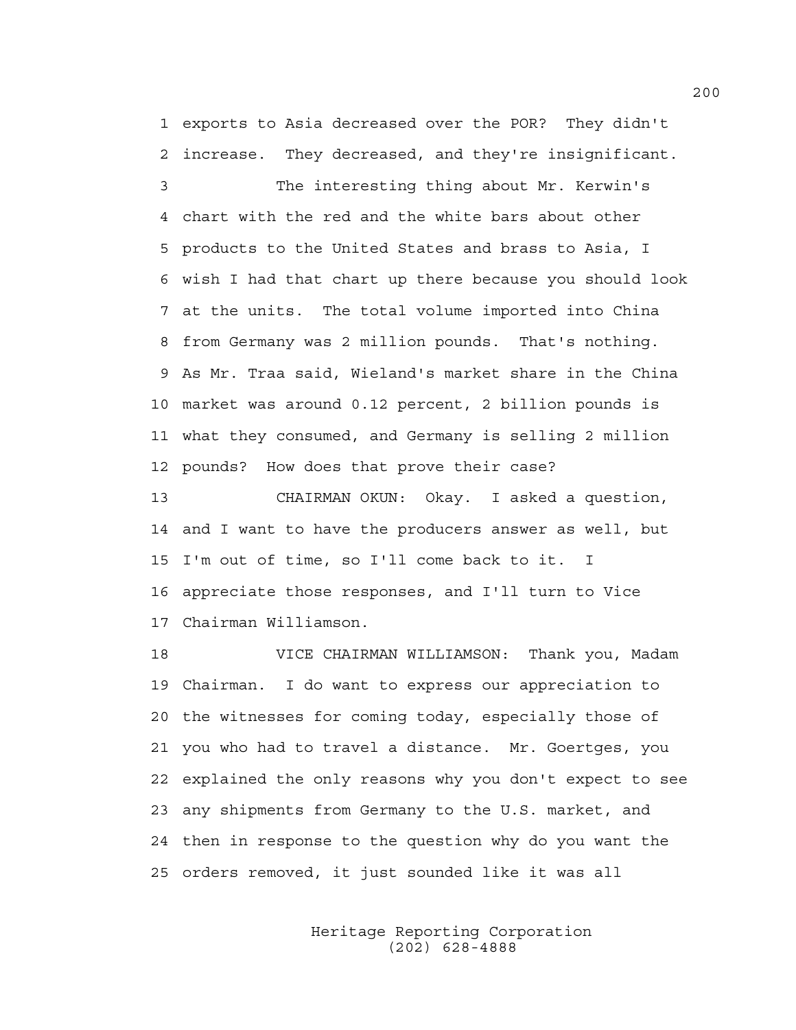1 exports to Asia decreased over the POR? They didn't
2 increase. They decreased, and they're insignificant.
3 The interesting thing about Mr. Kerwin's
4 chart with the red and the white bars about other
5 products to the United States and brass to Asia, I
6 wish I had that chart up there because you should look
7 at the units. The total volume imported into China
8 from Germany was 2 million pounds. That's nothing.
9 As Mr. Traa said, Wieland's market share in the China
10 market was around 0.12 percent, 2 billion pounds is
11 what they consumed, and Germany is selling 2 million
12 pounds? How does that prove their case?
13 CHAIRMAN OKUN: Okay. I asked a question,
14 and I want to have the producers answer as well, but
15 I'm out of time, so I'll come back to it. I
16 appreciate those responses, and I'll turn to Vice
17 Chairman Williamson.
18 VICE CHAIRMAN WILLIAMSON: Thank you, Madam
19 Chairman. I do want to express our appreciation to
20 the witnesses for coming today, especially those of
21 you who had to travel a distance. Mr. Goertges, you
22 explained the only reasons why you don't expect to see
23 any shipments from Germany to the U.S. market, and
24 then in response to the question why do you want the
25 orders removed, it just sounded like it was all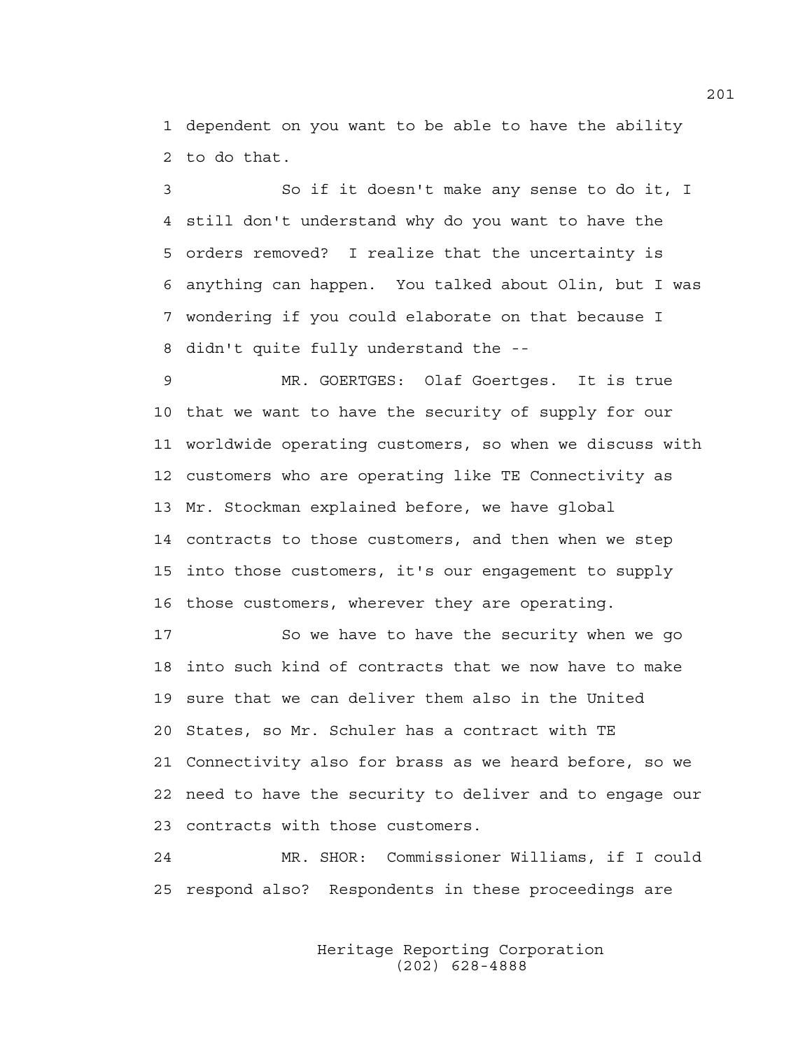dependent on you want to be able to have the ability to do that.

So if it doesn't make any sense to do it, I still don't understand why do you want to have the orders removed? I realize that the uncertainty is anything can happen. You talked about Olin, but I was wondering if you could elaborate on that because I didn't quite fully understand the --

MR. GOERTGES: Olaf Goertges. It is true that we want to have the security of supply for our worldwide operating customers, so when we discuss with customers who are operating like TE Connectivity as Mr. Stockman explained before, we have global contracts to those customers, and then when we step into those customers, it's our engagement to supply those customers, wherever they are operating.

So we have to have the security when we go into such kind of contracts that we now have to make sure that we can deliver them also in the United States, so Mr. Schuler has a contract with TE Connectivity also for brass as we heard before, so we need to have the security to deliver and to engage our contracts with those customers.

MR. SHOR: Commissioner Williams, if I could respond also? Respondents in these proceedings are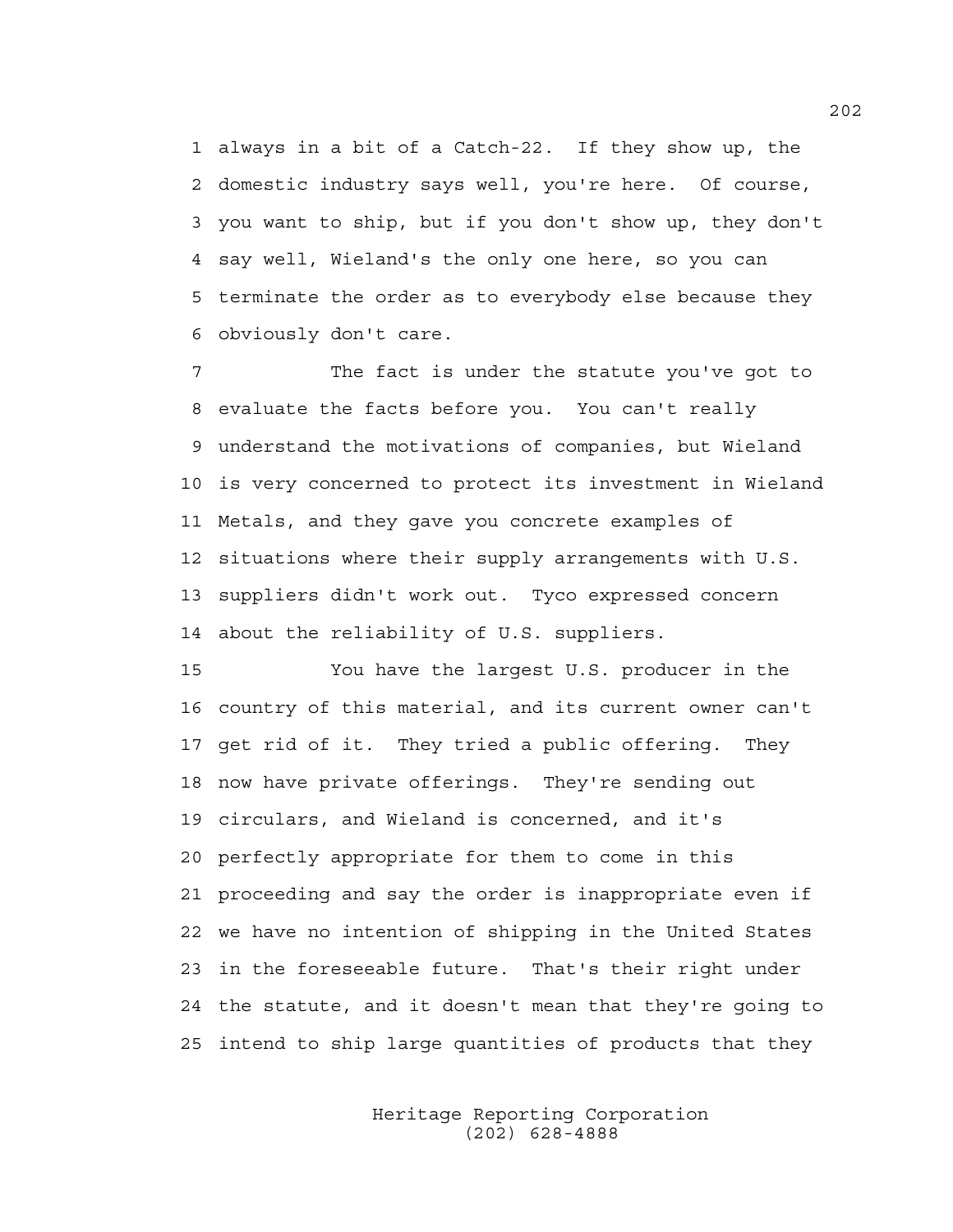always in a bit of a Catch-22. If they show up, the domestic industry says well, you're here. Of course, you want to ship, but if you don't show up, they don't say well, Wieland's the only one here, so you can terminate the order as to everybody else because they obviously don't care.

The fact is under the statute you've got to evaluate the facts before you. You can't really understand the motivations of companies, but Wieland is very concerned to protect its investment in Wieland Metals, and they gave you concrete examples of situations where their supply arrangements with U.S. suppliers didn't work out. Tyco expressed concern about the reliability of U.S. suppliers.

You have the largest U.S. producer in the country of this material, and its current owner can't get rid of it. They tried a public offering. They now have private offerings. They're sending out circulars, and Wieland is concerned, and it's perfectly appropriate for them to come in this proceeding and say the order is inappropriate even if we have no intention of shipping in the United States in the foreseeable future. That's their right under the statute, and it doesn't mean that they're going to intend to ship large quantities of products that they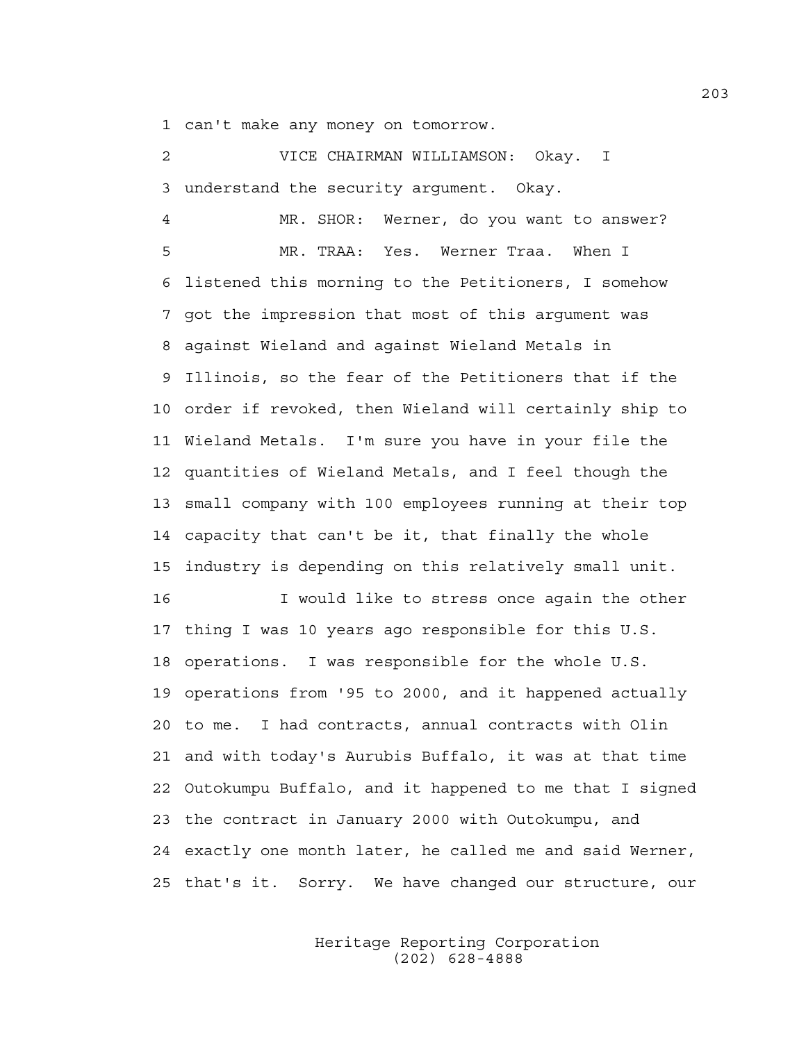1 can't make any money on tomorrow.

2 VICE CHAIRMAN WILLIAMSON: Okay. I

3 understand the security argument. Okay.

4 MR. SHOR: Werner, do you want to answer?

5 MR. TRAA: Yes. Werner Traa. When I

6 listened this morning to the Petitioners, I somehow

7 got the impression that most of this argument was

8 against Wieland and against Wieland Metals in

9 Illinois, so the fear of the Petitioners that if the

10 order if revoked, then Wieland will certainly ship to

11 Wieland Metals. I'm sure you have in your file the

12 quantities of Wieland Metals, and I feel though the

13 small company with 100 employees running at their top

14 capacity that can't be it, that finally the whole

15 industry is depending on this relatively small unit.

16 I would like to stress once again the other

17 thing I was 10 years ago responsible for this U.S.

18 operations. I was responsible for the whole U.S.

19 operations from '95 to 2000, and it happened actually

20 to me. I had contracts, annual contracts with Olin

21 and with today's Aurubis Buffalo, it was at that time

22 Outokumpu Buffalo, and it happened to me that I signed

23 the contract in January 2000 with Outokumpu, and

24 exactly one month later, he called me and said Werner,

25 that's it. Sorry. We have changed our structure, our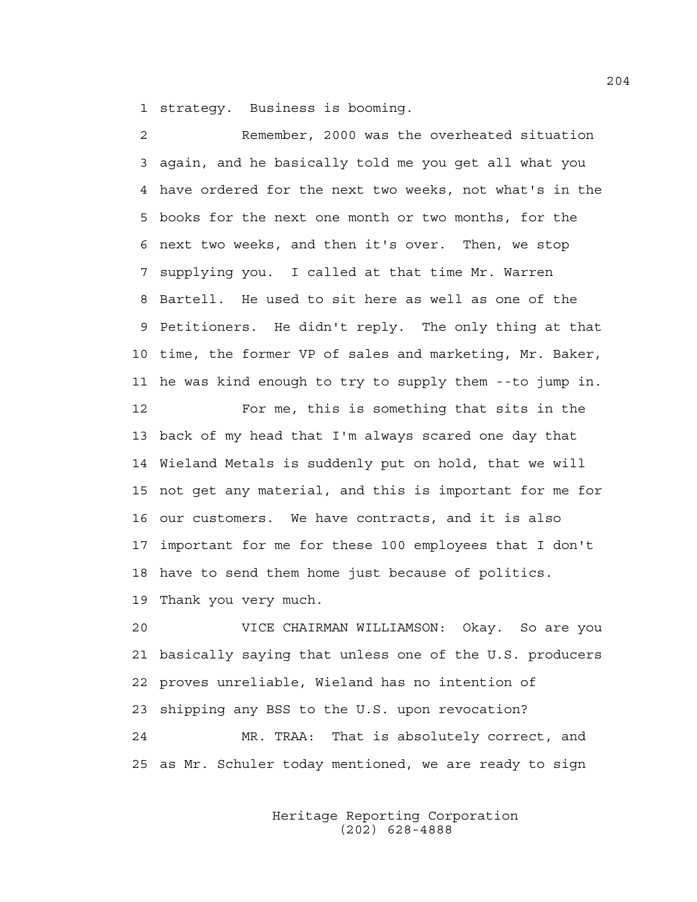1 strategy. Business is booming.

2 Remember, 2000 was the overheated situation

3 again, and he basically told me you get all what you

4 have ordered for the next two weeks, not what's in the

5 books for the next one month or two months, for the

6 next two weeks, and then it's over. Then, we stop

7 supplying you. I called at that time Mr. Warren

8 Bartell. He used to sit here as well as one of the

9 Petitioners. He didn't reply. The only thing at that

10 time, the former VP of sales and marketing, Mr. Baker,

11 he was kind enough to try to supply them --to jump in.

12 For me, this is something that sits in the

13 back of my head that I'm always scared one day that

14 Wieland Metals is suddenly put on hold, that we will

15 not get any material, and this is important for me for

16 our customers. We have contracts, and it is also

17 important for me for these 100 employees that I don't

18 have to send them home just because of politics.

19 Thank you very much.

20 VICE CHAIRMAN WILLIAMSON: Okay. So are you

21 basically saying that unless one of the U.S. producers

22 proves unreliable, Wieland has no intention of

23 shipping any BSS to the U.S. upon revocation?

24 MR. TRAA: That is absolutely correct, and

25 as Mr. Schuler today mentioned, we are ready to sign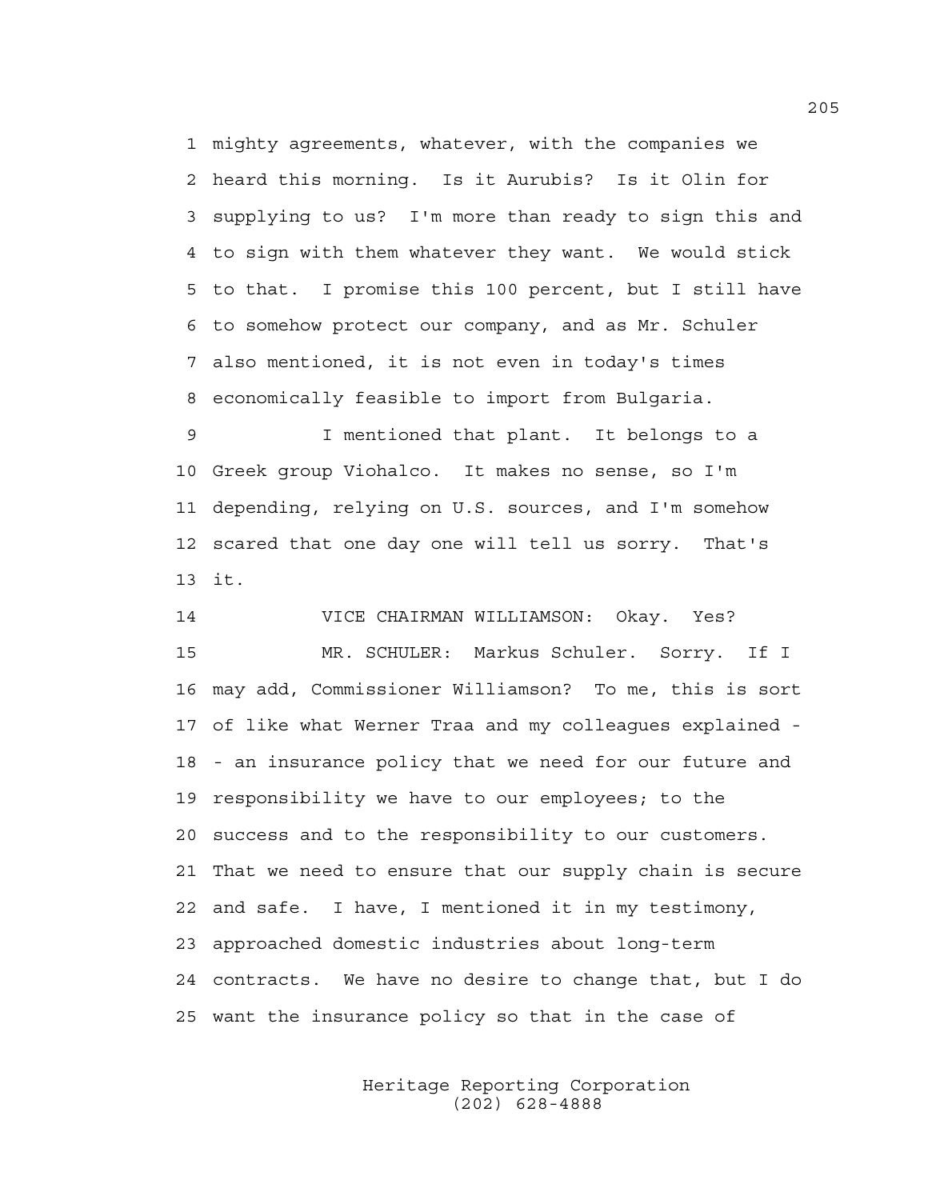1 mighty agreements, whatever, with the companies we
2 heard this morning. Is it Aurubis? Is it Olin for
3 supplying to us? I'm more than ready to sign this and
4 to sign with them whatever they want. We would stick
5 to that. I promise this 100 percent, but I still have
6 to somehow protect our company, and as Mr. Schuler
7 also mentioned, it is not even in today's times
8 economically feasible to import from Bulgaria.

9 I mentioned that plant. It belongs to a
10 Greek group Viohalco. It makes no sense, so I'm
11 depending, relying on U.S. sources, and I'm somehow
12 scared that one day one will tell us sorry. That's
13 it.

14 VICE CHAIRMAN WILLIAMSON: Okay. Yes?

15 MR. SCHULER: Markus Schuler. Sorry. If I
16 may add, Commissioner Williamson? To me, this is sort
17 of like what Werner Traa and my colleagues explained -
18 - an insurance policy that we need for our future and
19 responsibility we have to our employees; to the
20 success and to the responsibility to our customers.
21 That we need to ensure that our supply chain is secure
22 and safe. I have, I mentioned it in my testimony,
23 approached domestic industries about long-term
24 contracts. We have no desire to change that, but I do
25 want the insurance policy so that in the case of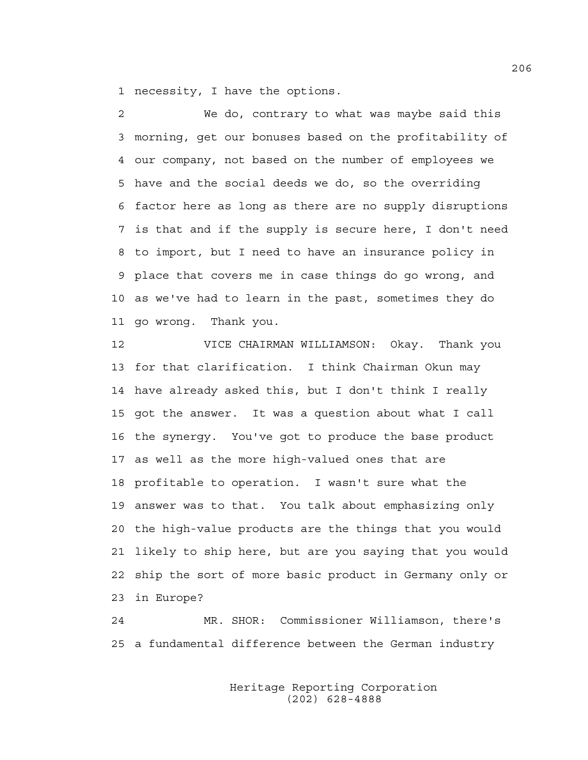1 necessity, I have the options.

2 We do, contrary to what was maybe said this
3 morning, get our bonuses based on the profitability of
4 our company, not based on the number of employees we
5 have and the social deeds we do, so the overriding
6 factor here as long as there are no supply disruptions
7 is that and if the supply is secure here, I don't need
8 to import, but I need to have an insurance policy in
9 place that covers me in case things do go wrong, and
10 as we've had to learn in the past, sometimes they do
11 go wrong. Thank you.

12 VICE CHAIRMAN WILLIAMSON: Okay. Thank you
13 for that clarification. I think Chairman Okun may
14 have already asked this, but I don't think I really
15 got the answer. It was a question about what I call
16 the synergy. You've got to produce the base product
17 as well as the more high-valued ones that are
18 profitable to operation. I wasn't sure what the
19 answer was to that. You talk about emphasizing only
20 the high-value products are the things that you would
21 likely to ship here, but are you saying that you would
22 ship the sort of more basic product in Germany only or
23 in Europe?

24 MR. SHOR: Commissioner Williamson, there's
25 a fundamental difference between the German industry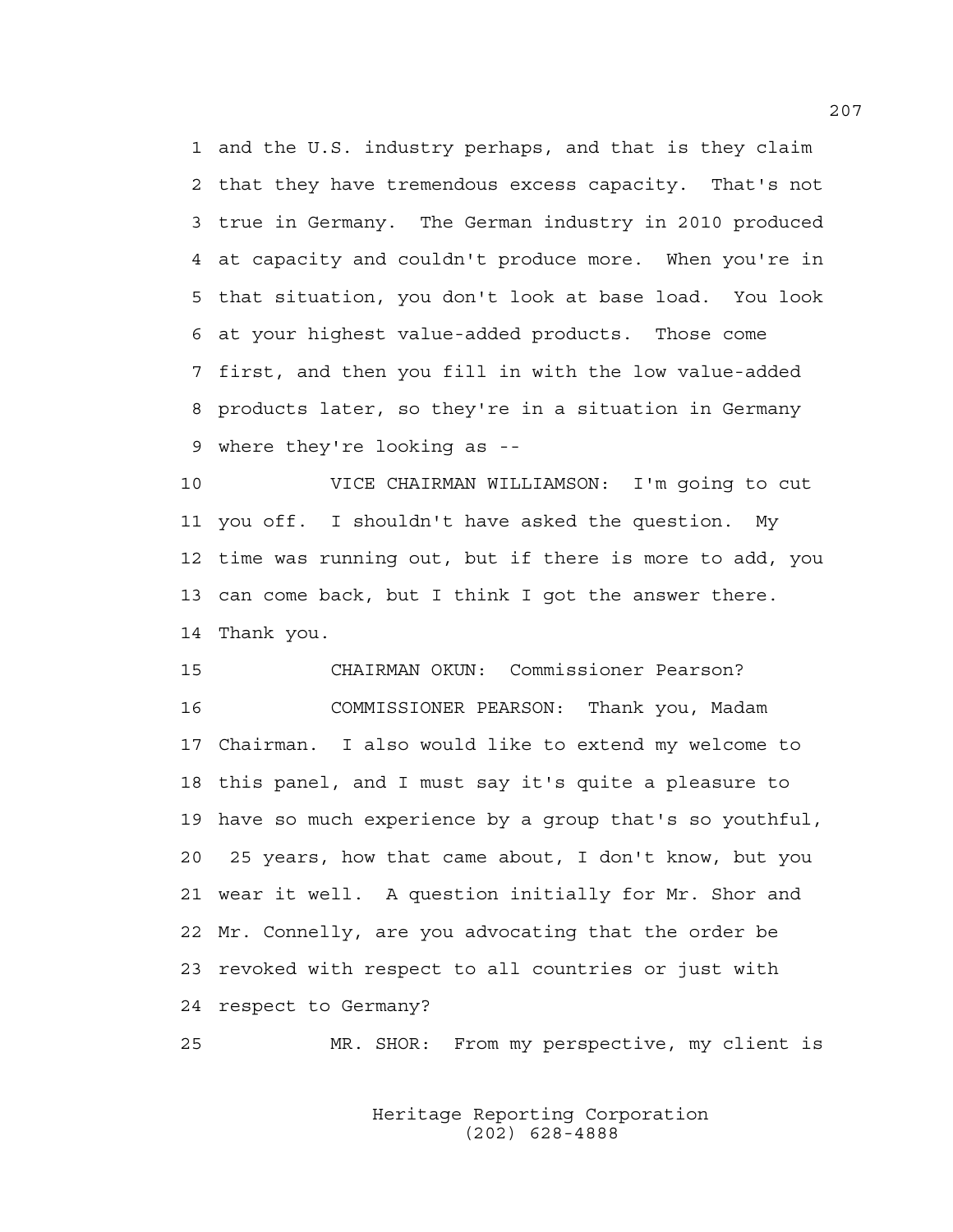1 and the U.S. industry perhaps, and that is they claim
2 that they have tremendous excess capacity. That's not
3 true in Germany. The German industry in 2010 produced
4 at capacity and couldn't produce more. When you're in
5 that situation, you don't look at base load. You look
6 at your highest value-added products. Those come
7 first, and then you fill in with the low value-added
8 products later, so they're in a situation in Germany
9 where they're looking as --

10 VICE CHAIRMAN WILLIAMSON: I'm going to cut
11 you off. I shouldn't have asked the question. My
12 time was running out, but if there is more to add, you
13 can come back, but I think I got the answer there.
14 Thank you.

15 CHAIRMAN OKUN: Commissioner Pearson?

16 COMMISSIONER PEARSON: Thank you, Madam
17 Chairman. I also would like to extend my welcome to
18 this panel, and I must say it's quite a pleasure to
19 have so much experience by a group that's so youthful,
20 25 years, how that came about, I don't know, but you
21 wear it well. A question initially for Mr. Shor and
22 Mr. Connelly, are you advocating that the order be
23 revoked with respect to all countries or just with
24 respect to Germany?

25 MR. SHOR: From my perspective, my client is

Heritage Reporting Corporation
(202) 628-4888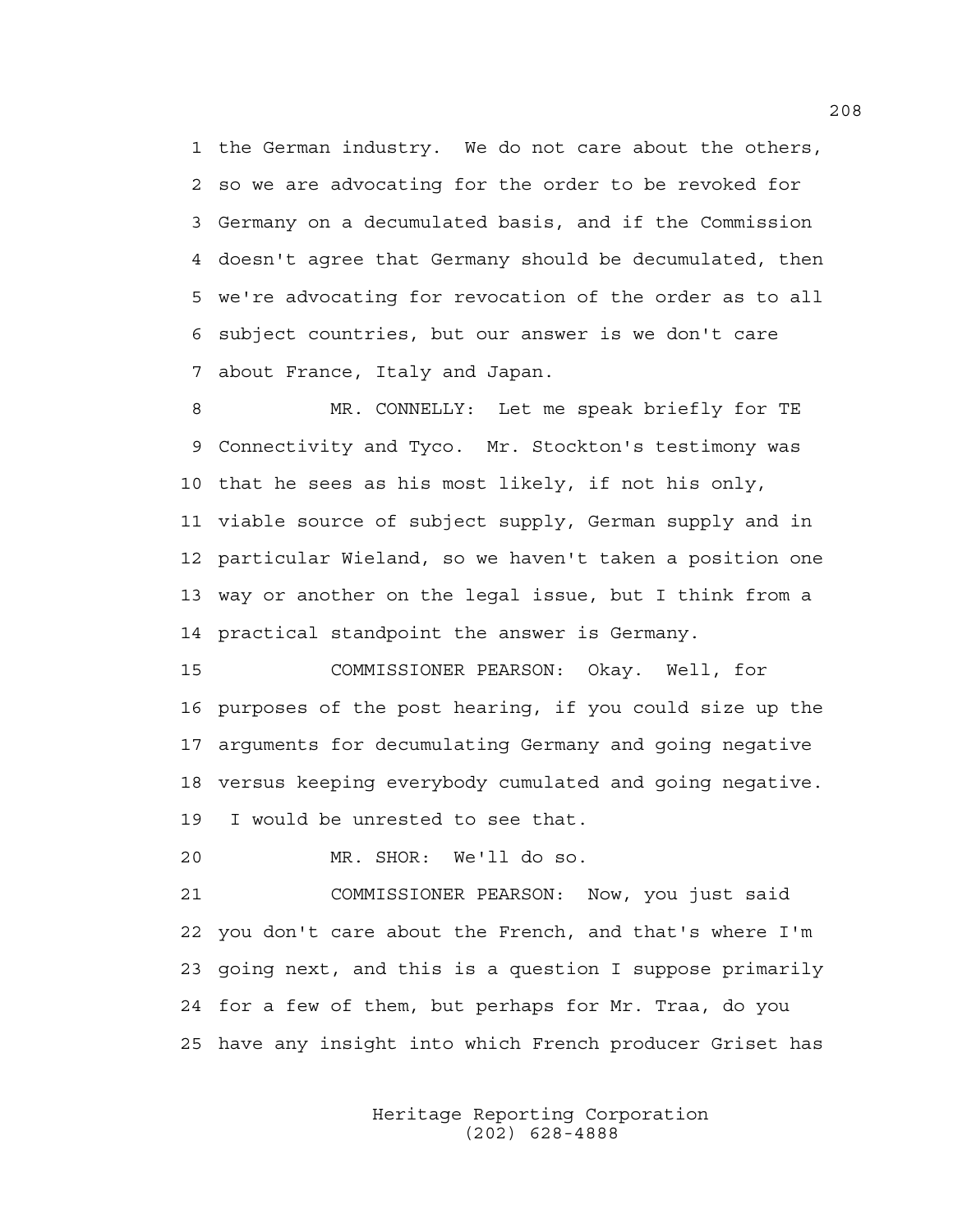1 the German industry. We do not care about the others,
2 so we are advocating for the order to be revoked for
3 Germany on a decumulated basis, and if the Commission
4 doesn't agree that Germany should be decumulated, then
5 we're advocating for revocation of the order as to all
6 subject countries, but our answer is we don't care
7 about France, Italy and Japan.

8 MR. CONNELLY: Let me speak briefly for TE
9 Connectivity and Tyco. Mr. Stockton's testimony was
10 that he sees as his most likely, if not his only,
11 viable source of subject supply, German supply and in
12 particular Wieland, so we haven't taken a position one
13 way or another on the legal issue, but I think from a
14 practical standpoint the answer is Germany.

15 COMMISSIONER PEARSON: Okay. Well, for
16 purposes of the post hearing, if you could size up the
17 arguments for decumulating Germany and going negative
18 versus keeping everybody cumulated and going negative.
19 I would be unrested to see that.

20 MR. SHOR: We'll do so.

21 COMMISSIONER PEARSON: Now, you just said
22 you don't care about the French, and that's where I'm
23 going next, and this is a question I suppose primarily
24 for a few of them, but perhaps for Mr. Traa, do you
25 have any insight into which French producer Griset has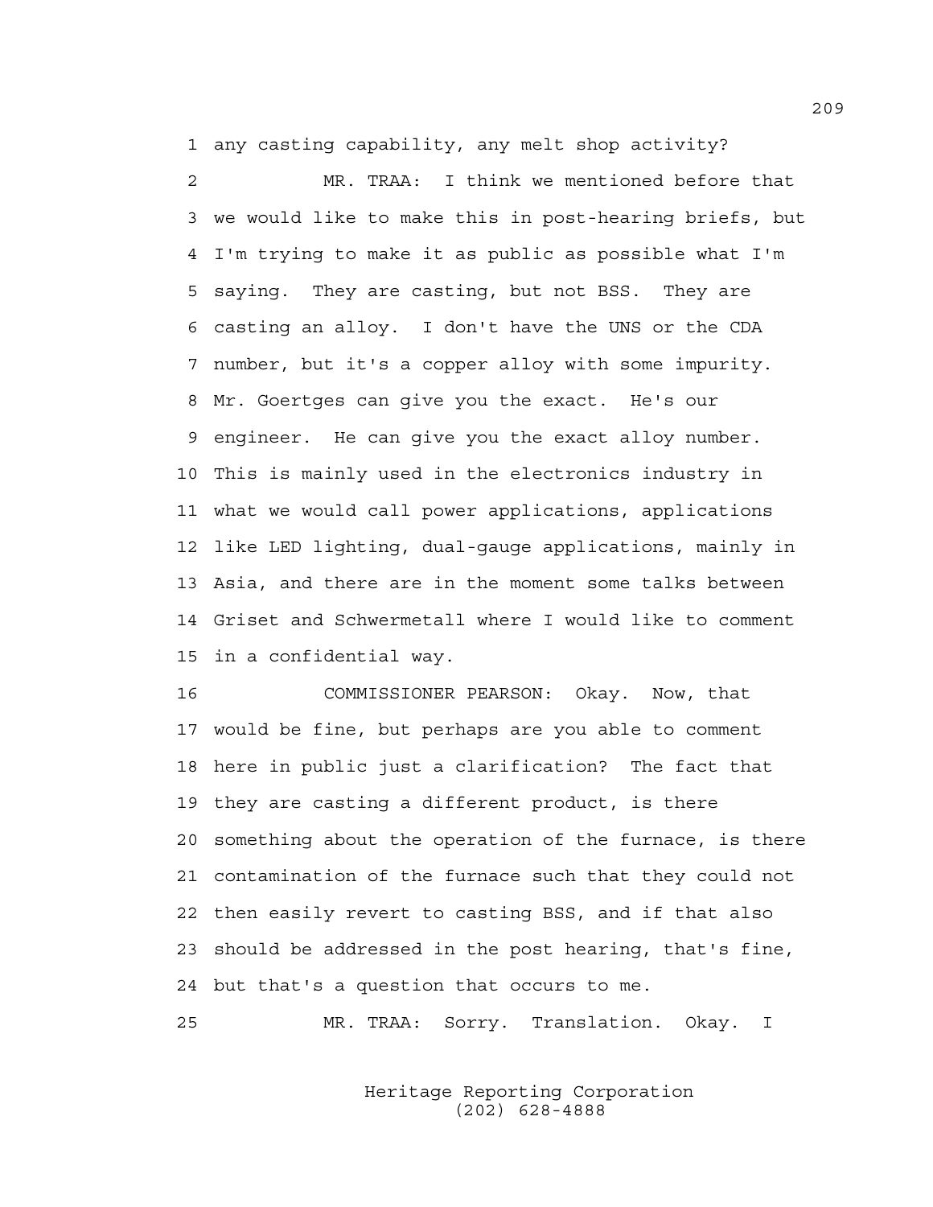1 any casting capability, any melt shop activity?

2 MR. TRAA: I think we mentioned before that
3 we would like to make this in post-hearing briefs, but
4 I'm trying to make it as public as possible what I'm
5 saying. They are casting, but not BSS. They are
6 casting an alloy. I don't have the UNS or the CDA
7 number, but it's a copper alloy with some impurity.
8 Mr. Goertges can give you the exact. He's our
9 engineer. He can give you the exact alloy number.
10 This is mainly used in the electronics industry in
11 what we would call power applications, applications
12 like LED lighting, dual-gauge applications, mainly in
13 Asia, and there are in the moment some talks between
14 Griset and Schwermetall where I would like to comment
15 in a confidential way.

16 COMMISSIONER PEARSON: Okay. Now, that
17 would be fine, but perhaps are you able to comment
18 here in public just a clarification? The fact that
19 they are casting a different product, is there
20 something about the operation of the furnace, is there
21 contamination of the furnace such that they could not
22 then easily revert to casting BSS, and if that also
23 should be addressed in the post hearing, that's fine,
24 but that's a question that occurs to me.

25 MR. TRAA: Sorry. Translation. Okay. I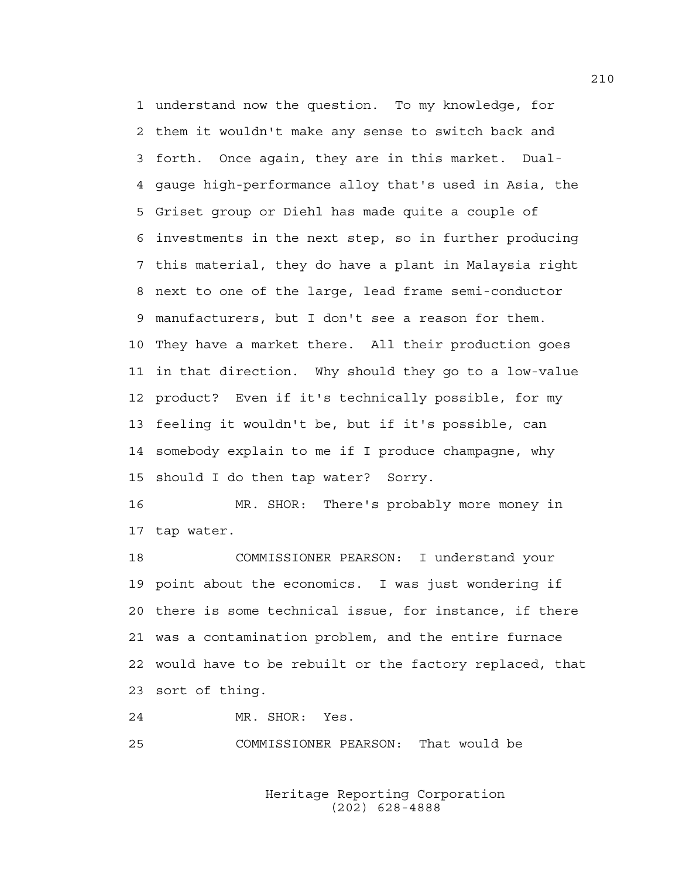1 understand now the question. To my knowledge, for
2 them it wouldn't make any sense to switch back and
3 forth. Once again, they are in this market. Dual-
4 gauge high-performance alloy that's used in Asia, the
5 Griset group or Diehl has made quite a couple of
6 investments in the next step, so in further producing
7 this material, they do have a plant in Malaysia right
8 next to one of the large, lead frame semi-conductor
9 manufacturers, but I don't see a reason for them.
10 They have a market there. All their production goes
11 in that direction. Why should they go to a low-value
12 product? Even if it's technically possible, for my
13 feeling it wouldn't be, but if it's possible, can
14 somebody explain to me if I produce champagne, why
15 should I do then tap water? Sorry.

16 MR. SHOR: There's probably more money in
17 tap water.

18 COMMISSIONER PEARSON: I understand your
19 point about the economics. I was just wondering if
20 there is some technical issue, for instance, if there
21 was a contamination problem, and the entire furnace
22 would have to be rebuilt or the factory replaced, that
23 sort of thing.

24 MR. SHOR: Yes.

25 COMMISSIONER PEARSON: That would be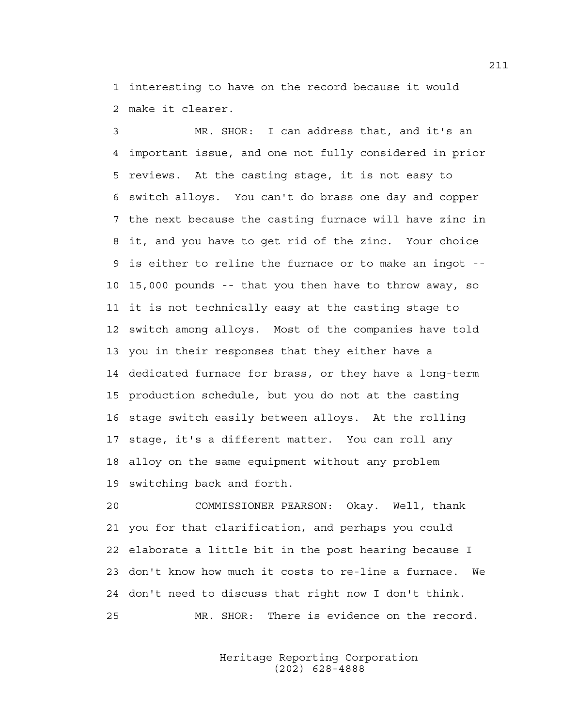interesting to have on the record because it would make it clearer.

MR. SHOR: I can address that, and it's an important issue, and one not fully considered in prior reviews. At the casting stage, it is not easy to switch alloys. You can't do brass one day and copper the next because the casting furnace will have zinc in it, and you have to get rid of the zinc. Your choice is either to reline the furnace or to make an ingot -- 15,000 pounds -- that you then have to throw away, so it is not technically easy at the casting stage to switch among alloys. Most of the companies have told you in their responses that they either have a dedicated furnace for brass, or they have a long-term production schedule, but you do not at the casting stage switch easily between alloys. At the rolling stage, it's a different matter. You can roll any alloy on the same equipment without any problem switching back and forth.

COMMISSIONER PEARSON: Okay. Well, thank you for that clarification, and perhaps you could elaborate a little bit in the post hearing because I don't know how much it costs to re-line a furnace. We don't need to discuss that right now I don't think.

MR. SHOR: There is evidence on the record.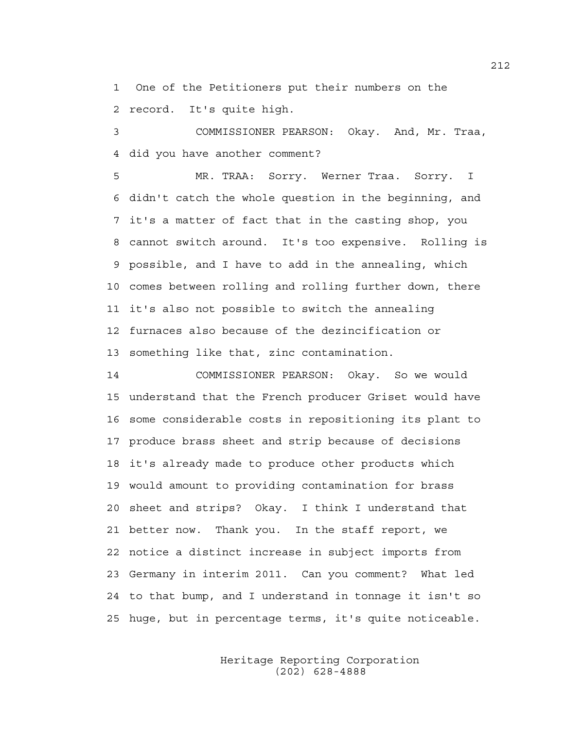1 One of the Petitioners put their numbers on the
2 record. It's quite high.

3 COMMISSIONER PEARSON: Okay. And, Mr. Traa,
4 did you have another comment?

5 MR. TRAA: Sorry. Werner Traa. Sorry. I
6 didn't catch the whole question in the beginning, and
7 it's a matter of fact that in the casting shop, you
8 cannot switch around. It's too expensive. Rolling is
9 possible, and I have to add in the annealing, which
10 comes between rolling and rolling further down, there
11 it's also not possible to switch the annealing
12 furnaces also because of the dezincification or
13 something like that, zinc contamination.

14 COMMISSIONER PEARSON: Okay. So we would
15 understand that the French producer Griset would have
16 some considerable costs in repositioning its plant to
17 produce brass sheet and strip because of decisions
18 it's already made to produce other products which
19 would amount to providing contamination for brass
20 sheet and strips? Okay. I think I understand that
21 better now. Thank you. In the staff report, we
22 notice a distinct increase in subject imports from
23 Germany in interim 2011. Can you comment? What led
24 to that bump, and I understand in tonnage it isn't so
25 huge, but in percentage terms, it's quite noticeable.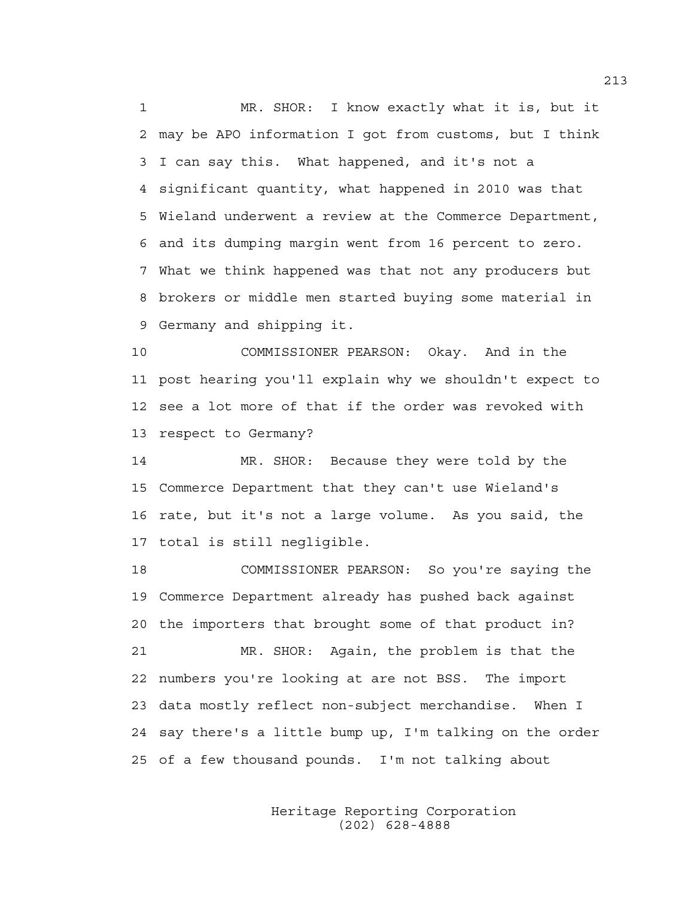1 MR. SHOR: I know exactly what it is, but it
2 may be APO information I got from customs, but I think
3 I can say this. What happened, and it's not a
4 significant quantity, what happened in 2010 was that
5 Wieland underwent a review at the Commerce Department,
6 and its dumping margin went from 16 percent to zero.
7 What we think happened was that not any producers but
8 brokers or middle men started buying some material in
9 Germany and shipping it.

10 COMMISSIONER PEARSON: Okay. And in the
11 post hearing you'll explain why we shouldn't expect to
12 see a lot more of that if the order was revoked with
13 respect to Germany?

14 MR. SHOR: Because they were told by the
15 Commerce Department that they can't use Wieland's
16 rate, but it's not a large volume. As you said, the
17 total is still negligible.

18 COMMISSIONER PEARSON: So you're saying the
19 Commerce Department already has pushed back against
20 the importers that brought some of that product in?

21 MR. SHOR: Again, the problem is that the
22 numbers you're looking at are not BSS. The import
23 data mostly reflect non-subject merchandise. When I
24 say there's a little bump up, I'm talking on the order
25 of a few thousand pounds. I'm not talking about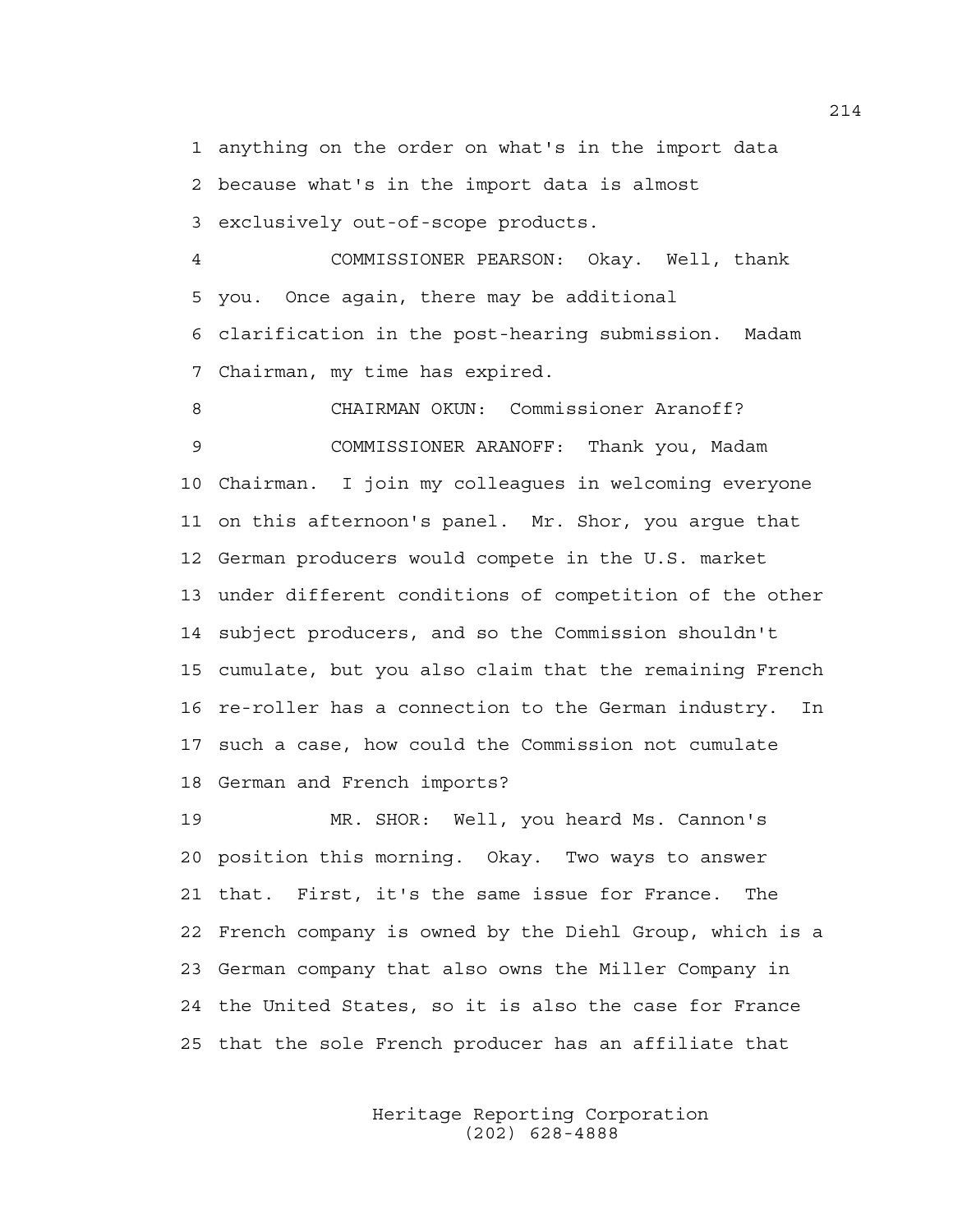1 anything on the order on what's in the import data
2 because what's in the import data is almost
3 exclusively out-of-scope products.

4 COMMISSIONER PEARSON: Okay. Well, thank
5 you. Once again, there may be additional
6 clarification in the post-hearing submission. Madam
7 Chairman, my time has expired.

8 CHAIRMAN OKUN: Commissioner Aranoff?

9 COMMISSIONER ARANOFF: Thank you, Madam
10 Chairman. I join my colleagues in welcoming everyone
11 on this afternoon's panel. Mr. Shor, you argue that
12 German producers would compete in the U.S. market
13 under different conditions of competition of the other
14 subject producers, and so the Commission shouldn't
15 cumulate, but you also claim that the remaining French
16 re-roller has a connection to the German industry. In
17 such a case, how could the Commission not cumulate
18 German and French imports?

19 MR. SHOR: Well, you heard Ms. Cannon's
20 position this morning. Okay. Two ways to answer
21 that. First, it's the same issue for France. The
22 French company is owned by the Diehl Group, which is a
23 German company that also owns the Miller Company in
24 the United States, so it is also the case for France
25 that the sole French producer has an affiliate that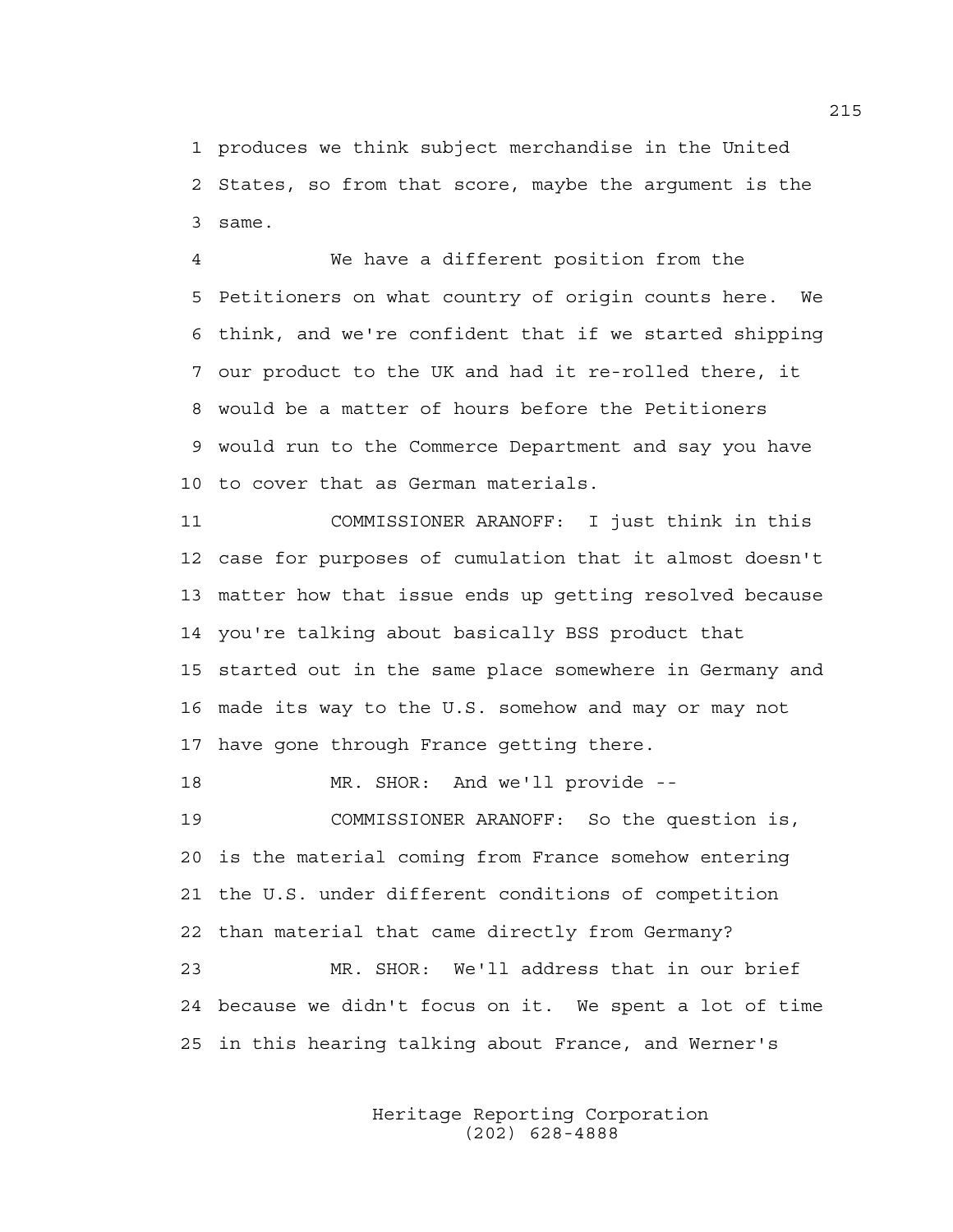produces we think subject merchandise in the United States, so from that score, maybe the argument is the same.

We have a different position from the Petitioners on what country of origin counts here. We think, and we're confident that if we started shipping our product to the UK and had it re-rolled there, it would be a matter of hours before the Petitioners would run to the Commerce Department and say you have to cover that as German materials.

COMMISSIONER ARANOFF: I just think in this case for purposes of cumulation that it almost doesn't matter how that issue ends up getting resolved because you're talking about basically BSS product that started out in the same place somewhere in Germany and made its way to the U.S. somehow and may or may not have gone through France getting there.

MR. SHOR: And we'll provide --

COMMISSIONER ARANOFF: So the question is, is the material coming from France somehow entering the U.S. under different conditions of competition than material that came directly from Germany?

MR. SHOR: We'll address that in our brief because we didn't focus on it. We spent a lot of time in this hearing talking about France, and Werner's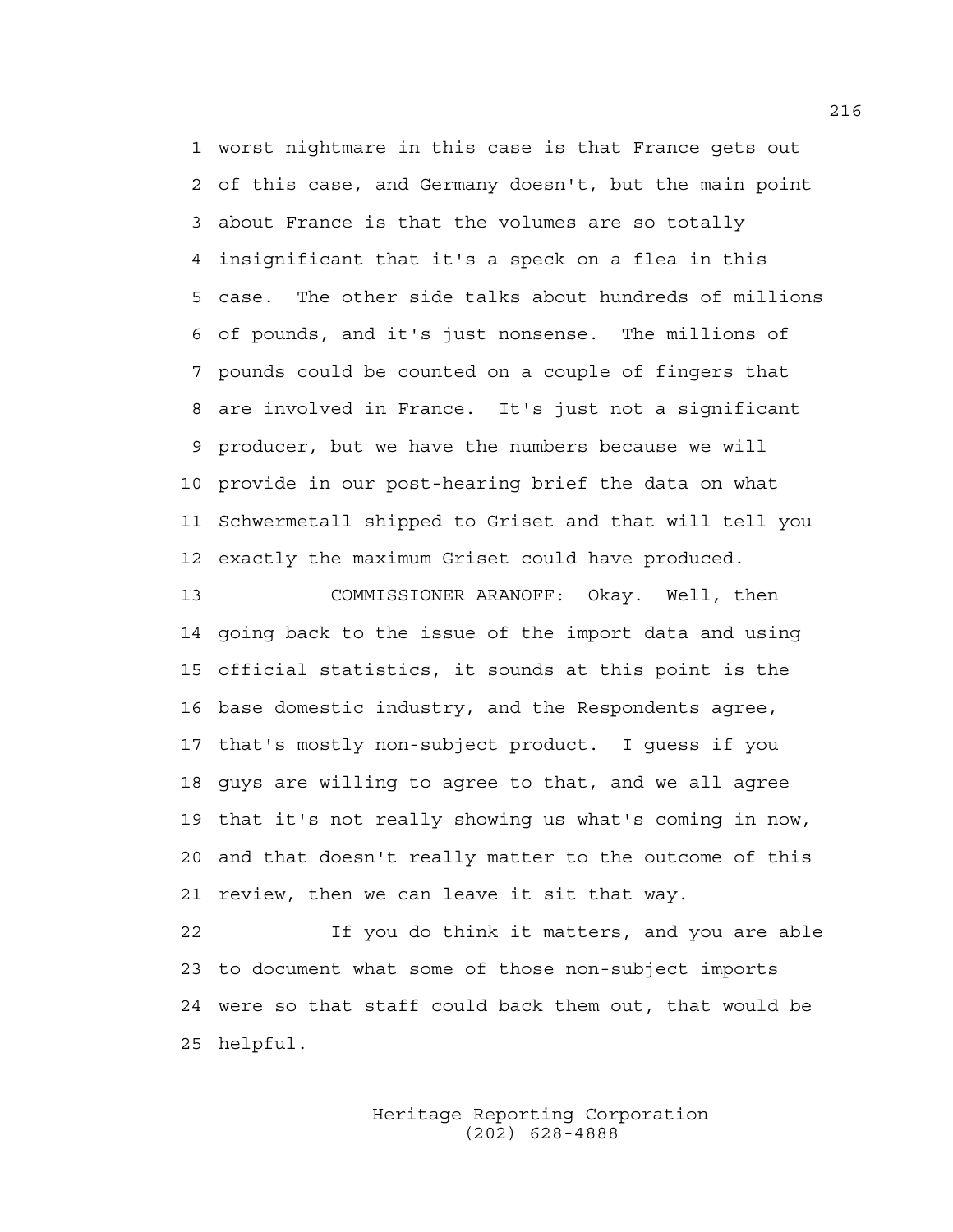worst nightmare in this case is that France gets out of this case, and Germany doesn't, but the main point about France is that the volumes are so totally insignificant that it's a speck on a flea in this case. The other side talks about hundreds of millions of pounds, and it's just nonsense. The millions of pounds could be counted on a couple of fingers that are involved in France. It's just not a significant producer, but we have the numbers because we will provide in our post-hearing brief the data on what Schwermetall shipped to Griset and that will tell you exactly the maximum Griset could have produced.

COMMISSIONER ARANOFF: Okay. Well, then going back to the issue of the import data and using official statistics, it sounds at this point is the base domestic industry, and the Respondents agree, that's mostly non-subject product. I guess if you guys are willing to agree to that, and we all agree that it's not really showing us what's coming in now, and that doesn't really matter to the outcome of this review, then we can leave it sit that way.

If you do think it matters, and you are able to document what some of those non-subject imports were so that staff could back them out, that would be helpful.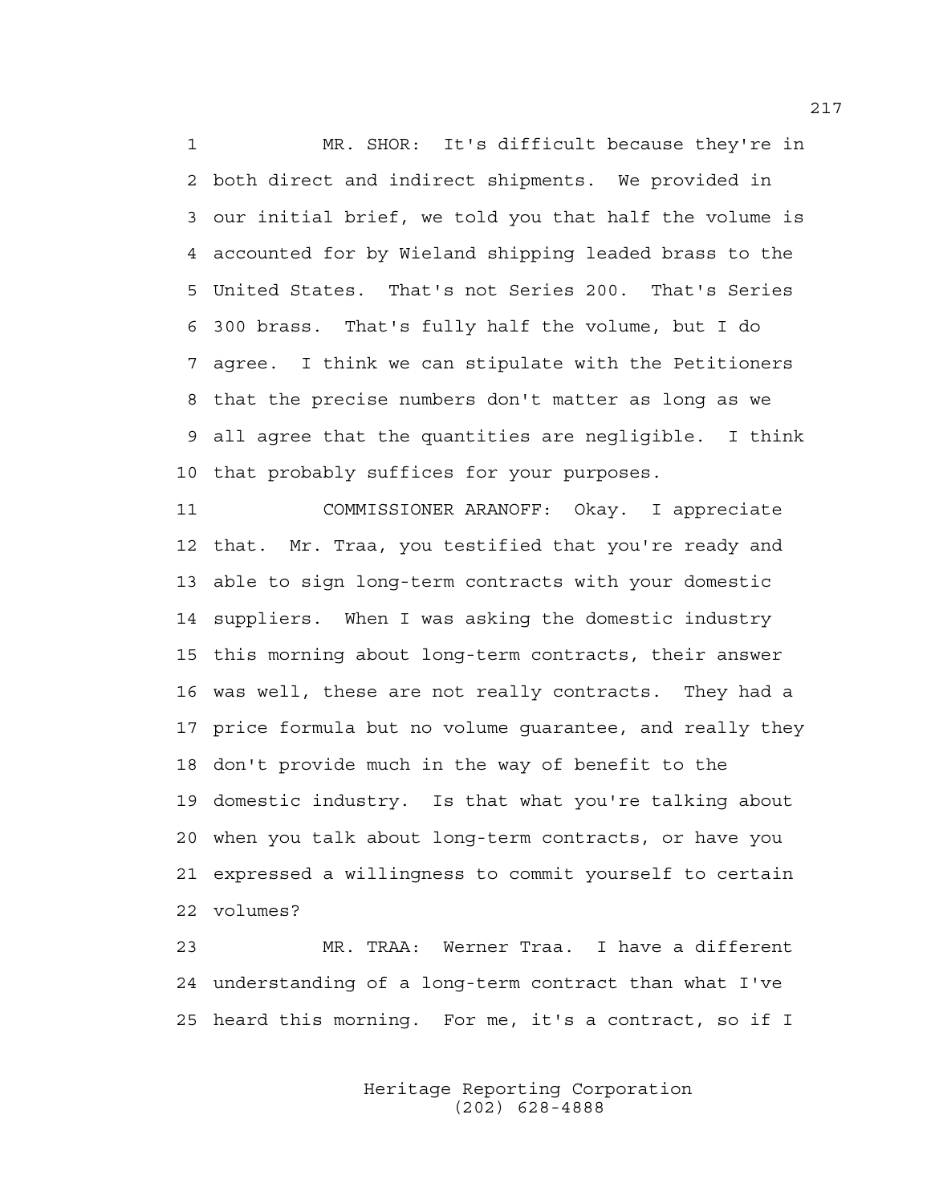MR. SHOR: It's difficult because they're in both direct and indirect shipments. We provided in our initial brief, we told you that half the volume is accounted for by Wieland shipping leaded brass to the United States. That's not Series 200. That's Series 300 brass. That's fully half the volume, but I do agree. I think we can stipulate with the Petitioners that the precise numbers don't matter as long as we all agree that the quantities are negligible. I think that probably suffices for your purposes.

COMMISSIONER ARANOFF: Okay. I appreciate that. Mr. Traa, you testified that you're ready and able to sign long-term contracts with your domestic suppliers. When I was asking the domestic industry this morning about long-term contracts, their answer was well, these are not really contracts. They had a price formula but no volume guarantee, and really they don't provide much in the way of benefit to the domestic industry. Is that what you're talking about when you talk about long-term contracts, or have you expressed a willingness to commit yourself to certain volumes?

MR. TRAA: Werner Traa. I have a different understanding of a long-term contract than what I've heard this morning. For me, it's a contract, so if I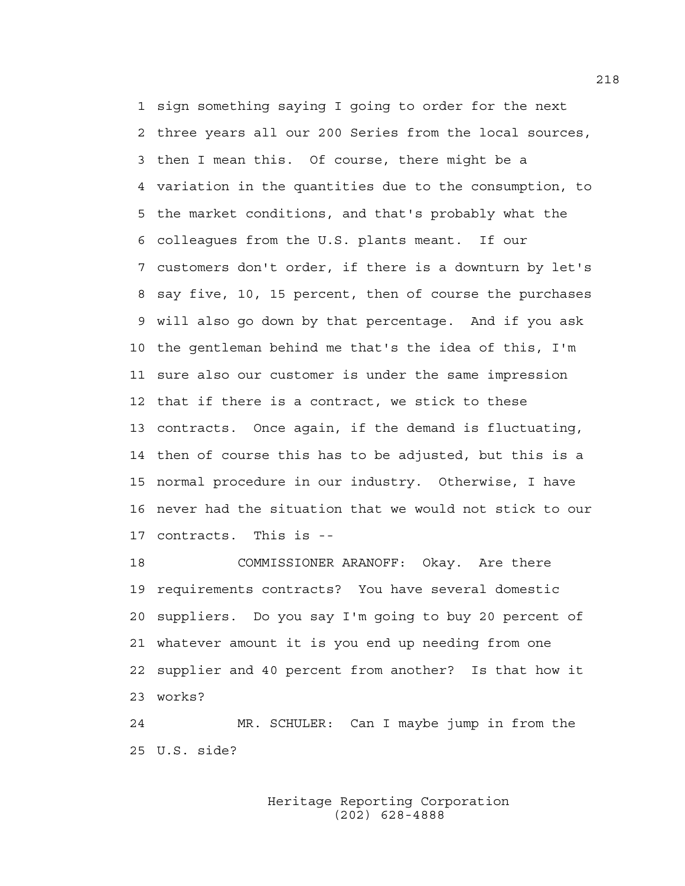1 sign something saying I going to order for the next
2 three years all our 200 Series from the local sources,
3 then I mean this. Of course, there might be a
4 variation in the quantities due to the consumption, to
5 the market conditions, and that's probably what the
6 colleagues from the U.S. plants meant. If our
7 customers don't order, if there is a downturn by let's
8 say five, 10, 15 percent, then of course the purchases
9 will also go down by that percentage. And if you ask
10 the gentleman behind me that's the idea of this, I'm
11 sure also our customer is under the same impression
12 that if there is a contract, we stick to these
13 contracts. Once again, if the demand is fluctuating,
14 then of course this has to be adjusted, but this is a
15 normal procedure in our industry. Otherwise, I have
16 never had the situation that we would not stick to our
17 contracts. This is --

18 COMMISSIONER ARANOFF: Okay. Are there
19 requirements contracts? You have several domestic
20 suppliers. Do you say I'm going to buy 20 percent of
21 whatever amount it is you end up needing from one
22 supplier and 40 percent from another? Is that how it
23 works?

24 MR. SCHULER: Can I maybe jump in from the
25 U.S. side?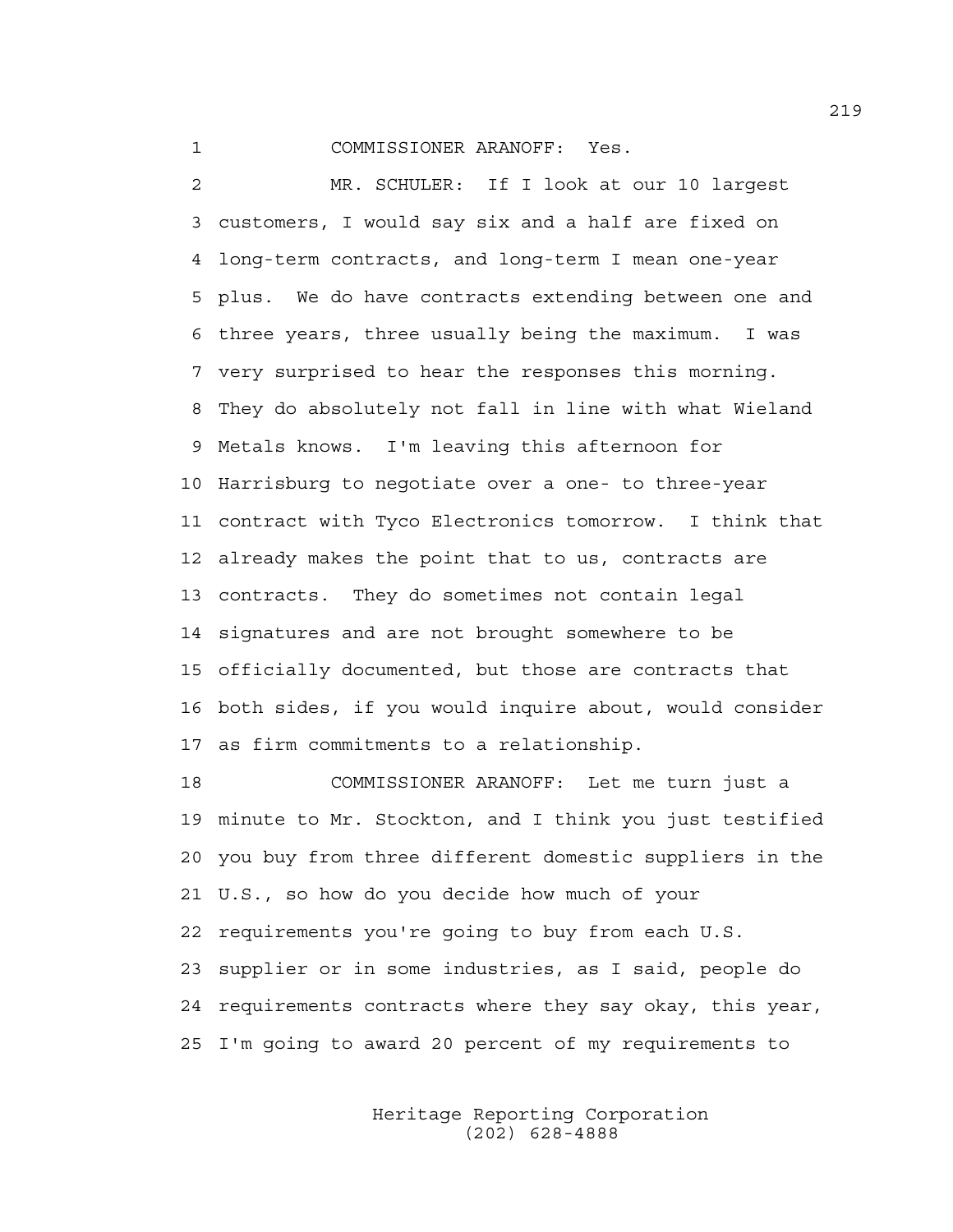1 COMMISSIONER ARANOFF: Yes.

2 MR. SCHULER: If I look at our 10 largest
3 customers, I would say six and a half are fixed on
4 long-term contracts, and long-term I mean one-year
5 plus. We do have contracts extending between one and
6 three years, three usually being the maximum. I was
7 very surprised to hear the responses this morning.
8 They do absolutely not fall in line with what Wieland
9 Metals knows. I'm leaving this afternoon for
10 Harrisburg to negotiate over a one- to three-year
11 contract with Tyco Electronics tomorrow. I think that
12 already makes the point that to us, contracts are
13 contracts. They do sometimes not contain legal
14 signatures and are not brought somewhere to be
15 officially documented, but those are contracts that
16 both sides, if you would inquire about, would consider
17 as firm commitments to a relationship.

18 COMMISSIONER ARANOFF: Let me turn just a
19 minute to Mr. Stockton, and I think you just testified
20 you buy from three different domestic suppliers in the
21 U.S., so how do you decide how much of your
22 requirements you're going to buy from each U.S.
23 supplier or in some industries, as I said, people do
24 requirements contracts where they say okay, this year,
25 I'm going to award 20 percent of my requirements to

Heritage Reporting Corporation
(202) 628-4888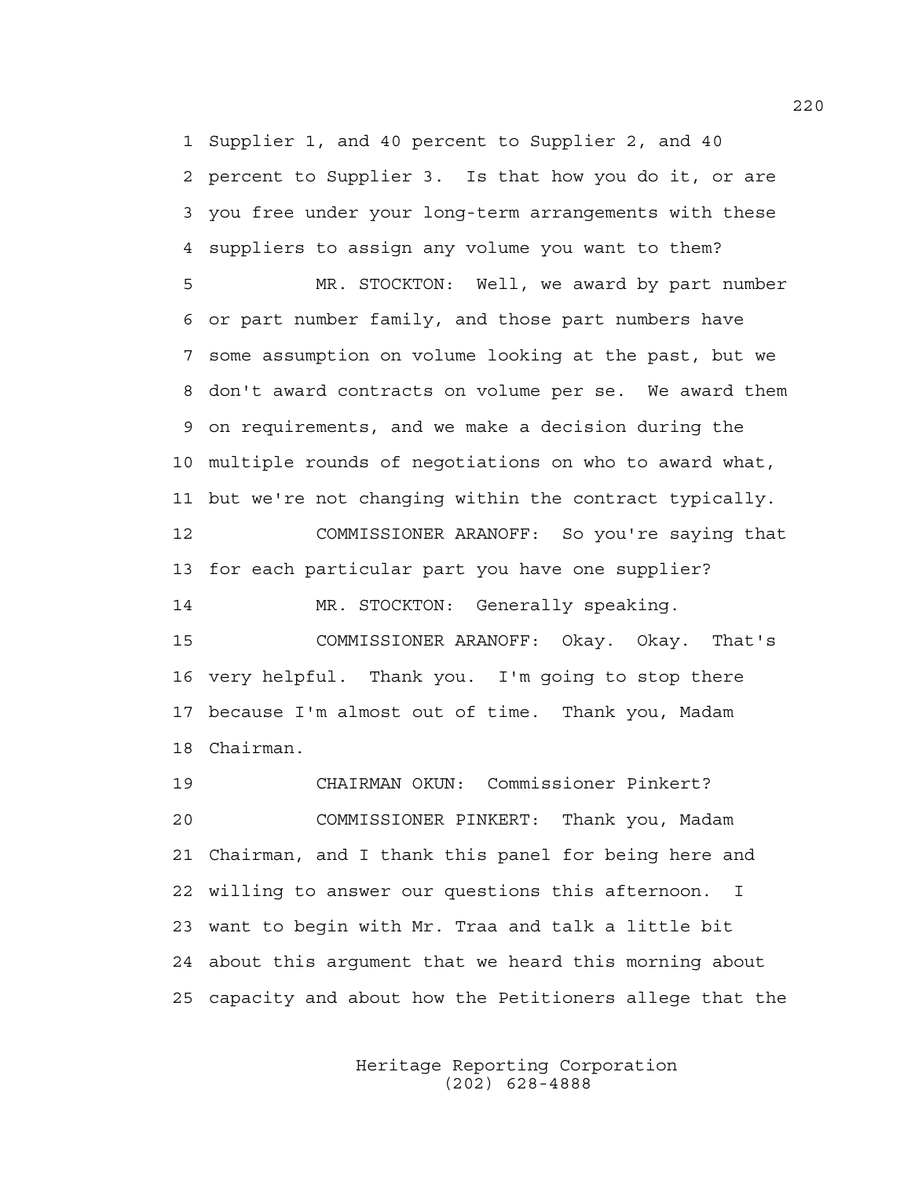1 Supplier 1, and 40 percent to Supplier 2, and 40
2 percent to Supplier 3. Is that how you do it, or are
3 you free under your long-term arrangements with these
4 suppliers to assign any volume you want to them?
5 MR. STOCKTON: Well, we award by part number
6 or part number family, and those part numbers have
7 some assumption on volume looking at the past, but we
8 don't award contracts on volume per se. We award them
9 on requirements, and we make a decision during the
10 multiple rounds of negotiations on who to award what,
11 but we're not changing within the contract typically.
12 COMMISSIONER ARANOFF: So you're saying that
13 for each particular part you have one supplier?
14 MR. STOCKTON: Generally speaking.
15 COMMISSIONER ARANOFF: Okay. Okay. That's
16 very helpful. Thank you. I'm going to stop there
17 because I'm almost out of time. Thank you, Madam
18 Chairman.
19 CHAIRMAN OKUN: Commissioner Pinkert?
20 COMMISSIONER PINKERT: Thank you, Madam
21 Chairman, and I thank this panel for being here and
22 willing to answer our questions this afternoon. I
23 want to begin with Mr. Traa and talk a little bit
24 about this argument that we heard this morning about
25 capacity and about how the Petitioners allege that the

Heritage Reporting Corporation
(202) 628-4888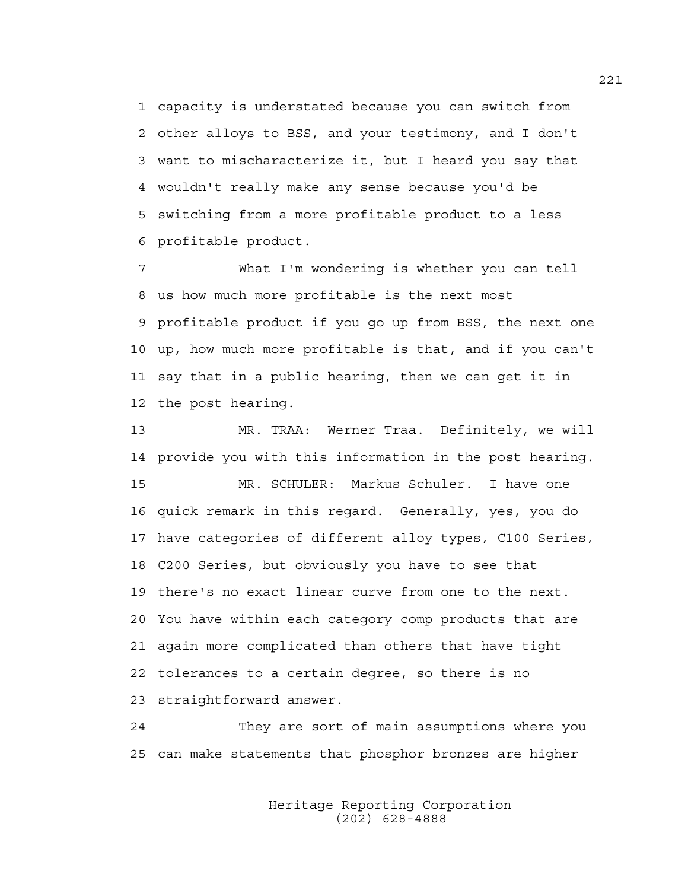capacity is understated because you can switch from other alloys to BSS, and your testimony, and I don't want to mischaracterize it, but I heard you say that wouldn't really make any sense because you'd be switching from a more profitable product to a less profitable product.

What I'm wondering is whether you can tell us how much more profitable is the next most profitable product if you go up from BSS, the next one up, how much more profitable is that, and if you can't say that in a public hearing, then we can get it in the post hearing.

MR. TRAA: Werner Traa. Definitely, we will provide you with this information in the post hearing.

MR. SCHULER: Markus Schuler. I have one quick remark in this regard. Generally, yes, you do have categories of different alloy types, C100 Series, C200 Series, but obviously you have to see that there's no exact linear curve from one to the next. You have within each category comp products that are again more complicated than others that have tight tolerances to a certain degree, so there is no straightforward answer.

They are sort of main assumptions where you can make statements that phosphor bronzes are higher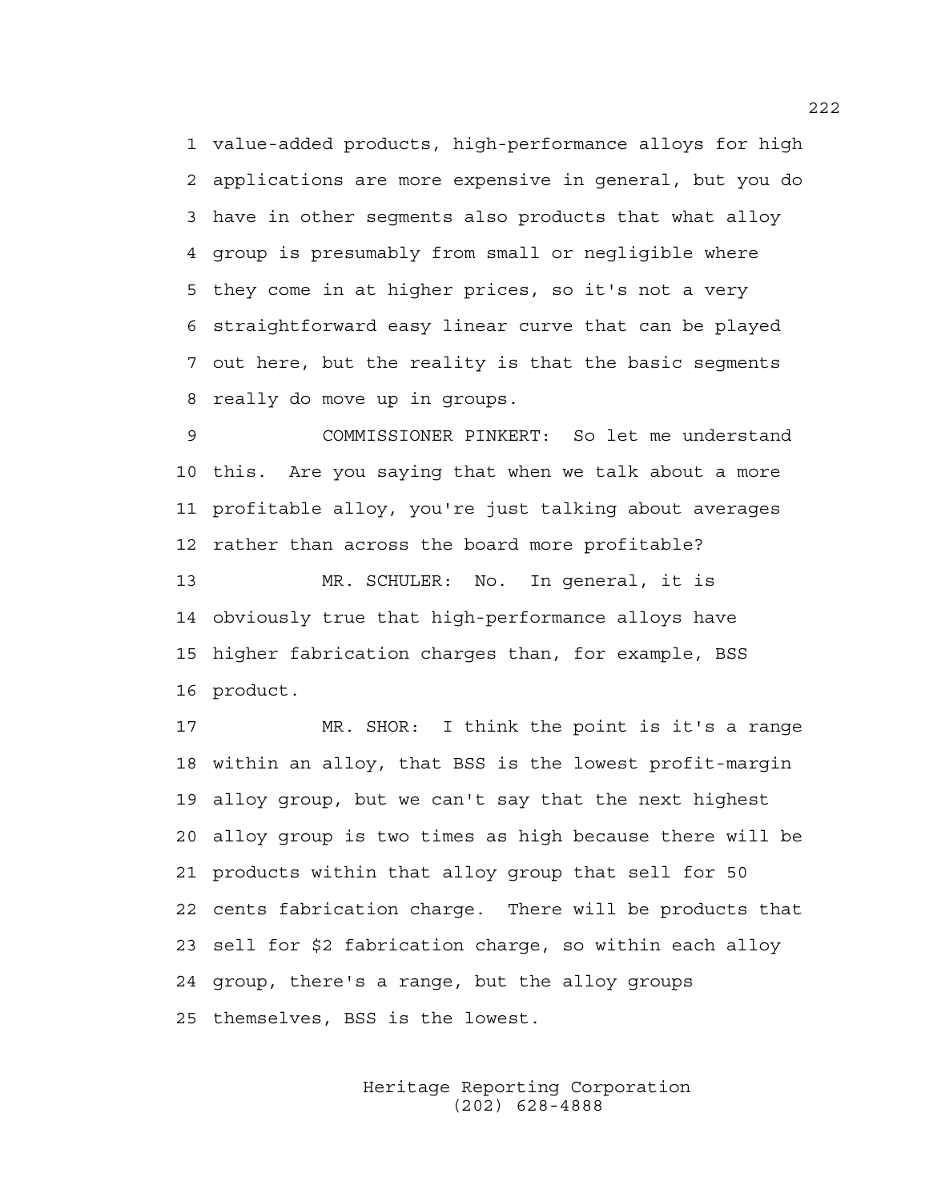value-added products, high-performance alloys for high applications are more expensive in general, but you do have in other segments also products that what alloy group is presumably from small or negligible where they come in at higher prices, so it's not a very straightforward easy linear curve that can be played out here, but the reality is that the basic segments really do move up in groups.

COMMISSIONER PINKERT: So let me understand this. Are you saying that when we talk about a more profitable alloy, you're just talking about averages rather than across the board more profitable?

MR. SCHULER: No. In general, it is obviously true that high-performance alloys have higher fabrication charges than, for example, BSS product.

MR. SHOR: I think the point is it's a range within an alloy, that BSS is the lowest profit-margin alloy group, but we can't say that the next highest alloy group is two times as high because there will be products within that alloy group that sell for 50 cents fabrication charge. There will be products that sell for $2 fabrication charge, so within each alloy group, there's a range, but the alloy groups themselves, BSS is the lowest.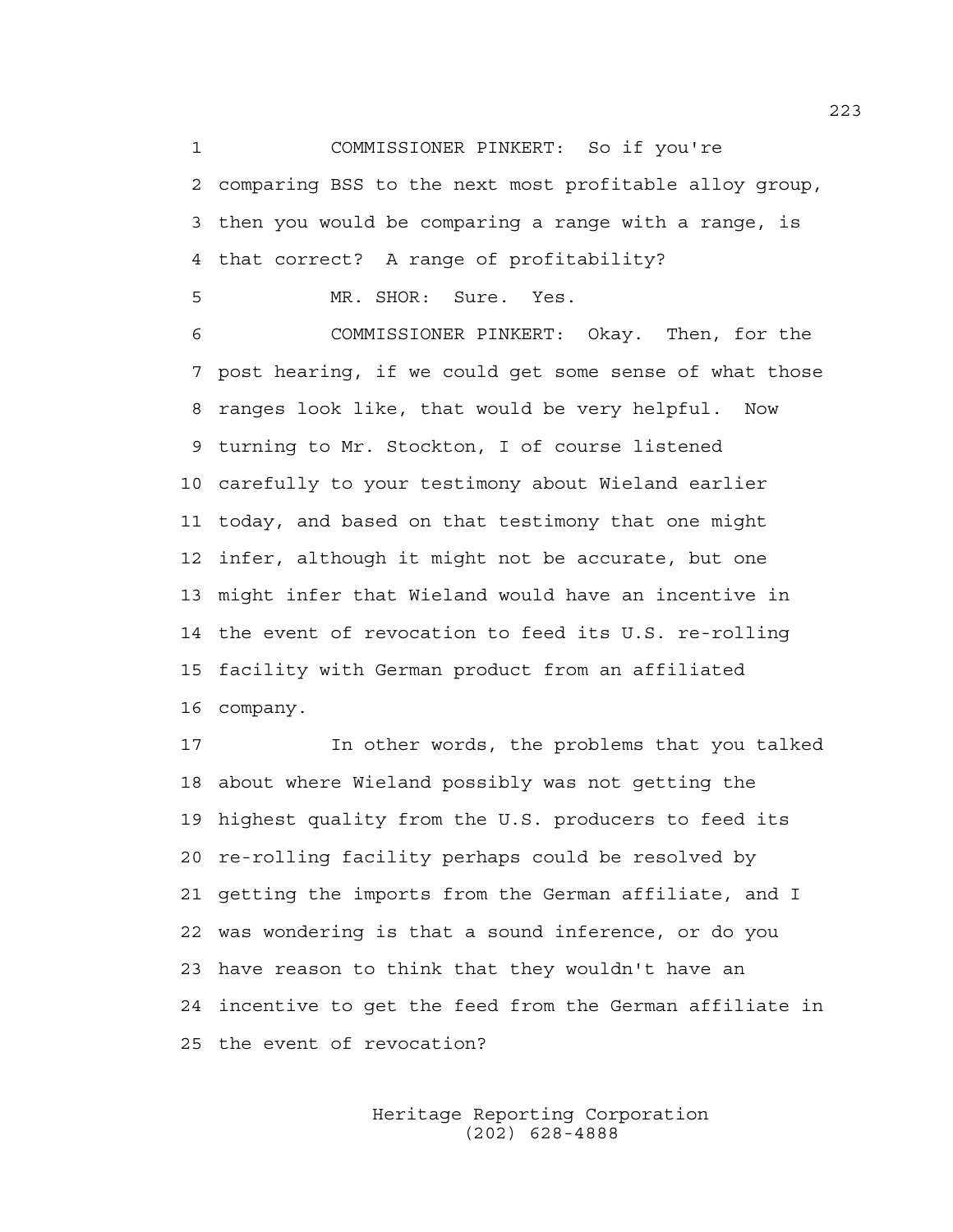COMMISSIONER PINKERT: So if you're comparing BSS to the next most profitable alloy group, then you would be comparing a range with a range, is that correct? A range of profitability?

MR. SHOR: Sure. Yes.

COMMISSIONER PINKERT: Okay. Then, for the post hearing, if we could get some sense of what those ranges look like, that would be very helpful. Now turning to Mr. Stockton, I of course listened carefully to your testimony about Wieland earlier today, and based on that testimony that one might infer, although it might not be accurate, but one might infer that Wieland would have an incentive in the event of revocation to feed its U.S. re-rolling facility with German product from an affiliated company.

In other words, the problems that you talked about where Wieland possibly was not getting the highest quality from the U.S. producers to feed its re-rolling facility perhaps could be resolved by getting the imports from the German affiliate, and I was wondering is that a sound inference, or do you have reason to think that they wouldn't have an incentive to get the feed from the German affiliate in the event of revocation?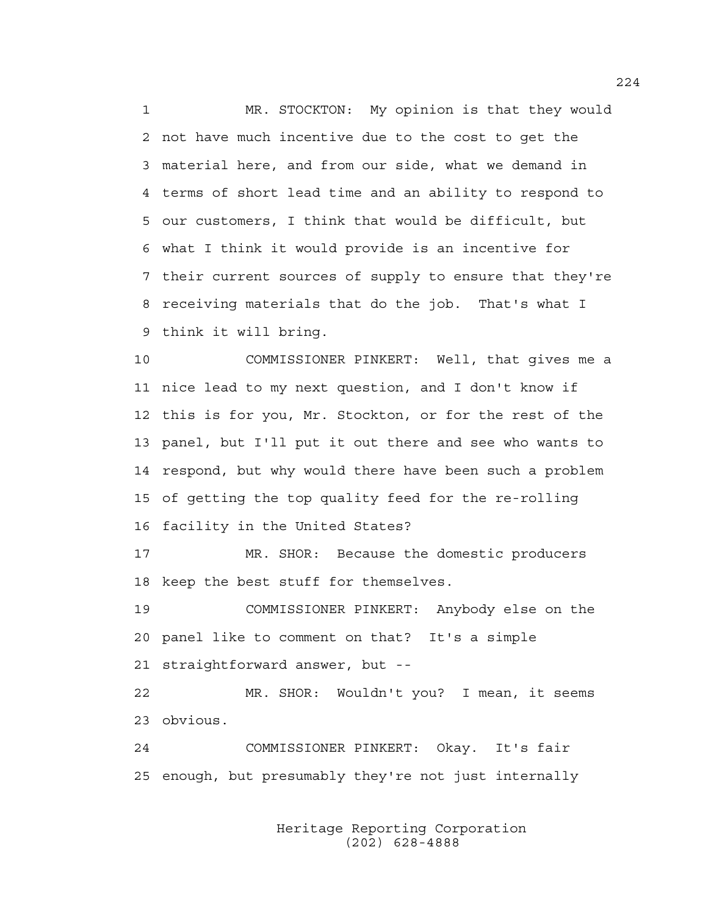MR. STOCKTON: My opinion is that they would not have much incentive due to the cost to get the material here, and from our side, what we demand in terms of short lead time and an ability to respond to our customers, I think that would be difficult, but what I think it would provide is an incentive for their current sources of supply to ensure that they're receiving materials that do the job. That's what I think it will bring.

COMMISSIONER PINKERT: Well, that gives me a nice lead to my next question, and I don't know if this is for you, Mr. Stockton, or for the rest of the panel, but I'll put it out there and see who wants to respond, but why would there have been such a problem of getting the top quality feed for the re-rolling facility in the United States?

MR. SHOR: Because the domestic producers keep the best stuff for themselves.

COMMISSIONER PINKERT: Anybody else on the panel like to comment on that? It's a simple straightforward answer, but --

MR. SHOR: Wouldn't you? I mean, it seems obvious.

COMMISSIONER PINKERT: Okay. It's fair enough, but presumably they're not just internally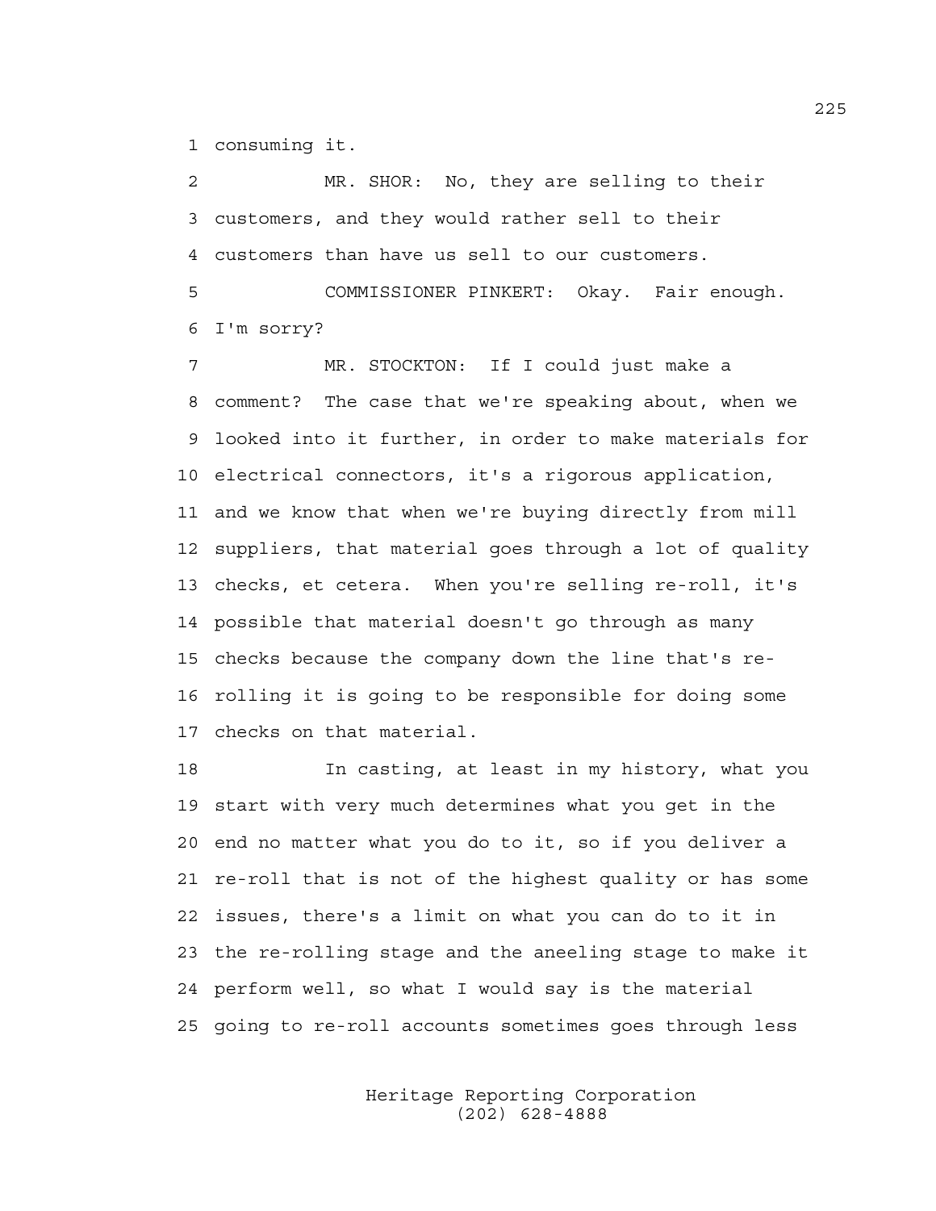1 consuming it.

2 MR. SHOR: No, they are selling to their
3 customers, and they would rather sell to their
4 customers than have us sell to our customers.

5 COMMISSIONER PINKERT: Okay. Fair enough.
6 I'm sorry?

7 MR. STOCKTON: If I could just make a
8 comment? The case that we're speaking about, when we
9 looked into it further, in order to make materials for
10 electrical connectors, it's a rigorous application,
11 and we know that when we're buying directly from mill
12 suppliers, that material goes through a lot of quality
13 checks, et cetera. When you're selling re-roll, it's
14 possible that material doesn't go through as many
15 checks because the company down the line that's re-
16 rolling it is going to be responsible for doing some
17 checks on that material.

18 In casting, at least in my history, what you
19 start with very much determines what you get in the
20 end no matter what you do to it, so if you deliver a
21 re-roll that is not of the highest quality or has some
22 issues, there's a limit on what you can do to it in
23 the re-rolling stage and the aneeling stage to make it
24 perform well, so what I would say is the material
25 going to re-roll accounts sometimes goes through less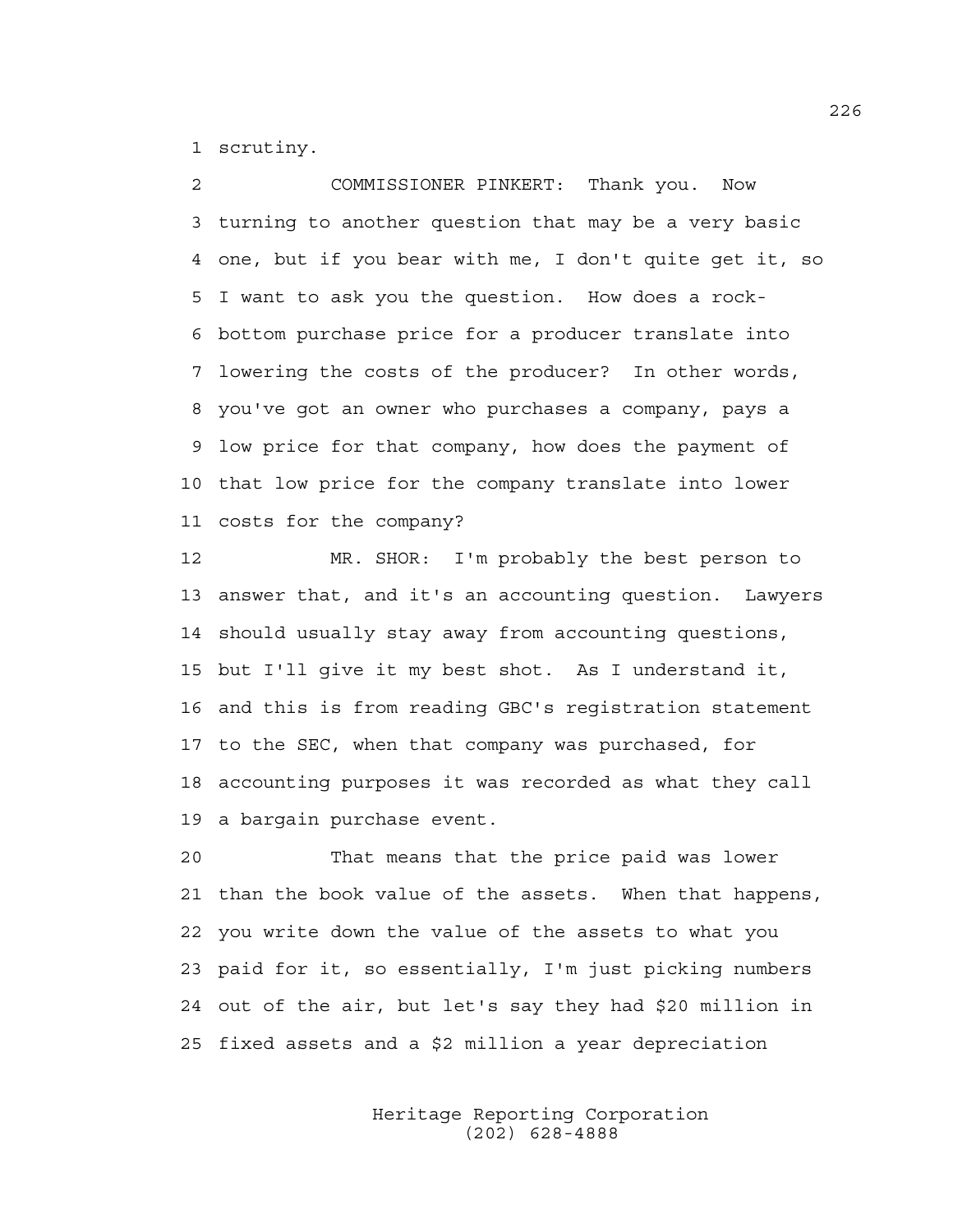1 scrutiny.

2 COMMISSIONER PINKERT: Thank you. Now
3 turning to another question that may be a very basic
4 one, but if you bear with me, I don't quite get it, so
5 I want to ask you the question. How does a rock-
6 bottom purchase price for a producer translate into
7 lowering the costs of the producer? In other words,
8 you've got an owner who purchases a company, pays a
9 low price for that company, how does the payment of
10 that low price for the company translate into lower
11 costs for the company?

12 MR. SHOR: I'm probably the best person to
13 answer that, and it's an accounting question. Lawyers
14 should usually stay away from accounting questions,
15 but I'll give it my best shot. As I understand it,
16 and this is from reading GBC's registration statement
17 to the SEC, when that company was purchased, for
18 accounting purposes it was recorded as what they call
19 a bargain purchase event.

20 That means that the price paid was lower
21 than the book value of the assets. When that happens,
22 you write down the value of the assets to what you
23 paid for it, so essentially, I'm just picking numbers
24 out of the air, but let's say they had $20 million in
25 fixed assets and a $2 million a year depreciation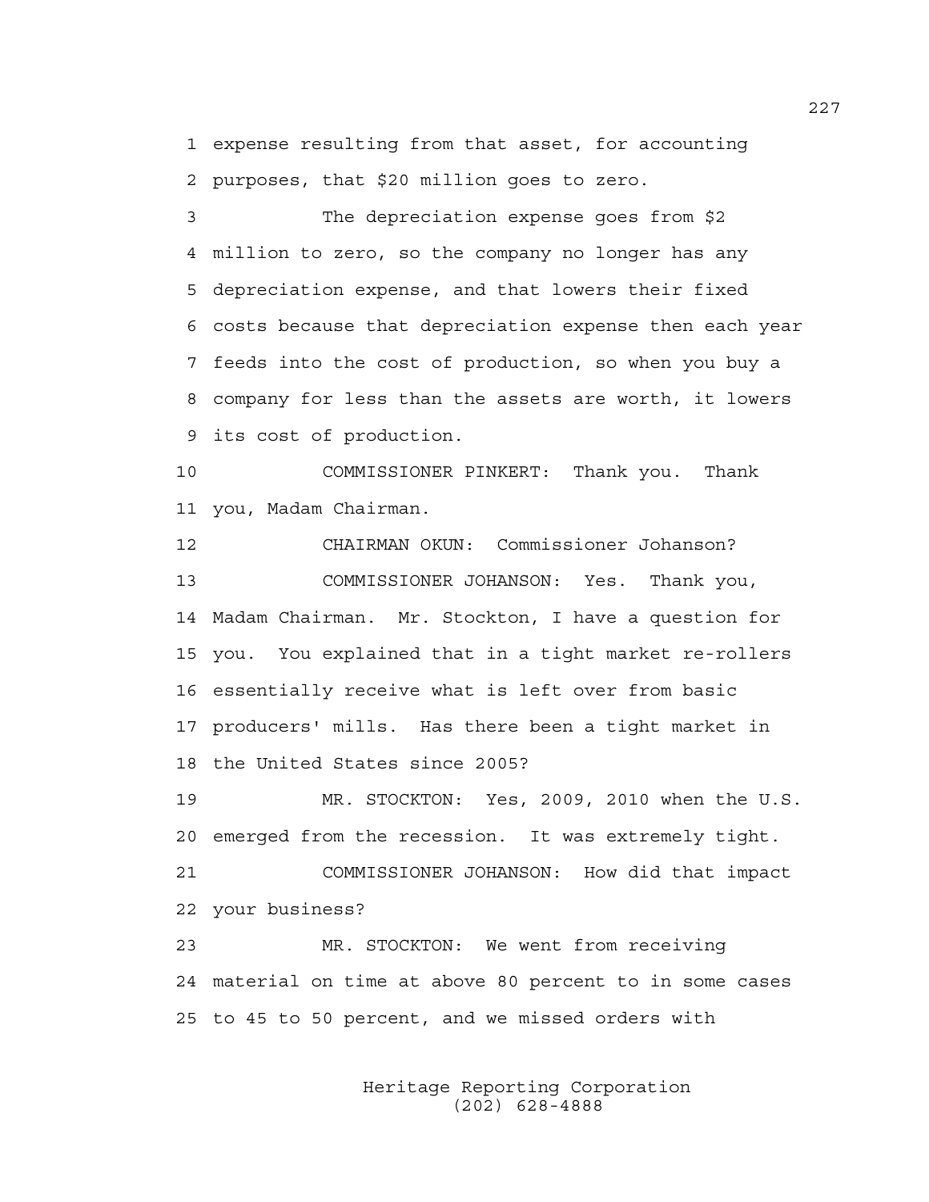1 expense resulting from that asset, for accounting
2 purposes, that $20 million goes to zero.

3 The depreciation expense goes from $2
4 million to zero, so the company no longer has any
5 depreciation expense, and that lowers their fixed
6 costs because that depreciation expense then each year
7 feeds into the cost of production, so when you buy a
8 company for less than the assets are worth, it lowers
9 its cost of production.

10 COMMISSIONER PINKERT: Thank you. Thank
11 you, Madam Chairman.

12 CHAIRMAN OKUN: Commissioner Johanson?

13 COMMISSIONER JOHANSON: Yes. Thank you,
14 Madam Chairman. Mr. Stockton, I have a question for
15 you. You explained that in a tight market re-rollers
16 essentially receive what is left over from basic
17 producers' mills. Has there been a tight market in
18 the United States since 2005?

19 MR. STOCKTON: Yes, 2009, 2010 when the U.S.
20 emerged from the recession. It was extremely tight.

21 COMMISSIONER JOHANSON: How did that impact
22 your business?

23 MR. STOCKTON: We went from receiving
24 material on time at above 80 percent to in some cases
25 to 45 to 50 percent, and we missed orders with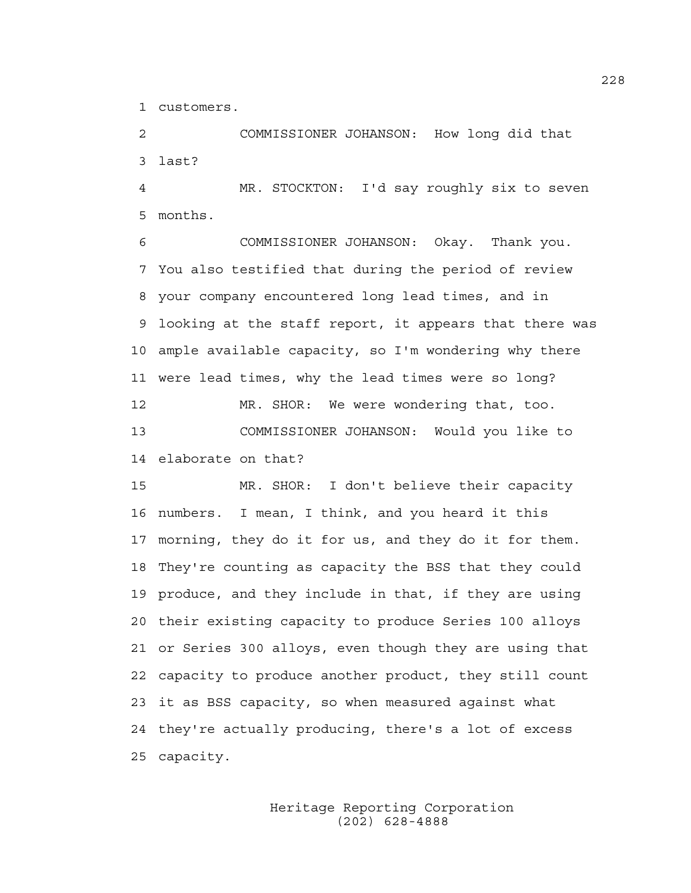customers.

COMMISSIONER JOHANSON: How long did that last?

MR. STOCKTON: I'd say roughly six to seven months.

COMMISSIONER JOHANSON: Okay. Thank you. You also testified that during the period of review your company encountered long lead times, and in looking at the staff report, it appears that there was ample available capacity, so I'm wondering why there were lead times, why the lead times were so long?

MR. SHOR: We were wondering that, too.

COMMISSIONER JOHANSON: Would you like to elaborate on that?

MR. SHOR: I don't believe their capacity numbers. I mean, I think, and you heard it this morning, they do it for us, and they do it for them. They're counting as capacity the BSS that they could produce, and they include in that, if they are using their existing capacity to produce Series 100 alloys or Series 300 alloys, even though they are using that capacity to produce another product, they still count it as BSS capacity, so when measured against what they're actually producing, there's a lot of excess capacity.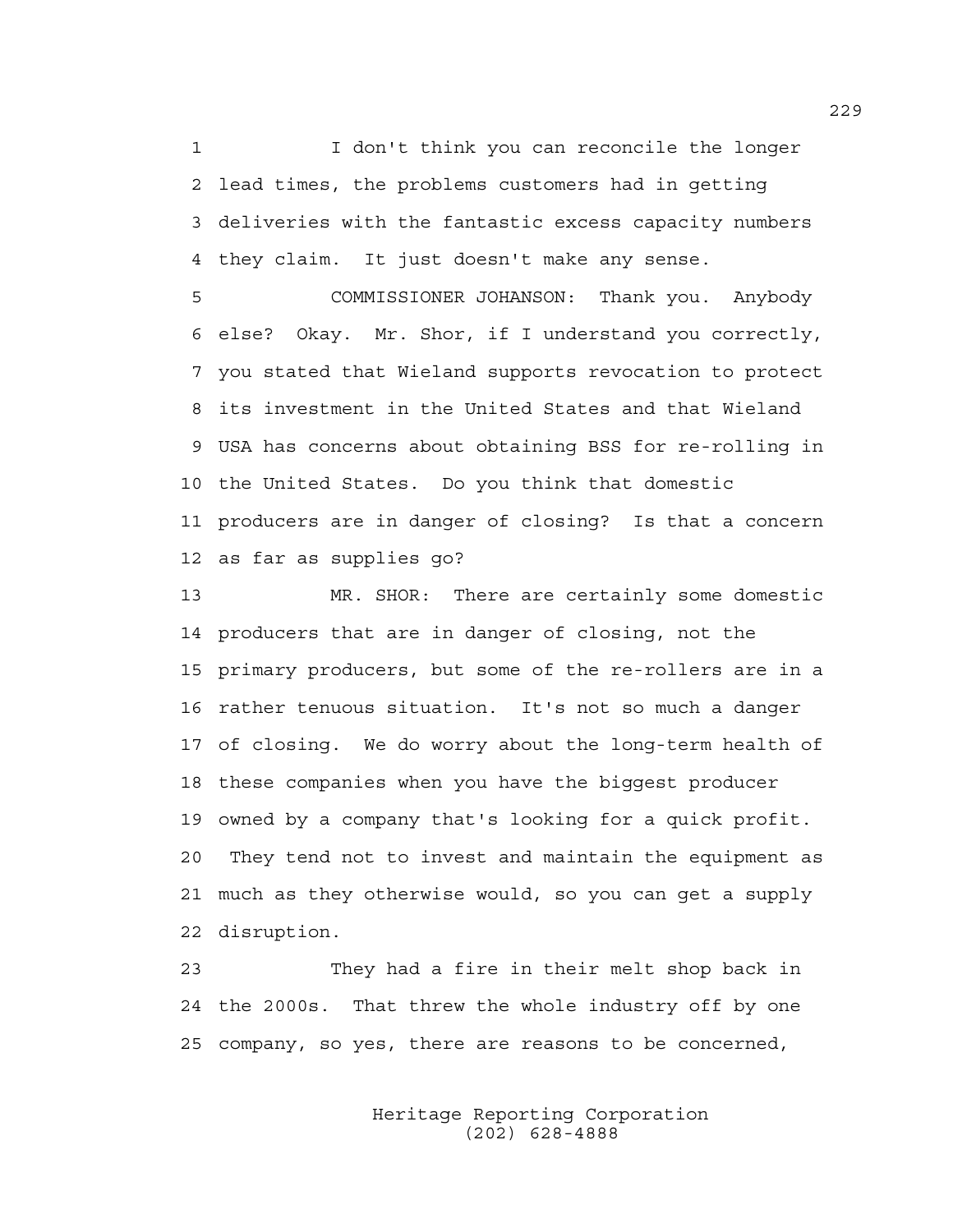I don't think you can reconcile the longer lead times, the problems customers had in getting deliveries with the fantastic excess capacity numbers they claim. It just doesn't make any sense.

COMMISSIONER JOHANSON: Thank you. Anybody else? Okay. Mr. Shor, if I understand you correctly, you stated that Wieland supports revocation to protect its investment in the United States and that Wieland USA has concerns about obtaining BSS for re-rolling in the United States. Do you think that domestic producers are in danger of closing? Is that a concern as far as supplies go?

MR. SHOR: There are certainly some domestic producers that are in danger of closing, not the primary producers, but some of the re-rollers are in a rather tenuous situation. It's not so much a danger of closing. We do worry about the long-term health of these companies when you have the biggest producer owned by a company that's looking for a quick profit. They tend not to invest and maintain the equipment as much as they otherwise would, so you can get a supply disruption.

They had a fire in their melt shop back in the 2000s. That threw the whole industry off by one company, so yes, there are reasons to be concerned,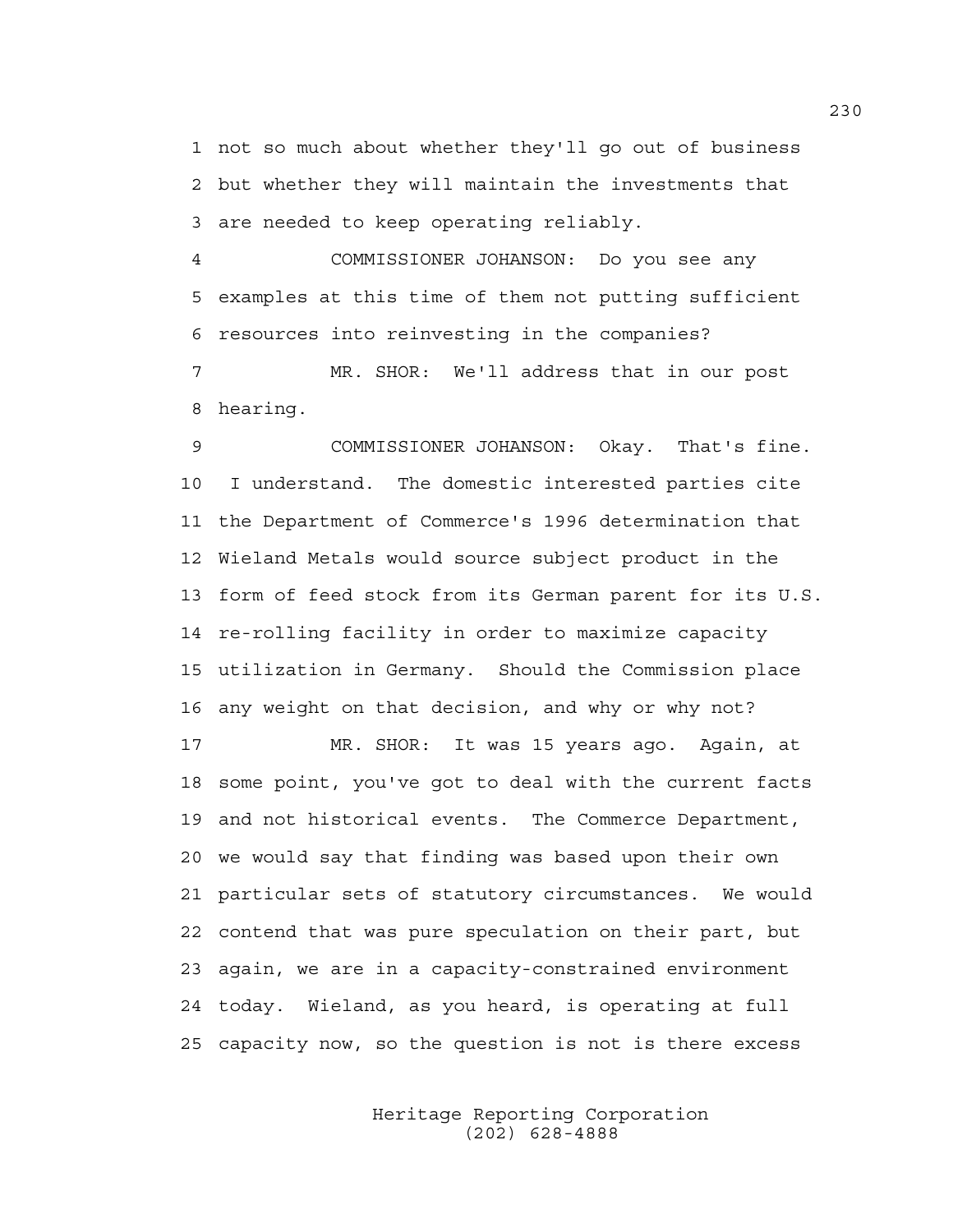not so much about whether they'll go out of business but whether they will maintain the investments that are needed to keep operating reliably.

COMMISSIONER JOHANSON: Do you see any examples at this time of them not putting sufficient resources into reinvesting in the companies?

MR. SHOR: We'll address that in our post hearing.

COMMISSIONER JOHANSON: Okay. That's fine. I understand. The domestic interested parties cite the Department of Commerce's 1996 determination that Wieland Metals would source subject product in the form of feed stock from its German parent for its U.S. re-rolling facility in order to maximize capacity utilization in Germany. Should the Commission place any weight on that decision, and why or why not?

MR. SHOR: It was 15 years ago. Again, at some point, you've got to deal with the current facts and not historical events. The Commerce Department, we would say that finding was based upon their own particular sets of statutory circumstances. We would contend that was pure speculation on their part, but again, we are in a capacity-constrained environment today. Wieland, as you heard, is operating at full capacity now, so the question is not is there excess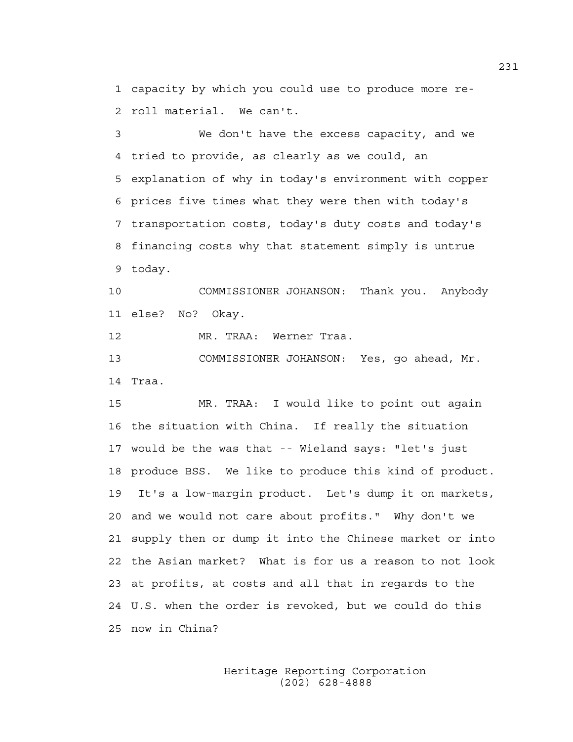capacity by which you could use to produce more re-roll material. We can't.

We don't have the excess capacity, and we tried to provide, as clearly as we could, an explanation of why in today's environment with copper prices five times what they were then with today's transportation costs, today's duty costs and today's financing costs why that statement simply is untrue today.

COMMISSIONER JOHANSON: Thank you. Anybody else? No? Okay.

MR. TRAA: Werner Traa.

COMMISSIONER JOHANSON: Yes, go ahead, Mr. Traa.

MR. TRAA: I would like to point out again the situation with China. If really the situation would be the was that -- Wieland says: "let's just produce BSS. We like to produce this kind of product. It's a low-margin product. Let's dump it on markets, and we would not care about profits." Why don't we supply then or dump it into the Chinese market or into the Asian market? What is for us a reason to not look at profits, at costs and all that in regards to the U.S. when the order is revoked, but we could do this now in China?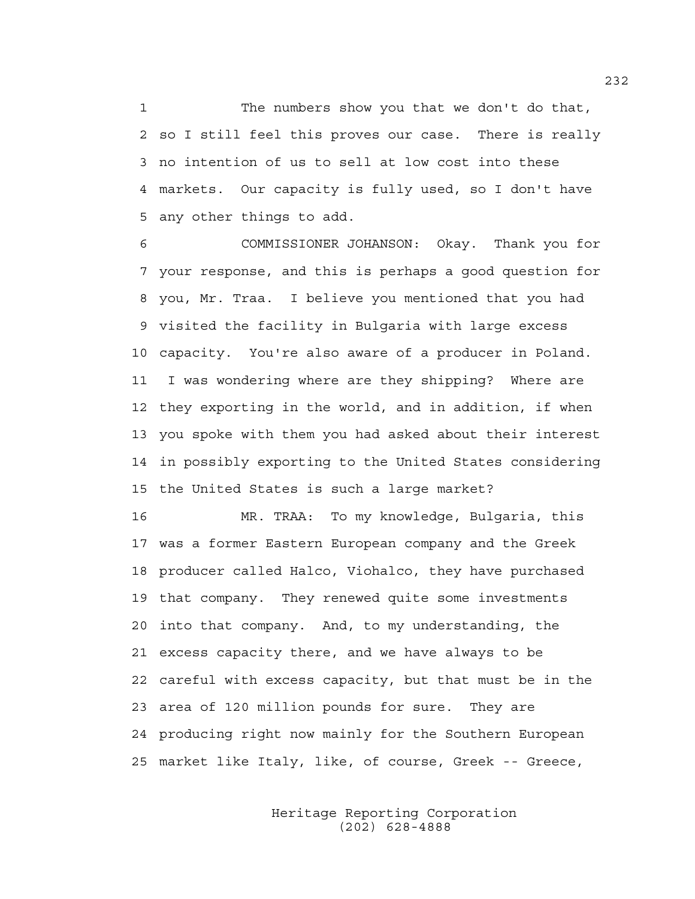The numbers show you that we don't do that, so I still feel this proves our case. There is really no intention of us to sell at low cost into these markets. Our capacity is fully used, so I don't have any other things to add.

COMMISSIONER JOHANSON: Okay. Thank you for your response, and this is perhaps a good question for you, Mr. Traa. I believe you mentioned that you had visited the facility in Bulgaria with large excess capacity. You're also aware of a producer in Poland. I was wondering where are they shipping? Where are they exporting in the world, and in addition, if when you spoke with them you had asked about their interest in possibly exporting to the United States considering the United States is such a large market?

MR. TRAA: To my knowledge, Bulgaria, this was a former Eastern European company and the Greek producer called Halco, Viohalco, they have purchased that company. They renewed quite some investments into that company. And, to my understanding, the excess capacity there, and we have always to be careful with excess capacity, but that must be in the area of 120 million pounds for sure. They are producing right now mainly for the Southern European market like Italy, like, of course, Greek -- Greece,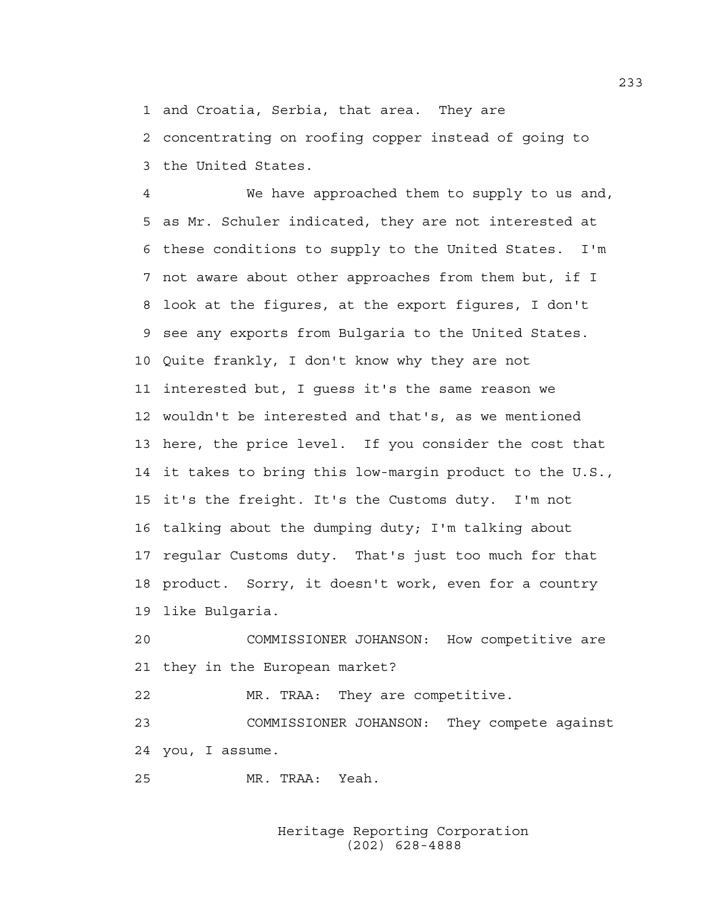1 and Croatia, Serbia, that area. They are
2 concentrating on roofing copper instead of going to
3 the United States.

4 We have approached them to supply to us and,
5 as Mr. Schuler indicated, they are not interested at
6 these conditions to supply to the United States. I'm
7 not aware about other approaches from them but, if I
8 look at the figures, at the export figures, I don't
9 see any exports from Bulgaria to the United States.
10 Quite frankly, I don't know why they are not
11 interested but, I guess it's the same reason we
12 wouldn't be interested and that's, as we mentioned
13 here, the price level. If you consider the cost that
14 it takes to bring this low-margin product to the U.S.,
15 it's the freight. It's the Customs duty. I'm not
16 talking about the dumping duty; I'm talking about
17 regular Customs duty. That's just too much for that
18 product. Sorry, it doesn't work, even for a country
19 like Bulgaria.

20 COMMISSIONER JOHANSON: How competitive are
21 they in the European market?

22 MR. TRAA: They are competitive.

23 COMMISSIONER JOHANSON: They compete against
24 you, I assume.

25 MR. TRAA: Yeah.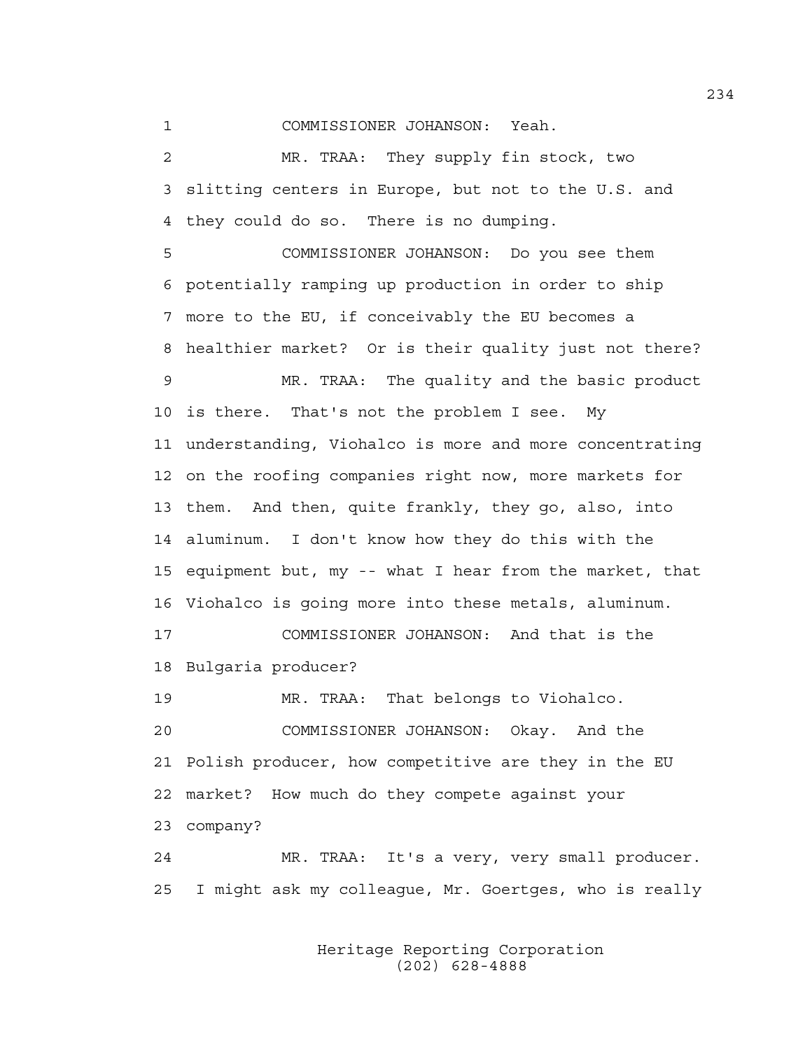1 COMMISSIONER JOHANSON: Yeah.

2 MR. TRAA: They supply fin stock, two
3 slitting centers in Europe, but not to the U.S. and
4 they could do so. There is no dumping.

5 COMMISSIONER JOHANSON: Do you see them
6 potentially ramping up production in order to ship
7 more to the EU, if conceivably the EU becomes a
8 healthier market? Or is their quality just not there?

9 MR. TRAA: The quality and the basic product
10 is there. That's not the problem I see. My
11 understanding, Viohalco is more and more concentrating
12 on the roofing companies right now, more markets for
13 them. And then, quite frankly, they go, also, into
14 aluminum. I don't know how they do this with the
15 equipment but, my -- what I hear from the market, that
16 Viohalco is going more into these metals, aluminum.

17 COMMISSIONER JOHANSON: And that is the
18 Bulgaria producer?

19 MR. TRAA: That belongs to Viohalco.

20 COMMISSIONER JOHANSON: Okay. And the
21 Polish producer, how competitive are they in the EU
22 market? How much do they compete against your
23 company?

24 MR. TRAA: It's a very, very small producer.
25 I might ask my colleague, Mr. Goertges, who is really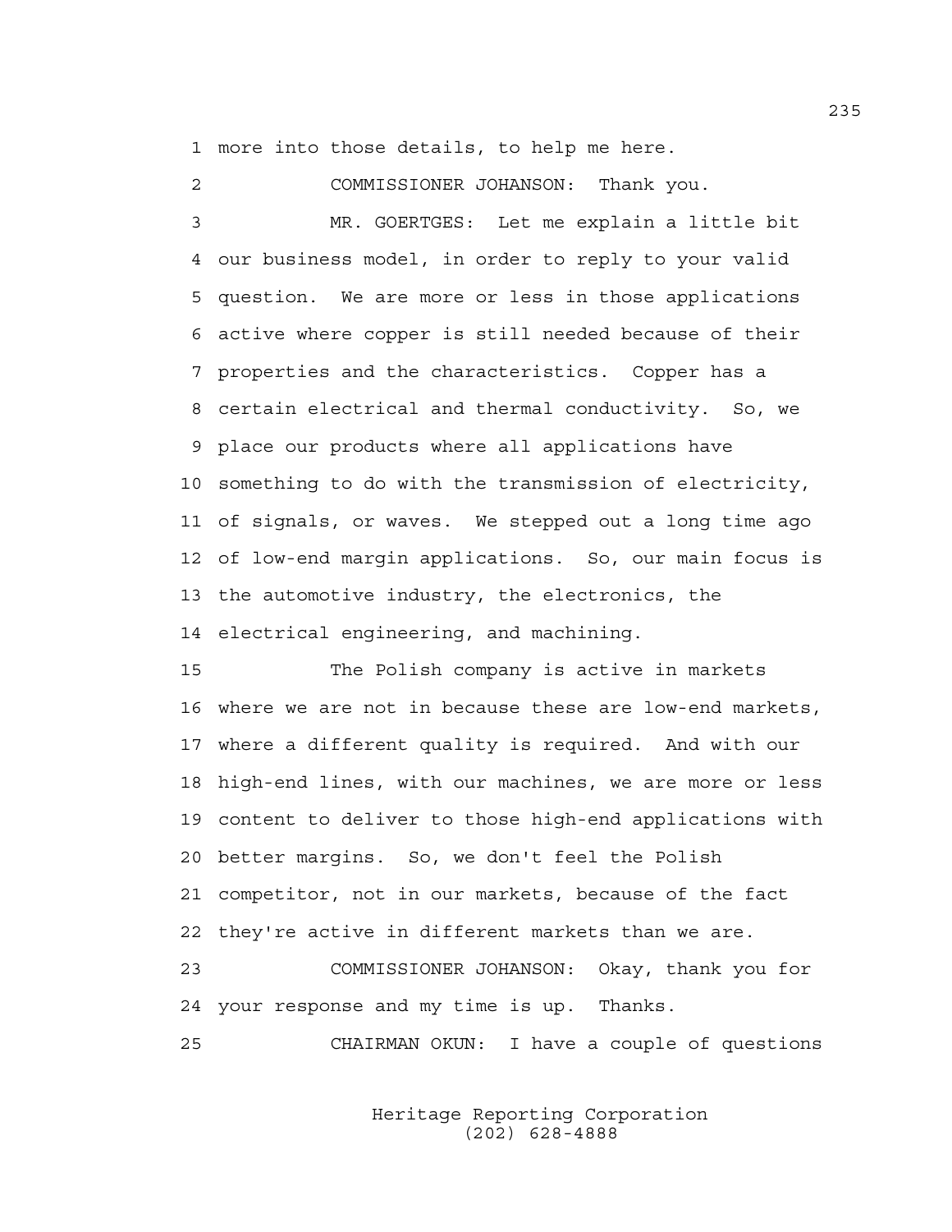1 more into those details, to help me here.

2 COMMISSIONER JOHANSON: Thank you.

3 MR. GOERTGES: Let me explain a little bit
4 our business model, in order to reply to your valid
5 question. We are more or less in those applications
6 active where copper is still needed because of their
7 properties and the characteristics. Copper has a
8 certain electrical and thermal conductivity. So, we
9 place our products where all applications have
10 something to do with the transmission of electricity,
11 of signals, or waves. We stepped out a long time ago
12 of low-end margin applications. So, our main focus is
13 the automotive industry, the electronics, the
14 electrical engineering, and machining.

15 The Polish company is active in markets
16 where we are not in because these are low-end markets,
17 where a different quality is required. And with our
18 high-end lines, with our machines, we are more or less
19 content to deliver to those high-end applications with
20 better margins. So, we don't feel the Polish
21 competitor, not in our markets, because of the fact
22 they're active in different markets than we are.

23 COMMISSIONER JOHANSON: Okay, thank you for
24 your response and my time is up. Thanks.

25 CHAIRMAN OKUN: I have a couple of questions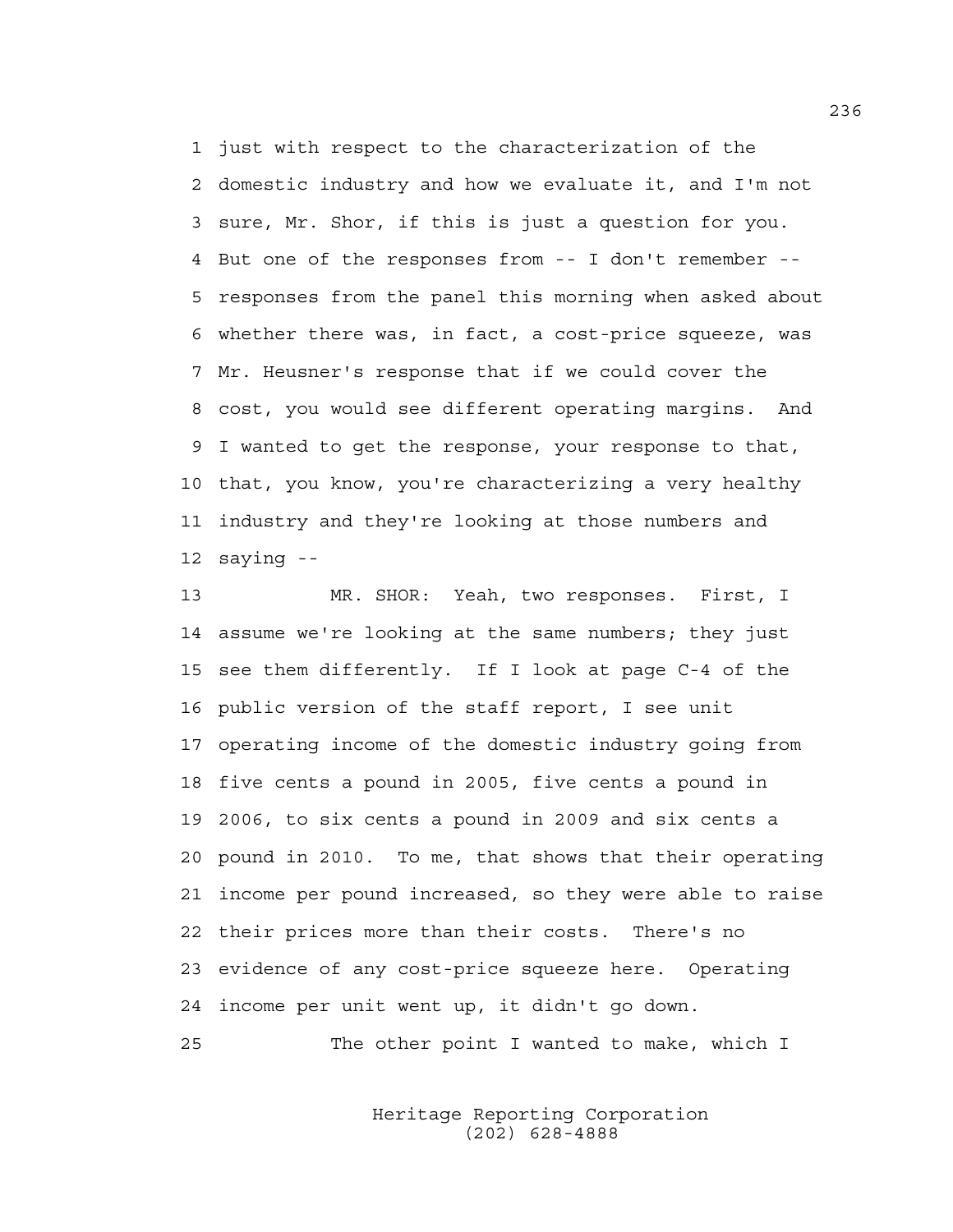1 just with respect to the characterization of the
2 domestic industry and how we evaluate it, and I'm not
3 sure, Mr. Shor, if this is just a question for you.
4 But one of the responses from -- I don't remember --
5 responses from the panel this morning when asked about
6 whether there was, in fact, a cost-price squeeze, was
7 Mr. Heusner's response that if we could cover the
8 cost, you would see different operating margins. And
9 I wanted to get the response, your response to that,
10 that, you know, you're characterizing a very healthy
11 industry and they're looking at those numbers and
12 saying --

13 MR. SHOR: Yeah, two responses. First, I
14 assume we're looking at the same numbers; they just
15 see them differently. If I look at page C-4 of the
16 public version of the staff report, I see unit
17 operating income of the domestic industry going from
18 five cents a pound in 2005, five cents a pound in
19 2006, to six cents a pound in 2009 and six cents a
20 pound in 2010. To me, that shows that their operating
21 income per pound increased, so they were able to raise
22 their prices more than their costs. There's no
23 evidence of any cost-price squeeze here. Operating
24 income per unit went up, it didn't go down.

25 The other point I wanted to make, which I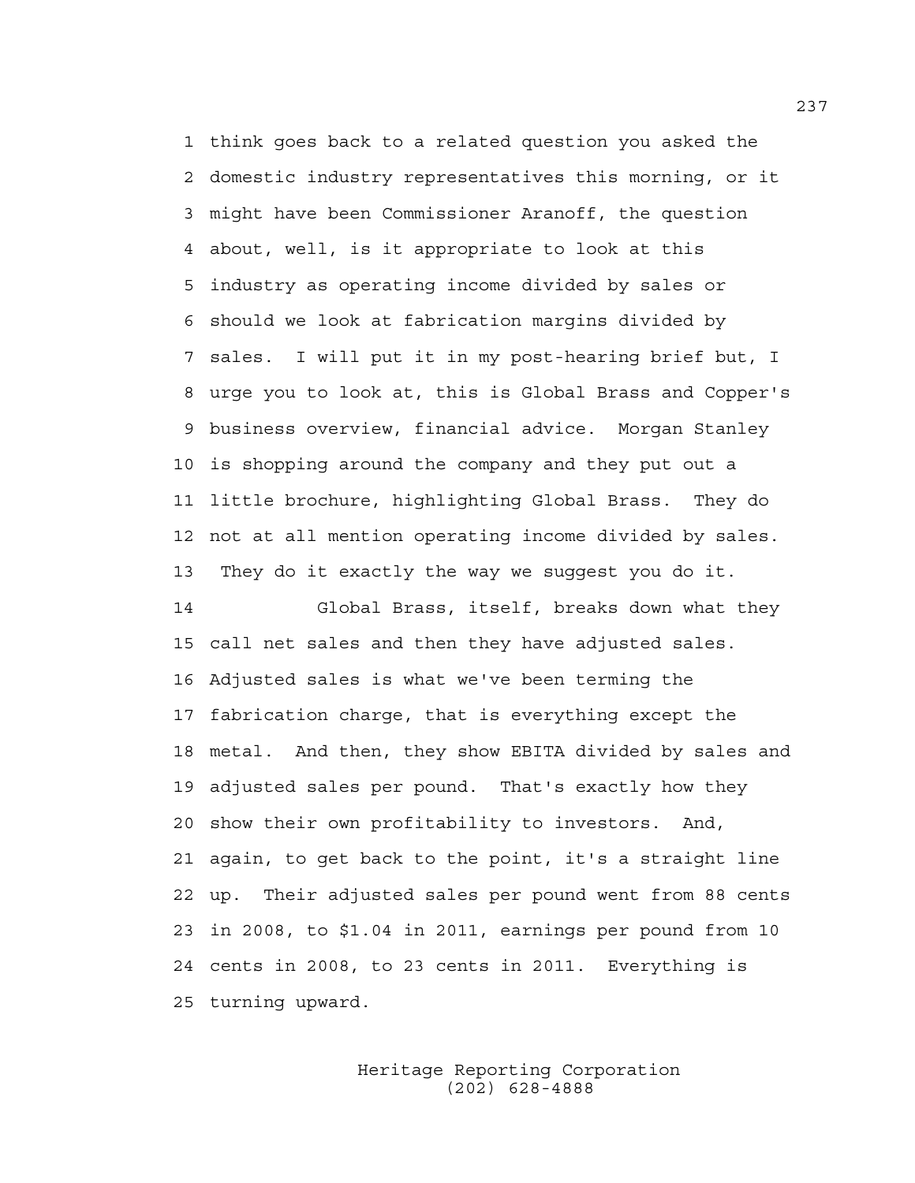think goes back to a related question you asked the domestic industry representatives this morning, or it might have been Commissioner Aranoff, the question about, well, is it appropriate to look at this industry as operating income divided by sales or should we look at fabrication margins divided by sales. I will put it in my post-hearing brief but, I urge you to look at, this is Global Brass and Copper's business overview, financial advice. Morgan Stanley is shopping around the company and they put out a little brochure, highlighting Global Brass. They do not at all mention operating income divided by sales. They do it exactly the way we suggest you do it.

Global Brass, itself, breaks down what they call net sales and then they have adjusted sales. Adjusted sales is what we've been terming the fabrication charge, that is everything except the metal. And then, they show EBITA divided by sales and adjusted sales per pound. That's exactly how they show their own profitability to investors. And, again, to get back to the point, it's a straight line up. Their adjusted sales per pound went from 88 cents in 2008, to $1.04 in 2011, earnings per pound from 10 cents in 2008, to 23 cents in 2011. Everything is turning upward.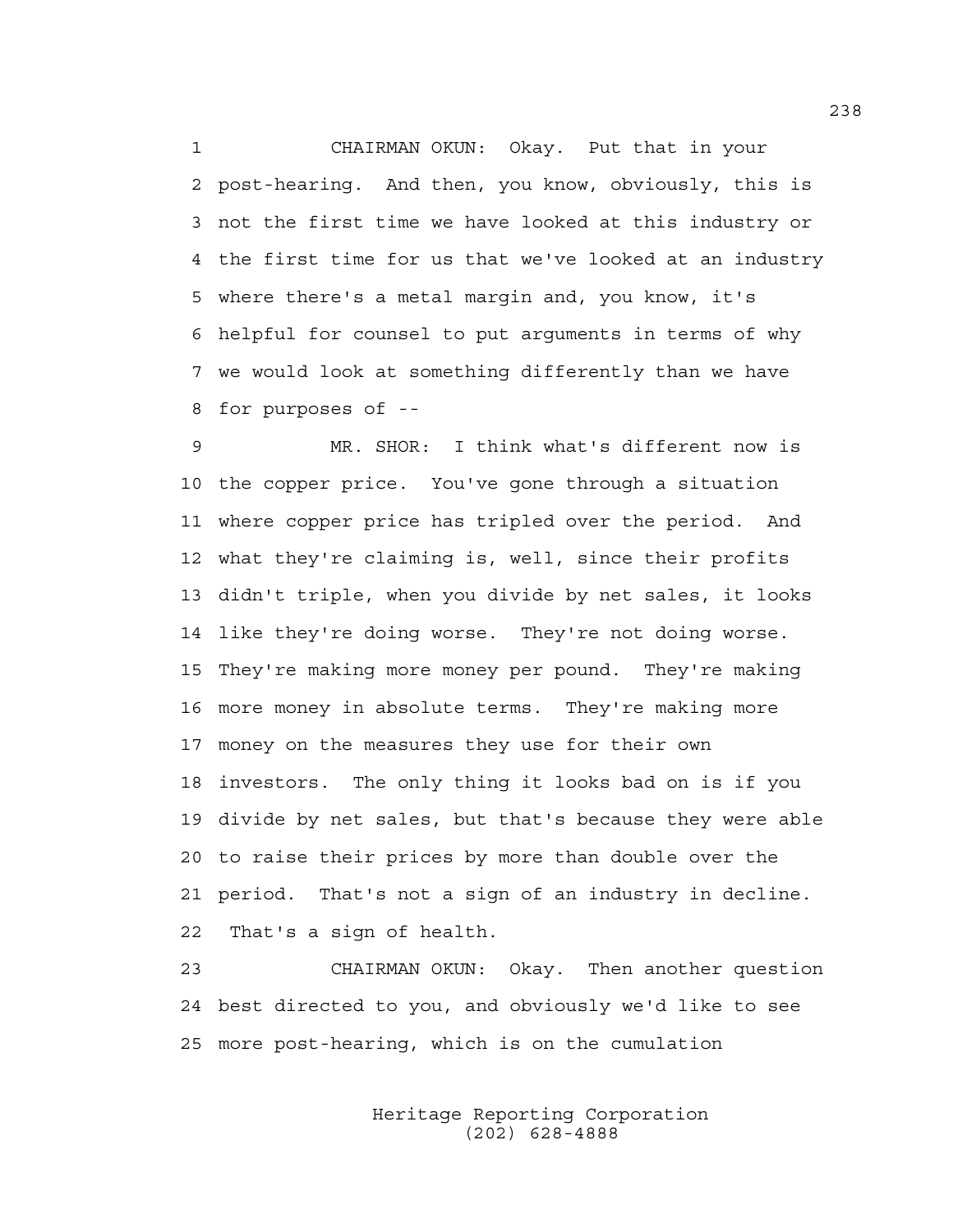CHAIRMAN OKUN: Okay. Put that in your post-hearing. And then, you know, obviously, this is not the first time we have looked at this industry or the first time for us that we've looked at an industry where there's a metal margin and, you know, it's helpful for counsel to put arguments in terms of why we would look at something differently than we have for purposes of --

MR. SHOR: I think what's different now is the copper price. You've gone through a situation where copper price has tripled over the period. And what they're claiming is, well, since their profits didn't triple, when you divide by net sales, it looks like they're doing worse. They're not doing worse. They're making more money per pound. They're making more money in absolute terms. They're making more money on the measures they use for their own investors. The only thing it looks bad on is if you divide by net sales, but that's because they were able to raise their prices by more than double over the period. That's not a sign of an industry in decline. That's a sign of health.

CHAIRMAN OKUN: Okay. Then another question best directed to you, and obviously we'd like to see more post-hearing, which is on the cumulation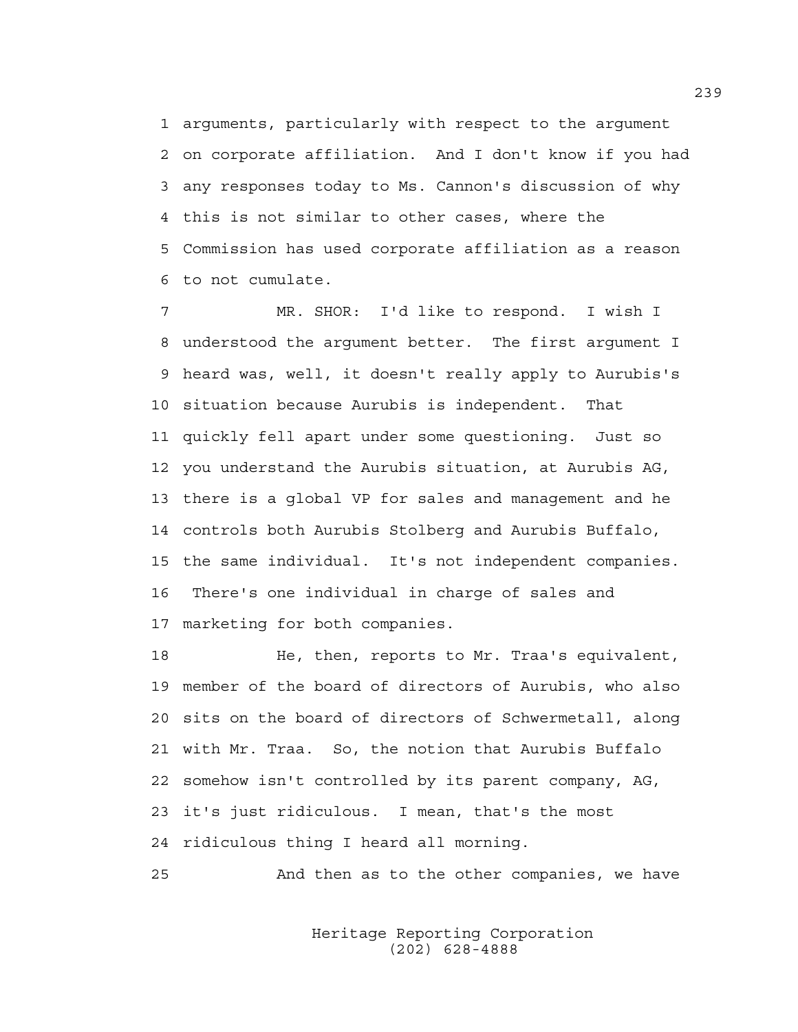arguments, particularly with respect to the argument on corporate affiliation. And I don't know if you had any responses today to Ms. Cannon's discussion of why this is not similar to other cases, where the Commission has used corporate affiliation as a reason to not cumulate.

MR. SHOR: I'd like to respond. I wish I understood the argument better. The first argument I heard was, well, it doesn't really apply to Aurubis's situation because Aurubis is independent. That quickly fell apart under some questioning. Just so you understand the Aurubis situation, at Aurubis AG, there is a global VP for sales and management and he controls both Aurubis Stolberg and Aurubis Buffalo, the same individual. It's not independent companies. There's one individual in charge of sales and marketing for both companies.

He, then, reports to Mr. Traa's equivalent, member of the board of directors of Aurubis, who also sits on the board of directors of Schwermetall, along with Mr. Traa. So, the notion that Aurubis Buffalo somehow isn't controlled by its parent company, AG, it's just ridiculous. I mean, that's the most ridiculous thing I heard all morning.

And then as to the other companies, we have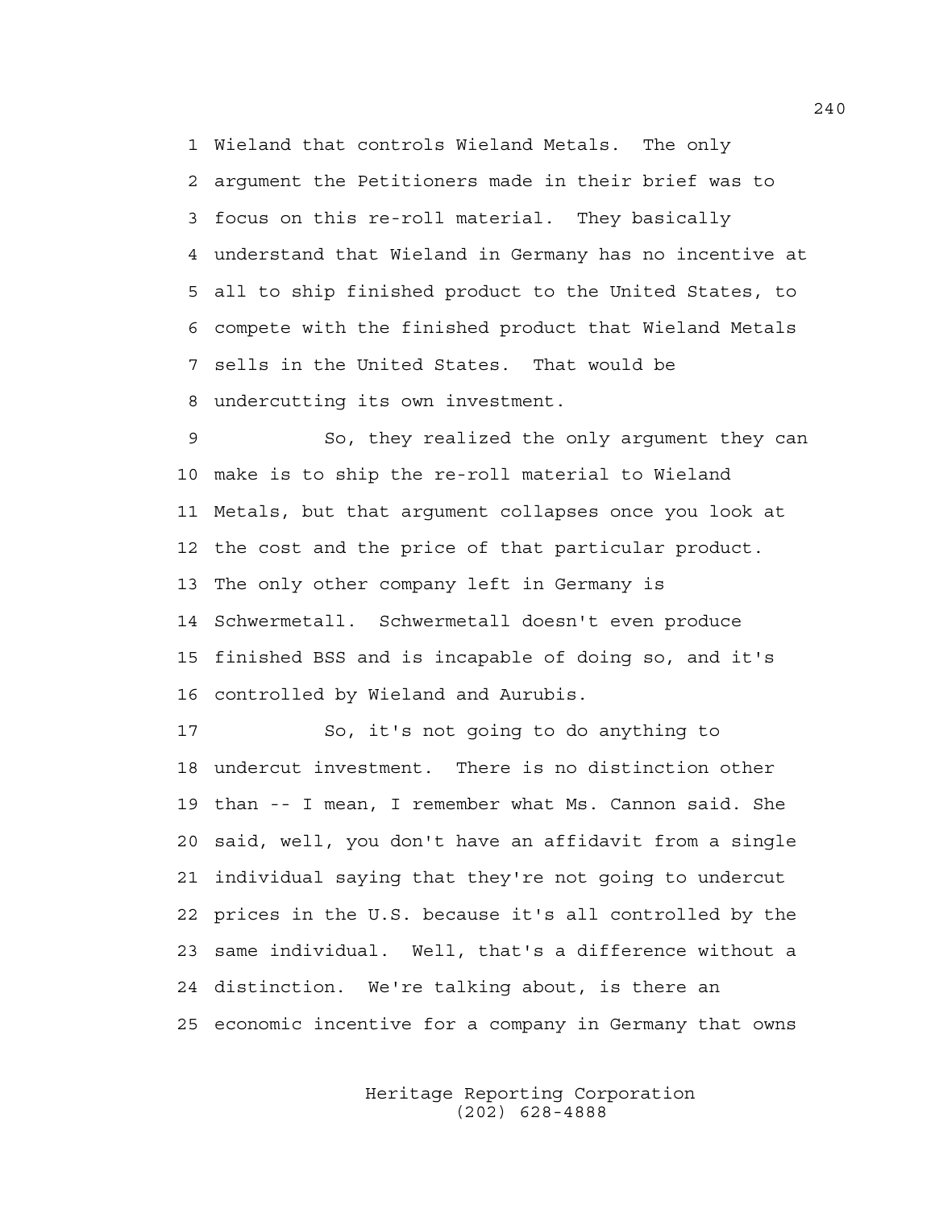Wieland that controls Wieland Metals. The only argument the Petitioners made in their brief was to focus on this re-roll material. They basically understand that Wieland in Germany has no incentive at all to ship finished product to the United States, to compete with the finished product that Wieland Metals sells in the United States. That would be undercutting its own investment.

So, they realized the only argument they can make is to ship the re-roll material to Wieland Metals, but that argument collapses once you look at the cost and the price of that particular product. The only other company left in Germany is Schwermetall. Schwermetall doesn't even produce finished BSS and is incapable of doing so, and it's controlled by Wieland and Aurubis.

So, it's not going to do anything to undercut investment. There is no distinction other than -- I mean, I remember what Ms. Cannon said. She said, well, you don't have an affidavit from a single individual saying that they're not going to undercut prices in the U.S. because it's all controlled by the same individual. Well, that's a difference without a distinction. We're talking about, is there an economic incentive for a company in Germany that owns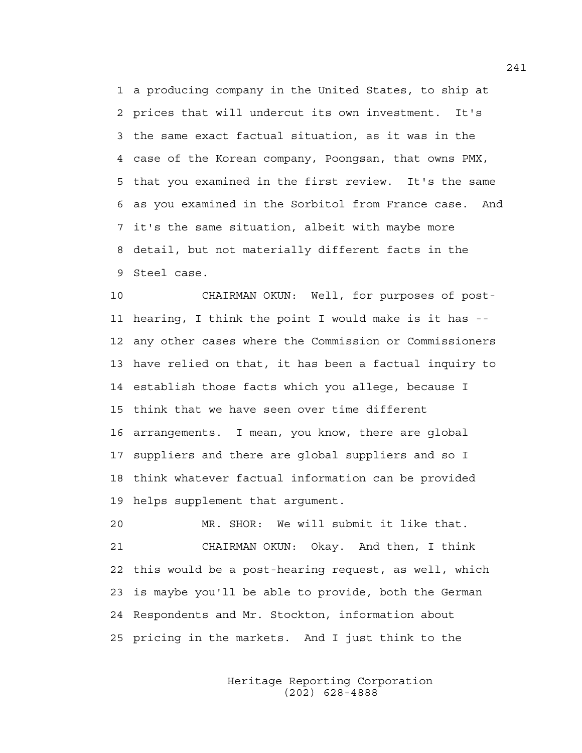1 a producing company in the United States, to ship at
2 prices that will undercut its own investment. It's
3 the same exact factual situation, as it was in the
4 case of the Korean company, Poongsan, that owns PMX,
5 that you examined in the first review. It's the same
6 as you examined in the Sorbitol from France case. And
7 it's the same situation, albeit with maybe more
8 detail, but not materially different facts in the
9 Steel case.

10 CHAIRMAN OKUN: Well, for purposes of post-
11 hearing, I think the point I would make is it has --
12 any other cases where the Commission or Commissioners
13 have relied on that, it has been a factual inquiry to
14 establish those facts which you allege, because I
15 think that we have seen over time different
16 arrangements. I mean, you know, there are global
17 suppliers and there are global suppliers and so I
18 think whatever factual information can be provided
19 helps supplement that argument.

20 MR. SHOR: We will submit it like that.

21 CHAIRMAN OKUN: Okay. And then, I think
22 this would be a post-hearing request, as well, which
23 is maybe you'll be able to provide, both the German
24 Respondents and Mr. Stockton, information about
25 pricing in the markets. And I just think to the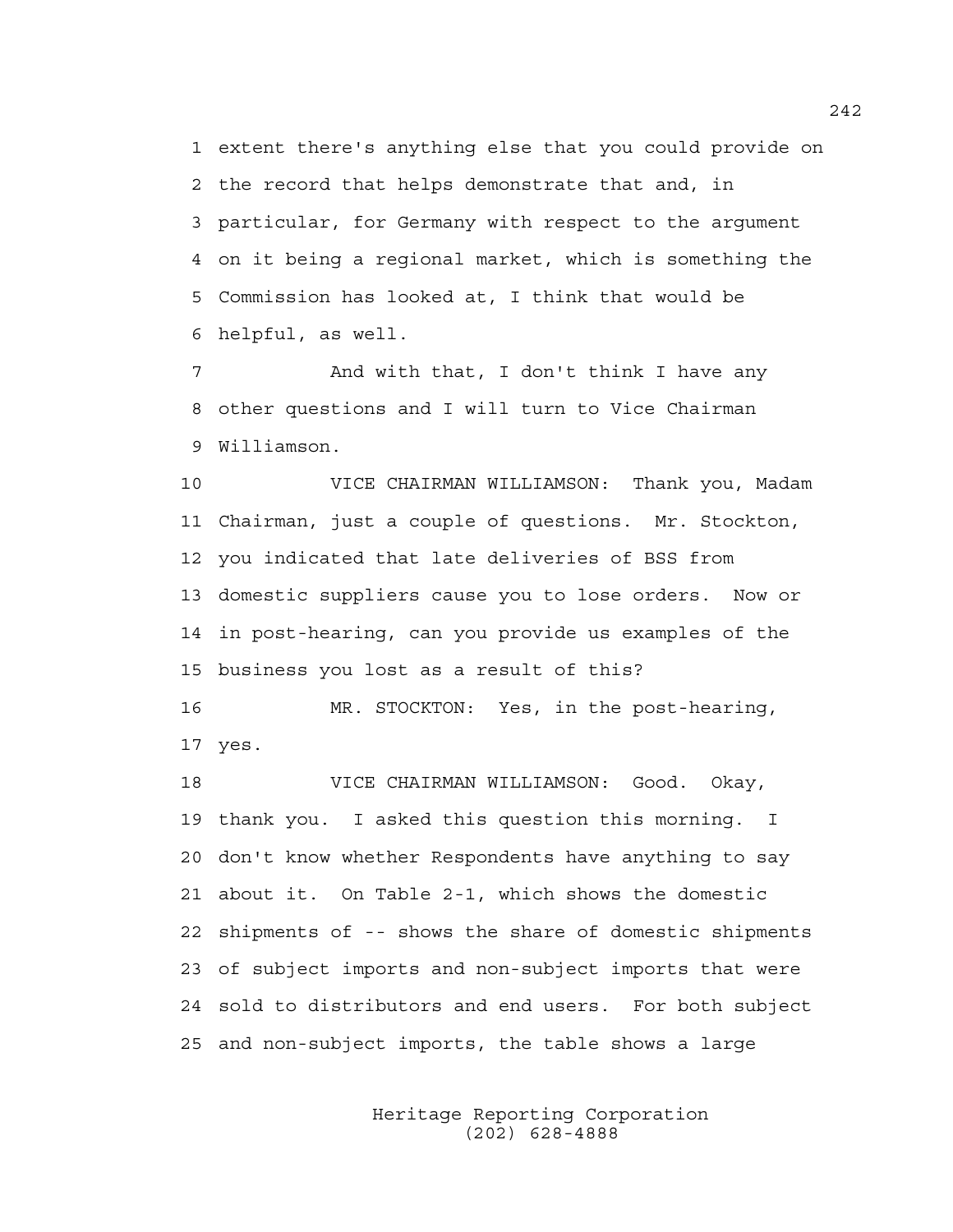1 extent there's anything else that you could provide on
2 the record that helps demonstrate that and, in
3 particular, for Germany with respect to the argument
4 on it being a regional market, which is something the
5 Commission has looked at, I think that would be
6 helpful, as well.

7 And with that, I don't think I have any
8 other questions and I will turn to Vice Chairman
9 Williamson.

10 VICE CHAIRMAN WILLIAMSON: Thank you, Madam
11 Chairman, just a couple of questions. Mr. Stockton,
12 you indicated that late deliveries of BSS from
13 domestic suppliers cause you to lose orders. Now or
14 in post-hearing, can you provide us examples of the
15 business you lost as a result of this?

16 MR. STOCKTON: Yes, in the post-hearing,
17 yes.

18 VICE CHAIRMAN WILLIAMSON: Good. Okay,
19 thank you. I asked this question this morning. I
20 don't know whether Respondents have anything to say
21 about it. On Table 2-1, which shows the domestic
22 shipments of -- shows the share of domestic shipments
23 of subject imports and non-subject imports that were
24 sold to distributors and end users. For both subject
25 and non-subject imports, the table shows a large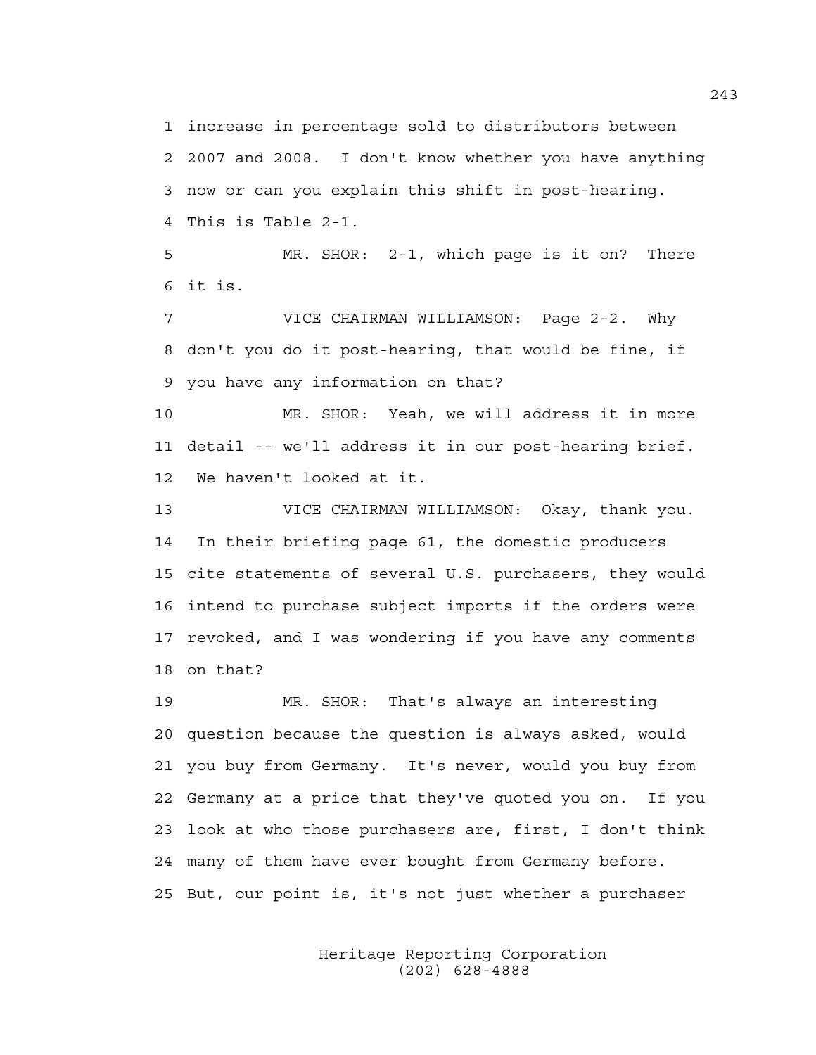1 increase in percentage sold to distributors between
2 2007 and 2008. I don't know whether you have anything
3 now or can you explain this shift in post-hearing.
4 This is Table 2-1.

5 MR. SHOR: 2-1, which page is it on? There
6 it is.

7 VICE CHAIRMAN WILLIAMSON: Page 2-2. Why
8 don't you do it post-hearing, that would be fine, if
9 you have any information on that?

10 MR. SHOR: Yeah, we will address it in more
11 detail -- we'll address it in our post-hearing brief.
12 We haven't looked at it.

13 VICE CHAIRMAN WILLIAMSON: Okay, thank you.
14 In their briefing page 61, the domestic producers
15 cite statements of several U.S. purchasers, they would
16 intend to purchase subject imports if the orders were
17 revoked, and I was wondering if you have any comments
18 on that?

19 MR. SHOR: That's always an interesting
20 question because the question is always asked, would
21 you buy from Germany. It's never, would you buy from
22 Germany at a price that they've quoted you on. If you
23 look at who those purchasers are, first, I don't think
24 many of them have ever bought from Germany before.
25 But, our point is, it's not just whether a purchaser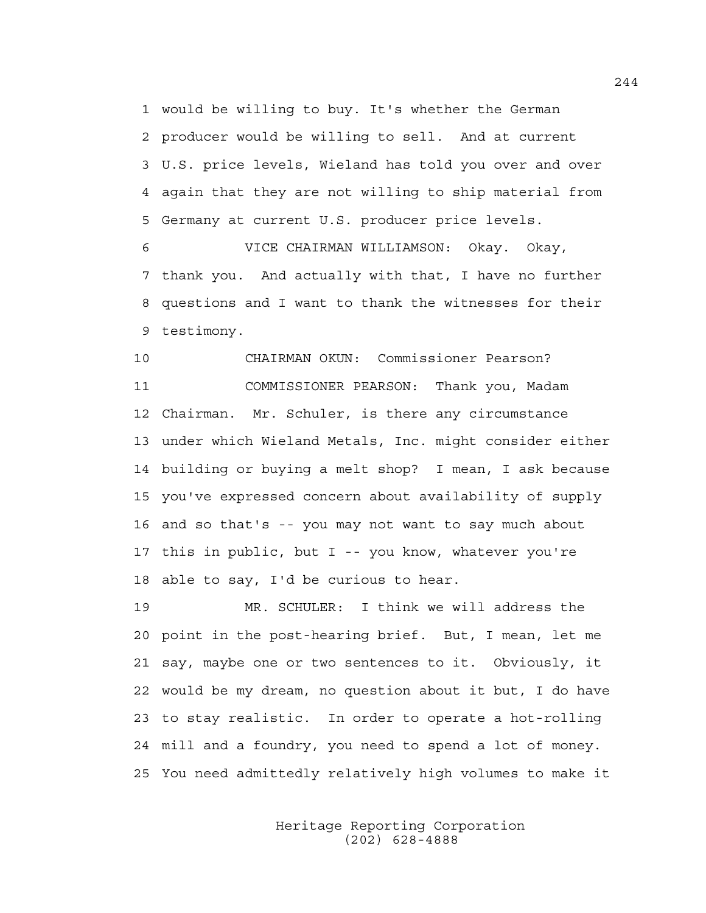would be willing to buy. It's whether the German producer would be willing to sell. And at current U.S. price levels, Wieland has told you over and over again that they are not willing to ship material from Germany at current U.S. producer price levels.

VICE CHAIRMAN WILLIAMSON: Okay. Okay, thank you. And actually with that, I have no further questions and I want to thank the witnesses for their testimony.

CHAIRMAN OKUN: Commissioner Pearson?

COMMISSIONER PEARSON: Thank you, Madam Chairman. Mr. Schuler, is there any circumstance under which Wieland Metals, Inc. might consider either building or buying a melt shop? I mean, I ask because you've expressed concern about availability of supply and so that's -- you may not want to say much about this in public, but I -- you know, whatever you're able to say, I'd be curious to hear.

MR. SCHULER: I think we will address the point in the post-hearing brief. But, I mean, let me say, maybe one or two sentences to it. Obviously, it would be my dream, no question about it but, I do have to stay realistic. In order to operate a hot-rolling mill and a foundry, you need to spend a lot of money. You need admittedly relatively high volumes to make it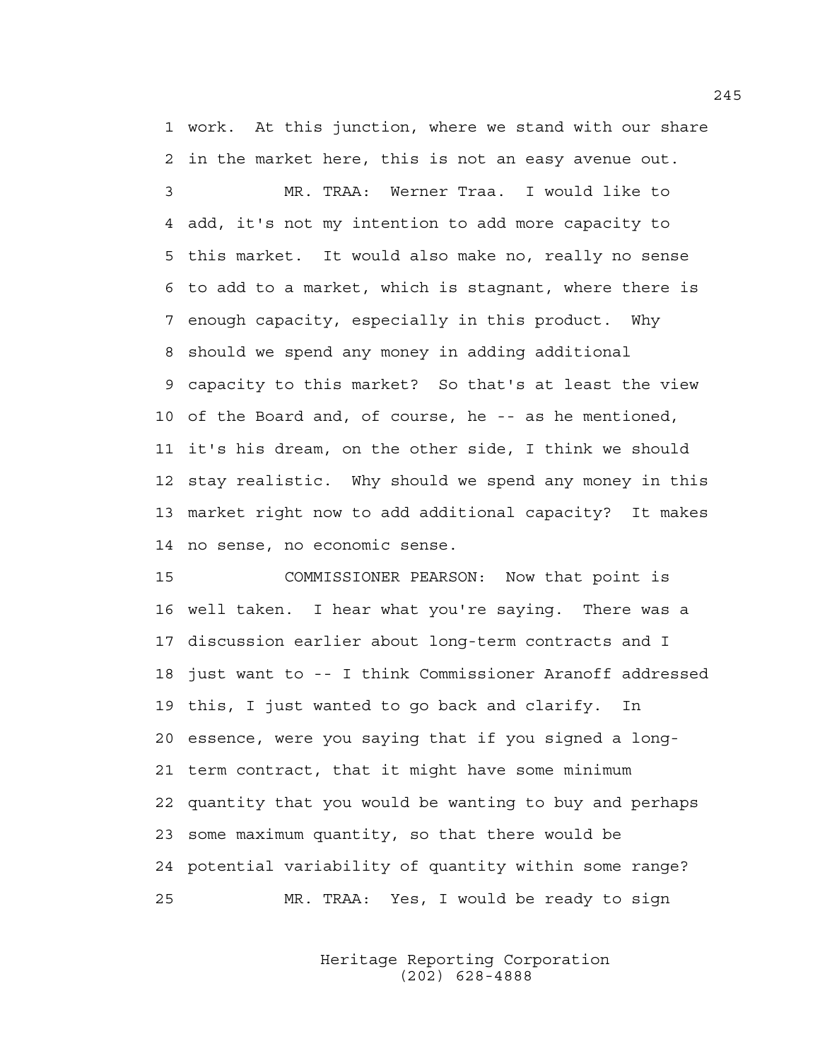work. At this junction, where we stand with our share in the market here, this is not an easy avenue out.

MR. TRAA: Werner Traa. I would like to add, it's not my intention to add more capacity to this market. It would also make no, really no sense to add to a market, which is stagnant, where there is enough capacity, especially in this product. Why should we spend any money in adding additional capacity to this market? So that's at least the view of the Board and, of course, he -- as he mentioned, it's his dream, on the other side, I think we should stay realistic. Why should we spend any money in this market right now to add additional capacity? It makes no sense, no economic sense.

COMMISSIONER PEARSON: Now that point is well taken. I hear what you're saying. There was a discussion earlier about long-term contracts and I just want to -- I think Commissioner Aranoff addressed this, I just wanted to go back and clarify. In essence, were you saying that if you signed a long-term contract, that it might have some minimum quantity that you would be wanting to buy and perhaps some maximum quantity, so that there would be potential variability of quantity within some range?

MR. TRAA: Yes, I would be ready to sign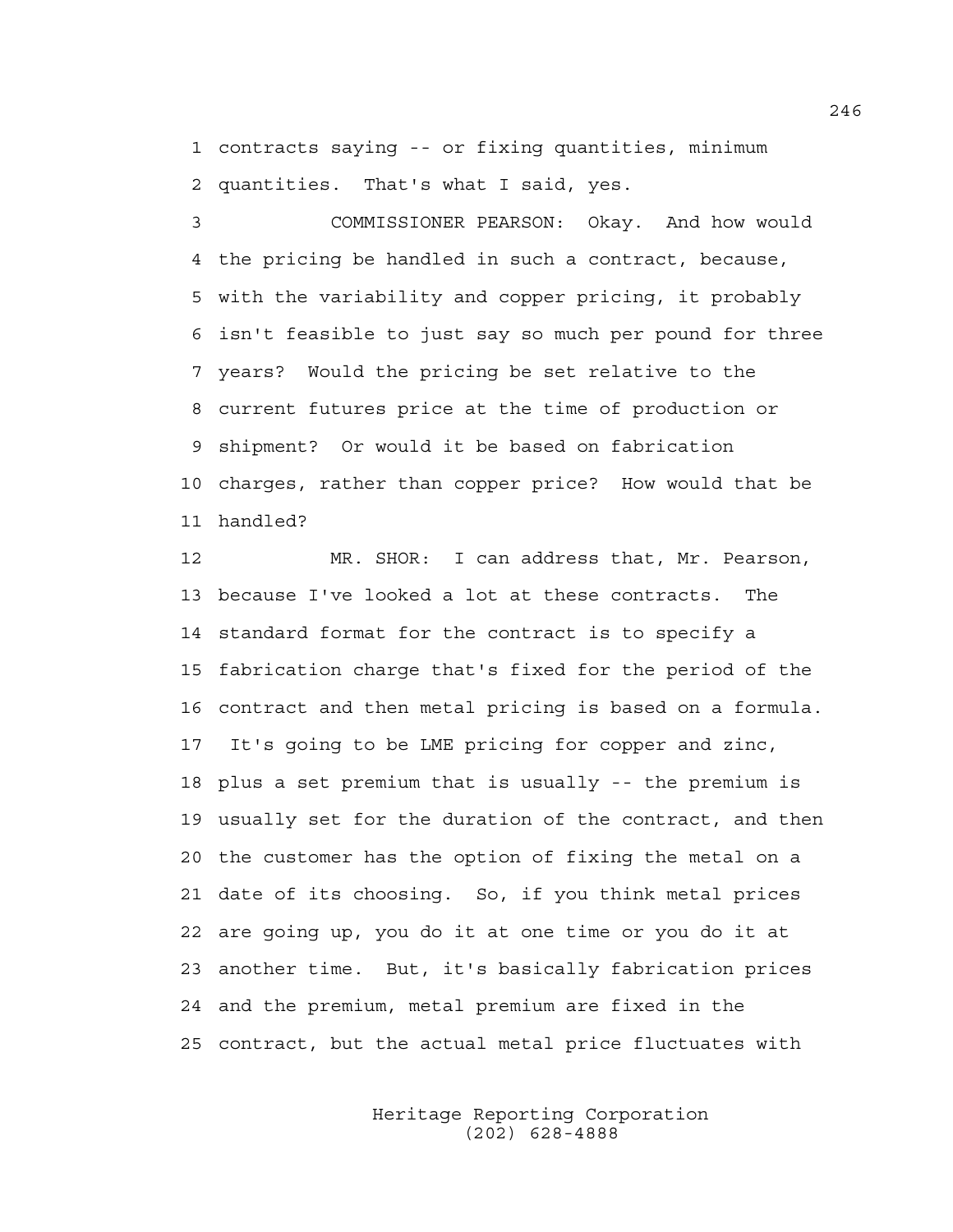contracts saying -- or fixing quantities, minimum quantities. That's what I said, yes.

COMMISSIONER PEARSON: Okay. And how would the pricing be handled in such a contract, because, with the variability and copper pricing, it probably isn't feasible to just say so much per pound for three years? Would the pricing be set relative to the current futures price at the time of production or shipment? Or would it be based on fabrication charges, rather than copper price? How would that be handled?

MR. SHOR: I can address that, Mr. Pearson, because I've looked a lot at these contracts. The standard format for the contract is to specify a fabrication charge that's fixed for the period of the contract and then metal pricing is based on a formula. It's going to be LME pricing for copper and zinc, plus a set premium that is usually -- the premium is usually set for the duration of the contract, and then the customer has the option of fixing the metal on a date of its choosing. So, if you think metal prices are going up, you do it at one time or you do it at another time. But, it's basically fabrication prices and the premium, metal premium are fixed in the contract, but the actual metal price fluctuates with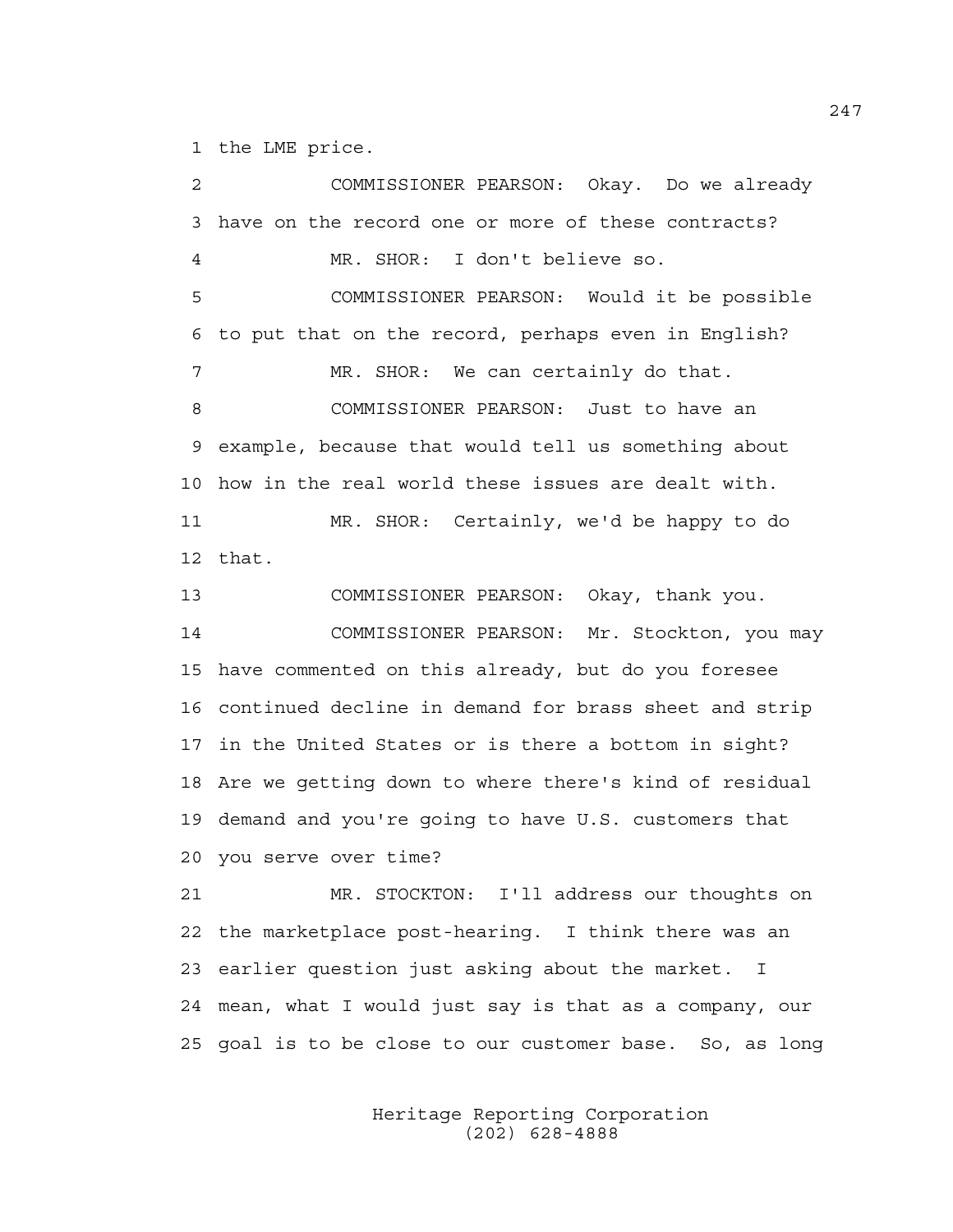1 the LME price.

2 COMMISSIONER PEARSON: Okay. Do we already
3 have on the record one or more of these contracts?

4 MR. SHOR: I don't believe so.

5 COMMISSIONER PEARSON: Would it be possible
6 to put that on the record, perhaps even in English?

7 MR. SHOR: We can certainly do that.

8 COMMISSIONER PEARSON: Just to have an
9 example, because that would tell us something about
10 how in the real world these issues are dealt with.

11 MR. SHOR: Certainly, we'd be happy to do
12 that.

13 COMMISSIONER PEARSON: Okay, thank you.

14 COMMISSIONER PEARSON: Mr. Stockton, you may
15 have commented on this already, but do you foresee
16 continued decline in demand for brass sheet and strip
17 in the United States or is there a bottom in sight?
18 Are we getting down to where there's kind of residual
19 demand and you're going to have U.S. customers that
20 you serve over time?

21 MR. STOCKTON: I'll address our thoughts on
22 the marketplace post-hearing. I think there was an
23 earlier question just asking about the market. I
24 mean, what I would just say is that as a company, our
25 goal is to be close to our customer base. So, as long

Heritage Reporting Corporation
(202) 628-4888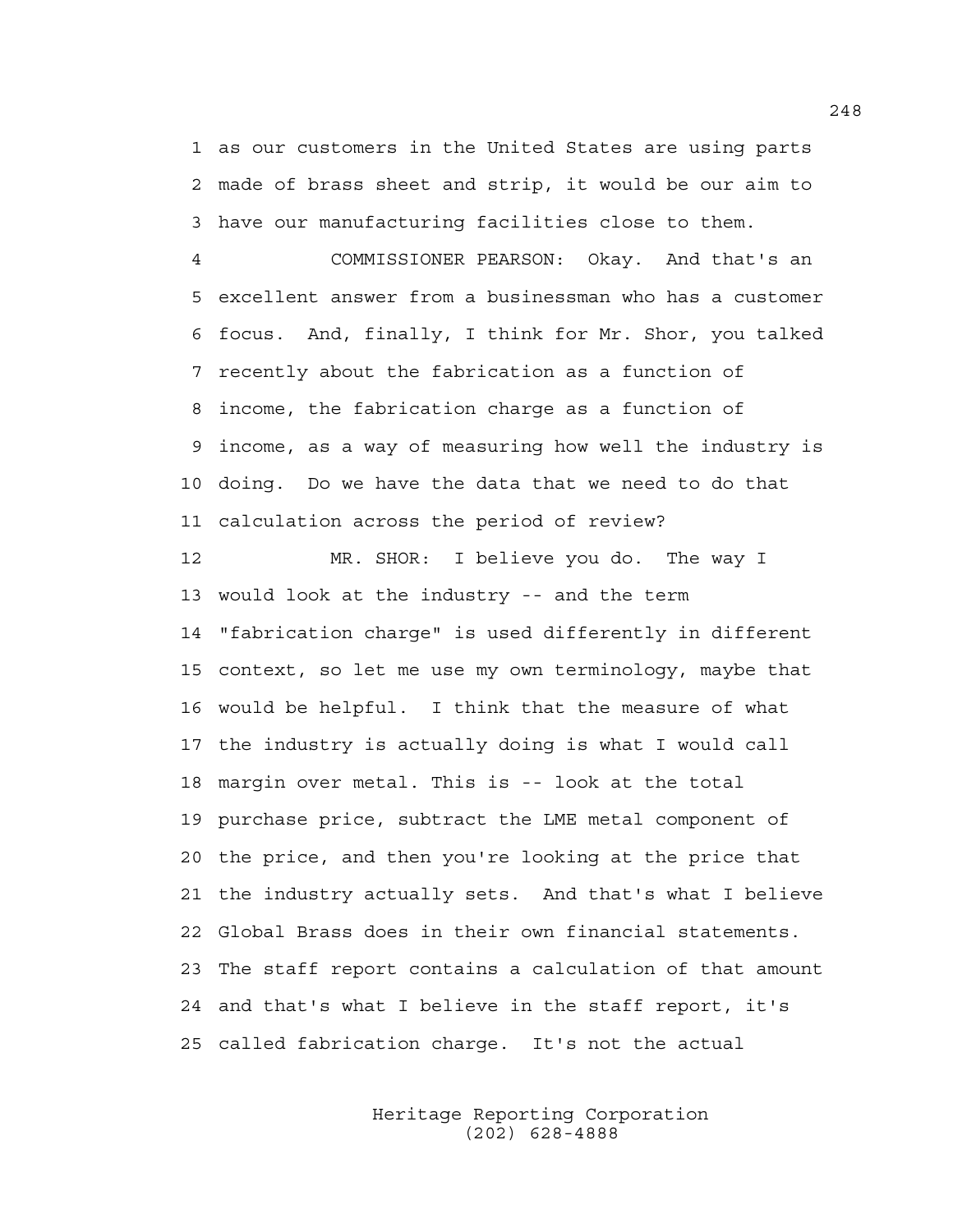1 as our customers in the United States are using parts
2 made of brass sheet and strip, it would be our aim to
3 have our manufacturing facilities close to them.

4 COMMISSIONER PEARSON: Okay. And that's an
5 excellent answer from a businessman who has a customer
6 focus. And, finally, I think for Mr. Shor, you talked
7 recently about the fabrication as a function of
8 income, the fabrication charge as a function of
9 income, as a way of measuring how well the industry is
10 doing. Do we have the data that we need to do that
11 calculation across the period of review?

12 MR. SHOR: I believe you do. The way I
13 would look at the industry -- and the term
14 "fabrication charge" is used differently in different
15 context, so let me use my own terminology, maybe that
16 would be helpful. I think that the measure of what
17 the industry is actually doing is what I would call
18 margin over metal. This is -- look at the total
19 purchase price, subtract the LME metal component of
20 the price, and then you're looking at the price that
21 the industry actually sets. And that's what I believe
22 Global Brass does in their own financial statements.
23 The staff report contains a calculation of that amount
24 and that's what I believe in the staff report, it's
25 called fabrication charge. It's not the actual

Heritage Reporting Corporation
(202) 628-4888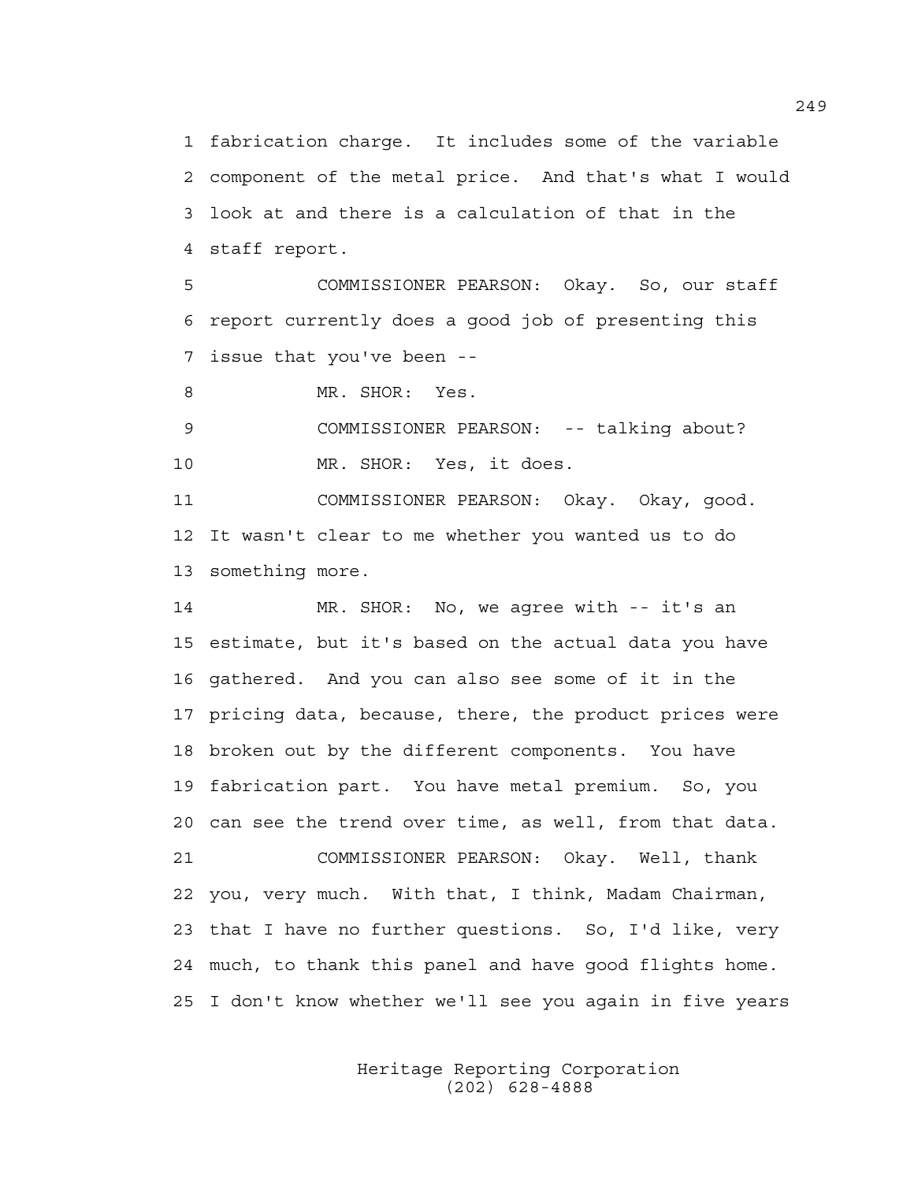1 fabrication charge. It includes some of the variable
2 component of the metal price. And that's what I would
3 look at and there is a calculation of that in the
4 staff report.

5 COMMISSIONER PEARSON: Okay. So, our staff
6 report currently does a good job of presenting this
7 issue that you've been --

8 MR. SHOR: Yes.

9 COMMISSIONER PEARSON: -- talking about?

10 MR. SHOR: Yes, it does.

11 COMMISSIONER PEARSON: Okay. Okay, good.
12 It wasn't clear to me whether you wanted us to do
13 something more.

14 MR. SHOR: No, we agree with -- it's an
15 estimate, but it's based on the actual data you have
16 gathered. And you can also see some of it in the
17 pricing data, because, there, the product prices were
18 broken out by the different components. You have
19 fabrication part. You have metal premium. So, you
20 can see the trend over time, as well, from that data.

21 COMMISSIONER PEARSON: Okay. Well, thank
22 you, very much. With that, I think, Madam Chairman,
23 that I have no further questions. So, I'd like, very
24 much, to thank this panel and have good flights home.
25 I don't know whether we'll see you again in five years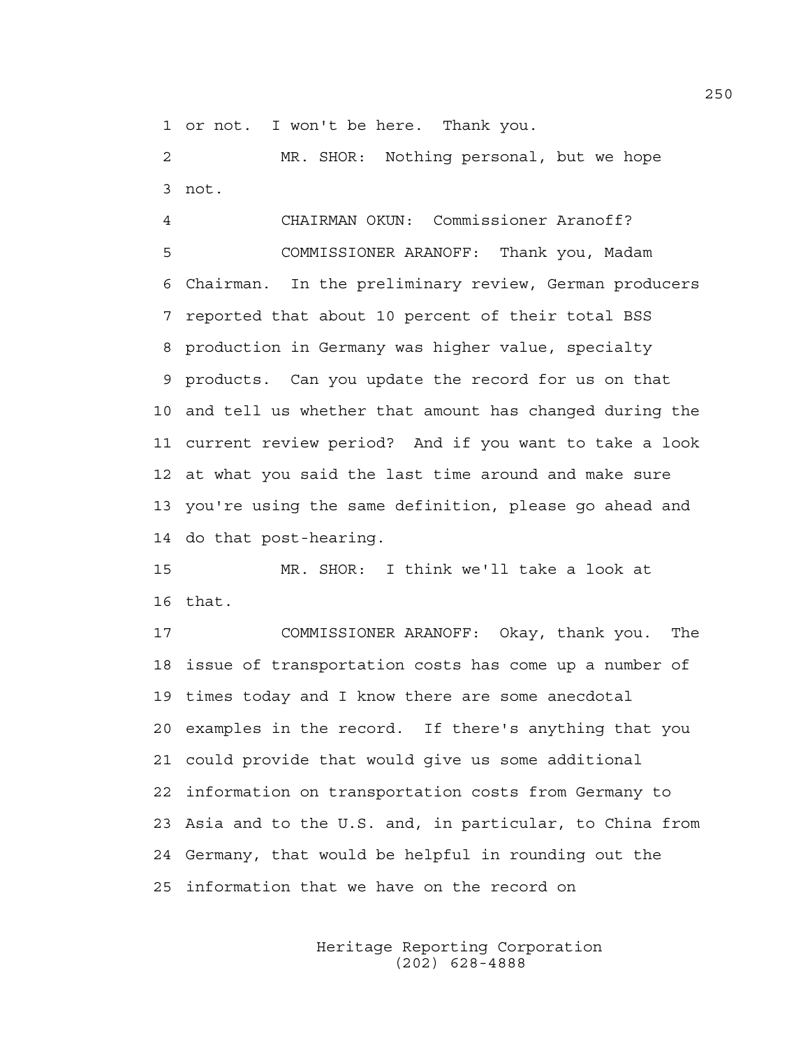or not. I won't be here. Thank you.

MR. SHOR: Nothing personal, but we hope not.

CHAIRMAN OKUN: Commissioner Aranoff?

COMMISSIONER ARANOFF: Thank you, Madam Chairman. In the preliminary review, German producers reported that about 10 percent of their total BSS production in Germany was higher value, specialty products. Can you update the record for us on that and tell us whether that amount has changed during the current review period? And if you want to take a look at what you said the last time around and make sure you're using the same definition, please go ahead and do that post-hearing.

MR. SHOR: I think we'll take a look at that.

COMMISSIONER ARANOFF: Okay, thank you. The issue of transportation costs has come up a number of times today and I know there are some anecdotal examples in the record. If there's anything that you could provide that would give us some additional information on transportation costs from Germany to Asia and to the U.S. and, in particular, to China from Germany, that would be helpful in rounding out the information that we have on the record on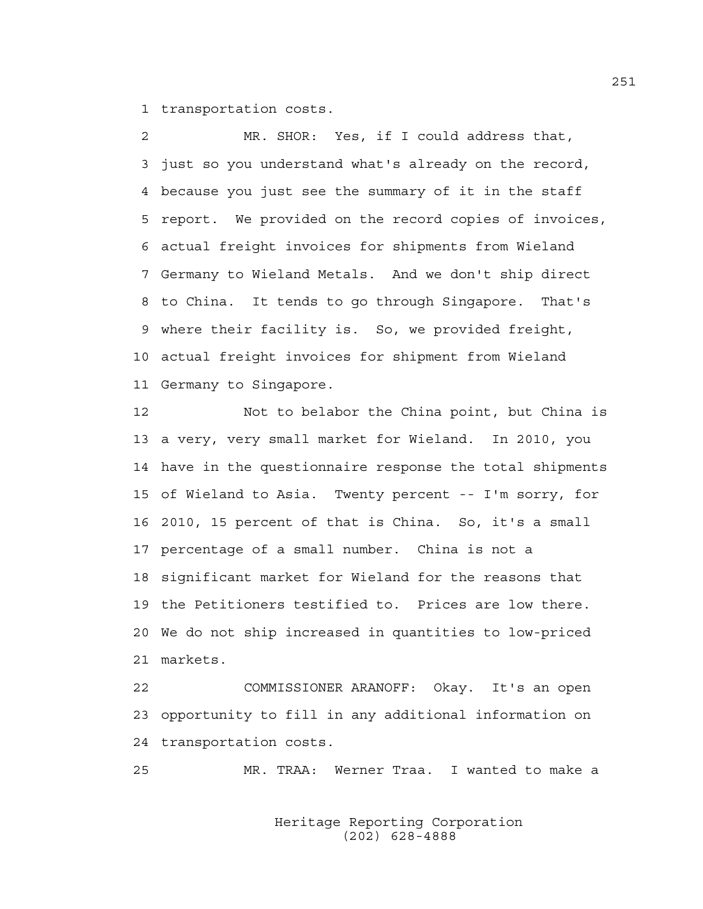1 transportation costs.

2 MR. SHOR: Yes, if I could address that,
3 just so you understand what's already on the record,
4 because you just see the summary of it in the staff
5 report. We provided on the record copies of invoices,
6 actual freight invoices for shipments from Wieland
7 Germany to Wieland Metals. And we don't ship direct
8 to China. It tends to go through Singapore. That's
9 where their facility is. So, we provided freight,
10 actual freight invoices for shipment from Wieland
11 Germany to Singapore.

12 Not to belabor the China point, but China is
13 a very, very small market for Wieland. In 2010, you
14 have in the questionnaire response the total shipments
15 of Wieland to Asia. Twenty percent -- I'm sorry, for
16 2010, 15 percent of that is China. So, it's a small
17 percentage of a small number. China is not a
18 significant market for Wieland for the reasons that
19 the Petitioners testified to. Prices are low there.
20 We do not ship increased in quantities to low-priced
21 markets.

22 COMMISSIONER ARANOFF: Okay. It's an open
23 opportunity to fill in any additional information on
24 transportation costs.

25 MR. TRAA: Werner Traa. I wanted to make a

Heritage Reporting Corporation
(202) 628-4888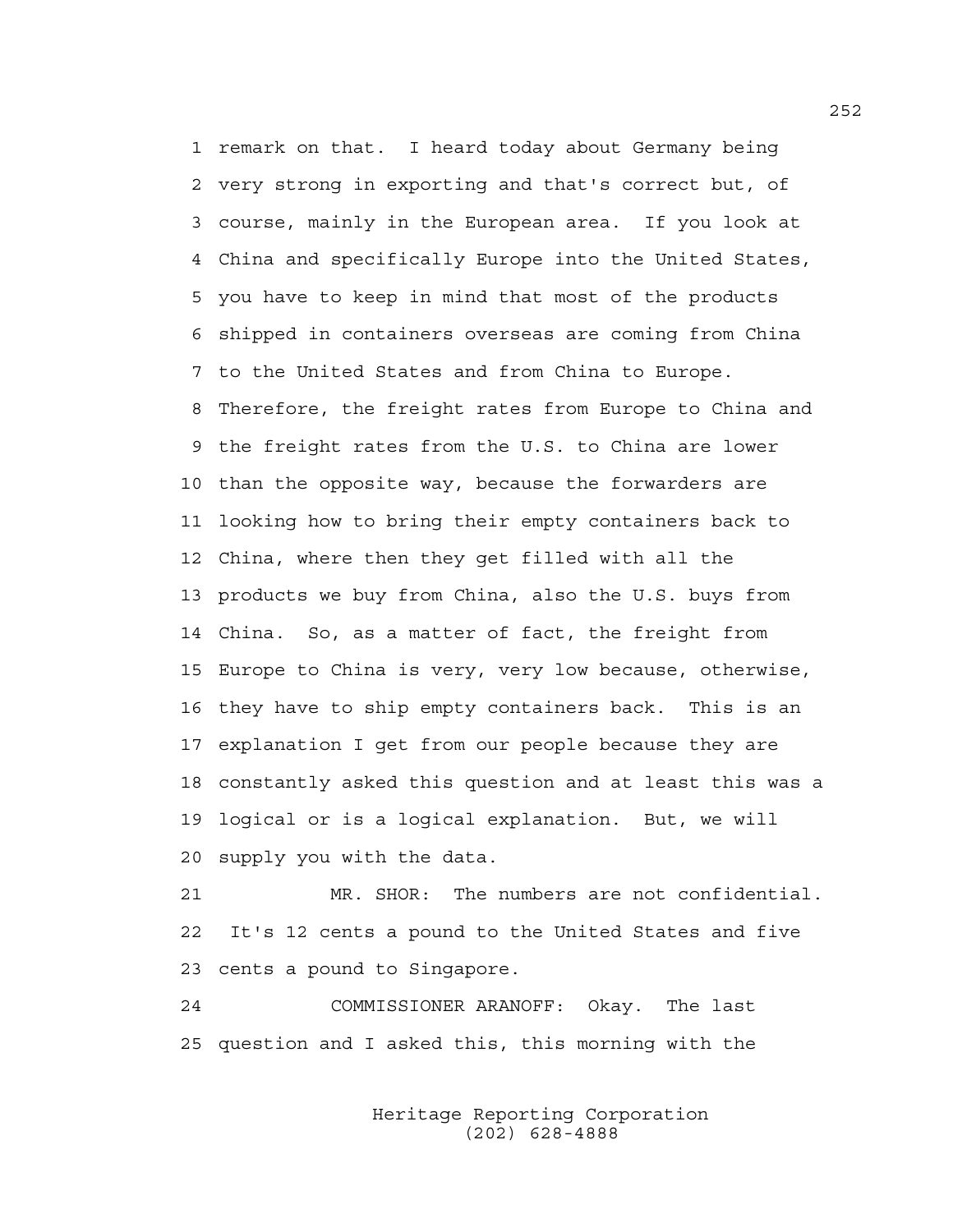remark on that. I heard today about Germany being very strong in exporting and that's correct but, of course, mainly in the European area. If you look at China and specifically Europe into the United States, you have to keep in mind that most of the products shipped in containers overseas are coming from China to the United States and from China to Europe. Therefore, the freight rates from Europe to China and the freight rates from the U.S. to China are lower than the opposite way, because the forwarders are looking how to bring their empty containers back to China, where then they get filled with all the products we buy from China, also the U.S. buys from China. So, as a matter of fact, the freight from Europe to China is very, very low because, otherwise, they have to ship empty containers back. This is an explanation I get from our people because they are constantly asked this question and at least this was a logical or is a logical explanation. But, we will supply you with the data.

MR. SHOR: The numbers are not confidential. It's 12 cents a pound to the United States and five cents a pound to Singapore.

COMMISSIONER ARANOFF: Okay. The last question and I asked this, this morning with the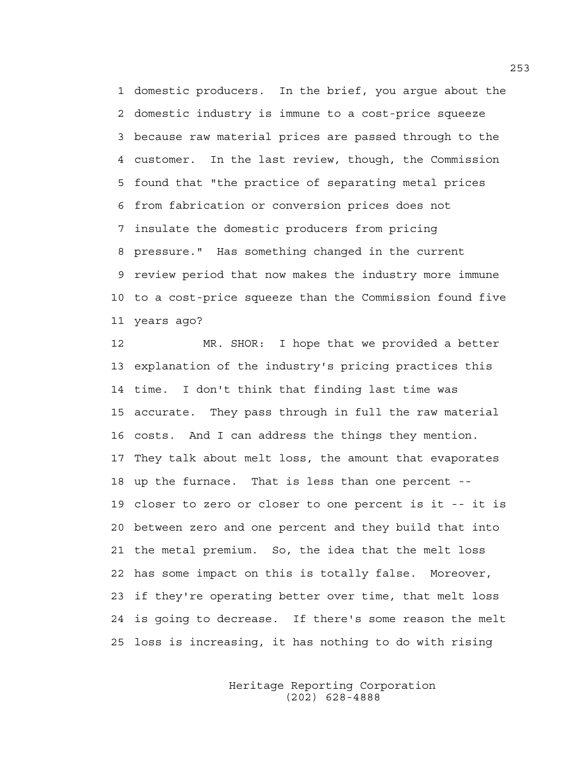domestic producers. In the brief, you argue about the domestic industry is immune to a cost-price squeeze because raw material prices are passed through to the customer. In the last review, though, the Commission found that "the practice of separating metal prices from fabrication or conversion prices does not insulate the domestic producers from pricing pressure." Has something changed in the current review period that now makes the industry more immune to a cost-price squeeze than the Commission found five years ago?

MR. SHOR: I hope that we provided a better explanation of the industry's pricing practices this time. I don't think that finding last time was accurate. They pass through in full the raw material costs. And I can address the things they mention. They talk about melt loss, the amount that evaporates up the furnace. That is less than one percent -- closer to zero or closer to one percent is it -- it is between zero and one percent and they build that into the metal premium. So, the idea that the melt loss has some impact on this is totally false. Moreover, if they're operating better over time, that melt loss is going to decrease. If there's some reason the melt loss is increasing, it has nothing to do with rising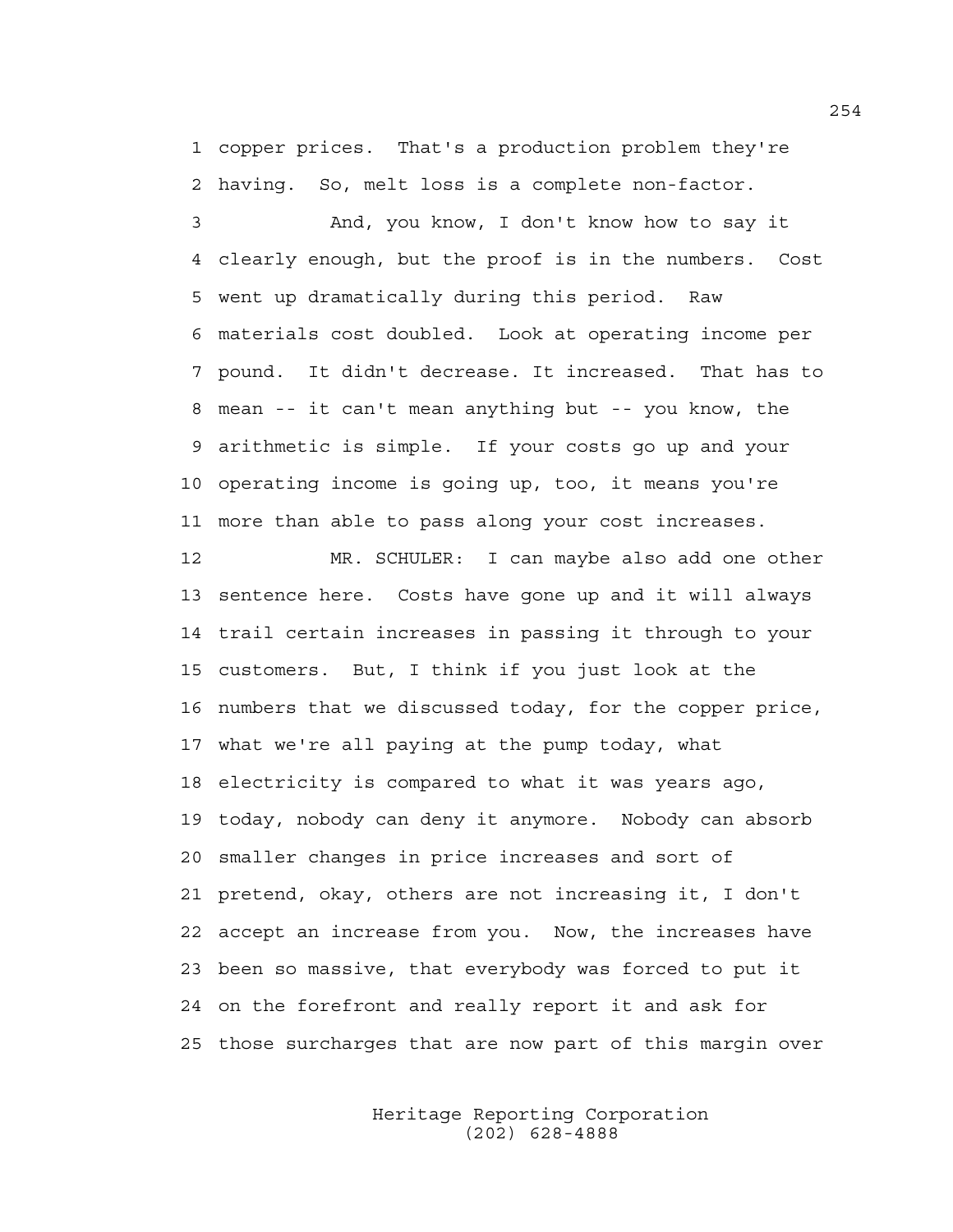1 copper prices. That's a production problem they're
2 having. So, melt loss is a complete non-factor.

3 And, you know, I don't know how to say it
4 clearly enough, but the proof is in the numbers. Cost
5 went up dramatically during this period. Raw
6 materials cost doubled. Look at operating income per
7 pound. It didn't decrease. It increased. That has to
8 mean -- it can't mean anything but -- you know, the
9 arithmetic is simple. If your costs go up and your
10 operating income is going up, too, it means you're
11 more than able to pass along your cost increases.

12 MR. SCHULER: I can maybe also add one other
13 sentence here. Costs have gone up and it will always
14 trail certain increases in passing it through to your
15 customers. But, I think if you just look at the
16 numbers that we discussed today, for the copper price,
17 what we're all paying at the pump today, what
18 electricity is compared to what it was years ago,
19 today, nobody can deny it anymore. Nobody can absorb
20 smaller changes in price increases and sort of
21 pretend, okay, others are not increasing it, I don't
22 accept an increase from you. Now, the increases have
23 been so massive, that everybody was forced to put it
24 on the forefront and really report it and ask for
25 those surcharges that are now part of this margin over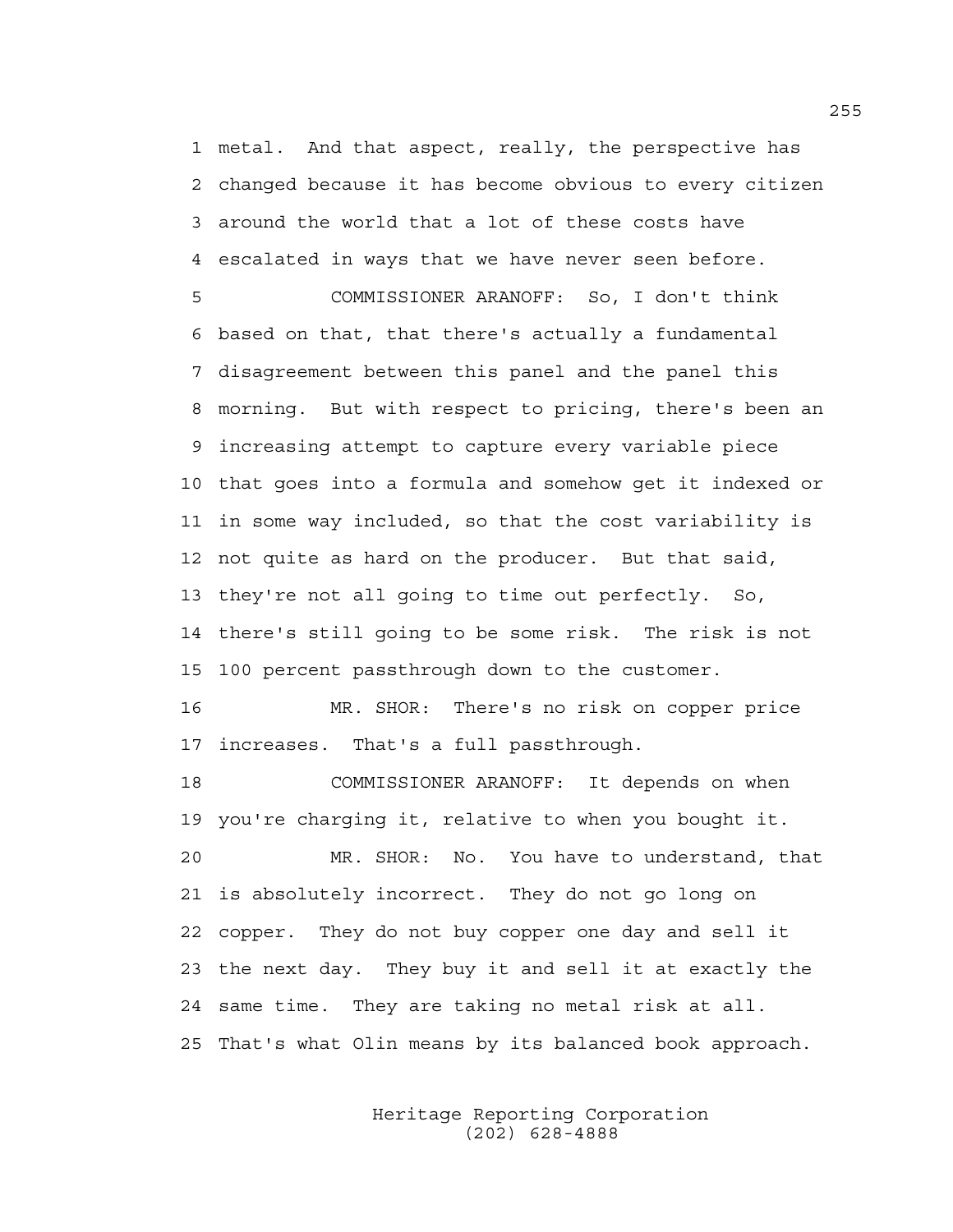metal. And that aspect, really, the perspective has changed because it has become obvious to every citizen around the world that a lot of these costs have escalated in ways that we have never seen before.

COMMISSIONER ARANOFF: So, I don't think based on that, that there's actually a fundamental disagreement between this panel and the panel this morning. But with respect to pricing, there's been an increasing attempt to capture every variable piece that goes into a formula and somehow get it indexed or in some way included, so that the cost variability is not quite as hard on the producer. But that said, they're not all going to time out perfectly. So, there's still going to be some risk. The risk is not 100 percent passthrough down to the customer.

MR. SHOR: There's no risk on copper price increases. That's a full passthrough.

COMMISSIONER ARANOFF: It depends on when you're charging it, relative to when you bought it.

MR. SHOR: No. You have to understand, that is absolutely incorrect. They do not go long on copper. They do not buy copper one day and sell it the next day. They buy it and sell it at exactly the same time. They are taking no metal risk at all. That's what Olin means by its balanced book approach.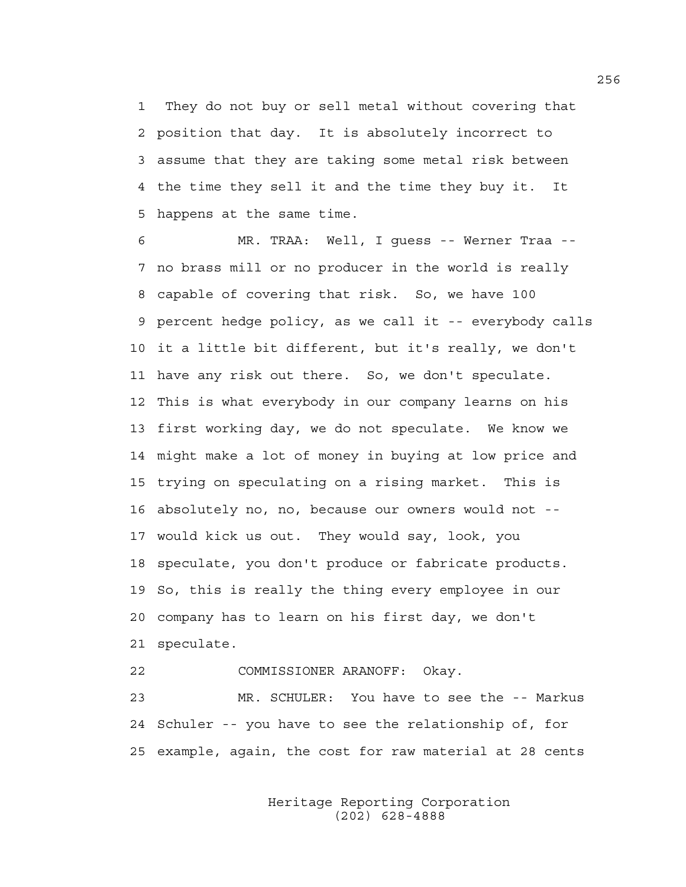They do not buy or sell metal without covering that position that day. It is absolutely incorrect to assume that they are taking some metal risk between the time they sell it and the time they buy it. It happens at the same time.

MR. TRAA: Well, I guess -- Werner Traa -- no brass mill or no producer in the world is really capable of covering that risk. So, we have 100 percent hedge policy, as we call it -- everybody calls it a little bit different, but it's really, we don't have any risk out there. So, we don't speculate. This is what everybody in our company learns on his first working day, we do not speculate. We know we might make a lot of money in buying at low price and trying on speculating on a rising market. This is absolutely no, no, because our owners would not -- would kick us out. They would say, look, you speculate, you don't produce or fabricate products. So, this is really the thing every employee in our company has to learn on his first day, we don't speculate.

COMMISSIONER ARANOFF: Okay.

MR. SCHULER: You have to see the -- Markus Schuler -- you have to see the relationship of, for example, again, the cost for raw material at 28 cents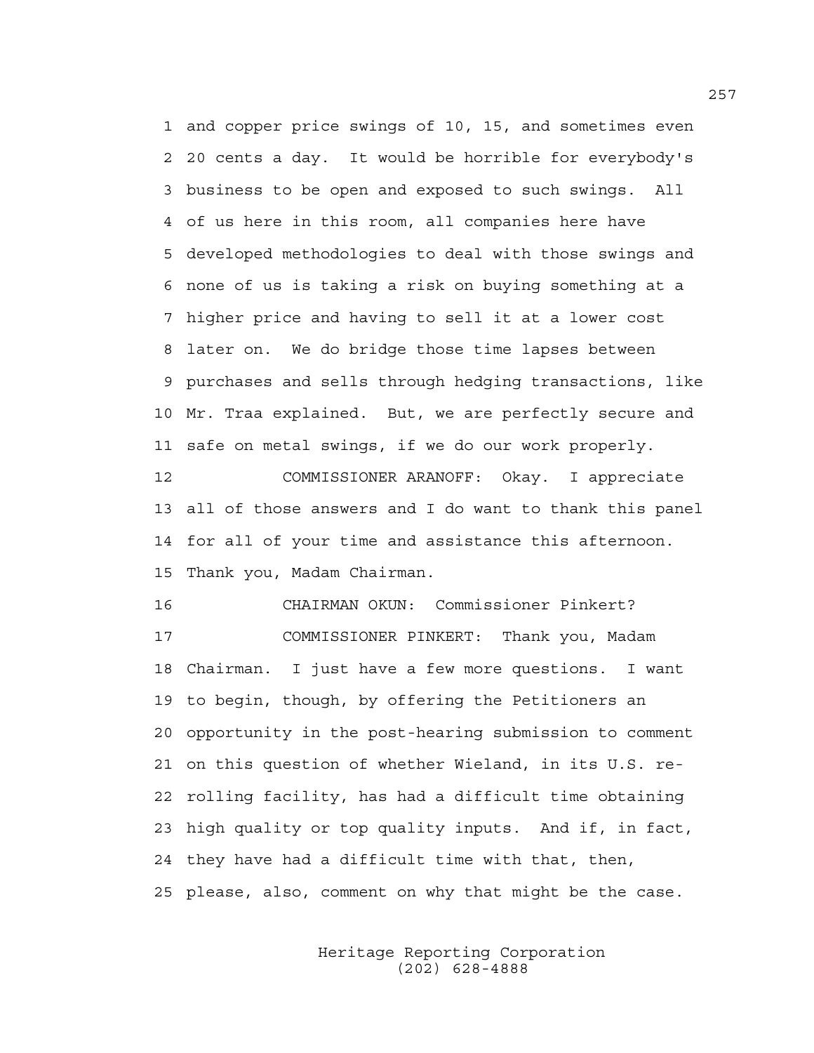and copper price swings of 10, 15, and sometimes even 20 cents a day. It would be horrible for everybody's business to be open and exposed to such swings. All of us here in this room, all companies here have developed methodologies to deal with those swings and none of us is taking a risk on buying something at a higher price and having to sell it at a lower cost later on. We do bridge those time lapses between purchases and sells through hedging transactions, like Mr. Traa explained. But, we are perfectly secure and safe on metal swings, if we do our work properly.

COMMISSIONER ARANOFF: Okay. I appreciate all of those answers and I do want to thank this panel for all of your time and assistance this afternoon. Thank you, Madam Chairman.

CHAIRMAN OKUN: Commissioner Pinkert?

COMMISSIONER PINKERT: Thank you, Madam Chairman. I just have a few more questions. I want to begin, though, by offering the Petitioners an opportunity in the post-hearing submission to comment on this question of whether Wieland, in its U.S. re-rolling facility, has had a difficult time obtaining high quality or top quality inputs. And if, in fact, they have had a difficult time with that, then, please, also, comment on why that might be the case.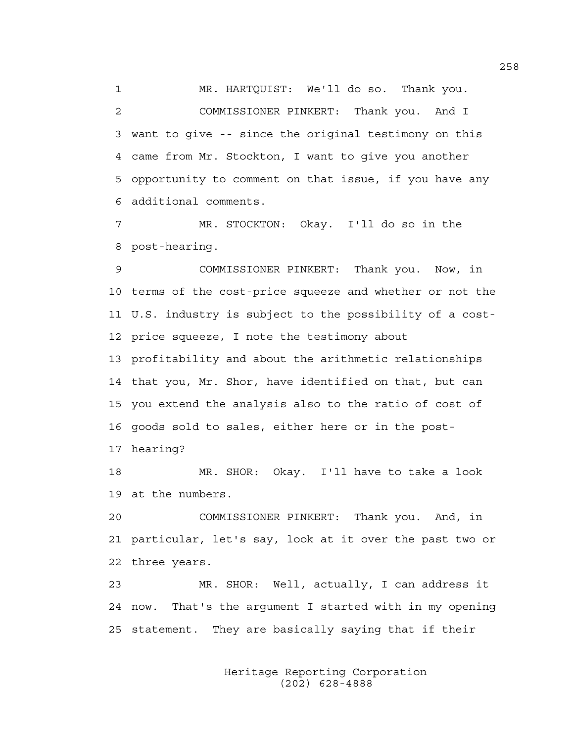MR. HARTQUIST: We'll do so. Thank you.

COMMISSIONER PINKERT: Thank you. And I want to give -- since the original testimony on this came from Mr. Stockton, I want to give you another opportunity to comment on that issue, if you have any additional comments.

MR. STOCKTON: Okay. I'll do so in the post-hearing.

COMMISSIONER PINKERT: Thank you. Now, in terms of the cost-price squeeze and whether or not the U.S. industry is subject to the possibility of a cost-price squeeze, I note the testimony about profitability and about the arithmetic relationships that you, Mr. Shor, have identified on that, but can you extend the analysis also to the ratio of cost of goods sold to sales, either here or in the post-hearing?

MR. SHOR: Okay. I'll have to take a look at the numbers.

COMMISSIONER PINKERT: Thank you. And, in particular, let's say, look at it over the past two or three years.

MR. SHOR: Well, actually, I can address it now. That's the argument I started with in my opening statement. They are basically saying that if their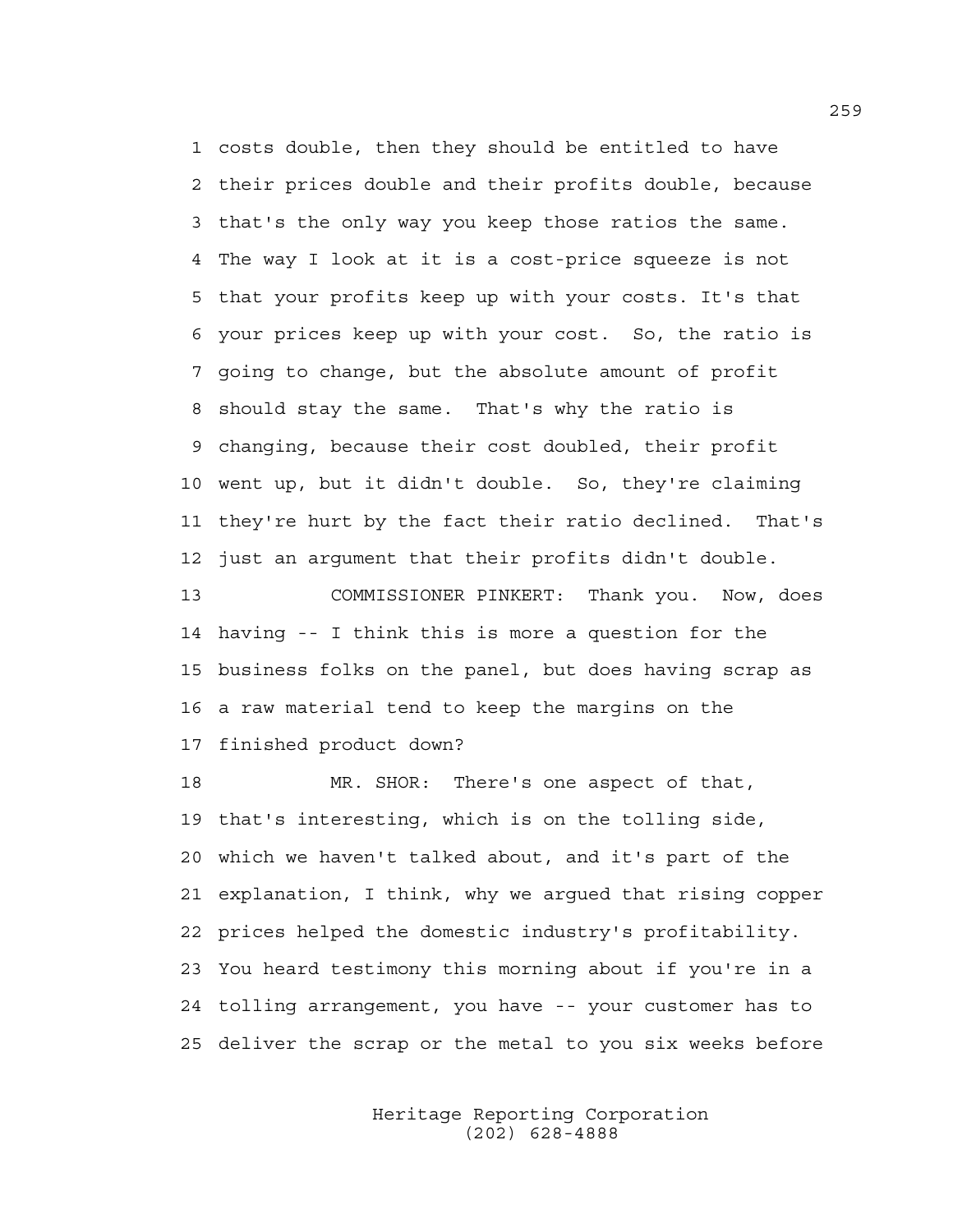1 costs double, then they should be entitled to have
2 their prices double and their profits double, because
3 that's the only way you keep those ratios the same.
4 The way I look at it is a cost-price squeeze is not
5 that your profits keep up with your costs. It's that
6 your prices keep up with your cost. So, the ratio is
7 going to change, but the absolute amount of profit
8 should stay the same. That's why the ratio is
9 changing, because their cost doubled, their profit
10 went up, but it didn't double. So, they're claiming
11 they're hurt by the fact their ratio declined. That's
12 just an argument that their profits didn't double.
13 COMMISSIONER PINKERT: Thank you. Now, does
14 having -- I think this is more a question for the
15 business folks on the panel, but does having scrap as
16 a raw material tend to keep the margins on the
17 finished product down?
18 MR. SHOR: There's one aspect of that,
19 that's interesting, which is on the tolling side,
20 which we haven't talked about, and it's part of the
21 explanation, I think, why we argued that rising copper
22 prices helped the domestic industry's profitability.
23 You heard testimony this morning about if you're in a
24 tolling arrangement, you have -- your customer has to
25 deliver the scrap or the metal to you six weeks before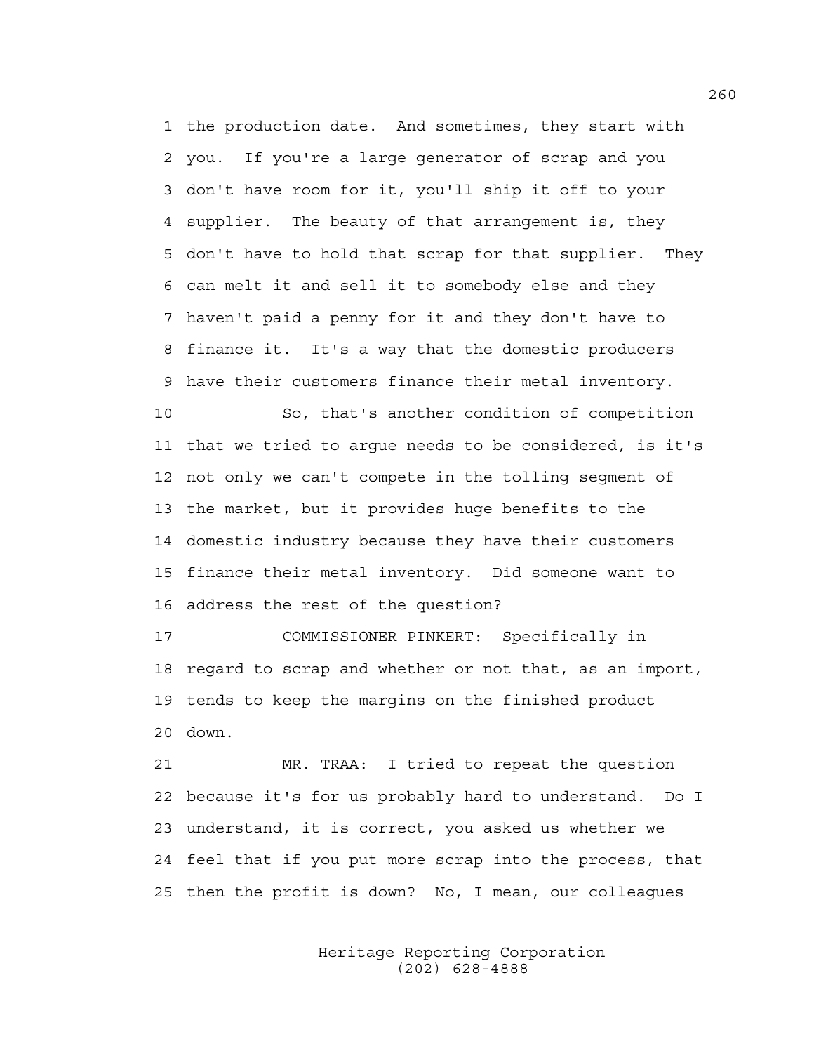1 the production date. And sometimes, they start with
2 you. If you're a large generator of scrap and you
3 don't have room for it, you'll ship it off to your
4 supplier. The beauty of that arrangement is, they
5 don't have to hold that scrap for that supplier. They
6 can melt it and sell it to somebody else and they
7 haven't paid a penny for it and they don't have to
8 finance it. It's a way that the domestic producers
9 have their customers finance their metal inventory.

10 So, that's another condition of competition
11 that we tried to argue needs to be considered, is it's
12 not only we can't compete in the tolling segment of
13 the market, but it provides huge benefits to the
14 domestic industry because they have their customers
15 finance their metal inventory. Did someone want to
16 address the rest of the question?

17 COMMISSIONER PINKERT: Specifically in
18 regard to scrap and whether or not that, as an import,
19 tends to keep the margins on the finished product
20 down.

21 MR. TRAA: I tried to repeat the question
22 because it's for us probably hard to understand. Do I
23 understand, it is correct, you asked us whether we
24 feel that if you put more scrap into the process, that
25 then the profit is down? No, I mean, our colleagues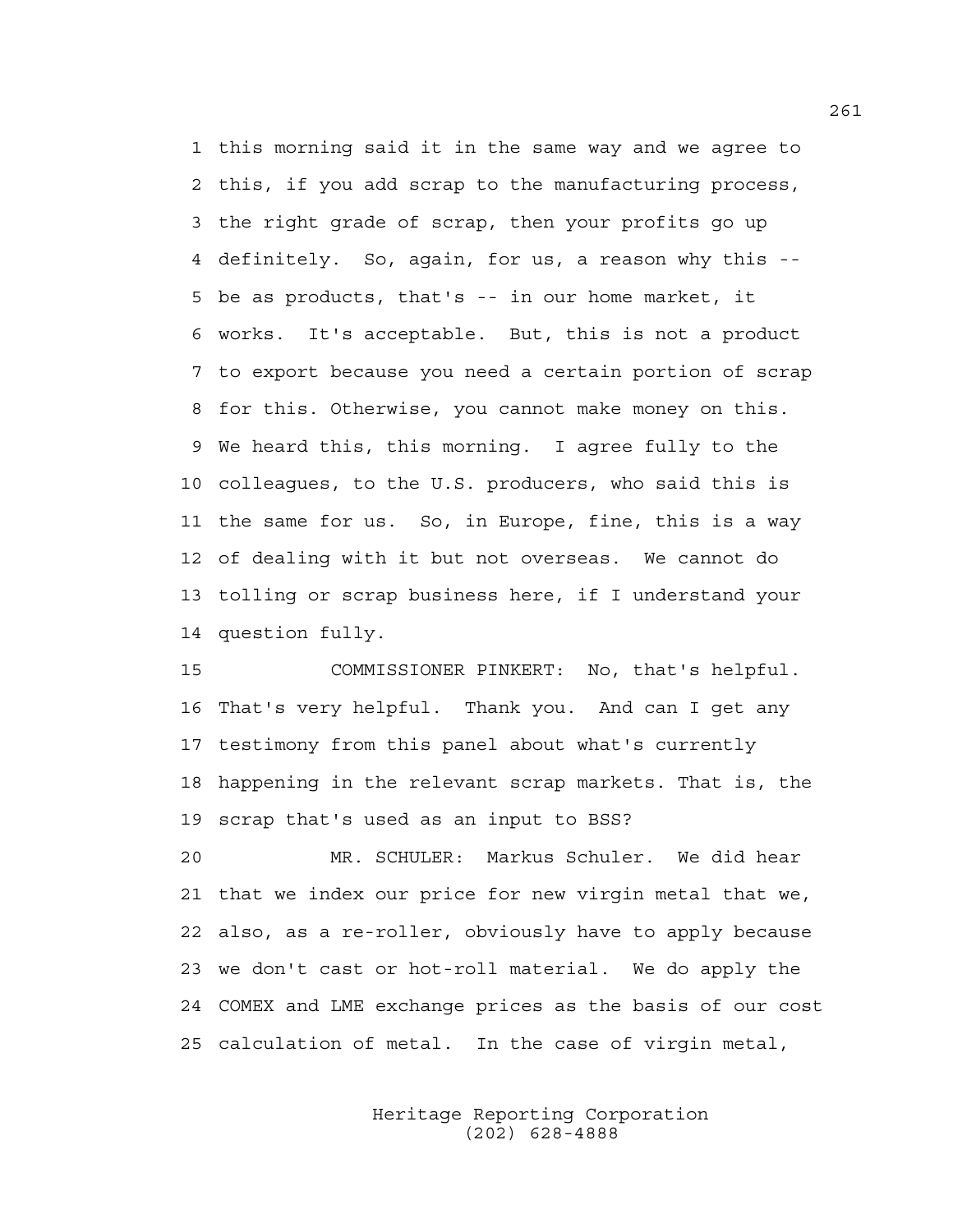this morning said it in the same way and we agree to this, if you add scrap to the manufacturing process, the right grade of scrap, then your profits go up definitely. So, again, for us, a reason why this -- be as products, that's -- in our home market, it works. It's acceptable. But, this is not a product to export because you need a certain portion of scrap for this. Otherwise, you cannot make money on this. We heard this, this morning. I agree fully to the colleagues, to the U.S. producers, who said this is the same for us. So, in Europe, fine, this is a way of dealing with it but not overseas. We cannot do tolling or scrap business here, if I understand your question fully.

COMMISSIONER PINKERT: No, that's helpful. That's very helpful. Thank you. And can I get any testimony from this panel about what's currently happening in the relevant scrap markets. That is, the scrap that's used as an input to BSS?

MR. SCHULER: Markus Schuler. We did hear that we index our price for new virgin metal that we, also, as a re-roller, obviously have to apply because we don't cast or hot-roll material. We do apply the COMEX and LME exchange prices as the basis of our cost calculation of metal. In the case of virgin metal,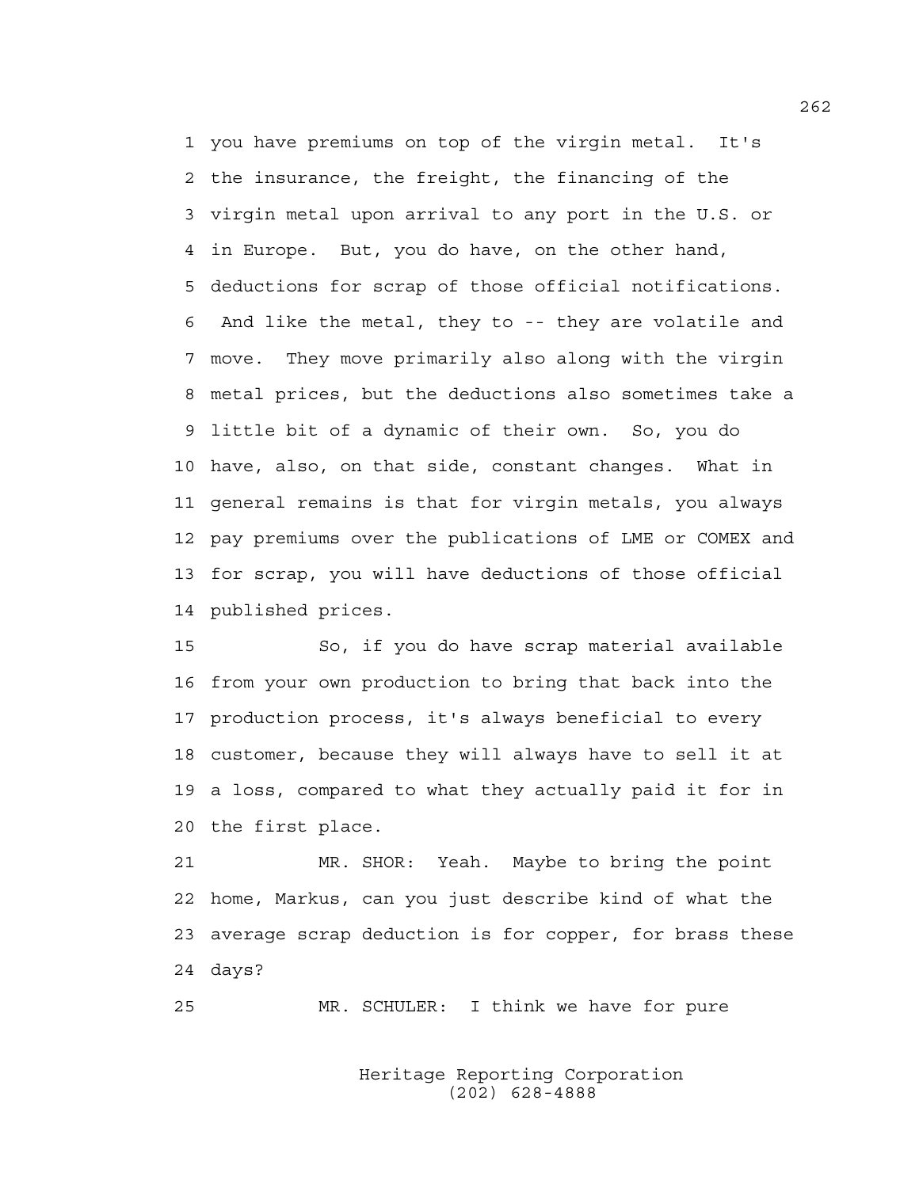you have premiums on top of the virgin metal. It's the insurance, the freight, the financing of the virgin metal upon arrival to any port in the U.S. or in Europe. But, you do have, on the other hand, deductions for scrap of those official notifications. And like the metal, they to -- they are volatile and move. They move primarily also along with the virgin metal prices, but the deductions also sometimes take a little bit of a dynamic of their own. So, you do have, also, on that side, constant changes. What in general remains is that for virgin metals, you always pay premiums over the publications of LME or COMEX and for scrap, you will have deductions of those official published prices.

So, if you do have scrap material available from your own production to bring that back into the production process, it's always beneficial to every customer, because they will always have to sell it at a loss, compared to what they actually paid it for in the first place.

MR. SHOR: Yeah. Maybe to bring the point home, Markus, can you just describe kind of what the average scrap deduction is for copper, for brass these days?

MR. SCHULER: I think we have for pure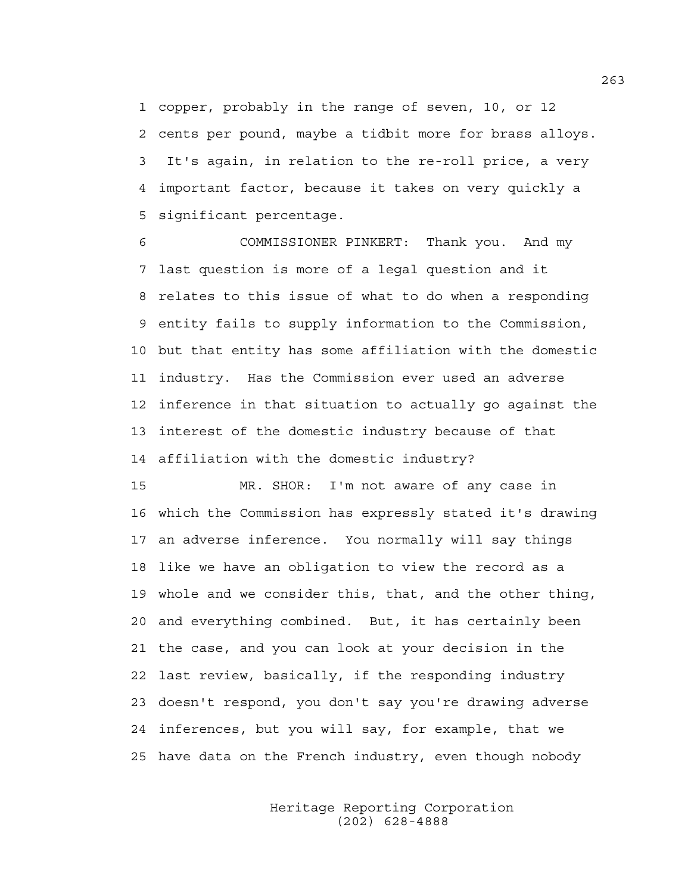1 copper, probably in the range of seven, 10, or 12
2 cents per pound, maybe a tidbit more for brass alloys.
3 It's again, in relation to the re-roll price, a very
4 important factor, because it takes on very quickly a
5 significant percentage.

6 COMMISSIONER PINKERT: Thank you. And my
7 last question is more of a legal question and it
8 relates to this issue of what to do when a responding
9 entity fails to supply information to the Commission,
10 but that entity has some affiliation with the domestic
11 industry. Has the Commission ever used an adverse
12 inference in that situation to actually go against the
13 interest of the domestic industry because of that
14 affiliation with the domestic industry?

15 MR. SHOR: I'm not aware of any case in
16 which the Commission has expressly stated it's drawing
17 an adverse inference. You normally will say things
18 like we have an obligation to view the record as a
19 whole and we consider this, that, and the other thing,
20 and everything combined. But, it has certainly been
21 the case, and you can look at your decision in the
22 last review, basically, if the responding industry
23 doesn't respond, you don't say you're drawing adverse
24 inferences, but you will say, for example, that we
25 have data on the French industry, even though nobody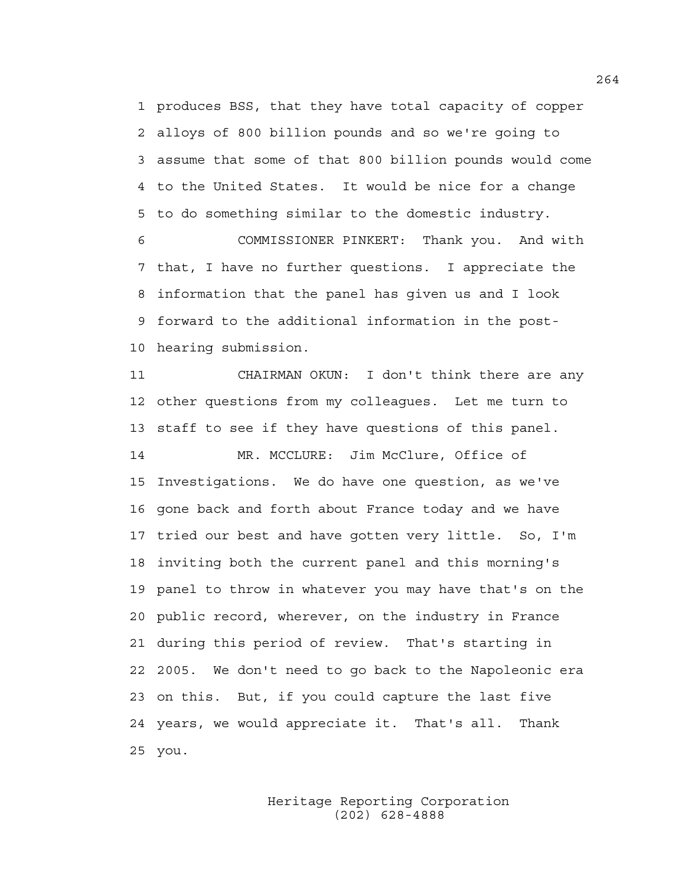produces BSS, that they have total capacity of copper alloys of 800 billion pounds and so we're going to assume that some of that 800 billion pounds would come to the United States. It would be nice for a change to do something similar to the domestic industry.

COMMISSIONER PINKERT: Thank you. And with that, I have no further questions. I appreciate the information that the panel has given us and I look forward to the additional information in the post-hearing submission.

CHAIRMAN OKUN: I don't think there are any other questions from my colleagues. Let me turn to staff to see if they have questions of this panel.

MR. MCCLURE: Jim McClure, Office of Investigations. We do have one question, as we've gone back and forth about France today and we have tried our best and have gotten very little. So, I'm inviting both the current panel and this morning's panel to throw in whatever you may have that's on the public record, wherever, on the industry in France during this period of review. That's starting in 2005. We don't need to go back to the Napoleonic era on this. But, if you could capture the last five years, we would appreciate it. That's all. Thank you.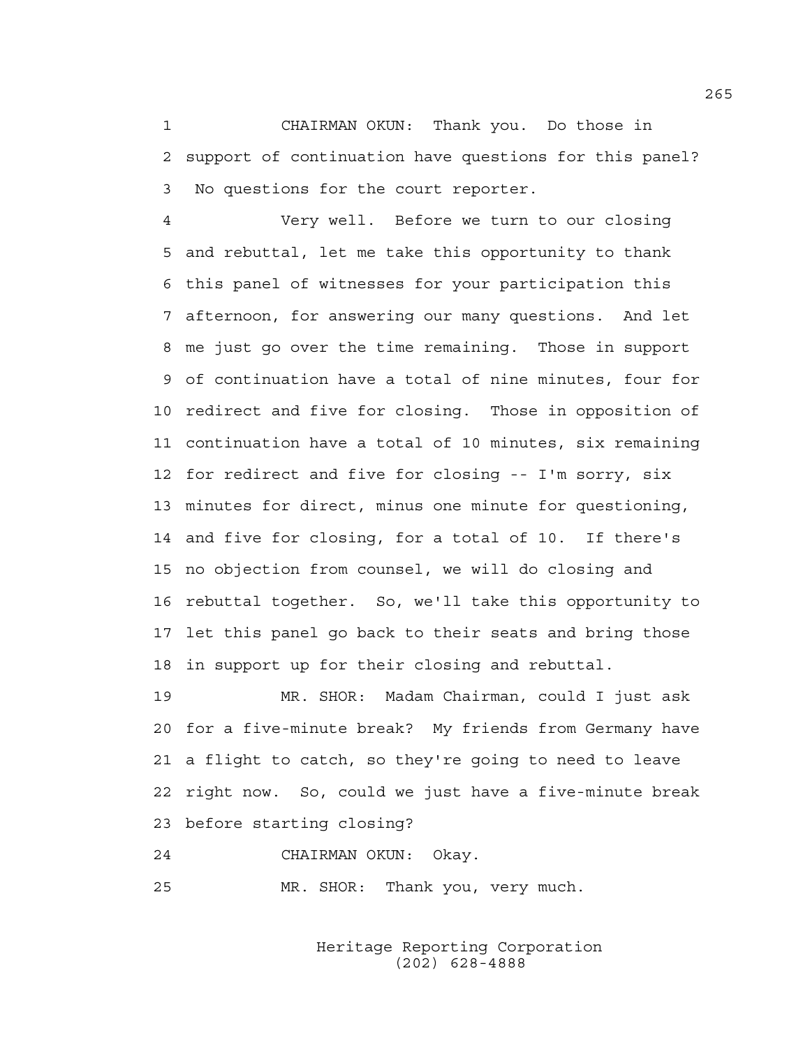1 CHAIRMAN OKUN: Thank you. Do those in
2 support of continuation have questions for this panel?
3 No questions for the court reporter.

4 Very well. Before we turn to our closing
5 and rebuttal, let me take this opportunity to thank
6 this panel of witnesses for your participation this
7 afternoon, for answering our many questions. And let
8 me just go over the time remaining. Those in support
9 of continuation have a total of nine minutes, four for
10 redirect and five for closing. Those in opposition of
11 continuation have a total of 10 minutes, six remaining
12 for redirect and five for closing -- I'm sorry, six
13 minutes for direct, minus one minute for questioning,
14 and five for closing, for a total of 10. If there's
15 no objection from counsel, we will do closing and
16 rebuttal together. So, we'll take this opportunity to
17 let this panel go back to their seats and bring those
18 in support up for their closing and rebuttal.

19 MR. SHOR: Madam Chairman, could I just ask
20 for a five-minute break? My friends from Germany have
21 a flight to catch, so they're going to need to leave
22 right now. So, could we just have a five-minute break
23 before starting closing?

24 CHAIRMAN OKUN: Okay.

25 MR. SHOR: Thank you, very much.

Heritage Reporting Corporation
(202) 628-4888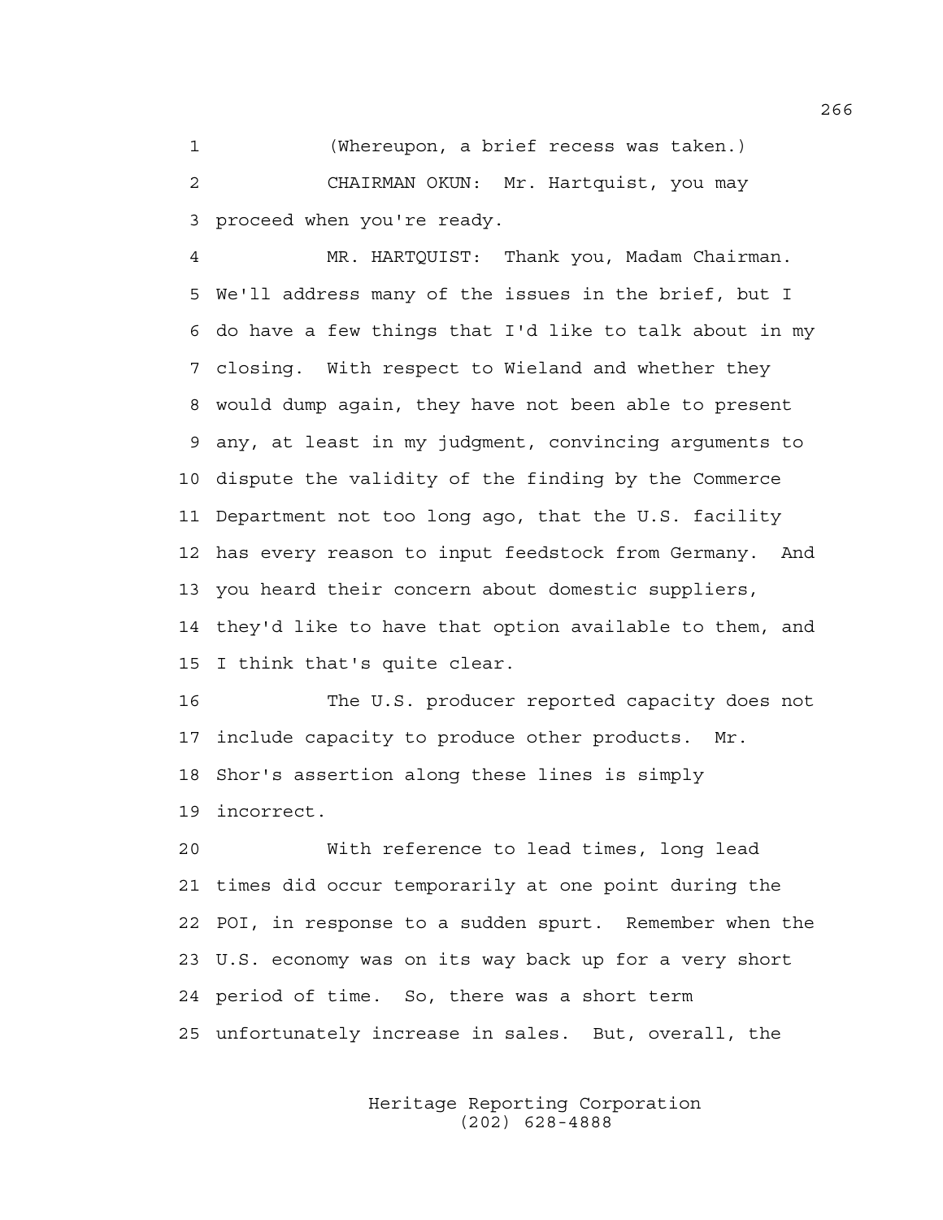(Whereupon, a brief recess was taken.)

CHAIRMAN OKUN: Mr. Hartquist, you may proceed when you're ready.

MR. HARTQUIST: Thank you, Madam Chairman. We'll address many of the issues in the brief, but I do have a few things that I'd like to talk about in my closing. With respect to Wieland and whether they would dump again, they have not been able to present any, at least in my judgment, convincing arguments to dispute the validity of the finding by the Commerce Department not too long ago, that the U.S. facility has every reason to input feedstock from Germany. And you heard their concern about domestic suppliers, they'd like to have that option available to them, and I think that's quite clear.

The U.S. producer reported capacity does not include capacity to produce other products. Mr. Shor's assertion along these lines is simply incorrect.

With reference to lead times, long lead times did occur temporarily at one point during the POI, in response to a sudden spurt. Remember when the U.S. economy was on its way back up for a very short period of time. So, there was a short term unfortunately increase in sales. But, overall, the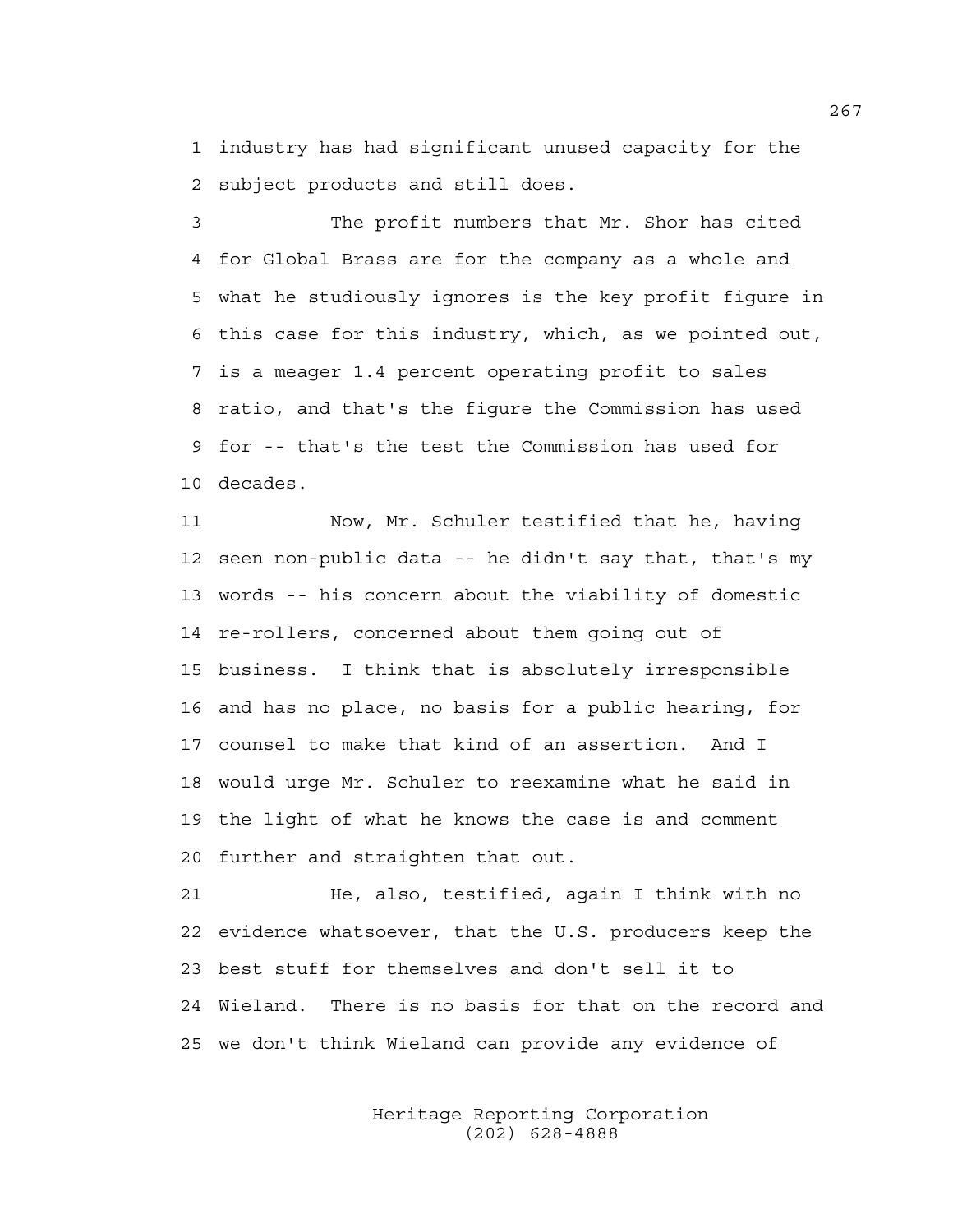industry has had significant unused capacity for the subject products and still does.

The profit numbers that Mr. Shor has cited for Global Brass are for the company as a whole and what he studiously ignores is the key profit figure in this case for this industry, which, as we pointed out, is a meager 1.4 percent operating profit to sales ratio, and that's the figure the Commission has used for -- that's the test the Commission has used for decades.

Now, Mr. Schuler testified that he, having seen non-public data -- he didn't say that, that's my words -- his concern about the viability of domestic re-rollers, concerned about them going out of business. I think that is absolutely irresponsible and has no place, no basis for a public hearing, for counsel to make that kind of an assertion. And I would urge Mr. Schuler to reexamine what he said in the light of what he knows the case is and comment further and straighten that out.

He, also, testified, again I think with no evidence whatsoever, that the U.S. producers keep the best stuff for themselves and don't sell it to Wieland. There is no basis for that on the record and we don't think Wieland can provide any evidence of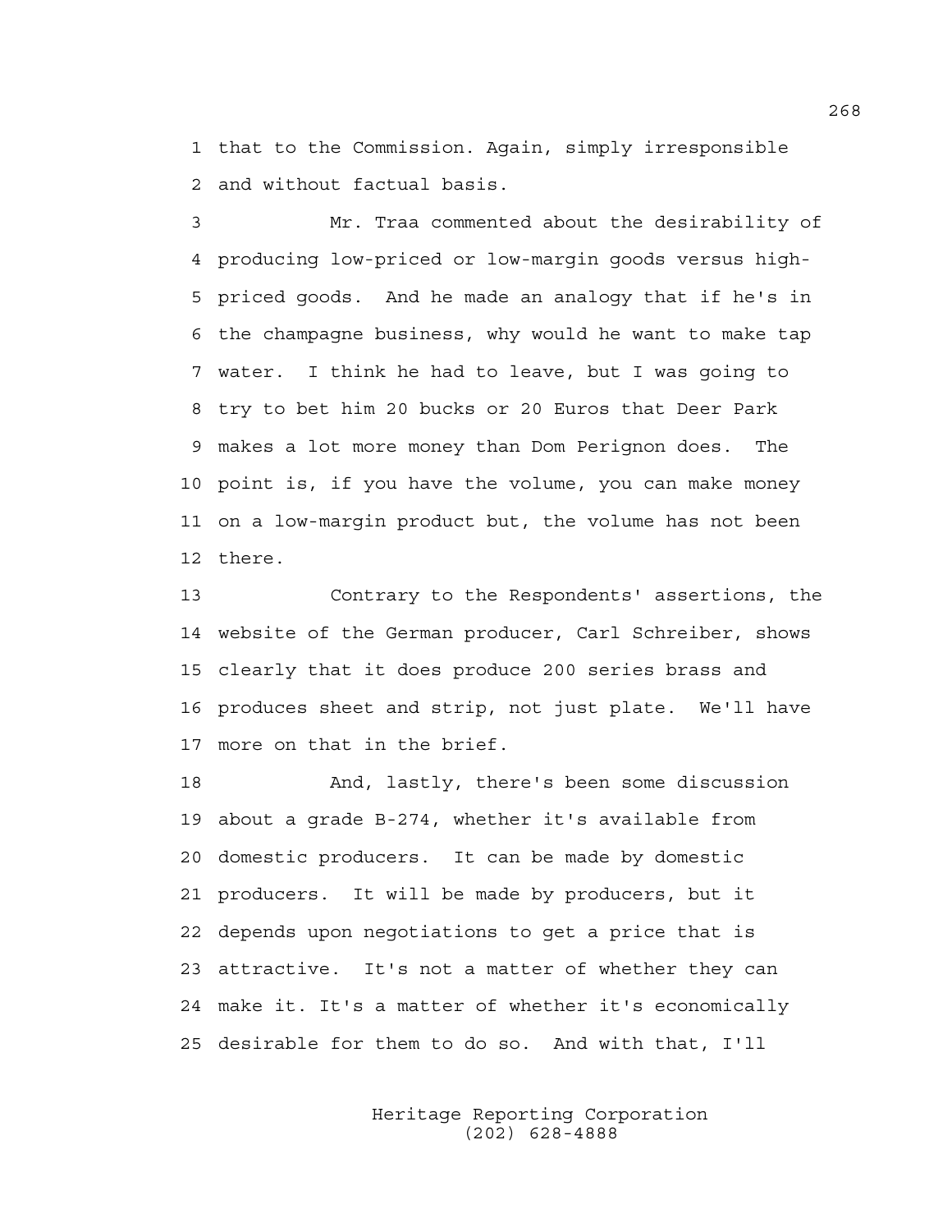that to the Commission. Again, simply irresponsible and without factual basis.

Mr. Traa commented about the desirability of producing low-priced or low-margin goods versus high-priced goods. And he made an analogy that if he's in the champagne business, why would he want to make tap water. I think he had to leave, but I was going to try to bet him 20 bucks or 20 Euros that Deer Park makes a lot more money than Dom Perignon does. The point is, if you have the volume, you can make money on a low-margin product but, the volume has not been there.

Contrary to the Respondents' assertions, the website of the German producer, Carl Schreiber, shows clearly that it does produce 200 series brass and produces sheet and strip, not just plate. We'll have more on that in the brief.

And, lastly, there's been some discussion about a grade B-274, whether it's available from domestic producers. It can be made by domestic producers. It will be made by producers, but it depends upon negotiations to get a price that is attractive. It's not a matter of whether they can make it. It's a matter of whether it's economically desirable for them to do so. And with that, I'll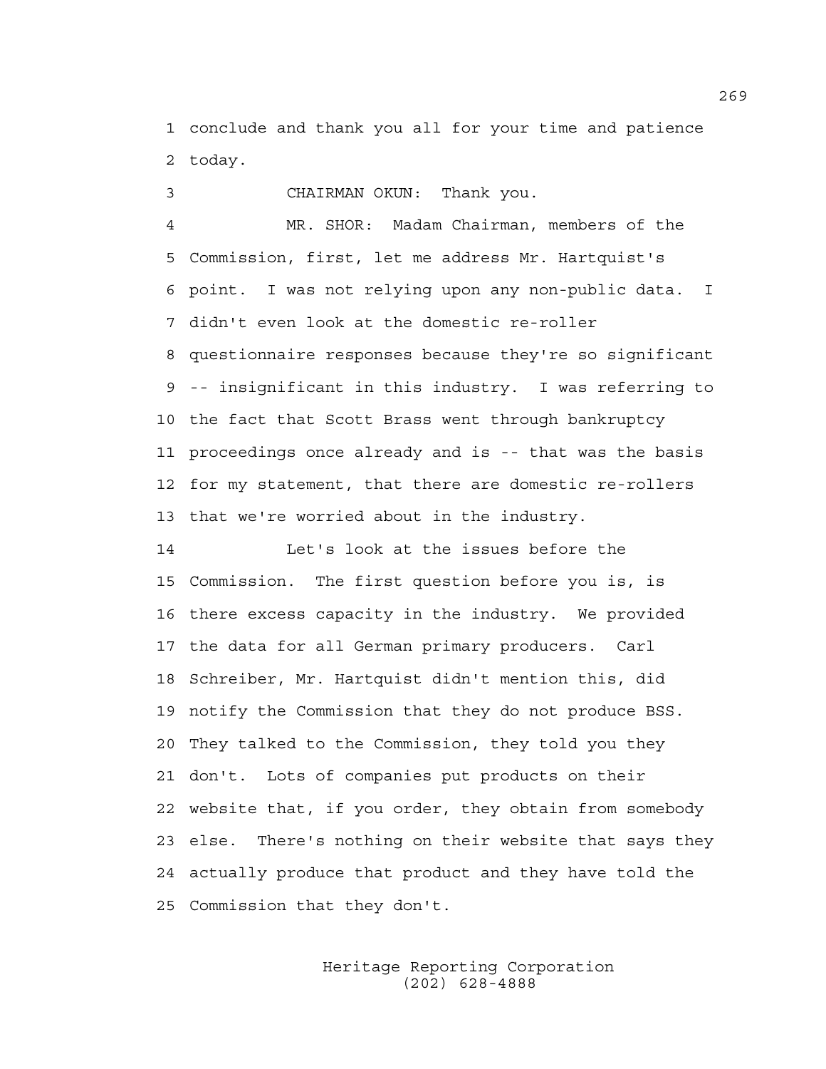conclude and thank you all for your time and patience today.

CHAIRMAN OKUN: Thank you.

MR. SHOR: Madam Chairman, members of the Commission, first, let me address Mr. Hartquist's point. I was not relying upon any non-public data. I didn't even look at the domestic re-roller questionnaire responses because they're so significant -- insignificant in this industry. I was referring to the fact that Scott Brass went through bankruptcy proceedings once already and is -- that was the basis for my statement, that there are domestic re-rollers that we're worried about in the industry.

Let's look at the issues before the Commission. The first question before you is, is there excess capacity in the industry. We provided the data for all German primary producers. Carl Schreiber, Mr. Hartquist didn't mention this, did notify the Commission that they do not produce BSS. They talked to the Commission, they told you they don't. Lots of companies put products on their website that, if you order, they obtain from somebody else. There's nothing on their website that says they actually produce that product and they have told the Commission that they don't.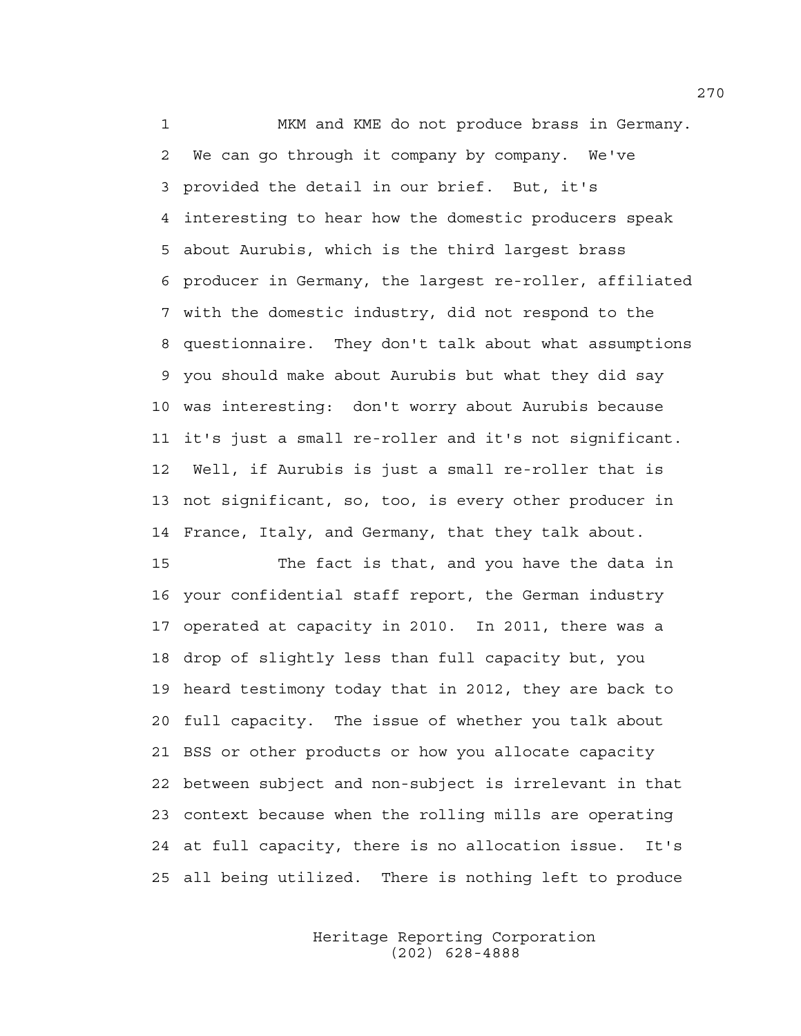MKM and KME do not produce brass in Germany. We can go through it company by company. We've provided the detail in our brief. But, it's interesting to hear how the domestic producers speak about Aurubis, which is the third largest brass producer in Germany, the largest re-roller, affiliated with the domestic industry, did not respond to the questionnaire. They don't talk about what assumptions you should make about Aurubis but what they did say was interesting: don't worry about Aurubis because it's just a small re-roller and it's not significant. Well, if Aurubis is just a small re-roller that is not significant, so, too, is every other producer in France, Italy, and Germany, that they talk about.

The fact is that, and you have the data in your confidential staff report, the German industry operated at capacity in 2010. In 2011, there was a drop of slightly less than full capacity but, you heard testimony today that in 2012, they are back to full capacity. The issue of whether you talk about BSS or other products or how you allocate capacity between subject and non-subject is irrelevant in that context because when the rolling mills are operating at full capacity, there is no allocation issue. It's all being utilized. There is nothing left to produce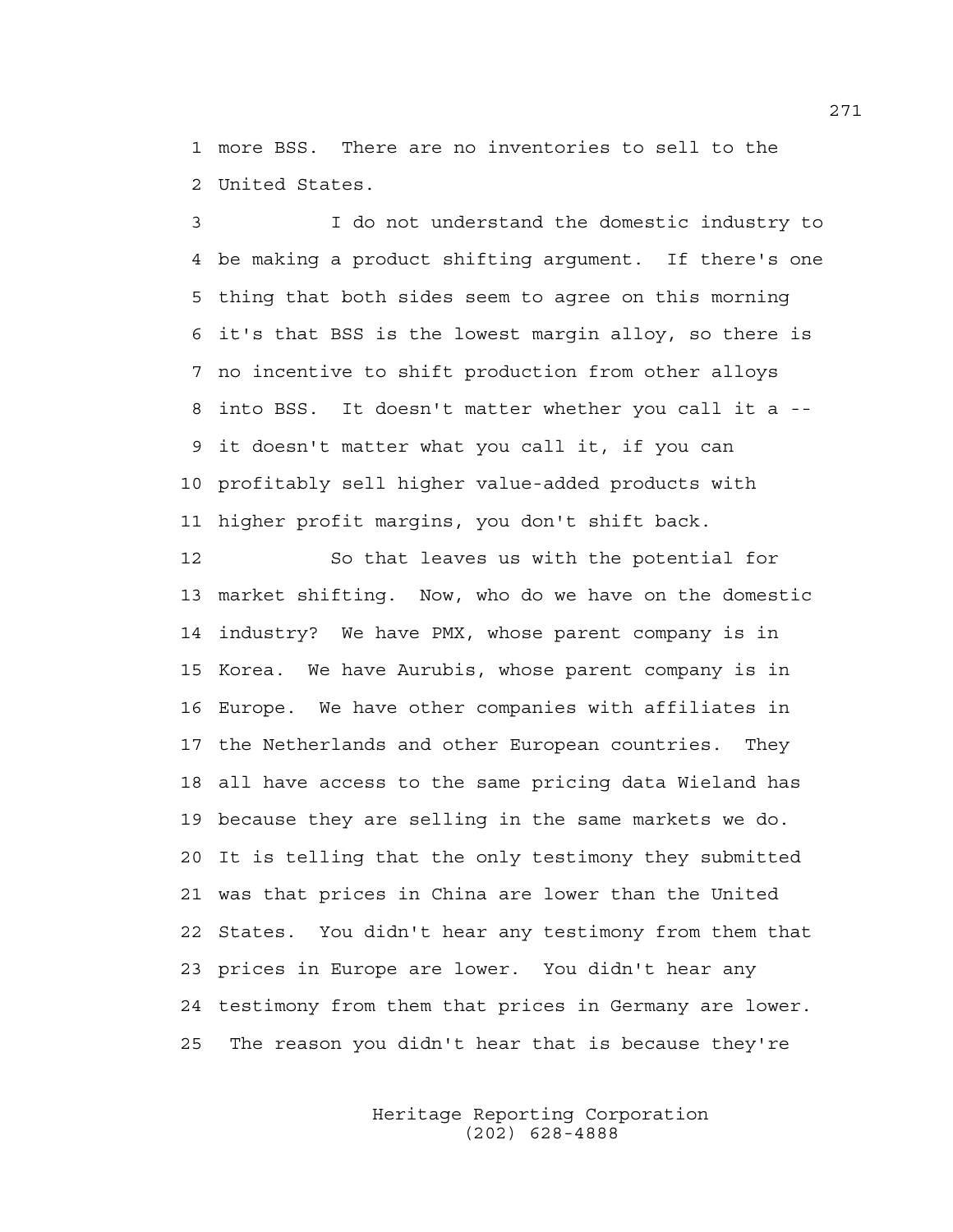more BSS. There are no inventories to sell to the United States.

I do not understand the domestic industry to be making a product shifting argument. If there's one thing that both sides seem to agree on this morning it's that BSS is the lowest margin alloy, so there is no incentive to shift production from other alloys into BSS. It doesn't matter whether you call it a -- it doesn't matter what you call it, if you can profitably sell higher value-added products with higher profit margins, you don't shift back.

So that leaves us with the potential for market shifting. Now, who do we have on the domestic industry? We have PMX, whose parent company is in Korea. We have Aurubis, whose parent company is in Europe. We have other companies with affiliates in the Netherlands and other European countries. They all have access to the same pricing data Wieland has because they are selling in the same markets we do. It is telling that the only testimony they submitted was that prices in China are lower than the United States. You didn't hear any testimony from them that prices in Europe are lower. You didn't hear any testimony from them that prices in Germany are lower. The reason you didn't hear that is because they're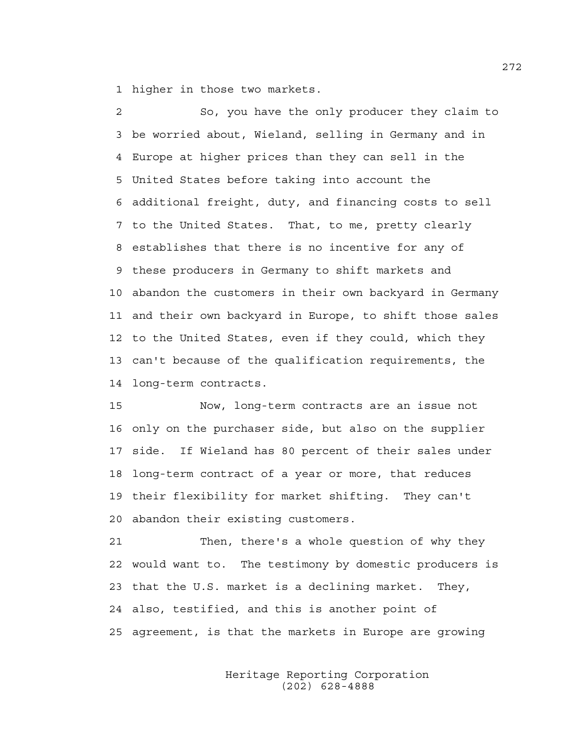higher in those two markets.

So, you have the only producer they claim to be worried about, Wieland, selling in Germany and in Europe at higher prices than they can sell in the United States before taking into account the additional freight, duty, and financing costs to sell to the United States. That, to me, pretty clearly establishes that there is no incentive for any of these producers in Germany to shift markets and abandon the customers in their own backyard in Germany and their own backyard in Europe, to shift those sales to the United States, even if they could, which they can't because of the qualification requirements, the long-term contracts.

Now, long-term contracts are an issue not only on the purchaser side, but also on the supplier side. If Wieland has 80 percent of their sales under long-term contract of a year or more, that reduces their flexibility for market shifting. They can't abandon their existing customers.

Then, there's a whole question of why they would want to. The testimony by domestic producers is that the U.S. market is a declining market. They, also, testified, and this is another point of agreement, is that the markets in Europe are growing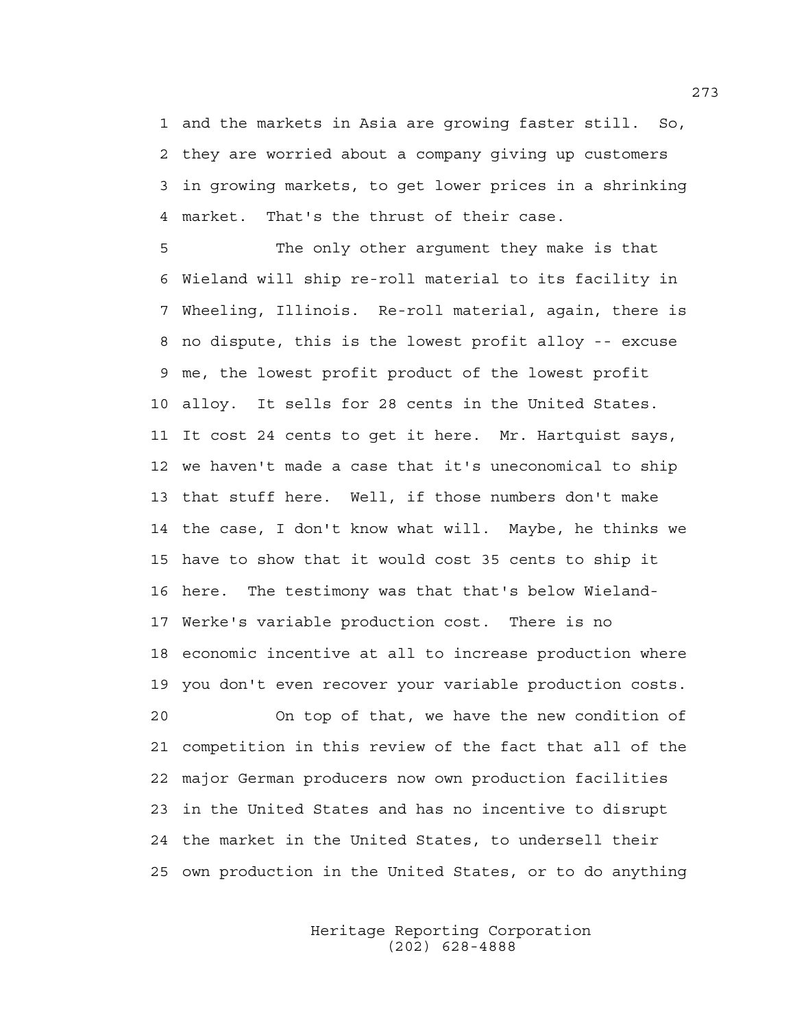1 and the markets in Asia are growing faster still. So,
2 they are worried about a company giving up customers
3 in growing markets, to get lower prices in a shrinking
4 market. That's the thrust of their case.

5 The only other argument they make is that
6 Wieland will ship re-roll material to its facility in
7 Wheeling, Illinois. Re-roll material, again, there is
8 no dispute, this is the lowest profit alloy -- excuse
9 me, the lowest profit product of the lowest profit
10 alloy. It sells for 28 cents in the United States.
11 It cost 24 cents to get it here. Mr. Hartquist says,
12 we haven't made a case that it's uneconomical to ship
13 that stuff here. Well, if those numbers don't make
14 the case, I don't know what will. Maybe, he thinks we
15 have to show that it would cost 35 cents to ship it
16 here. The testimony was that that's below Wieland-
17 Werke's variable production cost. There is no
18 economic incentive at all to increase production where
19 you don't even recover your variable production costs.

20 On top of that, we have the new condition of
21 competition in this review of the fact that all of the
22 major German producers now own production facilities
23 in the United States and has no incentive to disrupt
24 the market in the United States, to undersell their
25 own production in the United States, or to do anything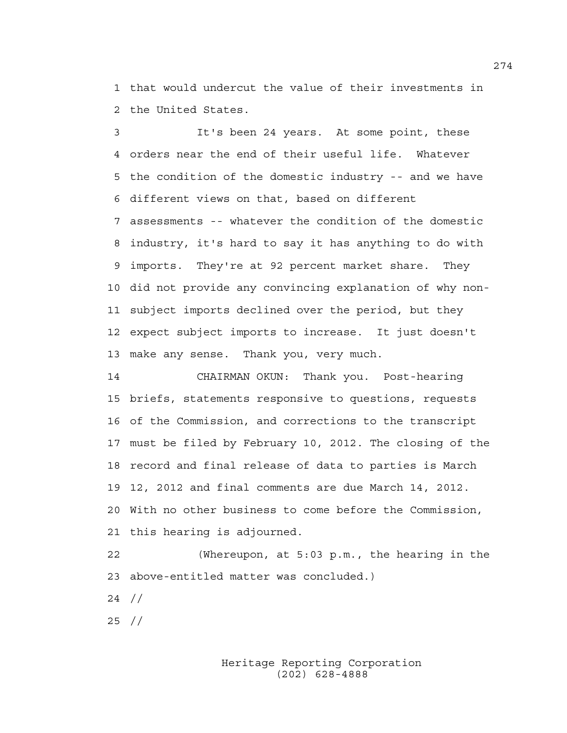that would undercut the value of their investments in the United States.

It's been 24 years. At some point, these orders near the end of their useful life. Whatever the condition of the domestic industry -- and we have different views on that, based on different assessments -- whatever the condition of the domestic industry, it's hard to say it has anything to do with imports. They're at 92 percent market share. They did not provide any convincing explanation of why non-subject imports declined over the period, but they expect subject imports to increase. It just doesn't make any sense. Thank you, very much.

CHAIRMAN OKUN: Thank you. Post-hearing briefs, statements responsive to questions, requests of the Commission, and corrections to the transcript must be filed by February 10, 2012. The closing of the record and final release of data to parties is March 12, 2012 and final comments are due March 14, 2012. With no other business to come before the Commission, this hearing is adjourned.

(Whereupon, at 5:03 p.m., the hearing in the above-entitled matter was concluded.)

//

//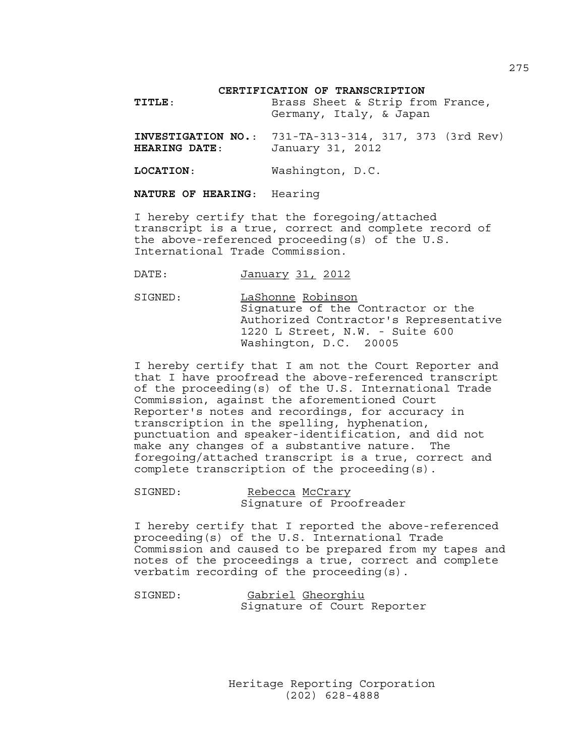## CERTIFICATION OF TRANSCRIPTION

**TITLE**: Brass Sheet & Strip from France, Germany, Italy, & Japan

**INVESTIGATION NO.**: 731-TA-313-314, 317, 373 (3rd Rev)
**HEARING DATE**: January 31, 2012

**LOCATION**: Washington, D.C.

**NATURE OF HEARING**: Hearing

I hereby certify that the foregoing/attached transcript is a true, correct and complete record of the above-referenced proceeding(s) of the U.S. International Trade Commission.

DATE: January 31, 2012

SIGNED: LaShonne Robinson
Signature of the Contractor or the Authorized Contractor's Representative
1220 L Street, N.W. - Suite 600
Washington, D.C. 20005

I hereby certify that I am not the Court Reporter and that I have proofread the above-referenced transcript of the proceeding(s) of the U.S. International Trade Commission, against the aforementioned Court Reporter's notes and recordings, for accuracy in transcription in the spelling, hyphenation, punctuation and speaker-identification, and did not make any changes of a substantive nature. The foregoing/attached transcript is a true, correct and complete transcription of the proceeding(s).

SIGNED: Rebecca McCrary
Signature of Proofreader

I hereby certify that I reported the above-referenced proceeding(s) of the U.S. International Trade Commission and caused to be prepared from my tapes and notes of the proceedings a true, correct and complete verbatim recording of the proceeding(s).

SIGNED: Gabriel Gheorghiu
Signature of Court Reporter